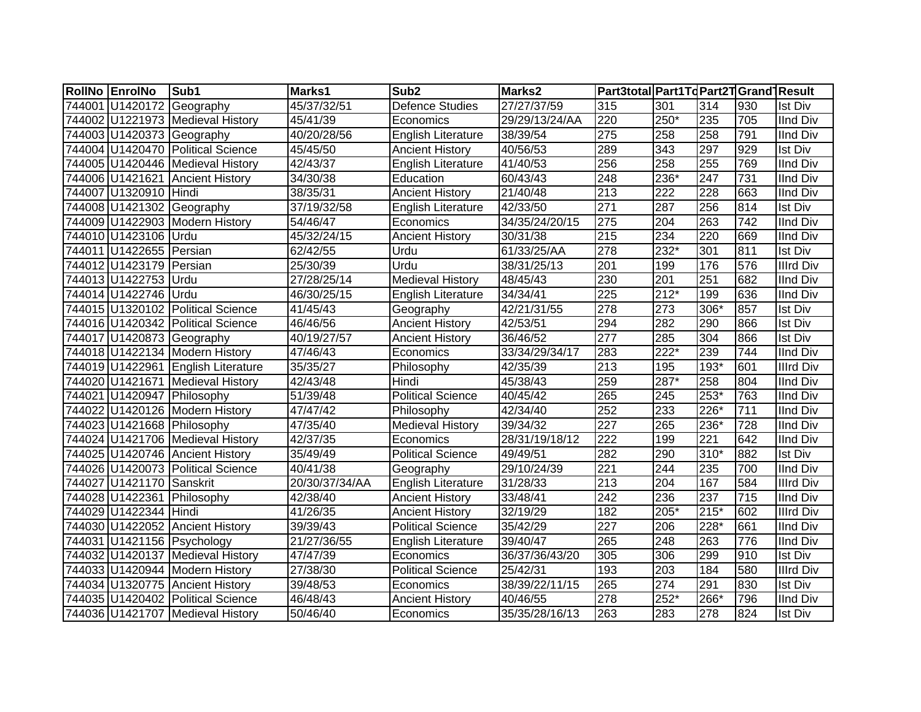| RollNo | EnrolNo | Sub1 | Marks1 | Sub2 | Marks2 | Part3total | Part1To | Part2T | GrandT | Result |
|---|---|---|---|---|---|---|---|---|---|---|
| 744001 | U1420172 | Geography | 45/37/32/51 | Defence Studies | 27/27/37/59 | 315 | 301 | 314 | 930 | Ist Div |
| 744002 | U1221973 | Medieval History | 45/41/39 | Economics | 29/29/13/24/AA | 220 | 250* | 235 | 705 | IInd Div |
| 744003 | U1420373 | Geography | 40/20/28/56 | English Literature | 38/39/54 | 275 | 258 | 258 | 791 | IInd Div |
| 744004 | U1420470 | Political Science | 45/45/50 | Ancient History | 40/56/53 | 289 | 343 | 297 | 929 | Ist Div |
| 744005 | U1420446 | Medieval History | 42/43/37 | English Literature | 41/40/53 | 256 | 258 | 255 | 769 | IInd Div |
| 744006 | U1421621 | Ancient History | 34/30/38 | Education | 60/43/43 | 248 | 236* | 247 | 731 | IInd Div |
| 744007 | U1320910 | Hindi | 38/35/31 | Ancient History | 21/40/48 | 213 | 222 | 228 | 663 | IInd Div |
| 744008 | U1421302 | Geography | 37/19/32/58 | English Literature | 42/33/50 | 271 | 287 | 256 | 814 | Ist Div |
| 744009 | U1422903 | Modern History | 54/46/47 | Economics | 34/35/24/20/15 | 275 | 204 | 263 | 742 | IInd Div |
| 744010 | U1423106 | Urdu | 45/32/24/15 | Ancient History | 30/31/38 | 215 | 234 | 220 | 669 | IInd Div |
| 744011 | U1422655 | Persian | 62/42/55 | Urdu | 61/33/25/AA | 278 | 232* | 301 | 811 | Ist Div |
| 744012 | U1423179 | Persian | 25/30/39 | Urdu | 38/31/25/13 | 201 | 199 | 176 | 576 | IIIrd Div |
| 744013 | U1422753 | Urdu | 27/28/25/14 | Medieval History | 48/45/43 | 230 | 201 | 251 | 682 | IInd Div |
| 744014 | U1422746 | Urdu | 46/30/25/15 | English Literature | 34/34/41 | 225 | 212* | 199 | 636 | IInd Div |
| 744015 | U1320102 | Political Science | 41/45/43 | Geography | 42/21/31/55 | 278 | 273 | 306* | 857 | Ist Div |
| 744016 | U1420342 | Political Science | 46/46/56 | Ancient History | 42/53/51 | 294 | 282 | 290 | 866 | Ist Div |
| 744017 | U1420873 | Geography | 40/19/27/57 | Ancient History | 36/46/52 | 277 | 285 | 304 | 866 | Ist Div |
| 744018 | U1422134 | Modern History | 47/46/43 | Economics | 33/34/29/34/17 | 283 | 222* | 239 | 744 | IInd Div |
| 744019 | U1422961 | English Literature | 35/35/27 | Philosophy | 42/35/39 | 213 | 195 | 193* | 601 | IIIrd Div |
| 744020 | U1421671 | Medieval History | 42/43/48 | Hindi | 45/38/43 | 259 | 287* | 258 | 804 | IInd Div |
| 744021 | U1420947 | Philosophy | 51/39/48 | Political Science | 40/45/42 | 265 | 245 | 253* | 763 | IInd Div |
| 744022 | U1420126 | Modern History | 47/47/42 | Philosophy | 42/34/40 | 252 | 233 | 226* | 711 | IInd Div |
| 744023 | U1421668 | Philosophy | 47/35/40 | Medieval History | 39/34/32 | 227 | 265 | 236* | 728 | IInd Div |
| 744024 | U1421706 | Medieval History | 42/37/35 | Economics | 28/31/19/18/12 | 222 | 199 | 221 | 642 | IInd Div |
| 744025 | U1420746 | Ancient History | 35/49/49 | Political Science | 49/49/51 | 282 | 290 | 310* | 882 | Ist Div |
| 744026 | U1420073 | Political Science | 40/41/38 | Geography | 29/10/24/39 | 221 | 244 | 235 | 700 | IInd Div |
| 744027 | U1421170 | Sanskrit | 20/30/37/34/AA | English Literature | 31/28/33 | 213 | 204 | 167 | 584 | IIIrd Div |
| 744028 | U1422361 | Philosophy | 42/38/40 | Ancient History | 33/48/41 | 242 | 236 | 237 | 715 | IInd Div |
| 744029 | U1422344 | Hindi | 41/26/35 | Ancient History | 32/19/29 | 182 | 205* | 215* | 602 | IIIrd Div |
| 744030 | U1422052 | Ancient History | 39/39/43 | Political Science | 35/42/29 | 227 | 206 | 228* | 661 | IInd Div |
| 744031 | U1421156 | Psychology | 21/27/36/55 | English Literature | 39/40/47 | 265 | 248 | 263 | 776 | IInd Div |
| 744032 | U1420137 | Medieval History | 47/47/39 | Economics | 36/37/36/43/20 | 305 | 306 | 299 | 910 | Ist Div |
| 744033 | U1420944 | Modern History | 27/38/30 | Political Science | 25/42/31 | 193 | 203 | 184 | 580 | IIIrd Div |
| 744034 | U1320775 | Ancient History | 39/48/53 | Economics | 38/39/22/11/15 | 265 | 274 | 291 | 830 | Ist Div |
| 744035 | U1420402 | Political Science | 46/48/43 | Ancient History | 40/46/55 | 278 | 252* | 266* | 796 | IInd Div |
| 744036 | U1421707 | Medieval History | 50/46/40 | Economics | 35/35/28/16/13 | 263 | 283 | 278 | 824 | Ist Div |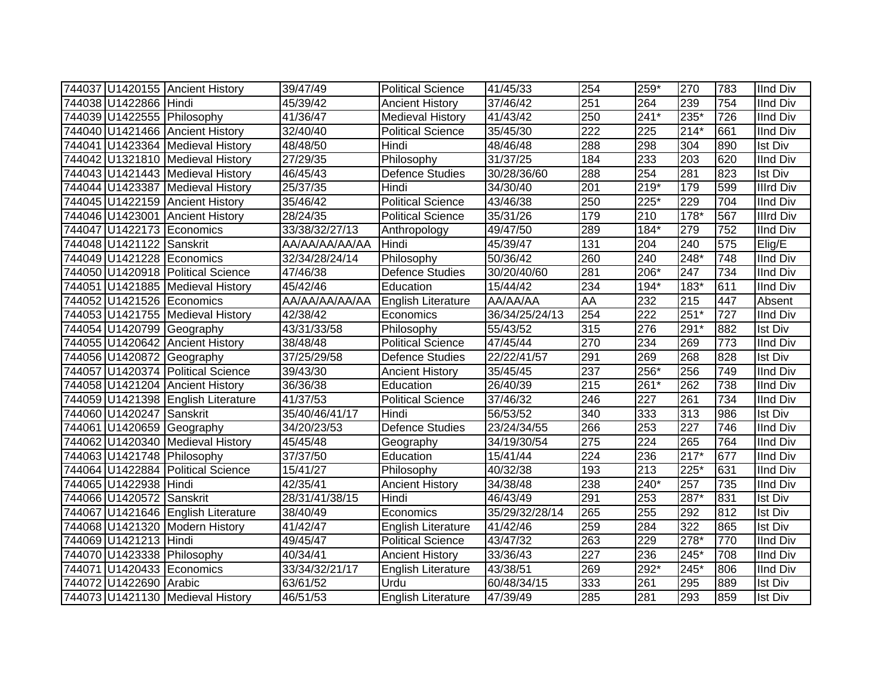| 744037 | U1420155 | Ancient History | 39/47/49 | Political Science | 41/45/33 | 254 | 259* | 270 | 783 | IInd Div |
|---|---|---|---|---|---|---|---|---|---|---|
| 744038 | U1422866 | Hindi | 45/39/42 | Ancient History | 37/46/42 | 251 | 264 | 239 | 754 | IInd Div |
| 744039 | U1422555 | Philosophy | 41/36/47 | Medieval History | 41/43/42 | 250 | 241* | 235* | 726 | IInd Div |
| 744040 | U1421466 | Ancient History | 32/40/40 | Political Science | 35/45/30 | 222 | 225 | 214* | 661 | IInd Div |
| 744041 | U1423364 | Medieval History | 48/48/50 | Hindi | 48/46/48 | 288 | 298 | 304 | 890 | Ist Div |
| 744042 | U1321810 | Medieval History | 27/29/35 | Philosophy | 31/37/25 | 184 | 233 | 203 | 620 | IInd Div |
| 744043 | U1421443 | Medieval History | 46/45/43 | Defence Studies | 30/28/36/60 | 288 | 254 | 281 | 823 | Ist Div |
| 744044 | U1423387 | Medieval History | 25/37/35 | Hindi | 34/30/40 | 201 | 219* | 179 | 599 | IIIrd Div |
| 744045 | U1422159 | Ancient History | 35/46/42 | Political Science | 43/46/38 | 250 | 225* | 229 | 704 | IInd Div |
| 744046 | U1423001 | Ancient History | 28/24/35 | Political Science | 35/31/26 | 179 | 210 | 178* | 567 | IIIrd Div |
| 744047 | U1422173 | Economics | 33/38/32/27/13 | Anthropology | 49/47/50 | 289 | 184* | 279 | 752 | IInd Div |
| 744048 | U1421122 | Sanskrit | AA/AA/AA/AA/AA | Hindi | 45/39/47 | 131 | 204 | 240 | 575 | Elig/E |
| 744049 | U1421228 | Economics | 32/34/28/24/14 | Philosophy | 50/36/42 | 260 | 240 | 248* | 748 | IInd Div |
| 744050 | U1420918 | Political Science | 47/46/38 | Defence Studies | 30/20/40/60 | 281 | 206* | 247 | 734 | IInd Div |
| 744051 | U1421885 | Medieval History | 45/42/46 | Education | 15/44/42 | 234 | 194* | 183* | 611 | IInd Div |
| 744052 | U1421526 | Economics | AA/AA/AA/AA/AA | English Literature | AA/AA/AA | AA | 232 | 215 | 447 | Absent |
| 744053 | U1421755 | Medieval History | 42/38/42 | Economics | 36/34/25/24/13 | 254 | 222 | 251* | 727 | IInd Div |
| 744054 | U1420799 | Geography | 43/31/33/58 | Philosophy | 55/43/52 | 315 | 276 | 291* | 882 | Ist Div |
| 744055 | U1420642 | Ancient History | 38/48/48 | Political Science | 47/45/44 | 270 | 234 | 269 | 773 | IInd Div |
| 744056 | U1420872 | Geography | 37/25/29/58 | Defence Studies | 22/22/41/57 | 291 | 269 | 268 | 828 | Ist Div |
| 744057 | U1420374 | Political Science | 39/43/30 | Ancient History | 35/45/45 | 237 | 256* | 256 | 749 | IInd Div |
| 744058 | U1421204 | Ancient History | 36/36/38 | Education | 26/40/39 | 215 | 261* | 262 | 738 | IInd Div |
| 744059 | U1421398 | English Literature | 41/37/53 | Political Science | 37/46/32 | 246 | 227 | 261 | 734 | IInd Div |
| 744060 | U1420247 | Sanskrit | 35/40/46/41/17 | Hindi | 56/53/52 | 340 | 333 | 313 | 986 | Ist Div |
| 744061 | U1420659 | Geography | 34/20/23/53 | Defence Studies | 23/24/34/55 | 266 | 253 | 227 | 746 | IInd Div |
| 744062 | U1420340 | Medieval History | 45/45/48 | Geography | 34/19/30/54 | 275 | 224 | 265 | 764 | IInd Div |
| 744063 | U1421748 | Philosophy | 37/37/50 | Education | 15/41/44 | 224 | 236 | 217* | 677 | IInd Div |
| 744064 | U1422884 | Political Science | 15/41/27 | Philosophy | 40/32/38 | 193 | 213 | 225* | 631 | IInd Div |
| 744065 | U1422938 | Hindi | 42/35/41 | Ancient History | 34/38/48 | 238 | 240* | 257 | 735 | IInd Div |
| 744066 | U1420572 | Sanskrit | 28/31/41/38/15 | Hindi | 46/43/49 | 291 | 253 | 287* | 831 | Ist Div |
| 744067 | U1421646 | English Literature | 38/40/49 | Economics | 35/29/32/28/14 | 265 | 255 | 292 | 812 | Ist Div |
| 744068 | U1421320 | Modern History | 41/42/47 | English Literature | 41/42/46 | 259 | 284 | 322 | 865 | Ist Div |
| 744069 | U1421213 | Hindi | 49/45/47 | Political Science | 43/47/32 | 263 | 229 | 278* | 770 | IInd Div |
| 744070 | U1423338 | Philosophy | 40/34/41 | Ancient History | 33/36/43 | 227 | 236 | 245* | 708 | IInd Div |
| 744071 | U1420433 | Economics | 33/34/32/21/17 | English Literature | 43/38/51 | 269 | 292* | 245* | 806 | IInd Div |
| 744072 | U1422690 | Arabic | 63/61/52 | Urdu | 60/48/34/15 | 333 | 261 | 295 | 889 | Ist Div |
| 744073 | U1421130 | Medieval History | 46/51/53 | English Literature | 47/39/49 | 285 | 281 | 293 | 859 | Ist Div |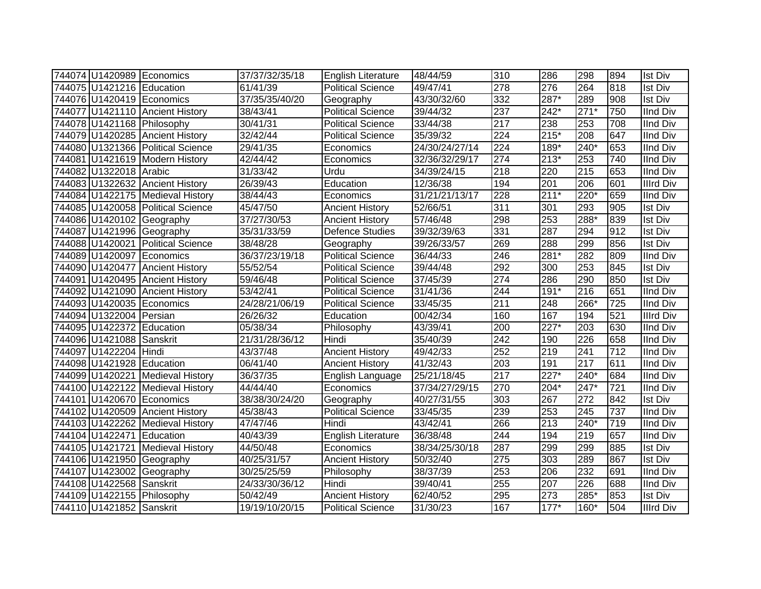| 744074 | U1420989 | Economics | 37/37/32/35/18 | English Literature | 48/44/59 | 310 | 286 | 298 | 894 | Ist Div |
|---|---|---|---|---|---|---|---|---|---|---|
| 744075 | U1421216 | Education | 61/41/39 | Political Science | 49/47/41 | 278 | 276 | 264 | 818 | Ist Div |
| 744076 | U1420419 | Economics | 37/35/35/40/20 | Geography | 43/30/32/60 | 332 | 287* | 289 | 908 | Ist Div |
| 744077 | U1421110 | Ancient History | 38/43/41 | Political Science | 39/44/32 | 237 | 242* | 271* | 750 | IInd Div |
| 744078 | U1421168 | Philosophy | 30/41/31 | Political Science | 33/44/38 | 217 | 238 | 253 | 708 | IInd Div |
| 744079 | U1420285 | Ancient History | 32/42/44 | Political Science | 35/39/32 | 224 | 215* | 208 | 647 | IInd Div |
| 744080 | U1321366 | Political Science | 29/41/35 | Economics | 24/30/24/27/14 | 224 | 189* | 240* | 653 | IInd Div |
| 744081 | U1421619 | Modern History | 42/44/42 | Economics | 32/36/32/29/17 | 274 | 213* | 253 | 740 | IInd Div |
| 744082 | U1322018 | Arabic | 31/33/42 | Urdu | 34/39/24/15 | 218 | 220 | 215 | 653 | IInd Div |
| 744083 | U1322632 | Ancient History | 26/39/43 | Education | 12/36/38 | 194 | 201 | 206 | 601 | IIIrd Div |
| 744084 | U1422175 | Medieval History | 38/44/43 | Economics | 31/21/21/13/17 | 228 | 211* | 220* | 659 | IInd Div |
| 744085 | U1420058 | Political Science | 45/47/50 | Ancient History | 52/66/51 | 311 | 301 | 293 | 905 | Ist Div |
| 744086 | U1420102 | Geography | 37/27/30/53 | Ancient History | 57/46/48 | 298 | 253 | 288* | 839 | Ist Div |
| 744087 | U1421996 | Geography | 35/31/33/59 | Defence Studies | 39/32/39/63 | 331 | 287 | 294 | 912 | Ist Div |
| 744088 | U1420021 | Political Science | 38/48/28 | Geography | 39/26/33/57 | 269 | 288 | 299 | 856 | Ist Div |
| 744089 | U1420097 | Economics | 36/37/23/19/18 | Political Science | 36/44/33 | 246 | 281* | 282 | 809 | IInd Div |
| 744090 | U1420477 | Ancient History | 55/52/54 | Political Science | 39/44/48 | 292 | 300 | 253 | 845 | Ist Div |
| 744091 | U1420495 | Ancient History | 59/46/48 | Political Science | 37/45/39 | 274 | 286 | 290 | 850 | Ist Div |
| 744092 | U1421090 | Ancient History | 53/42/41 | Political Science | 31/41/36 | 244 | 191* | 216 | 651 | IInd Div |
| 744093 | U1420035 | Economics | 24/28/21/06/19 | Political Science | 33/45/35 | 211 | 248 | 266* | 725 | IInd Div |
| 744094 | U1322004 | Persian | 26/26/32 | Education | 00/42/34 | 160 | 167 | 194 | 521 | IIIrd Div |
| 744095 | U1422372 | Education | 05/38/34 | Philosophy | 43/39/41 | 200 | 227* | 203 | 630 | IInd Div |
| 744096 | U1421088 | Sanskrit | 21/31/28/36/12 | Hindi | 35/40/39 | 242 | 190 | 226 | 658 | IInd Div |
| 744097 | U1422204 | Hindi | 43/37/48 | Ancient History | 49/42/33 | 252 | 219 | 241 | 712 | IInd Div |
| 744098 | U1421928 | Education | 06/41/40 | Ancient History | 41/32/43 | 203 | 191 | 217 | 611 | IInd Div |
| 744099 | U1420221 | Medieval History | 36/37/35 | English Language | 25/21/18/45 | 217 | 227* | 240* | 684 | IInd Div |
| 744100 | U1422122 | Medieval History | 44/44/40 | Economics | 37/34/27/29/15 | 270 | 204* | 247* | 721 | IInd Div |
| 744101 | U1420670 | Economics | 38/38/30/24/20 | Geography | 40/27/31/55 | 303 | 267 | 272 | 842 | Ist Div |
| 744102 | U1420509 | Ancient History | 45/38/43 | Political Science | 33/45/35 | 239 | 253 | 245 | 737 | IInd Div |
| 744103 | U1422262 | Medieval History | 47/47/46 | Hindi | 43/42/41 | 266 | 213 | 240* | 719 | IInd Div |
| 744104 | U1422471 | Education | 40/43/39 | English Literature | 36/38/48 | 244 | 194 | 219 | 657 | IInd Div |
| 744105 | U1421721 | Medieval History | 44/50/48 | Economics | 38/34/25/30/18 | 287 | 299 | 299 | 885 | Ist Div |
| 744106 | U1421950 | Geography | 40/25/31/57 | Ancient History | 50/32/40 | 275 | 303 | 289 | 867 | Ist Div |
| 744107 | U1423002 | Geography | 30/25/25/59 | Philosophy | 38/37/39 | 253 | 206 | 232 | 691 | IInd Div |
| 744108 | U1422568 | Sanskrit | 24/33/30/36/12 | Hindi | 39/40/41 | 255 | 207 | 226 | 688 | IInd Div |
| 744109 | U1422155 | Philosophy | 50/42/49 | Ancient History | 62/40/52 | 295 | 273 | 285* | 853 | Ist Div |
| 744110 | U1421852 | Sanskrit | 19/19/10/20/15 | Political Science | 31/30/23 | 167 | 177* | 160* | 504 | IIIrd Div |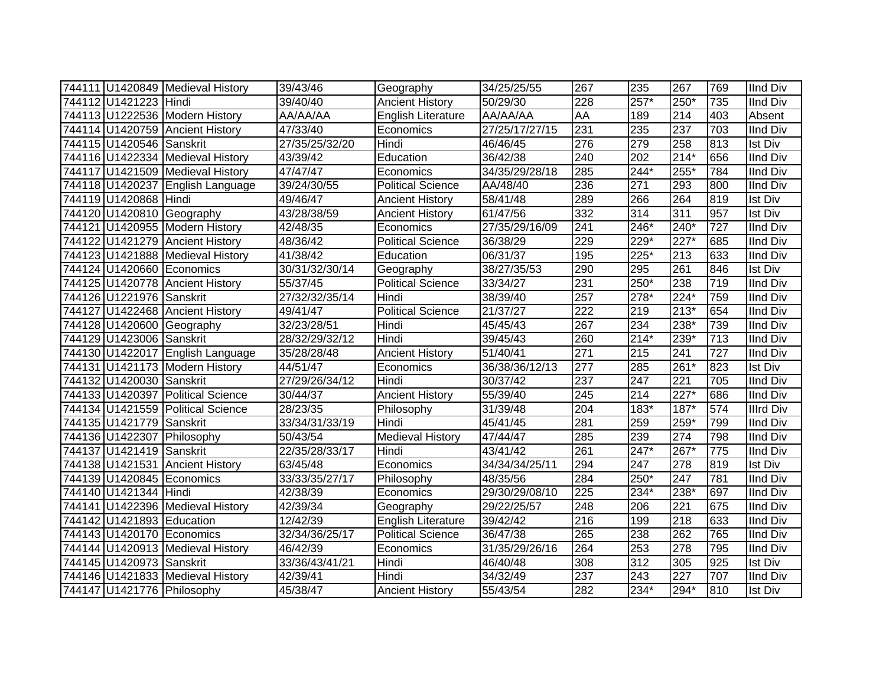| 744111 | U1420849 | Medieval History | 39/43/46 | Geography | 34/25/25/55 | 267 | 235 | 267 | 769 | IInd Div |
|---|---|---|---|---|---|---|---|---|---|---|
| 744112 | U1421223 | Hindi | 39/40/40 | Ancient History | 50/29/30 | 228 | 257* | 250* | 735 | IInd Div |
| 744113 | U1222536 | Modern History | AA/AA/AA | English Literature | AA/AA/AA | AA | 189 | 214 | 403 | Absent |
| 744114 | U1420759 | Ancient History | 47/33/40 | Economics | 27/25/17/27/15 | 231 | 235 | 237 | 703 | IInd Div |
| 744115 | U1420546 | Sanskrit | 27/35/25/32/20 | Hindi | 46/46/45 | 276 | 279 | 258 | 813 | Ist Div |
| 744116 | U1422334 | Medieval History | 43/39/42 | Education | 36/42/38 | 240 | 202 | 214* | 656 | IInd Div |
| 744117 | U1421509 | Medieval History | 47/47/47 | Economics | 34/35/29/28/18 | 285 | 244* | 255* | 784 | IInd Div |
| 744118 | U1420237 | English Language | 39/24/30/55 | Political Science | AA/48/40 | 236 | 271 | 293 | 800 | IInd Div |
| 744119 | U1420868 | Hindi | 49/46/47 | Ancient History | 58/41/48 | 289 | 266 | 264 | 819 | Ist Div |
| 744120 | U1420810 | Geography | 43/28/38/59 | Ancient History | 61/47/56 | 332 | 314 | 311 | 957 | Ist Div |
| 744121 | U1420955 | Modern History | 42/48/35 | Economics | 27/35/29/16/09 | 241 | 246* | 240* | 727 | IInd Div |
| 744122 | U1421279 | Ancient History | 48/36/42 | Political Science | 36/38/29 | 229 | 229* | 227* | 685 | IInd Div |
| 744123 | U1421888 | Medieval History | 41/38/42 | Education | 06/31/37 | 195 | 225* | 213 | 633 | IInd Div |
| 744124 | U1420660 | Economics | 30/31/32/30/14 | Geography | 38/27/35/53 | 290 | 295 | 261 | 846 | Ist Div |
| 744125 | U1420778 | Ancient History | 55/37/45 | Political Science | 33/34/27 | 231 | 250* | 238 | 719 | IInd Div |
| 744126 | U1221976 | Sanskrit | 27/32/32/35/14 | Hindi | 38/39/40 | 257 | 278* | 224* | 759 | IInd Div |
| 744127 | U1422468 | Ancient History | 49/41/47 | Political Science | 21/37/27 | 222 | 219 | 213* | 654 | IInd Div |
| 744128 | U1420600 | Geography | 32/23/28/51 | Hindi | 45/45/43 | 267 | 234 | 238* | 739 | IInd Div |
| 744129 | U1423006 | Sanskrit | 28/32/29/32/12 | Hindi | 39/45/43 | 260 | 214* | 239* | 713 | IInd Div |
| 744130 | U1422017 | English Language | 35/28/28/48 | Ancient History | 51/40/41 | 271 | 215 | 241 | 727 | IInd Div |
| 744131 | U1421173 | Modern History | 44/51/47 | Economics | 36/38/36/12/13 | 277 | 285 | 261* | 823 | Ist Div |
| 744132 | U1420030 | Sanskrit | 27/29/26/34/12 | Hindi | 30/37/42 | 237 | 247 | 221 | 705 | IInd Div |
| 744133 | U1420397 | Political Science | 30/44/37 | Ancient History | 55/39/40 | 245 | 214 | 227* | 686 | IInd Div |
| 744134 | U1421559 | Political Science | 28/23/35 | Philosophy | 31/39/48 | 204 | 183* | 187* | 574 | IIIrd Div |
| 744135 | U1421779 | Sanskrit | 33/34/31/33/19 | Hindi | 45/41/45 | 281 | 259 | 259* | 799 | IInd Div |
| 744136 | U1422307 | Philosophy | 50/43/54 | Medieval History | 47/44/47 | 285 | 239 | 274 | 798 | IInd Div |
| 744137 | U1421419 | Sanskrit | 22/35/28/33/17 | Hindi | 43/41/42 | 261 | 247* | 267* | 775 | IInd Div |
| 744138 | U1421531 | Ancient History | 63/45/48 | Economics | 34/34/34/25/11 | 294 | 247 | 278 | 819 | Ist Div |
| 744139 | U1420845 | Economics | 33/33/35/27/17 | Philosophy | 48/35/56 | 284 | 250* | 247 | 781 | IInd Div |
| 744140 | U1421344 | Hindi | 42/38/39 | Economics | 29/30/29/08/10 | 225 | 234* | 238* | 697 | IInd Div |
| 744141 | U1422396 | Medieval History | 42/39/34 | Geography | 29/22/25/57 | 248 | 206 | 221 | 675 | IInd Div |
| 744142 | U1421893 | Education | 12/42/39 | English Literature | 39/42/42 | 216 | 199 | 218 | 633 | IInd Div |
| 744143 | U1420170 | Economics | 32/34/36/25/17 | Political Science | 36/47/38 | 265 | 238 | 262 | 765 | IInd Div |
| 744144 | U1420913 | Medieval History | 46/42/39 | Economics | 31/35/29/26/16 | 264 | 253 | 278 | 795 | IInd Div |
| 744145 | U1420973 | Sanskrit | 33/36/43/41/21 | Hindi | 46/40/48 | 308 | 312 | 305 | 925 | Ist Div |
| 744146 | U1421833 | Medieval History | 42/39/41 | Hindi | 34/32/49 | 237 | 243 | 227 | 707 | IInd Div |
| 744147 | U1421776 | Philosophy | 45/38/47 | Ancient History | 55/43/54 | 282 | 234* | 294* | 810 | Ist Div |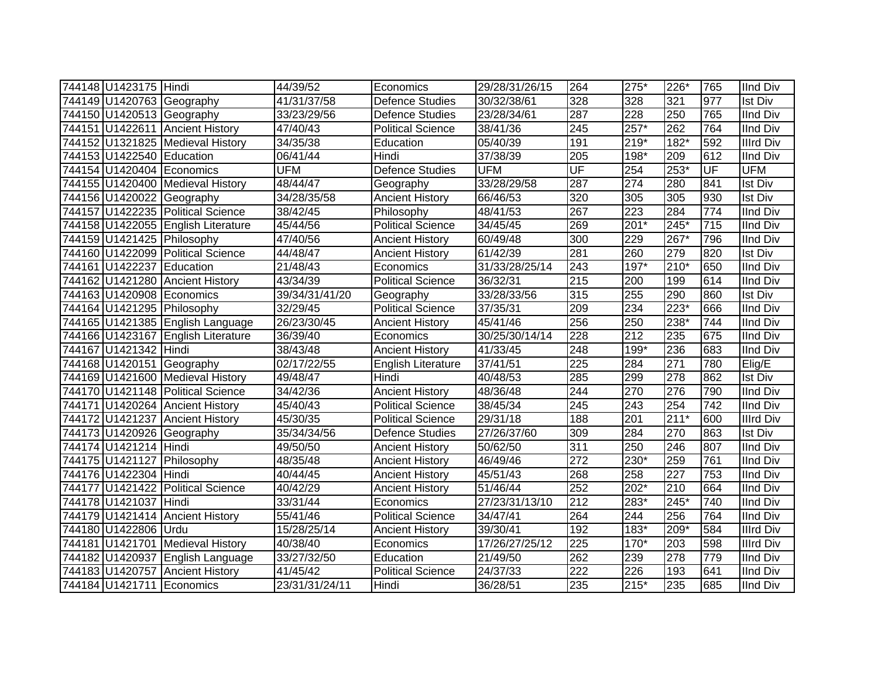| | | | | | | | | | | |
|---|---|---|---|---|---|---|---|---|---|---|
| 744148 | U1423175 | Hindi | 44/39/52 | Economics | 29/28/31/26/15 | 264 | 275* | 226* | 765 | IInd Div |
| 744149 | U1420763 | Geography | 41/31/37/58 | Defence Studies | 30/32/38/61 | 328 | 328 | 321 | 977 | Ist Div |
| 744150 | U1420513 | Geography | 33/23/29/56 | Defence Studies | 23/28/34/61 | 287 | 228 | 250 | 765 | IInd Div |
| 744151 | U1422611 | Ancient History | 47/40/43 | Political Science | 38/41/36 | 245 | 257* | 262 | 764 | IInd Div |
| 744152 | U1321825 | Medieval History | 34/35/38 | Education | 05/40/39 | 191 | 219* | 182* | 592 | IIIrd Div |
| 744153 | U1422540 | Education | 06/41/44 | Hindi | 37/38/39 | 205 | 198* | 209 | 612 | IInd Div |
| 744154 | U1420404 | Economics | UFM | Defence Studies | UFM | UF | 254 | 253* | UF | UFM |
| 744155 | U1420400 | Medieval History | 48/44/47 | Geography | 33/28/29/58 | 287 | 274 | 280 | 841 | Ist Div |
| 744156 | U1420022 | Geography | 34/28/35/58 | Ancient History | 66/46/53 | 320 | 305 | 305 | 930 | Ist Div |
| 744157 | U1422235 | Political Science | 38/42/45 | Philosophy | 48/41/53 | 267 | 223 | 284 | 774 | IInd Div |
| 744158 | U1422055 | English Literature | 45/44/56 | Political Science | 34/45/45 | 269 | 201* | 245* | 715 | IInd Div |
| 744159 | U1421425 | Philosophy | 47/40/56 | Ancient History | 60/49/48 | 300 | 229 | 267* | 796 | IInd Div |
| 744160 | U1422099 | Political Science | 44/48/47 | Ancient History | 61/42/39 | 281 | 260 | 279 | 820 | Ist Div |
| 744161 | U1422237 | Education | 21/48/43 | Economics | 31/33/28/25/14 | 243 | 197* | 210* | 650 | IInd Div |
| 744162 | U1421280 | Ancient History | 43/34/39 | Political Science | 36/32/31 | 215 | 200 | 199 | 614 | IInd Div |
| 744163 | U1420908 | Economics | 39/34/31/41/20 | Geography | 33/28/33/56 | 315 | 255 | 290 | 860 | Ist Div |
| 744164 | U1421295 | Philosophy | 32/29/45 | Political Science | 37/35/31 | 209 | 234 | 223* | 666 | IInd Div |
| 744165 | U1421385 | English Language | 26/23/30/45 | Ancient History | 45/41/46 | 256 | 250 | 238* | 744 | IInd Div |
| 744166 | U1423167 | English Literature | 36/39/40 | Economics | 30/25/30/14/14 | 228 | 212 | 235 | 675 | IInd Div |
| 744167 | U1421342 | Hindi | 38/43/48 | Ancient History | 41/33/45 | 248 | 199* | 236 | 683 | IInd Div |
| 744168 | U1420151 | Geography | 02/17/22/55 | English Literature | 37/41/51 | 225 | 284 | 271 | 780 | Elig/E |
| 744169 | U1421600 | Medieval History | 49/48/47 | Hindi | 40/48/53 | 285 | 299 | 278 | 862 | Ist Div |
| 744170 | U1421148 | Political Science | 34/42/36 | Ancient History | 48/36/48 | 244 | 270 | 276 | 790 | IInd Div |
| 744171 | U1420264 | Ancient History | 45/40/43 | Political Science | 38/45/34 | 245 | 243 | 254 | 742 | IInd Div |
| 744172 | U1421237 | Ancient History | 45/30/35 | Political Science | 29/31/18 | 188 | 201 | 211* | 600 | IIIrd Div |
| 744173 | U1420926 | Geography | 35/34/34/56 | Defence Studies | 27/26/37/60 | 309 | 284 | 270 | 863 | Ist Div |
| 744174 | U1421214 | Hindi | 49/50/50 | Ancient History | 50/62/50 | 311 | 250 | 246 | 807 | IInd Div |
| 744175 | U1421127 | Philosophy | 48/35/48 | Ancient History | 46/49/46 | 272 | 230* | 259 | 761 | IInd Div |
| 744176 | U1422304 | Hindi | 40/44/45 | Ancient History | 45/51/43 | 268 | 258 | 227 | 753 | IInd Div |
| 744177 | U1421422 | Political Science | 40/42/29 | Ancient History | 51/46/44 | 252 | 202* | 210 | 664 | IInd Div |
| 744178 | U1421037 | Hindi | 33/31/44 | Economics | 27/23/31/13/10 | 212 | 283* | 245* | 740 | IInd Div |
| 744179 | U1421414 | Ancient History | 55/41/46 | Political Science | 34/47/41 | 264 | 244 | 256 | 764 | IInd Div |
| 744180 | U1422806 | Urdu | 15/28/25/14 | Ancient History | 39/30/41 | 192 | 183* | 209* | 584 | IIIrd Div |
| 744181 | U1421701 | Medieval History | 40/38/40 | Economics | 17/26/27/25/12 | 225 | 170* | 203 | 598 | IIIrd Div |
| 744182 | U1420937 | English Language | 33/27/32/50 | Education | 21/49/50 | 262 | 239 | 278 | 779 | IInd Div |
| 744183 | U1420757 | Ancient History | 41/45/42 | Political Science | 24/37/33 | 222 | 226 | 193 | 641 | IInd Div |
| 744184 | U1421711 | Economics | 23/31/31/24/11 | Hindi | 36/28/51 | 235 | 215* | 235 | 685 | IInd Div |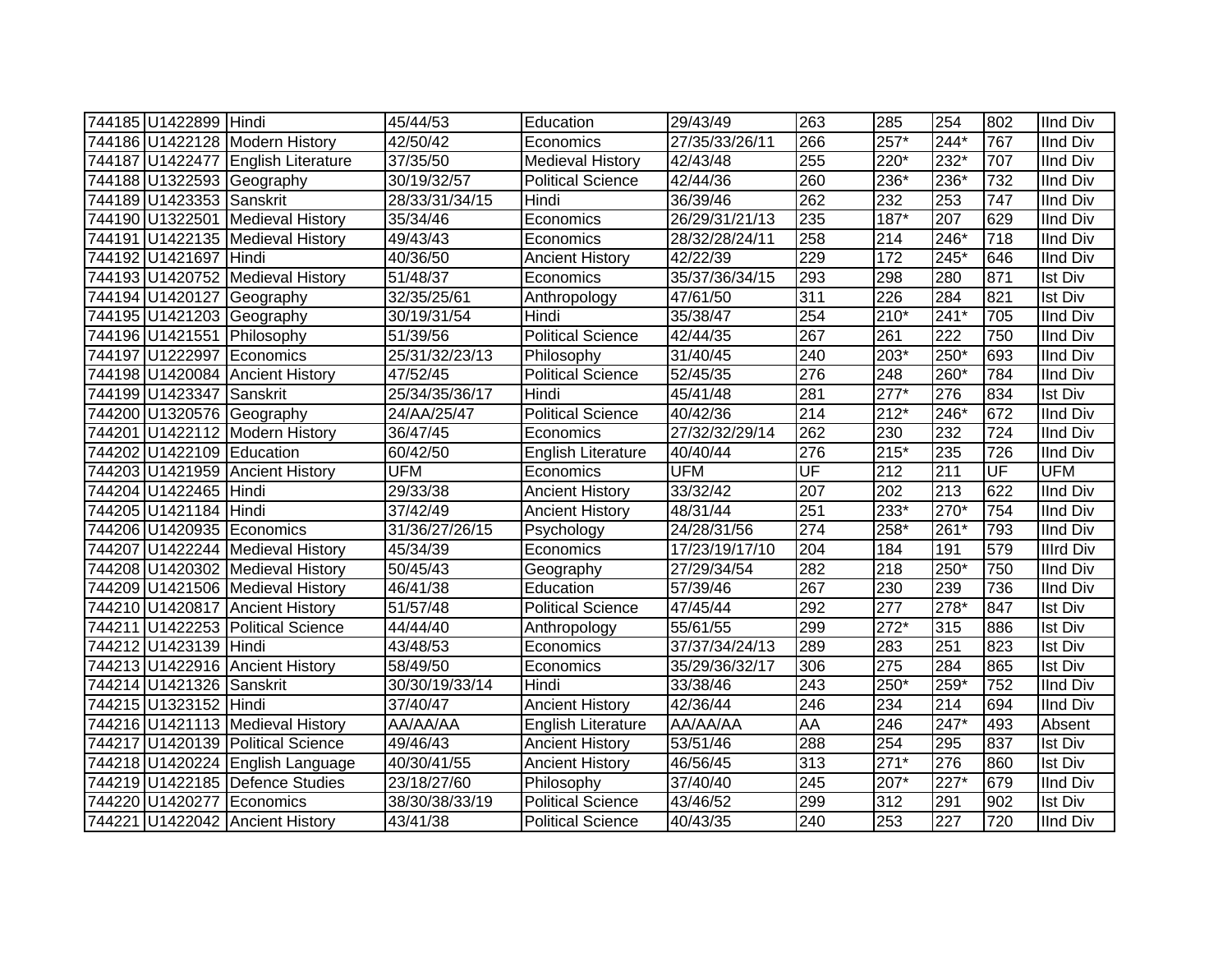| | | | | | | | | | | |
|---|---|---|---|---|---|---|---|---|---|---|
| 744185 | U1422899 | Hindi | 45/44/53 | Education | 29/43/49 | 263 | 285 | 254 | 802 | IInd Div |
| 744186 | U1422128 | Modern History | 42/50/42 | Economics | 27/35/33/26/11 | 266 | 257* | 244* | 767 | IInd Div |
| 744187 | U1422477 | English Literature | 37/35/50 | Medieval History | 42/43/48 | 255 | 220* | 232* | 707 | IInd Div |
| 744188 | U1322593 | Geography | 30/19/32/57 | Political Science | 42/44/36 | 260 | 236* | 236* | 732 | IInd Div |
| 744189 | U1423353 | Sanskrit | 28/33/31/34/15 | Hindi | 36/39/46 | 262 | 232 | 253 | 747 | IInd Div |
| 744190 | U1322501 | Medieval History | 35/34/46 | Economics | 26/29/31/21/13 | 235 | 187* | 207 | 629 | IInd Div |
| 744191 | U1422135 | Medieval History | 49/43/43 | Economics | 28/32/28/24/11 | 258 | 214 | 246* | 718 | IInd Div |
| 744192 | U1421697 | Hindi | 40/36/50 | Ancient History | 42/22/39 | 229 | 172 | 245* | 646 | IInd Div |
| 744193 | U1420752 | Medieval History | 51/48/37 | Economics | 35/37/36/34/15 | 293 | 298 | 280 | 871 | Ist Div |
| 744194 | U1420127 | Geography | 32/35/25/61 | Anthropology | 47/61/50 | 311 | 226 | 284 | 821 | Ist Div |
| 744195 | U1421203 | Geography | 30/19/31/54 | Hindi | 35/38/47 | 254 | 210* | 241* | 705 | IInd Div |
| 744196 | U1421551 | Philosophy | 51/39/56 | Political Science | 42/44/35 | 267 | 261 | 222 | 750 | IInd Div |
| 744197 | U1222997 | Economics | 25/31/32/23/13 | Philosophy | 31/40/45 | 240 | 203* | 250* | 693 | IInd Div |
| 744198 | U1420084 | Ancient History | 47/52/45 | Political Science | 52/45/35 | 276 | 248 | 260* | 784 | IInd Div |
| 744199 | U1423347 | Sanskrit | 25/34/35/36/17 | Hindi | 45/41/48 | 281 | 277* | 276 | 834 | Ist Div |
| 744200 | U1320576 | Geography | 24/AA/25/47 | Political Science | 40/42/36 | 214 | 212* | 246* | 672 | IInd Div |
| 744201 | U1422112 | Modern History | 36/47/45 | Economics | 27/32/32/29/14 | 262 | 230 | 232 | 724 | IInd Div |
| 744202 | U1422109 | Education | 60/42/50 | English Literature | 40/40/44 | 276 | 215* | 235 | 726 | IInd Div |
| 744203 | U1421959 | Ancient History | UFM | Economics | UFM | UF | 212 | 211 | UF | UFM |
| 744204 | U1422465 | Hindi | 29/33/38 | Ancient History | 33/32/42 | 207 | 202 | 213 | 622 | IInd Div |
| 744205 | U1421184 | Hindi | 37/42/49 | Ancient History | 48/31/44 | 251 | 233* | 270* | 754 | IInd Div |
| 744206 | U1420935 | Economics | 31/36/27/26/15 | Psychology | 24/28/31/56 | 274 | 258* | 261* | 793 | IInd Div |
| 744207 | U1422244 | Medieval History | 45/34/39 | Economics | 17/23/19/17/10 | 204 | 184 | 191 | 579 | IIIrd Div |
| 744208 | U1420302 | Medieval History | 50/45/43 | Geography | 27/29/34/54 | 282 | 218 | 250* | 750 | IInd Div |
| 744209 | U1421506 | Medieval History | 46/41/38 | Education | 57/39/46 | 267 | 230 | 239 | 736 | IInd Div |
| 744210 | U1420817 | Ancient History | 51/57/48 | Political Science | 47/45/44 | 292 | 277 | 278* | 847 | Ist Div |
| 744211 | U1422253 | Political Science | 44/44/40 | Anthropology | 55/61/55 | 299 | 272* | 315 | 886 | Ist Div |
| 744212 | U1423139 | Hindi | 43/48/53 | Economics | 37/37/34/24/13 | 289 | 283 | 251 | 823 | Ist Div |
| 744213 | U1422916 | Ancient History | 58/49/50 | Economics | 35/29/36/32/17 | 306 | 275 | 284 | 865 | Ist Div |
| 744214 | U1421326 | Sanskrit | 30/30/19/33/14 | Hindi | 33/38/46 | 243 | 250* | 259* | 752 | IInd Div |
| 744215 | U1323152 | Hindi | 37/40/47 | Ancient History | 42/36/44 | 246 | 234 | 214 | 694 | IInd Div |
| 744216 | U1421113 | Medieval History | AA/AA/AA | English Literature | AA/AA/AA | AA | 246 | 247* | 493 | Absent |
| 744217 | U1420139 | Political Science | 49/46/43 | Ancient History | 53/51/46 | 288 | 254 | 295 | 837 | Ist Div |
| 744218 | U1420224 | English Language | 40/30/41/55 | Ancient History | 46/56/45 | 313 | 271* | 276 | 860 | Ist Div |
| 744219 | U1422185 | Defence Studies | 23/18/27/60 | Philosophy | 37/40/40 | 245 | 207* | 227* | 679 | IInd Div |
| 744220 | U1420277 | Economics | 38/30/38/33/19 | Political Science | 43/46/52 | 299 | 312 | 291 | 902 | Ist Div |
| 744221 | U1422042 | Ancient History | 43/41/38 | Political Science | 40/43/35 | 240 | 253 | 227 | 720 | IInd Div |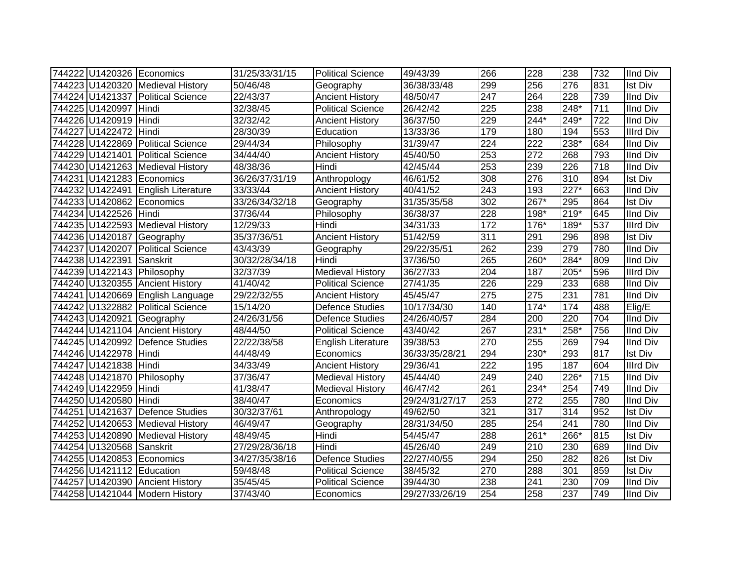| | | | | | | | | | | |
|---|---|---|---|---|---|---|---|---|---|---|
| 744222 | U1420326 | Economics | 31/25/33/31/15 | Political Science | 49/43/39 | 266 | 228 | 238 | 732 | IInd Div |
| 744223 | U1420320 | Medieval History | 50/46/48 | Geography | 36/38/33/48 | 299 | 256 | 276 | 831 | Ist Div |
| 744224 | U1421337 | Political Science | 22/43/37 | Ancient History | 48/50/47 | 247 | 264 | 228 | 739 | IInd Div |
| 744225 | U1420997 | Hindi | 32/38/45 | Political Science | 26/42/42 | 225 | 238 | 248* | 711 | IInd Div |
| 744226 | U1420919 | Hindi | 32/32/42 | Ancient History | 36/37/50 | 229 | 244* | 249* | 722 | IInd Div |
| 744227 | U1422472 | Hindi | 28/30/39 | Education | 13/33/36 | 179 | 180 | 194 | 553 | IIIrd Div |
| 744228 | U1422869 | Political Science | 29/44/34 | Philosophy | 31/39/47 | 224 | 222 | 238* | 684 | IInd Div |
| 744229 | U1421401 | Political Science | 34/44/40 | Ancient History | 45/40/50 | 253 | 272 | 268 | 793 | IInd Div |
| 744230 | U1421263 | Medieval History | 48/38/36 | Hindi | 42/45/44 | 253 | 239 | 226 | 718 | IInd Div |
| 744231 | U1421283 | Economics | 36/26/37/31/19 | Anthropology | 46/61/52 | 308 | 276 | 310 | 894 | Ist Div |
| 744232 | U1422491 | English Literature | 33/33/44 | Ancient History | 40/41/52 | 243 | 193 | 227* | 663 | IInd Div |
| 744233 | U1420862 | Economics | 33/26/34/32/18 | Geography | 31/35/35/58 | 302 | 267* | 295 | 864 | Ist Div |
| 744234 | U1422526 | Hindi | 37/36/44 | Philosophy | 36/38/37 | 228 | 198* | 219* | 645 | IInd Div |
| 744235 | U1422593 | Medieval History | 12/29/33 | Hindi | 34/31/33 | 172 | 176* | 189* | 537 | IIIrd Div |
| 744236 | U1420187 | Geography | 35/37/36/51 | Ancient History | 51/42/59 | 311 | 291 | 296 | 898 | Ist Div |
| 744237 | U1420207 | Political Science | 43/43/39 | Geography | 29/22/35/51 | 262 | 239 | 279 | 780 | IInd Div |
| 744238 | U1422391 | Sanskrit | 30/32/28/34/18 | Hindi | 37/36/50 | 265 | 260* | 284* | 809 | IInd Div |
| 744239 | U1422143 | Philosophy | 32/37/39 | Medieval History | 36/27/33 | 204 | 187 | 205* | 596 | IIIrd Div |
| 744240 | U1320355 | Ancient History | 41/40/42 | Political Science | 27/41/35 | 226 | 229 | 233 | 688 | IInd Div |
| 744241 | U1420669 | English Language | 29/22/32/55 | Ancient History | 45/45/47 | 275 | 275 | 231 | 781 | IInd Div |
| 744242 | U1322882 | Political Science | 15/14/20 | Defence Studies | 10/17/34/30 | 140 | 174* | 174 | 488 | Elig/E |
| 744243 | U1420921 | Geography | 24/26/31/56 | Defence Studies | 24/26/40/57 | 284 | 200 | 220 | 704 | IInd Div |
| 744244 | U1421104 | Ancient History | 48/44/50 | Political Science | 43/40/42 | 267 | 231* | 258* | 756 | IInd Div |
| 744245 | U1420992 | Defence Studies | 22/22/38/58 | English Literature | 39/38/53 | 270 | 255 | 269 | 794 | IInd Div |
| 744246 | U1422978 | Hindi | 44/48/49 | Economics | 36/33/35/28/21 | 294 | 230* | 293 | 817 | Ist Div |
| 744247 | U1421838 | Hindi | 34/33/49 | Ancient History | 29/36/41 | 222 | 195 | 187 | 604 | IIIrd Div |
| 744248 | U1421870 | Philosophy | 37/36/47 | Medieval History | 45/44/40 | 249 | 240 | 226* | 715 | IInd Div |
| 744249 | U1422959 | Hindi | 41/38/47 | Medieval History | 46/47/42 | 261 | 234* | 254 | 749 | IInd Div |
| 744250 | U1420580 | Hindi | 38/40/47 | Economics | 29/24/31/27/17 | 253 | 272 | 255 | 780 | IInd Div |
| 744251 | U1421637 | Defence Studies | 30/32/37/61 | Anthropology | 49/62/50 | 321 | 317 | 314 | 952 | Ist Div |
| 744252 | U1420653 | Medieval History | 46/49/47 | Geography | 28/31/34/50 | 285 | 254 | 241 | 780 | IInd Div |
| 744253 | U1420890 | Medieval History | 48/49/45 | Hindi | 54/45/47 | 288 | 261* | 266* | 815 | Ist Div |
| 744254 | U1320568 | Sanskrit | 27/29/28/36/18 | Hindi | 45/26/40 | 249 | 210 | 230 | 689 | IInd Div |
| 744255 | U1420853 | Economics | 34/27/35/38/16 | Defence Studies | 22/27/40/55 | 294 | 250 | 282 | 826 | Ist Div |
| 744256 | U1421112 | Education | 59/48/48 | Political Science | 38/45/32 | 270 | 288 | 301 | 859 | Ist Div |
| 744257 | U1420390 | Ancient History | 35/45/45 | Political Science | 39/44/30 | 238 | 241 | 230 | 709 | IInd Div |
| 744258 | U1421044 | Modern History | 37/43/40 | Economics | 29/27/33/26/19 | 254 | 258 | 237 | 749 | IInd Div |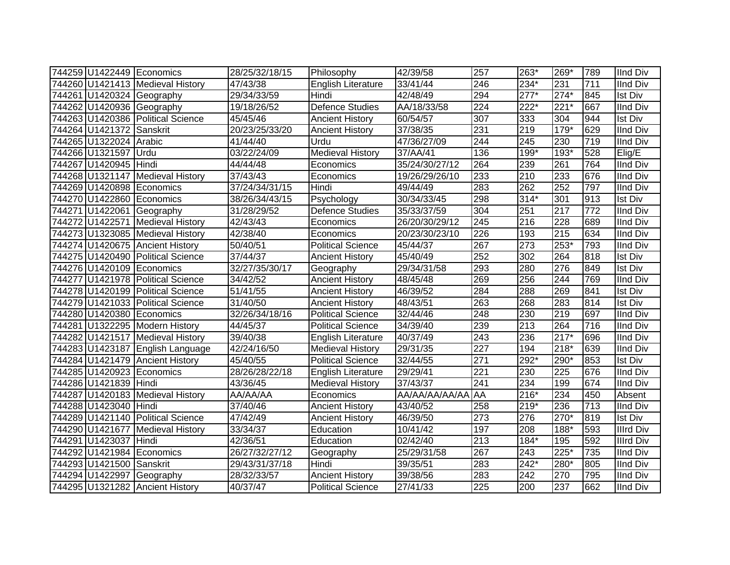| | | | | | | | | | | |
|---|---|---|---|---|---|---|---|---|---|---|
| 744259 | U1422449 | Economics | 28/25/32/18/15 | Philosophy | 42/39/58 | 257 | 263* | 269* | 789 | IInd Div |
| 744260 | U1421413 | Medieval History | 47/43/38 | English Literature | 33/41/44 | 246 | 234* | 231 | 711 | IInd Div |
| 744261 | U1420324 | Geography | 29/34/33/59 | Hindi | 42/48/49 | 294 | 277* | 274* | 845 | Ist Div |
| 744262 | U1420936 | Geography | 19/18/26/52 | Defence Studies | AA/18/33/58 | 224 | 222* | 221* | 667 | IInd Div |
| 744263 | U1420386 | Political Science | 45/45/46 | Ancient History | 60/54/57 | 307 | 333 | 304 | 944 | Ist Div |
| 744264 | U1421372 | Sanskrit | 20/23/25/33/20 | Ancient History | 37/38/35 | 231 | 219 | 179* | 629 | IInd Div |
| 744265 | U1322024 | Arabic | 41/44/40 | Urdu | 47/36/27/09 | 244 | 245 | 230 | 719 | IInd Div |
| 744266 | U1321597 | Urdu | 03/22/24/09 | Medieval History | 37/AA/41 | 136 | 199* | 193* | 528 | Elig/E |
| 744267 | U1420945 | Hindi | 44/44/48 | Economics | 35/24/30/27/12 | 264 | 239 | 261 | 764 | IInd Div |
| 744268 | U1321147 | Medieval History | 37/43/43 | Economics | 19/26/29/26/10 | 233 | 210 | 233 | 676 | IInd Div |
| 744269 | U1420898 | Economics | 37/24/34/31/15 | Hindi | 49/44/49 | 283 | 262 | 252 | 797 | IInd Div |
| 744270 | U1422860 | Economics | 38/26/34/43/15 | Psychology | 30/34/33/45 | 298 | 314* | 301 | 913 | Ist Div |
| 744271 | U1422061 | Geography | 31/28/29/52 | Defence Studies | 35/33/37/59 | 304 | 251 | 217 | 772 | IInd Div |
| 744272 | U1422571 | Medieval History | 42/43/43 | Economics | 26/20/30/29/12 | 245 | 216 | 228 | 689 | IInd Div |
| 744273 | U1323085 | Medieval History | 42/38/40 | Economics | 20/23/30/23/10 | 226 | 193 | 215 | 634 | IInd Div |
| 744274 | U1420675 | Ancient History | 50/40/51 | Political Science | 45/44/37 | 267 | 273 | 253* | 793 | IInd Div |
| 744275 | U1420490 | Political Science | 37/44/37 | Ancient History | 45/40/49 | 252 | 302 | 264 | 818 | Ist Div |
| 744276 | U1420109 | Economics | 32/27/35/30/17 | Geography | 29/34/31/58 | 293 | 280 | 276 | 849 | Ist Div |
| 744277 | U1421978 | Political Science | 34/42/52 | Ancient History | 48/45/48 | 269 | 256 | 244 | 769 | IInd Div |
| 744278 | U1420199 | Political Science | 51/41/55 | Ancient History | 46/39/52 | 284 | 288 | 269 | 841 | Ist Div |
| 744279 | U1421033 | Political Science | 31/40/50 | Ancient History | 48/43/51 | 263 | 268 | 283 | 814 | Ist Div |
| 744280 | U1420380 | Economics | 32/26/34/18/16 | Political Science | 32/44/46 | 248 | 230 | 219 | 697 | IInd Div |
| 744281 | U1322295 | Modern History | 44/45/37 | Political Science | 34/39/40 | 239 | 213 | 264 | 716 | IInd Div |
| 744282 | U1421517 | Medieval History | 39/40/38 | English Literature | 40/37/49 | 243 | 236 | 217* | 696 | IInd Div |
| 744283 | U1423187 | English Language | 42/24/16/50 | Medieval History | 29/31/35 | 227 | 194 | 218* | 639 | IInd Div |
| 744284 | U1421479 | Ancient History | 45/40/55 | Political Science | 32/44/55 | 271 | 292* | 290* | 853 | Ist Div |
| 744285 | U1420923 | Economics | 28/26/28/22/18 | English Literature | 29/29/41 | 221 | 230 | 225 | 676 | IInd Div |
| 744286 | U1421839 | Hindi | 43/36/45 | Medieval History | 37/43/37 | 241 | 234 | 199 | 674 | IInd Div |
| 744287 | U1420183 | Medieval History | AA/AA/AA | Economics | AA/AA/AA/AA/AA | AA | 216* | 234 | 450 | Absent |
| 744288 | U1423040 | Hindi | 37/40/46 | Ancient History | 43/40/52 | 258 | 219* | 236 | 713 | IInd Div |
| 744289 | U1421140 | Political Science | 47/42/49 | Ancient History | 46/39/50 | 273 | 276 | 270* | 819 | Ist Div |
| 744290 | U1421677 | Medieval History | 33/34/37 | Education | 10/41/42 | 197 | 208 | 188* | 593 | IIIrd Div |
| 744291 | U1423037 | Hindi | 42/36/51 | Education | 02/42/40 | 213 | 184* | 195 | 592 | IIIrd Div |
| 744292 | U1421984 | Economics | 26/27/32/27/12 | Geography | 25/29/31/58 | 267 | 243 | 225* | 735 | IInd Div |
| 744293 | U1421500 | Sanskrit | 29/43/31/37/18 | Hindi | 39/35/51 | 283 | 242* | 280* | 805 | IInd Div |
| 744294 | U1422997 | Geography | 28/32/33/57 | Ancient History | 39/38/56 | 283 | 242 | 270 | 795 | IInd Div |
| 744295 | U1321282 | Ancient History | 40/37/47 | Political Science | 27/41/33 | 225 | 200 | 237 | 662 | IInd Div |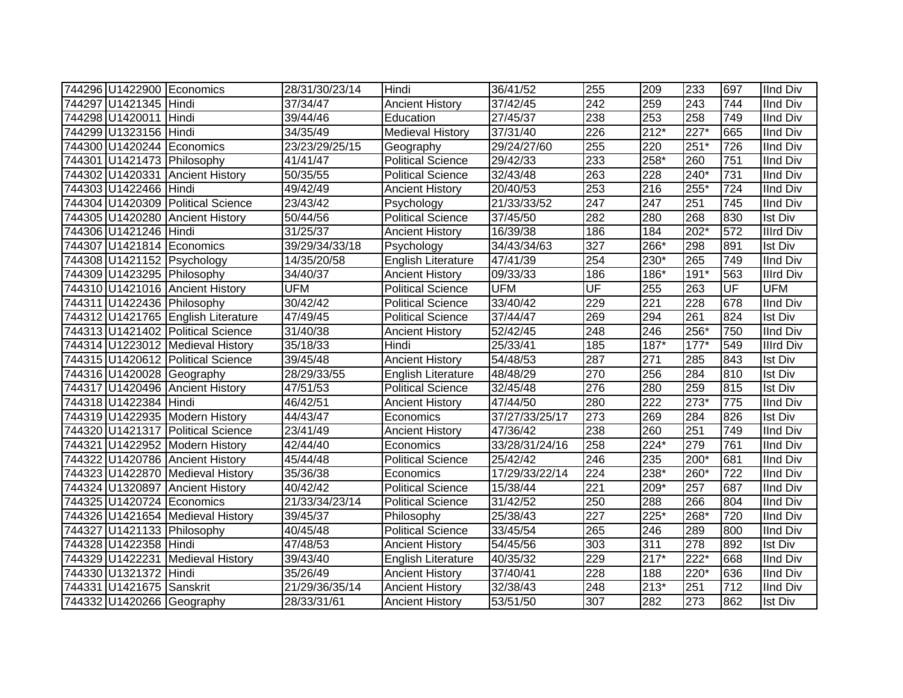| | | | | | | | | | | |
|---|---|---|---|---|---|---|---|---|---|---|
| 744296 | U1422900 | Economics | 28/31/30/23/14 | Hindi | 36/41/52 | 255 | 209 | 233 | 697 | IInd Div |
| 744297 | U1421345 | Hindi | 37/34/47 | Ancient History | 37/42/45 | 242 | 259 | 243 | 744 | IInd Div |
| 744298 | U1420011 | Hindi | 39/44/46 | Education | 27/45/37 | 238 | 253 | 258 | 749 | IInd Div |
| 744299 | U1323156 | Hindi | 34/35/49 | Medieval History | 37/31/40 | 226 | 212* | 227* | 665 | IInd Div |
| 744300 | U1420244 | Economics | 23/23/29/25/15 | Geography | 29/24/27/60 | 255 | 220 | 251* | 726 | IInd Div |
| 744301 | U1421473 | Philosophy | 41/41/47 | Political Science | 29/42/33 | 233 | 258* | 260 | 751 | IInd Div |
| 744302 | U1420331 | Ancient History | 50/35/55 | Political Science | 32/43/48 | 263 | 228 | 240* | 731 | IInd Div |
| 744303 | U1422466 | Hindi | 49/42/49 | Ancient History | 20/40/53 | 253 | 216 | 255* | 724 | IInd Div |
| 744304 | U1420309 | Political Science | 23/43/42 | Psychology | 21/33/33/52 | 247 | 247 | 251 | 745 | IInd Div |
| 744305 | U1420280 | Ancient History | 50/44/56 | Political Science | 37/45/50 | 282 | 280 | 268 | 830 | Ist Div |
| 744306 | U1421246 | Hindi | 31/25/37 | Ancient History | 16/39/38 | 186 | 184 | 202* | 572 | IIIrd Div |
| 744307 | U1421814 | Economics | 39/29/34/33/18 | Psychology | 34/43/34/63 | 327 | 266* | 298 | 891 | Ist Div |
| 744308 | U1421152 | Psychology | 14/35/20/58 | English Literature | 47/41/39 | 254 | 230* | 265 | 749 | IInd Div |
| 744309 | U1423295 | Philosophy | 34/40/37 | Ancient History | 09/33/33 | 186 | 186* | 191* | 563 | IIIrd Div |
| 744310 | U1421016 | Ancient History | UFM | Political Science | UFM | UF | 255 | 263 | UF | UFM |
| 744311 | U1422436 | Philosophy | 30/42/42 | Political Science | 33/40/42 | 229 | 221 | 228 | 678 | IInd Div |
| 744312 | U1421765 | English Literature | 47/49/45 | Political Science | 37/44/47 | 269 | 294 | 261 | 824 | Ist Div |
| 744313 | U1421402 | Political Science | 31/40/38 | Ancient History | 52/42/45 | 248 | 246 | 256* | 750 | IInd Div |
| 744314 | U1223012 | Medieval History | 35/18/33 | Hindi | 25/33/41 | 185 | 187* | 177* | 549 | IIIrd Div |
| 744315 | U1420612 | Political Science | 39/45/48 | Ancient History | 54/48/53 | 287 | 271 | 285 | 843 | Ist Div |
| 744316 | U1420028 | Geography | 28/29/33/55 | English Literature | 48/48/29 | 270 | 256 | 284 | 810 | Ist Div |
| 744317 | U1420496 | Ancient History | 47/51/53 | Political Science | 32/45/48 | 276 | 280 | 259 | 815 | Ist Div |
| 744318 | U1422384 | Hindi | 46/42/51 | Ancient History | 47/44/50 | 280 | 222 | 273* | 775 | IInd Div |
| 744319 | U1422935 | Modern History | 44/43/47 | Economics | 37/27/33/25/17 | 273 | 269 | 284 | 826 | Ist Div |
| 744320 | U1421317 | Political Science | 23/41/49 | Ancient History | 47/36/42 | 238 | 260 | 251 | 749 | IInd Div |
| 744321 | U1422952 | Modern History | 42/44/40 | Economics | 33/28/31/24/16 | 258 | 224* | 279 | 761 | IInd Div |
| 744322 | U1420786 | Ancient History | 45/44/48 | Political Science | 25/42/42 | 246 | 235 | 200* | 681 | IInd Div |
| 744323 | U1422870 | Medieval History | 35/36/38 | Economics | 17/29/33/22/14 | 224 | 238* | 260* | 722 | IInd Div |
| 744324 | U1320897 | Ancient History | 40/42/42 | Political Science | 15/38/44 | 221 | 209* | 257 | 687 | IInd Div |
| 744325 | U1420724 | Economics | 21/33/34/23/14 | Political Science | 31/42/52 | 250 | 288 | 266 | 804 | IInd Div |
| 744326 | U1421654 | Medieval History | 39/45/37 | Philosophy | 25/38/43 | 227 | 225* | 268* | 720 | IInd Div |
| 744327 | U1421133 | Philosophy | 40/45/48 | Political Science | 33/45/54 | 265 | 246 | 289 | 800 | IInd Div |
| 744328 | U1422358 | Hindi | 47/48/53 | Ancient History | 54/45/56 | 303 | 311 | 278 | 892 | Ist Div |
| 744329 | U1422231 | Medieval History | 39/43/40 | English Literature | 40/35/32 | 229 | 217* | 222* | 668 | IInd Div |
| 744330 | U1321372 | Hindi | 35/26/49 | Ancient History | 37/40/41 | 228 | 188 | 220* | 636 | IInd Div |
| 744331 | U1421675 | Sanskrit | 21/29/36/35/14 | Ancient History | 32/38/43 | 248 | 213* | 251 | 712 | IInd Div |
| 744332 | U1420266 | Geography | 28/33/31/61 | Ancient History | 53/51/50 | 307 | 282 | 273 | 862 | Ist Div |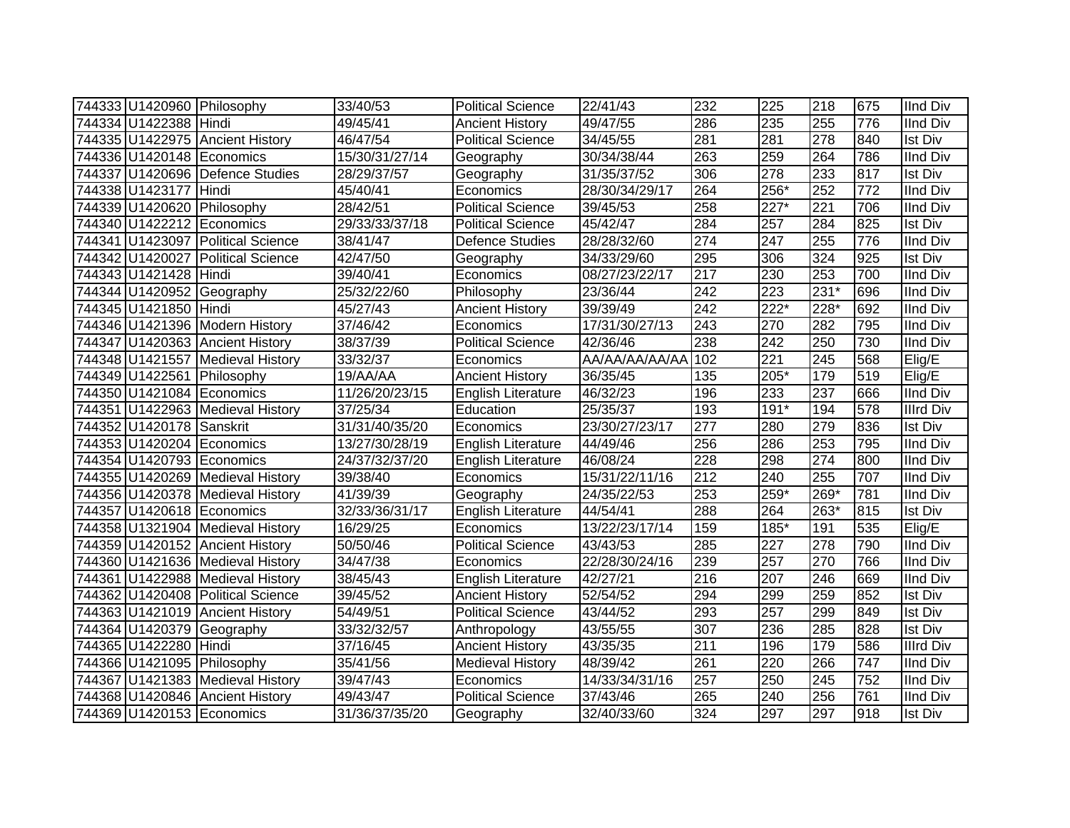| 744333 | U1420960 | Philosophy | 33/40/53 | Political Science | 22/41/43 | 232 | 225 | 218 | 675 | IInd Div |
|---|---|---|---|---|---|---|---|---|---|---|
| 744334 | U1422388 | Hindi | 49/45/41 | Ancient History | 49/47/55 | 286 | 235 | 255 | 776 | IInd Div |
| 744335 | U1422975 | Ancient History | 46/47/54 | Political Science | 34/45/55 | 281 | 281 | 278 | 840 | Ist Div |
| 744336 | U1420148 | Economics | 15/30/31/27/14 | Geography | 30/34/38/44 | 263 | 259 | 264 | 786 | IInd Div |
| 744337 | U1420696 | Defence Studies | 28/29/37/57 | Geography | 31/35/37/52 | 306 | 278 | 233 | 817 | Ist Div |
| 744338 | U1423177 | Hindi | 45/40/41 | Economics | 28/30/34/29/17 | 264 | 256* | 252 | 772 | IInd Div |
| 744339 | U1420620 | Philosophy | 28/42/51 | Political Science | 39/45/53 | 258 | 227* | 221 | 706 | IInd Div |
| 744340 | U1422212 | Economics | 29/33/33/37/18 | Political Science | 45/42/47 | 284 | 257 | 284 | 825 | Ist Div |
| 744341 | U1423097 | Political Science | 38/41/47 | Defence Studies | 28/28/32/60 | 274 | 247 | 255 | 776 | IInd Div |
| 744342 | U1420027 | Political Science | 42/47/50 | Geography | 34/33/29/60 | 295 | 306 | 324 | 925 | Ist Div |
| 744343 | U1421428 | Hindi | 39/40/41 | Economics | 08/27/23/22/17 | 217 | 230 | 253 | 700 | IInd Div |
| 744344 | U1420952 | Geography | 25/32/22/60 | Philosophy | 23/36/44 | 242 | 223 | 231* | 696 | IInd Div |
| 744345 | U1421850 | Hindi | 45/27/43 | Ancient History | 39/39/49 | 242 | 222* | 228* | 692 | IInd Div |
| 744346 | U1421396 | Modern History | 37/46/42 | Economics | 17/31/30/27/13 | 243 | 270 | 282 | 795 | IInd Div |
| 744347 | U1420363 | Ancient History | 38/37/39 | Political Science | 42/36/46 | 238 | 242 | 250 | 730 | IInd Div |
| 744348 | U1421557 | Medieval History | 33/32/37 | Economics | AA/AA/AA/AA/AA | 102 | 221 | 245 | 568 | Elig/E |
| 744349 | U1422561 | Philosophy | 19/AA/AA | Ancient History | 36/35/45 | 135 | 205* | 179 | 519 | Elig/E |
| 744350 | U1421084 | Economics | 11/26/20/23/15 | English Literature | 46/32/23 | 196 | 233 | 237 | 666 | IInd Div |
| 744351 | U1422963 | Medieval History | 37/25/34 | Education | 25/35/37 | 193 | 191* | 194 | 578 | IIIrd Div |
| 744352 | U1420178 | Sanskrit | 31/31/40/35/20 | Economics | 23/30/27/23/17 | 277 | 280 | 279 | 836 | Ist Div |
| 744353 | U1420204 | Economics | 13/27/30/28/19 | English Literature | 44/49/46 | 256 | 286 | 253 | 795 | IInd Div |
| 744354 | U1420793 | Economics | 24/37/32/37/20 | English Literature | 46/08/24 | 228 | 298 | 274 | 800 | IInd Div |
| 744355 | U1420269 | Medieval History | 39/38/40 | Economics | 15/31/22/11/16 | 212 | 240 | 255 | 707 | IInd Div |
| 744356 | U1420378 | Medieval History | 41/39/39 | Geography | 24/35/22/53 | 253 | 259* | 269* | 781 | IInd Div |
| 744357 | U1420618 | Economics | 32/33/36/31/17 | English Literature | 44/54/41 | 288 | 264 | 263* | 815 | Ist Div |
| 744358 | U1321904 | Medieval History | 16/29/25 | Economics | 13/22/23/17/14 | 159 | 185* | 191 | 535 | Elig/E |
| 744359 | U1420152 | Ancient History | 50/50/46 | Political Science | 43/43/53 | 285 | 227 | 278 | 790 | IInd Div |
| 744360 | U1421636 | Medieval History | 34/47/38 | Economics | 22/28/30/24/16 | 239 | 257 | 270 | 766 | IInd Div |
| 744361 | U1422988 | Medieval History | 38/45/43 | English Literature | 42/27/21 | 216 | 207 | 246 | 669 | IInd Div |
| 744362 | U1420408 | Political Science | 39/45/52 | Ancient History | 52/54/52 | 294 | 299 | 259 | 852 | Ist Div |
| 744363 | U1421019 | Ancient History | 54/49/51 | Political Science | 43/44/52 | 293 | 257 | 299 | 849 | Ist Div |
| 744364 | U1420379 | Geography | 33/32/32/57 | Anthropology | 43/55/55 | 307 | 236 | 285 | 828 | Ist Div |
| 744365 | U1422280 | Hindi | 37/16/45 | Ancient History | 43/35/35 | 211 | 196 | 179 | 586 | IIIrd Div |
| 744366 | U1421095 | Philosophy | 35/41/56 | Medieval History | 48/39/42 | 261 | 220 | 266 | 747 | IInd Div |
| 744367 | U1421383 | Medieval History | 39/47/43 | Economics | 14/33/34/31/16 | 257 | 250 | 245 | 752 | IInd Div |
| 744368 | U1420846 | Ancient History | 49/43/47 | Political Science | 37/43/46 | 265 | 240 | 256 | 761 | IInd Div |
| 744369 | U1420153 | Economics | 31/36/37/35/20 | Geography | 32/40/33/60 | 324 | 297 | 297 | 918 | Ist Div |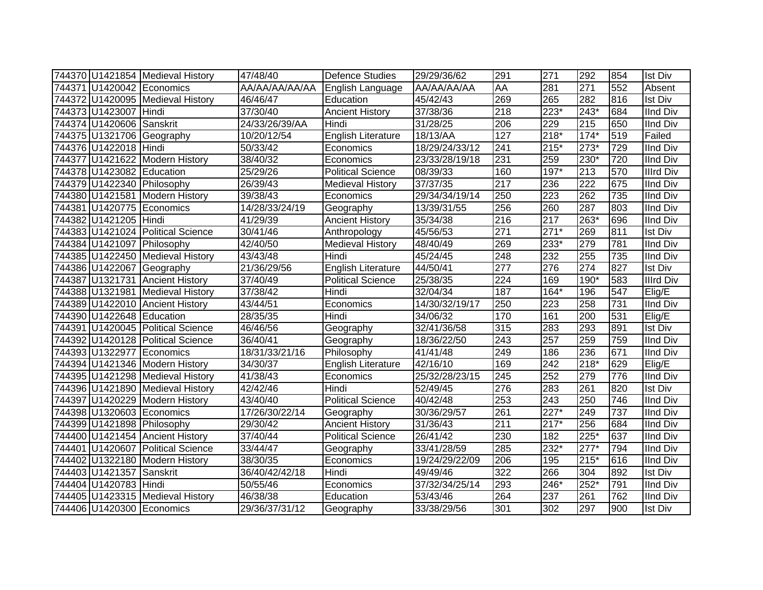| | | | | | | | | | | |
|---|---|---|---|---|---|---|---|---|---|---|
| 744370 | U1421854 | Medieval History | 47/48/40 | Defence Studies | 29/29/36/62 | 291 | 271 | 292 | 854 | Ist Div |
| 744371 | U1420042 | Economics | AA/AA/AA/AA/AA | English Language | AA/AA/AA/AA | AA | 281 | 271 | 552 | Absent |
| 744372 | U1420095 | Medieval History | 46/46/47 | Education | 45/42/43 | 269 | 265 | 282 | 816 | Ist Div |
| 744373 | U1423007 | Hindi | 37/30/40 | Ancient History | 37/38/36 | 218 | 223* | 243* | 684 | IInd Div |
| 744374 | U1420606 | Sanskrit | 24/33/26/39/AA | Hindi | 31/28/25 | 206 | 229 | 215 | 650 | IInd Div |
| 744375 | U1321706 | Geography | 10/20/12/54 | English Literature | 18/13/AA | 127 | 218* | 174* | 519 | Failed |
| 744376 | U1422018 | Hindi | 50/33/42 | Economics | 18/29/24/33/12 | 241 | 215* | 273* | 729 | IInd Div |
| 744377 | U1421622 | Modern History | 38/40/32 | Economics | 23/33/28/19/18 | 231 | 259 | 230* | 720 | IInd Div |
| 744378 | U1423082 | Education | 25/29/26 | Political Science | 08/39/33 | 160 | 197* | 213 | 570 | IIIrd Div |
| 744379 | U1422340 | Philosophy | 26/39/43 | Medieval History | 37/37/35 | 217 | 236 | 222 | 675 | IInd Div |
| 744380 | U1421581 | Modern History | 39/38/43 | Economics | 29/34/34/19/14 | 250 | 223 | 262 | 735 | IInd Div |
| 744381 | U1420775 | Economics | 14/28/33/24/19 | Geography | 13/39/31/55 | 256 | 260 | 287 | 803 | IInd Div |
| 744382 | U1421205 | Hindi | 41/29/39 | Ancient History | 35/34/38 | 216 | 217 | 263* | 696 | IInd Div |
| 744383 | U1421024 | Political Science | 30/41/46 | Anthropology | 45/56/53 | 271 | 271* | 269 | 811 | Ist Div |
| 744384 | U1421097 | Philosophy | 42/40/50 | Medieval History | 48/40/49 | 269 | 233* | 279 | 781 | IInd Div |
| 744385 | U1422450 | Medieval History | 43/43/48 | Hindi | 45/24/45 | 248 | 232 | 255 | 735 | IInd Div |
| 744386 | U1422067 | Geography | 21/36/29/56 | English Literature | 44/50/41 | 277 | 276 | 274 | 827 | Ist Div |
| 744387 | U1321731 | Ancient History | 37/40/49 | Political Science | 25/38/35 | 224 | 169 | 190* | 583 | IIIrd Div |
| 744388 | U1321981 | Medieval History | 37/38/42 | Hindi | 32/04/34 | 187 | 164* | 196 | 547 | Elig/E |
| 744389 | U1422010 | Ancient History | 43/44/51 | Economics | 14/30/32/19/17 | 250 | 223 | 258 | 731 | IInd Div |
| 744390 | U1422648 | Education | 28/35/35 | Hindi | 34/06/32 | 170 | 161 | 200 | 531 | Elig/E |
| 744391 | U1420045 | Political Science | 46/46/56 | Geography | 32/41/36/58 | 315 | 283 | 293 | 891 | Ist Div |
| 744392 | U1420128 | Political Science | 36/40/41 | Geography | 18/36/22/50 | 243 | 257 | 259 | 759 | IInd Div |
| 744393 | U1322977 | Economics | 18/31/33/21/16 | Philosophy | 41/41/48 | 249 | 186 | 236 | 671 | IInd Div |
| 744394 | U1421346 | Modern History | 34/30/37 | English Literature | 42/16/10 | 169 | 242 | 218* | 629 | Elig/E |
| 744395 | U1421298 | Medieval History | 41/38/43 | Economics | 25/32/28/23/15 | 245 | 252 | 279 | 776 | IInd Div |
| 744396 | U1421890 | Medieval History | 42/42/46 | Hindi | 52/49/45 | 276 | 283 | 261 | 820 | Ist Div |
| 744397 | U1420229 | Modern History | 43/40/40 | Political Science | 40/42/48 | 253 | 243 | 250 | 746 | IInd Div |
| 744398 | U1320603 | Economics | 17/26/30/22/14 | Geography | 30/36/29/57 | 261 | 227* | 249 | 737 | IInd Div |
| 744399 | U1421898 | Philosophy | 29/30/42 | Ancient History | 31/36/43 | 211 | 217* | 256 | 684 | IInd Div |
| 744400 | U1421454 | Ancient History | 37/40/44 | Political Science | 26/41/42 | 230 | 182 | 225* | 637 | IInd Div |
| 744401 | U1420607 | Political Science | 33/44/47 | Geography | 33/41/28/59 | 285 | 232* | 277* | 794 | IInd Div |
| 744402 | U1322180 | Modern History | 38/30/35 | Economics | 19/24/29/22/09 | 206 | 195 | 215* | 616 | IInd Div |
| 744403 | U1421357 | Sanskrit | 36/40/42/42/18 | Hindi | 49/49/46 | 322 | 266 | 304 | 892 | Ist Div |
| 744404 | U1420783 | Hindi | 50/55/46 | Economics | 37/32/34/25/14 | 293 | 246* | 252* | 791 | IInd Div |
| 744405 | U1423315 | Medieval History | 46/38/38 | Education | 53/43/46 | 264 | 237 | 261 | 762 | IInd Div |
| 744406 | U1420300 | Economics | 29/36/37/31/12 | Geography | 33/38/29/56 | 301 | 302 | 297 | 900 | Ist Div |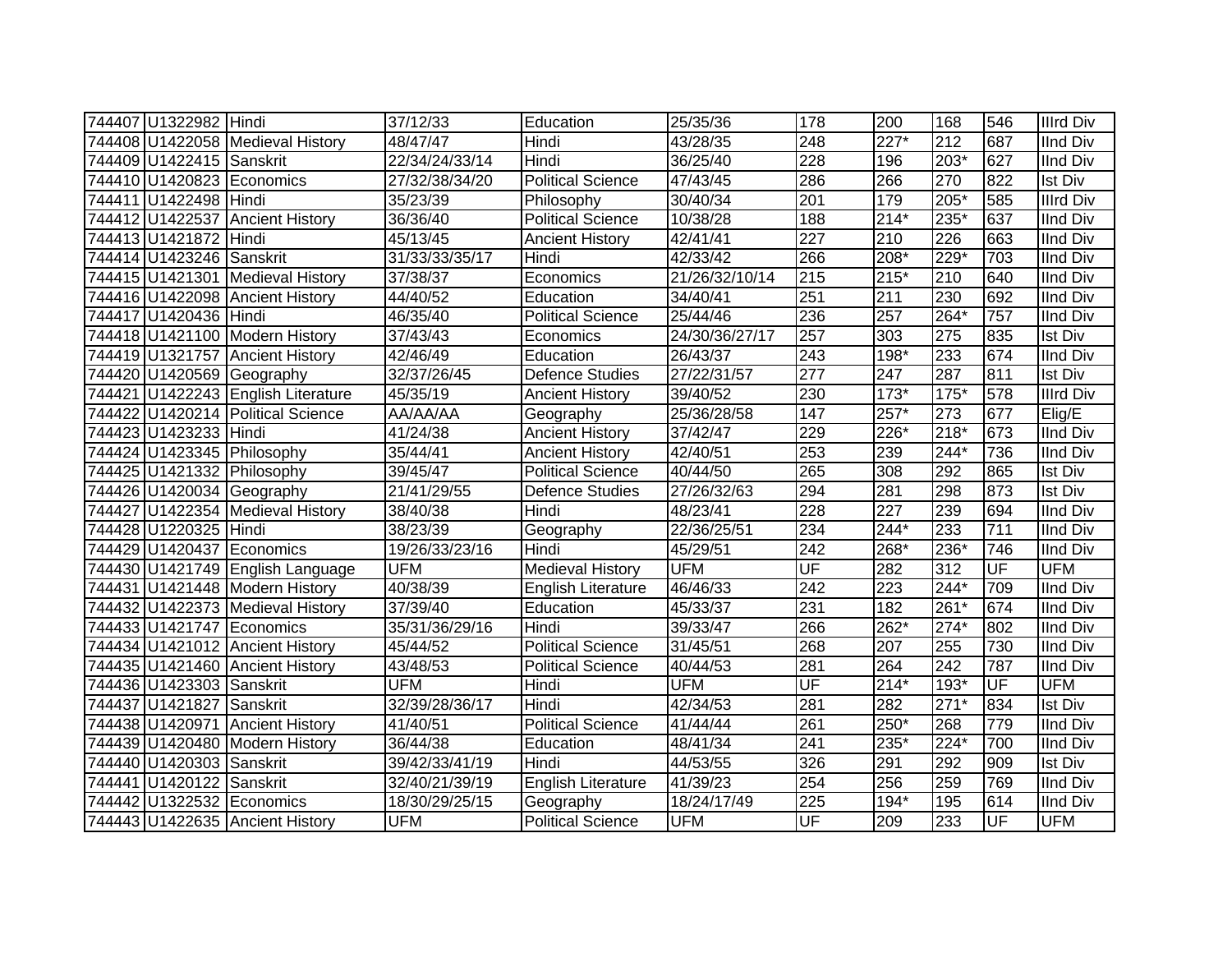| | | | | | | | | | | |
|---|---|---|---|---|---|---|---|---|---|---|
| 744407 | U1322982 | Hindi | 37/12/33 | Education | 25/35/36 | 178 | 200 | 168 | 546 | IIIrd Div |
| 744408 | U1422058 | Medieval History | 48/47/47 | Hindi | 43/28/35 | 248 | 227* | 212 | 687 | IInd Div |
| 744409 | U1422415 | Sanskrit | 22/34/24/33/14 | Hindi | 36/25/40 | 228 | 196 | 203* | 627 | IInd Div |
| 744410 | U1420823 | Economics | 27/32/38/34/20 | Political Science | 47/43/45 | 286 | 266 | 270 | 822 | Ist Div |
| 744411 | U1422498 | Hindi | 35/23/39 | Philosophy | 30/40/34 | 201 | 179 | 205* | 585 | IIIrd Div |
| 744412 | U1422537 | Ancient History | 36/36/40 | Political Science | 10/38/28 | 188 | 214* | 235* | 637 | IInd Div |
| 744413 | U1421872 | Hindi | 45/13/45 | Ancient History | 42/41/41 | 227 | 210 | 226 | 663 | IInd Div |
| 744414 | U1423246 | Sanskrit | 31/33/33/35/17 | Hindi | 42/33/42 | 266 | 208* | 229* | 703 | IInd Div |
| 744415 | U1421301 | Medieval History | 37/38/37 | Economics | 21/26/32/10/14 | 215 | 215* | 210 | 640 | IInd Div |
| 744416 | U1422098 | Ancient History | 44/40/52 | Education | 34/40/41 | 251 | 211 | 230 | 692 | IInd Div |
| 744417 | U1420436 | Hindi | 46/35/40 | Political Science | 25/44/46 | 236 | 257 | 264* | 757 | IInd Div |
| 744418 | U1421100 | Modern History | 37/43/43 | Economics | 24/30/36/27/17 | 257 | 303 | 275 | 835 | Ist Div |
| 744419 | U1321757 | Ancient History | 42/46/49 | Education | 26/43/37 | 243 | 198* | 233 | 674 | IInd Div |
| 744420 | U1420569 | Geography | 32/37/26/45 | Defence Studies | 27/22/31/57 | 277 | 247 | 287 | 811 | Ist Div |
| 744421 | U1422243 | English Literature | 45/35/19 | Ancient History | 39/40/52 | 230 | 173* | 175* | 578 | IIIrd Div |
| 744422 | U1420214 | Political Science | AA/AA/AA | Geography | 25/36/28/58 | 147 | 257* | 273 | 677 | Elig/E |
| 744423 | U1423233 | Hindi | 41/24/38 | Ancient History | 37/42/47 | 229 | 226* | 218* | 673 | IInd Div |
| 744424 | U1423345 | Philosophy | 35/44/41 | Ancient History | 42/40/51 | 253 | 239 | 244* | 736 | IInd Div |
| 744425 | U1421332 | Philosophy | 39/45/47 | Political Science | 40/44/50 | 265 | 308 | 292 | 865 | Ist Div |
| 744426 | U1420034 | Geography | 21/41/29/55 | Defence Studies | 27/26/32/63 | 294 | 281 | 298 | 873 | Ist Div |
| 744427 | U1422354 | Medieval History | 38/40/38 | Hindi | 48/23/41 | 228 | 227 | 239 | 694 | IInd Div |
| 744428 | U1220325 | Hindi | 38/23/39 | Geography | 22/36/25/51 | 234 | 244* | 233 | 711 | IInd Div |
| 744429 | U1420437 | Economics | 19/26/33/23/16 | Hindi | 45/29/51 | 242 | 268* | 236* | 746 | IInd Div |
| 744430 | U1421749 | English Language | UFM | Medieval History | UFM | UF | 282 | 312 | UF | UFM |
| 744431 | U1421448 | Modern History | 40/38/39 | English Literature | 46/46/33 | 242 | 223 | 244* | 709 | IInd Div |
| 744432 | U1422373 | Medieval History | 37/39/40 | Education | 45/33/37 | 231 | 182 | 261* | 674 | IInd Div |
| 744433 | U1421747 | Economics | 35/31/36/29/16 | Hindi | 39/33/47 | 266 | 262* | 274* | 802 | IInd Div |
| 744434 | U1421012 | Ancient History | 45/44/52 | Political Science | 31/45/51 | 268 | 207 | 255 | 730 | IInd Div |
| 744435 | U1421460 | Ancient History | 43/48/53 | Political Science | 40/44/53 | 281 | 264 | 242 | 787 | IInd Div |
| 744436 | U1423303 | Sanskrit | UFM | Hindi | UFM | UF | 214* | 193* | UF | UFM |
| 744437 | U1421827 | Sanskrit | 32/39/28/36/17 | Hindi | 42/34/53 | 281 | 282 | 271* | 834 | Ist Div |
| 744438 | U1420971 | Ancient History | 41/40/51 | Political Science | 41/44/44 | 261 | 250* | 268 | 779 | IInd Div |
| 744439 | U1420480 | Modern History | 36/44/38 | Education | 48/41/34 | 241 | 235* | 224* | 700 | IInd Div |
| 744440 | U1420303 | Sanskrit | 39/42/33/41/19 | Hindi | 44/53/55 | 326 | 291 | 292 | 909 | Ist Div |
| 744441 | U1420122 | Sanskrit | 32/40/21/39/19 | English Literature | 41/39/23 | 254 | 256 | 259 | 769 | IInd Div |
| 744442 | U1322532 | Economics | 18/30/29/25/15 | Geography | 18/24/17/49 | 225 | 194* | 195 | 614 | IInd Div |
| 744443 | U1422635 | Ancient History | UFM | Political Science | UFM | UF | 209 | 233 | UF | UFM |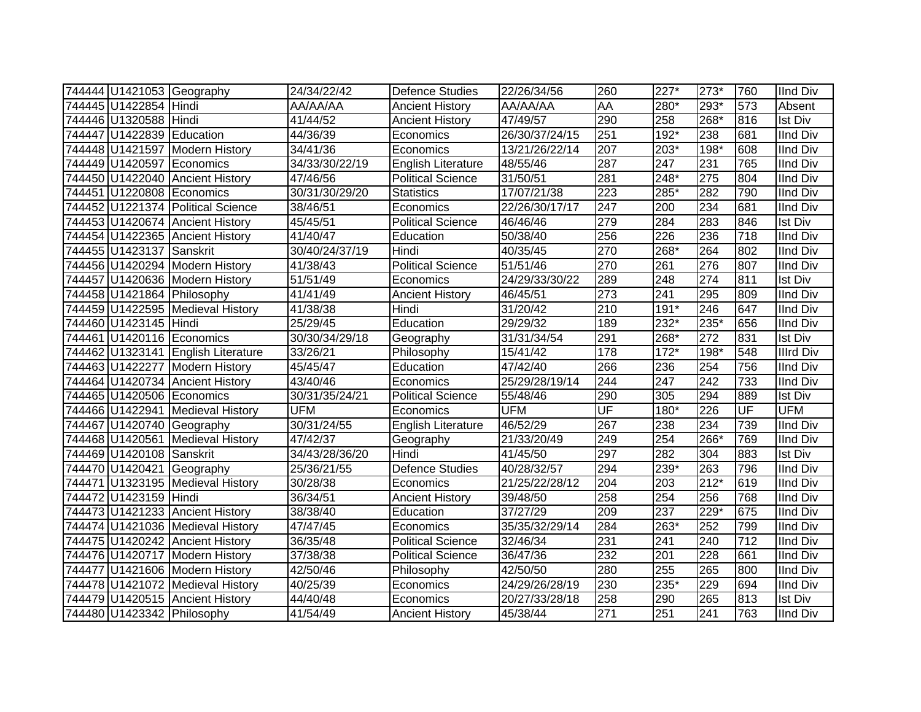| | | | | | | | | | | |
|---|---|---|---|---|---|---|---|---|---|---|
| 744444 | U1421053 | Geography | 24/34/22/42 | Defence Studies | 22/26/34/56 | 260 | 227* | 273* | 760 | IInd Div |
| 744445 | U1422854 | Hindi | AA/AA/AA | Ancient History | AA/AA/AA | AA | 280* | 293* | 573 | Absent |
| 744446 | U1320588 | Hindi | 41/44/52 | Ancient History | 47/49/57 | 290 | 258 | 268* | 816 | Ist Div |
| 744447 | U1422839 | Education | 44/36/39 | Economics | 26/30/37/24/15 | 251 | 192* | 238 | 681 | IInd Div |
| 744448 | U1421597 | Modern History | 34/41/36 | Economics | 13/21/26/22/14 | 207 | 203* | 198* | 608 | IInd Div |
| 744449 | U1420597 | Economics | 34/33/30/22/19 | English Literature | 48/55/46 | 287 | 247 | 231 | 765 | IInd Div |
| 744450 | U1422040 | Ancient History | 47/46/56 | Political Science | 31/50/51 | 281 | 248* | 275 | 804 | IInd Div |
| 744451 | U1220808 | Economics | 30/31/30/29/20 | Statistics | 17/07/21/38 | 223 | 285* | 282 | 790 | IInd Div |
| 744452 | U1221374 | Political Science | 38/46/51 | Economics | 22/26/30/17/17 | 247 | 200 | 234 | 681 | IInd Div |
| 744453 | U1420674 | Ancient History | 45/45/51 | Political Science | 46/46/46 | 279 | 284 | 283 | 846 | Ist Div |
| 744454 | U1422365 | Ancient History | 41/40/47 | Education | 50/38/40 | 256 | 226 | 236 | 718 | IInd Div |
| 744455 | U1423137 | Sanskrit | 30/40/24/37/19 | Hindi | 40/35/45 | 270 | 268* | 264 | 802 | IInd Div |
| 744456 | U1420294 | Modern History | 41/38/43 | Political Science | 51/51/46 | 270 | 261 | 276 | 807 | IInd Div |
| 744457 | U1420636 | Modern History | 51/51/49 | Economics | 24/29/33/30/22 | 289 | 248 | 274 | 811 | Ist Div |
| 744458 | U1421864 | Philosophy | 41/41/49 | Ancient History | 46/45/51 | 273 | 241 | 295 | 809 | IInd Div |
| 744459 | U1422595 | Medieval History | 41/38/38 | Hindi | 31/20/42 | 210 | 191* | 246 | 647 | IInd Div |
| 744460 | U1423145 | Hindi | 25/29/45 | Education | 29/29/32 | 189 | 232* | 235* | 656 | IInd Div |
| 744461 | U1420116 | Economics | 30/30/34/29/18 | Geography | 31/31/34/54 | 291 | 268* | 272 | 831 | Ist Div |
| 744462 | U1323141 | English Literature | 33/26/21 | Philosophy | 15/41/42 | 178 | 172* | 198* | 548 | IIIrd Div |
| 744463 | U1422277 | Modern History | 45/45/47 | Education | 47/42/40 | 266 | 236 | 254 | 756 | IInd Div |
| 744464 | U1420734 | Ancient History | 43/40/46 | Economics | 25/29/28/19/14 | 244 | 247 | 242 | 733 | IInd Div |
| 744465 | U1420506 | Economics | 30/31/35/24/21 | Political Science | 55/48/46 | 290 | 305 | 294 | 889 | Ist Div |
| 744466 | U1422941 | Medieval History | UFM | Economics | UFM | UF | 180* | 226 | UF | UFM |
| 744467 | U1420740 | Geography | 30/31/24/55 | English Literature | 46/52/29 | 267 | 238 | 234 | 739 | IInd Div |
| 744468 | U1420561 | Medieval History | 47/42/37 | Geography | 21/33/20/49 | 249 | 254 | 266* | 769 | IInd Div |
| 744469 | U1420108 | Sanskrit | 34/43/28/36/20 | Hindi | 41/45/50 | 297 | 282 | 304 | 883 | Ist Div |
| 744470 | U1420421 | Geography | 25/36/21/55 | Defence Studies | 40/28/32/57 | 294 | 239* | 263 | 796 | IInd Div |
| 744471 | U1323195 | Medieval History | 30/28/38 | Economics | 21/25/22/28/12 | 204 | 203 | 212* | 619 | IInd Div |
| 744472 | U1423159 | Hindi | 36/34/51 | Ancient History | 39/48/50 | 258 | 254 | 256 | 768 | IInd Div |
| 744473 | U1421233 | Ancient History | 38/38/40 | Education | 37/27/29 | 209 | 237 | 229* | 675 | IInd Div |
| 744474 | U1421036 | Medieval History | 47/47/45 | Economics | 35/35/32/29/14 | 284 | 263* | 252 | 799 | IInd Div |
| 744475 | U1420242 | Ancient History | 36/35/48 | Political Science | 32/46/34 | 231 | 241 | 240 | 712 | IInd Div |
| 744476 | U1420717 | Modern History | 37/38/38 | Political Science | 36/47/36 | 232 | 201 | 228 | 661 | IInd Div |
| 744477 | U1421606 | Modern History | 42/50/46 | Philosophy | 42/50/50 | 280 | 255 | 265 | 800 | IInd Div |
| 744478 | U1421072 | Medieval History | 40/25/39 | Economics | 24/29/26/28/19 | 230 | 235* | 229 | 694 | IInd Div |
| 744479 | U1420515 | Ancient History | 44/40/48 | Economics | 20/27/33/28/18 | 258 | 290 | 265 | 813 | Ist Div |
| 744480 | U1423342 | Philosophy | 41/54/49 | Ancient History | 45/38/44 | 271 | 251 | 241 | 763 | IInd Div |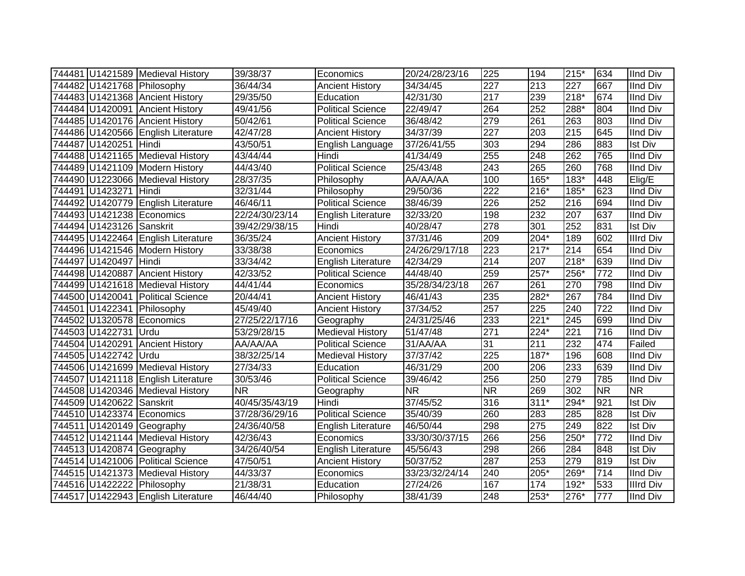| | | | | | | | | | | |
|---|---|---|---|---|---|---|---|---|---|---|
| 744481 | U1421589 | Medieval History | 39/38/37 | Economics | 20/24/28/23/16 | 225 | 194 | 215* | 634 | IInd Div |
| 744482 | U1421768 | Philosophy | 36/44/34 | Ancient History | 34/34/45 | 227 | 213 | 227 | 667 | IInd Div |
| 744483 | U1421368 | Ancient History | 29/35/50 | Education | 42/31/30 | 217 | 239 | 218* | 674 | IInd Div |
| 744484 | U1420091 | Ancient History | 49/41/56 | Political Science | 22/49/47 | 264 | 252 | 288* | 804 | IInd Div |
| 744485 | U1420176 | Ancient History | 50/42/61 | Political Science | 36/48/42 | 279 | 261 | 263 | 803 | IInd Div |
| 744486 | U1420566 | English Literature | 42/47/28 | Ancient History | 34/37/39 | 227 | 203 | 215 | 645 | IInd Div |
| 744487 | U1420251 | Hindi | 43/50/51 | English Language | 37/26/41/55 | 303 | 294 | 286 | 883 | Ist Div |
| 744488 | U1421165 | Medieval History | 43/44/44 | Hindi | 41/34/49 | 255 | 248 | 262 | 765 | IInd Div |
| 744489 | U1421109 | Modern History | 44/43/40 | Political Science | 25/43/48 | 243 | 265 | 260 | 768 | IInd Div |
| 744490 | U1223066 | Medieval History | 28/37/35 | Philosophy | AA/AA/AA | 100 | 165* | 183* | 448 | Elig/E |
| 744491 | U1423271 | Hindi | 32/31/44 | Philosophy | 29/50/36 | 222 | 216* | 185* | 623 | IInd Div |
| 744492 | U1420779 | English Literature | 46/46/11 | Political Science | 38/46/39 | 226 | 252 | 216 | 694 | IInd Div |
| 744493 | U1421238 | Economics | 22/24/30/23/14 | English Literature | 32/33/20 | 198 | 232 | 207 | 637 | IInd Div |
| 744494 | U1423126 | Sanskrit | 39/42/29/38/15 | Hindi | 40/28/47 | 278 | 301 | 252 | 831 | Ist Div |
| 744495 | U1422464 | English Literature | 36/35/24 | Ancient History | 37/31/46 | 209 | 204* | 189 | 602 | IIIrd Div |
| 744496 | U1421546 | Modern History | 33/38/38 | Economics | 24/26/29/17/18 | 223 | 217* | 214 | 654 | IInd Div |
| 744497 | U1420497 | Hindi | 33/34/42 | English Literature | 42/34/29 | 214 | 207 | 218* | 639 | IInd Div |
| 744498 | U1420887 | Ancient History | 42/33/52 | Political Science | 44/48/40 | 259 | 257* | 256* | 772 | IInd Div |
| 744499 | U1421618 | Medieval History | 44/41/44 | Economics | 35/28/34/23/18 | 267 | 261 | 270 | 798 | IInd Div |
| 744500 | U1420041 | Political Science | 20/44/41 | Ancient History | 46/41/43 | 235 | 282* | 267 | 784 | IInd Div |
| 744501 | U1422341 | Philosophy | 45/49/40 | Ancient History | 37/34/52 | 257 | 225 | 240 | 722 | IInd Div |
| 744502 | U1320578 | Economics | 27/25/22/17/16 | Geography | 24/31/25/46 | 233 | 221* | 245 | 699 | IInd Div |
| 744503 | U1422731 | Urdu | 53/29/28/15 | Medieval History | 51/47/48 | 271 | 224* | 221 | 716 | IInd Div |
| 744504 | U1420291 | Ancient History | AA/AA/AA | Political Science | 31/AA/AA | 31 | 211 | 232 | 474 | Failed |
| 744505 | U1422742 | Urdu | 38/32/25/14 | Medieval History | 37/37/42 | 225 | 187* | 196 | 608 | IInd Div |
| 744506 | U1421699 | Medieval History | 27/34/33 | Education | 46/31/29 | 200 | 206 | 233 | 639 | IInd Div |
| 744507 | U1421118 | English Literature | 30/53/46 | Political Science | 39/46/42 | 256 | 250 | 279 | 785 | IInd Div |
| 744508 | U1420346 | Medieval History | NR | Geography | NR | NR | 269 | 302 | NR | NR |
| 744509 | U1420622 | Sanskrit | 40/45/35/43/19 | Hindi | 37/45/52 | 316 | 311* | 294* | 921 | Ist Div |
| 744510 | U1423374 | Economics | 37/28/36/29/16 | Political Science | 35/40/39 | 260 | 283 | 285 | 828 | Ist Div |
| 744511 | U1420149 | Geography | 24/36/40/58 | English Literature | 46/50/44 | 298 | 275 | 249 | 822 | Ist Div |
| 744512 | U1421144 | Medieval History | 42/36/43 | Economics | 33/30/30/37/15 | 266 | 256 | 250* | 772 | IInd Div |
| 744513 | U1420874 | Geography | 34/26/40/54 | English Literature | 45/56/43 | 298 | 266 | 284 | 848 | Ist Div |
| 744514 | U1421006 | Political Science | 47/50/51 | Ancient History | 50/37/52 | 287 | 253 | 279 | 819 | Ist Div |
| 744515 | U1421373 | Medieval History | 44/33/37 | Economics | 33/23/32/24/14 | 240 | 205* | 269* | 714 | IInd Div |
| 744516 | U1422222 | Philosophy | 21/38/31 | Education | 27/24/26 | 167 | 174 | 192* | 533 | IIIrd Div |
| 744517 | U1422943 | English Literature | 46/44/40 | Philosophy | 38/41/39 | 248 | 253* | 276* | 777 | IInd Div |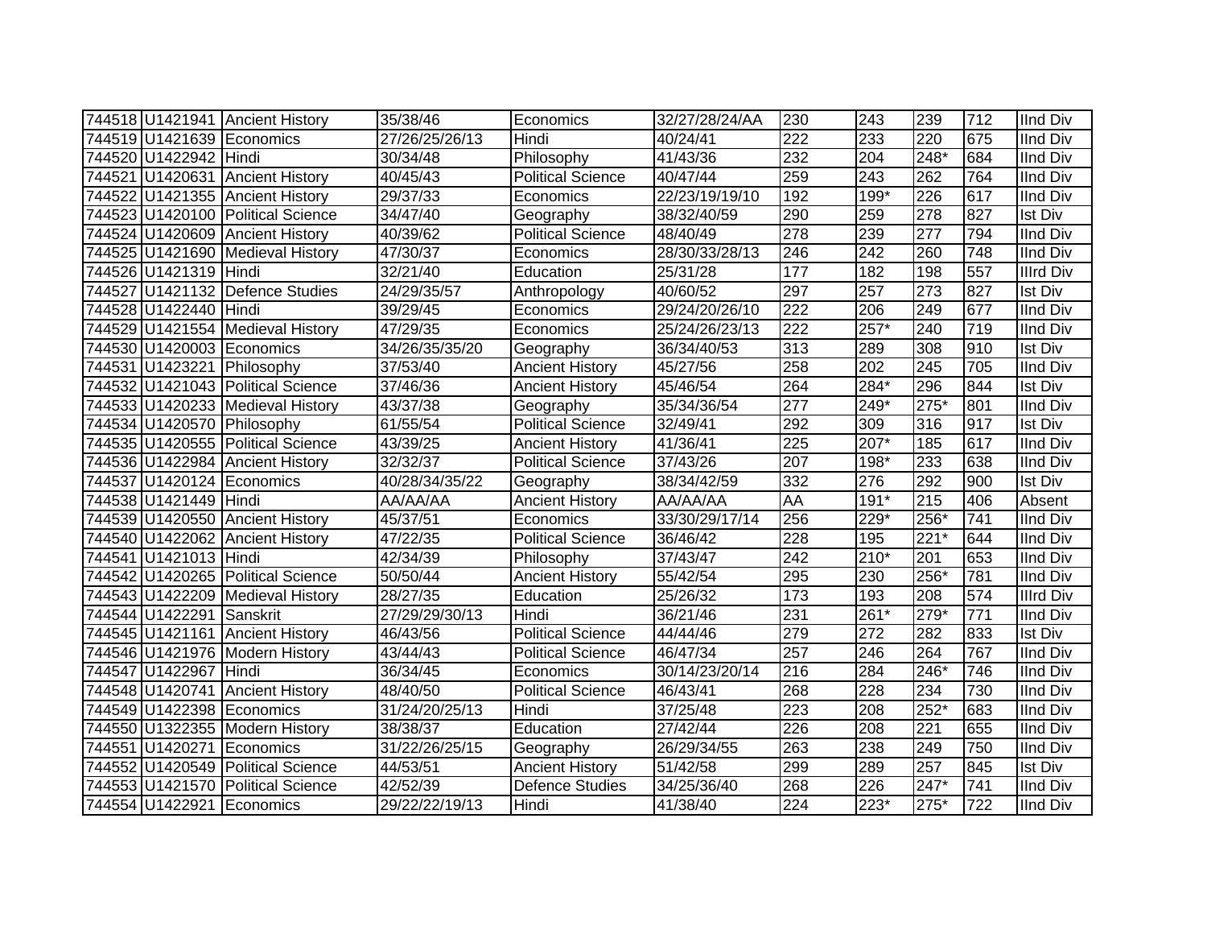| | | | | | | | | | | |
|---|---|---|---|---|---|---|---|---|---|---|
| 744518 | U1421941 | Ancient History | 35/38/46 | Economics | 32/27/28/24/AA | 230 | 243 | 239 | 712 | IInd Div |
| 744519 | U1421639 | Economics | 27/26/25/26/13 | Hindi | 40/24/41 | 222 | 233 | 220 | 675 | IInd Div |
| 744520 | U1422942 | Hindi | 30/34/48 | Philosophy | 41/43/36 | 232 | 204 | 248* | 684 | IInd Div |
| 744521 | U1420631 | Ancient History | 40/45/43 | Political Science | 40/47/44 | 259 | 243 | 262 | 764 | IInd Div |
| 744522 | U1421355 | Ancient History | 29/37/33 | Economics | 22/23/19/19/10 | 192 | 199* | 226 | 617 | IInd Div |
| 744523 | U1420100 | Political Science | 34/47/40 | Geography | 38/32/40/59 | 290 | 259 | 278 | 827 | Ist Div |
| 744524 | U1420609 | Ancient History | 40/39/62 | Political Science | 48/40/49 | 278 | 239 | 277 | 794 | IInd Div |
| 744525 | U1421690 | Medieval History | 47/30/37 | Economics | 28/30/33/28/13 | 246 | 242 | 260 | 748 | IInd Div |
| 744526 | U1421319 | Hindi | 32/21/40 | Education | 25/31/28 | 177 | 182 | 198 | 557 | IIIrd Div |
| 744527 | U1421132 | Defence Studies | 24/29/35/57 | Anthropology | 40/60/52 | 297 | 257 | 273 | 827 | Ist Div |
| 744528 | U1422440 | Hindi | 39/29/45 | Economics | 29/24/20/26/10 | 222 | 206 | 249 | 677 | IInd Div |
| 744529 | U1421554 | Medieval History | 47/29/35 | Economics | 25/24/26/23/13 | 222 | 257* | 240 | 719 | IInd Div |
| 744530 | U1420003 | Economics | 34/26/35/35/20 | Geography | 36/34/40/53 | 313 | 289 | 308 | 910 | Ist Div |
| 744531 | U1423221 | Philosophy | 37/53/40 | Ancient History | 45/27/56 | 258 | 202 | 245 | 705 | IInd Div |
| 744532 | U1421043 | Political Science | 37/46/36 | Ancient History | 45/46/54 | 264 | 284* | 296 | 844 | Ist Div |
| 744533 | U1420233 | Medieval History | 43/37/38 | Geography | 35/34/36/54 | 277 | 249* | 275* | 801 | IInd Div |
| 744534 | U1420570 | Philosophy | 61/55/54 | Political Science | 32/49/41 | 292 | 309 | 316 | 917 | Ist Div |
| 744535 | U1420555 | Political Science | 43/39/25 | Ancient History | 41/36/41 | 225 | 207* | 185 | 617 | IInd Div |
| 744536 | U1422984 | Ancient History | 32/32/37 | Political Science | 37/43/26 | 207 | 198* | 233 | 638 | IInd Div |
| 744537 | U1420124 | Economics | 40/28/34/35/22 | Geography | 38/34/42/59 | 332 | 276 | 292 | 900 | Ist Div |
| 744538 | U1421449 | Hindi | AA/AA/AA | Ancient History | AA/AA/AA | AA | 191* | 215 | 406 | Absent |
| 744539 | U1420550 | Ancient History | 45/37/51 | Economics | 33/30/29/17/14 | 256 | 229* | 256* | 741 | IInd Div |
| 744540 | U1422062 | Ancient History | 47/22/35 | Political Science | 36/46/42 | 228 | 195 | 221* | 644 | IInd Div |
| 744541 | U1421013 | Hindi | 42/34/39 | Philosophy | 37/43/47 | 242 | 210* | 201 | 653 | IInd Div |
| 744542 | U1420265 | Political Science | 50/50/44 | Ancient History | 55/42/54 | 295 | 230 | 256* | 781 | IInd Div |
| 744543 | U1422209 | Medieval History | 28/27/35 | Education | 25/26/32 | 173 | 193 | 208 | 574 | IIIrd Div |
| 744544 | U1422291 | Sanskrit | 27/29/29/30/13 | Hindi | 36/21/46 | 231 | 261* | 279* | 771 | IInd Div |
| 744545 | U1421161 | Ancient History | 46/43/56 | Political Science | 44/44/46 | 279 | 272 | 282 | 833 | Ist Div |
| 744546 | U1421976 | Modern History | 43/44/43 | Political Science | 46/47/34 | 257 | 246 | 264 | 767 | IInd Div |
| 744547 | U1422967 | Hindi | 36/34/45 | Economics | 30/14/23/20/14 | 216 | 284 | 246* | 746 | IInd Div |
| 744548 | U1420741 | Ancient History | 48/40/50 | Political Science | 46/43/41 | 268 | 228 | 234 | 730 | IInd Div |
| 744549 | U1422398 | Economics | 31/24/20/25/13 | Hindi | 37/25/48 | 223 | 208 | 252* | 683 | IInd Div |
| 744550 | U1322355 | Modern History | 38/38/37 | Education | 27/42/44 | 226 | 208 | 221 | 655 | IInd Div |
| 744551 | U1420271 | Economics | 31/22/26/25/15 | Geography | 26/29/34/55 | 263 | 238 | 249 | 750 | IInd Div |
| 744552 | U1420549 | Political Science | 44/53/51 | Ancient History | 51/42/58 | 299 | 289 | 257 | 845 | Ist Div |
| 744553 | U1421570 | Political Science | 42/52/39 | Defence Studies | 34/25/36/40 | 268 | 226 | 247* | 741 | IInd Div |
| 744554 | U1422921 | Economics | 29/22/22/19/13 | Hindi | 41/38/40 | 224 | 223* | 275* | 722 | IInd Div |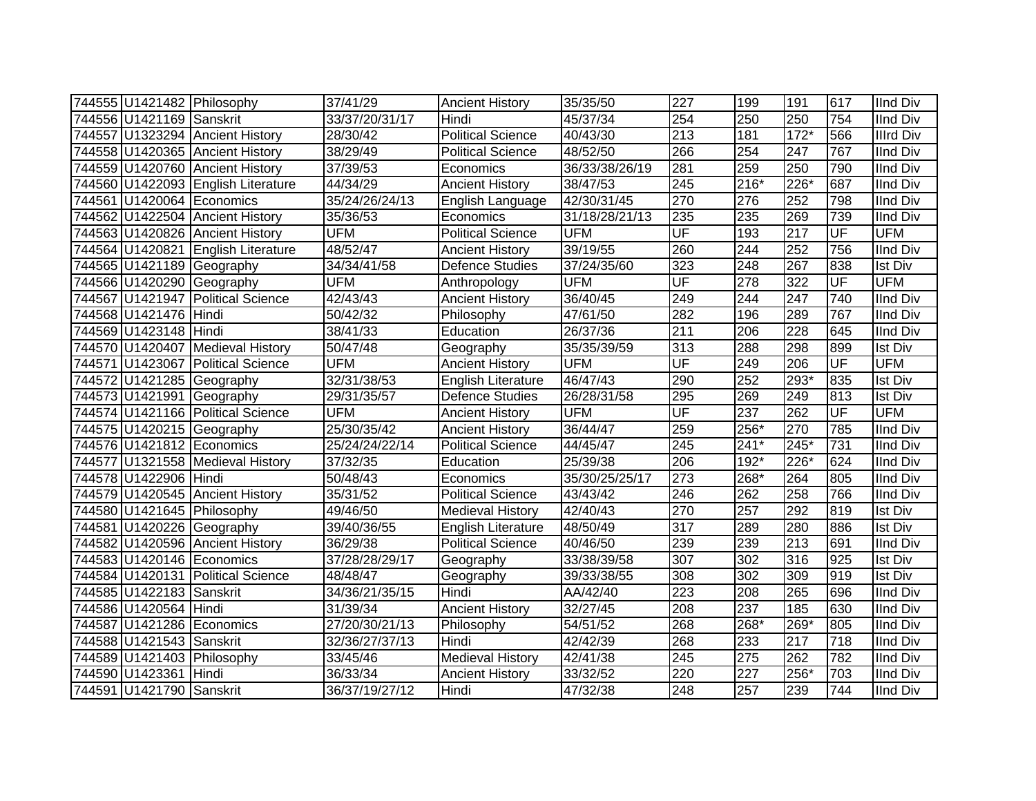| | | | | | | | | | | |
|---|---|---|---|---|---|---|---|---|---|---|
| 744555 | U1421482 | Philosophy | 37/41/29 | Ancient History | 35/35/50 | 227 | 199 | 191 | 617 | IInd Div |
| 744556 | U1421169 | Sanskrit | 33/37/20/31/17 | Hindi | 45/37/34 | 254 | 250 | 250 | 754 | IInd Div |
| 744557 | U1323294 | Ancient History | 28/30/42 | Political Science | 40/43/30 | 213 | 181 | 172* | 566 | IIIrd Div |
| 744558 | U1420365 | Ancient History | 38/29/49 | Political Science | 48/52/50 | 266 | 254 | 247 | 767 | IInd Div |
| 744559 | U1420760 | Ancient History | 37/39/53 | Economics | 36/33/38/26/19 | 281 | 259 | 250 | 790 | IInd Div |
| 744560 | U1422093 | English Literature | 44/34/29 | Ancient History | 38/47/53 | 245 | 216* | 226* | 687 | IInd Div |
| 744561 | U1420064 | Economics | 35/24/26/24/13 | English Language | 42/30/31/45 | 270 | 276 | 252 | 798 | IInd Div |
| 744562 | U1422504 | Ancient History | 35/36/53 | Economics | 31/18/28/21/13 | 235 | 235 | 269 | 739 | IInd Div |
| 744563 | U1420826 | Ancient History | UFM | Political Science | UFM | UF | 193 | 217 | UF | UFM |
| 744564 | U1420821 | English Literature | 48/52/47 | Ancient History | 39/19/55 | 260 | 244 | 252 | 756 | IInd Div |
| 744565 | U1421189 | Geography | 34/34/41/58 | Defence Studies | 37/24/35/60 | 323 | 248 | 267 | 838 | Ist Div |
| 744566 | U1420290 | Geography | UFM | Anthropology | UFM | UF | 278 | 322 | UF | UFM |
| 744567 | U1421947 | Political Science | 42/43/43 | Ancient History | 36/40/45 | 249 | 244 | 247 | 740 | IInd Div |
| 744568 | U1421476 | Hindi | 50/42/32 | Philosophy | 47/61/50 | 282 | 196 | 289 | 767 | IInd Div |
| 744569 | U1423148 | Hindi | 38/41/33 | Education | 26/37/36 | 211 | 206 | 228 | 645 | IInd Div |
| 744570 | U1420407 | Medieval History | 50/47/48 | Geography | 35/35/39/59 | 313 | 288 | 298 | 899 | Ist Div |
| 744571 | U1423067 | Political Science | UFM | Ancient History | UFM | UF | 249 | 206 | UF | UFM |
| 744572 | U1421285 | Geography | 32/31/38/53 | English Literature | 46/47/43 | 290 | 252 | 293* | 835 | Ist Div |
| 744573 | U1421991 | Geography | 29/31/35/57 | Defence Studies | 26/28/31/58 | 295 | 269 | 249 | 813 | Ist Div |
| 744574 | U1421166 | Political Science | UFM | Ancient History | UFM | UF | 237 | 262 | UF | UFM |
| 744575 | U1420215 | Geography | 25/30/35/42 | Ancient History | 36/44/47 | 259 | 256* | 270 | 785 | IInd Div |
| 744576 | U1421812 | Economics | 25/24/24/22/14 | Political Science | 44/45/47 | 245 | 241* | 245* | 731 | IInd Div |
| 744577 | U1321558 | Medieval History | 37/32/35 | Education | 25/39/38 | 206 | 192* | 226* | 624 | IInd Div |
| 744578 | U1422906 | Hindi | 50/48/43 | Economics | 35/30/25/25/17 | 273 | 268* | 264 | 805 | IInd Div |
| 744579 | U1420545 | Ancient History | 35/31/52 | Political Science | 43/43/42 | 246 | 262 | 258 | 766 | IInd Div |
| 744580 | U1421645 | Philosophy | 49/46/50 | Medieval History | 42/40/43 | 270 | 257 | 292 | 819 | Ist Div |
| 744581 | U1420226 | Geography | 39/40/36/55 | English Literature | 48/50/49 | 317 | 289 | 280 | 886 | Ist Div |
| 744582 | U1420596 | Ancient History | 36/29/38 | Political Science | 40/46/50 | 239 | 239 | 213 | 691 | IInd Div |
| 744583 | U1420146 | Economics | 37/28/28/29/17 | Geography | 33/38/39/58 | 307 | 302 | 316 | 925 | Ist Div |
| 744584 | U1420131 | Political Science | 48/48/47 | Geography | 39/33/38/55 | 308 | 302 | 309 | 919 | Ist Div |
| 744585 | U1422183 | Sanskrit | 34/36/21/35/15 | Hindi | AA/42/40 | 223 | 208 | 265 | 696 | IInd Div |
| 744586 | U1420564 | Hindi | 31/39/34 | Ancient History | 32/27/45 | 208 | 237 | 185 | 630 | IInd Div |
| 744587 | U1421286 | Economics | 27/20/30/21/13 | Philosophy | 54/51/52 | 268 | 268* | 269* | 805 | IInd Div |
| 744588 | U1421543 | Sanskrit | 32/36/27/37/13 | Hindi | 42/42/39 | 268 | 233 | 217 | 718 | IInd Div |
| 744589 | U1421403 | Philosophy | 33/45/46 | Medieval History | 42/41/38 | 245 | 275 | 262 | 782 | IInd Div |
| 744590 | U1423361 | Hindi | 36/33/34 | Ancient History | 33/32/52 | 220 | 227 | 256* | 703 | IInd Div |
| 744591 | U1421790 | Sanskrit | 36/37/19/27/12 | Hindi | 47/32/38 | 248 | 257 | 239 | 744 | IInd Div |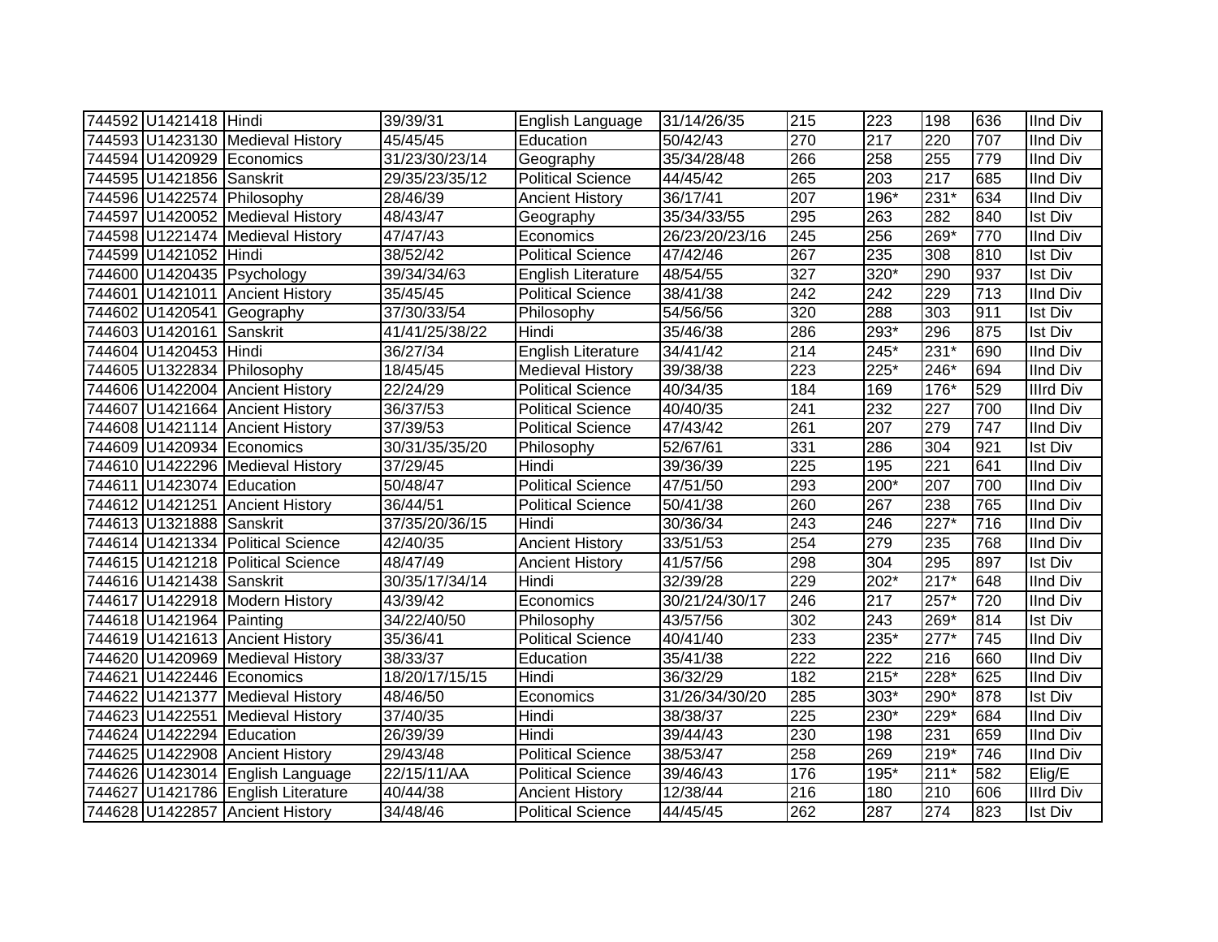| | | | | | | | | | | |
|---|---|---|---|---|---|---|---|---|---|---|
| 744592 | U1421418 | Hindi | 39/39/31 | English Language | 31/14/26/35 | 215 | 223 | 198 | 636 | IInd Div |
| 744593 | U1423130 | Medieval History | 45/45/45 | Education | 50/42/43 | 270 | 217 | 220 | 707 | IInd Div |
| 744594 | U1420929 | Economics | 31/23/30/23/14 | Geography | 35/34/28/48 | 266 | 258 | 255 | 779 | IInd Div |
| 744595 | U1421856 | Sanskrit | 29/35/23/35/12 | Political Science | 44/45/42 | 265 | 203 | 217 | 685 | IInd Div |
| 744596 | U1422574 | Philosophy | 28/46/39 | Ancient History | 36/17/41 | 207 | 196* | 231* | 634 | IInd Div |
| 744597 | U1420052 | Medieval History | 48/43/47 | Geography | 35/34/33/55 | 295 | 263 | 282 | 840 | Ist Div |
| 744598 | U1221474 | Medieval History | 47/47/43 | Economics | 26/23/20/23/16 | 245 | 256 | 269* | 770 | IInd Div |
| 744599 | U1421052 | Hindi | 38/52/42 | Political Science | 47/42/46 | 267 | 235 | 308 | 810 | Ist Div |
| 744600 | U1420435 | Psychology | 39/34/34/63 | English Literature | 48/54/55 | 327 | 320* | 290 | 937 | Ist Div |
| 744601 | U1421011 | Ancient History | 35/45/45 | Political Science | 38/41/38 | 242 | 242 | 229 | 713 | IInd Div |
| 744602 | U1420541 | Geography | 37/30/33/54 | Philosophy | 54/56/56 | 320 | 288 | 303 | 911 | Ist Div |
| 744603 | U1420161 | Sanskrit | 41/41/25/38/22 | Hindi | 35/46/38 | 286 | 293* | 296 | 875 | Ist Div |
| 744604 | U1420453 | Hindi | 36/27/34 | English Literature | 34/41/42 | 214 | 245* | 231* | 690 | IInd Div |
| 744605 | U1322834 | Philosophy | 18/45/45 | Medieval History | 39/38/38 | 223 | 225* | 246* | 694 | IInd Div |
| 744606 | U1422004 | Ancient History | 22/24/29 | Political Science | 40/34/35 | 184 | 169 | 176* | 529 | IIIrd Div |
| 744607 | U1421664 | Ancient History | 36/37/53 | Political Science | 40/40/35 | 241 | 232 | 227 | 700 | IInd Div |
| 744608 | U1421114 | Ancient History | 37/39/53 | Political Science | 47/43/42 | 261 | 207 | 279 | 747 | IInd Div |
| 744609 | U1420934 | Economics | 30/31/35/35/20 | Philosophy | 52/67/61 | 331 | 286 | 304 | 921 | Ist Div |
| 744610 | U1422296 | Medieval History | 37/29/45 | Hindi | 39/36/39 | 225 | 195 | 221 | 641 | IInd Div |
| 744611 | U1423074 | Education | 50/48/47 | Political Science | 47/51/50 | 293 | 200* | 207 | 700 | IInd Div |
| 744612 | U1421251 | Ancient History | 36/44/51 | Political Science | 50/41/38 | 260 | 267 | 238 | 765 | IInd Div |
| 744613 | U1321888 | Sanskrit | 37/35/20/36/15 | Hindi | 30/36/34 | 243 | 246 | 227* | 716 | IInd Div |
| 744614 | U1421334 | Political Science | 42/40/35 | Ancient History | 33/51/53 | 254 | 279 | 235 | 768 | IInd Div |
| 744615 | U1421218 | Political Science | 48/47/49 | Ancient History | 41/57/56 | 298 | 304 | 295 | 897 | Ist Div |
| 744616 | U1421438 | Sanskrit | 30/35/17/34/14 | Hindi | 32/39/28 | 229 | 202* | 217* | 648 | IInd Div |
| 744617 | U1422918 | Modern History | 43/39/42 | Economics | 30/21/24/30/17 | 246 | 217 | 257* | 720 | IInd Div |
| 744618 | U1421964 | Painting | 34/22/40/50 | Philosophy | 43/57/56 | 302 | 243 | 269* | 814 | Ist Div |
| 744619 | U1421613 | Ancient History | 35/36/41 | Political Science | 40/41/40 | 233 | 235* | 277* | 745 | IInd Div |
| 744620 | U1420969 | Medieval History | 38/33/37 | Education | 35/41/38 | 222 | 222 | 216 | 660 | IInd Div |
| 744621 | U1422446 | Economics | 18/20/17/15/15 | Hindi | 36/32/29 | 182 | 215* | 228* | 625 | IInd Div |
| 744622 | U1421377 | Medieval History | 48/46/50 | Economics | 31/26/34/30/20 | 285 | 303* | 290* | 878 | Ist Div |
| 744623 | U1422551 | Medieval History | 37/40/35 | Hindi | 38/38/37 | 225 | 230* | 229* | 684 | IInd Div |
| 744624 | U1422294 | Education | 26/39/39 | Hindi | 39/44/43 | 230 | 198 | 231 | 659 | IInd Div |
| 744625 | U1422908 | Ancient History | 29/43/48 | Political Science | 38/53/47 | 258 | 269 | 219* | 746 | IInd Div |
| 744626 | U1423014 | English Language | 22/15/11/AA | Political Science | 39/46/43 | 176 | 195* | 211* | 582 | Elig/E |
| 744627 | U1421786 | English Literature | 40/44/38 | Ancient History | 12/38/44 | 216 | 180 | 210 | 606 | IIIrd Div |
| 744628 | U1422857 | Ancient History | 34/48/46 | Political Science | 44/45/45 | 262 | 287 | 274 | 823 | Ist Div |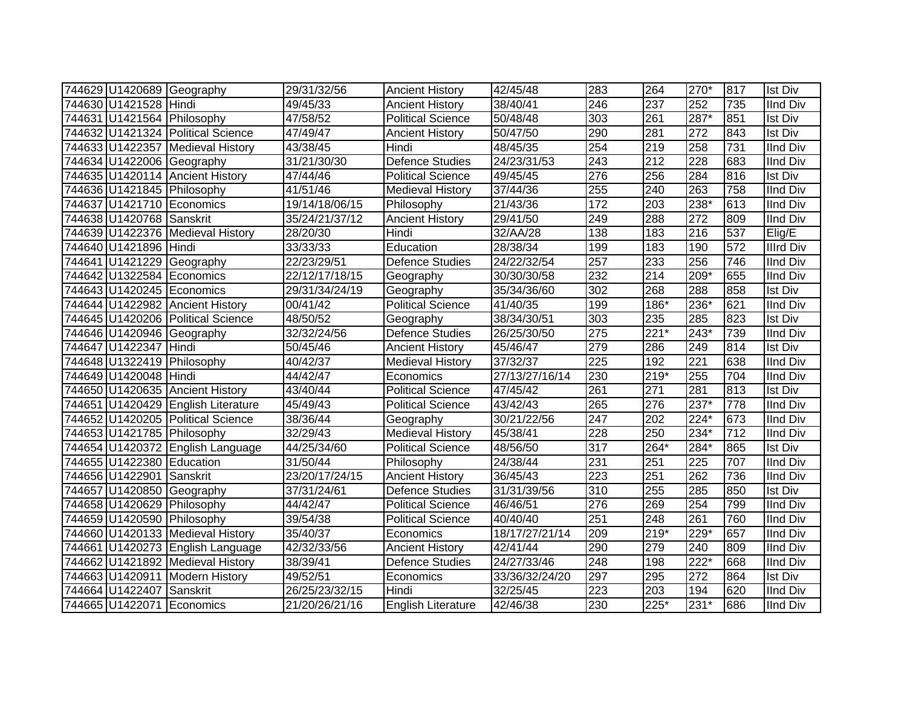| | | | | | | | | | | |
|---|---|---|---|---|---|---|---|---|---|---|
| 744629 | U1420689 | Geography | 29/31/32/56 | Ancient History | 42/45/48 | 283 | 264 | 270* | 817 | Ist Div |
| 744630 | U1421528 | Hindi | 49/45/33 | Ancient History | 38/40/41 | 246 | 237 | 252 | 735 | IInd Div |
| 744631 | U1421564 | Philosophy | 47/58/52 | Political Science | 50/48/48 | 303 | 261 | 287* | 851 | Ist Div |
| 744632 | U1421324 | Political Science | 47/49/47 | Ancient History | 50/47/50 | 290 | 281 | 272 | 843 | Ist Div |
| 744633 | U1422357 | Medieval History | 43/38/45 | Hindi | 48/45/35 | 254 | 219 | 258 | 731 | IInd Div |
| 744634 | U1422006 | Geography | 31/21/30/30 | Defence Studies | 24/23/31/53 | 243 | 212 | 228 | 683 | IInd Div |
| 744635 | U1420114 | Ancient History | 47/44/46 | Political Science | 49/45/45 | 276 | 256 | 284 | 816 | Ist Div |
| 744636 | U1421845 | Philosophy | 41/51/46 | Medieval History | 37/44/36 | 255 | 240 | 263 | 758 | IInd Div |
| 744637 | U1421710 | Economics | 19/14/18/06/15 | Philosophy | 21/43/36 | 172 | 203 | 238* | 613 | IInd Div |
| 744638 | U1420768 | Sanskrit | 35/24/21/37/12 | Ancient History | 29/41/50 | 249 | 288 | 272 | 809 | IInd Div |
| 744639 | U1422376 | Medieval History | 28/20/30 | Hindi | 32/AA/28 | 138 | 183 | 216 | 537 | Elig/E |
| 744640 | U1421896 | Hindi | 33/33/33 | Education | 28/38/34 | 199 | 183 | 190 | 572 | IIIrd Div |
| 744641 | U1421229 | Geography | 22/23/29/51 | Defence Studies | 24/22/32/54 | 257 | 233 | 256 | 746 | IInd Div |
| 744642 | U1322584 | Economics | 22/12/17/18/15 | Geography | 30/30/30/58 | 232 | 214 | 209* | 655 | IInd Div |
| 744643 | U1420245 | Economics | 29/31/34/24/19 | Geography | 35/34/36/60 | 302 | 268 | 288 | 858 | Ist Div |
| 744644 | U1422982 | Ancient History | 00/41/42 | Political Science | 41/40/35 | 199 | 186* | 236* | 621 | IInd Div |
| 744645 | U1420206 | Political Science | 48/50/52 | Geography | 38/34/30/51 | 303 | 235 | 285 | 823 | Ist Div |
| 744646 | U1420946 | Geography | 32/32/24/56 | Defence Studies | 26/25/30/50 | 275 | 221* | 243* | 739 | IInd Div |
| 744647 | U1422347 | Hindi | 50/45/46 | Ancient History | 45/46/47 | 279 | 286 | 249 | 814 | Ist Div |
| 744648 | U1322419 | Philosophy | 40/42/37 | Medieval History | 37/32/37 | 225 | 192 | 221 | 638 | IInd Div |
| 744649 | U1420048 | Hindi | 44/42/47 | Economics | 27/13/27/16/14 | 230 | 219* | 255 | 704 | IInd Div |
| 744650 | U1420635 | Ancient History | 43/40/44 | Political Science | 47/45/42 | 261 | 271 | 281 | 813 | Ist Div |
| 744651 | U1420429 | English Literature | 45/49/43 | Political Science | 43/42/43 | 265 | 276 | 237* | 778 | IInd Div |
| 744652 | U1420205 | Political Science | 38/36/44 | Geography | 30/21/22/56 | 247 | 202 | 224* | 673 | IInd Div |
| 744653 | U1421785 | Philosophy | 32/29/43 | Medieval History | 45/38/41 | 228 | 250 | 234* | 712 | IInd Div |
| 744654 | U1420372 | English Language | 44/25/34/60 | Political Science | 48/56/50 | 317 | 264* | 284* | 865 | Ist Div |
| 744655 | U1422380 | Education | 31/50/44 | Philosophy | 24/38/44 | 231 | 251 | 225 | 707 | IInd Div |
| 744656 | U1422901 | Sanskrit | 23/20/17/24/15 | Ancient History | 36/45/43 | 223 | 251 | 262 | 736 | IInd Div |
| 744657 | U1420850 | Geography | 37/31/24/61 | Defence Studies | 31/31/39/56 | 310 | 255 | 285 | 850 | Ist Div |
| 744658 | U1420629 | Philosophy | 44/42/47 | Political Science | 46/46/51 | 276 | 269 | 254 | 799 | IInd Div |
| 744659 | U1420590 | Philosophy | 39/54/38 | Political Science | 40/40/40 | 251 | 248 | 261 | 760 | IInd Div |
| 744660 | U1420133 | Medieval History | 35/40/37 | Economics | 18/17/27/21/14 | 209 | 219* | 229* | 657 | IInd Div |
| 744661 | U1420273 | English Language | 42/32/33/56 | Ancient History | 42/41/44 | 290 | 279 | 240 | 809 | IInd Div |
| 744662 | U1421892 | Medieval History | 38/39/41 | Defence Studies | 24/27/33/46 | 248 | 198 | 222* | 668 | IInd Div |
| 744663 | U1420911 | Modern History | 49/52/51 | Economics | 33/36/32/24/20 | 297 | 295 | 272 | 864 | Ist Div |
| 744664 | U1422407 | Sanskrit | 26/25/23/32/15 | Hindi | 32/25/45 | 223 | 203 | 194 | 620 | IInd Div |
| 744665 | U1422071 | Economics | 21/20/26/21/16 | English Literature | 42/46/38 | 230 | 225* | 231* | 686 | IInd Div |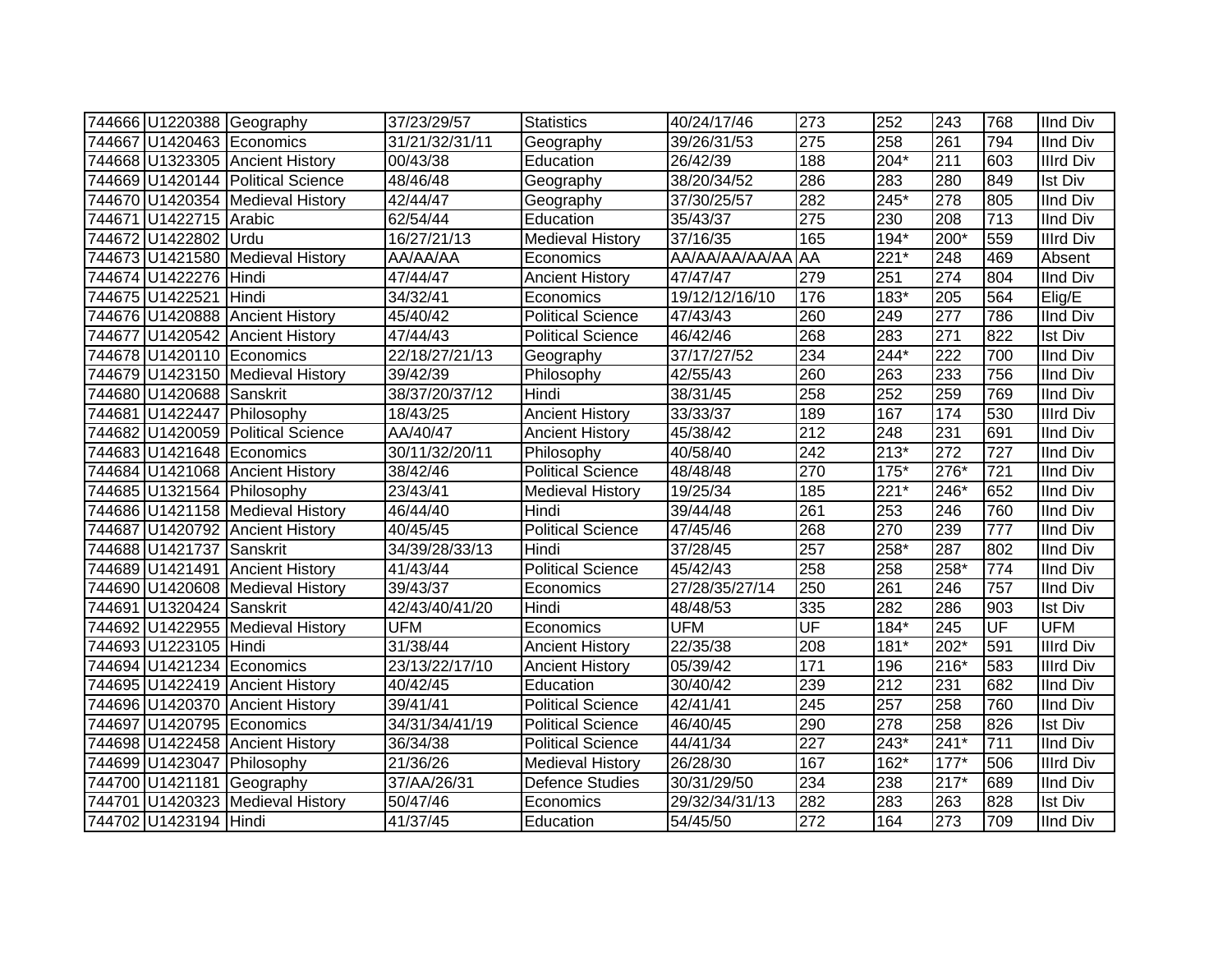| | | | | | | | | | | |
|---|---|---|---|---|---|---|---|---|---|---|
| 744666 | U1220388 | Geography | 37/23/29/57 | Statistics | 40/24/17/46 | 273 | 252 | 243 | 768 | IInd Div |
| 744667 | U1420463 | Economics | 31/21/32/31/11 | Geography | 39/26/31/53 | 275 | 258 | 261 | 794 | IInd Div |
| 744668 | U1323305 | Ancient History | 00/43/38 | Education | 26/42/39 | 188 | 204* | 211 | 603 | IIIrd Div |
| 744669 | U1420144 | Political Science | 48/46/48 | Geography | 38/20/34/52 | 286 | 283 | 280 | 849 | Ist Div |
| 744670 | U1420354 | Medieval History | 42/44/47 | Geography | 37/30/25/57 | 282 | 245* | 278 | 805 | IInd Div |
| 744671 | U1422715 | Arabic | 62/54/44 | Education | 35/43/37 | 275 | 230 | 208 | 713 | IInd Div |
| 744672 | U1422802 | Urdu | 16/27/21/13 | Medieval History | 37/16/35 | 165 | 194* | 200* | 559 | IIIrd Div |
| 744673 | U1421580 | Medieval History | AA/AA/AA | Economics | AA/AA/AA/AA/AA | AA | 221* | 248 | 469 | Absent |
| 744674 | U1422276 | Hindi | 47/44/47 | Ancient History | 47/47/47 | 279 | 251 | 274 | 804 | IInd Div |
| 744675 | U1422521 | Hindi | 34/32/41 | Economics | 19/12/12/16/10 | 176 | 183* | 205 | 564 | Elig/E |
| 744676 | U1420888 | Ancient History | 45/40/42 | Political Science | 47/43/43 | 260 | 249 | 277 | 786 | IInd Div |
| 744677 | U1420542 | Ancient History | 47/44/43 | Political Science | 46/42/46 | 268 | 283 | 271 | 822 | Ist Div |
| 744678 | U1420110 | Economics | 22/18/27/21/13 | Geography | 37/17/27/52 | 234 | 244* | 222 | 700 | IInd Div |
| 744679 | U1423150 | Medieval History | 39/42/39 | Philosophy | 42/55/43 | 260 | 263 | 233 | 756 | IInd Div |
| 744680 | U1420688 | Sanskrit | 38/37/20/37/12 | Hindi | 38/31/45 | 258 | 252 | 259 | 769 | IInd Div |
| 744681 | U1422447 | Philosophy | 18/43/25 | Ancient History | 33/33/37 | 189 | 167 | 174 | 530 | IIIrd Div |
| 744682 | U1420059 | Political Science | AA/40/47 | Ancient History | 45/38/42 | 212 | 248 | 231 | 691 | IInd Div |
| 744683 | U1421648 | Economics | 30/11/32/20/11 | Philosophy | 40/58/40 | 242 | 213* | 272 | 727 | IInd Div |
| 744684 | U1421068 | Ancient History | 38/42/46 | Political Science | 48/48/48 | 270 | 175* | 276* | 721 | IInd Div |
| 744685 | U1321564 | Philosophy | 23/43/41 | Medieval History | 19/25/34 | 185 | 221* | 246* | 652 | IInd Div |
| 744686 | U1421158 | Medieval History | 46/44/40 | Hindi | 39/44/48 | 261 | 253 | 246 | 760 | IInd Div |
| 744687 | U1420792 | Ancient History | 40/45/45 | Political Science | 47/45/46 | 268 | 270 | 239 | 777 | IInd Div |
| 744688 | U1421737 | Sanskrit | 34/39/28/33/13 | Hindi | 37/28/45 | 257 | 258* | 287 | 802 | IInd Div |
| 744689 | U1421491 | Ancient History | 41/43/44 | Political Science | 45/42/43 | 258 | 258 | 258* | 774 | IInd Div |
| 744690 | U1420608 | Medieval History | 39/43/37 | Economics | 27/28/35/27/14 | 250 | 261 | 246 | 757 | IInd Div |
| 744691 | U1320424 | Sanskrit | 42/43/40/41/20 | Hindi | 48/48/53 | 335 | 282 | 286 | 903 | Ist Div |
| 744692 | U1422955 | Medieval History | UFM | Economics | UFM | UF | 184* | 245 | UF | UFM |
| 744693 | U1223105 | Hindi | 31/38/44 | Ancient History | 22/35/38 | 208 | 181* | 202* | 591 | IIIrd Div |
| 744694 | U1421234 | Economics | 23/13/22/17/10 | Ancient History | 05/39/42 | 171 | 196 | 216* | 583 | IIIrd Div |
| 744695 | U1422419 | Ancient History | 40/42/45 | Education | 30/40/42 | 239 | 212 | 231 | 682 | IInd Div |
| 744696 | U1420370 | Ancient History | 39/41/41 | Political Science | 42/41/41 | 245 | 257 | 258 | 760 | IInd Div |
| 744697 | U1420795 | Economics | 34/31/34/41/19 | Political Science | 46/40/45 | 290 | 278 | 258 | 826 | Ist Div |
| 744698 | U1422458 | Ancient History | 36/34/38 | Political Science | 44/41/34 | 227 | 243* | 241* | 711 | IInd Div |
| 744699 | U1423047 | Philosophy | 21/36/26 | Medieval History | 26/28/30 | 167 | 162* | 177* | 506 | IIIrd Div |
| 744700 | U1421181 | Geography | 37/AA/26/31 | Defence Studies | 30/31/29/50 | 234 | 238 | 217* | 689 | IInd Div |
| 744701 | U1420323 | Medieval History | 50/47/46 | Economics | 29/32/34/31/13 | 282 | 283 | 263 | 828 | Ist Div |
| 744702 | U1423194 | Hindi | 41/37/45 | Education | 54/45/50 | 272 | 164 | 273 | 709 | IInd Div |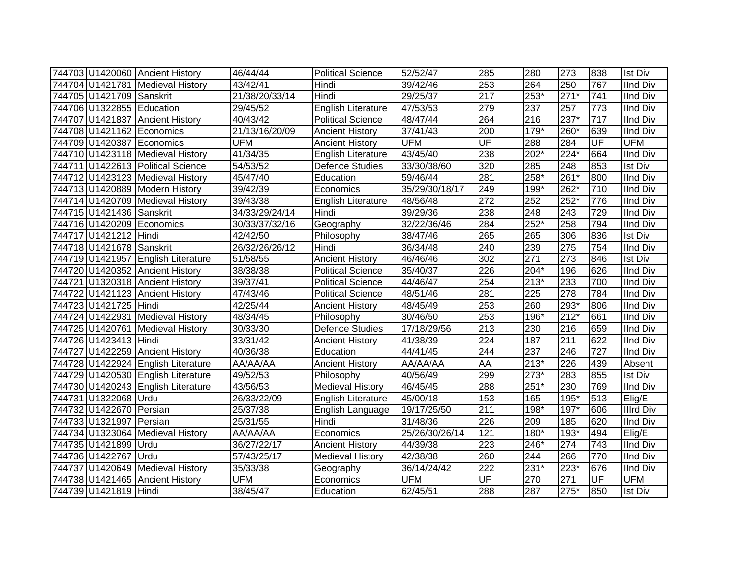| | | | | | | | | | | |
|---|---|---|---|---|---|---|---|---|---|---|
| 744703 | U1420060 | Ancient History | 46/44/44 | Political Science | 52/52/47 | 285 | 280 | 273 | 838 | Ist Div |
| 744704 | U1421781 | Medieval History | 43/42/41 | Hindi | 39/42/46 | 253 | 264 | 250 | 767 | IInd Div |
| 744705 | U1421709 | Sanskrit | 21/38/20/33/14 | Hindi | 29/25/37 | 217 | 253* | 271* | 741 | IInd Div |
| 744706 | U1322855 | Education | 29/45/52 | English Literature | 47/53/53 | 279 | 237 | 257 | 773 | IInd Div |
| 744707 | U1421837 | Ancient History | 40/43/42 | Political Science | 48/47/44 | 264 | 216 | 237* | 717 | IInd Div |
| 744708 | U1421162 | Economics | 21/13/16/20/09 | Ancient History | 37/41/43 | 200 | 179* | 260* | 639 | IInd Div |
| 744709 | U1420387 | Economics | UFM | Ancient History | UFM | UF | 288 | 284 | UF | UFM |
| 744710 | U1423118 | Medieval History | 41/34/35 | English Literature | 43/45/40 | 238 | 202* | 224* | 664 | IInd Div |
| 744711 | U1422613 | Political Science | 54/53/52 | Defence Studies | 33/30/38/60 | 320 | 285 | 248 | 853 | Ist Div |
| 744712 | U1423123 | Medieval History | 45/47/40 | Education | 59/46/44 | 281 | 258* | 261* | 800 | IInd Div |
| 744713 | U1420889 | Modern History | 39/42/39 | Economics | 35/29/30/18/17 | 249 | 199* | 262* | 710 | IInd Div |
| 744714 | U1420709 | Medieval History | 39/43/38 | English Literature | 48/56/48 | 272 | 252 | 252* | 776 | IInd Div |
| 744715 | U1421436 | Sanskrit | 34/33/29/24/14 | Hindi | 39/29/36 | 238 | 248 | 243 | 729 | IInd Div |
| 744716 | U1420209 | Economics | 30/33/37/32/16 | Geography | 32/22/36/46 | 284 | 252* | 258 | 794 | IInd Div |
| 744717 | U1421212 | Hindi | 42/42/50 | Philosophy | 38/47/46 | 265 | 265 | 306 | 836 | Ist Div |
| 744718 | U1421678 | Sanskrit | 26/32/26/26/12 | Hindi | 36/34/48 | 240 | 239 | 275 | 754 | IInd Div |
| 744719 | U1421957 | English Literature | 51/58/55 | Ancient History | 46/46/46 | 302 | 271 | 273 | 846 | Ist Div |
| 744720 | U1420352 | Ancient History | 38/38/38 | Political Science | 35/40/37 | 226 | 204* | 196 | 626 | IInd Div |
| 744721 | U1320318 | Ancient History | 39/37/41 | Political Science | 44/46/47 | 254 | 213* | 233 | 700 | IInd Div |
| 744722 | U1421123 | Ancient History | 47/43/46 | Political Science | 48/51/46 | 281 | 225 | 278 | 784 | IInd Div |
| 744723 | U1421725 | Hindi | 42/25/44 | Ancient History | 48/45/49 | 253 | 260 | 293* | 806 | IInd Div |
| 744724 | U1422931 | Medieval History | 48/34/45 | Philosophy | 30/46/50 | 253 | 196* | 212* | 661 | IInd Div |
| 744725 | U1420761 | Medieval History | 30/33/30 | Defence Studies | 17/18/29/56 | 213 | 230 | 216 | 659 | IInd Div |
| 744726 | U1423413 | Hindi | 33/31/42 | Ancient History | 41/38/39 | 224 | 187 | 211 | 622 | IInd Div |
| 744727 | U1422259 | Ancient History | 40/36/38 | Education | 44/41/45 | 244 | 237 | 246 | 727 | IInd Div |
| 744728 | U1422924 | English Literature | AA/AA/AA | Ancient History | AA/AA/AA | AA | 213* | 226 | 439 | Absent |
| 744729 | U1420530 | English Literature | 49/52/53 | Philosophy | 40/56/49 | 299 | 273* | 283 | 855 | Ist Div |
| 744730 | U1420243 | English Literature | 43/56/53 | Medieval History | 46/45/45 | 288 | 251* | 230 | 769 | IInd Div |
| 744731 | U1322068 | Urdu | 26/33/22/09 | English Literature | 45/00/18 | 153 | 165 | 195* | 513 | Elig/E |
| 744732 | U1422670 | Persian | 25/37/38 | English Language | 19/17/25/50 | 211 | 198* | 197* | 606 | IIIrd Div |
| 744733 | U1321997 | Persian | 25/31/55 | Hindi | 31/48/36 | 226 | 209 | 185 | 620 | IInd Div |
| 744734 | U1323064 | Medieval History | AA/AA/AA | Economics | 25/26/30/26/14 | 121 | 180* | 193* | 494 | Elig/E |
| 744735 | U1421899 | Urdu | 36/27/22/17 | Ancient History | 44/39/38 | 223 | 246* | 274 | 743 | IInd Div |
| 744736 | U1422767 | Urdu | 57/43/25/17 | Medieval History | 42/38/38 | 260 | 244 | 266 | 770 | IInd Div |
| 744737 | U1420649 | Medieval History | 35/33/38 | Geography | 36/14/24/42 | 222 | 231* | 223* | 676 | IInd Div |
| 744738 | U1421465 | Ancient History | UFM | Economics | UFM | UF | 270 | 271 | UF | UFM |
| 744739 | U1421819 | Hindi | 38/45/47 | Education | 62/45/51 | 288 | 287 | 275* | 850 | Ist Div |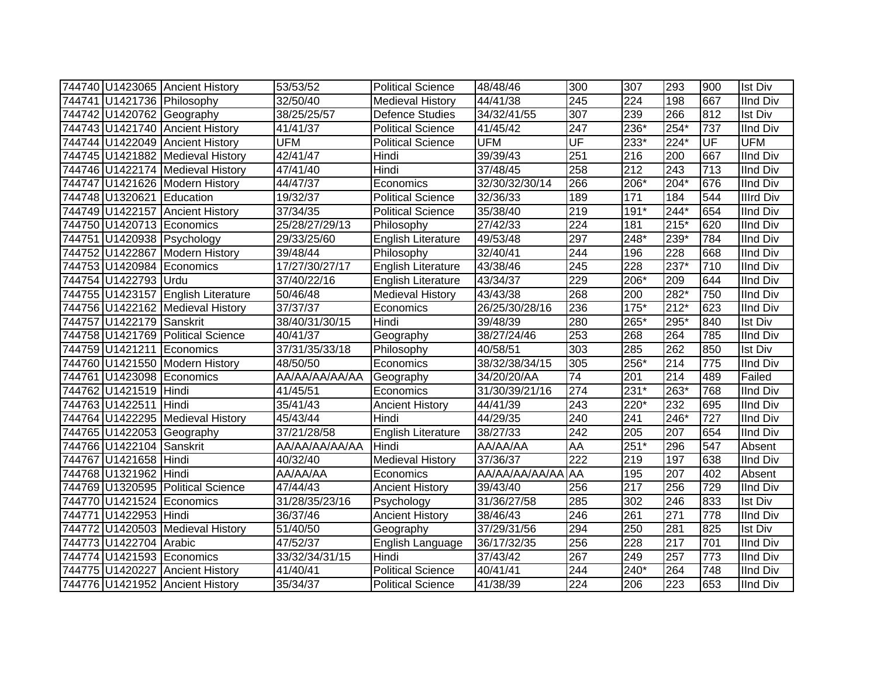| | | | | | | | | | | |
|---|---|---|---|---|---|---|---|---|---|---|
| 744740 | U1423065 | Ancient History | 53/53/52 | Political Science | 48/48/46 | 300 | 307 | 293 | 900 | Ist Div |
| 744741 | U1421736 | Philosophy | 32/50/40 | Medieval History | 44/41/38 | 245 | 224 | 198 | 667 | IInd Div |
| 744742 | U1420762 | Geography | 38/25/25/57 | Defence Studies | 34/32/41/55 | 307 | 239 | 266 | 812 | Ist Div |
| 744743 | U1421740 | Ancient History | 41/41/37 | Political Science | 41/45/42 | 247 | 236* | 254* | 737 | IInd Div |
| 744744 | U1422049 | Ancient History | UFM | Political Science | UFM | UF | 233* | 224* | UF | UFM |
| 744745 | U1421882 | Medieval History | 42/41/47 | Hindi | 39/39/43 | 251 | 216 | 200 | 667 | IInd Div |
| 744746 | U1422174 | Medieval History | 47/41/40 | Hindi | 37/48/45 | 258 | 212 | 243 | 713 | IInd Div |
| 744747 | U1421626 | Modern History | 44/47/37 | Economics | 32/30/32/30/14 | 266 | 206* | 204* | 676 | IInd Div |
| 744748 | U1320621 | Education | 19/32/37 | Political Science | 32/36/33 | 189 | 171 | 184 | 544 | IIIrd Div |
| 744749 | U1422157 | Ancient History | 37/34/35 | Political Science | 35/38/40 | 219 | 191* | 244* | 654 | IInd Div |
| 744750 | U1420713 | Economics | 25/28/27/29/13 | Philosophy | 27/42/33 | 224 | 181 | 215* | 620 | IInd Div |
| 744751 | U1420938 | Psychology | 29/33/25/60 | English Literature | 49/53/48 | 297 | 248* | 239* | 784 | IInd Div |
| 744752 | U1422867 | Modern History | 39/48/44 | Philosophy | 32/40/41 | 244 | 196 | 228 | 668 | IInd Div |
| 744753 | U1420984 | Economics | 17/27/30/27/17 | English Literature | 43/38/46 | 245 | 228 | 237* | 710 | IInd Div |
| 744754 | U1422793 | Urdu | 37/40/22/16 | English Literature | 43/34/37 | 229 | 206* | 209 | 644 | IInd Div |
| 744755 | U1423157 | English Literature | 50/46/48 | Medieval History | 43/43/38 | 268 | 200 | 282* | 750 | IInd Div |
| 744756 | U1422162 | Medieval History | 37/37/37 | Economics | 26/25/30/28/16 | 236 | 175* | 212* | 623 | IInd Div |
| 744757 | U1422179 | Sanskrit | 38/40/31/30/15 | Hindi | 39/48/39 | 280 | 265* | 295* | 840 | Ist Div |
| 744758 | U1421769 | Political Science | 40/41/37 | Geography | 38/27/24/46 | 253 | 268 | 264 | 785 | IInd Div |
| 744759 | U1421211 | Economics | 37/31/35/33/18 | Philosophy | 40/58/51 | 303 | 285 | 262 | 850 | Ist Div |
| 744760 | U1421550 | Modern History | 48/50/50 | Economics | 38/32/38/34/15 | 305 | 256* | 214 | 775 | IInd Div |
| 744761 | U1423098 | Economics | AA/AA/AA/AA/AA | Geography | 34/20/20/AA | 74 | 201 | 214 | 489 | Failed |
| 744762 | U1421519 | Hindi | 41/45/51 | Economics | 31/30/39/21/16 | 274 | 231* | 263* | 768 | IInd Div |
| 744763 | U1422511 | Hindi | 35/41/43 | Ancient History | 44/41/39 | 243 | 220* | 232 | 695 | IInd Div |
| 744764 | U1422295 | Medieval History | 45/43/44 | Hindi | 44/29/35 | 240 | 241 | 246* | 727 | IInd Div |
| 744765 | U1422053 | Geography | 37/21/28/58 | English Literature | 38/27/33 | 242 | 205 | 207 | 654 | IInd Div |
| 744766 | U1422104 | Sanskrit | AA/AA/AA/AA/AA | Hindi | AA/AA/AA | AA | 251* | 296 | 547 | Absent |
| 744767 | U1421658 | Hindi | 40/32/40 | Medieval History | 37/36/37 | 222 | 219 | 197 | 638 | IInd Div |
| 744768 | U1321962 | Hindi | AA/AA/AA | Economics | AA/AA/AA/AA/AA | AA | 195 | 207 | 402 | Absent |
| 744769 | U1320595 | Political Science | 47/44/43 | Ancient History | 39/43/40 | 256 | 217 | 256 | 729 | IInd Div |
| 744770 | U1421524 | Economics | 31/28/35/23/16 | Psychology | 31/36/27/58 | 285 | 302 | 246 | 833 | Ist Div |
| 744771 | U1422953 | Hindi | 36/37/46 | Ancient History | 38/46/43 | 246 | 261 | 271 | 778 | IInd Div |
| 744772 | U1420503 | Medieval History | 51/40/50 | Geography | 37/29/31/56 | 294 | 250 | 281 | 825 | Ist Div |
| 744773 | U1422704 | Arabic | 47/52/37 | English Language | 36/17/32/35 | 256 | 228 | 217 | 701 | IInd Div |
| 744774 | U1421593 | Economics | 33/32/34/31/15 | Hindi | 37/43/42 | 267 | 249 | 257 | 773 | IInd Div |
| 744775 | U1420227 | Ancient History | 41/40/41 | Political Science | 40/41/41 | 244 | 240* | 264 | 748 | IInd Div |
| 744776 | U1421952 | Ancient History | 35/34/37 | Political Science | 41/38/39 | 224 | 206 | 223 | 653 | IInd Div |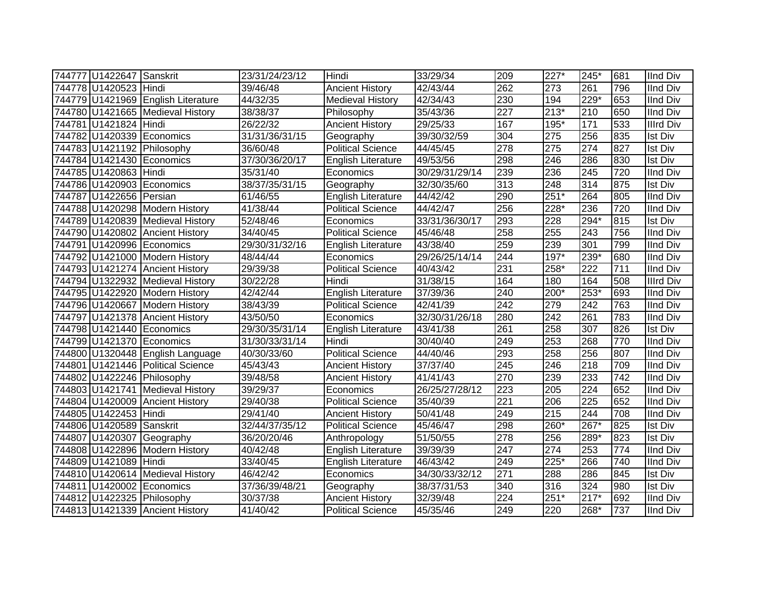| 744777 | U1422647 | Sanskrit | 23/31/24/23/12 | Hindi | 33/29/34 | 209 | 227* | 245* | 681 | IInd Div |
|---|---|---|---|---|---|---|---|---|---|---|
| 744778 | U1420523 | Hindi | 39/46/48 | Ancient History | 42/43/44 | 262 | 273 | 261 | 796 | IInd Div |
| 744779 | U1421969 | English Literature | 44/32/35 | Medieval History | 42/34/43 | 230 | 194 | 229* | 653 | IInd Div |
| 744780 | U1421665 | Medieval History | 38/38/37 | Philosophy | 35/43/36 | 227 | 213* | 210 | 650 | IInd Div |
| 744781 | U1421824 | Hindi | 26/22/32 | Ancient History | 29/25/33 | 167 | 195* | 171 | 533 | IIIrd Div |
| 744782 | U1420339 | Economics | 31/31/36/31/15 | Geography | 39/30/32/59 | 304 | 275 | 256 | 835 | Ist Div |
| 744783 | U1421192 | Philosophy | 36/60/48 | Political Science | 44/45/45 | 278 | 275 | 274 | 827 | Ist Div |
| 744784 | U1421430 | Economics | 37/30/36/20/17 | English Literature | 49/53/56 | 298 | 246 | 286 | 830 | Ist Div |
| 744785 | U1420863 | Hindi | 35/31/40 | Economics | 30/29/31/29/14 | 239 | 236 | 245 | 720 | IInd Div |
| 744786 | U1420903 | Economics | 38/37/35/31/15 | Geography | 32/30/35/60 | 313 | 248 | 314 | 875 | Ist Div |
| 744787 | U1422656 | Persian | 61/46/55 | English Literature | 44/42/42 | 290 | 251* | 264 | 805 | IInd Div |
| 744788 | U1420298 | Modern History | 41/38/44 | Political Science | 44/42/47 | 256 | 228* | 236 | 720 | IInd Div |
| 744789 | U1420839 | Medieval History | 52/48/46 | Economics | 33/31/36/30/17 | 293 | 228 | 294* | 815 | Ist Div |
| 744790 | U1420802 | Ancient History | 34/40/45 | Political Science | 45/46/48 | 258 | 255 | 243 | 756 | IInd Div |
| 744791 | U1420996 | Economics | 29/30/31/32/16 | English Literature | 43/38/40 | 259 | 239 | 301 | 799 | IInd Div |
| 744792 | U1421000 | Modern History | 48/44/44 | Economics | 29/26/25/14/14 | 244 | 197* | 239* | 680 | IInd Div |
| 744793 | U1421274 | Ancient History | 29/39/38 | Political Science | 40/43/42 | 231 | 258* | 222 | 711 | IInd Div |
| 744794 | U1322932 | Medieval History | 30/22/28 | Hindi | 31/38/15 | 164 | 180 | 164 | 508 | IIIrd Div |
| 744795 | U1422920 | Modern History | 42/42/44 | English Literature | 37/39/36 | 240 | 200* | 253* | 693 | IInd Div |
| 744796 | U1420667 | Modern History | 38/43/39 | Political Science | 42/41/39 | 242 | 279 | 242 | 763 | IInd Div |
| 744797 | U1421378 | Ancient History | 43/50/50 | Economics | 32/30/31/26/18 | 280 | 242 | 261 | 783 | IInd Div |
| 744798 | U1421440 | Economics | 29/30/35/31/14 | English Literature | 43/41/38 | 261 | 258 | 307 | 826 | Ist Div |
| 744799 | U1421370 | Economics | 31/30/33/31/14 | Hindi | 30/40/40 | 249 | 253 | 268 | 770 | IInd Div |
| 744800 | U1320448 | English Language | 40/30/33/60 | Political Science | 44/40/46 | 293 | 258 | 256 | 807 | IInd Div |
| 744801 | U1421446 | Political Science | 45/43/43 | Ancient History | 37/37/40 | 245 | 246 | 218 | 709 | IInd Div |
| 744802 | U1422246 | Philosophy | 39/48/58 | Ancient History | 41/41/43 | 270 | 239 | 233 | 742 | IInd Div |
| 744803 | U1421741 | Medieval History | 39/29/37 | Economics | 26/25/27/28/12 | 223 | 205 | 224 | 652 | IInd Div |
| 744804 | U1420009 | Ancient History | 29/40/38 | Political Science | 35/40/39 | 221 | 206 | 225 | 652 | IInd Div |
| 744805 | U1422453 | Hindi | 29/41/40 | Ancient History | 50/41/48 | 249 | 215 | 244 | 708 | IInd Div |
| 744806 | U1420589 | Sanskrit | 32/44/37/35/12 | Political Science | 45/46/47 | 298 | 260* | 267* | 825 | Ist Div |
| 744807 | U1420307 | Geography | 36/20/20/46 | Anthropology | 51/50/55 | 278 | 256 | 289* | 823 | Ist Div |
| 744808 | U1422896 | Modern History | 40/42/48 | English Literature | 39/39/39 | 247 | 274 | 253 | 774 | IInd Div |
| 744809 | U1421089 | Hindi | 33/40/45 | English Literature | 46/43/42 | 249 | 225* | 266 | 740 | IInd Div |
| 744810 | U1420614 | Medieval History | 46/42/42 | Economics | 34/30/33/32/12 | 271 | 288 | 286 | 845 | Ist Div |
| 744811 | U1420002 | Economics | 37/36/39/48/21 | Geography | 38/37/31/53 | 340 | 316 | 324 | 980 | Ist Div |
| 744812 | U1422325 | Philosophy | 30/37/38 | Ancient History | 32/39/48 | 224 | 251* | 217* | 692 | IInd Div |
| 744813 | U1421339 | Ancient History | 41/40/42 | Political Science | 45/35/46 | 249 | 220 | 268* | 737 | IInd Div |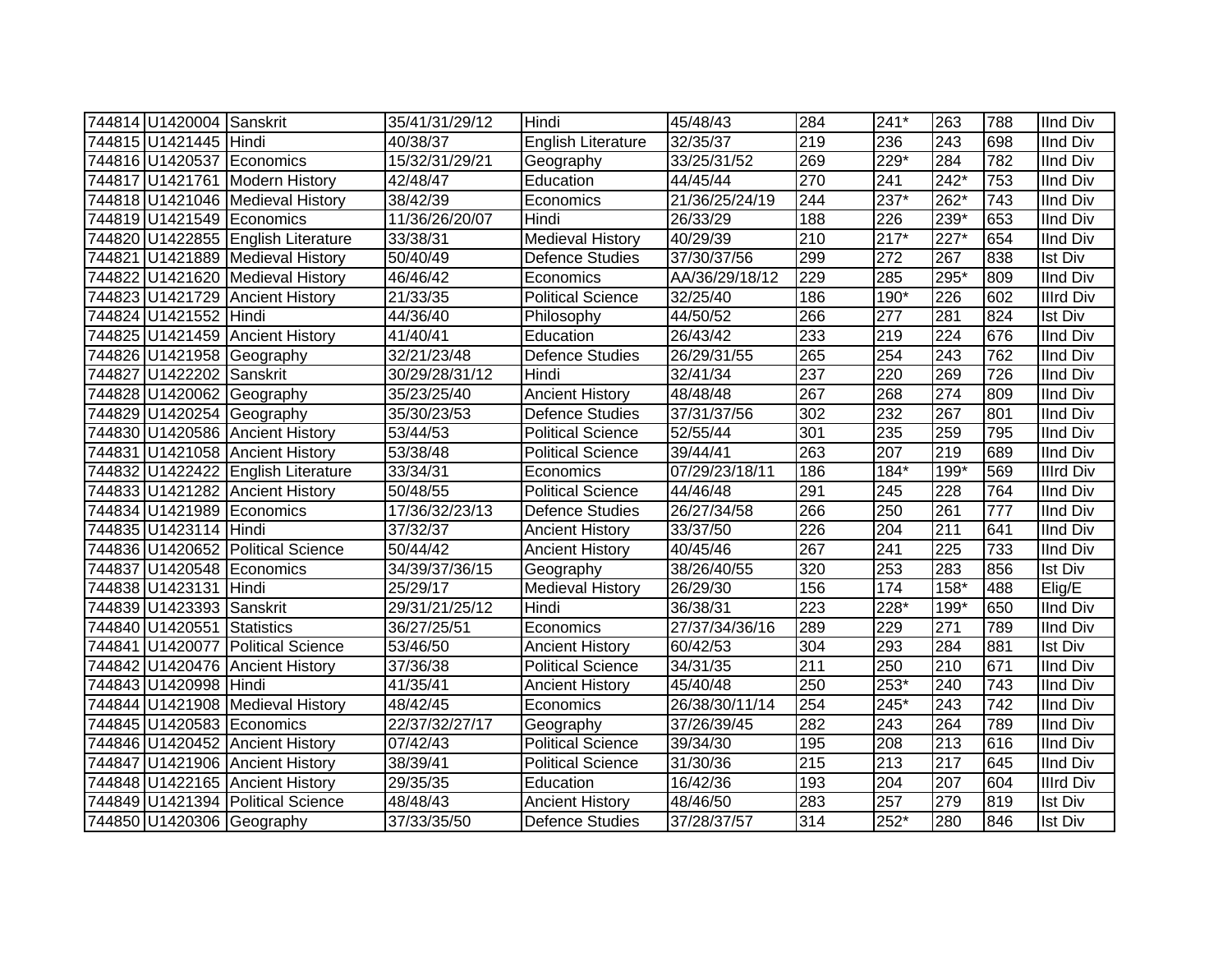| | | | | | | | | | | |
|---|---|---|---|---|---|---|---|---|---|---|
| 744814 | U1420004 | Sanskrit | 35/41/31/29/12 | Hindi | 45/48/43 | 284 | 241* | 263 | 788 | IInd Div |
| 744815 | U1421445 | Hindi | 40/38/37 | English Literature | 32/35/37 | 219 | 236 | 243 | 698 | IInd Div |
| 744816 | U1420537 | Economics | 15/32/31/29/21 | Geography | 33/25/31/52 | 269 | 229* | 284 | 782 | IInd Div |
| 744817 | U1421761 | Modern History | 42/48/47 | Education | 44/45/44 | 270 | 241 | 242* | 753 | IInd Div |
| 744818 | U1421046 | Medieval History | 38/42/39 | Economics | 21/36/25/24/19 | 244 | 237* | 262* | 743 | IInd Div |
| 744819 | U1421549 | Economics | 11/36/26/20/07 | Hindi | 26/33/29 | 188 | 226 | 239* | 653 | IInd Div |
| 744820 | U1422855 | English Literature | 33/38/31 | Medieval History | 40/29/39 | 210 | 217* | 227* | 654 | IInd Div |
| 744821 | U1421889 | Medieval History | 50/40/49 | Defence Studies | 37/30/37/56 | 299 | 272 | 267 | 838 | Ist Div |
| 744822 | U1421620 | Medieval History | 46/46/42 | Economics | AA/36/29/18/12 | 229 | 285 | 295* | 809 | IInd Div |
| 744823 | U1421729 | Ancient History | 21/33/35 | Political Science | 32/25/40 | 186 | 190* | 226 | 602 | IIIrd Div |
| 744824 | U1421552 | Hindi | 44/36/40 | Philosophy | 44/50/52 | 266 | 277 | 281 | 824 | Ist Div |
| 744825 | U1421459 | Ancient History | 41/40/41 | Education | 26/43/42 | 233 | 219 | 224 | 676 | IInd Div |
| 744826 | U1421958 | Geography | 32/21/23/48 | Defence Studies | 26/29/31/55 | 265 | 254 | 243 | 762 | IInd Div |
| 744827 | U1422202 | Sanskrit | 30/29/28/31/12 | Hindi | 32/41/34 | 237 | 220 | 269 | 726 | IInd Div |
| 744828 | U1420062 | Geography | 35/23/25/40 | Ancient History | 48/48/48 | 267 | 268 | 274 | 809 | IInd Div |
| 744829 | U1420254 | Geography | 35/30/23/53 | Defence Studies | 37/31/37/56 | 302 | 232 | 267 | 801 | IInd Div |
| 744830 | U1420586 | Ancient History | 53/44/53 | Political Science | 52/55/44 | 301 | 235 | 259 | 795 | IInd Div |
| 744831 | U1421058 | Ancient History | 53/38/48 | Political Science | 39/44/41 | 263 | 207 | 219 | 689 | IInd Div |
| 744832 | U1422422 | English Literature | 33/34/31 | Economics | 07/29/23/18/11 | 186 | 184* | 199* | 569 | IIIrd Div |
| 744833 | U1421282 | Ancient History | 50/48/55 | Political Science | 44/46/48 | 291 | 245 | 228 | 764 | IInd Div |
| 744834 | U1421989 | Economics | 17/36/32/23/13 | Defence Studies | 26/27/34/58 | 266 | 250 | 261 | 777 | IInd Div |
| 744835 | U1423114 | Hindi | 37/32/37 | Ancient History | 33/37/50 | 226 | 204 | 211 | 641 | IInd Div |
| 744836 | U1420652 | Political Science | 50/44/42 | Ancient History | 40/45/46 | 267 | 241 | 225 | 733 | IInd Div |
| 744837 | U1420548 | Economics | 34/39/37/36/15 | Geography | 38/26/40/55 | 320 | 253 | 283 | 856 | Ist Div |
| 744838 | U1423131 | Hindi | 25/29/17 | Medieval History | 26/29/30 | 156 | 174 | 158* | 488 | Elig/E |
| 744839 | U1423393 | Sanskrit | 29/31/21/25/12 | Hindi | 36/38/31 | 223 | 228* | 199* | 650 | IInd Div |
| 744840 | U1420551 | Statistics | 36/27/25/51 | Economics | 27/37/34/36/16 | 289 | 229 | 271 | 789 | IInd Div |
| 744841 | U1420077 | Political Science | 53/46/50 | Ancient History | 60/42/53 | 304 | 293 | 284 | 881 | Ist Div |
| 744842 | U1420476 | Ancient History | 37/36/38 | Political Science | 34/31/35 | 211 | 250 | 210 | 671 | IInd Div |
| 744843 | U1420998 | Hindi | 41/35/41 | Ancient History | 45/40/48 | 250 | 253* | 240 | 743 | IInd Div |
| 744844 | U1421908 | Medieval History | 48/42/45 | Economics | 26/38/30/11/14 | 254 | 245* | 243 | 742 | IInd Div |
| 744845 | U1420583 | Economics | 22/37/32/27/17 | Geography | 37/26/39/45 | 282 | 243 | 264 | 789 | IInd Div |
| 744846 | U1420452 | Ancient History | 07/42/43 | Political Science | 39/34/30 | 195 | 208 | 213 | 616 | IInd Div |
| 744847 | U1421906 | Ancient History | 38/39/41 | Political Science | 31/30/36 | 215 | 213 | 217 | 645 | IInd Div |
| 744848 | U1422165 | Ancient History | 29/35/35 | Education | 16/42/36 | 193 | 204 | 207 | 604 | IIIrd Div |
| 744849 | U1421394 | Political Science | 48/48/43 | Ancient History | 48/46/50 | 283 | 257 | 279 | 819 | Ist Div |
| 744850 | U1420306 | Geography | 37/33/35/50 | Defence Studies | 37/28/37/57 | 314 | 252* | 280 | 846 | Ist Div |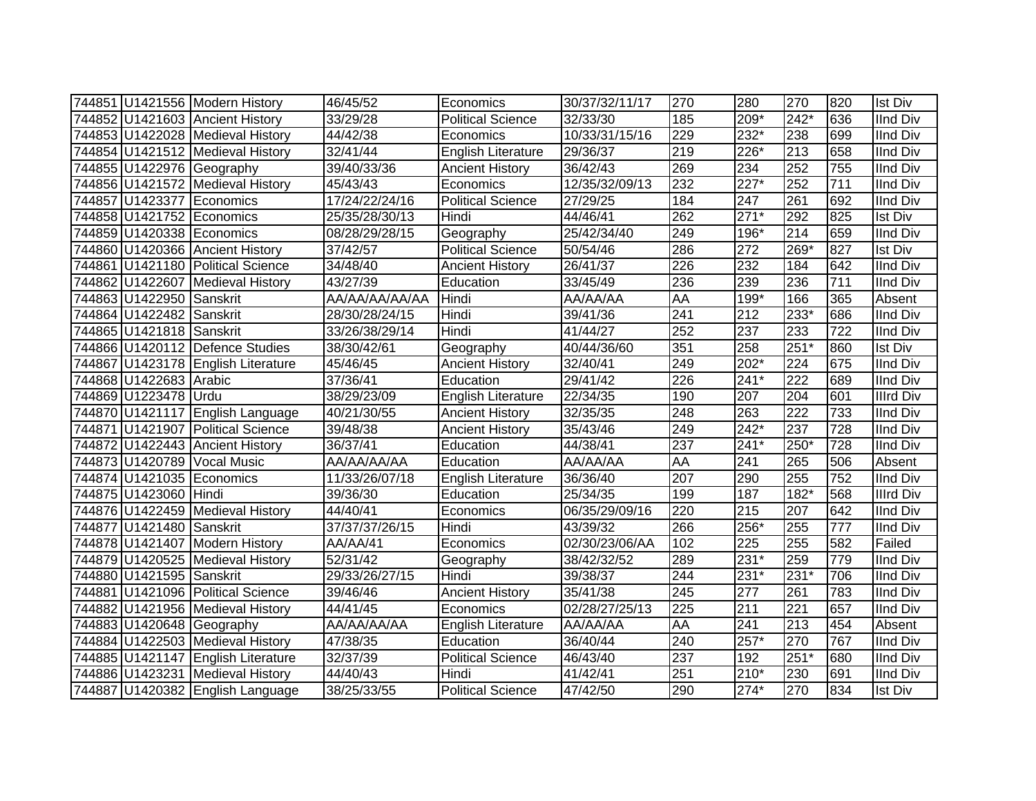| | | | | | | | | | | |
|---|---|---|---|---|---|---|---|---|---|---|
| 744851 | U1421556 | Modern History | 46/45/52 | Economics | 30/37/32/11/17 | 270 | 280 | 270 | 820 | Ist Div |
| 744852 | U1421603 | Ancient History | 33/29/28 | Political Science | 32/33/30 | 185 | 209* | 242* | 636 | IInd Div |
| 744853 | U1422028 | Medieval History | 44/42/38 | Economics | 10/33/31/15/16 | 229 | 232* | 238 | 699 | IInd Div |
| 744854 | U1421512 | Medieval History | 32/41/44 | English Literature | 29/36/37 | 219 | 226* | 213 | 658 | IInd Div |
| 744855 | U1422976 | Geography | 39/40/33/36 | Ancient History | 36/42/43 | 269 | 234 | 252 | 755 | IInd Div |
| 744856 | U1421572 | Medieval History | 45/43/43 | Economics | 12/35/32/09/13 | 232 | 227* | 252 | 711 | IInd Div |
| 744857 | U1423377 | Economics | 17/24/22/24/16 | Political Science | 27/29/25 | 184 | 247 | 261 | 692 | IInd Div |
| 744858 | U1421752 | Economics | 25/35/28/30/13 | Hindi | 44/46/41 | 262 | 271* | 292 | 825 | Ist Div |
| 744859 | U1420338 | Economics | 08/28/29/28/15 | Geography | 25/42/34/40 | 249 | 196* | 214 | 659 | IInd Div |
| 744860 | U1420366 | Ancient History | 37/42/57 | Political Science | 50/54/46 | 286 | 272 | 269* | 827 | Ist Div |
| 744861 | U1421180 | Political Science | 34/48/40 | Ancient History | 26/41/37 | 226 | 232 | 184 | 642 | IInd Div |
| 744862 | U1422607 | Medieval History | 43/27/39 | Education | 33/45/49 | 236 | 239 | 236 | 711 | IInd Div |
| 744863 | U1422950 | Sanskrit | AA/AA/AA/AA/AA | Hindi | AA/AA/AA | AA | 199* | 166 | 365 | Absent |
| 744864 | U1422482 | Sanskrit | 28/30/28/24/15 | Hindi | 39/41/36 | 241 | 212 | 233* | 686 | IInd Div |
| 744865 | U1421818 | Sanskrit | 33/26/38/29/14 | Hindi | 41/44/27 | 252 | 237 | 233 | 722 | IInd Div |
| 744866 | U1420112 | Defence Studies | 38/30/42/61 | Geography | 40/44/36/60 | 351 | 258 | 251* | 860 | Ist Div |
| 744867 | U1423178 | English Literature | 45/46/45 | Ancient History | 32/40/41 | 249 | 202* | 224 | 675 | IInd Div |
| 744868 | U1422683 | Arabic | 37/36/41 | Education | 29/41/42 | 226 | 241* | 222 | 689 | IInd Div |
| 744869 | U1223478 | Urdu | 38/29/23/09 | English Literature | 22/34/35 | 190 | 207 | 204 | 601 | IIIrd Div |
| 744870 | U1421117 | English Language | 40/21/30/55 | Ancient History | 32/35/35 | 248 | 263 | 222 | 733 | IInd Div |
| 744871 | U1421907 | Political Science | 39/48/38 | Ancient History | 35/43/46 | 249 | 242* | 237 | 728 | IInd Div |
| 744872 | U1422443 | Ancient History | 36/37/41 | Education | 44/38/41 | 237 | 241* | 250* | 728 | IInd Div |
| 744873 | U1420789 | Vocal Music | AA/AA/AA/AA | Education | AA/AA/AA | AA | 241 | 265 | 506 | Absent |
| 744874 | U1421035 | Economics | 11/33/26/07/18 | English Literature | 36/36/40 | 207 | 290 | 255 | 752 | IInd Div |
| 744875 | U1423060 | Hindi | 39/36/30 | Education | 25/34/35 | 199 | 187 | 182* | 568 | IIIrd Div |
| 744876 | U1422459 | Medieval History | 44/40/41 | Economics | 06/35/29/09/16 | 220 | 215 | 207 | 642 | IInd Div |
| 744877 | U1421480 | Sanskrit | 37/37/37/26/15 | Hindi | 43/39/32 | 266 | 256* | 255 | 777 | IInd Div |
| 744878 | U1421407 | Modern History | AA/AA/41 | Economics | 02/30/23/06/AA | 102 | 225 | 255 | 582 | Failed |
| 744879 | U1420525 | Medieval History | 52/31/42 | Geography | 38/42/32/52 | 289 | 231* | 259 | 779 | IInd Div |
| 744880 | U1421595 | Sanskrit | 29/33/26/27/15 | Hindi | 39/38/37 | 244 | 231* | 231* | 706 | IInd Div |
| 744881 | U1421096 | Political Science | 39/46/46 | Ancient History | 35/41/38 | 245 | 277 | 261 | 783 | IInd Div |
| 744882 | U1421956 | Medieval History | 44/41/45 | Economics | 02/28/27/25/13 | 225 | 211 | 221 | 657 | IInd Div |
| 744883 | U1420648 | Geography | AA/AA/AA/AA | English Literature | AA/AA/AA | AA | 241 | 213 | 454 | Absent |
| 744884 | U1422503 | Medieval History | 47/38/35 | Education | 36/40/44 | 240 | 257* | 270 | 767 | IInd Div |
| 744885 | U1421147 | English Literature | 32/37/39 | Political Science | 46/43/40 | 237 | 192 | 251* | 680 | IInd Div |
| 744886 | U1423231 | Medieval History | 44/40/43 | Hindi | 41/42/41 | 251 | 210* | 230 | 691 | IInd Div |
| 744887 | U1420382 | English Language | 38/25/33/55 | Political Science | 47/42/50 | 290 | 274* | 270 | 834 | Ist Div |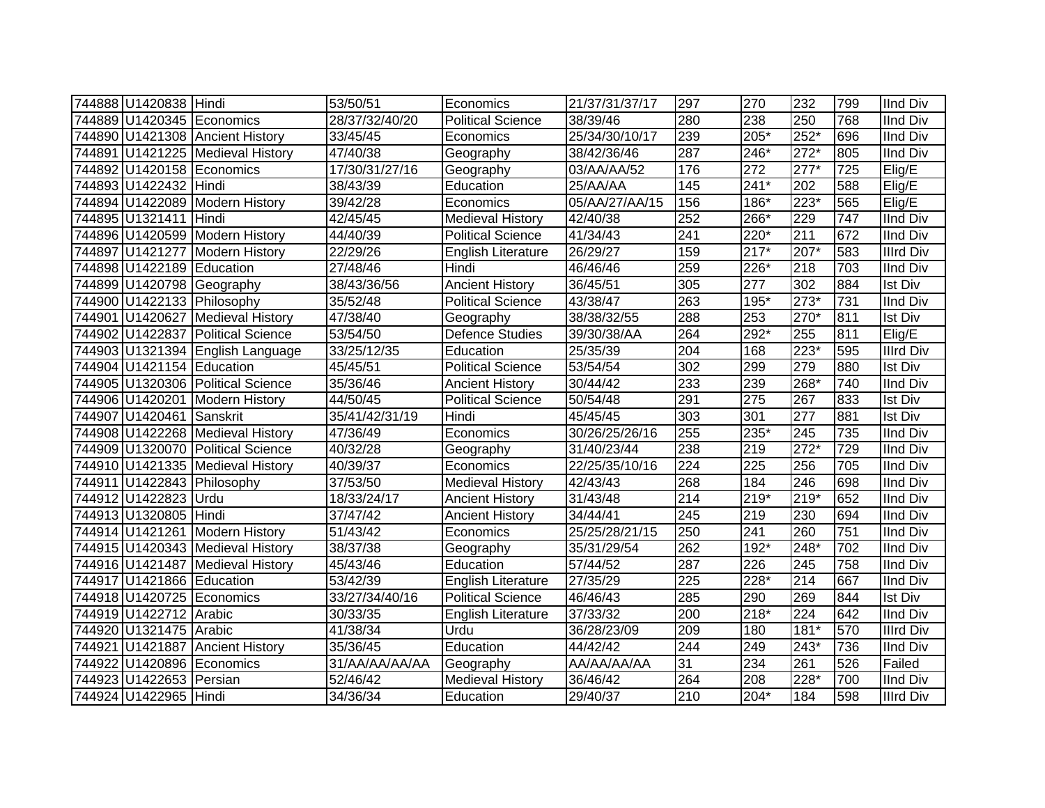| 744888 | U1420838 | Hindi | 53/50/51 | Economics | 21/37/31/37/17 | 297 | 270 | 232 | 799 | IInd Div |
|---|---|---|---|---|---|---|---|---|---|---|
| 744889 | U1420345 | Economics | 28/37/32/40/20 | Political Science | 38/39/46 | 280 | 238 | 250 | 768 | IInd Div |
| 744890 | U1421308 | Ancient History | 33/45/45 | Economics | 25/34/30/10/17 | 239 | 205* | 252* | 696 | IInd Div |
| 744891 | U1421225 | Medieval History | 47/40/38 | Geography | 38/42/36/46 | 287 | 246* | 272* | 805 | IInd Div |
| 744892 | U1420158 | Economics | 17/30/31/27/16 | Geography | 03/AA/AA/52 | 176 | 272 | 277* | 725 | Elig/E |
| 744893 | U1422432 | Hindi | 38/43/39 | Education | 25/AA/AA | 145 | 241* | 202 | 588 | Elig/E |
| 744894 | U1422089 | Modern History | 39/42/28 | Economics | 05/AA/27/AA/15 | 156 | 186* | 223* | 565 | Elig/E |
| 744895 | U1321411 | Hindi | 42/45/45 | Medieval History | 42/40/38 | 252 | 266* | 229 | 747 | IInd Div |
| 744896 | U1420599 | Modern History | 44/40/39 | Political Science | 41/34/43 | 241 | 220* | 211 | 672 | IInd Div |
| 744897 | U1421277 | Modern History | 22/29/26 | English Literature | 26/29/27 | 159 | 217* | 207* | 583 | IIIrd Div |
| 744898 | U1422189 | Education | 27/48/46 | Hindi | 46/46/46 | 259 | 226* | 218 | 703 | IInd Div |
| 744899 | U1420798 | Geography | 38/43/36/56 | Ancient History | 36/45/51 | 305 | 277 | 302 | 884 | Ist Div |
| 744900 | U1422133 | Philosophy | 35/52/48 | Political Science | 43/38/47 | 263 | 195* | 273* | 731 | IInd Div |
| 744901 | U1420627 | Medieval History | 47/38/40 | Geography | 38/38/32/55 | 288 | 253 | 270* | 811 | Ist Div |
| 744902 | U1422837 | Political Science | 53/54/50 | Defence Studies | 39/30/38/AA | 264 | 292* | 255 | 811 | Elig/E |
| 744903 | U1321394 | English Language | 33/25/12/35 | Education | 25/35/39 | 204 | 168 | 223* | 595 | IIIrd Div |
| 744904 | U1421154 | Education | 45/45/51 | Political Science | 53/54/54 | 302 | 299 | 279 | 880 | Ist Div |
| 744905 | U1320306 | Political Science | 35/36/46 | Ancient History | 30/44/42 | 233 | 239 | 268* | 740 | IInd Div |
| 744906 | U1420201 | Modern History | 44/50/45 | Political Science | 50/54/48 | 291 | 275 | 267 | 833 | Ist Div |
| 744907 | U1420461 | Sanskrit | 35/41/42/31/19 | Hindi | 45/45/45 | 303 | 301 | 277 | 881 | Ist Div |
| 744908 | U1422268 | Medieval History | 47/36/49 | Economics | 30/26/25/26/16 | 255 | 235* | 245 | 735 | IInd Div |
| 744909 | U1320070 | Political Science | 40/32/28 | Geography | 31/40/23/44 | 238 | 219 | 272* | 729 | IInd Div |
| 744910 | U1421335 | Medieval History | 40/39/37 | Economics | 22/25/35/10/16 | 224 | 225 | 256 | 705 | IInd Div |
| 744911 | U1422843 | Philosophy | 37/53/50 | Medieval History | 42/43/43 | 268 | 184 | 246 | 698 | IInd Div |
| 744912 | U1422823 | Urdu | 18/33/24/17 | Ancient History | 31/43/48 | 214 | 219* | 219* | 652 | IInd Div |
| 744913 | U1320805 | Hindi | 37/47/42 | Ancient History | 34/44/41 | 245 | 219 | 230 | 694 | IInd Div |
| 744914 | U1421261 | Modern History | 51/43/42 | Economics | 25/25/28/21/15 | 250 | 241 | 260 | 751 | IInd Div |
| 744915 | U1420343 | Medieval History | 38/37/38 | Geography | 35/31/29/54 | 262 | 192* | 248* | 702 | IInd Div |
| 744916 | U1421487 | Medieval History | 45/43/46 | Education | 57/44/52 | 287 | 226 | 245 | 758 | IInd Div |
| 744917 | U1421866 | Education | 53/42/39 | English Literature | 27/35/29 | 225 | 228* | 214 | 667 | IInd Div |
| 744918 | U1420725 | Economics | 33/27/34/40/16 | Political Science | 46/46/43 | 285 | 290 | 269 | 844 | Ist Div |
| 744919 | U1422712 | Arabic | 30/33/35 | English Literature | 37/33/32 | 200 | 218* | 224 | 642 | IInd Div |
| 744920 | U1321475 | Arabic | 41/38/34 | Urdu | 36/28/23/09 | 209 | 180 | 181* | 570 | IIIrd Div |
| 744921 | U1421887 | Ancient History | 35/36/45 | Education | 44/42/42 | 244 | 249 | 243* | 736 | IInd Div |
| 744922 | U1420896 | Economics | 31/AA/AA/AA/AA | Geography | AA/AA/AA/AA | 31 | 234 | 261 | 526 | Failed |
| 744923 | U1422653 | Persian | 52/46/42 | Medieval History | 36/46/42 | 264 | 208 | 228* | 700 | IInd Div |
| 744924 | U1422965 | Hindi | 34/36/34 | Education | 29/40/37 | 210 | 204* | 184 | 598 | IIIrd Div |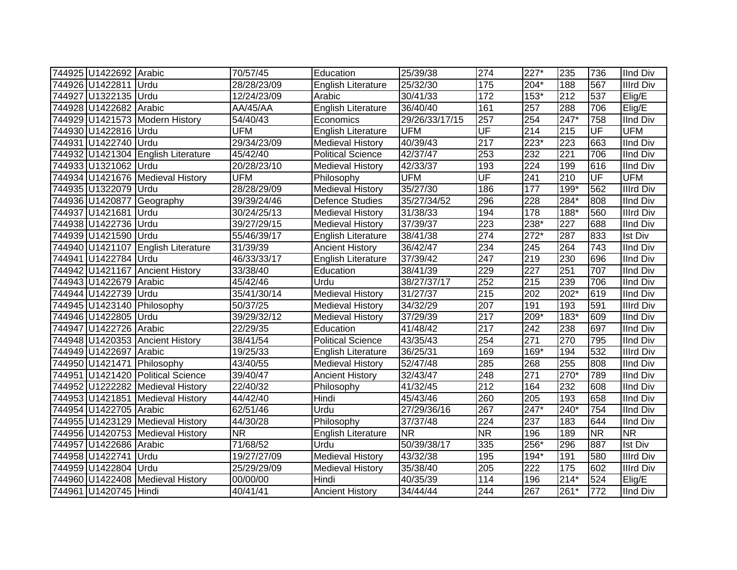| | | | | | | | | | | |
|---|---|---|---|---|---|---|---|---|---|---|
| 744925 | U1422692 | Arabic | 70/57/45 | Education | 25/39/38 | 274 | 227* | 235 | 736 | IInd Div |
| 744926 | U1422811 | Urdu | 28/28/23/09 | English Literature | 25/32/30 | 175 | 204* | 188 | 567 | IIIrd Div |
| 744927 | U1322135 | Urdu | 12/24/23/09 | Arabic | 30/41/33 | 172 | 153* | 212 | 537 | Elig/E |
| 744928 | U1422682 | Arabic | AA/45/AA | English Literature | 36/40/40 | 161 | 257 | 288 | 706 | Elig/E |
| 744929 | U1421573 | Modern History | 54/40/43 | Economics | 29/26/33/17/15 | 257 | 254 | 247* | 758 | IInd Div |
| 744930 | U1422816 | Urdu | UFM | English Literature | UFM | UF | 214 | 215 | UF | UFM |
| 744931 | U1422740 | Urdu | 29/34/23/09 | Medieval History | 40/39/43 | 217 | 223* | 223 | 663 | IInd Div |
| 744932 | U1421304 | English Literature | 45/42/40 | Political Science | 42/37/47 | 253 | 232 | 221 | 706 | IInd Div |
| 744933 | U1321062 | Urdu | 20/28/23/10 | Medieval History | 42/33/37 | 193 | 224 | 199 | 616 | IInd Div |
| 744934 | U1421676 | Medieval History | UFM | Philosophy | UFM | UF | 241 | 210 | UF | UFM |
| 744935 | U1322079 | Urdu | 28/28/29/09 | Medieval History | 35/27/30 | 186 | 177 | 199* | 562 | IIIrd Div |
| 744936 | U1420877 | Geography | 39/39/24/46 | Defence Studies | 35/27/34/52 | 296 | 228 | 284* | 808 | IInd Div |
| 744937 | U1421681 | Urdu | 30/24/25/13 | Medieval History | 31/38/33 | 194 | 178 | 188* | 560 | IIIrd Div |
| 744938 | U1422736 | Urdu | 39/27/29/15 | Medieval History | 37/39/37 | 223 | 238* | 227 | 688 | IInd Div |
| 744939 | U1421590 | Urdu | 55/46/39/17 | English Literature | 38/41/38 | 274 | 272* | 287 | 833 | Ist Div |
| 744940 | U1421107 | English Literature | 31/39/39 | Ancient History | 36/42/47 | 234 | 245 | 264 | 743 | IInd Div |
| 744941 | U1422784 | Urdu | 46/33/33/17 | English Literature | 37/39/42 | 247 | 219 | 230 | 696 | IInd Div |
| 744942 | U1421167 | Ancient History | 33/38/40 | Education | 38/41/39 | 229 | 227 | 251 | 707 | IInd Div |
| 744943 | U1422679 | Arabic | 45/42/46 | Urdu | 38/27/37/17 | 252 | 215 | 239 | 706 | IInd Div |
| 744944 | U1422739 | Urdu | 35/41/30/14 | Medieval History | 31/27/37 | 215 | 202 | 202* | 619 | IInd Div |
| 744945 | U1423140 | Philosophy | 50/37/25 | Medieval History | 34/32/29 | 207 | 191 | 193 | 591 | IIIrd Div |
| 744946 | U1422805 | Urdu | 39/29/32/12 | Medieval History | 37/29/39 | 217 | 209* | 183* | 609 | IInd Div |
| 744947 | U1422726 | Arabic | 22/29/35 | Education | 41/48/42 | 217 | 242 | 238 | 697 | IInd Div |
| 744948 | U1420353 | Ancient History | 38/41/54 | Political Science | 43/35/43 | 254 | 271 | 270 | 795 | IInd Div |
| 744949 | U1422697 | Arabic | 19/25/33 | English Literature | 36/25/31 | 169 | 169* | 194 | 532 | IIIrd Div |
| 744950 | U1421471 | Philosophy | 43/40/55 | Medieval History | 52/47/48 | 285 | 268 | 255 | 808 | IInd Div |
| 744951 | U1421420 | Political Science | 39/40/47 | Ancient History | 32/43/47 | 248 | 271 | 270* | 789 | IInd Div |
| 744952 | U1222282 | Medieval History | 22/40/32 | Philosophy | 41/32/45 | 212 | 164 | 232 | 608 | IInd Div |
| 744953 | U1421851 | Medieval History | 44/42/40 | Hindi | 45/43/46 | 260 | 205 | 193 | 658 | IInd Div |
| 744954 | U1422705 | Arabic | 62/51/46 | Urdu | 27/29/36/16 | 267 | 247* | 240* | 754 | IInd Div |
| 744955 | U1423129 | Medieval History | 44/30/28 | Philosophy | 37/37/48 | 224 | 237 | 183 | 644 | IInd Div |
| 744956 | U1420753 | Medieval History | NR | English Literature | NR | NR | 196 | 189 | NR | NR |
| 744957 | U1422686 | Arabic | 71/68/52 | Urdu | 50/39/38/17 | 335 | 256* | 296 | 887 | Ist Div |
| 744958 | U1422741 | Urdu | 19/27/27/09 | Medieval History | 43/32/38 | 195 | 194* | 191 | 580 | IIIrd Div |
| 744959 | U1422804 | Urdu | 25/29/29/09 | Medieval History | 35/38/40 | 205 | 222 | 175 | 602 | IIIrd Div |
| 744960 | U1422408 | Medieval History | 00/00/00 | Hindi | 40/35/39 | 114 | 196 | 214* | 524 | Elig/E |
| 744961 | U1420745 | Hindi | 40/41/41 | Ancient History | 34/44/44 | 244 | 267 | 261* | 772 | IInd Div |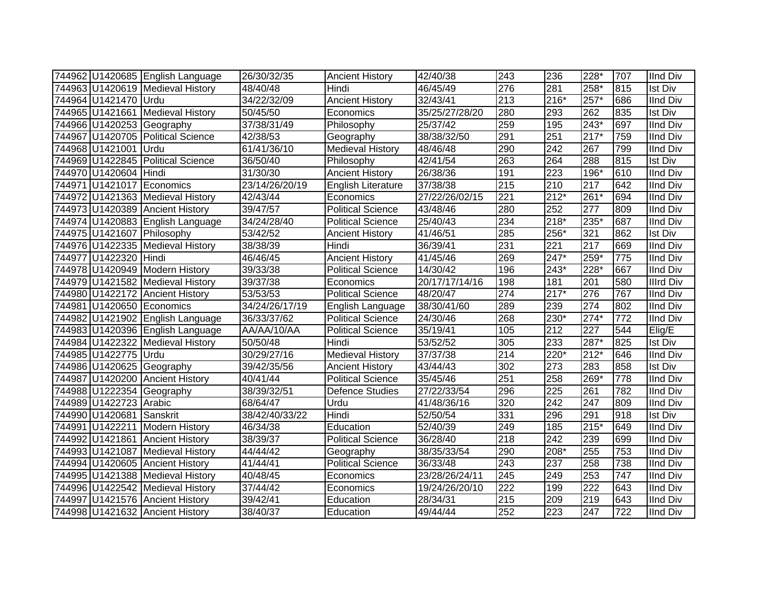| 744962 | U1420685 | English Language | 26/30/32/35 | Ancient History | 42/40/38 | 243 | 236 | 228* | 707 | IInd Div |
|---|---|---|---|---|---|---|---|---|---|---|
| 744963 | U1420619 | Medieval History | 48/40/48 | Hindi | 46/45/49 | 276 | 281 | 258* | 815 | Ist Div |
| 744964 | U1421470 | Urdu | 34/22/32/09 | Ancient History | 32/43/41 | 213 | 216* | 257* | 686 | IInd Div |
| 744965 | U1421661 | Medieval History | 50/45/50 | Economics | 35/25/27/28/20 | 280 | 293 | 262 | 835 | Ist Div |
| 744966 | U1420253 | Geography | 37/38/31/49 | Philosophy | 25/37/42 | 259 | 195 | 243* | 697 | IInd Div |
| 744967 | U1420705 | Political Science | 42/38/53 | Geography | 38/38/32/50 | 291 | 251 | 217* | 759 | IInd Div |
| 744968 | U1421001 | Urdu | 61/41/36/10 | Medieval History | 48/46/48 | 290 | 242 | 267 | 799 | IInd Div |
| 744969 | U1422845 | Political Science | 36/50/40 | Philosophy | 42/41/54 | 263 | 264 | 288 | 815 | Ist Div |
| 744970 | U1420604 | Hindi | 31/30/30 | Ancient History | 26/38/36 | 191 | 223 | 196* | 610 | IInd Div |
| 744971 | U1421017 | Economics | 23/14/26/20/19 | English Literature | 37/38/38 | 215 | 210 | 217 | 642 | IInd Div |
| 744972 | U1421363 | Medieval History | 42/43/44 | Economics | 27/22/26/02/15 | 221 | 212* | 261* | 694 | IInd Div |
| 744973 | U1420389 | Ancient History | 39/47/57 | Political Science | 43/48/46 | 280 | 252 | 277 | 809 | IInd Div |
| 744974 | U1420883 | English Language | 34/24/28/40 | Political Science | 25/40/43 | 234 | 218* | 235* | 687 | IInd Div |
| 744975 | U1421607 | Philosophy | 53/42/52 | Ancient History | 41/46/51 | 285 | 256* | 321 | 862 | Ist Div |
| 744976 | U1422335 | Medieval History | 38/38/39 | Hindi | 36/39/41 | 231 | 221 | 217 | 669 | IInd Div |
| 744977 | U1422320 | Hindi | 46/46/45 | Ancient History | 41/45/46 | 269 | 247* | 259* | 775 | IInd Div |
| 744978 | U1420949 | Modern History | 39/33/38 | Political Science | 14/30/42 | 196 | 243* | 228* | 667 | IInd Div |
| 744979 | U1421582 | Medieval History | 39/37/38 | Economics | 20/17/17/14/16 | 198 | 181 | 201 | 580 | IIIrd Div |
| 744980 | U1422172 | Ancient History | 53/53/53 | Political Science | 48/20/47 | 274 | 217* | 276 | 767 | IInd Div |
| 744981 | U1420650 | Economics | 34/24/26/17/19 | English Language | 38/30/41/60 | 289 | 239 | 274 | 802 | IInd Div |
| 744982 | U1421902 | English Language | 36/33/37/62 | Political Science | 24/30/46 | 268 | 230* | 274* | 772 | IInd Div |
| 744983 | U1420396 | English Language | AA/AA/10/AA | Political Science | 35/19/41 | 105 | 212 | 227 | 544 | Elig/E |
| 744984 | U1422322 | Medieval History | 50/50/48 | Hindi | 53/52/52 | 305 | 233 | 287* | 825 | Ist Div |
| 744985 | U1422775 | Urdu | 30/29/27/16 | Medieval History | 37/37/38 | 214 | 220* | 212* | 646 | IInd Div |
| 744986 | U1420625 | Geography | 39/42/35/56 | Ancient History | 43/44/43 | 302 | 273 | 283 | 858 | Ist Div |
| 744987 | U1420200 | Ancient History | 40/41/44 | Political Science | 35/45/46 | 251 | 258 | 269* | 778 | IInd Div |
| 744988 | U1222354 | Geography | 38/39/32/51 | Defence Studies | 27/22/33/54 | 296 | 225 | 261 | 782 | IInd Div |
| 744989 | U1422723 | Arabic | 68/64/47 | Urdu | 41/48/36/16 | 320 | 242 | 247 | 809 | IInd Div |
| 744990 | U1420681 | Sanskrit | 38/42/40/33/22 | Hindi | 52/50/54 | 331 | 296 | 291 | 918 | Ist Div |
| 744991 | U1422211 | Modern History | 46/34/38 | Education | 52/40/39 | 249 | 185 | 215* | 649 | IInd Div |
| 744992 | U1421861 | Ancient History | 38/39/37 | Political Science | 36/28/40 | 218 | 242 | 239 | 699 | IInd Div |
| 744993 | U1421087 | Medieval History | 44/44/42 | Geography | 38/35/33/54 | 290 | 208* | 255 | 753 | IInd Div |
| 744994 | U1420605 | Ancient History | 41/44/41 | Political Science | 36/33/48 | 243 | 237 | 258 | 738 | IInd Div |
| 744995 | U1421388 | Medieval History | 40/48/45 | Economics | 23/28/26/24/11 | 245 | 249 | 253 | 747 | IInd Div |
| 744996 | U1422542 | Medieval History | 37/44/42 | Economics | 19/24/26/20/10 | 222 | 199 | 222 | 643 | IInd Div |
| 744997 | U1421576 | Ancient History | 39/42/41 | Education | 28/34/31 | 215 | 209 | 219 | 643 | IInd Div |
| 744998 | U1421632 | Ancient History | 38/40/37 | Education | 49/44/44 | 252 | 223 | 247 | 722 | IInd Div |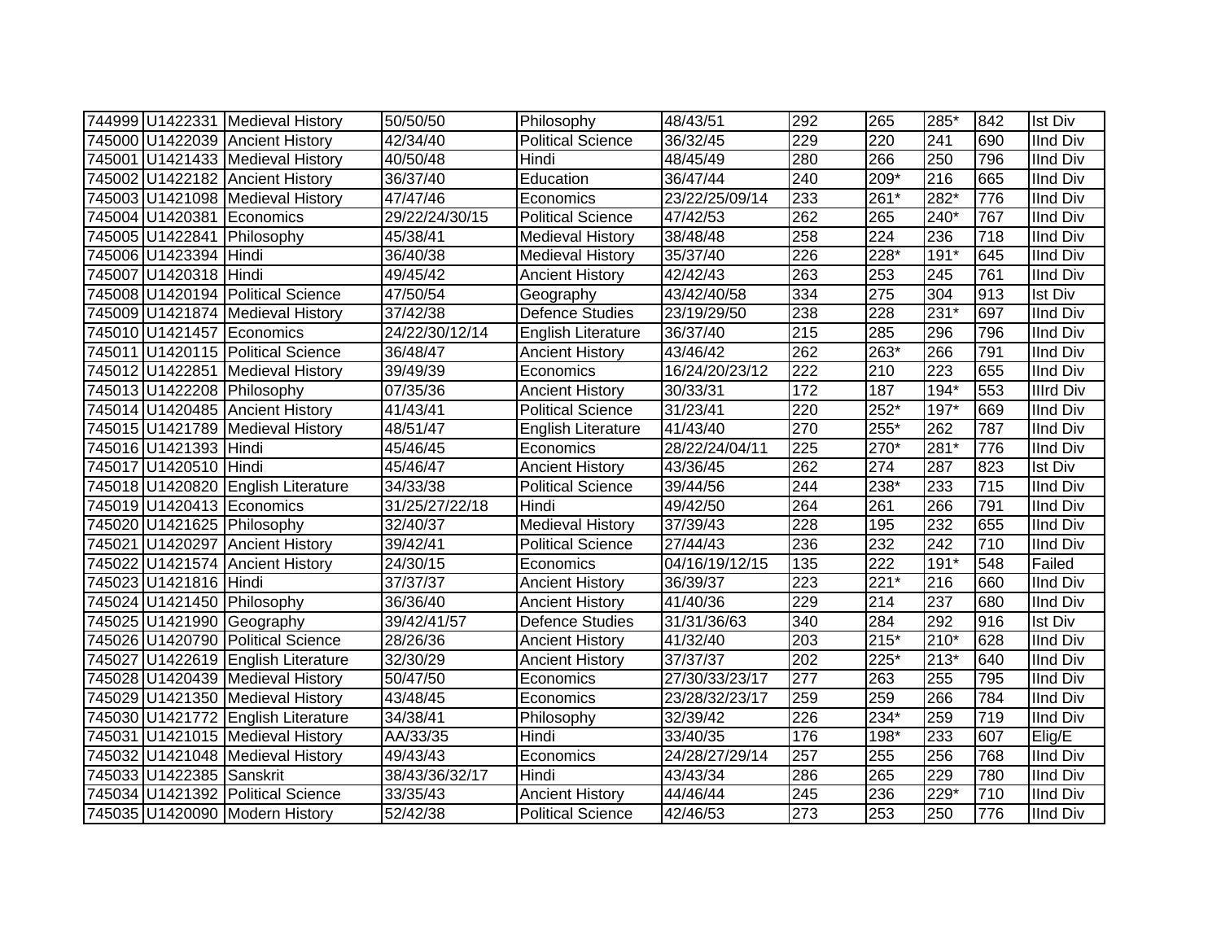| | | | | | | | | | | |
|---|---|---|---|---|---|---|---|---|---|---|
| 744999 | U1422331 | Medieval History | 50/50/50 | Philosophy | 48/43/51 | 292 | 265 | 285* | 842 | Ist Div |
| 745000 | U1422039 | Ancient History | 42/34/40 | Political Science | 36/32/45 | 229 | 220 | 241 | 690 | IInd Div |
| 745001 | U1421433 | Medieval History | 40/50/48 | Hindi | 48/45/49 | 280 | 266 | 250 | 796 | IInd Div |
| 745002 | U1422182 | Ancient History | 36/37/40 | Education | 36/47/44 | 240 | 209* | 216 | 665 | IInd Div |
| 745003 | U1421098 | Medieval History | 47/47/46 | Economics | 23/22/25/09/14 | 233 | 261* | 282* | 776 | IInd Div |
| 745004 | U1420381 | Economics | 29/22/24/30/15 | Political Science | 47/42/53 | 262 | 265 | 240* | 767 | IInd Div |
| 745005 | U1422841 | Philosophy | 45/38/41 | Medieval History | 38/48/48 | 258 | 224 | 236 | 718 | IInd Div |
| 745006 | U1423394 | Hindi | 36/40/38 | Medieval History | 35/37/40 | 226 | 228* | 191* | 645 | IInd Div |
| 745007 | U1420318 | Hindi | 49/45/42 | Ancient History | 42/42/43 | 263 | 253 | 245 | 761 | IInd Div |
| 745008 | U1420194 | Political Science | 47/50/54 | Geography | 43/42/40/58 | 334 | 275 | 304 | 913 | Ist Div |
| 745009 | U1421874 | Medieval History | 37/42/38 | Defence Studies | 23/19/29/50 | 238 | 228 | 231* | 697 | IInd Div |
| 745010 | U1421457 | Economics | 24/22/30/12/14 | English Literature | 36/37/40 | 215 | 285 | 296 | 796 | IInd Div |
| 745011 | U1420115 | Political Science | 36/48/47 | Ancient History | 43/46/42 | 262 | 263* | 266 | 791 | IInd Div |
| 745012 | U1422851 | Medieval History | 39/49/39 | Economics | 16/24/20/23/12 | 222 | 210 | 223 | 655 | IInd Div |
| 745013 | U1422208 | Philosophy | 07/35/36 | Ancient History | 30/33/31 | 172 | 187 | 194* | 553 | IIIrd Div |
| 745014 | U1420485 | Ancient History | 41/43/41 | Political Science | 31/23/41 | 220 | 252* | 197* | 669 | IInd Div |
| 745015 | U1421789 | Medieval History | 48/51/47 | English Literature | 41/43/40 | 270 | 255* | 262 | 787 | IInd Div |
| 745016 | U1421393 | Hindi | 45/46/45 | Economics | 28/22/24/04/11 | 225 | 270* | 281* | 776 | IInd Div |
| 745017 | U1420510 | Hindi | 45/46/47 | Ancient History | 43/36/45 | 262 | 274 | 287 | 823 | Ist Div |
| 745018 | U1420820 | English Literature | 34/33/38 | Political Science | 39/44/56 | 244 | 238* | 233 | 715 | IInd Div |
| 745019 | U1420413 | Economics | 31/25/27/22/18 | Hindi | 49/42/50 | 264 | 261 | 266 | 791 | IInd Div |
| 745020 | U1421625 | Philosophy | 32/40/37 | Medieval History | 37/39/43 | 228 | 195 | 232 | 655 | IInd Div |
| 745021 | U1420297 | Ancient History | 39/42/41 | Political Science | 27/44/43 | 236 | 232 | 242 | 710 | IInd Div |
| 745022 | U1421574 | Ancient History | 24/30/15 | Economics | 04/16/19/12/15 | 135 | 222 | 191* | 548 | Failed |
| 745023 | U1421816 | Hindi | 37/37/37 | Ancient History | 36/39/37 | 223 | 221* | 216 | 660 | IInd Div |
| 745024 | U1421450 | Philosophy | 36/36/40 | Ancient History | 41/40/36 | 229 | 214 | 237 | 680 | IInd Div |
| 745025 | U1421990 | Geography | 39/42/41/57 | Defence Studies | 31/31/36/63 | 340 | 284 | 292 | 916 | Ist Div |
| 745026 | U1420790 | Political Science | 28/26/36 | Ancient History | 41/32/40 | 203 | 215* | 210* | 628 | IInd Div |
| 745027 | U1422619 | English Literature | 32/30/29 | Ancient History | 37/37/37 | 202 | 225* | 213* | 640 | IInd Div |
| 745028 | U1420439 | Medieval History | 50/47/50 | Economics | 27/30/33/23/17 | 277 | 263 | 255 | 795 | IInd Div |
| 745029 | U1421350 | Medieval History | 43/48/45 | Economics | 23/28/32/23/17 | 259 | 259 | 266 | 784 | IInd Div |
| 745030 | U1421772 | English Literature | 34/38/41 | Philosophy | 32/39/42 | 226 | 234* | 259 | 719 | IInd Div |
| 745031 | U1421015 | Medieval History | AA/33/35 | Hindi | 33/40/35 | 176 | 198* | 233 | 607 | Elig/E |
| 745032 | U1421048 | Medieval History | 49/43/43 | Economics | 24/28/27/29/14 | 257 | 255 | 256 | 768 | IInd Div |
| 745033 | U1422385 | Sanskrit | 38/43/36/32/17 | Hindi | 43/43/34 | 286 | 265 | 229 | 780 | IInd Div |
| 745034 | U1421392 | Political Science | 33/35/43 | Ancient History | 44/46/44 | 245 | 236 | 229* | 710 | IInd Div |
| 745035 | U1420090 | Modern History | 52/42/38 | Political Science | 42/46/53 | 273 | 253 | 250 | 776 | IInd Div |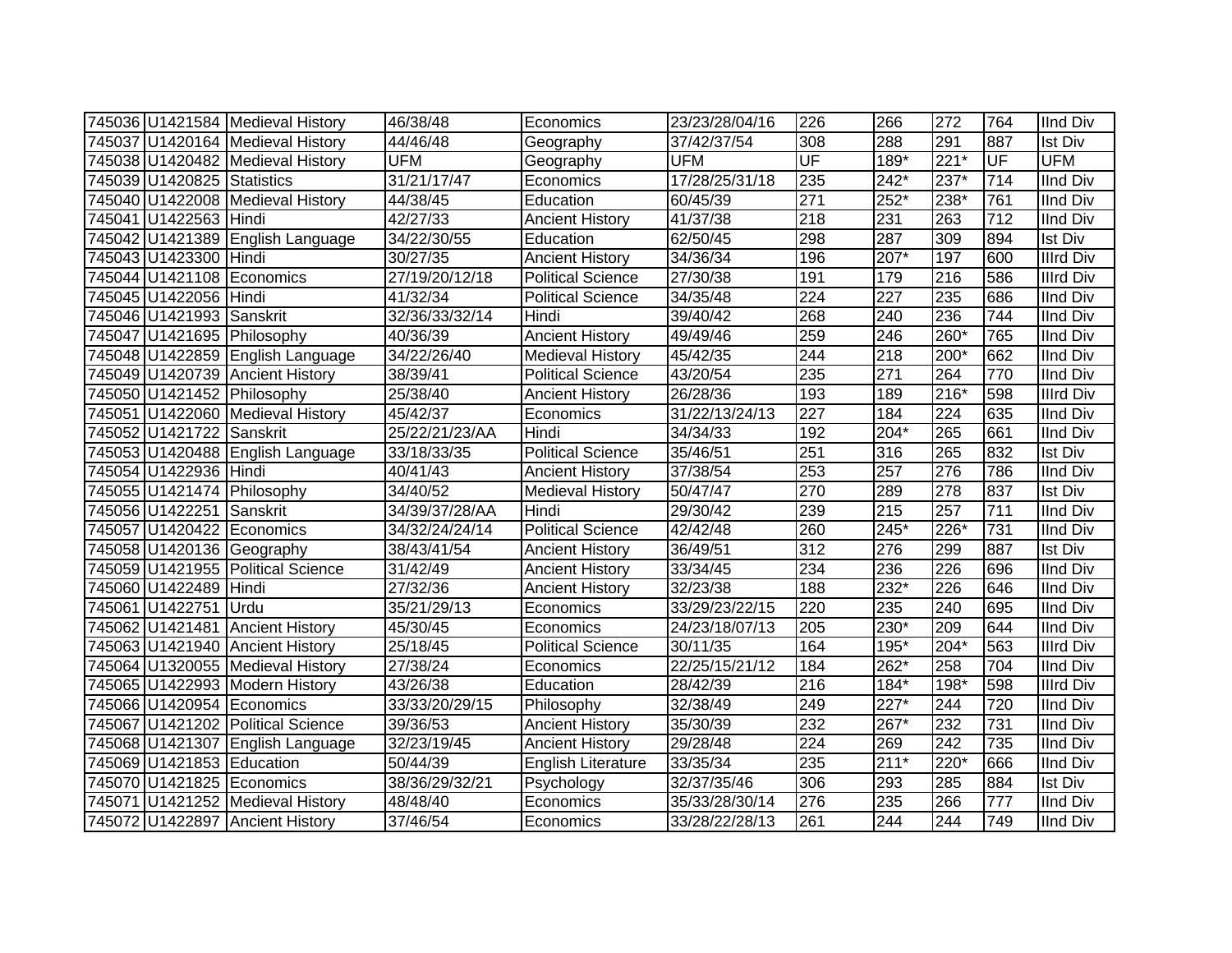| | | | | | | | | | | |
|---|---|---|---|---|---|---|---|---|---|---|
| 745036 | U1421584 | Medieval History | 46/38/48 | Economics | 23/23/28/04/16 | 226 | 266 | 272 | 764 | IInd Div |
| 745037 | U1420164 | Medieval History | 44/46/48 | Geography | 37/42/37/54 | 308 | 288 | 291 | 887 | Ist Div |
| 745038 | U1420482 | Medieval History | UFM | Geography | UFM | UF | 189* | 221* | UF | UFM |
| 745039 | U1420825 | Statistics | 31/21/17/47 | Economics | 17/28/25/31/18 | 235 | 242* | 237* | 714 | IInd Div |
| 745040 | U1422008 | Medieval History | 44/38/45 | Education | 60/45/39 | 271 | 252* | 238* | 761 | IInd Div |
| 745041 | U1422563 | Hindi | 42/27/33 | Ancient History | 41/37/38 | 218 | 231 | 263 | 712 | IInd Div |
| 745042 | U1421389 | English Language | 34/22/30/55 | Education | 62/50/45 | 298 | 287 | 309 | 894 | Ist Div |
| 745043 | U1423300 | Hindi | 30/27/35 | Ancient History | 34/36/34 | 196 | 207* | 197 | 600 | IIIrd Div |
| 745044 | U1421108 | Economics | 27/19/20/12/18 | Political Science | 27/30/38 | 191 | 179 | 216 | 586 | IIIrd Div |
| 745045 | U1422056 | Hindi | 41/32/34 | Political Science | 34/35/48 | 224 | 227 | 235 | 686 | IInd Div |
| 745046 | U1421993 | Sanskrit | 32/36/33/32/14 | Hindi | 39/40/42 | 268 | 240 | 236 | 744 | IInd Div |
| 745047 | U1421695 | Philosophy | 40/36/39 | Ancient History | 49/49/46 | 259 | 246 | 260* | 765 | IInd Div |
| 745048 | U1422859 | English Language | 34/22/26/40 | Medieval History | 45/42/35 | 244 | 218 | 200* | 662 | IInd Div |
| 745049 | U1420739 | Ancient History | 38/39/41 | Political Science | 43/20/54 | 235 | 271 | 264 | 770 | IInd Div |
| 745050 | U1421452 | Philosophy | 25/38/40 | Ancient History | 26/28/36 | 193 | 189 | 216* | 598 | IIIrd Div |
| 745051 | U1422060 | Medieval History | 45/42/37 | Economics | 31/22/13/24/13 | 227 | 184 | 224 | 635 | IInd Div |
| 745052 | U1421722 | Sanskrit | 25/22/21/23/AA | Hindi | 34/34/33 | 192 | 204* | 265 | 661 | IInd Div |
| 745053 | U1420488 | English Language | 33/18/33/35 | Political Science | 35/46/51 | 251 | 316 | 265 | 832 | Ist Div |
| 745054 | U1422936 | Hindi | 40/41/43 | Ancient History | 37/38/54 | 253 | 257 | 276 | 786 | IInd Div |
| 745055 | U1421474 | Philosophy | 34/40/52 | Medieval History | 50/47/47 | 270 | 289 | 278 | 837 | Ist Div |
| 745056 | U1422251 | Sanskrit | 34/39/37/28/AA | Hindi | 29/30/42 | 239 | 215 | 257 | 711 | IInd Div |
| 745057 | U1420422 | Economics | 34/32/24/24/14 | Political Science | 42/42/48 | 260 | 245* | 226* | 731 | IInd Div |
| 745058 | U1420136 | Geography | 38/43/41/54 | Ancient History | 36/49/51 | 312 | 276 | 299 | 887 | Ist Div |
| 745059 | U1421955 | Political Science | 31/42/49 | Ancient History | 33/34/45 | 234 | 236 | 226 | 696 | IInd Div |
| 745060 | U1422489 | Hindi | 27/32/36 | Ancient History | 32/23/38 | 188 | 232* | 226 | 646 | IInd Div |
| 745061 | U1422751 | Urdu | 35/21/29/13 | Economics | 33/29/23/22/15 | 220 | 235 | 240 | 695 | IInd Div |
| 745062 | U1421481 | Ancient History | 45/30/45 | Economics | 24/23/18/07/13 | 205 | 230* | 209 | 644 | IInd Div |
| 745063 | U1421940 | Ancient History | 25/18/45 | Political Science | 30/11/35 | 164 | 195* | 204* | 563 | IIIrd Div |
| 745064 | U1320055 | Medieval History | 27/38/24 | Economics | 22/25/15/21/12 | 184 | 262* | 258 | 704 | IInd Div |
| 745065 | U1422993 | Modern History | 43/26/38 | Education | 28/42/39 | 216 | 184* | 198* | 598 | IIIrd Div |
| 745066 | U1420954 | Economics | 33/33/20/29/15 | Philosophy | 32/38/49 | 249 | 227* | 244 | 720 | IInd Div |
| 745067 | U1421202 | Political Science | 39/36/53 | Ancient History | 35/30/39 | 232 | 267* | 232 | 731 | IInd Div |
| 745068 | U1421307 | English Language | 32/23/19/45 | Ancient History | 29/28/48 | 224 | 269 | 242 | 735 | IInd Div |
| 745069 | U1421853 | Education | 50/44/39 | English Literature | 33/35/34 | 235 | 211* | 220* | 666 | IInd Div |
| 745070 | U1421825 | Economics | 38/36/29/32/21 | Psychology | 32/37/35/46 | 306 | 293 | 285 | 884 | Ist Div |
| 745071 | U1421252 | Medieval History | 48/48/40 | Economics | 35/33/28/30/14 | 276 | 235 | 266 | 777 | IInd Div |
| 745072 | U1422897 | Ancient History | 37/46/54 | Economics | 33/28/22/28/13 | 261 | 244 | 244 | 749 | IInd Div |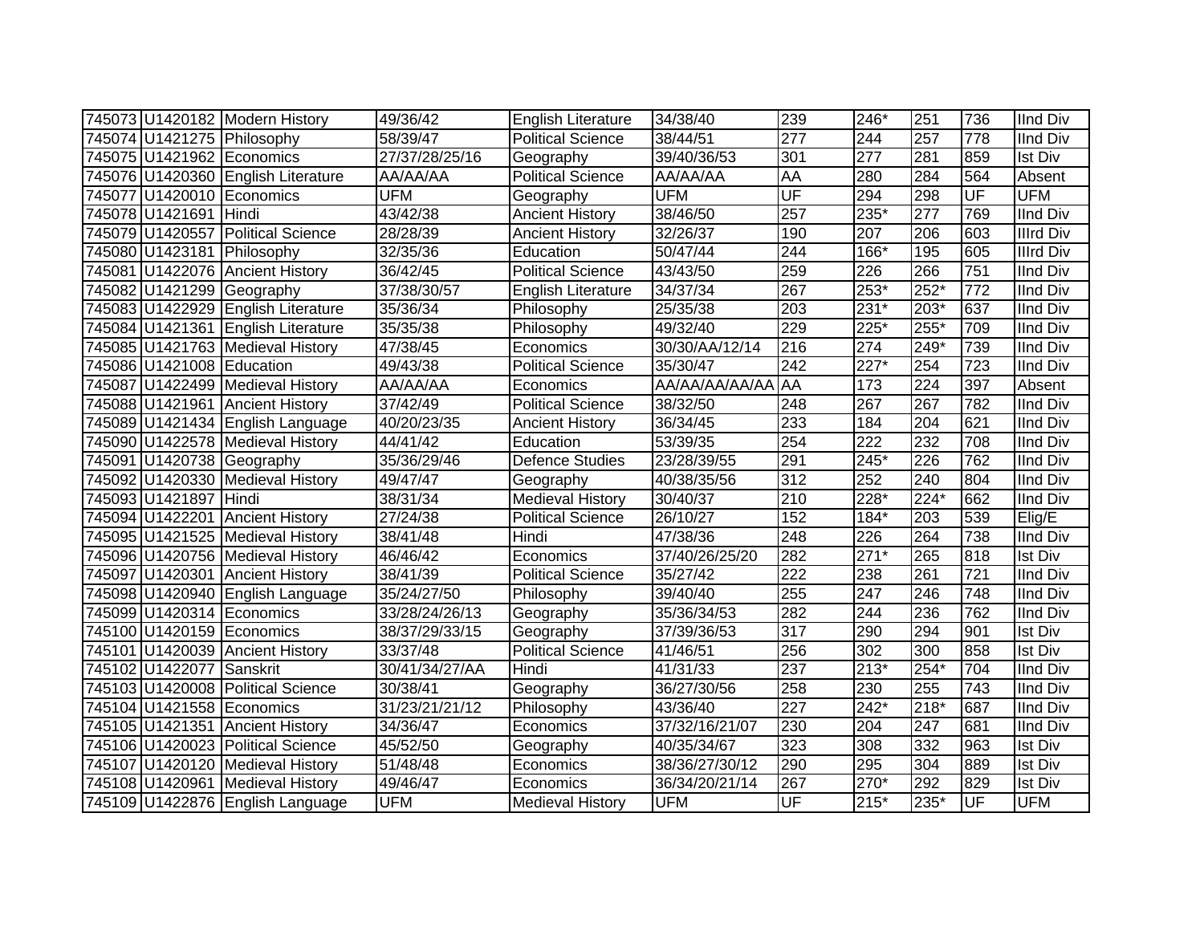| | | | | | | | | | | |
|---|---|---|---|---|---|---|---|---|---|---|
| 745073 | U1420182 | Modern History | 49/36/42 | English Literature | 34/38/40 | 239 | 246* | 251 | 736 | IInd Div |
| 745074 | U1421275 | Philosophy | 58/39/47 | Political Science | 38/44/51 | 277 | 244 | 257 | 778 | IInd Div |
| 745075 | U1421962 | Economics | 27/37/28/25/16 | Geography | 39/40/36/53 | 301 | 277 | 281 | 859 | Ist Div |
| 745076 | U1420360 | English Literature | AA/AA/AA | Political Science | AA/AA/AA | AA | 280 | 284 | 564 | Absent |
| 745077 | U1420010 | Economics | UFM | Geography | UFM | UF | 294 | 298 | UF | UFM |
| 745078 | U1421691 | Hindi | 43/42/38 | Ancient History | 38/46/50 | 257 | 235* | 277 | 769 | IInd Div |
| 745079 | U1420557 | Political Science | 28/28/39 | Ancient History | 32/26/37 | 190 | 207 | 206 | 603 | IIIrd Div |
| 745080 | U1423181 | Philosophy | 32/35/36 | Education | 50/47/44 | 244 | 166* | 195 | 605 | IIIrd Div |
| 745081 | U1422076 | Ancient History | 36/42/45 | Political Science | 43/43/50 | 259 | 226 | 266 | 751 | IInd Div |
| 745082 | U1421299 | Geography | 37/38/30/57 | English Literature | 34/37/34 | 267 | 253* | 252* | 772 | IInd Div |
| 745083 | U1422929 | English Literature | 35/36/34 | Philosophy | 25/35/38 | 203 | 231* | 203* | 637 | IInd Div |
| 745084 | U1421361 | English Literature | 35/35/38 | Philosophy | 49/32/40 | 229 | 225* | 255* | 709 | IInd Div |
| 745085 | U1421763 | Medieval History | 47/38/45 | Economics | 30/30/AA/12/14 | 216 | 274 | 249* | 739 | IInd Div |
| 745086 | U1421008 | Education | 49/43/38 | Political Science | 35/30/47 | 242 | 227* | 254 | 723 | IInd Div |
| 745087 | U1422499 | Medieval History | AA/AA/AA | Economics | AA/AA/AA/AA/AA | AA | 173 | 224 | 397 | Absent |
| 745088 | U1421961 | Ancient History | 37/42/49 | Political Science | 38/32/50 | 248 | 267 | 267 | 782 | IInd Div |
| 745089 | U1421434 | English Language | 40/20/23/35 | Ancient History | 36/34/45 | 233 | 184 | 204 | 621 | IInd Div |
| 745090 | U1422578 | Medieval History | 44/41/42 | Education | 53/39/35 | 254 | 222 | 232 | 708 | IInd Div |
| 745091 | U1420738 | Geography | 35/36/29/46 | Defence Studies | 23/28/39/55 | 291 | 245* | 226 | 762 | IInd Div |
| 745092 | U1420330 | Medieval History | 49/47/47 | Geography | 40/38/35/56 | 312 | 252 | 240 | 804 | IInd Div |
| 745093 | U1421897 | Hindi | 38/31/34 | Medieval History | 30/40/37 | 210 | 228* | 224* | 662 | IInd Div |
| 745094 | U1422201 | Ancient History | 27/24/38 | Political Science | 26/10/27 | 152 | 184* | 203 | 539 | Elig/E |
| 745095 | U1421525 | Medieval History | 38/41/48 | Hindi | 47/38/36 | 248 | 226 | 264 | 738 | IInd Div |
| 745096 | U1420756 | Medieval History | 46/46/42 | Economics | 37/40/26/25/20 | 282 | 271* | 265 | 818 | Ist Div |
| 745097 | U1420301 | Ancient History | 38/41/39 | Political Science | 35/27/42 | 222 | 238 | 261 | 721 | IInd Div |
| 745098 | U1420940 | English Language | 35/24/27/50 | Philosophy | 39/40/40 | 255 | 247 | 246 | 748 | IInd Div |
| 745099 | U1420314 | Economics | 33/28/24/26/13 | Geography | 35/36/34/53 | 282 | 244 | 236 | 762 | IInd Div |
| 745100 | U1420159 | Economics | 38/37/29/33/15 | Geography | 37/39/36/53 | 317 | 290 | 294 | 901 | Ist Div |
| 745101 | U1420039 | Ancient History | 33/37/48 | Political Science | 41/46/51 | 256 | 302 | 300 | 858 | Ist Div |
| 745102 | U1422077 | Sanskrit | 30/41/34/27/AA | Hindi | 41/31/33 | 237 | 213* | 254* | 704 | IInd Div |
| 745103 | U1420008 | Political Science | 30/38/41 | Geography | 36/27/30/56 | 258 | 230 | 255 | 743 | IInd Div |
| 745104 | U1421558 | Economics | 31/23/21/21/12 | Philosophy | 43/36/40 | 227 | 242* | 218* | 687 | IInd Div |
| 745105 | U1421351 | Ancient History | 34/36/47 | Economics | 37/32/16/21/07 | 230 | 204 | 247 | 681 | IInd Div |
| 745106 | U1420023 | Political Science | 45/52/50 | Geography | 40/35/34/67 | 323 | 308 | 332 | 963 | Ist Div |
| 745107 | U1420120 | Medieval History | 51/48/48 | Economics | 38/36/27/30/12 | 290 | 295 | 304 | 889 | Ist Div |
| 745108 | U1420961 | Medieval History | 49/46/47 | Economics | 36/34/20/21/14 | 267 | 270* | 292 | 829 | Ist Div |
| 745109 | U1422876 | English Language | UFM | Medieval History | UFM | UF | 215* | 235* | UF | UFM |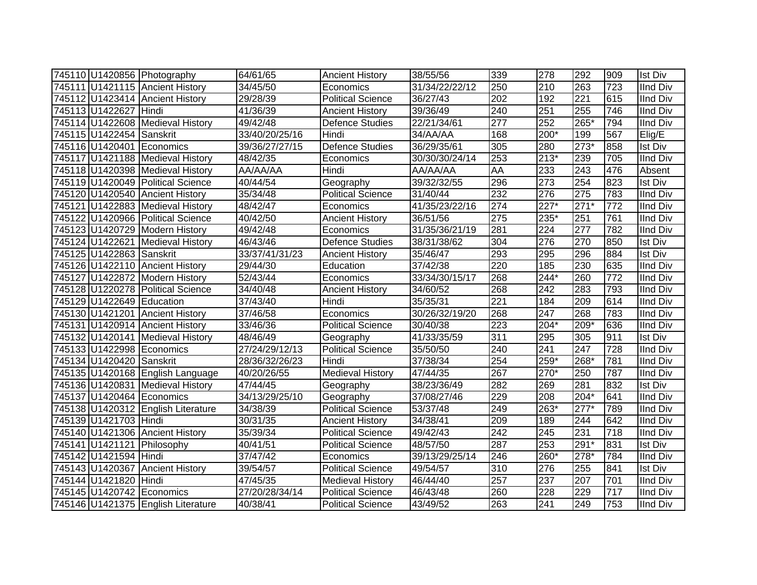| | | | | | | | | | | |
|---|---|---|---|---|---|---|---|---|---|---|
| 745110 | U1420856 | Photography | 64/61/65 | Ancient History | 38/55/56 | 339 | 278 | 292 | 909 | Ist Div |
| 745111 | U1421115 | Ancient History | 34/45/50 | Economics | 31/34/22/22/12 | 250 | 210 | 263 | 723 | IInd Div |
| 745112 | U1423414 | Ancient History | 29/28/39 | Political Science | 36/27/43 | 202 | 192 | 221 | 615 | IInd Div |
| 745113 | U1422627 | Hindi | 41/36/39 | Ancient History | 39/36/49 | 240 | 251 | 255 | 746 | IInd Div |
| 745114 | U1422608 | Medieval History | 49/42/48 | Defence Studies | 22/21/34/61 | 277 | 252 | 265* | 794 | IInd Div |
| 745115 | U1422454 | Sanskrit | 33/40/20/25/16 | Hindi | 34/AA/AA | 168 | 200* | 199 | 567 | Elig/E |
| 745116 | U1420401 | Economics | 39/36/27/27/15 | Defence Studies | 36/29/35/61 | 305 | 280 | 273* | 858 | Ist Div |
| 745117 | U1421188 | Medieval History | 48/42/35 | Economics | 30/30/30/24/14 | 253 | 213* | 239 | 705 | IInd Div |
| 745118 | U1420398 | Medieval History | AA/AA/AA | Hindi | AA/AA/AA | AA | 233 | 243 | 476 | Absent |
| 745119 | U1420049 | Political Science | 40/44/54 | Geography | 39/32/32/55 | 296 | 273 | 254 | 823 | Ist Div |
| 745120 | U1420540 | Ancient History | 35/34/48 | Political Science | 31/40/44 | 232 | 276 | 275 | 783 | IInd Div |
| 745121 | U1422883 | Medieval History | 48/42/47 | Economics | 41/35/23/22/16 | 274 | 227* | 271* | 772 | IInd Div |
| 745122 | U1420966 | Political Science | 40/42/50 | Ancient History | 36/51/56 | 275 | 235* | 251 | 761 | IInd Div |
| 745123 | U1420729 | Modern History | 49/42/48 | Economics | 31/35/36/21/19 | 281 | 224 | 277 | 782 | IInd Div |
| 745124 | U1422621 | Medieval History | 46/43/46 | Defence Studies | 38/31/38/62 | 304 | 276 | 270 | 850 | Ist Div |
| 745125 | U1422863 | Sanskrit | 33/37/41/31/23 | Ancient History | 35/46/47 | 293 | 295 | 296 | 884 | Ist Div |
| 745126 | U1422110 | Ancient History | 29/44/30 | Education | 37/42/38 | 220 | 185 | 230 | 635 | IInd Div |
| 745127 | U1422872 | Modern History | 52/43/44 | Economics | 33/34/30/15/17 | 268 | 244* | 260 | 772 | IInd Div |
| 745128 | U1220278 | Political Science | 34/40/48 | Ancient History | 34/60/52 | 268 | 242 | 283 | 793 | IInd Div |
| 745129 | U1422649 | Education | 37/43/40 | Hindi | 35/35/31 | 221 | 184 | 209 | 614 | IInd Div |
| 745130 | U1421201 | Ancient History | 37/46/58 | Economics | 30/26/32/19/20 | 268 | 247 | 268 | 783 | IInd Div |
| 745131 | U1420914 | Ancient History | 33/46/36 | Political Science | 30/40/38 | 223 | 204* | 209* | 636 | IInd Div |
| 745132 | U1420141 | Medieval History | 48/46/49 | Geography | 41/33/35/59 | 311 | 295 | 305 | 911 | Ist Div |
| 745133 | U1422998 | Economics | 27/24/29/12/13 | Political Science | 35/50/50 | 240 | 241 | 247 | 728 | IInd Div |
| 745134 | U1420420 | Sanskrit | 28/36/32/26/23 | Hindi | 37/38/34 | 254 | 259* | 268* | 781 | IInd Div |
| 745135 | U1420168 | English Language | 40/20/26/55 | Medieval History | 47/44/35 | 267 | 270* | 250 | 787 | IInd Div |
| 745136 | U1420831 | Medieval History | 47/44/45 | Geography | 38/23/36/49 | 282 | 269 | 281 | 832 | Ist Div |
| 745137 | U1420464 | Economics | 34/13/29/25/10 | Geography | 37/08/27/46 | 229 | 208 | 204* | 641 | IInd Div |
| 745138 | U1420312 | English Literature | 34/38/39 | Political Science | 53/37/48 | 249 | 263* | 277* | 789 | IInd Div |
| 745139 | U1421703 | Hindi | 30/31/35 | Ancient History | 34/38/41 | 209 | 189 | 244 | 642 | IInd Div |
| 745140 | U1421306 | Ancient History | 35/39/34 | Political Science | 49/42/43 | 242 | 245 | 231 | 718 | IInd Div |
| 745141 | U1421121 | Philosophy | 40/41/51 | Political Science | 48/57/50 | 287 | 253 | 291* | 831 | Ist Div |
| 745142 | U1421594 | Hindi | 37/47/42 | Economics | 39/13/29/25/14 | 246 | 260* | 278* | 784 | IInd Div |
| 745143 | U1420367 | Ancient History | 39/54/57 | Political Science | 49/54/57 | 310 | 276 | 255 | 841 | Ist Div |
| 745144 | U1421820 | Hindi | 47/45/35 | Medieval History | 46/44/40 | 257 | 237 | 207 | 701 | IInd Div |
| 745145 | U1420742 | Economics | 27/20/28/34/14 | Political Science | 46/43/48 | 260 | 228 | 229 | 717 | IInd Div |
| 745146 | U1421375 | English Literature | 40/38/41 | Political Science | 43/49/52 | 263 | 241 | 249 | 753 | IInd Div |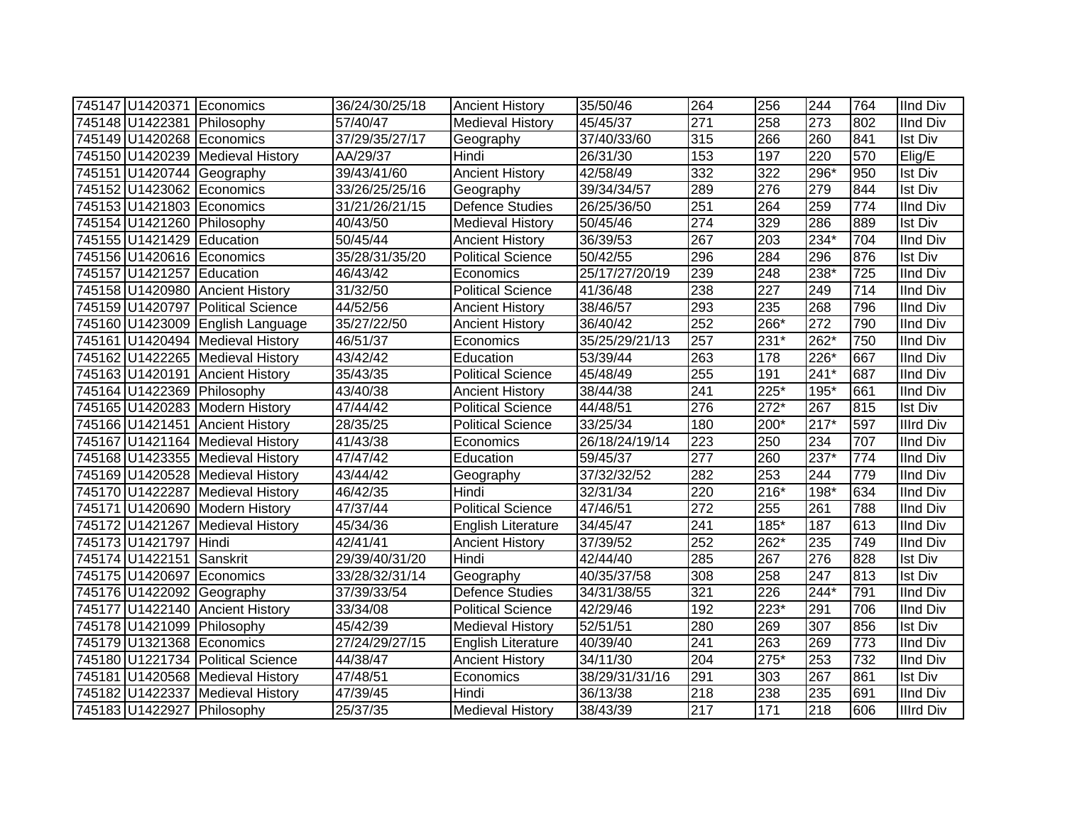| | | | | | | | | | | |
|---|---|---|---|---|---|---|---|---|---|---|
| 745147 | U1420371 | Economics | 36/24/30/25/18 | Ancient History | 35/50/46 | 264 | 256 | 244 | 764 | IInd Div |
| 745148 | U1422381 | Philosophy | 57/40/47 | Medieval History | 45/45/37 | 271 | 258 | 273 | 802 | IInd Div |
| 745149 | U1420268 | Economics | 37/29/35/27/17 | Geography | 37/40/33/60 | 315 | 266 | 260 | 841 | Ist Div |
| 745150 | U1420239 | Medieval History | AA/29/37 | Hindi | 26/31/30 | 153 | 197 | 220 | 570 | Elig/E |
| 745151 | U1420744 | Geography | 39/43/41/60 | Ancient History | 42/58/49 | 332 | 322 | 296* | 950 | Ist Div |
| 745152 | U1423062 | Economics | 33/26/25/25/16 | Geography | 39/34/34/57 | 289 | 276 | 279 | 844 | Ist Div |
| 745153 | U1421803 | Economics | 31/21/26/21/15 | Defence Studies | 26/25/36/50 | 251 | 264 | 259 | 774 | IInd Div |
| 745154 | U1421260 | Philosophy | 40/43/50 | Medieval History | 50/45/46 | 274 | 329 | 286 | 889 | Ist Div |
| 745155 | U1421429 | Education | 50/45/44 | Ancient History | 36/39/53 | 267 | 203 | 234* | 704 | IInd Div |
| 745156 | U1420616 | Economics | 35/28/31/35/20 | Political Science | 50/42/55 | 296 | 284 | 296 | 876 | Ist Div |
| 745157 | U1421257 | Education | 46/43/42 | Economics | 25/17/27/20/19 | 239 | 248 | 238* | 725 | IInd Div |
| 745158 | U1420980 | Ancient History | 31/32/50 | Political Science | 41/36/48 | 238 | 227 | 249 | 714 | IInd Div |
| 745159 | U1420797 | Political Science | 44/52/56 | Ancient History | 38/46/57 | 293 | 235 | 268 | 796 | IInd Div |
| 745160 | U1423009 | English Language | 35/27/22/50 | Ancient History | 36/40/42 | 252 | 266* | 272 | 790 | IInd Div |
| 745161 | U1420494 | Medieval History | 46/51/37 | Economics | 35/25/29/21/13 | 257 | 231* | 262* | 750 | IInd Div |
| 745162 | U1422265 | Medieval History | 43/42/42 | Education | 53/39/44 | 263 | 178 | 226* | 667 | IInd Div |
| 745163 | U1420191 | Ancient History | 35/43/35 | Political Science | 45/48/49 | 255 | 191 | 241* | 687 | IInd Div |
| 745164 | U1422369 | Philosophy | 43/40/38 | Ancient History | 38/44/38 | 241 | 225* | 195* | 661 | IInd Div |
| 745165 | U1420283 | Modern History | 47/44/42 | Political Science | 44/48/51 | 276 | 272* | 267 | 815 | Ist Div |
| 745166 | U1421451 | Ancient History | 28/35/25 | Political Science | 33/25/34 | 180 | 200* | 217* | 597 | IIIrd Div |
| 745167 | U1421164 | Medieval History | 41/43/38 | Economics | 26/18/24/19/14 | 223 | 250 | 234 | 707 | IInd Div |
| 745168 | U1423355 | Medieval History | 47/47/42 | Education | 59/45/37 | 277 | 260 | 237* | 774 | IInd Div |
| 745169 | U1420528 | Medieval History | 43/44/42 | Geography | 37/32/32/52 | 282 | 253 | 244 | 779 | IInd Div |
| 745170 | U1422287 | Medieval History | 46/42/35 | Hindi | 32/31/34 | 220 | 216* | 198* | 634 | IInd Div |
| 745171 | U1420690 | Modern History | 47/37/44 | Political Science | 47/46/51 | 272 | 255 | 261 | 788 | IInd Div |
| 745172 | U1421267 | Medieval History | 45/34/36 | English Literature | 34/45/47 | 241 | 185* | 187 | 613 | IInd Div |
| 745173 | U1421797 | Hindi | 42/41/41 | Ancient History | 37/39/52 | 252 | 262* | 235 | 749 | IInd Div |
| 745174 | U1422151 | Sanskrit | 29/39/40/31/20 | Hindi | 42/44/40 | 285 | 267 | 276 | 828 | Ist Div |
| 745175 | U1420697 | Economics | 33/28/32/31/14 | Geography | 40/35/37/58 | 308 | 258 | 247 | 813 | Ist Div |
| 745176 | U1422092 | Geography | 37/39/33/54 | Defence Studies | 34/31/38/55 | 321 | 226 | 244* | 791 | IInd Div |
| 745177 | U1422140 | Ancient History | 33/34/08 | Political Science | 42/29/46 | 192 | 223* | 291 | 706 | IInd Div |
| 745178 | U1421099 | Philosophy | 45/42/39 | Medieval History | 52/51/51 | 280 | 269 | 307 | 856 | Ist Div |
| 745179 | U1321368 | Economics | 27/24/29/27/15 | English Literature | 40/39/40 | 241 | 263 | 269 | 773 | IInd Div |
| 745180 | U1221734 | Political Science | 44/38/47 | Ancient History | 34/11/30 | 204 | 275* | 253 | 732 | IInd Div |
| 745181 | U1420568 | Medieval History | 47/48/51 | Economics | 38/29/31/31/16 | 291 | 303 | 267 | 861 | Ist Div |
| 745182 | U1422337 | Medieval History | 47/39/45 | Hindi | 36/13/38 | 218 | 238 | 235 | 691 | IInd Div |
| 745183 | U1422927 | Philosophy | 25/37/35 | Medieval History | 38/43/39 | 217 | 171 | 218 | 606 | IIIrd Div |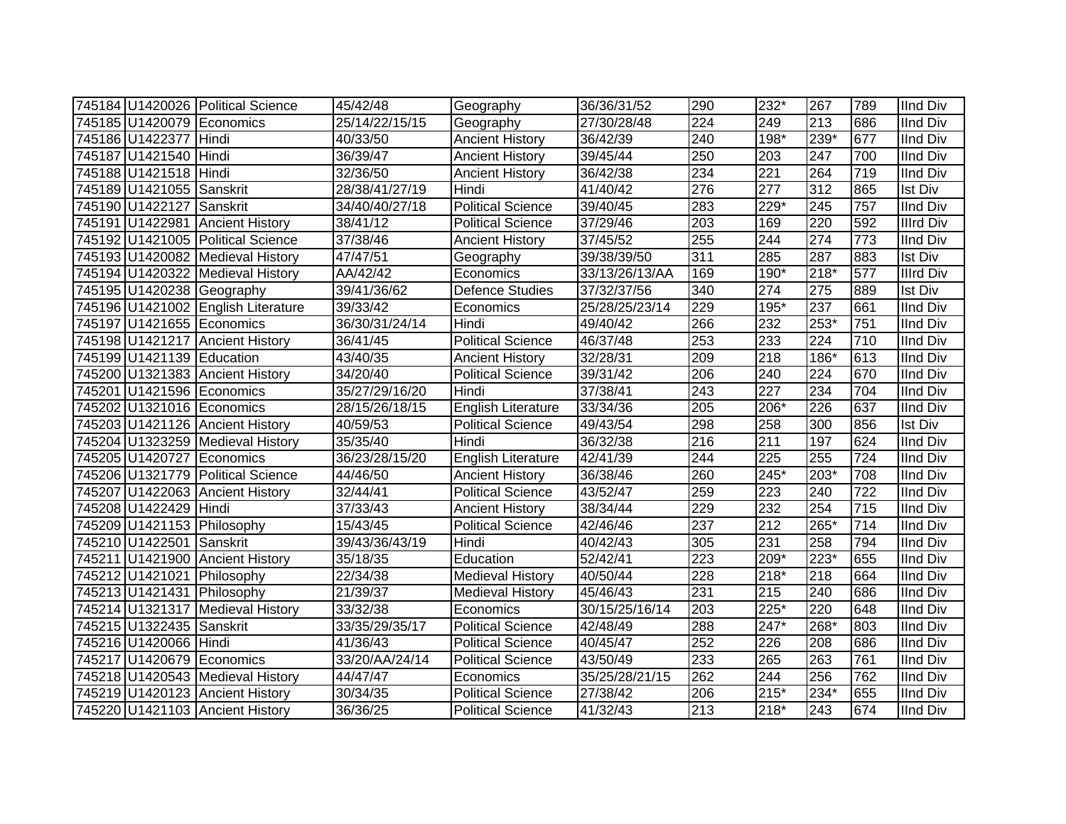| | | | | | | | | | | |
|---|---|---|---|---|---|---|---|---|---|---|
| 745184 | U1420026 | Political Science | 45/42/48 | Geography | 36/36/31/52 | 290 | 232* | 267 | 789 | IInd Div |
| 745185 | U1420079 | Economics | 25/14/22/15/15 | Geography | 27/30/28/48 | 224 | 249 | 213 | 686 | IInd Div |
| 745186 | U1422377 | Hindi | 40/33/50 | Ancient History | 36/42/39 | 240 | 198* | 239* | 677 | IInd Div |
| 745187 | U1421540 | Hindi | 36/39/47 | Ancient History | 39/45/44 | 250 | 203 | 247 | 700 | IInd Div |
| 745188 | U1421518 | Hindi | 32/36/50 | Ancient History | 36/42/38 | 234 | 221 | 264 | 719 | IInd Div |
| 745189 | U1421055 | Sanskrit | 28/38/41/27/19 | Hindi | 41/40/42 | 276 | 277 | 312 | 865 | Ist Div |
| 745190 | U1422127 | Sanskrit | 34/40/40/27/18 | Political Science | 39/40/45 | 283 | 229* | 245 | 757 | IInd Div |
| 745191 | U1422981 | Ancient History | 38/41/12 | Political Science | 37/29/46 | 203 | 169 | 220 | 592 | IIIrd Div |
| 745192 | U1421005 | Political Science | 37/38/46 | Ancient History | 37/45/52 | 255 | 244 | 274 | 773 | IInd Div |
| 745193 | U1420082 | Medieval History | 47/47/51 | Geography | 39/38/39/50 | 311 | 285 | 287 | 883 | Ist Div |
| 745194 | U1420322 | Medieval History | AA/42/42 | Economics | 33/13/26/13/AA | 169 | 190* | 218* | 577 | IIIrd Div |
| 745195 | U1420238 | Geography | 39/41/36/62 | Defence Studies | 37/32/37/56 | 340 | 274 | 275 | 889 | Ist Div |
| 745196 | U1421002 | English Literature | 39/33/42 | Economics | 25/28/25/23/14 | 229 | 195* | 237 | 661 | IInd Div |
| 745197 | U1421655 | Economics | 36/30/31/24/14 | Hindi | 49/40/42 | 266 | 232 | 253* | 751 | IInd Div |
| 745198 | U1421217 | Ancient History | 36/41/45 | Political Science | 46/37/48 | 253 | 233 | 224 | 710 | IInd Div |
| 745199 | U1421139 | Education | 43/40/35 | Ancient History | 32/28/31 | 209 | 218 | 186* | 613 | IInd Div |
| 745200 | U1321383 | Ancient History | 34/20/40 | Political Science | 39/31/42 | 206 | 240 | 224 | 670 | IInd Div |
| 745201 | U1421596 | Economics | 35/27/29/16/20 | Hindi | 37/38/41 | 243 | 227 | 234 | 704 | IInd Div |
| 745202 | U1321016 | Economics | 28/15/26/18/15 | English Literature | 33/34/36 | 205 | 206* | 226 | 637 | IInd Div |
| 745203 | U1421126 | Ancient History | 40/59/53 | Political Science | 49/43/54 | 298 | 258 | 300 | 856 | Ist Div |
| 745204 | U1323259 | Medieval History | 35/35/40 | Hindi | 36/32/38 | 216 | 211 | 197 | 624 | IInd Div |
| 745205 | U1420727 | Economics | 36/23/28/15/20 | English Literature | 42/41/39 | 244 | 225 | 255 | 724 | IInd Div |
| 745206 | U1321779 | Political Science | 44/46/50 | Ancient History | 36/38/46 | 260 | 245* | 203* | 708 | IInd Div |
| 745207 | U1422063 | Ancient History | 32/44/41 | Political Science | 43/52/47 | 259 | 223 | 240 | 722 | IInd Div |
| 745208 | U1422429 | Hindi | 37/33/43 | Ancient History | 38/34/44 | 229 | 232 | 254 | 715 | IInd Div |
| 745209 | U1421153 | Philosophy | 15/43/45 | Political Science | 42/46/46 | 237 | 212 | 265* | 714 | IInd Div |
| 745210 | U1422501 | Sanskrit | 39/43/36/43/19 | Hindi | 40/42/43 | 305 | 231 | 258 | 794 | IInd Div |
| 745211 | U1421900 | Ancient History | 35/18/35 | Education | 52/42/41 | 223 | 209* | 223* | 655 | IInd Div |
| 745212 | U1421021 | Philosophy | 22/34/38 | Medieval History | 40/50/44 | 228 | 218* | 218 | 664 | IInd Div |
| 745213 | U1421431 | Philosophy | 21/39/37 | Medieval History | 45/46/43 | 231 | 215 | 240 | 686 | IInd Div |
| 745214 | U1321317 | Medieval History | 33/32/38 | Economics | 30/15/25/16/14 | 203 | 225* | 220 | 648 | IInd Div |
| 745215 | U1322435 | Sanskrit | 33/35/29/35/17 | Political Science | 42/48/49 | 288 | 247* | 268* | 803 | IInd Div |
| 745216 | U1420066 | Hindi | 41/36/43 | Political Science | 40/45/47 | 252 | 226 | 208 | 686 | IInd Div |
| 745217 | U1420679 | Economics | 33/20/AA/24/14 | Political Science | 43/50/49 | 233 | 265 | 263 | 761 | IInd Div |
| 745218 | U1420543 | Medieval History | 44/47/47 | Economics | 35/25/28/21/15 | 262 | 244 | 256 | 762 | IInd Div |
| 745219 | U1420123 | Ancient History | 30/34/35 | Political Science | 27/38/42 | 206 | 215* | 234* | 655 | IInd Div |
| 745220 | U1421103 | Ancient History | 36/36/25 | Political Science | 41/32/43 | 213 | 218* | 243 | 674 | IInd Div |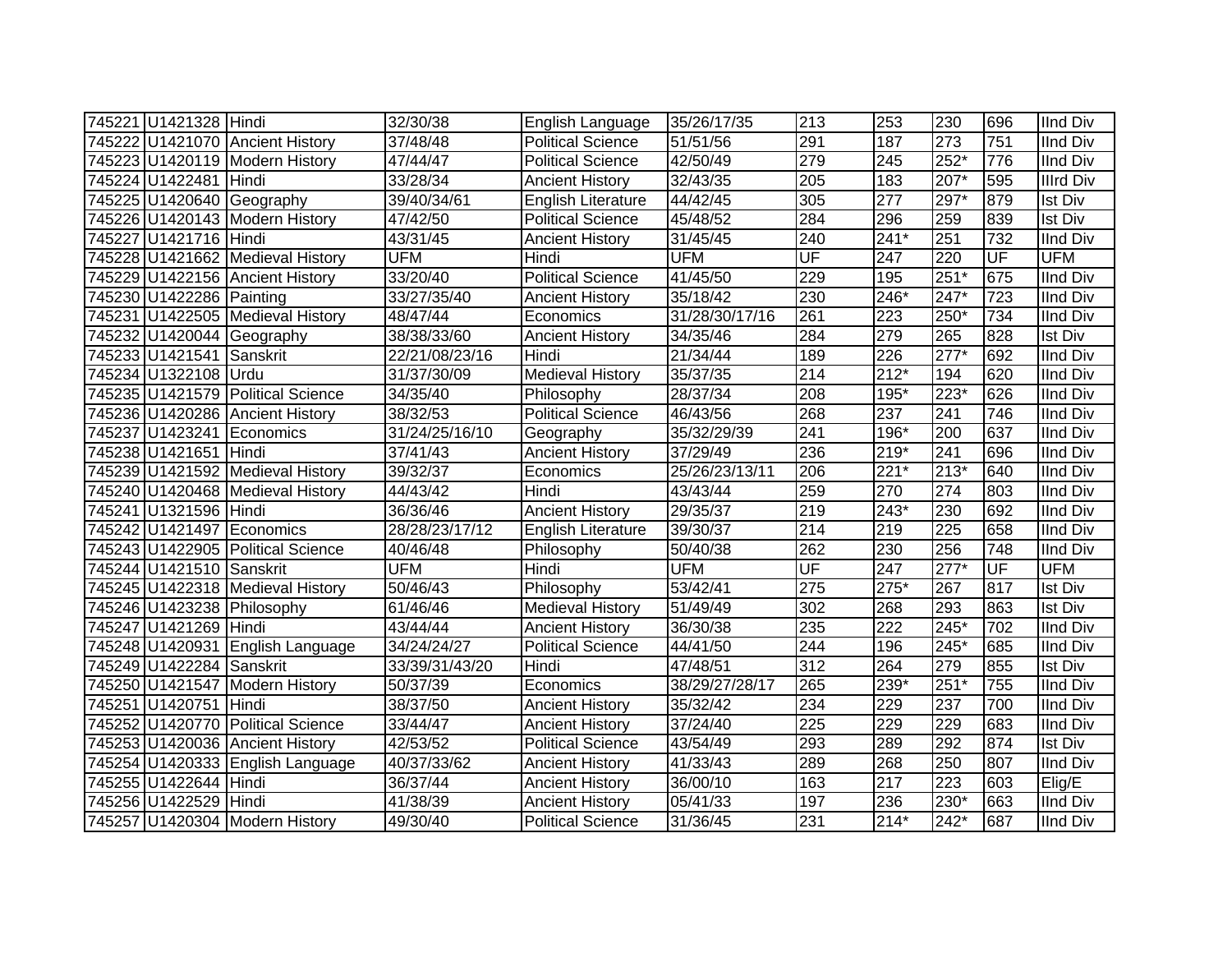| | | | | | | | | | | |
|---|---|---|---|---|---|---|---|---|---|---|
| 745221 | U1421328 | Hindi | 32/30/38 | English Language | 35/26/17/35 | 213 | 253 | 230 | 696 | IInd Div |
| 745222 | U1421070 | Ancient History | 37/48/48 | Political Science | 51/51/56 | 291 | 187 | 273 | 751 | IInd Div |
| 745223 | U1420119 | Modern History | 47/44/47 | Political Science | 42/50/49 | 279 | 245 | 252* | 776 | IInd Div |
| 745224 | U1422481 | Hindi | 33/28/34 | Ancient History | 32/43/35 | 205 | 183 | 207* | 595 | IIIrd Div |
| 745225 | U1420640 | Geography | 39/40/34/61 | English Literature | 44/42/45 | 305 | 277 | 297* | 879 | Ist Div |
| 745226 | U1420143 | Modern History | 47/42/50 | Political Science | 45/48/52 | 284 | 296 | 259 | 839 | Ist Div |
| 745227 | U1421716 | Hindi | 43/31/45 | Ancient History | 31/45/45 | 240 | 241* | 251 | 732 | IInd Div |
| 745228 | U1421662 | Medieval History | UFM | Hindi | UFM | UF | 247 | 220 | UF | UFM |
| 745229 | U1422156 | Ancient History | 33/20/40 | Political Science | 41/45/50 | 229 | 195 | 251* | 675 | IInd Div |
| 745230 | U1422286 | Painting | 33/27/35/40 | Ancient History | 35/18/42 | 230 | 246* | 247* | 723 | IInd Div |
| 745231 | U1422505 | Medieval History | 48/47/44 | Economics | 31/28/30/17/16 | 261 | 223 | 250* | 734 | IInd Div |
| 745232 | U1420044 | Geography | 38/38/33/60 | Ancient History | 34/35/46 | 284 | 279 | 265 | 828 | Ist Div |
| 745233 | U1421541 | Sanskrit | 22/21/08/23/16 | Hindi | 21/34/44 | 189 | 226 | 277* | 692 | IInd Div |
| 745234 | U1322108 | Urdu | 31/37/30/09 | Medieval History | 35/37/35 | 214 | 212* | 194 | 620 | IInd Div |
| 745235 | U1421579 | Political Science | 34/35/40 | Philosophy | 28/37/34 | 208 | 195* | 223* | 626 | IInd Div |
| 745236 | U1420286 | Ancient History | 38/32/53 | Political Science | 46/43/56 | 268 | 237 | 241 | 746 | IInd Div |
| 745237 | U1423241 | Economics | 31/24/25/16/10 | Geography | 35/32/29/39 | 241 | 196* | 200 | 637 | IInd Div |
| 745238 | U1421651 | Hindi | 37/41/43 | Ancient History | 37/29/49 | 236 | 219* | 241 | 696 | IInd Div |
| 745239 | U1421592 | Medieval History | 39/32/37 | Economics | 25/26/23/13/11 | 206 | 221* | 213* | 640 | IInd Div |
| 745240 | U1420468 | Medieval History | 44/43/42 | Hindi | 43/43/44 | 259 | 270 | 274 | 803 | IInd Div |
| 745241 | U1321596 | Hindi | 36/36/46 | Ancient History | 29/35/37 | 219 | 243* | 230 | 692 | IInd Div |
| 745242 | U1421497 | Economics | 28/28/23/17/12 | English Literature | 39/30/37 | 214 | 219 | 225 | 658 | IInd Div |
| 745243 | U1422905 | Political Science | 40/46/48 | Philosophy | 50/40/38 | 262 | 230 | 256 | 748 | IInd Div |
| 745244 | U1421510 | Sanskrit | UFM | Hindi | UFM | UF | 247 | 277* | UF | UFM |
| 745245 | U1422318 | Medieval History | 50/46/43 | Philosophy | 53/42/41 | 275 | 275* | 267 | 817 | Ist Div |
| 745246 | U1423238 | Philosophy | 61/46/46 | Medieval History | 51/49/49 | 302 | 268 | 293 | 863 | Ist Div |
| 745247 | U1421269 | Hindi | 43/44/44 | Ancient History | 36/30/38 | 235 | 222 | 245* | 702 | IInd Div |
| 745248 | U1420931 | English Language | 34/24/24/27 | Political Science | 44/41/50 | 244 | 196 | 245* | 685 | IInd Div |
| 745249 | U1422284 | Sanskrit | 33/39/31/43/20 | Hindi | 47/48/51 | 312 | 264 | 279 | 855 | Ist Div |
| 745250 | U1421547 | Modern History | 50/37/39 | Economics | 38/29/27/28/17 | 265 | 239* | 251* | 755 | IInd Div |
| 745251 | U1420751 | Hindi | 38/37/50 | Ancient History | 35/32/42 | 234 | 229 | 237 | 700 | IInd Div |
| 745252 | U1420770 | Political Science | 33/44/47 | Ancient History | 37/24/40 | 225 | 229 | 229 | 683 | IInd Div |
| 745253 | U1420036 | Ancient History | 42/53/52 | Political Science | 43/54/49 | 293 | 289 | 292 | 874 | Ist Div |
| 745254 | U1420333 | English Language | 40/37/33/62 | Ancient History | 41/33/43 | 289 | 268 | 250 | 807 | IInd Div |
| 745255 | U1422644 | Hindi | 36/37/44 | Ancient History | 36/00/10 | 163 | 217 | 223 | 603 | Elig/E |
| 745256 | U1422529 | Hindi | 41/38/39 | Ancient History | 05/41/33 | 197 | 236 | 230* | 663 | IInd Div |
| 745257 | U1420304 | Modern History | 49/30/40 | Political Science | 31/36/45 | 231 | 214* | 242* | 687 | IInd Div |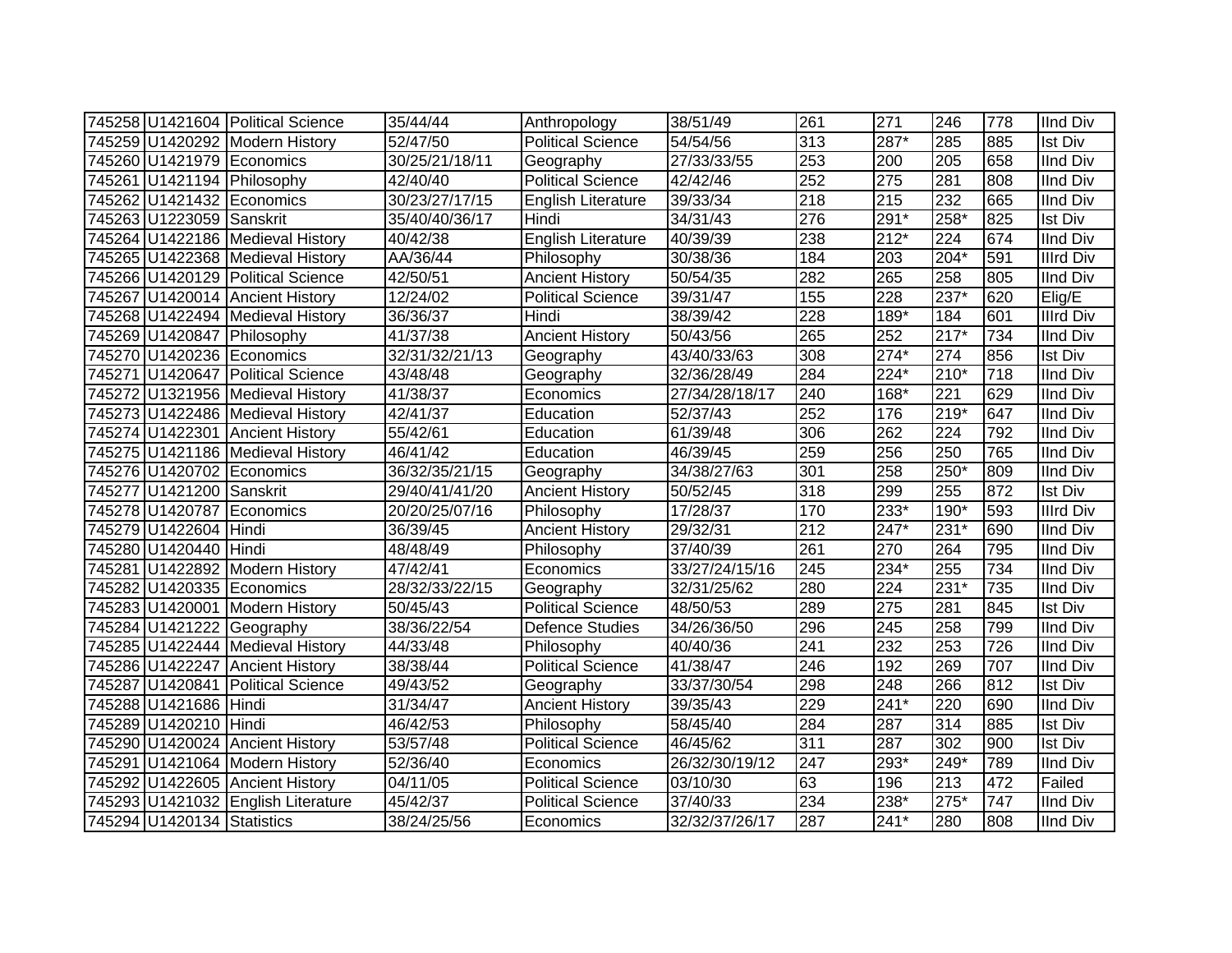| | | | | | | | | | | |
|---|---|---|---|---|---|---|---|---|---|---|
| 745258 | U1421604 | Political Science | 35/44/44 | Anthropology | 38/51/49 | 261 | 271 | 246 | 778 | IInd Div |
| 745259 | U1420292 | Modern History | 52/47/50 | Political Science | 54/54/56 | 313 | 287* | 285 | 885 | Ist Div |
| 745260 | U1421979 | Economics | 30/25/21/18/11 | Geography | 27/33/33/55 | 253 | 200 | 205 | 658 | IInd Div |
| 745261 | U1421194 | Philosophy | 42/40/40 | Political Science | 42/42/46 | 252 | 275 | 281 | 808 | IInd Div |
| 745262 | U1421432 | Economics | 30/23/27/17/15 | English Literature | 39/33/34 | 218 | 215 | 232 | 665 | IInd Div |
| 745263 | U1223059 | Sanskrit | 35/40/40/36/17 | Hindi | 34/31/43 | 276 | 291* | 258* | 825 | Ist Div |
| 745264 | U1422186 | Medieval History | 40/42/38 | English Literature | 40/39/39 | 238 | 212* | 224 | 674 | IInd Div |
| 745265 | U1422368 | Medieval History | AA/36/44 | Philosophy | 30/38/36 | 184 | 203 | 204* | 591 | IIIrd Div |
| 745266 | U1420129 | Political Science | 42/50/51 | Ancient History | 50/54/35 | 282 | 265 | 258 | 805 | IInd Div |
| 745267 | U1420014 | Ancient History | 12/24/02 | Political Science | 39/31/47 | 155 | 228 | 237* | 620 | Elig/E |
| 745268 | U1422494 | Medieval History | 36/36/37 | Hindi | 38/39/42 | 228 | 189* | 184 | 601 | IIIrd Div |
| 745269 | U1420847 | Philosophy | 41/37/38 | Ancient History | 50/43/56 | 265 | 252 | 217* | 734 | IInd Div |
| 745270 | U1420236 | Economics | 32/31/32/21/13 | Geography | 43/40/33/63 | 308 | 274* | 274 | 856 | Ist Div |
| 745271 | U1420647 | Political Science | 43/48/48 | Geography | 32/36/28/49 | 284 | 224* | 210* | 718 | IInd Div |
| 745272 | U1321956 | Medieval History | 41/38/37 | Economics | 27/34/28/18/17 | 240 | 168* | 221 | 629 | IInd Div |
| 745273 | U1422486 | Medieval History | 42/41/37 | Education | 52/37/43 | 252 | 176 | 219* | 647 | IInd Div |
| 745274 | U1422301 | Ancient History | 55/42/61 | Education | 61/39/48 | 306 | 262 | 224 | 792 | IInd Div |
| 745275 | U1421186 | Medieval History | 46/41/42 | Education | 46/39/45 | 259 | 256 | 250 | 765 | IInd Div |
| 745276 | U1420702 | Economics | 36/32/35/21/15 | Geography | 34/38/27/63 | 301 | 258 | 250* | 809 | IInd Div |
| 745277 | U1421200 | Sanskrit | 29/40/41/41/20 | Ancient History | 50/52/45 | 318 | 299 | 255 | 872 | Ist Div |
| 745278 | U1420787 | Economics | 20/20/25/07/16 | Philosophy | 17/28/37 | 170 | 233* | 190* | 593 | IIIrd Div |
| 745279 | U1422604 | Hindi | 36/39/45 | Ancient History | 29/32/31 | 212 | 247* | 231* | 690 | IInd Div |
| 745280 | U1420440 | Hindi | 48/48/49 | Philosophy | 37/40/39 | 261 | 270 | 264 | 795 | IInd Div |
| 745281 | U1422892 | Modern History | 47/42/41 | Economics | 33/27/24/15/16 | 245 | 234* | 255 | 734 | IInd Div |
| 745282 | U1420335 | Economics | 28/32/33/22/15 | Geography | 32/31/25/62 | 280 | 224 | 231* | 735 | IInd Div |
| 745283 | U1420001 | Modern History | 50/45/43 | Political Science | 48/50/53 | 289 | 275 | 281 | 845 | Ist Div |
| 745284 | U1421222 | Geography | 38/36/22/54 | Defence Studies | 34/26/36/50 | 296 | 245 | 258 | 799 | IInd Div |
| 745285 | U1422444 | Medieval History | 44/33/48 | Philosophy | 40/40/36 | 241 | 232 | 253 | 726 | IInd Div |
| 745286 | U1422247 | Ancient History | 38/38/44 | Political Science | 41/38/47 | 246 | 192 | 269 | 707 | IInd Div |
| 745287 | U1420841 | Political Science | 49/43/52 | Geography | 33/37/30/54 | 298 | 248 | 266 | 812 | Ist Div |
| 745288 | U1421686 | Hindi | 31/34/47 | Ancient History | 39/35/43 | 229 | 241* | 220 | 690 | IInd Div |
| 745289 | U1420210 | Hindi | 46/42/53 | Philosophy | 58/45/40 | 284 | 287 | 314 | 885 | Ist Div |
| 745290 | U1420024 | Ancient History | 53/57/48 | Political Science | 46/45/62 | 311 | 287 | 302 | 900 | Ist Div |
| 745291 | U1421064 | Modern History | 52/36/40 | Economics | 26/32/30/19/12 | 247 | 293* | 249* | 789 | IInd Div |
| 745292 | U1422605 | Ancient History | 04/11/05 | Political Science | 03/10/30 | 63 | 196 | 213 | 472 | Failed |
| 745293 | U1421032 | English Literature | 45/42/37 | Political Science | 37/40/33 | 234 | 238* | 275* | 747 | IInd Div |
| 745294 | U1420134 | Statistics | 38/24/25/56 | Economics | 32/32/37/26/17 | 287 | 241* | 280 | 808 | IInd Div |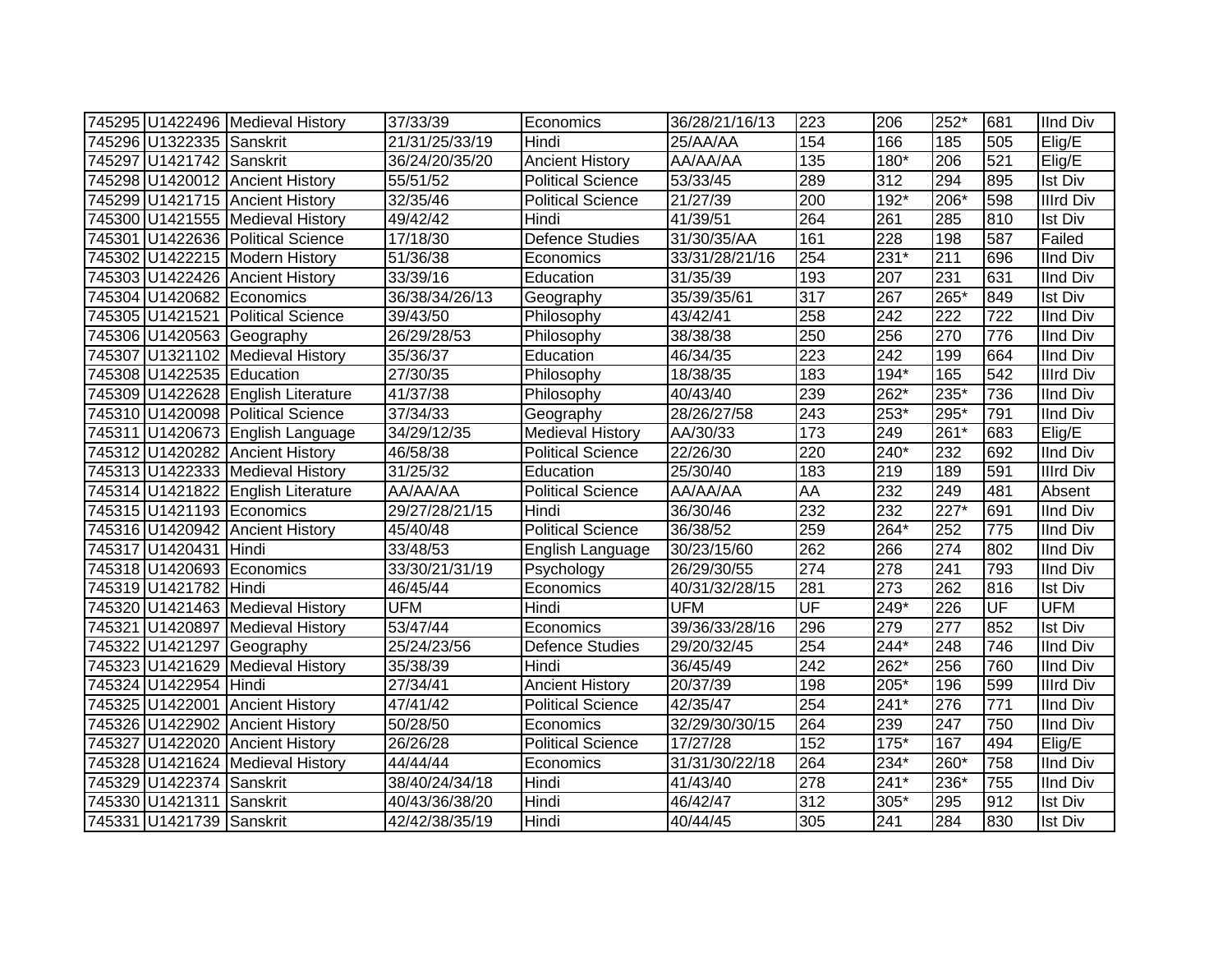| | | | | | | | | | | |
|---|---|---|---|---|---|---|---|---|---|---|
| 745295 | U1422496 | Medieval History | 37/33/39 | Economics | 36/28/21/16/13 | 223 | 206 | 252* | 681 | IInd Div |
| 745296 | U1322335 | Sanskrit | 21/31/25/33/19 | Hindi | 25/AA/AA | 154 | 166 | 185 | 505 | Elig/E |
| 745297 | U1421742 | Sanskrit | 36/24/20/35/20 | Ancient History | AA/AA/AA | 135 | 180* | 206 | 521 | Elig/E |
| 745298 | U1420012 | Ancient History | 55/51/52 | Political Science | 53/33/45 | 289 | 312 | 294 | 895 | Ist Div |
| 745299 | U1421715 | Ancient History | 32/35/46 | Political Science | 21/27/39 | 200 | 192* | 206* | 598 | IIIrd Div |
| 745300 | U1421555 | Medieval History | 49/42/42 | Hindi | 41/39/51 | 264 | 261 | 285 | 810 | Ist Div |
| 745301 | U1422636 | Political Science | 17/18/30 | Defence Studies | 31/30/35/AA | 161 | 228 | 198 | 587 | Failed |
| 745302 | U1422215 | Modern History | 51/36/38 | Economics | 33/31/28/21/16 | 254 | 231* | 211 | 696 | IInd Div |
| 745303 | U1422426 | Ancient History | 33/39/16 | Education | 31/35/39 | 193 | 207 | 231 | 631 | IInd Div |
| 745304 | U1420682 | Economics | 36/38/34/26/13 | Geography | 35/39/35/61 | 317 | 267 | 265* | 849 | Ist Div |
| 745305 | U1421521 | Political Science | 39/43/50 | Philosophy | 43/42/41 | 258 | 242 | 222 | 722 | IInd Div |
| 745306 | U1420563 | Geography | 26/29/28/53 | Philosophy | 38/38/38 | 250 | 256 | 270 | 776 | IInd Div |
| 745307 | U1321102 | Medieval History | 35/36/37 | Education | 46/34/35 | 223 | 242 | 199 | 664 | IInd Div |
| 745308 | U1422535 | Education | 27/30/35 | Philosophy | 18/38/35 | 183 | 194* | 165 | 542 | IIIrd Div |
| 745309 | U1422628 | English Literature | 41/37/38 | Philosophy | 40/43/40 | 239 | 262* | 235* | 736 | IInd Div |
| 745310 | U1420098 | Political Science | 37/34/33 | Geography | 28/26/27/58 | 243 | 253* | 295* | 791 | IInd Div |
| 745311 | U1420673 | English Language | 34/29/12/35 | Medieval History | AA/30/33 | 173 | 249 | 261* | 683 | Elig/E |
| 745312 | U1420282 | Ancient History | 46/58/38 | Political Science | 22/26/30 | 220 | 240* | 232 | 692 | IInd Div |
| 745313 | U1422333 | Medieval History | 31/25/32 | Education | 25/30/40 | 183 | 219 | 189 | 591 | IIIrd Div |
| 745314 | U1421822 | English Literature | AA/AA/AA | Political Science | AA/AA/AA | AA | 232 | 249 | 481 | Absent |
| 745315 | U1421193 | Economics | 29/27/28/21/15 | Hindi | 36/30/46 | 232 | 232 | 227* | 691 | IInd Div |
| 745316 | U1420942 | Ancient History | 45/40/48 | Political Science | 36/38/52 | 259 | 264* | 252 | 775 | IInd Div |
| 745317 | U1420431 | Hindi | 33/48/53 | English Language | 30/23/15/60 | 262 | 266 | 274 | 802 | IInd Div |
| 745318 | U1420693 | Economics | 33/30/21/31/19 | Psychology | 26/29/30/55 | 274 | 278 | 241 | 793 | IInd Div |
| 745319 | U1421782 | Hindi | 46/45/44 | Economics | 40/31/32/28/15 | 281 | 273 | 262 | 816 | Ist Div |
| 745320 | U1421463 | Medieval History | UFM | Hindi | UFM | UF | 249* | 226 | UF | UFM |
| 745321 | U1420897 | Medieval History | 53/47/44 | Economics | 39/36/33/28/16 | 296 | 279 | 277 | 852 | Ist Div |
| 745322 | U1421297 | Geography | 25/24/23/56 | Defence Studies | 29/20/32/45 | 254 | 244* | 248 | 746 | IInd Div |
| 745323 | U1421629 | Medieval History | 35/38/39 | Hindi | 36/45/49 | 242 | 262* | 256 | 760 | IInd Div |
| 745324 | U1422954 | Hindi | 27/34/41 | Ancient History | 20/37/39 | 198 | 205* | 196 | 599 | IIIrd Div |
| 745325 | U1422001 | Ancient History | 47/41/42 | Political Science | 42/35/47 | 254 | 241* | 276 | 771 | IInd Div |
| 745326 | U1422902 | Ancient History | 50/28/50 | Economics | 32/29/30/30/15 | 264 | 239 | 247 | 750 | IInd Div |
| 745327 | U1422020 | Ancient History | 26/26/28 | Political Science | 17/27/28 | 152 | 175* | 167 | 494 | Elig/E |
| 745328 | U1421624 | Medieval History | 44/44/44 | Economics | 31/31/30/22/18 | 264 | 234* | 260* | 758 | IInd Div |
| 745329 | U1422374 | Sanskrit | 38/40/24/34/18 | Hindi | 41/43/40 | 278 | 241* | 236* | 755 | IInd Div |
| 745330 | U1421311 | Sanskrit | 40/43/36/38/20 | Hindi | 46/42/47 | 312 | 305* | 295 | 912 | Ist Div |
| 745331 | U1421739 | Sanskrit | 42/42/38/35/19 | Hindi | 40/44/45 | 305 | 241 | 284 | 830 | Ist Div |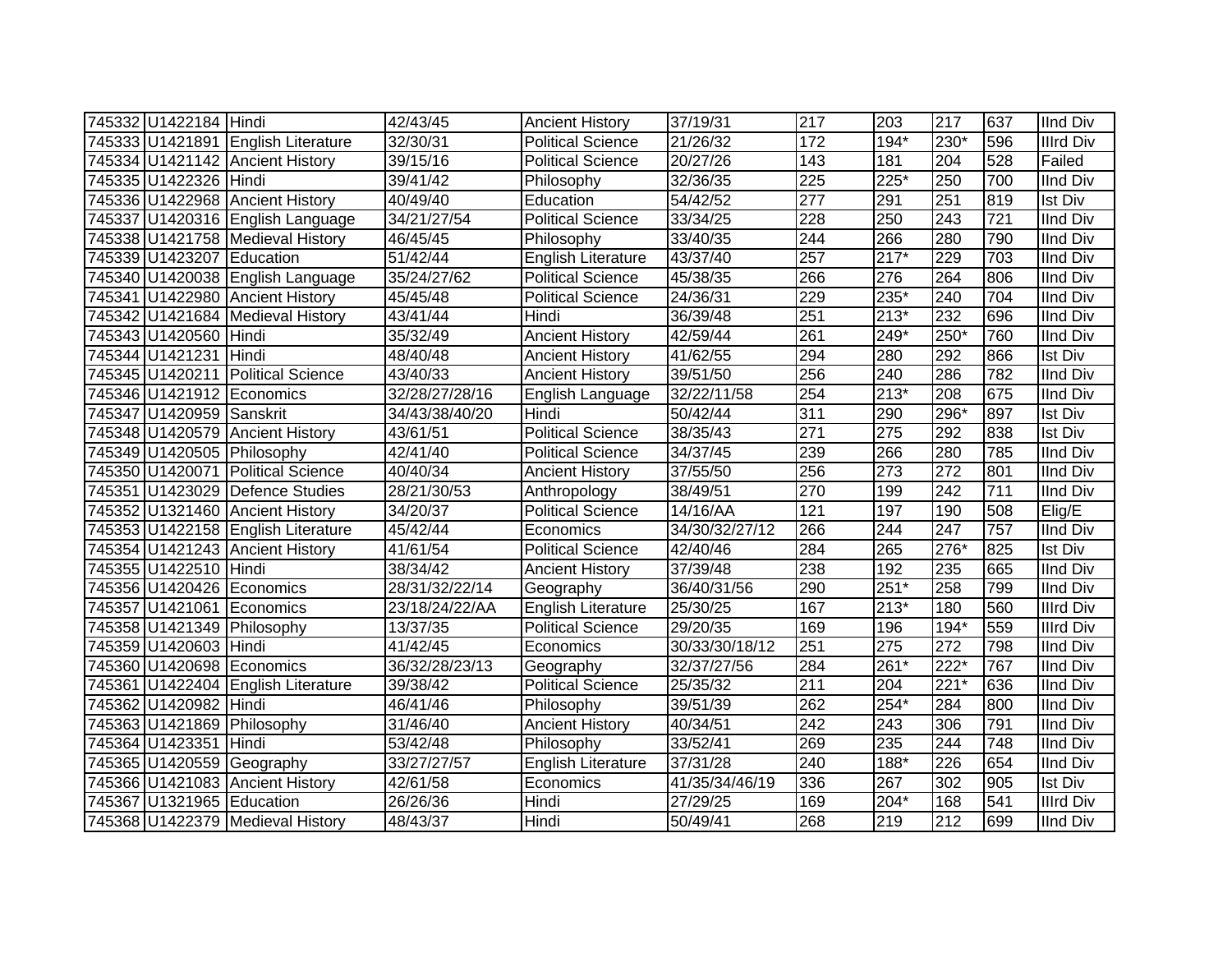| | | | | | | | | | | |
|---|---|---|---|---|---|---|---|---|---|---|
| 745332 | U1422184 | Hindi | 42/43/45 | Ancient History | 37/19/31 | 217 | 203 | 217 | 637 | IInd Div |
| 745333 | U1421891 | English Literature | 32/30/31 | Political Science | 21/26/32 | 172 | 194* | 230* | 596 | IIIrd Div |
| 745334 | U1421142 | Ancient History | 39/15/16 | Political Science | 20/27/26 | 143 | 181 | 204 | 528 | Failed |
| 745335 | U1422326 | Hindi | 39/41/42 | Philosophy | 32/36/35 | 225 | 225* | 250 | 700 | IInd Div |
| 745336 | U1422968 | Ancient History | 40/49/40 | Education | 54/42/52 | 277 | 291 | 251 | 819 | Ist Div |
| 745337 | U1420316 | English Language | 34/21/27/54 | Political Science | 33/34/25 | 228 | 250 | 243 | 721 | IInd Div |
| 745338 | U1421758 | Medieval History | 46/45/45 | Philosophy | 33/40/35 | 244 | 266 | 280 | 790 | IInd Div |
| 745339 | U1423207 | Education | 51/42/44 | English Literature | 43/37/40 | 257 | 217* | 229 | 703 | IInd Div |
| 745340 | U1420038 | English Language | 35/24/27/62 | Political Science | 45/38/35 | 266 | 276 | 264 | 806 | IInd Div |
| 745341 | U1422980 | Ancient History | 45/45/48 | Political Science | 24/36/31 | 229 | 235* | 240 | 704 | IInd Div |
| 745342 | U1421684 | Medieval History | 43/41/44 | Hindi | 36/39/48 | 251 | 213* | 232 | 696 | IInd Div |
| 745343 | U1420560 | Hindi | 35/32/49 | Ancient History | 42/59/44 | 261 | 249* | 250* | 760 | IInd Div |
| 745344 | U1421231 | Hindi | 48/40/48 | Ancient History | 41/62/55 | 294 | 280 | 292 | 866 | Ist Div |
| 745345 | U1420211 | Political Science | 43/40/33 | Ancient History | 39/51/50 | 256 | 240 | 286 | 782 | IInd Div |
| 745346 | U1421912 | Economics | 32/28/27/28/16 | English Language | 32/22/11/58 | 254 | 213* | 208 | 675 | IInd Div |
| 745347 | U1420959 | Sanskrit | 34/43/38/40/20 | Hindi | 50/42/44 | 311 | 290 | 296* | 897 | Ist Div |
| 745348 | U1420579 | Ancient History | 43/61/51 | Political Science | 38/35/43 | 271 | 275 | 292 | 838 | Ist Div |
| 745349 | U1420505 | Philosophy | 42/41/40 | Political Science | 34/37/45 | 239 | 266 | 280 | 785 | IInd Div |
| 745350 | U1420071 | Political Science | 40/40/34 | Ancient History | 37/55/50 | 256 | 273 | 272 | 801 | IInd Div |
| 745351 | U1423029 | Defence Studies | 28/21/30/53 | Anthropology | 38/49/51 | 270 | 199 | 242 | 711 | IInd Div |
| 745352 | U1321460 | Ancient History | 34/20/37 | Political Science | 14/16/AA | 121 | 197 | 190 | 508 | Elig/E |
| 745353 | U1422158 | English Literature | 45/42/44 | Economics | 34/30/32/27/12 | 266 | 244 | 247 | 757 | IInd Div |
| 745354 | U1421243 | Ancient History | 41/61/54 | Political Science | 42/40/46 | 284 | 265 | 276* | 825 | Ist Div |
| 745355 | U1422510 | Hindi | 38/34/42 | Ancient History | 37/39/48 | 238 | 192 | 235 | 665 | IInd Div |
| 745356 | U1420426 | Economics | 28/31/32/22/14 | Geography | 36/40/31/56 | 290 | 251* | 258 | 799 | IInd Div |
| 745357 | U1421061 | Economics | 23/18/24/22/AA | English Literature | 25/30/25 | 167 | 213* | 180 | 560 | IIIrd Div |
| 745358 | U1421349 | Philosophy | 13/37/35 | Political Science | 29/20/35 | 169 | 196 | 194* | 559 | IIIrd Div |
| 745359 | U1420603 | Hindi | 41/42/45 | Economics | 30/33/30/18/12 | 251 | 275 | 272 | 798 | IInd Div |
| 745360 | U1420698 | Economics | 36/32/28/23/13 | Geography | 32/37/27/56 | 284 | 261* | 222* | 767 | IInd Div |
| 745361 | U1422404 | English Literature | 39/38/42 | Political Science | 25/35/32 | 211 | 204 | 221* | 636 | IInd Div |
| 745362 | U1420982 | Hindi | 46/41/46 | Philosophy | 39/51/39 | 262 | 254* | 284 | 800 | IInd Div |
| 745363 | U1421869 | Philosophy | 31/46/40 | Ancient History | 40/34/51 | 242 | 243 | 306 | 791 | IInd Div |
| 745364 | U1423351 | Hindi | 53/42/48 | Philosophy | 33/52/41 | 269 | 235 | 244 | 748 | IInd Div |
| 745365 | U1420559 | Geography | 33/27/27/57 | English Literature | 37/31/28 | 240 | 188* | 226 | 654 | IInd Div |
| 745366 | U1421083 | Ancient History | 42/61/58 | Economics | 41/35/34/46/19 | 336 | 267 | 302 | 905 | Ist Div |
| 745367 | U1321965 | Education | 26/26/36 | Hindi | 27/29/25 | 169 | 204* | 168 | 541 | IIIrd Div |
| 745368 | U1422379 | Medieval History | 48/43/37 | Hindi | 50/49/41 | 268 | 219 | 212 | 699 | IInd Div |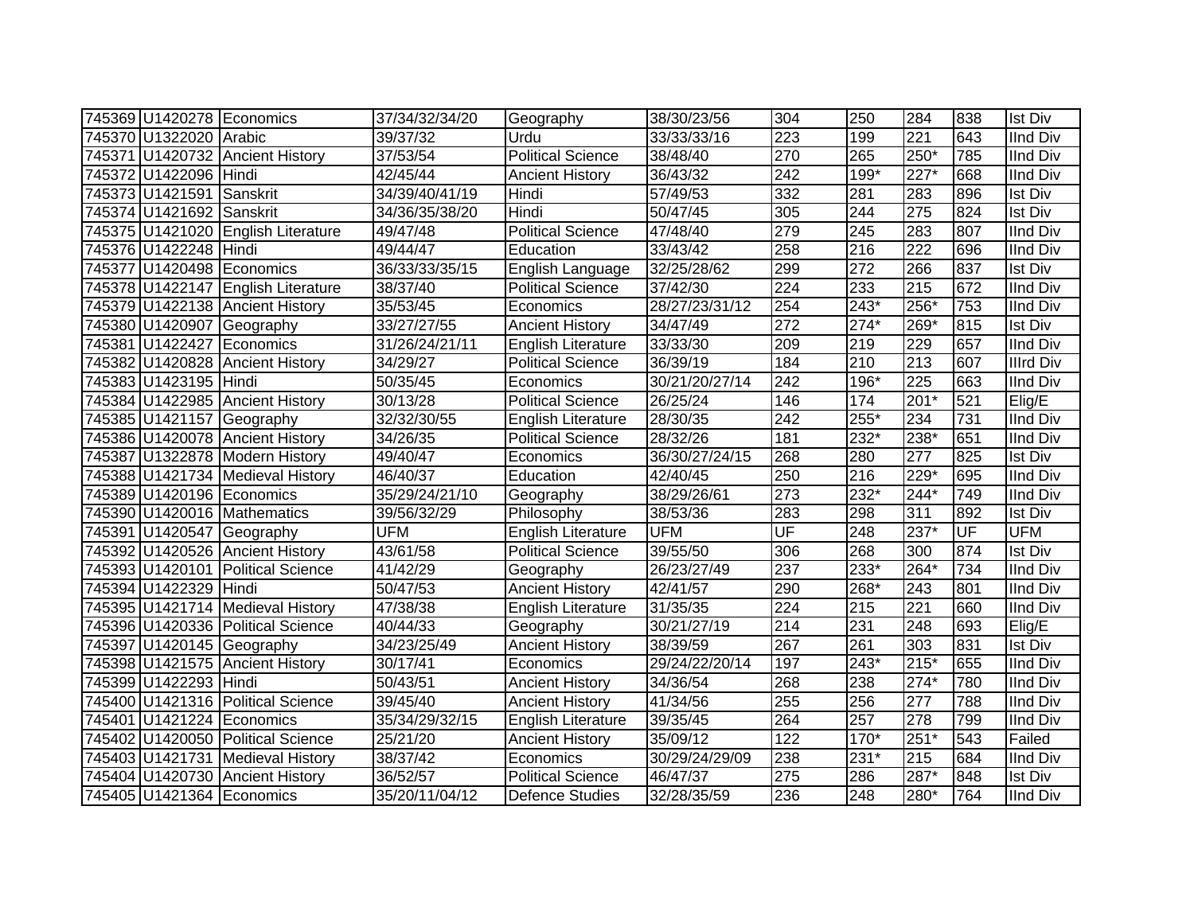| 745369 | U1420278 | Economics | 37/34/32/34/20 | Geography | 38/30/23/56 | 304 | 250 | 284 | 838 | Ist Div |
|---|---|---|---|---|---|---|---|---|---|---|
| 745370 | U1322020 | Arabic | 39/37/32 | Urdu | 33/33/33/16 | 223 | 199 | 221 | 643 | IInd Div |
| 745371 | U1420732 | Ancient History | 37/53/54 | Political Science | 38/48/40 | 270 | 265 | 250* | 785 | IInd Div |
| 745372 | U1422096 | Hindi | 42/45/44 | Ancient History | 36/43/32 | 242 | 199* | 227* | 668 | IInd Div |
| 745373 | U1421591 | Sanskrit | 34/39/40/41/19 | Hindi | 57/49/53 | 332 | 281 | 283 | 896 | Ist Div |
| 745374 | U1421692 | Sanskrit | 34/36/35/38/20 | Hindi | 50/47/45 | 305 | 244 | 275 | 824 | Ist Div |
| 745375 | U1421020 | English Literature | 49/47/48 | Political Science | 47/48/40 | 279 | 245 | 283 | 807 | IInd Div |
| 745376 | U1422248 | Hindi | 49/44/47 | Education | 33/43/42 | 258 | 216 | 222 | 696 | IInd Div |
| 745377 | U1420498 | Economics | 36/33/33/35/15 | English Language | 32/25/28/62 | 299 | 272 | 266 | 837 | Ist Div |
| 745378 | U1422147 | English Literature | 38/37/40 | Political Science | 37/42/30 | 224 | 233 | 215 | 672 | IInd Div |
| 745379 | U1422138 | Ancient History | 35/53/45 | Economics | 28/27/23/31/12 | 254 | 243* | 256* | 753 | IInd Div |
| 745380 | U1420907 | Geography | 33/27/27/55 | Ancient History | 34/47/49 | 272 | 274* | 269* | 815 | Ist Div |
| 745381 | U1422427 | Economics | 31/26/24/21/11 | English Literature | 33/33/30 | 209 | 219 | 229 | 657 | IInd Div |
| 745382 | U1420828 | Ancient History | 34/29/27 | Political Science | 36/39/19 | 184 | 210 | 213 | 607 | IIIrd Div |
| 745383 | U1423195 | Hindi | 50/35/45 | Economics | 30/21/20/27/14 | 242 | 196* | 225 | 663 | IInd Div |
| 745384 | U1422985 | Ancient History | 30/13/28 | Political Science | 26/25/24 | 146 | 174 | 201* | 521 | Elig/E |
| 745385 | U1421157 | Geography | 32/32/30/55 | English Literature | 28/30/35 | 242 | 255* | 234 | 731 | IInd Div |
| 745386 | U1420078 | Ancient History | 34/26/35 | Political Science | 28/32/26 | 181 | 232* | 238* | 651 | IInd Div |
| 745387 | U1322878 | Modern History | 49/40/47 | Economics | 36/30/27/24/15 | 268 | 280 | 277 | 825 | Ist Div |
| 745388 | U1421734 | Medieval History | 46/40/37 | Education | 42/40/45 | 250 | 216 | 229* | 695 | IInd Div |
| 745389 | U1420196 | Economics | 35/29/24/21/10 | Geography | 38/29/26/61 | 273 | 232* | 244* | 749 | IInd Div |
| 745390 | U1420016 | Mathematics | 39/56/32/29 | Philosophy | 38/53/36 | 283 | 298 | 311 | 892 | Ist Div |
| 745391 | U1420547 | Geography | UFM | English Literature | UFM | UF | 248 | 237* | UF | UFM |
| 745392 | U1420526 | Ancient History | 43/61/58 | Political Science | 39/55/50 | 306 | 268 | 300 | 874 | Ist Div |
| 745393 | U1420101 | Political Science | 41/42/29 | Geography | 26/23/27/49 | 237 | 233* | 264* | 734 | IInd Div |
| 745394 | U1422329 | Hindi | 50/47/53 | Ancient History | 42/41/57 | 290 | 268* | 243 | 801 | IInd Div |
| 745395 | U1421714 | Medieval History | 47/38/38 | English Literature | 31/35/35 | 224 | 215 | 221 | 660 | IInd Div |
| 745396 | U1420336 | Political Science | 40/44/33 | Geography | 30/21/27/19 | 214 | 231 | 248 | 693 | Elig/E |
| 745397 | U1420145 | Geography | 34/23/25/49 | Ancient History | 38/39/59 | 267 | 261 | 303 | 831 | Ist Div |
| 745398 | U1421575 | Ancient History | 30/17/41 | Economics | 29/24/22/20/14 | 197 | 243* | 215* | 655 | IInd Div |
| 745399 | U1422293 | Hindi | 50/43/51 | Ancient History | 34/36/54 | 268 | 238 | 274* | 780 | IInd Div |
| 745400 | U1421316 | Political Science | 39/45/40 | Ancient History | 41/34/56 | 255 | 256 | 277 | 788 | IInd Div |
| 745401 | U1421224 | Economics | 35/34/29/32/15 | English Literature | 39/35/45 | 264 | 257 | 278 | 799 | IInd Div |
| 745402 | U1420050 | Political Science | 25/21/20 | Ancient History | 35/09/12 | 122 | 170* | 251* | 543 | Failed |
| 745403 | U1421731 | Medieval History | 38/37/42 | Economics | 30/29/24/29/09 | 238 | 231* | 215 | 684 | IInd Div |
| 745404 | U1420730 | Ancient History | 36/52/57 | Political Science | 46/47/37 | 275 | 286 | 287* | 848 | Ist Div |
| 745405 | U1421364 | Economics | 35/20/11/04/12 | Defence Studies | 32/28/35/59 | 236 | 248 | 280* | 764 | IInd Div |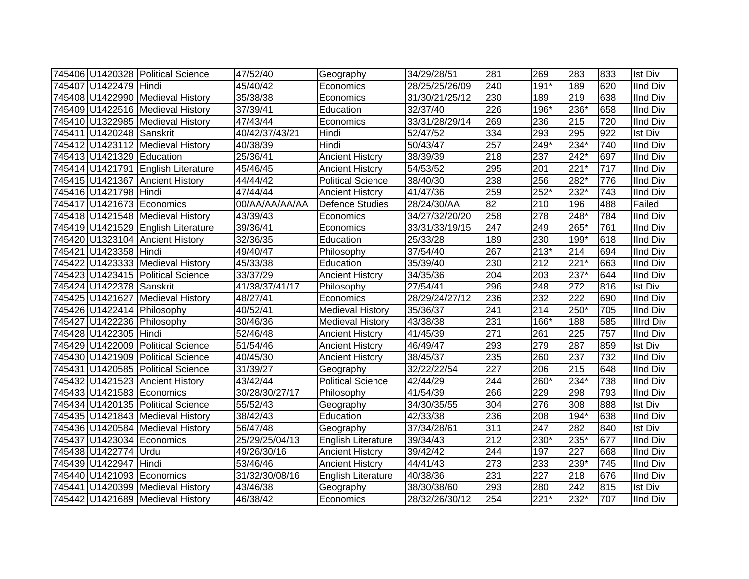| | | | | | | | | | | |
|---|---|---|---|---|---|---|---|---|---|---|
| 745406 | U1420328 | Political Science | 47/52/40 | Geography | 34/29/28/51 | 281 | 269 | 283 | 833 | Ist Div |
| 745407 | U1422479 | Hindi | 45/40/42 | Economics | 28/25/25/26/09 | 240 | 191* | 189 | 620 | IInd Div |
| 745408 | U1422990 | Medieval History | 35/38/38 | Economics | 31/30/21/25/12 | 230 | 189 | 219 | 638 | IInd Div |
| 745409 | U1422516 | Medieval History | 37/39/41 | Education | 32/37/40 | 226 | 196* | 236* | 658 | IInd Div |
| 745410 | U1322985 | Medieval History | 47/43/44 | Economics | 33/31/28/29/14 | 269 | 236 | 215 | 720 | IInd Div |
| 745411 | U1420248 | Sanskrit | 40/42/37/43/21 | Hindi | 52/47/52 | 334 | 293 | 295 | 922 | Ist Div |
| 745412 | U1423112 | Medieval History | 40/38/39 | Hindi | 50/43/47 | 257 | 249* | 234* | 740 | IInd Div |
| 745413 | U1421329 | Education | 25/36/41 | Ancient History | 38/39/39 | 218 | 237 | 242* | 697 | IInd Div |
| 745414 | U1421791 | English Literature | 45/46/45 | Ancient History | 54/53/52 | 295 | 201 | 221* | 717 | IInd Div |
| 745415 | U1421367 | Ancient History | 44/44/42 | Political Science | 38/40/30 | 238 | 256 | 282* | 776 | IInd Div |
| 745416 | U1421798 | Hindi | 47/44/44 | Ancient History | 41/47/36 | 259 | 252* | 232* | 743 | IInd Div |
| 745417 | U1421673 | Economics | 00/AA/AA/AA/AA | Defence Studies | 28/24/30/AA | 82 | 210 | 196 | 488 | Failed |
| 745418 | U1421548 | Medieval History | 43/39/43 | Economics | 34/27/32/20/20 | 258 | 278 | 248* | 784 | IInd Div |
| 745419 | U1421529 | English Literature | 39/36/41 | Economics | 33/31/33/19/15 | 247 | 249 | 265* | 761 | IInd Div |
| 745420 | U1323104 | Ancient History | 32/36/35 | Education | 25/33/28 | 189 | 230 | 199* | 618 | IInd Div |
| 745421 | U1423358 | Hindi | 49/40/47 | Philosophy | 37/54/40 | 267 | 213* | 214 | 694 | IInd Div |
| 745422 | U1423333 | Medieval History | 45/33/38 | Education | 35/39/40 | 230 | 212 | 221* | 663 | IInd Div |
| 745423 | U1423415 | Political Science | 33/37/29 | Ancient History | 34/35/36 | 204 | 203 | 237* | 644 | IInd Div |
| 745424 | U1422378 | Sanskrit | 41/38/37/41/17 | Philosophy | 27/54/41 | 296 | 248 | 272 | 816 | Ist Div |
| 745425 | U1421627 | Medieval History | 48/27/41 | Economics | 28/29/24/27/12 | 236 | 232 | 222 | 690 | IInd Div |
| 745426 | U1422414 | Philosophy | 40/52/41 | Medieval History | 35/36/37 | 241 | 214 | 250* | 705 | IInd Div |
| 745427 | U1422236 | Philosophy | 30/46/36 | Medieval History | 43/38/38 | 231 | 166* | 188 | 585 | IIIrd Div |
| 745428 | U1422305 | Hindi | 52/46/48 | Ancient History | 41/45/39 | 271 | 261 | 225 | 757 | IInd Div |
| 745429 | U1422009 | Political Science | 51/54/46 | Ancient History | 46/49/47 | 293 | 279 | 287 | 859 | Ist Div |
| 745430 | U1421909 | Political Science | 40/45/30 | Ancient History | 38/45/37 | 235 | 260 | 237 | 732 | IInd Div |
| 745431 | U1420585 | Political Science | 31/39/27 | Geography | 32/22/22/54 | 227 | 206 | 215 | 648 | IInd Div |
| 745432 | U1421523 | Ancient History | 43/42/44 | Political Science | 42/44/29 | 244 | 260* | 234* | 738 | IInd Div |
| 745433 | U1421583 | Economics | 30/28/30/27/17 | Philosophy | 41/54/39 | 266 | 229 | 298 | 793 | IInd Div |
| 745434 | U1420135 | Political Science | 55/52/43 | Geography | 34/30/35/55 | 304 | 276 | 308 | 888 | Ist Div |
| 745435 | U1421843 | Medieval History | 38/42/43 | Education | 42/33/38 | 236 | 208 | 194* | 638 | IInd Div |
| 745436 | U1420584 | Medieval History | 56/47/48 | Geography | 37/34/28/61 | 311 | 247 | 282 | 840 | Ist Div |
| 745437 | U1423034 | Economics | 25/29/25/04/13 | English Literature | 39/34/43 | 212 | 230* | 235* | 677 | IInd Div |
| 745438 | U1422774 | Urdu | 49/26/30/16 | Ancient History | 39/42/42 | 244 | 197 | 227 | 668 | IInd Div |
| 745439 | U1422947 | Hindi | 53/46/46 | Ancient History | 44/41/43 | 273 | 233 | 239* | 745 | IInd Div |
| 745440 | U1421093 | Economics | 31/32/30/08/16 | English Literature | 40/38/36 | 231 | 227 | 218 | 676 | IInd Div |
| 745441 | U1420399 | Medieval History | 43/46/38 | Geography | 38/30/38/60 | 293 | 280 | 242 | 815 | Ist Div |
| 745442 | U1421689 | Medieval History | 46/38/42 | Economics | 28/32/26/30/12 | 254 | 221* | 232* | 707 | IInd Div |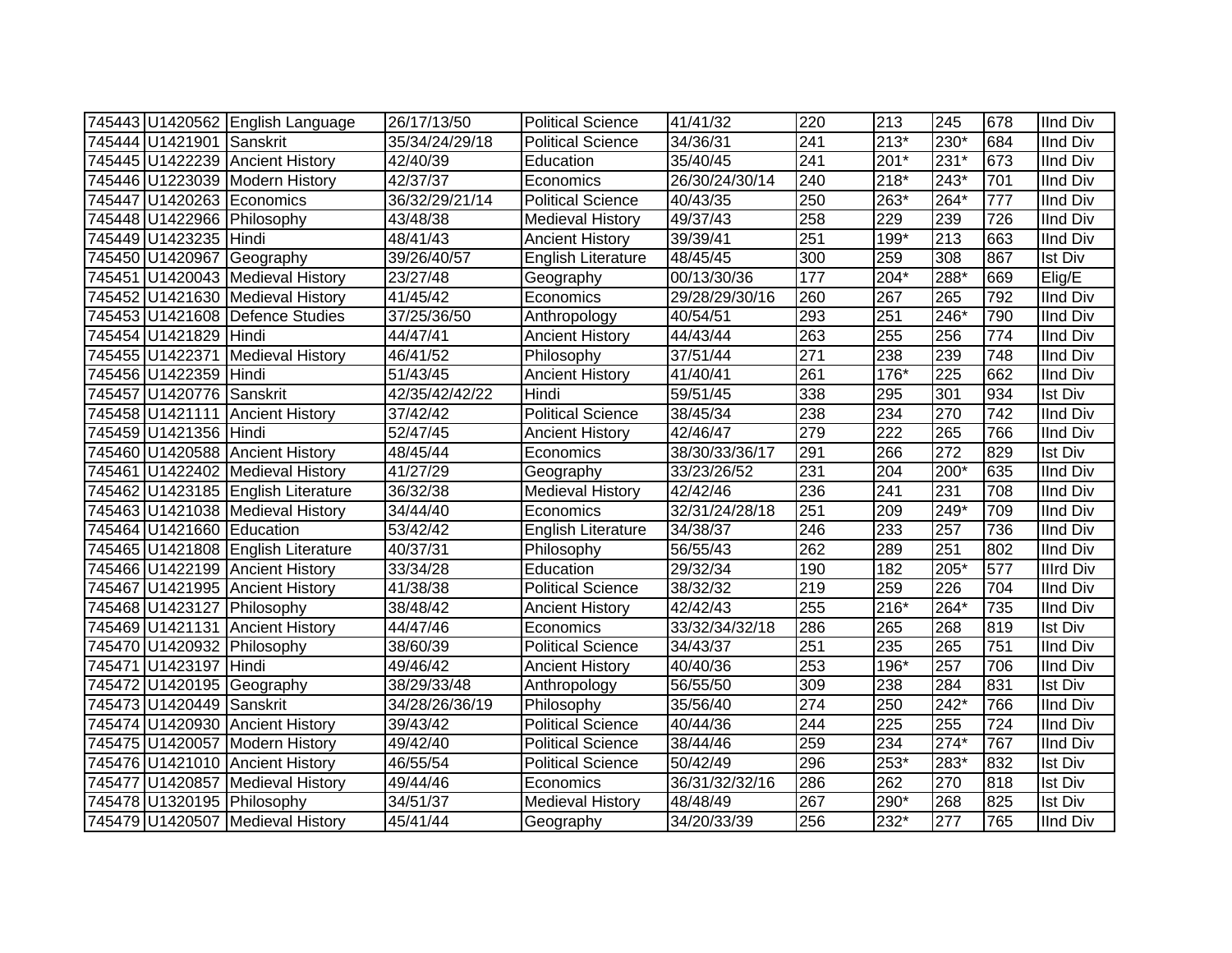| | | | | | | | | | | |
|---|---|---|---|---|---|---|---|---|---|---|
| 745443 | U1420562 | English Language | 26/17/13/50 | Political Science | 41/41/32 | 220 | 213 | 245 | 678 | IInd Div |
| 745444 | U1421901 | Sanskrit | 35/34/24/29/18 | Political Science | 34/36/31 | 241 | 213* | 230* | 684 | IInd Div |
| 745445 | U1422239 | Ancient History | 42/40/39 | Education | 35/40/45 | 241 | 201* | 231* | 673 | IInd Div |
| 745446 | U1223039 | Modern History | 42/37/37 | Economics | 26/30/24/30/14 | 240 | 218* | 243* | 701 | IInd Div |
| 745447 | U1420263 | Economics | 36/32/29/21/14 | Political Science | 40/43/35 | 250 | 263* | 264* | 777 | IInd Div |
| 745448 | U1422966 | Philosophy | 43/48/38 | Medieval History | 49/37/43 | 258 | 229 | 239 | 726 | IInd Div |
| 745449 | U1423235 | Hindi | 48/41/43 | Ancient History | 39/39/41 | 251 | 199* | 213 | 663 | IInd Div |
| 745450 | U1420967 | Geography | 39/26/40/57 | English Literature | 48/45/45 | 300 | 259 | 308 | 867 | Ist Div |
| 745451 | U1420043 | Medieval History | 23/27/48 | Geography | 00/13/30/36 | 177 | 204* | 288* | 669 | Elig/E |
| 745452 | U1421630 | Medieval History | 41/45/42 | Economics | 29/28/29/30/16 | 260 | 267 | 265 | 792 | IInd Div |
| 745453 | U1421608 | Defence Studies | 37/25/36/50 | Anthropology | 40/54/51 | 293 | 251 | 246* | 790 | IInd Div |
| 745454 | U1421829 | Hindi | 44/47/41 | Ancient History | 44/43/44 | 263 | 255 | 256 | 774 | IInd Div |
| 745455 | U1422371 | Medieval History | 46/41/52 | Philosophy | 37/51/44 | 271 | 238 | 239 | 748 | IInd Div |
| 745456 | U1422359 | Hindi | 51/43/45 | Ancient History | 41/40/41 | 261 | 176* | 225 | 662 | IInd Div |
| 745457 | U1420776 | Sanskrit | 42/35/42/42/22 | Hindi | 59/51/45 | 338 | 295 | 301 | 934 | Ist Div |
| 745458 | U1421111 | Ancient History | 37/42/42 | Political Science | 38/45/34 | 238 | 234 | 270 | 742 | IInd Div |
| 745459 | U1421356 | Hindi | 52/47/45 | Ancient History | 42/46/47 | 279 | 222 | 265 | 766 | IInd Div |
| 745460 | U1420588 | Ancient History | 48/45/44 | Economics | 38/30/33/36/17 | 291 | 266 | 272 | 829 | Ist Div |
| 745461 | U1422402 | Medieval History | 41/27/29 | Geography | 33/23/26/52 | 231 | 204 | 200* | 635 | IInd Div |
| 745462 | U1423185 | English Literature | 36/32/38 | Medieval History | 42/42/46 | 236 | 241 | 231 | 708 | IInd Div |
| 745463 | U1421038 | Medieval History | 34/44/40 | Economics | 32/31/24/28/18 | 251 | 209 | 249* | 709 | IInd Div |
| 745464 | U1421660 | Education | 53/42/42 | English Literature | 34/38/37 | 246 | 233 | 257 | 736 | IInd Div |
| 745465 | U1421808 | English Literature | 40/37/31 | Philosophy | 56/55/43 | 262 | 289 | 251 | 802 | IInd Div |
| 745466 | U1422199 | Ancient History | 33/34/28 | Education | 29/32/34 | 190 | 182 | 205* | 577 | IIIrd Div |
| 745467 | U1421995 | Ancient History | 41/38/38 | Political Science | 38/32/32 | 219 | 259 | 226 | 704 | IInd Div |
| 745468 | U1423127 | Philosophy | 38/48/42 | Ancient History | 42/42/43 | 255 | 216* | 264* | 735 | IInd Div |
| 745469 | U1421131 | Ancient History | 44/47/46 | Economics | 33/32/34/32/18 | 286 | 265 | 268 | 819 | Ist Div |
| 745470 | U1420932 | Philosophy | 38/60/39 | Political Science | 34/43/37 | 251 | 235 | 265 | 751 | IInd Div |
| 745471 | U1423197 | Hindi | 49/46/42 | Ancient History | 40/40/36 | 253 | 196* | 257 | 706 | IInd Div |
| 745472 | U1420195 | Geography | 38/29/33/48 | Anthropology | 56/55/50 | 309 | 238 | 284 | 831 | Ist Div |
| 745473 | U1420449 | Sanskrit | 34/28/26/36/19 | Philosophy | 35/56/40 | 274 | 250 | 242* | 766 | IInd Div |
| 745474 | U1420930 | Ancient History | 39/43/42 | Political Science | 40/44/36 | 244 | 225 | 255 | 724 | IInd Div |
| 745475 | U1420057 | Modern History | 49/42/40 | Political Science | 38/44/46 | 259 | 234 | 274* | 767 | IInd Div |
| 745476 | U1421010 | Ancient History | 46/55/54 | Political Science | 50/42/49 | 296 | 253* | 283* | 832 | Ist Div |
| 745477 | U1420857 | Medieval History | 49/44/46 | Economics | 36/31/32/32/16 | 286 | 262 | 270 | 818 | Ist Div |
| 745478 | U1320195 | Philosophy | 34/51/37 | Medieval History | 48/48/49 | 267 | 290* | 268 | 825 | Ist Div |
| 745479 | U1420507 | Medieval History | 45/41/44 | Geography | 34/20/33/39 | 256 | 232* | 277 | 765 | IInd Div |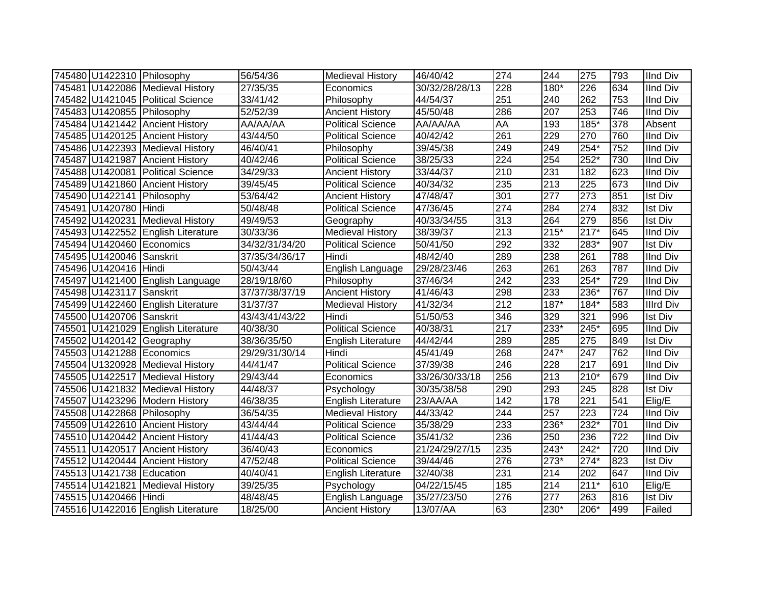| 745480 | U1422310 | Philosophy | 56/54/36 | Medieval History | 46/40/42 | 274 | 244 | 275 | 793 | IInd Div |
|---|---|---|---|---|---|---|---|---|---|---|
| 745481 | U1422086 | Medieval History | 27/35/35 | Economics | 30/32/28/28/13 | 228 | 180* | 226 | 634 | IInd Div |
| 745482 | U1421045 | Political Science | 33/41/42 | Philosophy | 44/54/37 | 251 | 240 | 262 | 753 | IInd Div |
| 745483 | U1420855 | Philosophy | 52/52/39 | Ancient History | 45/50/48 | 286 | 207 | 253 | 746 | IInd Div |
| 745484 | U1421442 | Ancient History | AA/AA/AA | Political Science | AA/AA/AA | AA | 193 | 185* | 378 | Absent |
| 745485 | U1420125 | Ancient History | 43/44/50 | Political Science | 40/42/42 | 261 | 229 | 270 | 760 | IInd Div |
| 745486 | U1422393 | Medieval History | 46/40/41 | Philosophy | 39/45/38 | 249 | 249 | 254* | 752 | IInd Div |
| 745487 | U1421987 | Ancient History | 40/42/46 | Political Science | 38/25/33 | 224 | 254 | 252* | 730 | IInd Div |
| 745488 | U1420081 | Political Science | 34/29/33 | Ancient History | 33/44/37 | 210 | 231 | 182 | 623 | IInd Div |
| 745489 | U1421860 | Ancient History | 39/45/45 | Political Science | 40/34/32 | 235 | 213 | 225 | 673 | IInd Div |
| 745490 | U1422141 | Philosophy | 53/64/42 | Ancient History | 47/48/47 | 301 | 277 | 273 | 851 | Ist Div |
| 745491 | U1420780 | Hindi | 50/48/48 | Political Science | 47/36/45 | 274 | 284 | 274 | 832 | Ist Div |
| 745492 | U1420231 | Medieval History | 49/49/53 | Geography | 40/33/34/55 | 313 | 264 | 279 | 856 | Ist Div |
| 745493 | U1422552 | English Literature | 30/33/36 | Medieval History | 38/39/37 | 213 | 215* | 217* | 645 | IInd Div |
| 745494 | U1420460 | Economics | 34/32/31/34/20 | Political Science | 50/41/50 | 292 | 332 | 283* | 907 | Ist Div |
| 745495 | U1420046 | Sanskrit | 37/35/34/36/17 | Hindi | 48/42/40 | 289 | 238 | 261 | 788 | IInd Div |
| 745496 | U1420416 | Hindi | 50/43/44 | English Language | 29/28/23/46 | 263 | 261 | 263 | 787 | IInd Div |
| 745497 | U1421400 | English Language | 28/19/18/60 | Philosophy | 37/46/34 | 242 | 233 | 254* | 729 | IInd Div |
| 745498 | U1423117 | Sanskrit | 37/37/38/37/19 | Ancient History | 41/46/43 | 298 | 233 | 236* | 767 | IInd Div |
| 745499 | U1422460 | English Literature | 31/37/37 | Medieval History | 41/32/34 | 212 | 187* | 184* | 583 | IIIrd Div |
| 745500 | U1420706 | Sanskrit | 43/43/41/43/22 | Hindi | 51/50/53 | 346 | 329 | 321 | 996 | Ist Div |
| 745501 | U1421029 | English Literature | 40/38/30 | Political Science | 40/38/31 | 217 | 233* | 245* | 695 | IInd Div |
| 745502 | U1420142 | Geography | 38/36/35/50 | English Literature | 44/42/44 | 289 | 285 | 275 | 849 | Ist Div |
| 745503 | U1421288 | Economics | 29/29/31/30/14 | Hindi | 45/41/49 | 268 | 247* | 247 | 762 | IInd Div |
| 745504 | U1320928 | Medieval History | 44/41/47 | Political Science | 37/39/38 | 246 | 228 | 217 | 691 | IInd Div |
| 745505 | U1422517 | Medieval History | 29/43/44 | Economics | 33/26/30/33/18 | 256 | 213 | 210* | 679 | IInd Div |
| 745506 | U1421832 | Medieval History | 44/48/37 | Psychology | 30/35/38/58 | 290 | 293 | 245 | 828 | Ist Div |
| 745507 | U1423296 | Modern History | 46/38/35 | English Literature | 23/AA/AA | 142 | 178 | 221 | 541 | Elig/E |
| 745508 | U1422868 | Philosophy | 36/54/35 | Medieval History | 44/33/42 | 244 | 257 | 223 | 724 | IInd Div |
| 745509 | U1422610 | Ancient History | 43/44/44 | Political Science | 35/38/29 | 233 | 236* | 232* | 701 | IInd Div |
| 745510 | U1420442 | Ancient History | 41/44/43 | Political Science | 35/41/32 | 236 | 250 | 236 | 722 | IInd Div |
| 745511 | U1420517 | Ancient History | 36/40/43 | Economics | 21/24/29/27/15 | 235 | 243* | 242* | 720 | IInd Div |
| 745512 | U1420444 | Ancient History | 47/52/48 | Political Science | 39/44/46 | 276 | 273* | 274* | 823 | Ist Div |
| 745513 | U1421738 | Education | 40/40/41 | English Literature | 32/40/38 | 231 | 214 | 202 | 647 | IInd Div |
| 745514 | U1421821 | Medieval History | 39/25/35 | Psychology | 04/22/15/45 | 185 | 214 | 211* | 610 | Elig/E |
| 745515 | U1420466 | Hindi | 48/48/45 | English Language | 35/27/23/50 | 276 | 277 | 263 | 816 | Ist Div |
| 745516 | U1422016 | English Literature | 18/25/00 | Ancient History | 13/07/AA | 63 | 230* | 206* | 499 | Failed |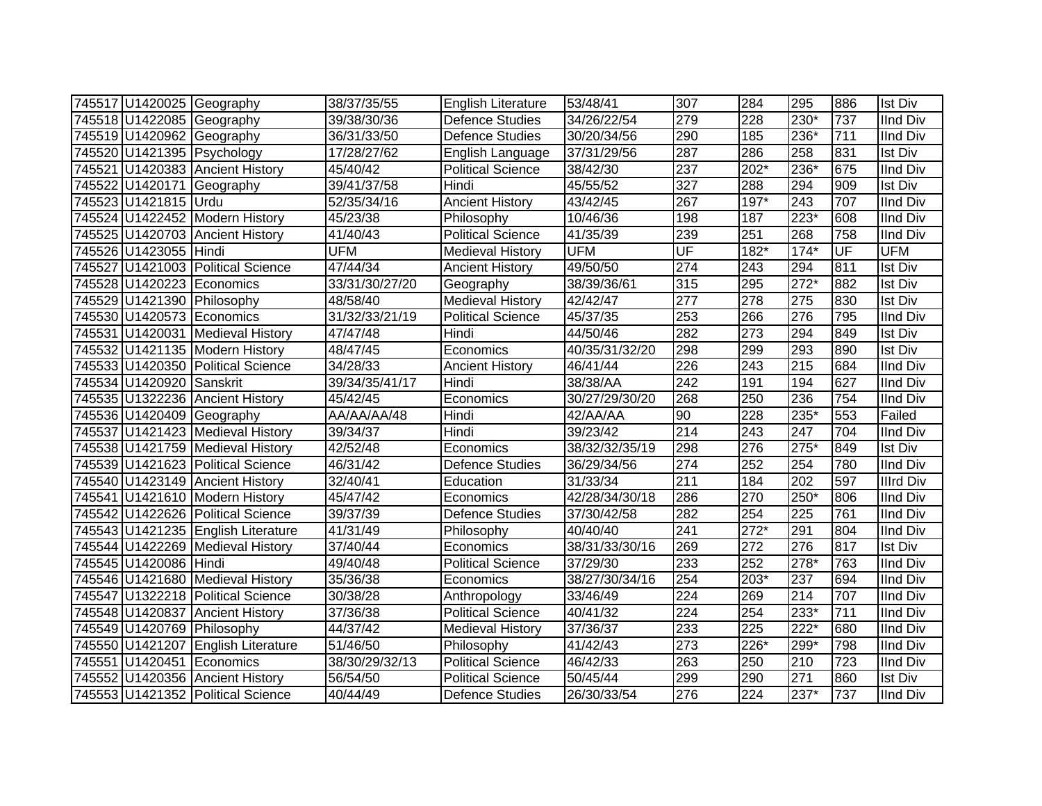| | | | | | | | | | | |
|---|---|---|---|---|---|---|---|---|---|---|
| 745517 | U1420025 | Geography | 38/37/35/55 | English Literature | 53/48/41 | 307 | 284 | 295 | 886 | Ist Div |
| 745518 | U1422085 | Geography | 39/38/30/36 | Defence Studies | 34/26/22/54 | 279 | 228 | 230* | 737 | IInd Div |
| 745519 | U1420962 | Geography | 36/31/33/50 | Defence Studies | 30/20/34/56 | 290 | 185 | 236* | 711 | IInd Div |
| 745520 | U1421395 | Psychology | 17/28/27/62 | English Language | 37/31/29/56 | 287 | 286 | 258 | 831 | Ist Div |
| 745521 | U1420383 | Ancient History | 45/40/42 | Political Science | 38/42/30 | 237 | 202* | 236* | 675 | IInd Div |
| 745522 | U1420171 | Geography | 39/41/37/58 | Hindi | 45/55/52 | 327 | 288 | 294 | 909 | Ist Div |
| 745523 | U1421815 | Urdu | 52/35/34/16 | Ancient History | 43/42/45 | 267 | 197* | 243 | 707 | IInd Div |
| 745524 | U1422452 | Modern History | 45/23/38 | Philosophy | 10/46/36 | 198 | 187 | 223* | 608 | IInd Div |
| 745525 | U1420703 | Ancient History | 41/40/43 | Political Science | 41/35/39 | 239 | 251 | 268 | 758 | IInd Div |
| 745526 | U1423055 | Hindi | UFM | Medieval History | UFM | UF | 182* | 174* | UF | UFM |
| 745527 | U1421003 | Political Science | 47/44/34 | Ancient History | 49/50/50 | 274 | 243 | 294 | 811 | Ist Div |
| 745528 | U1420223 | Economics | 33/31/30/27/20 | Geography | 38/39/36/61 | 315 | 295 | 272* | 882 | Ist Div |
| 745529 | U1421390 | Philosophy | 48/58/40 | Medieval History | 42/42/47 | 277 | 278 | 275 | 830 | Ist Div |
| 745530 | U1420573 | Economics | 31/32/33/21/19 | Political Science | 45/37/35 | 253 | 266 | 276 | 795 | IInd Div |
| 745531 | U1420031 | Medieval History | 47/47/48 | Hindi | 44/50/46 | 282 | 273 | 294 | 849 | Ist Div |
| 745532 | U1421135 | Modern History | 48/47/45 | Economics | 40/35/31/32/20 | 298 | 299 | 293 | 890 | Ist Div |
| 745533 | U1420350 | Political Science | 34/28/33 | Ancient History | 46/41/44 | 226 | 243 | 215 | 684 | IInd Div |
| 745534 | U1420920 | Sanskrit | 39/34/35/41/17 | Hindi | 38/38/AA | 242 | 191 | 194 | 627 | IInd Div |
| 745535 | U1322236 | Ancient History | 45/42/45 | Economics | 30/27/29/30/20 | 268 | 250 | 236 | 754 | IInd Div |
| 745536 | U1420409 | Geography | AA/AA/AA/48 | Hindi | 42/AA/AA | 90 | 228 | 235* | 553 | Failed |
| 745537 | U1421423 | Medieval History | 39/34/37 | Hindi | 39/23/42 | 214 | 243 | 247 | 704 | IInd Div |
| 745538 | U1421759 | Medieval History | 42/52/48 | Economics | 38/32/32/35/19 | 298 | 276 | 275* | 849 | Ist Div |
| 745539 | U1421623 | Political Science | 46/31/42 | Defence Studies | 36/29/34/56 | 274 | 252 | 254 | 780 | IInd Div |
| 745540 | U1423149 | Ancient History | 32/40/41 | Education | 31/33/34 | 211 | 184 | 202 | 597 | IIIrd Div |
| 745541 | U1421610 | Modern History | 45/47/42 | Economics | 42/28/34/30/18 | 286 | 270 | 250* | 806 | IInd Div |
| 745542 | U1422626 | Political Science | 39/37/39 | Defence Studies | 37/30/42/58 | 282 | 254 | 225 | 761 | IInd Div |
| 745543 | U1421235 | English Literature | 41/31/49 | Philosophy | 40/40/40 | 241 | 272* | 291 | 804 | IInd Div |
| 745544 | U1422269 | Medieval History | 37/40/44 | Economics | 38/31/33/30/16 | 269 | 272 | 276 | 817 | Ist Div |
| 745545 | U1420086 | Hindi | 49/40/48 | Political Science | 37/29/30 | 233 | 252 | 278* | 763 | IInd Div |
| 745546 | U1421680 | Medieval History | 35/36/38 | Economics | 38/27/30/34/16 | 254 | 203* | 237 | 694 | IInd Div |
| 745547 | U1322218 | Political Science | 30/38/28 | Anthropology | 33/46/49 | 224 | 269 | 214 | 707 | IInd Div |
| 745548 | U1420837 | Ancient History | 37/36/38 | Political Science | 40/41/32 | 224 | 254 | 233* | 711 | IInd Div |
| 745549 | U1420769 | Philosophy | 44/37/42 | Medieval History | 37/36/37 | 233 | 225 | 222* | 680 | IInd Div |
| 745550 | U1421207 | English Literature | 51/46/50 | Philosophy | 41/42/43 | 273 | 226* | 299* | 798 | IInd Div |
| 745551 | U1420451 | Economics | 38/30/29/32/13 | Political Science | 46/42/33 | 263 | 250 | 210 | 723 | IInd Div |
| 745552 | U1420356 | Ancient History | 56/54/50 | Political Science | 50/45/44 | 299 | 290 | 271 | 860 | Ist Div |
| 745553 | U1421352 | Political Science | 40/44/49 | Defence Studies | 26/30/33/54 | 276 | 224 | 237* | 737 | IInd Div |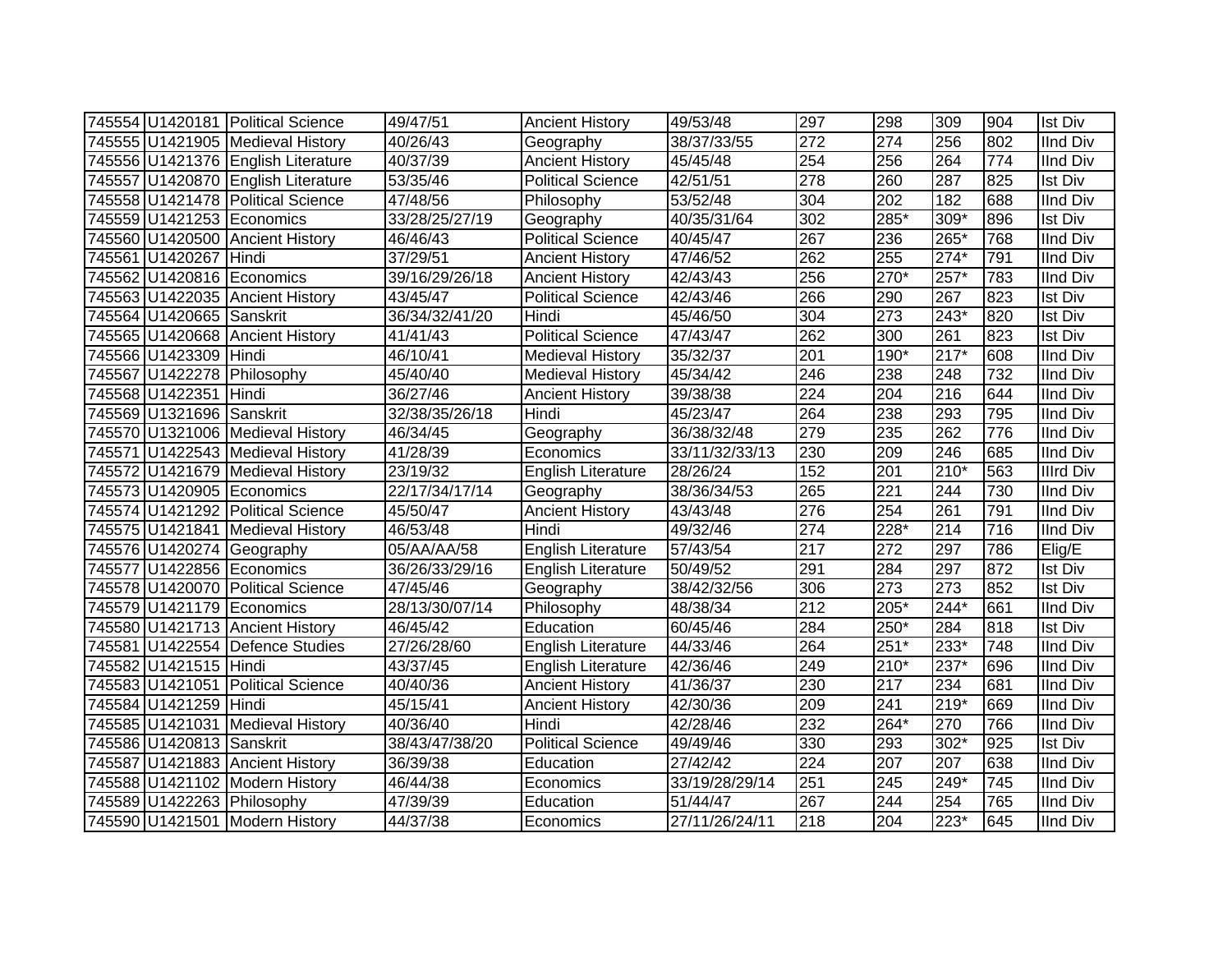| | | | | | | | | | | |
|---|---|---|---|---|---|---|---|---|---|---|
| 745554 | U1420181 | Political Science | 49/47/51 | Ancient History | 49/53/48 | 297 | 298 | 309 | 904 | Ist Div |
| 745555 | U1421905 | Medieval History | 40/26/43 | Geography | 38/37/33/55 | 272 | 274 | 256 | 802 | IInd Div |
| 745556 | U1421376 | English Literature | 40/37/39 | Ancient History | 45/45/48 | 254 | 256 | 264 | 774 | IInd Div |
| 745557 | U1420870 | English Literature | 53/35/46 | Political Science | 42/51/51 | 278 | 260 | 287 | 825 | Ist Div |
| 745558 | U1421478 | Political Science | 47/48/56 | Philosophy | 53/52/48 | 304 | 202 | 182 | 688 | IInd Div |
| 745559 | U1421253 | Economics | 33/28/25/27/19 | Geography | 40/35/31/64 | 302 | 285* | 309* | 896 | Ist Div |
| 745560 | U1420500 | Ancient History | 46/46/43 | Political Science | 40/45/47 | 267 | 236 | 265* | 768 | IInd Div |
| 745561 | U1420267 | Hindi | 37/29/51 | Ancient History | 47/46/52 | 262 | 255 | 274* | 791 | IInd Div |
| 745562 | U1420816 | Economics | 39/16/29/26/18 | Ancient History | 42/43/43 | 256 | 270* | 257* | 783 | IInd Div |
| 745563 | U1422035 | Ancient History | 43/45/47 | Political Science | 42/43/46 | 266 | 290 | 267 | 823 | Ist Div |
| 745564 | U1420665 | Sanskrit | 36/34/32/41/20 | Hindi | 45/46/50 | 304 | 273 | 243* | 820 | Ist Div |
| 745565 | U1420668 | Ancient History | 41/41/43 | Political Science | 47/43/47 | 262 | 300 | 261 | 823 | Ist Div |
| 745566 | U1423309 | Hindi | 46/10/41 | Medieval History | 35/32/37 | 201 | 190* | 217* | 608 | IInd Div |
| 745567 | U1422278 | Philosophy | 45/40/40 | Medieval History | 45/34/42 | 246 | 238 | 248 | 732 | IInd Div |
| 745568 | U1422351 | Hindi | 36/27/46 | Ancient History | 39/38/38 | 224 | 204 | 216 | 644 | IInd Div |
| 745569 | U1321696 | Sanskrit | 32/38/35/26/18 | Hindi | 45/23/47 | 264 | 238 | 293 | 795 | IInd Div |
| 745570 | U1321006 | Medieval History | 46/34/45 | Geography | 36/38/32/48 | 279 | 235 | 262 | 776 | IInd Div |
| 745571 | U1422543 | Medieval History | 41/28/39 | Economics | 33/11/32/33/13 | 230 | 209 | 246 | 685 | IInd Div |
| 745572 | U1421679 | Medieval History | 23/19/32 | English Literature | 28/26/24 | 152 | 201 | 210* | 563 | IIIrd Div |
| 745573 | U1420905 | Economics | 22/17/34/17/14 | Geography | 38/36/34/53 | 265 | 221 | 244 | 730 | IInd Div |
| 745574 | U1421292 | Political Science | 45/50/47 | Ancient History | 43/43/48 | 276 | 254 | 261 | 791 | IInd Div |
| 745575 | U1421841 | Medieval History | 46/53/48 | Hindi | 49/32/46 | 274 | 228* | 214 | 716 | IInd Div |
| 745576 | U1420274 | Geography | 05/AA/AA/58 | English Literature | 57/43/54 | 217 | 272 | 297 | 786 | Elig/E |
| 745577 | U1422856 | Economics | 36/26/33/29/16 | English Literature | 50/49/52 | 291 | 284 | 297 | 872 | Ist Div |
| 745578 | U1420070 | Political Science | 47/45/46 | Geography | 38/42/32/56 | 306 | 273 | 273 | 852 | Ist Div |
| 745579 | U1421179 | Economics | 28/13/30/07/14 | Philosophy | 48/38/34 | 212 | 205* | 244* | 661 | IInd Div |
| 745580 | U1421713 | Ancient History | 46/45/42 | Education | 60/45/46 | 284 | 250* | 284 | 818 | Ist Div |
| 745581 | U1422554 | Defence Studies | 27/26/28/60 | English Literature | 44/33/46 | 264 | 251* | 233* | 748 | IInd Div |
| 745582 | U1421515 | Hindi | 43/37/45 | English Literature | 42/36/46 | 249 | 210* | 237* | 696 | IInd Div |
| 745583 | U1421051 | Political Science | 40/40/36 | Ancient History | 41/36/37 | 230 | 217 | 234 | 681 | IInd Div |
| 745584 | U1421259 | Hindi | 45/15/41 | Ancient History | 42/30/36 | 209 | 241 | 219* | 669 | IInd Div |
| 745585 | U1421031 | Medieval History | 40/36/40 | Hindi | 42/28/46 | 232 | 264* | 270 | 766 | IInd Div |
| 745586 | U1420813 | Sanskrit | 38/43/47/38/20 | Political Science | 49/49/46 | 330 | 293 | 302* | 925 | Ist Div |
| 745587 | U1421883 | Ancient History | 36/39/38 | Education | 27/42/42 | 224 | 207 | 207 | 638 | IInd Div |
| 745588 | U1421102 | Modern History | 46/44/38 | Economics | 33/19/28/29/14 | 251 | 245 | 249* | 745 | IInd Div |
| 745589 | U1422263 | Philosophy | 47/39/39 | Education | 51/44/47 | 267 | 244 | 254 | 765 | IInd Div |
| 745590 | U1421501 | Modern History | 44/37/38 | Economics | 27/11/26/24/11 | 218 | 204 | 223* | 645 | IInd Div |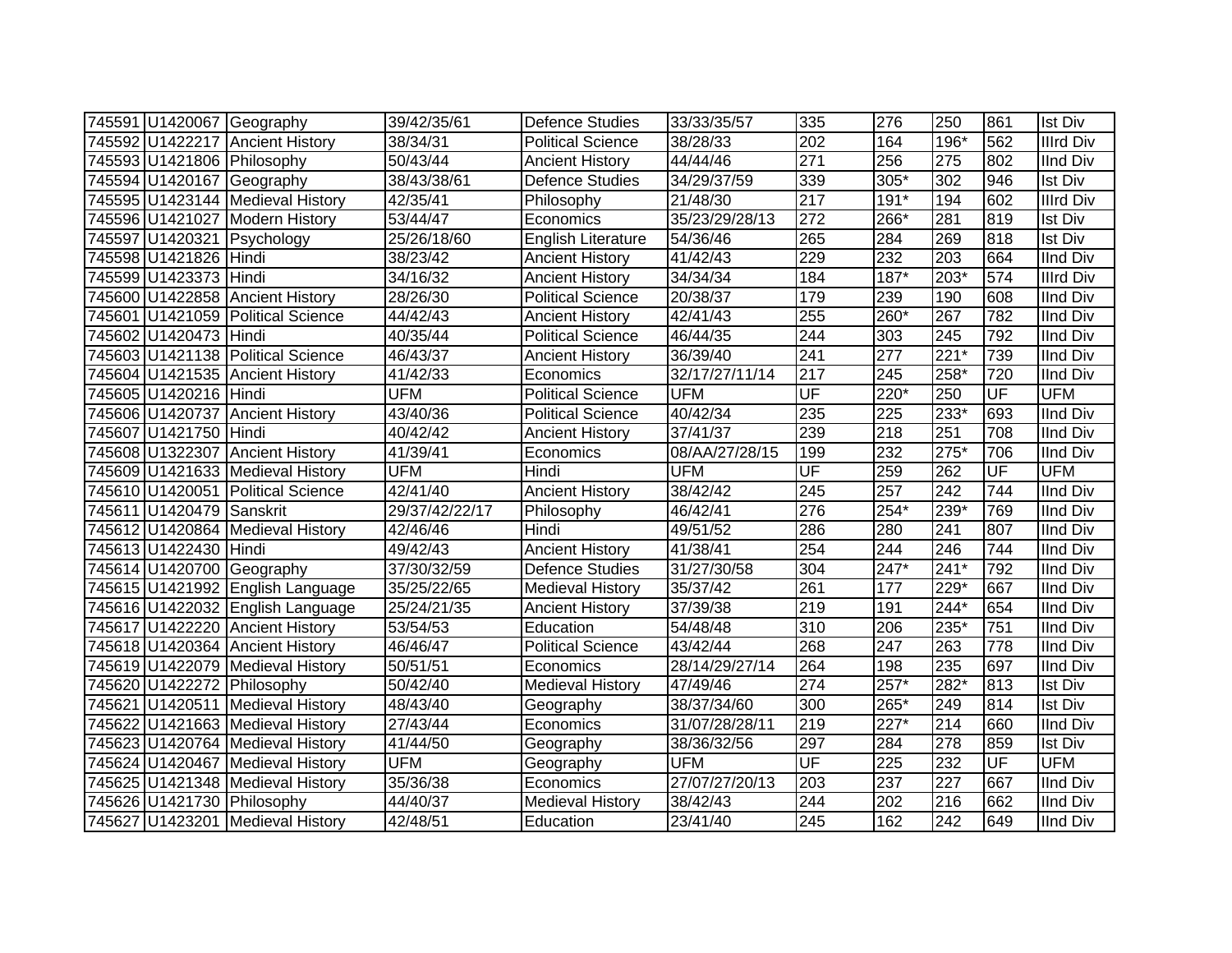| | | | | | | | | | | |
|---|---|---|---|---|---|---|---|---|---|---|
| 745591 | U1420067 | Geography | 39/42/35/61 | Defence Studies | 33/33/35/57 | 335 | 276 | 250 | 861 | Ist Div |
| 745592 | U1422217 | Ancient History | 38/34/31 | Political Science | 38/28/33 | 202 | 164 | 196* | 562 | IIIrd Div |
| 745593 | U1421806 | Philosophy | 50/43/44 | Ancient History | 44/44/46 | 271 | 256 | 275 | 802 | IInd Div |
| 745594 | U1420167 | Geography | 38/43/38/61 | Defence Studies | 34/29/37/59 | 339 | 305* | 302 | 946 | Ist Div |
| 745595 | U1423144 | Medieval History | 42/35/41 | Philosophy | 21/48/30 | 217 | 191* | 194 | 602 | IIIrd Div |
| 745596 | U1421027 | Modern History | 53/44/47 | Economics | 35/23/29/28/13 | 272 | 266* | 281 | 819 | Ist Div |
| 745597 | U1420321 | Psychology | 25/26/18/60 | English Literature | 54/36/46 | 265 | 284 | 269 | 818 | Ist Div |
| 745598 | U1421826 | Hindi | 38/23/42 | Ancient History | 41/42/43 | 229 | 232 | 203 | 664 | IInd Div |
| 745599 | U1423373 | Hindi | 34/16/32 | Ancient History | 34/34/34 | 184 | 187* | 203* | 574 | IIIrd Div |
| 745600 | U1422858 | Ancient History | 28/26/30 | Political Science | 20/38/37 | 179 | 239 | 190 | 608 | IInd Div |
| 745601 | U1421059 | Political Science | 44/42/43 | Ancient History | 42/41/43 | 255 | 260* | 267 | 782 | IInd Div |
| 745602 | U1420473 | Hindi | 40/35/44 | Political Science | 46/44/35 | 244 | 303 | 245 | 792 | IInd Div |
| 745603 | U1421138 | Political Science | 46/43/37 | Ancient History | 36/39/40 | 241 | 277 | 221* | 739 | IInd Div |
| 745604 | U1421535 | Ancient History | 41/42/33 | Economics | 32/17/27/11/14 | 217 | 245 | 258* | 720 | IInd Div |
| 745605 | U1420216 | Hindi | UFM | Political Science | UFM | UF | 220* | 250 | UF | UFM |
| 745606 | U1420737 | Ancient History | 43/40/36 | Political Science | 40/42/34 | 235 | 225 | 233* | 693 | IInd Div |
| 745607 | U1421750 | Hindi | 40/42/42 | Ancient History | 37/41/37 | 239 | 218 | 251 | 708 | IInd Div |
| 745608 | U1322307 | Ancient History | 41/39/41 | Economics | 08/AA/27/28/15 | 199 | 232 | 275* | 706 | IInd Div |
| 745609 | U1421633 | Medieval History | UFM | Hindi | UFM | UF | 259 | 262 | UF | UFM |
| 745610 | U1420051 | Political Science | 42/41/40 | Ancient History | 38/42/42 | 245 | 257 | 242 | 744 | IInd Div |
| 745611 | U1420479 | Sanskrit | 29/37/42/22/17 | Philosophy | 46/42/41 | 276 | 254* | 239* | 769 | IInd Div |
| 745612 | U1420864 | Medieval History | 42/46/46 | Hindi | 49/51/52 | 286 | 280 | 241 | 807 | IInd Div |
| 745613 | U1422430 | Hindi | 49/42/43 | Ancient History | 41/38/41 | 254 | 244 | 246 | 744 | IInd Div |
| 745614 | U1420700 | Geography | 37/30/32/59 | Defence Studies | 31/27/30/58 | 304 | 247* | 241* | 792 | IInd Div |
| 745615 | U1421992 | English Language | 35/25/22/65 | Medieval History | 35/37/42 | 261 | 177 | 229* | 667 | IInd Div |
| 745616 | U1422032 | English Language | 25/24/21/35 | Ancient History | 37/39/38 | 219 | 191 | 244* | 654 | IInd Div |
| 745617 | U1422220 | Ancient History | 53/54/53 | Education | 54/48/48 | 310 | 206 | 235* | 751 | IInd Div |
| 745618 | U1420364 | Ancient History | 46/46/47 | Political Science | 43/42/44 | 268 | 247 | 263 | 778 | IInd Div |
| 745619 | U1422079 | Medieval History | 50/51/51 | Economics | 28/14/29/27/14 | 264 | 198 | 235 | 697 | IInd Div |
| 745620 | U1422272 | Philosophy | 50/42/40 | Medieval History | 47/49/46 | 274 | 257* | 282* | 813 | Ist Div |
| 745621 | U1420511 | Medieval History | 48/43/40 | Geography | 38/37/34/60 | 300 | 265* | 249 | 814 | Ist Div |
| 745622 | U1421663 | Medieval History | 27/43/44 | Economics | 31/07/28/28/11 | 219 | 227* | 214 | 660 | IInd Div |
| 745623 | U1420764 | Medieval History | 41/44/50 | Geography | 38/36/32/56 | 297 | 284 | 278 | 859 | Ist Div |
| 745624 | U1420467 | Medieval History | UFM | Geography | UFM | UF | 225 | 232 | UF | UFM |
| 745625 | U1421348 | Medieval History | 35/36/38 | Economics | 27/07/27/20/13 | 203 | 237 | 227 | 667 | IInd Div |
| 745626 | U1421730 | Philosophy | 44/40/37 | Medieval History | 38/42/43 | 244 | 202 | 216 | 662 | IInd Div |
| 745627 | U1423201 | Medieval History | 42/48/51 | Education | 23/41/40 | 245 | 162 | 242 | 649 | IInd Div |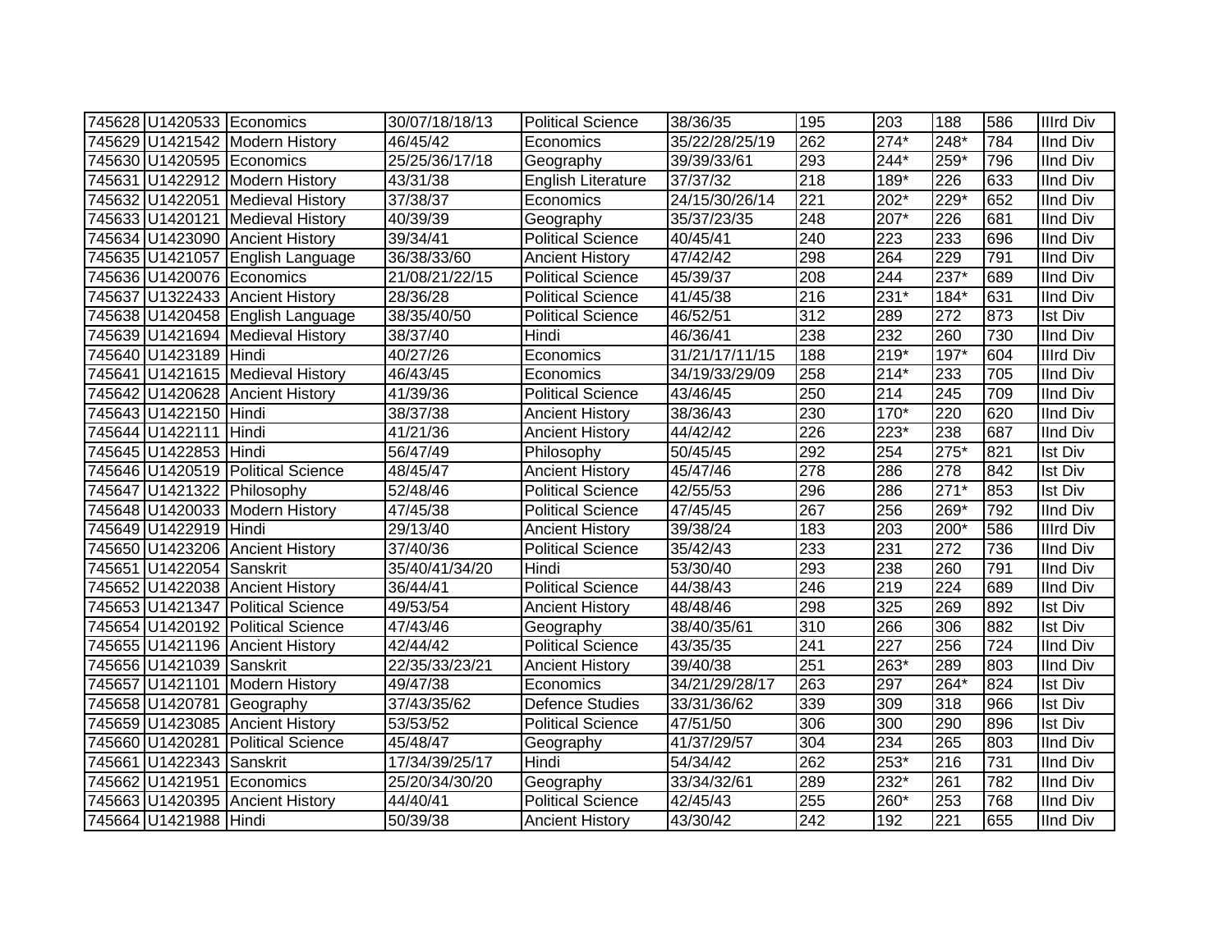| | | | | | | | | | | |
|---|---|---|---|---|---|---|---|---|---|---|
| 745628 | U1420533 | Economics | 30/07/18/18/13 | Political Science | 38/36/35 | 195 | 203 | 188 | 586 | IIIrd Div |
| 745629 | U1421542 | Modern History | 46/45/42 | Economics | 35/22/28/25/19 | 262 | 274* | 248* | 784 | IInd Div |
| 745630 | U1420595 | Economics | 25/25/36/17/18 | Geography | 39/39/33/61 | 293 | 244* | 259* | 796 | IInd Div |
| 745631 | U1422912 | Modern History | 43/31/38 | English Literature | 37/37/32 | 218 | 189* | 226 | 633 | IInd Div |
| 745632 | U1422051 | Medieval History | 37/38/37 | Economics | 24/15/30/26/14 | 221 | 202* | 229* | 652 | IInd Div |
| 745633 | U1420121 | Medieval History | 40/39/39 | Geography | 35/37/23/35 | 248 | 207* | 226 | 681 | IInd Div |
| 745634 | U1423090 | Ancient History | 39/34/41 | Political Science | 40/45/41 | 240 | 223 | 233 | 696 | IInd Div |
| 745635 | U1421057 | English Language | 36/38/33/60 | Ancient History | 47/42/42 | 298 | 264 | 229 | 791 | IInd Div |
| 745636 | U1420076 | Economics | 21/08/21/22/15 | Political Science | 45/39/37 | 208 | 244 | 237* | 689 | IInd Div |
| 745637 | U1322433 | Ancient History | 28/36/28 | Political Science | 41/45/38 | 216 | 231* | 184* | 631 | IInd Div |
| 745638 | U1420458 | English Language | 38/35/40/50 | Political Science | 46/52/51 | 312 | 289 | 272 | 873 | Ist Div |
| 745639 | U1421694 | Medieval History | 38/37/40 | Hindi | 46/36/41 | 238 | 232 | 260 | 730 | IInd Div |
| 745640 | U1423189 | Hindi | 40/27/26 | Economics | 31/21/17/11/15 | 188 | 219* | 197* | 604 | IIIrd Div |
| 745641 | U1421615 | Medieval History | 46/43/45 | Economics | 34/19/33/29/09 | 258 | 214* | 233 | 705 | IInd Div |
| 745642 | U1420628 | Ancient History | 41/39/36 | Political Science | 43/46/45 | 250 | 214 | 245 | 709 | IInd Div |
| 745643 | U1422150 | Hindi | 38/37/38 | Ancient History | 38/36/43 | 230 | 170* | 220 | 620 | IInd Div |
| 745644 | U1422111 | Hindi | 41/21/36 | Ancient History | 44/42/42 | 226 | 223* | 238 | 687 | IInd Div |
| 745645 | U1422853 | Hindi | 56/47/49 | Philosophy | 50/45/45 | 292 | 254 | 275* | 821 | Ist Div |
| 745646 | U1420519 | Political Science | 48/45/47 | Ancient History | 45/47/46 | 278 | 286 | 278 | 842 | Ist Div |
| 745647 | U1421322 | Philosophy | 52/48/46 | Political Science | 42/55/53 | 296 | 286 | 271* | 853 | Ist Div |
| 745648 | U1420033 | Modern History | 47/45/38 | Political Science | 47/45/45 | 267 | 256 | 269* | 792 | IInd Div |
| 745649 | U1422919 | Hindi | 29/13/40 | Ancient History | 39/38/24 | 183 | 203 | 200* | 586 | IIIrd Div |
| 745650 | U1423206 | Ancient History | 37/40/36 | Political Science | 35/42/43 | 233 | 231 | 272 | 736 | IInd Div |
| 745651 | U1422054 | Sanskrit | 35/40/41/34/20 | Hindi | 53/30/40 | 293 | 238 | 260 | 791 | IInd Div |
| 745652 | U1422038 | Ancient History | 36/44/41 | Political Science | 44/38/43 | 246 | 219 | 224 | 689 | IInd Div |
| 745653 | U1421347 | Political Science | 49/53/54 | Ancient History | 48/48/46 | 298 | 325 | 269 | 892 | Ist Div |
| 745654 | U1420192 | Political Science | 47/43/46 | Geography | 38/40/35/61 | 310 | 266 | 306 | 882 | Ist Div |
| 745655 | U1421196 | Ancient History | 42/44/42 | Political Science | 43/35/35 | 241 | 227 | 256 | 724 | IInd Div |
| 745656 | U1421039 | Sanskrit | 22/35/33/23/21 | Ancient History | 39/40/38 | 251 | 263* | 289 | 803 | IInd Div |
| 745657 | U1421101 | Modern History | 49/47/38 | Economics | 34/21/29/28/17 | 263 | 297 | 264* | 824 | Ist Div |
| 745658 | U1420781 | Geography | 37/43/35/62 | Defence Studies | 33/31/36/62 | 339 | 309 | 318 | 966 | Ist Div |
| 745659 | U1423085 | Ancient History | 53/53/52 | Political Science | 47/51/50 | 306 | 300 | 290 | 896 | Ist Div |
| 745660 | U1420281 | Political Science | 45/48/47 | Geography | 41/37/29/57 | 304 | 234 | 265 | 803 | IInd Div |
| 745661 | U1422343 | Sanskrit | 17/34/39/25/17 | Hindi | 54/34/42 | 262 | 253* | 216 | 731 | IInd Div |
| 745662 | U1421951 | Economics | 25/20/34/30/20 | Geography | 33/34/32/61 | 289 | 232* | 261 | 782 | IInd Div |
| 745663 | U1420395 | Ancient History | 44/40/41 | Political Science | 42/45/43 | 255 | 260* | 253 | 768 | IInd Div |
| 745664 | U1421988 | Hindi | 50/39/38 | Ancient History | 43/30/42 | 242 | 192 | 221 | 655 | IInd Div |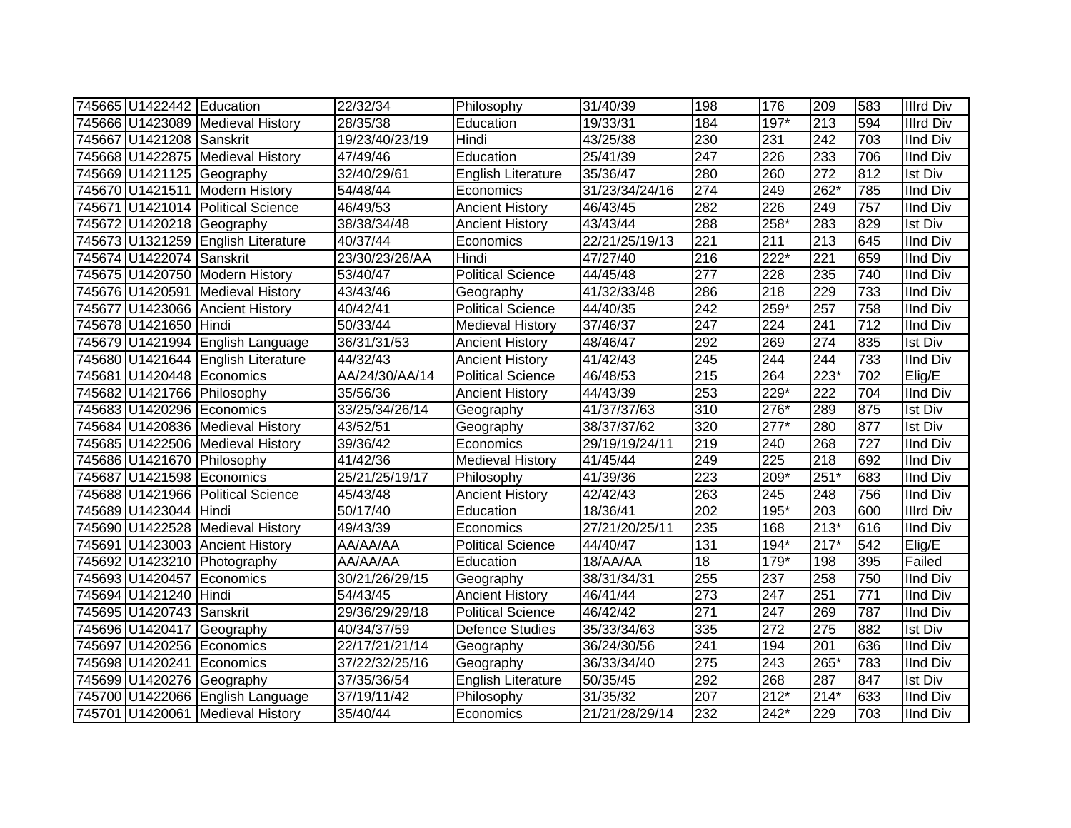| | | | | | | | | | | |
|---|---|---|---|---|---|---|---|---|---|---|
| 745665 | U1422442 | Education | 22/32/34 | Philosophy | 31/40/39 | 198 | 176 | 209 | 583 | IIIrd Div |
| 745666 | U1423089 | Medieval History | 28/35/38 | Education | 19/33/31 | 184 | 197* | 213 | 594 | IIIrd Div |
| 745667 | U1421208 | Sanskrit | 19/23/40/23/19 | Hindi | 43/25/38 | 230 | 231 | 242 | 703 | IInd Div |
| 745668 | U1422875 | Medieval History | 47/49/46 | Education | 25/41/39 | 247 | 226 | 233 | 706 | IInd Div |
| 745669 | U1421125 | Geography | 32/40/29/61 | English Literature | 35/36/47 | 280 | 260 | 272 | 812 | Ist Div |
| 745670 | U1421511 | Modern History | 54/48/44 | Economics | 31/23/34/24/16 | 274 | 249 | 262* | 785 | IInd Div |
| 745671 | U1421014 | Political Science | 46/49/53 | Ancient History | 46/43/45 | 282 | 226 | 249 | 757 | IInd Div |
| 745672 | U1420218 | Geography | 38/38/34/48 | Ancient History | 43/43/44 | 288 | 258* | 283 | 829 | Ist Div |
| 745673 | U1321259 | English Literature | 40/37/44 | Economics | 22/21/25/19/13 | 221 | 211 | 213 | 645 | IInd Div |
| 745674 | U1422074 | Sanskrit | 23/30/23/26/AA | Hindi | 47/27/40 | 216 | 222* | 221 | 659 | IInd Div |
| 745675 | U1420750 | Modern History | 53/40/47 | Political Science | 44/45/48 | 277 | 228 | 235 | 740 | IInd Div |
| 745676 | U1420591 | Medieval History | 43/43/46 | Geography | 41/32/33/48 | 286 | 218 | 229 | 733 | IInd Div |
| 745677 | U1423066 | Ancient History | 40/42/41 | Political Science | 44/40/35 | 242 | 259* | 257 | 758 | IInd Div |
| 745678 | U1421650 | Hindi | 50/33/44 | Medieval History | 37/46/37 | 247 | 224 | 241 | 712 | IInd Div |
| 745679 | U1421994 | English Language | 36/31/31/53 | Ancient History | 48/46/47 | 292 | 269 | 274 | 835 | Ist Div |
| 745680 | U1421644 | English Literature | 44/32/43 | Ancient History | 41/42/43 | 245 | 244 | 244 | 733 | IInd Div |
| 745681 | U1420448 | Economics | AA/24/30/AA/14 | Political Science | 46/48/53 | 215 | 264 | 223* | 702 | Elig/E |
| 745682 | U1421766 | Philosophy | 35/56/36 | Ancient History | 44/43/39 | 253 | 229* | 222 | 704 | IInd Div |
| 745683 | U1420296 | Economics | 33/25/34/26/14 | Geography | 41/37/37/63 | 310 | 276* | 289 | 875 | Ist Div |
| 745684 | U1420836 | Medieval History | 43/52/51 | Geography | 38/37/37/62 | 320 | 277* | 280 | 877 | Ist Div |
| 745685 | U1422506 | Medieval History | 39/36/42 | Economics | 29/19/19/24/11 | 219 | 240 | 268 | 727 | IInd Div |
| 745686 | U1421670 | Philosophy | 41/42/36 | Medieval History | 41/45/44 | 249 | 225 | 218 | 692 | IInd Div |
| 745687 | U1421598 | Economics | 25/21/25/19/17 | Philosophy | 41/39/36 | 223 | 209* | 251* | 683 | IInd Div |
| 745688 | U1421966 | Political Science | 45/43/48 | Ancient History | 42/42/43 | 263 | 245 | 248 | 756 | IInd Div |
| 745689 | U1423044 | Hindi | 50/17/40 | Education | 18/36/41 | 202 | 195* | 203 | 600 | IIIrd Div |
| 745690 | U1422528 | Medieval History | 49/43/39 | Economics | 27/21/20/25/11 | 235 | 168 | 213* | 616 | IInd Div |
| 745691 | U1423003 | Ancient History | AA/AA/AA | Political Science | 44/40/47 | 131 | 194* | 217* | 542 | Elig/E |
| 745692 | U1423210 | Photography | AA/AA/AA | Education | 18/AA/AA | 18 | 179* | 198 | 395 | Failed |
| 745693 | U1420457 | Economics | 30/21/26/29/15 | Geography | 38/31/34/31 | 255 | 237 | 258 | 750 | IInd Div |
| 745694 | U1421240 | Hindi | 54/43/45 | Ancient History | 46/41/44 | 273 | 247 | 251 | 771 | IInd Div |
| 745695 | U1420743 | Sanskrit | 29/36/29/29/18 | Political Science | 46/42/42 | 271 | 247 | 269 | 787 | IInd Div |
| 745696 | U1420417 | Geography | 40/34/37/59 | Defence Studies | 35/33/34/63 | 335 | 272 | 275 | 882 | Ist Div |
| 745697 | U1420256 | Economics | 22/17/21/21/14 | Geography | 36/24/30/56 | 241 | 194 | 201 | 636 | IInd Div |
| 745698 | U1420241 | Economics | 37/22/32/25/16 | Geography | 36/33/34/40 | 275 | 243 | 265* | 783 | IInd Div |
| 745699 | U1420276 | Geography | 37/35/36/54 | English Literature | 50/35/45 | 292 | 268 | 287 | 847 | Ist Div |
| 745700 | U1422066 | English Language | 37/19/11/42 | Philosophy | 31/35/32 | 207 | 212* | 214* | 633 | IInd Div |
| 745701 | U1420061 | Medieval History | 35/40/44 | Economics | 21/21/28/29/14 | 232 | 242* | 229 | 703 | IInd Div |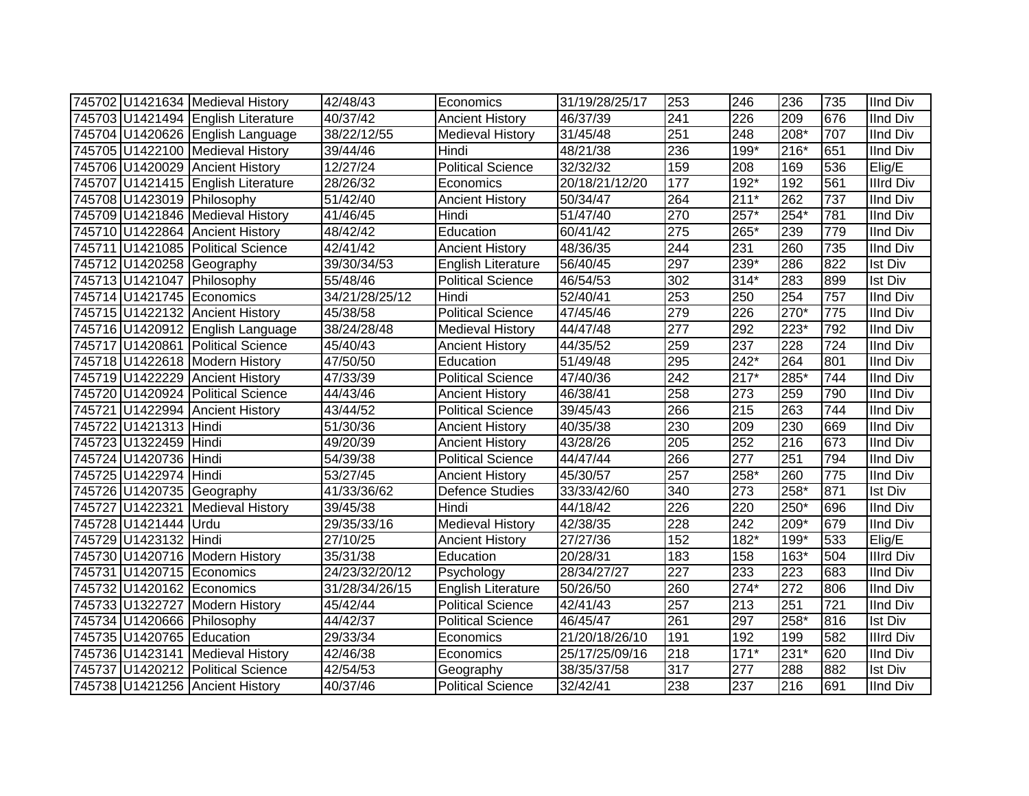| | | | | | | | | | | |
|---|---|---|---|---|---|---|---|---|---|---|
| 745702 | U1421634 | Medieval History | 42/48/43 | Economics | 31/19/28/25/17 | 253 | 246 | 236 | 735 | IInd Div |
| 745703 | U1421494 | English Literature | 40/37/42 | Ancient History | 46/37/39 | 241 | 226 | 209 | 676 | IInd Div |
| 745704 | U1420626 | English Language | 38/22/12/55 | Medieval History | 31/45/48 | 251 | 248 | 208* | 707 | IInd Div |
| 745705 | U1422100 | Medieval History | 39/44/46 | Hindi | 48/21/38 | 236 | 199* | 216* | 651 | IInd Div |
| 745706 | U1420029 | Ancient History | 12/27/24 | Political Science | 32/32/32 | 159 | 208 | 169 | 536 | Elig/E |
| 745707 | U1421415 | English Literature | 28/26/32 | Economics | 20/18/21/12/20 | 177 | 192* | 192 | 561 | IIIrd Div |
| 745708 | U1423019 | Philosophy | 51/42/40 | Ancient History | 50/34/47 | 264 | 211* | 262 | 737 | IInd Div |
| 745709 | U1421846 | Medieval History | 41/46/45 | Hindi | 51/47/40 | 270 | 257* | 254* | 781 | IInd Div |
| 745710 | U1422864 | Ancient History | 48/42/42 | Education | 60/41/42 | 275 | 265* | 239 | 779 | IInd Div |
| 745711 | U1421085 | Political Science | 42/41/42 | Ancient History | 48/36/35 | 244 | 231 | 260 | 735 | IInd Div |
| 745712 | U1420258 | Geography | 39/30/34/53 | English Literature | 56/40/45 | 297 | 239* | 286 | 822 | Ist Div |
| 745713 | U1421047 | Philosophy | 55/48/46 | Political Science | 46/54/53 | 302 | 314* | 283 | 899 | Ist Div |
| 745714 | U1421745 | Economics | 34/21/28/25/12 | Hindi | 52/40/41 | 253 | 250 | 254 | 757 | IInd Div |
| 745715 | U1422132 | Ancient History | 45/38/58 | Political Science | 47/45/46 | 279 | 226 | 270* | 775 | IInd Div |
| 745716 | U1420912 | English Language | 38/24/28/48 | Medieval History | 44/47/48 | 277 | 292 | 223* | 792 | IInd Div |
| 745717 | U1420861 | Political Science | 45/40/43 | Ancient History | 44/35/52 | 259 | 237 | 228 | 724 | IInd Div |
| 745718 | U1422618 | Modern History | 47/50/50 | Education | 51/49/48 | 295 | 242* | 264 | 801 | IInd Div |
| 745719 | U1422229 | Ancient History | 47/33/39 | Political Science | 47/40/36 | 242 | 217* | 285* | 744 | IInd Div |
| 745720 | U1420924 | Political Science | 44/43/46 | Ancient History | 46/38/41 | 258 | 273 | 259 | 790 | IInd Div |
| 745721 | U1422994 | Ancient History | 43/44/52 | Political Science | 39/45/43 | 266 | 215 | 263 | 744 | IInd Div |
| 745722 | U1421313 | Hindi | 51/30/36 | Ancient History | 40/35/38 | 230 | 209 | 230 | 669 | IInd Div |
| 745723 | U1322459 | Hindi | 49/20/39 | Ancient History | 43/28/26 | 205 | 252 | 216 | 673 | IInd Div |
| 745724 | U1420736 | Hindi | 54/39/38 | Political Science | 44/47/44 | 266 | 277 | 251 | 794 | IInd Div |
| 745725 | U1422974 | Hindi | 53/27/45 | Ancient History | 45/30/57 | 257 | 258* | 260 | 775 | IInd Div |
| 745726 | U1420735 | Geography | 41/33/36/62 | Defence Studies | 33/33/42/60 | 340 | 273 | 258* | 871 | Ist Div |
| 745727 | U1422321 | Medieval History | 39/45/38 | Hindi | 44/18/42 | 226 | 220 | 250* | 696 | IInd Div |
| 745728 | U1421444 | Urdu | 29/35/33/16 | Medieval History | 42/38/35 | 228 | 242 | 209* | 679 | IInd Div |
| 745729 | U1423132 | Hindi | 27/10/25 | Ancient History | 27/27/36 | 152 | 182* | 199* | 533 | Elig/E |
| 745730 | U1420716 | Modern History | 35/31/38 | Education | 20/28/31 | 183 | 158 | 163* | 504 | IIIrd Div |
| 745731 | U1420715 | Economics | 24/23/32/20/12 | Psychology | 28/34/27/27 | 227 | 233 | 223 | 683 | IInd Div |
| 745732 | U1420162 | Economics | 31/28/34/26/15 | English Literature | 50/26/50 | 260 | 274* | 272 | 806 | IInd Div |
| 745733 | U1322727 | Modern History | 45/42/44 | Political Science | 42/41/43 | 257 | 213 | 251 | 721 | IInd Div |
| 745734 | U1420666 | Philosophy | 44/42/37 | Political Science | 46/45/47 | 261 | 297 | 258* | 816 | Ist Div |
| 745735 | U1420765 | Education | 29/33/34 | Economics | 21/20/18/26/10 | 191 | 192 | 199 | 582 | IIIrd Div |
| 745736 | U1423141 | Medieval History | 42/46/38 | Economics | 25/17/25/09/16 | 218 | 171* | 231* | 620 | IInd Div |
| 745737 | U1420212 | Political Science | 42/54/53 | Geography | 38/35/37/58 | 317 | 277 | 288 | 882 | Ist Div |
| 745738 | U1421256 | Ancient History | 40/37/46 | Political Science | 32/42/41 | 238 | 237 | 216 | 691 | IInd Div |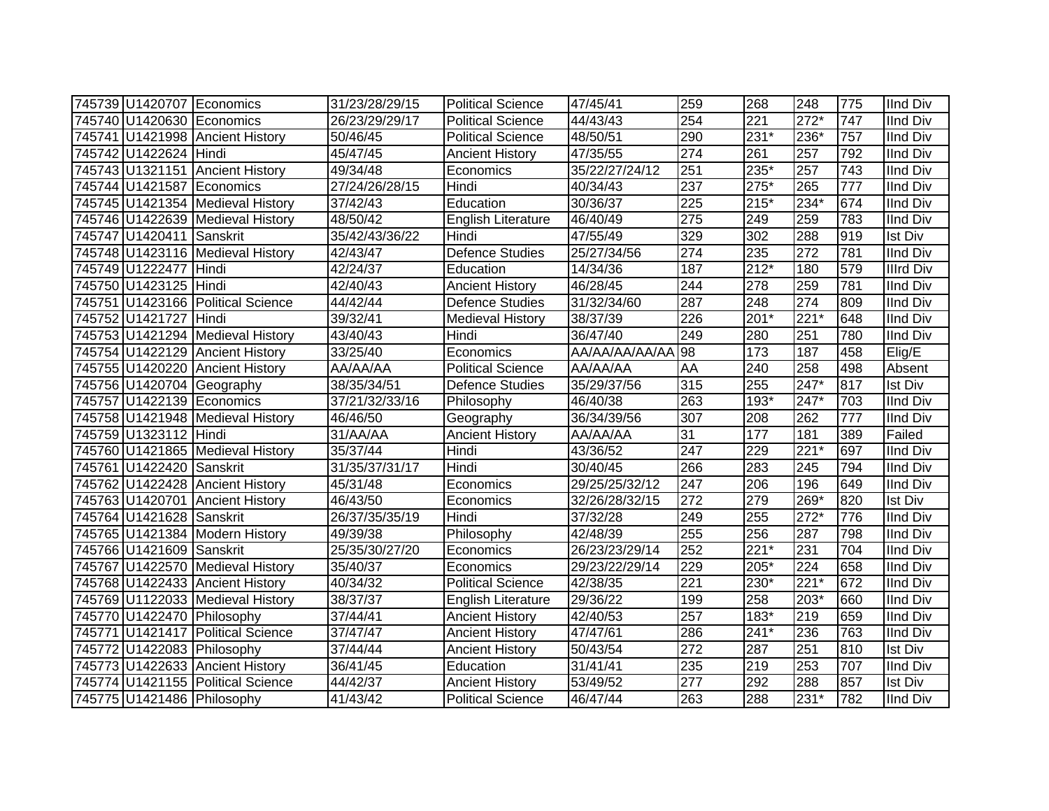| | | | | | | | | | | |
|---|---|---|---|---|---|---|---|---|---|---|
| 745739 | U1420707 | Economics | 31/23/28/29/15 | Political Science | 47/45/41 | 259 | 268 | 248 | 775 | IInd Div |
| 745740 | U1420630 | Economics | 26/23/29/29/17 | Political Science | 44/43/43 | 254 | 221 | 272* | 747 | IInd Div |
| 745741 | U1421998 | Ancient History | 50/46/45 | Political Science | 48/50/51 | 290 | 231* | 236* | 757 | IInd Div |
| 745742 | U1422624 | Hindi | 45/47/45 | Ancient History | 47/35/55 | 274 | 261 | 257 | 792 | IInd Div |
| 745743 | U1321151 | Ancient History | 49/34/48 | Economics | 35/22/27/24/12 | 251 | 235* | 257 | 743 | IInd Div |
| 745744 | U1421587 | Economics | 27/24/26/28/15 | Hindi | 40/34/43 | 237 | 275* | 265 | 777 | IInd Div |
| 745745 | U1421354 | Medieval History | 37/42/43 | Education | 30/36/37 | 225 | 215* | 234* | 674 | IInd Div |
| 745746 | U1422639 | Medieval History | 48/50/42 | English Literature | 46/40/49 | 275 | 249 | 259 | 783 | IInd Div |
| 745747 | U1420411 | Sanskrit | 35/42/43/36/22 | Hindi | 47/55/49 | 329 | 302 | 288 | 919 | Ist Div |
| 745748 | U1423116 | Medieval History | 42/43/47 | Defence Studies | 25/27/34/56 | 274 | 235 | 272 | 781 | IInd Div |
| 745749 | U1222477 | Hindi | 42/24/37 | Education | 14/34/36 | 187 | 212* | 180 | 579 | IIIrd Div |
| 745750 | U1423125 | Hindi | 42/40/43 | Ancient History | 46/28/45 | 244 | 278 | 259 | 781 | IInd Div |
| 745751 | U1423166 | Political Science | 44/42/44 | Defence Studies | 31/32/34/60 | 287 | 248 | 274 | 809 | IInd Div |
| 745752 | U1421727 | Hindi | 39/32/41 | Medieval History | 38/37/39 | 226 | 201* | 221* | 648 | IInd Div |
| 745753 | U1421294 | Medieval History | 43/40/43 | Hindi | 36/47/40 | 249 | 280 | 251 | 780 | IInd Div |
| 745754 | U1422129 | Ancient History | 33/25/40 | Economics | AA/AA/AA/AA/AA | 98 | 173 | 187 | 458 | Elig/E |
| 745755 | U1420220 | Ancient History | AA/AA/AA | Political Science | AA/AA/AA | AA | 240 | 258 | 498 | Absent |
| 745756 | U1420704 | Geography | 38/35/34/51 | Defence Studies | 35/29/37/56 | 315 | 255 | 247* | 817 | Ist Div |
| 745757 | U1422139 | Economics | 37/21/32/33/16 | Philosophy | 46/40/38 | 263 | 193* | 247* | 703 | IInd Div |
| 745758 | U1421948 | Medieval History | 46/46/50 | Geography | 36/34/39/56 | 307 | 208 | 262 | 777 | IInd Div |
| 745759 | U1323112 | Hindi | 31/AA/AA | Ancient History | AA/AA/AA | 31 | 177 | 181 | 389 | Failed |
| 745760 | U1421865 | Medieval History | 35/37/44 | Hindi | 43/36/52 | 247 | 229 | 221* | 697 | IInd Div |
| 745761 | U1422420 | Sanskrit | 31/35/37/31/17 | Hindi | 30/40/45 | 266 | 283 | 245 | 794 | IInd Div |
| 745762 | U1422428 | Ancient History | 45/31/48 | Economics | 29/25/25/32/12 | 247 | 206 | 196 | 649 | IInd Div |
| 745763 | U1420701 | Ancient History | 46/43/50 | Economics | 32/26/28/32/15 | 272 | 279 | 269* | 820 | Ist Div |
| 745764 | U1421628 | Sanskrit | 26/37/35/35/19 | Hindi | 37/32/28 | 249 | 255 | 272* | 776 | IInd Div |
| 745765 | U1421384 | Modern History | 49/39/38 | Philosophy | 42/48/39 | 255 | 256 | 287 | 798 | IInd Div |
| 745766 | U1421609 | Sanskrit | 25/35/30/27/20 | Economics | 26/23/23/29/14 | 252 | 221* | 231 | 704 | IInd Div |
| 745767 | U1422570 | Medieval History | 35/40/37 | Economics | 29/23/22/29/14 | 229 | 205* | 224 | 658 | IInd Div |
| 745768 | U1422433 | Ancient History | 40/34/32 | Political Science | 42/38/35 | 221 | 230* | 221* | 672 | IInd Div |
| 745769 | U1122033 | Medieval History | 38/37/37 | English Literature | 29/36/22 | 199 | 258 | 203* | 660 | IInd Div |
| 745770 | U1422470 | Philosophy | 37/44/41 | Ancient History | 42/40/53 | 257 | 183* | 219 | 659 | IInd Div |
| 745771 | U1421417 | Political Science | 37/47/47 | Ancient History | 47/47/61 | 286 | 241* | 236 | 763 | IInd Div |
| 745772 | U1422083 | Philosophy | 37/44/44 | Ancient History | 50/43/54 | 272 | 287 | 251 | 810 | Ist Div |
| 745773 | U1422633 | Ancient History | 36/41/45 | Education | 31/41/41 | 235 | 219 | 253 | 707 | IInd Div |
| 745774 | U1421155 | Political Science | 44/42/37 | Ancient History | 53/49/52 | 277 | 292 | 288 | 857 | Ist Div |
| 745775 | U1421486 | Philosophy | 41/43/42 | Political Science | 46/47/44 | 263 | 288 | 231* | 782 | IInd Div |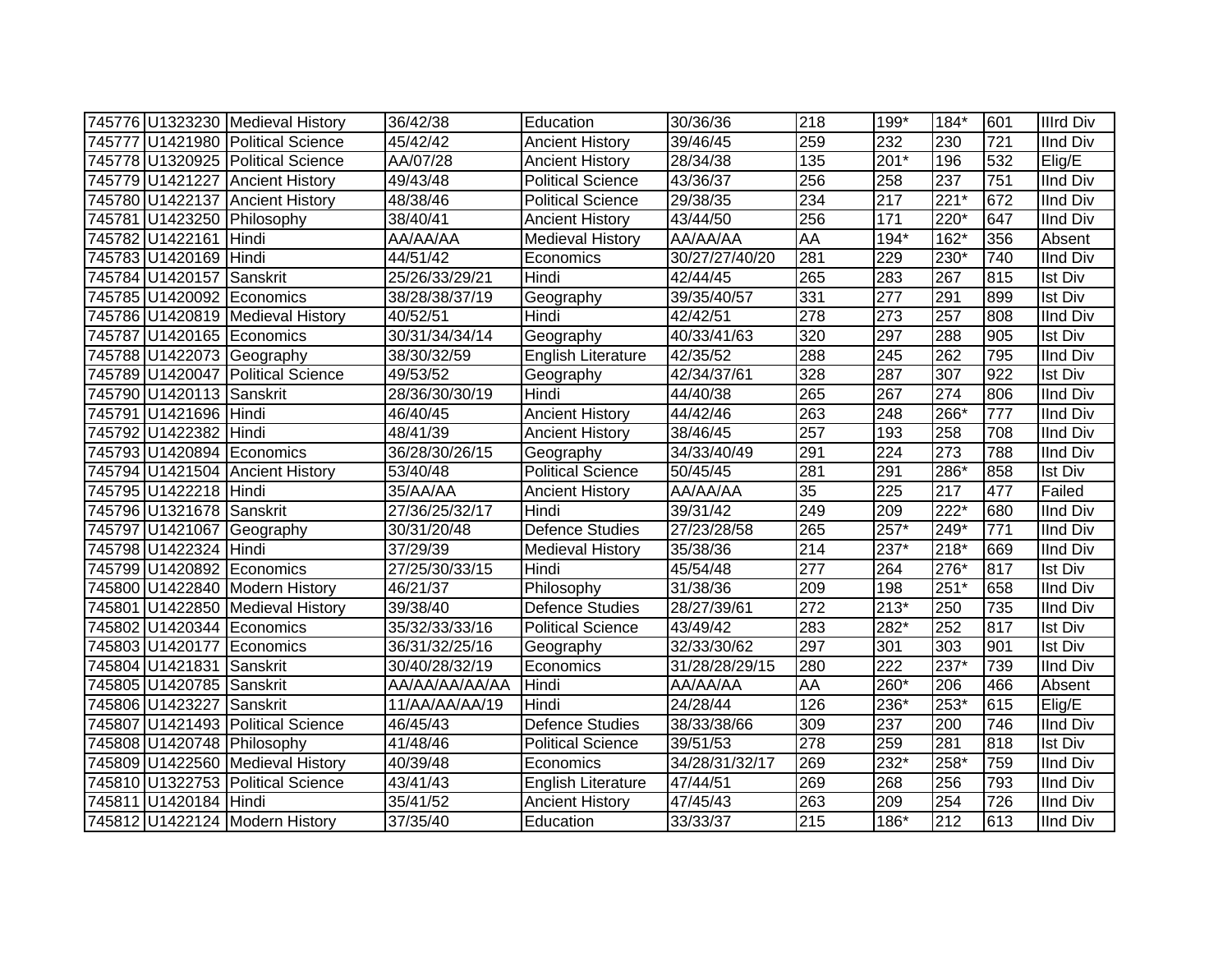| | | | | | | | | | | |
|---|---|---|---|---|---|---|---|---|---|---|
| 745776 | U1323230 | Medieval History | 36/42/38 | Education | 30/36/36 | 218 | 199* | 184* | 601 | IIIrd Div |
| 745777 | U1421980 | Political Science | 45/42/42 | Ancient History | 39/46/45 | 259 | 232 | 230 | 721 | IInd Div |
| 745778 | U1320925 | Political Science | AA/07/28 | Ancient History | 28/34/38 | 135 | 201* | 196 | 532 | Elig/E |
| 745779 | U1421227 | Ancient History | 49/43/48 | Political Science | 43/36/37 | 256 | 258 | 237 | 751 | IInd Div |
| 745780 | U1422137 | Ancient History | 48/38/46 | Political Science | 29/38/35 | 234 | 217 | 221* | 672 | IInd Div |
| 745781 | U1423250 | Philosophy | 38/40/41 | Ancient History | 43/44/50 | 256 | 171 | 220* | 647 | IInd Div |
| 745782 | U1422161 | Hindi | AA/AA/AA | Medieval History | AA/AA/AA | AA | 194* | 162* | 356 | Absent |
| 745783 | U1420169 | Hindi | 44/51/42 | Economics | 30/27/27/40/20 | 281 | 229 | 230* | 740 | IInd Div |
| 745784 | U1420157 | Sanskrit | 25/26/33/29/21 | Hindi | 42/44/45 | 265 | 283 | 267 | 815 | Ist Div |
| 745785 | U1420092 | Economics | 38/28/38/37/19 | Geography | 39/35/40/57 | 331 | 277 | 291 | 899 | Ist Div |
| 745786 | U1420819 | Medieval History | 40/52/51 | Hindi | 42/42/51 | 278 | 273 | 257 | 808 | IInd Div |
| 745787 | U1420165 | Economics | 30/31/34/34/14 | Geography | 40/33/41/63 | 320 | 297 | 288 | 905 | Ist Div |
| 745788 | U1422073 | Geography | 38/30/32/59 | English Literature | 42/35/52 | 288 | 245 | 262 | 795 | IInd Div |
| 745789 | U1420047 | Political Science | 49/53/52 | Geography | 42/34/37/61 | 328 | 287 | 307 | 922 | Ist Div |
| 745790 | U1420113 | Sanskrit | 28/36/30/30/19 | Hindi | 44/40/38 | 265 | 267 | 274 | 806 | IInd Div |
| 745791 | U1421696 | Hindi | 46/40/45 | Ancient History | 44/42/46 | 263 | 248 | 266* | 777 | IInd Div |
| 745792 | U1422382 | Hindi | 48/41/39 | Ancient History | 38/46/45 | 257 | 193 | 258 | 708 | IInd Div |
| 745793 | U1420894 | Economics | 36/28/30/26/15 | Geography | 34/33/40/49 | 291 | 224 | 273 | 788 | IInd Div |
| 745794 | U1421504 | Ancient History | 53/40/48 | Political Science | 50/45/45 | 281 | 291 | 286* | 858 | Ist Div |
| 745795 | U1422218 | Hindi | 35/AA/AA | Ancient History | AA/AA/AA | 35 | 225 | 217 | 477 | Failed |
| 745796 | U1321678 | Sanskrit | 27/36/25/32/17 | Hindi | 39/31/42 | 249 | 209 | 222* | 680 | IInd Div |
| 745797 | U1421067 | Geography | 30/31/20/48 | Defence Studies | 27/23/28/58 | 265 | 257* | 249* | 771 | IInd Div |
| 745798 | U1422324 | Hindi | 37/29/39 | Medieval History | 35/38/36 | 214 | 237* | 218* | 669 | IInd Div |
| 745799 | U1420892 | Economics | 27/25/30/33/15 | Hindi | 45/54/48 | 277 | 264 | 276* | 817 | Ist Div |
| 745800 | U1422840 | Modern History | 46/21/37 | Philosophy | 31/38/36 | 209 | 198 | 251* | 658 | IInd Div |
| 745801 | U1422850 | Medieval History | 39/38/40 | Defence Studies | 28/27/39/61 | 272 | 213* | 250 | 735 | IInd Div |
| 745802 | U1420344 | Economics | 35/32/33/33/16 | Political Science | 43/49/42 | 283 | 282* | 252 | 817 | Ist Div |
| 745803 | U1420177 | Economics | 36/31/32/25/16 | Geography | 32/33/30/62 | 297 | 301 | 303 | 901 | Ist Div |
| 745804 | U1421831 | Sanskrit | 30/40/28/32/19 | Economics | 31/28/28/29/15 | 280 | 222 | 237* | 739 | IInd Div |
| 745805 | U1420785 | Sanskrit | AA/AA/AA/AA/AA | Hindi | AA/AA/AA | AA | 260* | 206 | 466 | Absent |
| 745806 | U1423227 | Sanskrit | 11/AA/AA/AA/19 | Hindi | 24/28/44 | 126 | 236* | 253* | 615 | Elig/E |
| 745807 | U1421493 | Political Science | 46/45/43 | Defence Studies | 38/33/38/66 | 309 | 237 | 200 | 746 | IInd Div |
| 745808 | U1420748 | Philosophy | 41/48/46 | Political Science | 39/51/53 | 278 | 259 | 281 | 818 | Ist Div |
| 745809 | U1422560 | Medieval History | 40/39/48 | Economics | 34/28/31/32/17 | 269 | 232* | 258* | 759 | IInd Div |
| 745810 | U1322753 | Political Science | 43/41/43 | English Literature | 47/44/51 | 269 | 268 | 256 | 793 | IInd Div |
| 745811 | U1420184 | Hindi | 35/41/52 | Ancient History | 47/45/43 | 263 | 209 | 254 | 726 | IInd Div |
| 745812 | U1422124 | Modern History | 37/35/40 | Education | 33/33/37 | 215 | 186* | 212 | 613 | IInd Div |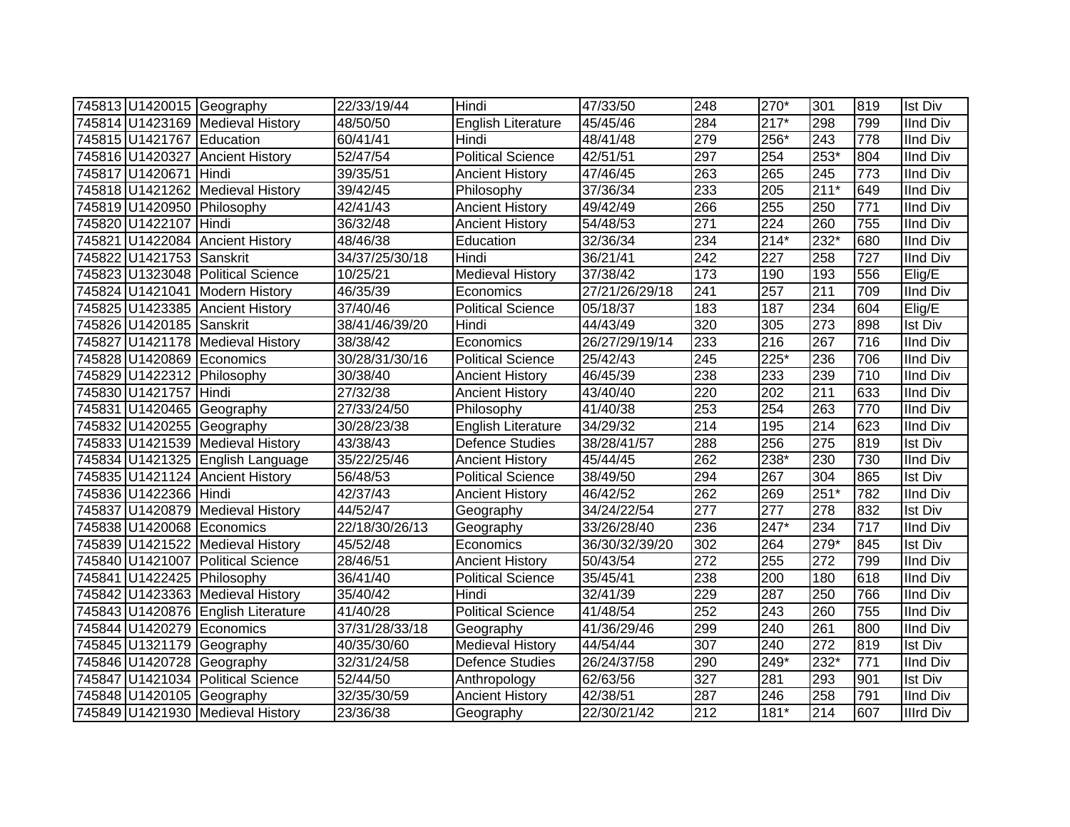| 745813 | U1420015 | Geography | 22/33/19/44 | Hindi | 47/33/50 | 248 | 270* | 301 | 819 | Ist Div |
|---|---|---|---|---|---|---|---|---|---|---|
| 745814 | U1423169 | Medieval History | 48/50/50 | English Literature | 45/45/46 | 284 | 217* | 298 | 799 | IInd Div |
| 745815 | U1421767 | Education | 60/41/41 | Hindi | 48/41/48 | 279 | 256* | 243 | 778 | IInd Div |
| 745816 | U1420327 | Ancient History | 52/47/54 | Political Science | 42/51/51 | 297 | 254 | 253* | 804 | IInd Div |
| 745817 | U1420671 | Hindi | 39/35/51 | Ancient History | 47/46/45 | 263 | 265 | 245 | 773 | IInd Div |
| 745818 | U1421262 | Medieval History | 39/42/45 | Philosophy | 37/36/34 | 233 | 205 | 211* | 649 | IInd Div |
| 745819 | U1420950 | Philosophy | 42/41/43 | Ancient History | 49/42/49 | 266 | 255 | 250 | 771 | IInd Div |
| 745820 | U1422107 | Hindi | 36/32/48 | Ancient History | 54/48/53 | 271 | 224 | 260 | 755 | IInd Div |
| 745821 | U1422084 | Ancient History | 48/46/38 | Education | 32/36/34 | 234 | 214* | 232* | 680 | IInd Div |
| 745822 | U1421753 | Sanskrit | 34/37/25/30/18 | Hindi | 36/21/41 | 242 | 227 | 258 | 727 | IInd Div |
| 745823 | U1323048 | Political Science | 10/25/21 | Medieval History | 37/38/42 | 173 | 190 | 193 | 556 | Elig/E |
| 745824 | U1421041 | Modern History | 46/35/39 | Economics | 27/21/26/29/18 | 241 | 257 | 211 | 709 | IInd Div |
| 745825 | U1423385 | Ancient History | 37/40/46 | Political Science | 05/18/37 | 183 | 187 | 234 | 604 | Elig/E |
| 745826 | U1420185 | Sanskrit | 38/41/46/39/20 | Hindi | 44/43/49 | 320 | 305 | 273 | 898 | Ist Div |
| 745827 | U1421178 | Medieval History | 38/38/42 | Economics | 26/27/29/19/14 | 233 | 216 | 267 | 716 | IInd Div |
| 745828 | U1420869 | Economics | 30/28/31/30/16 | Political Science | 25/42/43 | 245 | 225* | 236 | 706 | IInd Div |
| 745829 | U1422312 | Philosophy | 30/38/40 | Ancient History | 46/45/39 | 238 | 233 | 239 | 710 | IInd Div |
| 745830 | U1421757 | Hindi | 27/32/38 | Ancient History | 43/40/40 | 220 | 202 | 211 | 633 | IInd Div |
| 745831 | U1420465 | Geography | 27/33/24/50 | Philosophy | 41/40/38 | 253 | 254 | 263 | 770 | IInd Div |
| 745832 | U1420255 | Geography | 30/28/23/38 | English Literature | 34/29/32 | 214 | 195 | 214 | 623 | IInd Div |
| 745833 | U1421539 | Medieval History | 43/38/43 | Defence Studies | 38/28/41/57 | 288 | 256 | 275 | 819 | Ist Div |
| 745834 | U1421325 | English Language | 35/22/25/46 | Ancient History | 45/44/45 | 262 | 238* | 230 | 730 | IInd Div |
| 745835 | U1421124 | Ancient History | 56/48/53 | Political Science | 38/49/50 | 294 | 267 | 304 | 865 | Ist Div |
| 745836 | U1422366 | Hindi | 42/37/43 | Ancient History | 46/42/52 | 262 | 269 | 251* | 782 | IInd Div |
| 745837 | U1420879 | Medieval History | 44/52/47 | Geography | 34/24/22/54 | 277 | 277 | 278 | 832 | Ist Div |
| 745838 | U1420068 | Economics | 22/18/30/26/13 | Geography | 33/26/28/40 | 236 | 247* | 234 | 717 | IInd Div |
| 745839 | U1421522 | Medieval History | 45/52/48 | Economics | 36/30/32/39/20 | 302 | 264 | 279* | 845 | Ist Div |
| 745840 | U1421007 | Political Science | 28/46/51 | Ancient History | 50/43/54 | 272 | 255 | 272 | 799 | IInd Div |
| 745841 | U1422425 | Philosophy | 36/41/40 | Political Science | 35/45/41 | 238 | 200 | 180 | 618 | IInd Div |
| 745842 | U1423363 | Medieval History | 35/40/42 | Hindi | 32/41/39 | 229 | 287 | 250 | 766 | IInd Div |
| 745843 | U1420876 | English Literature | 41/40/28 | Political Science | 41/48/54 | 252 | 243 | 260 | 755 | IInd Div |
| 745844 | U1420279 | Economics | 37/31/28/33/18 | Geography | 41/36/29/46 | 299 | 240 | 261 | 800 | IInd Div |
| 745845 | U1321179 | Geography | 40/35/30/60 | Medieval History | 44/54/44 | 307 | 240 | 272 | 819 | Ist Div |
| 745846 | U1420728 | Geography | 32/31/24/58 | Defence Studies | 26/24/37/58 | 290 | 249* | 232* | 771 | IInd Div |
| 745847 | U1421034 | Political Science | 52/44/50 | Anthropology | 62/63/56 | 327 | 281 | 293 | 901 | Ist Div |
| 745848 | U1420105 | Geography | 32/35/30/59 | Ancient History | 42/38/51 | 287 | 246 | 258 | 791 | IInd Div |
| 745849 | U1421930 | Medieval History | 23/36/38 | Geography | 22/30/21/42 | 212 | 181* | 214 | 607 | IIIrd Div |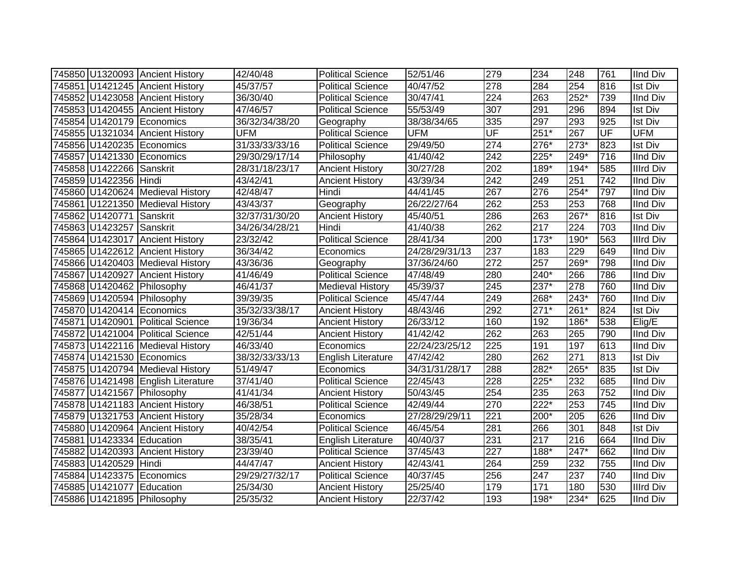| | | | | | | | | | | |
|---|---|---|---|---|---|---|---|---|---|---|
| 745850 | U1320093 | Ancient History | 42/40/48 | Political Science | 52/51/46 | 279 | 234 | 248 | 761 | IInd Div |
| 745851 | U1421245 | Ancient History | 45/37/57 | Political Science | 40/47/52 | 278 | 284 | 254 | 816 | Ist Div |
| 745852 | U1423058 | Ancient History | 36/30/40 | Political Science | 30/47/41 | 224 | 263 | 252* | 739 | IInd Div |
| 745853 | U1420455 | Ancient History | 47/46/57 | Political Science | 55/53/49 | 307 | 291 | 296 | 894 | Ist Div |
| 745854 | U1420179 | Economics | 36/32/34/38/20 | Geography | 38/38/34/65 | 335 | 297 | 293 | 925 | Ist Div |
| 745855 | U1321034 | Ancient History | UFM | Political Science | UFM | UF | 251* | 267 | UF | UFM |
| 745856 | U1420235 | Economics | 31/33/33/33/16 | Political Science | 29/49/50 | 274 | 276* | 273* | 823 | Ist Div |
| 745857 | U1421330 | Economics | 29/30/29/17/14 | Philosophy | 41/40/42 | 242 | 225* | 249* | 716 | IInd Div |
| 745858 | U1422266 | Sanskrit | 28/31/18/23/17 | Ancient History | 30/27/28 | 202 | 189* | 194* | 585 | IIIrd Div |
| 745859 | U1422356 | Hindi | 43/42/41 | Ancient History | 43/39/34 | 242 | 249 | 251 | 742 | IInd Div |
| 745860 | U1420624 | Medieval History | 42/48/47 | Hindi | 44/41/45 | 267 | 276 | 254* | 797 | IInd Div |
| 745861 | U1221350 | Medieval History | 43/43/37 | Geography | 26/22/27/64 | 262 | 253 | 253 | 768 | IInd Div |
| 745862 | U1420771 | Sanskrit | 32/37/31/30/20 | Ancient History | 45/40/51 | 286 | 263 | 267* | 816 | Ist Div |
| 745863 | U1423257 | Sanskrit | 34/26/34/28/21 | Hindi | 41/40/38 | 262 | 217 | 224 | 703 | IInd Div |
| 745864 | U1423017 | Ancient History | 23/32/42 | Political Science | 28/41/34 | 200 | 173* | 190* | 563 | IIIrd Div |
| 745865 | U1422612 | Ancient History | 36/34/42 | Economics | 24/28/29/31/13 | 237 | 183 | 229 | 649 | IInd Div |
| 745866 | U1420403 | Medieval History | 43/36/36 | Geography | 37/36/24/60 | 272 | 257 | 269* | 798 | IInd Div |
| 745867 | U1420927 | Ancient History | 41/46/49 | Political Science | 47/48/49 | 280 | 240* | 266 | 786 | IInd Div |
| 745868 | U1420462 | Philosophy | 46/41/37 | Medieval History | 45/39/37 | 245 | 237* | 278 | 760 | IInd Div |
| 745869 | U1420594 | Philosophy | 39/39/35 | Political Science | 45/47/44 | 249 | 268* | 243* | 760 | IInd Div |
| 745870 | U1420414 | Economics | 35/32/33/38/17 | Ancient History | 48/43/46 | 292 | 271* | 261* | 824 | Ist Div |
| 745871 | U1420901 | Political Science | 19/36/34 | Ancient History | 26/33/12 | 160 | 192 | 186* | 538 | Elig/E |
| 745872 | U1421004 | Political Science | 42/51/44 | Ancient History | 41/42/42 | 262 | 263 | 265 | 790 | IInd Div |
| 745873 | U1422116 | Medieval History | 46/33/40 | Economics | 22/24/23/25/12 | 225 | 191 | 197 | 613 | IInd Div |
| 745874 | U1421530 | Economics | 38/32/33/33/13 | English Literature | 47/42/42 | 280 | 262 | 271 | 813 | Ist Div |
| 745875 | U1420794 | Medieval History | 51/49/47 | Economics | 34/31/31/28/17 | 288 | 282* | 265* | 835 | Ist Div |
| 745876 | U1421498 | English Literature | 37/41/40 | Political Science | 22/45/43 | 228 | 225* | 232 | 685 | IInd Div |
| 745877 | U1421567 | Philosophy | 41/41/34 | Ancient History | 50/43/45 | 254 | 235 | 263 | 752 | IInd Div |
| 745878 | U1421183 | Ancient History | 46/38/51 | Political Science | 42/49/44 | 270 | 222* | 253 | 745 | IInd Div |
| 745879 | U1321753 | Ancient History | 35/28/34 | Economics | 27/28/29/29/11 | 221 | 200* | 205 | 626 | IInd Div |
| 745880 | U1420964 | Ancient History | 40/42/54 | Political Science | 46/45/54 | 281 | 266 | 301 | 848 | Ist Div |
| 745881 | U1423334 | Education | 38/35/41 | English Literature | 40/40/37 | 231 | 217 | 216 | 664 | IInd Div |
| 745882 | U1420393 | Ancient History | 23/39/40 | Political Science | 37/45/43 | 227 | 188* | 247* | 662 | IInd Div |
| 745883 | U1420529 | Hindi | 44/47/47 | Ancient History | 42/43/41 | 264 | 259 | 232 | 755 | IInd Div |
| 745884 | U1423375 | Economics | 29/29/27/32/17 | Political Science | 40/37/45 | 256 | 247 | 237 | 740 | IInd Div |
| 745885 | U1421077 | Education | 25/34/30 | Ancient History | 25/25/40 | 179 | 171 | 180 | 530 | IIIrd Div |
| 745886 | U1421895 | Philosophy | 25/35/32 | Ancient History | 22/37/42 | 193 | 198* | 234* | 625 | IInd Div |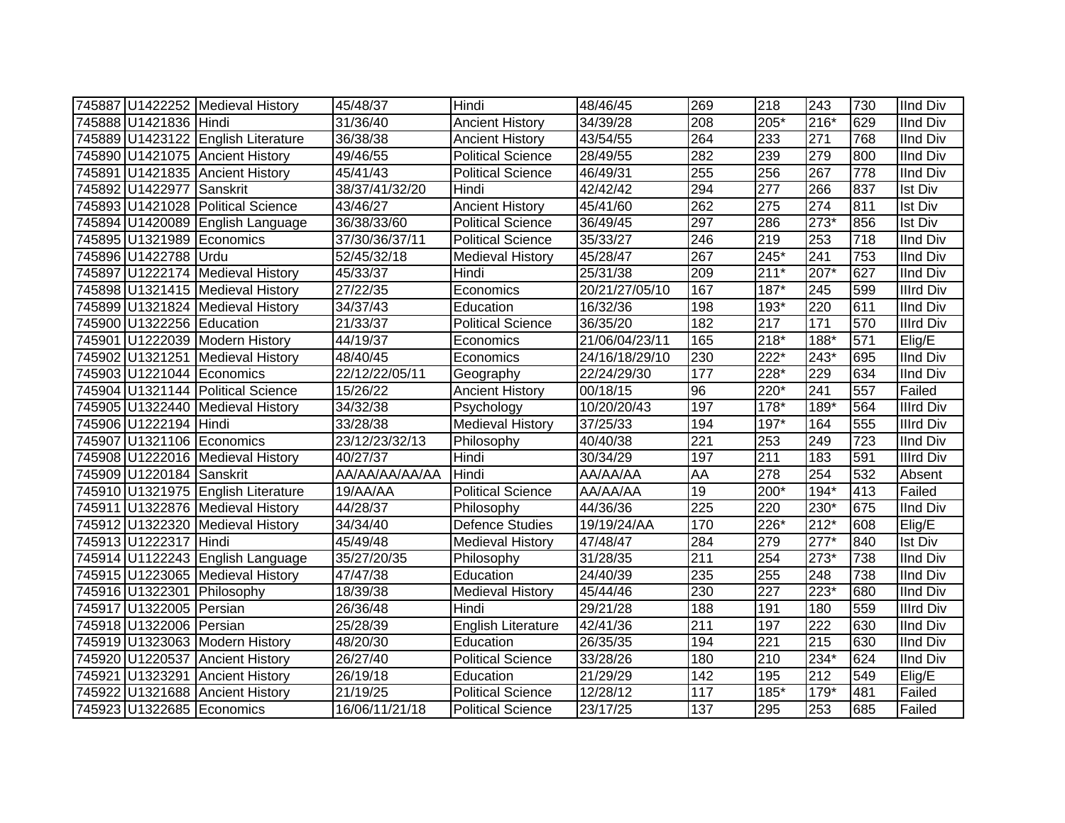| | | | | | | | | | | |
|---|---|---|---|---|---|---|---|---|---|---|
| 745887 | U1422252 | Medieval History | 45/48/37 | Hindi | 48/46/45 | 269 | 218 | 243 | 730 | IInd Div |
| 745888 | U1421836 | Hindi | 31/36/40 | Ancient History | 34/39/28 | 208 | 205* | 216* | 629 | IInd Div |
| 745889 | U1423122 | English Literature | 36/38/38 | Ancient History | 43/54/55 | 264 | 233 | 271 | 768 | IInd Div |
| 745890 | U1421075 | Ancient History | 49/46/55 | Political Science | 28/49/55 | 282 | 239 | 279 | 800 | IInd Div |
| 745891 | U1421835 | Ancient History | 45/41/43 | Political Science | 46/49/31 | 255 | 256 | 267 | 778 | IInd Div |
| 745892 | U1422977 | Sanskrit | 38/37/41/32/20 | Hindi | 42/42/42 | 294 | 277 | 266 | 837 | Ist Div |
| 745893 | U1421028 | Political Science | 43/46/27 | Ancient History | 45/41/60 | 262 | 275 | 274 | 811 | Ist Div |
| 745894 | U1420089 | English Language | 36/38/33/60 | Political Science | 36/49/45 | 297 | 286 | 273* | 856 | Ist Div |
| 745895 | U1321989 | Economics | 37/30/36/37/11 | Political Science | 35/33/27 | 246 | 219 | 253 | 718 | IInd Div |
| 745896 | U1422788 | Urdu | 52/45/32/18 | Medieval History | 45/28/47 | 267 | 245* | 241 | 753 | IInd Div |
| 745897 | U1222174 | Medieval History | 45/33/37 | Hindi | 25/31/38 | 209 | 211* | 207* | 627 | IInd Div |
| 745898 | U1321415 | Medieval History | 27/22/35 | Economics | 20/21/27/05/10 | 167 | 187* | 245 | 599 | IIIrd Div |
| 745899 | U1321824 | Medieval History | 34/37/43 | Education | 16/32/36 | 198 | 193* | 220 | 611 | IInd Div |
| 745900 | U1322256 | Education | 21/33/37 | Political Science | 36/35/20 | 182 | 217 | 171 | 570 | IIIrd Div |
| 745901 | U1222039 | Modern History | 44/19/37 | Economics | 21/06/04/23/11 | 165 | 218* | 188* | 571 | Elig/E |
| 745902 | U1321251 | Medieval History | 48/40/45 | Economics | 24/16/18/29/10 | 230 | 222* | 243* | 695 | IInd Div |
| 745903 | U1221044 | Economics | 22/12/22/05/11 | Geography | 22/24/29/30 | 177 | 228* | 229 | 634 | IInd Div |
| 745904 | U1321144 | Political Science | 15/26/22 | Ancient History | 00/18/15 | 96 | 220* | 241 | 557 | Failed |
| 745905 | U1322440 | Medieval History | 34/32/38 | Psychology | 10/20/20/43 | 197 | 178* | 189* | 564 | IIIrd Div |
| 745906 | U1222194 | Hindi | 33/28/38 | Medieval History | 37/25/33 | 194 | 197* | 164 | 555 | IIIrd Div |
| 745907 | U1321106 | Economics | 23/12/23/32/13 | Philosophy | 40/40/38 | 221 | 253 | 249 | 723 | IInd Div |
| 745908 | U1222016 | Medieval History | 40/27/37 | Hindi | 30/34/29 | 197 | 211 | 183 | 591 | IIIrd Div |
| 745909 | U1220184 | Sanskrit | AA/AA/AA/AA/AA | Hindi | AA/AA/AA | AA | 278 | 254 | 532 | Absent |
| 745910 | U1321975 | English Literature | 19/AA/AA | Political Science | AA/AA/AA | 19 | 200* | 194* | 413 | Failed |
| 745911 | U1322876 | Medieval History | 44/28/37 | Philosophy | 44/36/36 | 225 | 220 | 230* | 675 | IInd Div |
| 745912 | U1322320 | Medieval History | 34/34/40 | Defence Studies | 19/19/24/AA | 170 | 226* | 212* | 608 | Elig/E |
| 745913 | U1222317 | Hindi | 45/49/48 | Medieval History | 47/48/47 | 284 | 279 | 277* | 840 | Ist Div |
| 745914 | U1122243 | English Language | 35/27/20/35 | Philosophy | 31/28/35 | 211 | 254 | 273* | 738 | IInd Div |
| 745915 | U1223065 | Medieval History | 47/47/38 | Education | 24/40/39 | 235 | 255 | 248 | 738 | IInd Div |
| 745916 | U1322301 | Philosophy | 18/39/38 | Medieval History | 45/44/46 | 230 | 227 | 223* | 680 | IInd Div |
| 745917 | U1322005 | Persian | 26/36/48 | Hindi | 29/21/28 | 188 | 191 | 180 | 559 | IIIrd Div |
| 745918 | U1322006 | Persian | 25/28/39 | English Literature | 42/41/36 | 211 | 197 | 222 | 630 | IInd Div |
| 745919 | U1323063 | Modern History | 48/20/30 | Education | 26/35/35 | 194 | 221 | 215 | 630 | IInd Div |
| 745920 | U1220537 | Ancient History | 26/27/40 | Political Science | 33/28/26 | 180 | 210 | 234* | 624 | IInd Div |
| 745921 | U1323291 | Ancient History | 26/19/18 | Education | 21/29/29 | 142 | 195 | 212 | 549 | Elig/E |
| 745922 | U1321688 | Ancient History | 21/19/25 | Political Science | 12/28/12 | 117 | 185* | 179* | 481 | Failed |
| 745923 | U1322685 | Economics | 16/06/11/21/18 | Political Science | 23/17/25 | 137 | 295 | 253 | 685 | Failed |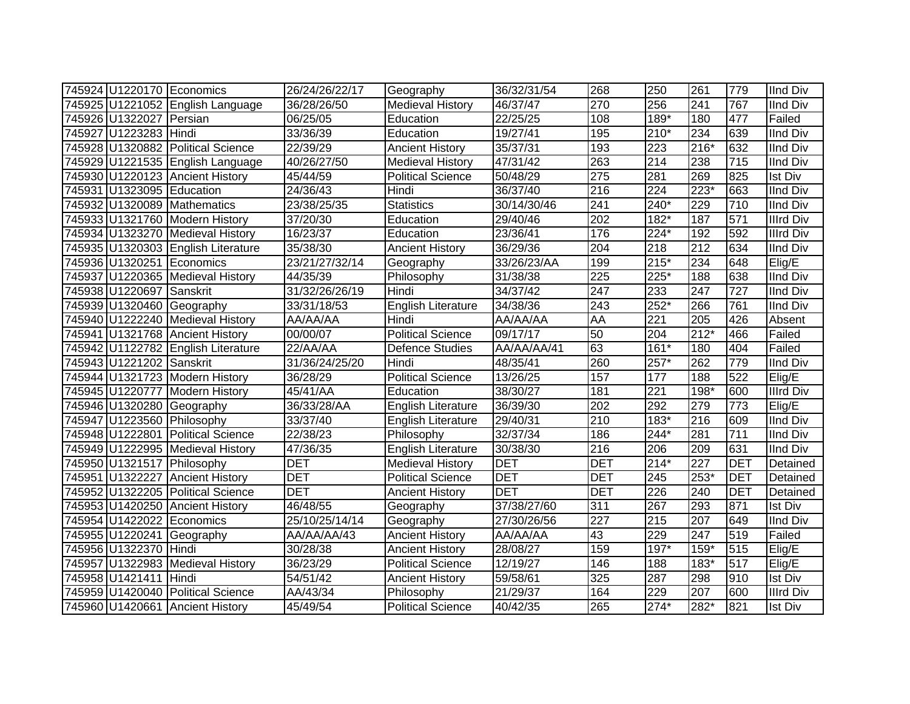| 745924 | U1220170 | Economics | 26/24/26/22/17 | Geography | 36/32/31/54 | 268 | 250 | 261 | 779 | IInd Div |
|---|---|---|---|---|---|---|---|---|---|---|
| 745925 | U1221052 | English Language | 36/28/26/50 | Medieval History | 46/37/47 | 270 | 256 | 241 | 767 | IInd Div |
| 745926 | U1322027 | Persian | 06/25/05 | Education | 22/25/25 | 108 | 189* | 180 | 477 | Failed |
| 745927 | U1223283 | Hindi | 33/36/39 | Education | 19/27/41 | 195 | 210* | 234 | 639 | IInd Div |
| 745928 | U1320882 | Political Science | 22/39/29 | Ancient History | 35/37/31 | 193 | 223 | 216* | 632 | IInd Div |
| 745929 | U1221535 | English Language | 40/26/27/50 | Medieval History | 47/31/42 | 263 | 214 | 238 | 715 | IInd Div |
| 745930 | U1220123 | Ancient History | 45/44/59 | Political Science | 50/48/29 | 275 | 281 | 269 | 825 | Ist Div |
| 745931 | U1323095 | Education | 24/36/43 | Hindi | 36/37/40 | 216 | 224 | 223* | 663 | IInd Div |
| 745932 | U1320089 | Mathematics | 23/38/25/35 | Statistics | 30/14/30/46 | 241 | 240* | 229 | 710 | IInd Div |
| 745933 | U1321760 | Modern History | 37/20/30 | Education | 29/40/46 | 202 | 182* | 187 | 571 | IIIrd Div |
| 745934 | U1323270 | Medieval History | 16/23/37 | Education | 23/36/41 | 176 | 224* | 192 | 592 | IIIrd Div |
| 745935 | U1320303 | English Literature | 35/38/30 | Ancient History | 36/29/36 | 204 | 218 | 212 | 634 | IInd Div |
| 745936 | U1320251 | Economics | 23/21/27/32/14 | Geography | 33/26/23/AA | 199 | 215* | 234 | 648 | Elig/E |
| 745937 | U1220365 | Medieval History | 44/35/39 | Philosophy | 31/38/38 | 225 | 225* | 188 | 638 | IInd Div |
| 745938 | U1220697 | Sanskrit | 31/32/26/26/19 | Hindi | 34/37/42 | 247 | 233 | 247 | 727 | IInd Div |
| 745939 | U1320460 | Geography | 33/31/18/53 | English Literature | 34/38/36 | 243 | 252* | 266 | 761 | IInd Div |
| 745940 | U1222240 | Medieval History | AA/AA/AA | Hindi | AA/AA/AA | AA | 221 | 205 | 426 | Absent |
| 745941 | U1321768 | Ancient History | 00/00/07 | Political Science | 09/17/17 | 50 | 204 | 212* | 466 | Failed |
| 745942 | U1122782 | English Literature | 22/AA/AA | Defence Studies | AA/AA/AA/41 | 63 | 161* | 180 | 404 | Failed |
| 745943 | U1221202 | Sanskrit | 31/36/24/25/20 | Hindi | 48/35/41 | 260 | 257* | 262 | 779 | IInd Div |
| 745944 | U1321723 | Modern History | 36/28/29 | Political Science | 13/26/25 | 157 | 177 | 188 | 522 | Elig/E |
| 745945 | U1220777 | Modern History | 45/41/AA | Education | 38/30/27 | 181 | 221 | 198* | 600 | IIIrd Div |
| 745946 | U1320280 | Geography | 36/33/28/AA | English Literature | 36/39/30 | 202 | 292 | 279 | 773 | Elig/E |
| 745947 | U1223560 | Philosophy | 33/37/40 | English Literature | 29/40/31 | 210 | 183* | 216 | 609 | IInd Div |
| 745948 | U1222801 | Political Science | 22/38/23 | Philosophy | 32/37/34 | 186 | 244* | 281 | 711 | IInd Div |
| 745949 | U1222995 | Medieval History | 47/36/35 | English Literature | 30/38/30 | 216 | 206 | 209 | 631 | IInd Div |
| 745950 | U1321517 | Philosophy | DET | Medieval History | DET | DET | 214* | 227 | DET | Detained |
| 745951 | U1322227 | Ancient History | DET | Political Science | DET | DET | 245 | 253* | DET | Detained |
| 745952 | U1322205 | Political Science | DET | Ancient History | DET | DET | 226 | 240 | DET | Detained |
| 745953 | U1420250 | Ancient History | 46/48/55 | Geography | 37/38/27/60 | 311 | 267 | 293 | 871 | Ist Div |
| 745954 | U1422022 | Economics | 25/10/25/14/14 | Geography | 27/30/26/56 | 227 | 215 | 207 | 649 | IInd Div |
| 745955 | U1220241 | Geography | AA/AA/AA/43 | Ancient History | AA/AA/AA | 43 | 229 | 247 | 519 | Failed |
| 745956 | U1322370 | Hindi | 30/28/38 | Ancient History | 28/08/27 | 159 | 197* | 159* | 515 | Elig/E |
| 745957 | U1322983 | Medieval History | 36/23/29 | Political Science | 12/19/27 | 146 | 188 | 183* | 517 | Elig/E |
| 745958 | U1421411 | Hindi | 54/51/42 | Ancient History | 59/58/61 | 325 | 287 | 298 | 910 | Ist Div |
| 745959 | U1420040 | Political Science | AA/43/34 | Philosophy | 21/29/37 | 164 | 229 | 207 | 600 | IIIrd Div |
| 745960 | U1420661 | Ancient History | 45/49/54 | Political Science | 40/42/35 | 265 | 274* | 282* | 821 | Ist Div |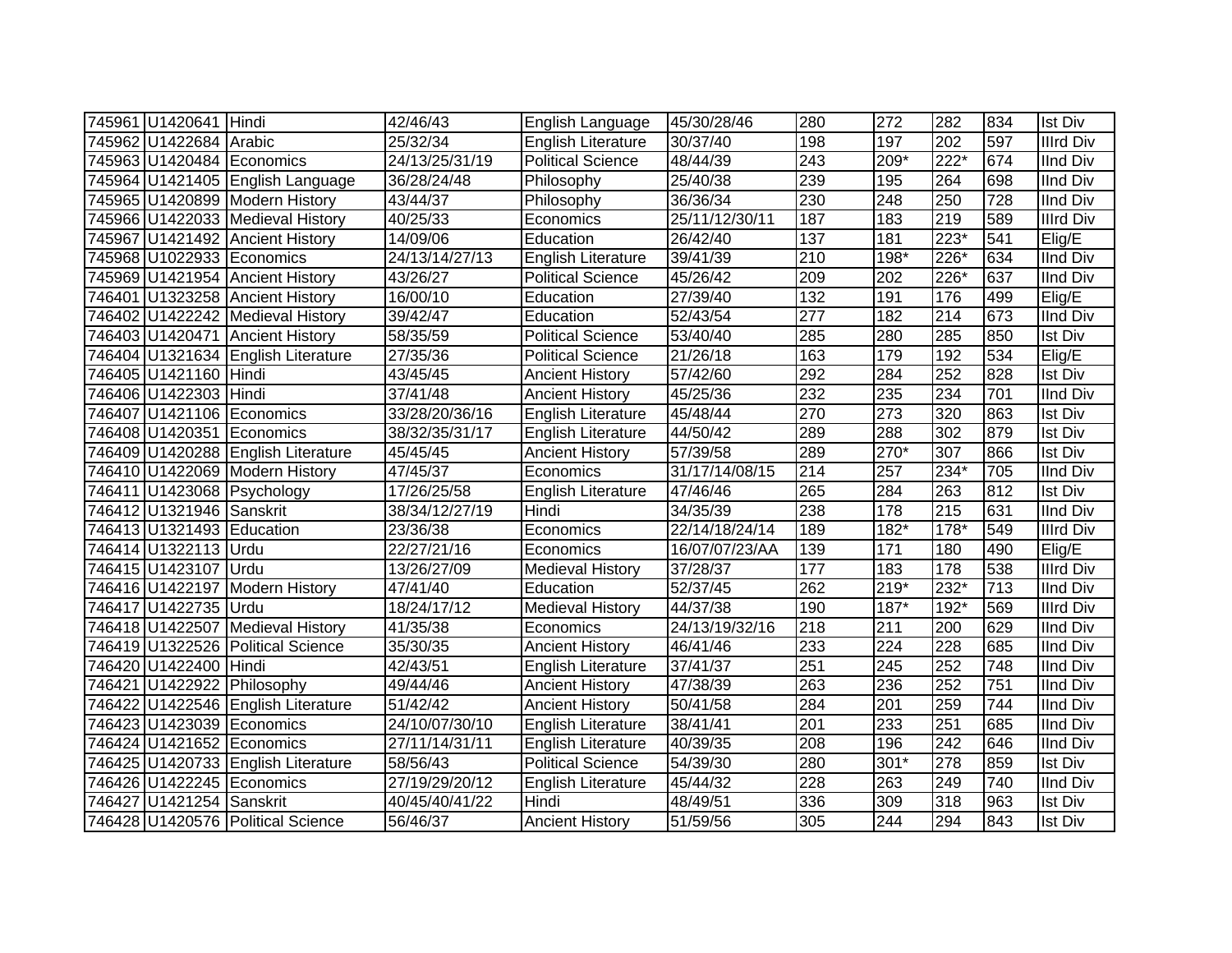| | | | | | | | | | | |
|---|---|---|---|---|---|---|---|---|---|---|
| 745961 | U1420641 | Hindi | 42/46/43 | English Language | 45/30/28/46 | 280 | 272 | 282 | 834 | Ist Div |
| 745962 | U1422684 | Arabic | 25/32/34 | English Literature | 30/37/40 | 198 | 197 | 202 | 597 | IIIrd Div |
| 745963 | U1420484 | Economics | 24/13/25/31/19 | Political Science | 48/44/39 | 243 | 209* | 222* | 674 | IInd Div |
| 745964 | U1421405 | English Language | 36/28/24/48 | Philosophy | 25/40/38 | 239 | 195 | 264 | 698 | IInd Div |
| 745965 | U1420899 | Modern History | 43/44/37 | Philosophy | 36/36/34 | 230 | 248 | 250 | 728 | IInd Div |
| 745966 | U1422033 | Medieval History | 40/25/33 | Economics | 25/11/12/30/11 | 187 | 183 | 219 | 589 | IIIrd Div |
| 745967 | U1421492 | Ancient History | 14/09/06 | Education | 26/42/40 | 137 | 181 | 223* | 541 | Elig/E |
| 745968 | U1022933 | Economics | 24/13/14/27/13 | English Literature | 39/41/39 | 210 | 198* | 226* | 634 | IInd Div |
| 745969 | U1421954 | Ancient History | 43/26/27 | Political Science | 45/26/42 | 209 | 202 | 226* | 637 | IInd Div |
| 746401 | U1323258 | Ancient History | 16/00/10 | Education | 27/39/40 | 132 | 191 | 176 | 499 | Elig/E |
| 746402 | U1422242 | Medieval History | 39/42/47 | Education | 52/43/54 | 277 | 182 | 214 | 673 | IInd Div |
| 746403 | U1420471 | Ancient History | 58/35/59 | Political Science | 53/40/40 | 285 | 280 | 285 | 850 | Ist Div |
| 746404 | U1321634 | English Literature | 27/35/36 | Political Science | 21/26/18 | 163 | 179 | 192 | 534 | Elig/E |
| 746405 | U1421160 | Hindi | 43/45/45 | Ancient History | 57/42/60 | 292 | 284 | 252 | 828 | Ist Div |
| 746406 | U1422303 | Hindi | 37/41/48 | Ancient History | 45/25/36 | 232 | 235 | 234 | 701 | IInd Div |
| 746407 | U1421106 | Economics | 33/28/20/36/16 | English Literature | 45/48/44 | 270 | 273 | 320 | 863 | Ist Div |
| 746408 | U1420351 | Economics | 38/32/35/31/17 | English Literature | 44/50/42 | 289 | 288 | 302 | 879 | Ist Div |
| 746409 | U1420288 | English Literature | 45/45/45 | Ancient History | 57/39/58 | 289 | 270* | 307 | 866 | Ist Div |
| 746410 | U1422069 | Modern History | 47/45/37 | Economics | 31/17/14/08/15 | 214 | 257 | 234* | 705 | IInd Div |
| 746411 | U1423068 | Psychology | 17/26/25/58 | English Literature | 47/46/46 | 265 | 284 | 263 | 812 | Ist Div |
| 746412 | U1321946 | Sanskrit | 38/34/12/27/19 | Hindi | 34/35/39 | 238 | 178 | 215 | 631 | IInd Div |
| 746413 | U1321493 | Education | 23/36/38 | Economics | 22/14/18/24/14 | 189 | 182* | 178* | 549 | IIIrd Div |
| 746414 | U1322113 | Urdu | 22/27/21/16 | Economics | 16/07/07/23/AA | 139 | 171 | 180 | 490 | Elig/E |
| 746415 | U1423107 | Urdu | 13/26/27/09 | Medieval History | 37/28/37 | 177 | 183 | 178 | 538 | IIIrd Div |
| 746416 | U1422197 | Modern History | 47/41/40 | Education | 52/37/45 | 262 | 219* | 232* | 713 | IInd Div |
| 746417 | U1422735 | Urdu | 18/24/17/12 | Medieval History | 44/37/38 | 190 | 187* | 192* | 569 | IIIrd Div |
| 746418 | U1422507 | Medieval History | 41/35/38 | Economics | 24/13/19/32/16 | 218 | 211 | 200 | 629 | IInd Div |
| 746419 | U1322526 | Political Science | 35/30/35 | Ancient History | 46/41/46 | 233 | 224 | 228 | 685 | IInd Div |
| 746420 | U1422400 | Hindi | 42/43/51 | English Literature | 37/41/37 | 251 | 245 | 252 | 748 | IInd Div |
| 746421 | U1422922 | Philosophy | 49/44/46 | Ancient History | 47/38/39 | 263 | 236 | 252 | 751 | IInd Div |
| 746422 | U1422546 | English Literature | 51/42/42 | Ancient History | 50/41/58 | 284 | 201 | 259 | 744 | IInd Div |
| 746423 | U1423039 | Economics | 24/10/07/30/10 | English Literature | 38/41/41 | 201 | 233 | 251 | 685 | IInd Div |
| 746424 | U1421652 | Economics | 27/11/14/31/11 | English Literature | 40/39/35 | 208 | 196 | 242 | 646 | IInd Div |
| 746425 | U1420733 | English Literature | 58/56/43 | Political Science | 54/39/30 | 280 | 301* | 278 | 859 | Ist Div |
| 746426 | U1422245 | Economics | 27/19/29/20/12 | English Literature | 45/44/32 | 228 | 263 | 249 | 740 | IInd Div |
| 746427 | U1421254 | Sanskrit | 40/45/40/41/22 | Hindi | 48/49/51 | 336 | 309 | 318 | 963 | Ist Div |
| 746428 | U1420576 | Political Science | 56/46/37 | Ancient History | 51/59/56 | 305 | 244 | 294 | 843 | Ist Div |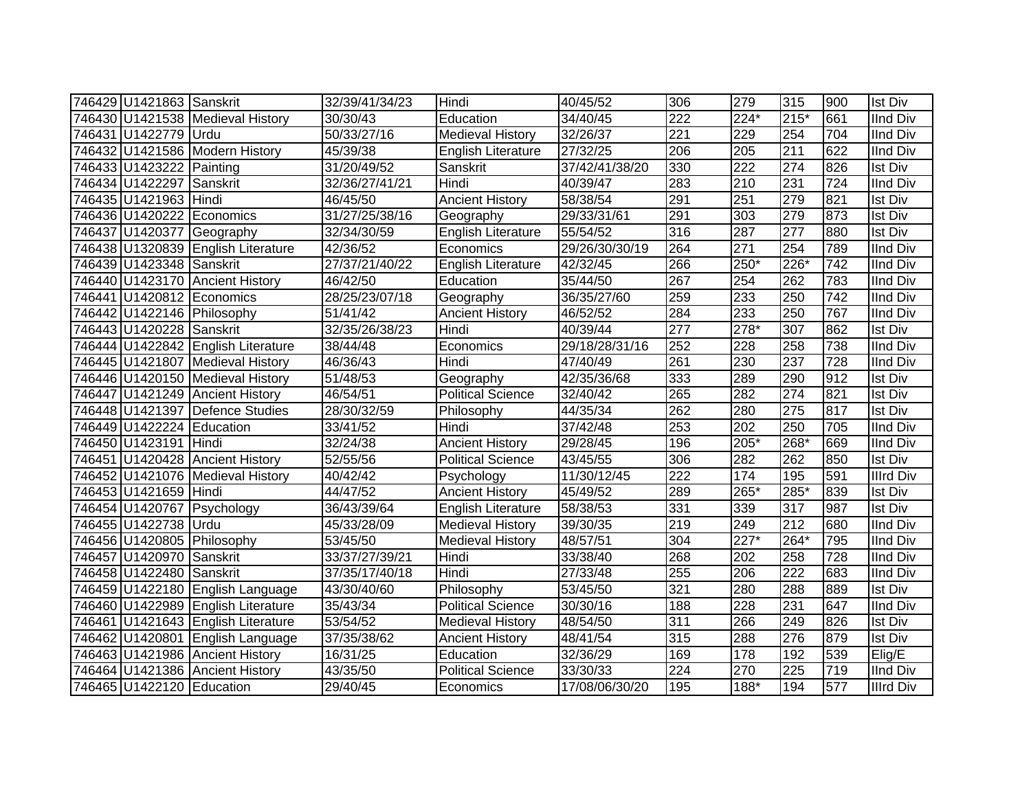| | | | | | | | | | | |
|---|---|---|---|---|---|---|---|---|---|---|
| 746429 | U1421863 | Sanskrit | 32/39/41/34/23 | Hindi | 40/45/52 | 306 | 279 | 315 | 900 | Ist Div |
| 746430 | U1421538 | Medieval History | 30/30/43 | Education | 34/40/45 | 222 | 224* | 215* | 661 | IInd Div |
| 746431 | U1422779 | Urdu | 50/33/27/16 | Medieval History | 32/26/37 | 221 | 229 | 254 | 704 | IInd Div |
| 746432 | U1421586 | Modern History | 45/39/38 | English Literature | 27/32/25 | 206 | 205 | 211 | 622 | IInd Div |
| 746433 | U1423222 | Painting | 31/20/49/52 | Sanskrit | 37/42/41/38/20 | 330 | 222 | 274 | 826 | Ist Div |
| 746434 | U1422297 | Sanskrit | 32/36/27/41/21 | Hindi | 40/39/47 | 283 | 210 | 231 | 724 | IInd Div |
| 746435 | U1421963 | Hindi | 46/45/50 | Ancient History | 58/38/54 | 291 | 251 | 279 | 821 | Ist Div |
| 746436 | U1420222 | Economics | 31/27/25/38/16 | Geography | 29/33/31/61 | 291 | 303 | 279 | 873 | Ist Div |
| 746437 | U1420377 | Geography | 32/34/30/59 | English Literature | 55/54/52 | 316 | 287 | 277 | 880 | Ist Div |
| 746438 | U1320839 | English Literature | 42/36/52 | Economics | 29/26/30/30/19 | 264 | 271 | 254 | 789 | IInd Div |
| 746439 | U1423348 | Sanskrit | 27/37/21/40/22 | English Literature | 42/32/45 | 266 | 250* | 226* | 742 | IInd Div |
| 746440 | U1423170 | Ancient History | 46/42/50 | Education | 35/44/50 | 267 | 254 | 262 | 783 | IInd Div |
| 746441 | U1420812 | Economics | 28/25/23/07/18 | Geography | 36/35/27/60 | 259 | 233 | 250 | 742 | IInd Div |
| 746442 | U1422146 | Philosophy | 51/41/42 | Ancient History | 46/52/52 | 284 | 233 | 250 | 767 | IInd Div |
| 746443 | U1420228 | Sanskrit | 32/35/26/38/23 | Hindi | 40/39/44 | 277 | 278* | 307 | 862 | Ist Div |
| 746444 | U1422842 | English Literature | 38/44/48 | Economics | 29/18/28/31/16 | 252 | 228 | 258 | 738 | IInd Div |
| 746445 | U1421807 | Medieval History | 46/36/43 | Hindi | 47/40/49 | 261 | 230 | 237 | 728 | IInd Div |
| 746446 | U1420150 | Medieval History | 51/48/53 | Geography | 42/35/36/68 | 333 | 289 | 290 | 912 | Ist Div |
| 746447 | U1421249 | Ancient History | 46/54/51 | Political Science | 32/40/42 | 265 | 282 | 274 | 821 | Ist Div |
| 746448 | U1421397 | Defence Studies | 28/30/32/59 | Philosophy | 44/35/34 | 262 | 280 | 275 | 817 | Ist Div |
| 746449 | U1422224 | Education | 33/41/52 | Hindi | 37/42/48 | 253 | 202 | 250 | 705 | IInd Div |
| 746450 | U1423191 | Hindi | 32/24/38 | Ancient History | 29/28/45 | 196 | 205* | 268* | 669 | IInd Div |
| 746451 | U1420428 | Ancient History | 52/55/56 | Political Science | 43/45/55 | 306 | 282 | 262 | 850 | Ist Div |
| 746452 | U1421076 | Medieval History | 40/42/42 | Psychology | 11/30/12/45 | 222 | 174 | 195 | 591 | IIIrd Div |
| 746453 | U1421659 | Hindi | 44/47/52 | Ancient History | 45/49/52 | 289 | 265* | 285* | 839 | Ist Div |
| 746454 | U1420767 | Psychology | 36/43/39/64 | English Literature | 58/38/53 | 331 | 339 | 317 | 987 | Ist Div |
| 746455 | U1422738 | Urdu | 45/33/28/09 | Medieval History | 39/30/35 | 219 | 249 | 212 | 680 | IInd Div |
| 746456 | U1420805 | Philosophy | 53/45/50 | Medieval History | 48/57/51 | 304 | 227* | 264* | 795 | IInd Div |
| 746457 | U1420970 | Sanskrit | 33/37/27/39/21 | Hindi | 33/38/40 | 268 | 202 | 258 | 728 | IInd Div |
| 746458 | U1422480 | Sanskrit | 37/35/17/40/18 | Hindi | 27/33/48 | 255 | 206 | 222 | 683 | IInd Div |
| 746459 | U1422180 | English Language | 43/30/40/60 | Philosophy | 53/45/50 | 321 | 280 | 288 | 889 | Ist Div |
| 746460 | U1422989 | English Literature | 35/43/34 | Political Science | 30/30/16 | 188 | 228 | 231 | 647 | IInd Div |
| 746461 | U1421643 | English Literature | 53/54/52 | Medieval History | 48/54/50 | 311 | 266 | 249 | 826 | Ist Div |
| 746462 | U1420801 | English Language | 37/35/38/62 | Ancient History | 48/41/54 | 315 | 288 | 276 | 879 | Ist Div |
| 746463 | U1421986 | Ancient History | 16/31/25 | Education | 32/36/29 | 169 | 178 | 192 | 539 | Elig/E |
| 746464 | U1421386 | Ancient History | 43/35/50 | Political Science | 33/30/33 | 224 | 270 | 225 | 719 | IInd Div |
| 746465 | U1422120 | Education | 29/40/45 | Economics | 17/08/06/30/20 | 195 | 188* | 194 | 577 | IIIrd Div |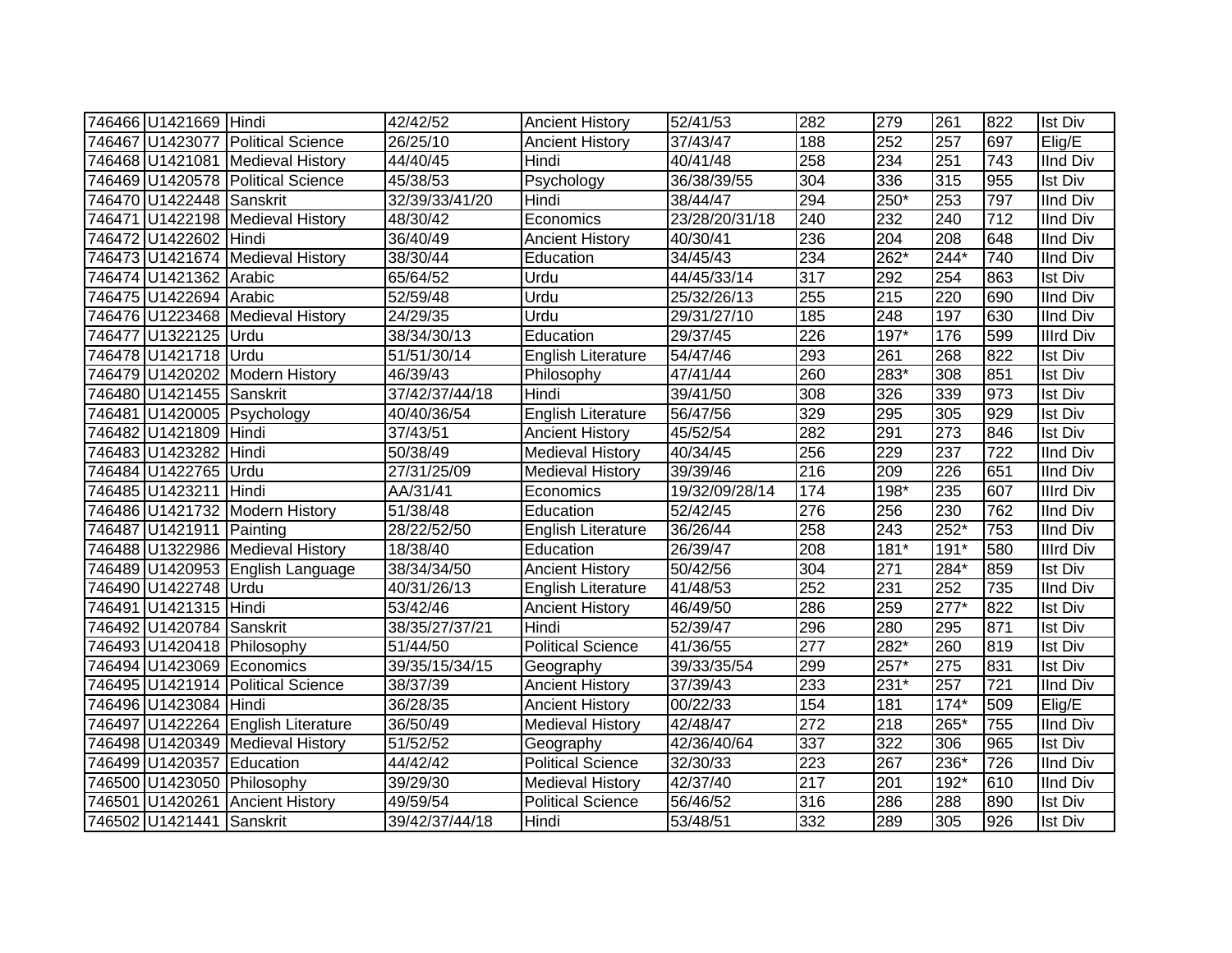| | | | | | | | | | | |
|---|---|---|---|---|---|---|---|---|---|---|
| 746466 | U1421669 | Hindi | 42/42/52 | Ancient History | 52/41/53 | 282 | 279 | 261 | 822 | Ist Div |
| 746467 | U1423077 | Political Science | 26/25/10 | Ancient History | 37/43/47 | 188 | 252 | 257 | 697 | Elig/E |
| 746468 | U1421081 | Medieval History | 44/40/45 | Hindi | 40/41/48 | 258 | 234 | 251 | 743 | IInd Div |
| 746469 | U1420578 | Political Science | 45/38/53 | Psychology | 36/38/39/55 | 304 | 336 | 315 | 955 | Ist Div |
| 746470 | U1422448 | Sanskrit | 32/39/33/41/20 | Hindi | 38/44/47 | 294 | 250* | 253 | 797 | IInd Div |
| 746471 | U1422198 | Medieval History | 48/30/42 | Economics | 23/28/20/31/18 | 240 | 232 | 240 | 712 | IInd Div |
| 746472 | U1422602 | Hindi | 36/40/49 | Ancient History | 40/30/41 | 236 | 204 | 208 | 648 | IInd Div |
| 746473 | U1421674 | Medieval History | 38/30/44 | Education | 34/45/43 | 234 | 262* | 244* | 740 | IInd Div |
| 746474 | U1421362 | Arabic | 65/64/52 | Urdu | 44/45/33/14 | 317 | 292 | 254 | 863 | Ist Div |
| 746475 | U1422694 | Arabic | 52/59/48 | Urdu | 25/32/26/13 | 255 | 215 | 220 | 690 | IInd Div |
| 746476 | U1223468 | Medieval History | 24/29/35 | Urdu | 29/31/27/10 | 185 | 248 | 197 | 630 | IInd Div |
| 746477 | U1322125 | Urdu | 38/34/30/13 | Education | 29/37/45 | 226 | 197* | 176 | 599 | IIIrd Div |
| 746478 | U1421718 | Urdu | 51/51/30/14 | English Literature | 54/47/46 | 293 | 261 | 268 | 822 | Ist Div |
| 746479 | U1420202 | Modern History | 46/39/43 | Philosophy | 47/41/44 | 260 | 283* | 308 | 851 | Ist Div |
| 746480 | U1421455 | Sanskrit | 37/42/37/44/18 | Hindi | 39/41/50 | 308 | 326 | 339 | 973 | Ist Div |
| 746481 | U1420005 | Psychology | 40/40/36/54 | English Literature | 56/47/56 | 329 | 295 | 305 | 929 | Ist Div |
| 746482 | U1421809 | Hindi | 37/43/51 | Ancient History | 45/52/54 | 282 | 291 | 273 | 846 | Ist Div |
| 746483 | U1423282 | Hindi | 50/38/49 | Medieval History | 40/34/45 | 256 | 229 | 237 | 722 | IInd Div |
| 746484 | U1422765 | Urdu | 27/31/25/09 | Medieval History | 39/39/46 | 216 | 209 | 226 | 651 | IInd Div |
| 746485 | U1423211 | Hindi | AA/31/41 | Economics | 19/32/09/28/14 | 174 | 198* | 235 | 607 | IIIrd Div |
| 746486 | U1421732 | Modern History | 51/38/48 | Education | 52/42/45 | 276 | 256 | 230 | 762 | IInd Div |
| 746487 | U1421911 | Painting | 28/22/52/50 | English Literature | 36/26/44 | 258 | 243 | 252* | 753 | IInd Div |
| 746488 | U1322986 | Medieval History | 18/38/40 | Education | 26/39/47 | 208 | 181* | 191* | 580 | IIIrd Div |
| 746489 | U1420953 | English Language | 38/34/34/50 | Ancient History | 50/42/56 | 304 | 271 | 284* | 859 | Ist Div |
| 746490 | U1422748 | Urdu | 40/31/26/13 | English Literature | 41/48/53 | 252 | 231 | 252 | 735 | IInd Div |
| 746491 | U1421315 | Hindi | 53/42/46 | Ancient History | 46/49/50 | 286 | 259 | 277* | 822 | Ist Div |
| 746492 | U1420784 | Sanskrit | 38/35/27/37/21 | Hindi | 52/39/47 | 296 | 280 | 295 | 871 | Ist Div |
| 746493 | U1420418 | Philosophy | 51/44/50 | Political Science | 41/36/55 | 277 | 282* | 260 | 819 | Ist Div |
| 746494 | U1423069 | Economics | 39/35/15/34/15 | Geography | 39/33/35/54 | 299 | 257* | 275 | 831 | Ist Div |
| 746495 | U1421914 | Political Science | 38/37/39 | Ancient History | 37/39/43 | 233 | 231* | 257 | 721 | IInd Div |
| 746496 | U1423084 | Hindi | 36/28/35 | Ancient History | 00/22/33 | 154 | 181 | 174* | 509 | Elig/E |
| 746497 | U1422264 | English Literature | 36/50/49 | Medieval History | 42/48/47 | 272 | 218 | 265* | 755 | IInd Div |
| 746498 | U1420349 | Medieval History | 51/52/52 | Geography | 42/36/40/64 | 337 | 322 | 306 | 965 | Ist Div |
| 746499 | U1420357 | Education | 44/42/42 | Political Science | 32/30/33 | 223 | 267 | 236* | 726 | IInd Div |
| 746500 | U1423050 | Philosophy | 39/29/30 | Medieval History | 42/37/40 | 217 | 201 | 192* | 610 | IInd Div |
| 746501 | U1420261 | Ancient History | 49/59/54 | Political Science | 56/46/52 | 316 | 286 | 288 | 890 | Ist Div |
| 746502 | U1421441 | Sanskrit | 39/42/37/44/18 | Hindi | 53/48/51 | 332 | 289 | 305 | 926 | Ist Div |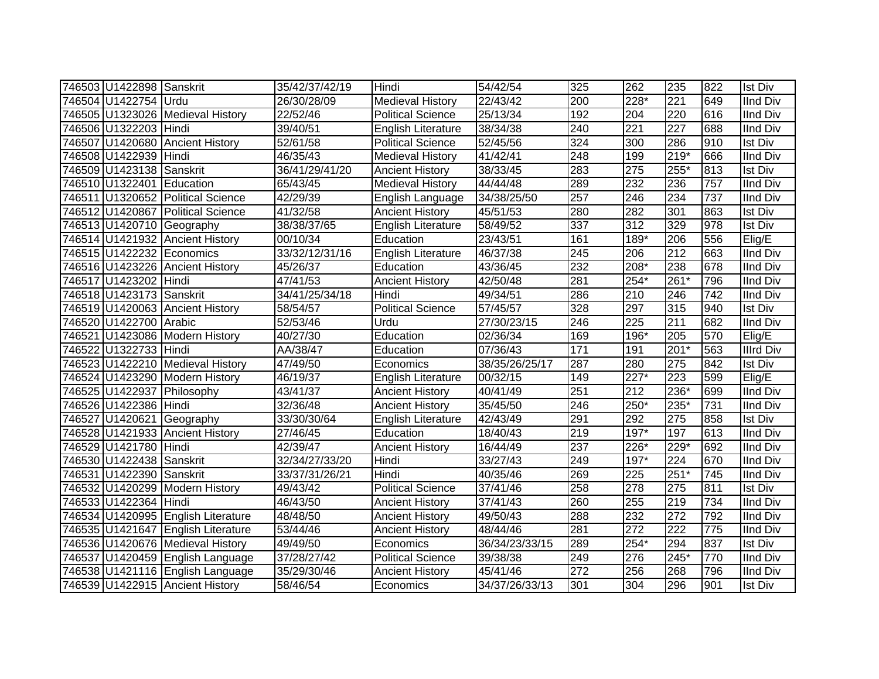| | | | | | | | | | | |
|---|---|---|---|---|---|---|---|---|---|---|
| 746503 | U1422898 | Sanskrit | 35/42/37/42/19 | Hindi | 54/42/54 | 325 | 262 | 235 | 822 | Ist Div |
| 746504 | U1422754 | Urdu | 26/30/28/09 | Medieval History | 22/43/42 | 200 | 228* | 221 | 649 | IInd Div |
| 746505 | U1323026 | Medieval History | 22/52/46 | Political Science | 25/13/34 | 192 | 204 | 220 | 616 | IInd Div |
| 746506 | U1322203 | Hindi | 39/40/51 | English Literature | 38/34/38 | 240 | 221 | 227 | 688 | IInd Div |
| 746507 | U1420680 | Ancient History | 52/61/58 | Political Science | 52/45/56 | 324 | 300 | 286 | 910 | Ist Div |
| 746508 | U1422939 | Hindi | 46/35/43 | Medieval History | 41/42/41 | 248 | 199 | 219* | 666 | IInd Div |
| 746509 | U1423138 | Sanskrit | 36/41/29/41/20 | Ancient History | 38/33/45 | 283 | 275 | 255* | 813 | Ist Div |
| 746510 | U1322401 | Education | 65/43/45 | Medieval History | 44/44/48 | 289 | 232 | 236 | 757 | IInd Div |
| 746511 | U1320652 | Political Science | 42/29/39 | English Language | 34/38/25/50 | 257 | 246 | 234 | 737 | IInd Div |
| 746512 | U1420867 | Political Science | 41/32/58 | Ancient History | 45/51/53 | 280 | 282 | 301 | 863 | Ist Div |
| 746513 | U1420710 | Geography | 38/38/37/65 | English Literature | 58/49/52 | 337 | 312 | 329 | 978 | Ist Div |
| 746514 | U1421932 | Ancient History | 00/10/34 | Education | 23/43/51 | 161 | 189* | 206 | 556 | Elig/E |
| 746515 | U1422232 | Economics | 33/32/12/31/16 | English Literature | 46/37/38 | 245 | 206 | 212 | 663 | IInd Div |
| 746516 | U1423226 | Ancient History | 45/26/37 | Education | 43/36/45 | 232 | 208* | 238 | 678 | IInd Div |
| 746517 | U1423202 | Hindi | 47/41/53 | Ancient History | 42/50/48 | 281 | 254* | 261* | 796 | IInd Div |
| 746518 | U1423173 | Sanskrit | 34/41/25/34/18 | Hindi | 49/34/51 | 286 | 210 | 246 | 742 | IInd Div |
| 746519 | U1420063 | Ancient History | 58/54/57 | Political Science | 57/45/57 | 328 | 297 | 315 | 940 | Ist Div |
| 746520 | U1422700 | Arabic | 52/53/46 | Urdu | 27/30/23/15 | 246 | 225 | 211 | 682 | IInd Div |
| 746521 | U1423086 | Modern History | 40/27/30 | Education | 02/36/34 | 169 | 196* | 205 | 570 | Elig/E |
| 746522 | U1322733 | Hindi | AA/38/47 | Education | 07/36/43 | 171 | 191 | 201* | 563 | IIIrd Div |
| 746523 | U1422210 | Medieval History | 47/49/50 | Economics | 38/35/26/25/17 | 287 | 280 | 275 | 842 | Ist Div |
| 746524 | U1423290 | Modern History | 46/19/37 | English Literature | 00/32/15 | 149 | 227* | 223 | 599 | Elig/E |
| 746525 | U1422937 | Philosophy | 43/41/37 | Ancient History | 40/41/49 | 251 | 212 | 236* | 699 | IInd Div |
| 746526 | U1422386 | Hindi | 32/36/48 | Ancient History | 35/45/50 | 246 | 250* | 235* | 731 | IInd Div |
| 746527 | U1420621 | Geography | 33/30/30/64 | English Literature | 42/43/49 | 291 | 292 | 275 | 858 | Ist Div |
| 746528 | U1421933 | Ancient History | 27/46/45 | Education | 18/40/43 | 219 | 197* | 197 | 613 | IInd Div |
| 746529 | U1421780 | Hindi | 42/39/47 | Ancient History | 16/44/49 | 237 | 226* | 229* | 692 | IInd Div |
| 746530 | U1422438 | Sanskrit | 32/34/27/33/20 | Hindi | 33/27/43 | 249 | 197* | 224 | 670 | IInd Div |
| 746531 | U1422390 | Sanskrit | 33/37/31/26/21 | Hindi | 40/35/46 | 269 | 225 | 251* | 745 | IInd Div |
| 746532 | U1420299 | Modern History | 49/43/42 | Political Science | 37/41/46 | 258 | 278 | 275 | 811 | Ist Div |
| 746533 | U1422364 | Hindi | 46/43/50 | Ancient History | 37/41/43 | 260 | 255 | 219 | 734 | IInd Div |
| 746534 | U1420995 | English Literature | 48/48/50 | Ancient History | 49/50/43 | 288 | 232 | 272 | 792 | IInd Div |
| 746535 | U1421647 | English Literature | 53/44/46 | Ancient History | 48/44/46 | 281 | 272 | 222 | 775 | IInd Div |
| 746536 | U1420676 | Medieval History | 49/49/50 | Economics | 36/34/23/33/15 | 289 | 254* | 294 | 837 | Ist Div |
| 746537 | U1420459 | English Language | 37/28/27/42 | Political Science | 39/38/38 | 249 | 276 | 245* | 770 | IInd Div |
| 746538 | U1421116 | English Language | 35/29/30/46 | Ancient History | 45/41/46 | 272 | 256 | 268 | 796 | IInd Div |
| 746539 | U1422915 | Ancient History | 58/46/54 | Economics | 34/37/26/33/13 | 301 | 304 | 296 | 901 | Ist Div |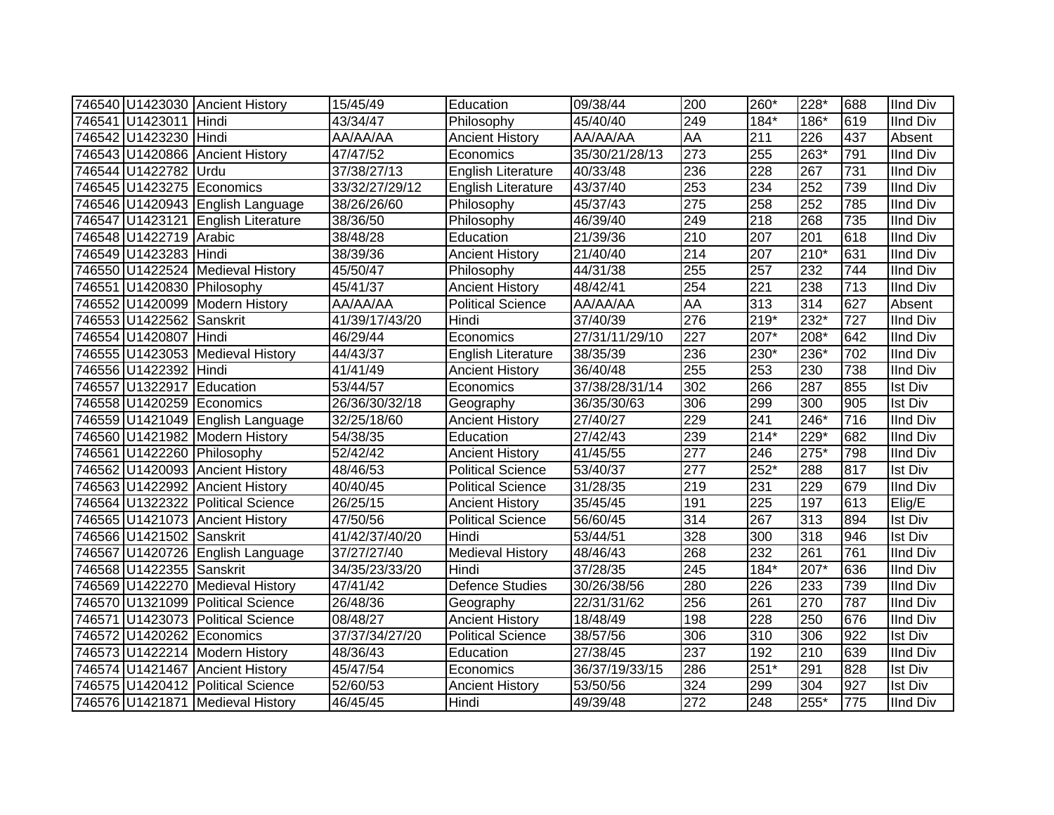| | | | | | | | | | | |
|---|---|---|---|---|---|---|---|---|---|---|
| 746540 | U1423030 | Ancient History | 15/45/49 | Education | 09/38/44 | 200 | 260* | 228* | 688 | IInd Div |
| 746541 | U1423011 | Hindi | 43/34/47 | Philosophy | 45/40/40 | 249 | 184* | 186* | 619 | IInd Div |
| 746542 | U1423230 | Hindi | AA/AA/AA | Ancient History | AA/AA/AA | AA | 211 | 226 | 437 | Absent |
| 746543 | U1420866 | Ancient History | 47/47/52 | Economics | 35/30/21/28/13 | 273 | 255 | 263* | 791 | IInd Div |
| 746544 | U1422782 | Urdu | 37/38/27/13 | English Literature | 40/33/48 | 236 | 228 | 267 | 731 | IInd Div |
| 746545 | U1423275 | Economics | 33/32/27/29/12 | English Literature | 43/37/40 | 253 | 234 | 252 | 739 | IInd Div |
| 746546 | U1420943 | English Language | 38/26/26/60 | Philosophy | 45/37/43 | 275 | 258 | 252 | 785 | IInd Div |
| 746547 | U1423121 | English Literature | 38/36/50 | Philosophy | 46/39/40 | 249 | 218 | 268 | 735 | IInd Div |
| 746548 | U1422719 | Arabic | 38/48/28 | Education | 21/39/36 | 210 | 207 | 201 | 618 | IInd Div |
| 746549 | U1423283 | Hindi | 38/39/36 | Ancient History | 21/40/40 | 214 | 207 | 210* | 631 | IInd Div |
| 746550 | U1422524 | Medieval History | 45/50/47 | Philosophy | 44/31/38 | 255 | 257 | 232 | 744 | IInd Div |
| 746551 | U1420830 | Philosophy | 45/41/37 | Ancient History | 48/42/41 | 254 | 221 | 238 | 713 | IInd Div |
| 746552 | U1420099 | Modern History | AA/AA/AA | Political Science | AA/AA/AA | AA | 313 | 314 | 627 | Absent |
| 746553 | U1422562 | Sanskrit | 41/39/17/43/20 | Hindi | 37/40/39 | 276 | 219* | 232* | 727 | IInd Div |
| 746554 | U1420807 | Hindi | 46/29/44 | Economics | 27/31/11/29/10 | 227 | 207* | 208* | 642 | IInd Div |
| 746555 | U1423053 | Medieval History | 44/43/37 | English Literature | 38/35/39 | 236 | 230* | 236* | 702 | IInd Div |
| 746556 | U1422392 | Hindi | 41/41/49 | Ancient History | 36/40/48 | 255 | 253 | 230 | 738 | IInd Div |
| 746557 | U1322917 | Education | 53/44/57 | Economics | 37/38/28/31/14 | 302 | 266 | 287 | 855 | Ist Div |
| 746558 | U1420259 | Economics | 26/36/30/32/18 | Geography | 36/35/30/63 | 306 | 299 | 300 | 905 | Ist Div |
| 746559 | U1421049 | English Language | 32/25/18/60 | Ancient History | 27/40/27 | 229 | 241 | 246* | 716 | IInd Div |
| 746560 | U1421982 | Modern History | 54/38/35 | Education | 27/42/43 | 239 | 214* | 229* | 682 | IInd Div |
| 746561 | U1422260 | Philosophy | 52/42/42 | Ancient History | 41/45/55 | 277 | 246 | 275* | 798 | IInd Div |
| 746562 | U1420093 | Ancient History | 48/46/53 | Political Science | 53/40/37 | 277 | 252* | 288 | 817 | Ist Div |
| 746563 | U1422992 | Ancient History | 40/40/45 | Political Science | 31/28/35 | 219 | 231 | 229 | 679 | IInd Div |
| 746564 | U1322322 | Political Science | 26/25/15 | Ancient History | 35/45/45 | 191 | 225 | 197 | 613 | Elig/E |
| 746565 | U1421073 | Ancient History | 47/50/56 | Political Science | 56/60/45 | 314 | 267 | 313 | 894 | Ist Div |
| 746566 | U1421502 | Sanskrit | 41/42/37/40/20 | Hindi | 53/44/51 | 328 | 300 | 318 | 946 | Ist Div |
| 746567 | U1420726 | English Language | 37/27/27/40 | Medieval History | 48/46/43 | 268 | 232 | 261 | 761 | IInd Div |
| 746568 | U1422355 | Sanskrit | 34/35/23/33/20 | Hindi | 37/28/35 | 245 | 184* | 207* | 636 | IInd Div |
| 746569 | U1422270 | Medieval History | 47/41/42 | Defence Studies | 30/26/38/56 | 280 | 226 | 233 | 739 | IInd Div |
| 746570 | U1321099 | Political Science | 26/48/36 | Geography | 22/31/31/62 | 256 | 261 | 270 | 787 | IInd Div |
| 746571 | U1423073 | Political Science | 08/48/27 | Ancient History | 18/48/49 | 198 | 228 | 250 | 676 | IInd Div |
| 746572 | U1420262 | Economics | 37/37/34/27/20 | Political Science | 38/57/56 | 306 | 310 | 306 | 922 | Ist Div |
| 746573 | U1422214 | Modern History | 48/36/43 | Education | 27/38/45 | 237 | 192 | 210 | 639 | IInd Div |
| 746574 | U1421467 | Ancient History | 45/47/54 | Economics | 36/37/19/33/15 | 286 | 251* | 291 | 828 | Ist Div |
| 746575 | U1420412 | Political Science | 52/60/53 | Ancient History | 53/50/56 | 324 | 299 | 304 | 927 | Ist Div |
| 746576 | U1421871 | Medieval History | 46/45/45 | Hindi | 49/39/48 | 272 | 248 | 255* | 775 | IInd Div |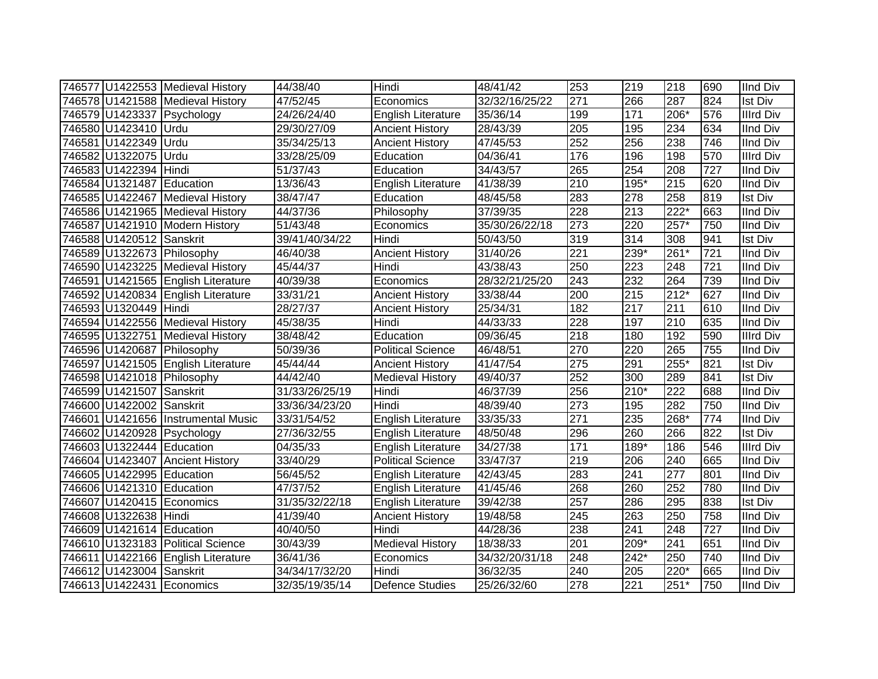| | | | | | | | | | | |
|---|---|---|---|---|---|---|---|---|---|---|
| 746577 | U1422553 | Medieval History | 44/38/40 | Hindi | 48/41/42 | 253 | 219 | 218 | 690 | IInd Div |
| 746578 | U1421588 | Medieval History | 47/52/45 | Economics | 32/32/16/25/22 | 271 | 266 | 287 | 824 | Ist Div |
| 746579 | U1423337 | Psychology | 24/26/24/40 | English Literature | 35/36/14 | 199 | 171 | 206* | 576 | IIIrd Div |
| 746580 | U1423410 | Urdu | 29/30/27/09 | Ancient History | 28/43/39 | 205 | 195 | 234 | 634 | IInd Div |
| 746581 | U1422349 | Urdu | 35/34/25/13 | Ancient History | 47/45/53 | 252 | 256 | 238 | 746 | IInd Div |
| 746582 | U1322075 | Urdu | 33/28/25/09 | Education | 04/36/41 | 176 | 196 | 198 | 570 | IIIrd Div |
| 746583 | U1422394 | Hindi | 51/37/43 | Education | 34/43/57 | 265 | 254 | 208 | 727 | IInd Div |
| 746584 | U1321487 | Education | 13/36/43 | English Literature | 41/38/39 | 210 | 195* | 215 | 620 | IInd Div |
| 746585 | U1422467 | Medieval History | 38/47/47 | Education | 48/45/58 | 283 | 278 | 258 | 819 | Ist Div |
| 746586 | U1421965 | Medieval History | 44/37/36 | Philosophy | 37/39/35 | 228 | 213 | 222* | 663 | IInd Div |
| 746587 | U1421910 | Modern History | 51/43/48 | Economics | 35/30/26/22/18 | 273 | 220 | 257* | 750 | IInd Div |
| 746588 | U1420512 | Sanskrit | 39/41/40/34/22 | Hindi | 50/43/50 | 319 | 314 | 308 | 941 | Ist Div |
| 746589 | U1322673 | Philosophy | 46/40/38 | Ancient History | 31/40/26 | 221 | 239* | 261* | 721 | IInd Div |
| 746590 | U1423225 | Medieval History | 45/44/37 | Hindi | 43/38/43 | 250 | 223 | 248 | 721 | IInd Div |
| 746591 | U1421565 | English Literature | 40/39/38 | Economics | 28/32/21/25/20 | 243 | 232 | 264 | 739 | IInd Div |
| 746592 | U1420834 | English Literature | 33/31/21 | Ancient History | 33/38/44 | 200 | 215 | 212* | 627 | IInd Div |
| 746593 | U1320449 | Hindi | 28/27/37 | Ancient History | 25/34/31 | 182 | 217 | 211 | 610 | IInd Div |
| 746594 | U1422556 | Medieval History | 45/38/35 | Hindi | 44/33/33 | 228 | 197 | 210 | 635 | IInd Div |
| 746595 | U1322751 | Medieval History | 38/48/42 | Education | 09/36/45 | 218 | 180 | 192 | 590 | IIIrd Div |
| 746596 | U1420687 | Philosophy | 50/39/36 | Political Science | 46/48/51 | 270 | 220 | 265 | 755 | IInd Div |
| 746597 | U1421505 | English Literature | 45/44/44 | Ancient History | 41/47/54 | 275 | 291 | 255* | 821 | Ist Div |
| 746598 | U1421018 | Philosophy | 44/42/40 | Medieval History | 49/40/37 | 252 | 300 | 289 | 841 | Ist Div |
| 746599 | U1421507 | Sanskrit | 31/33/26/25/19 | Hindi | 46/37/39 | 256 | 210* | 222 | 688 | IInd Div |
| 746600 | U1422002 | Sanskrit | 33/36/34/23/20 | Hindi | 48/39/40 | 273 | 195 | 282 | 750 | IInd Div |
| 746601 | U1421656 | Instrumental Music | 33/31/54/52 | English Literature | 33/35/33 | 271 | 235 | 268* | 774 | IInd Div |
| 746602 | U1420928 | Psychology | 27/36/32/55 | English Literature | 48/50/48 | 296 | 260 | 266 | 822 | Ist Div |
| 746603 | U1322444 | Education | 04/35/33 | English Literature | 34/27/38 | 171 | 189* | 186 | 546 | IIIrd Div |
| 746604 | U1423407 | Ancient History | 33/40/29 | Political Science | 33/47/37 | 219 | 206 | 240 | 665 | IInd Div |
| 746605 | U1422995 | Education | 56/45/52 | English Literature | 42/43/45 | 283 | 241 | 277 | 801 | IInd Div |
| 746606 | U1421310 | Education | 47/37/52 | English Literature | 41/45/46 | 268 | 260 | 252 | 780 | IInd Div |
| 746607 | U1420415 | Economics | 31/35/32/22/18 | English Literature | 39/42/38 | 257 | 286 | 295 | 838 | Ist Div |
| 746608 | U1322638 | Hindi | 41/39/40 | Ancient History | 19/48/58 | 245 | 263 | 250 | 758 | IInd Div |
| 746609 | U1421614 | Education | 40/40/50 | Hindi | 44/28/36 | 238 | 241 | 248 | 727 | IInd Div |
| 746610 | U1323183 | Political Science | 30/43/39 | Medieval History | 18/38/33 | 201 | 209* | 241 | 651 | IInd Div |
| 746611 | U1422166 | English Literature | 36/41/36 | Economics | 34/32/20/31/18 | 248 | 242* | 250 | 740 | IInd Div |
| 746612 | U1423004 | Sanskrit | 34/34/17/32/20 | Hindi | 36/32/35 | 240 | 205 | 220* | 665 | IInd Div |
| 746613 | U1422431 | Economics | 32/35/19/35/14 | Defence Studies | 25/26/32/60 | 278 | 221 | 251* | 750 | IInd Div |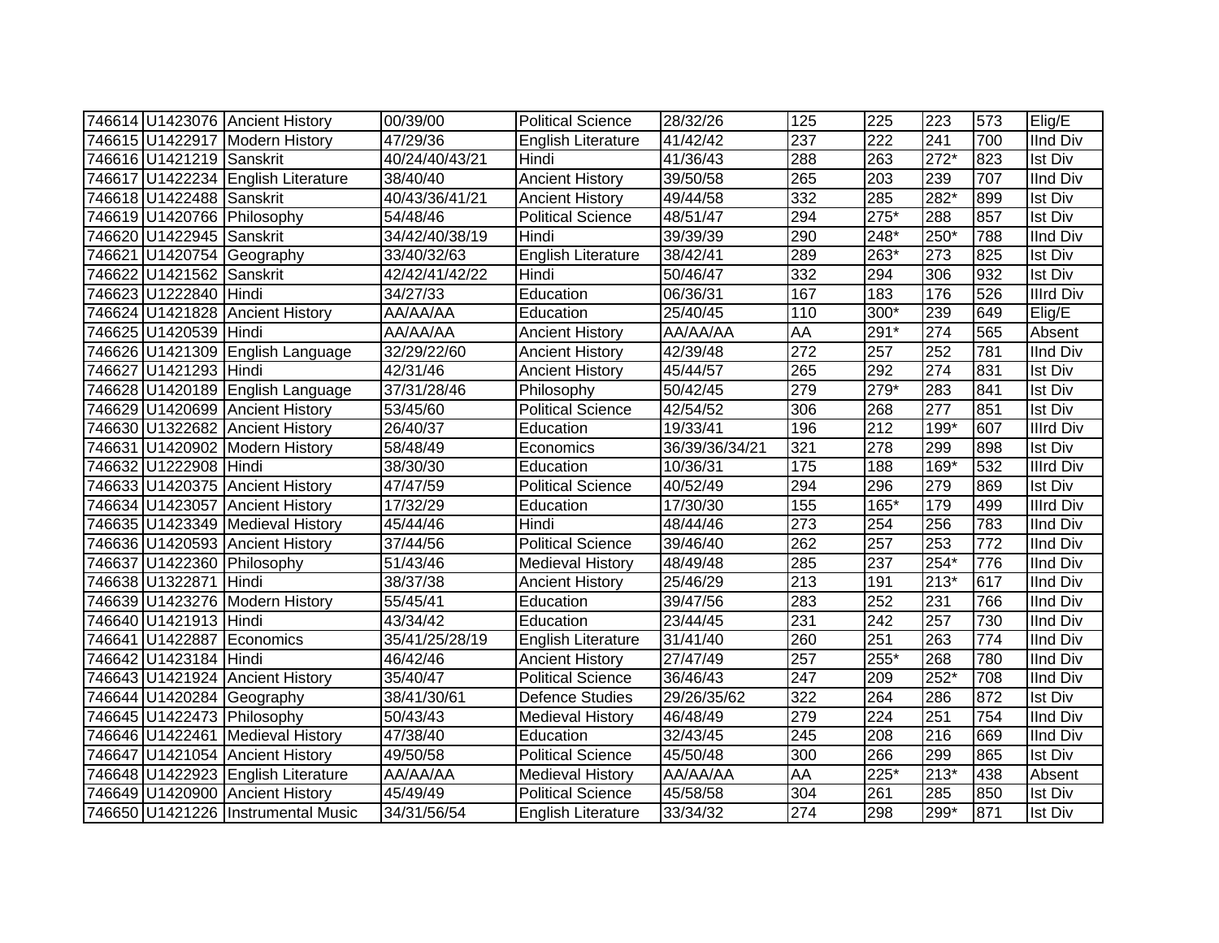| | | | | | | | | | | |
|---|---|---|---|---|---|---|---|---|---|---|
| 746614 | U1423076 | Ancient History | 00/39/00 | Political Science | 28/32/26 | 125 | 225 | 223 | 573 | Elig/E |
| 746615 | U1422917 | Modern History | 47/29/36 | English Literature | 41/42/42 | 237 | 222 | 241 | 700 | IInd Div |
| 746616 | U1421219 | Sanskrit | 40/24/40/43/21 | Hindi | 41/36/43 | 288 | 263 | 272* | 823 | Ist Div |
| 746617 | U1422234 | English Literature | 38/40/40 | Ancient History | 39/50/58 | 265 | 203 | 239 | 707 | IInd Div |
| 746618 | U1422488 | Sanskrit | 40/43/36/41/21 | Ancient History | 49/44/58 | 332 | 285 | 282* | 899 | Ist Div |
| 746619 | U1420766 | Philosophy | 54/48/46 | Political Science | 48/51/47 | 294 | 275* | 288 | 857 | Ist Div |
| 746620 | U1422945 | Sanskrit | 34/42/40/38/19 | Hindi | 39/39/39 | 290 | 248* | 250* | 788 | IInd Div |
| 746621 | U1420754 | Geography | 33/40/32/63 | English Literature | 38/42/41 | 289 | 263* | 273 | 825 | Ist Div |
| 746622 | U1421562 | Sanskrit | 42/42/41/42/22 | Hindi | 50/46/47 | 332 | 294 | 306 | 932 | Ist Div |
| 746623 | U1222840 | Hindi | 34/27/33 | Education | 06/36/31 | 167 | 183 | 176 | 526 | IIIrd Div |
| 746624 | U1421828 | Ancient History | AA/AA/AA | Education | 25/40/45 | 110 | 300* | 239 | 649 | Elig/E |
| 746625 | U1420539 | Hindi | AA/AA/AA | Ancient History | AA/AA/AA | AA | 291* | 274 | 565 | Absent |
| 746626 | U1421309 | English Language | 32/29/22/60 | Ancient History | 42/39/48 | 272 | 257 | 252 | 781 | IInd Div |
| 746627 | U1421293 | Hindi | 42/31/46 | Ancient History | 45/44/57 | 265 | 292 | 274 | 831 | Ist Div |
| 746628 | U1420189 | English Language | 37/31/28/46 | Philosophy | 50/42/45 | 279 | 279* | 283 | 841 | Ist Div |
| 746629 | U1420699 | Ancient History | 53/45/60 | Political Science | 42/54/52 | 306 | 268 | 277 | 851 | Ist Div |
| 746630 | U1322682 | Ancient History | 26/40/37 | Education | 19/33/41 | 196 | 212 | 199* | 607 | IIIrd Div |
| 746631 | U1420902 | Modern History | 58/48/49 | Economics | 36/39/36/34/21 | 321 | 278 | 299 | 898 | Ist Div |
| 746632 | U1222908 | Hindi | 38/30/30 | Education | 10/36/31 | 175 | 188 | 169* | 532 | IIIrd Div |
| 746633 | U1420375 | Ancient History | 47/47/59 | Political Science | 40/52/49 | 294 | 296 | 279 | 869 | Ist Div |
| 746634 | U1423057 | Ancient History | 17/32/29 | Education | 17/30/30 | 155 | 165* | 179 | 499 | IIIrd Div |
| 746635 | U1423349 | Medieval History | 45/44/46 | Hindi | 48/44/46 | 273 | 254 | 256 | 783 | IInd Div |
| 746636 | U1420593 | Ancient History | 37/44/56 | Political Science | 39/46/40 | 262 | 257 | 253 | 772 | IInd Div |
| 746637 | U1422360 | Philosophy | 51/43/46 | Medieval History | 48/49/48 | 285 | 237 | 254* | 776 | IInd Div |
| 746638 | U1322871 | Hindi | 38/37/38 | Ancient History | 25/46/29 | 213 | 191 | 213* | 617 | IInd Div |
| 746639 | U1423276 | Modern History | 55/45/41 | Education | 39/47/56 | 283 | 252 | 231 | 766 | IInd Div |
| 746640 | U1421913 | Hindi | 43/34/42 | Education | 23/44/45 | 231 | 242 | 257 | 730 | IInd Div |
| 746641 | U1422887 | Economics | 35/41/25/28/19 | English Literature | 31/41/40 | 260 | 251 | 263 | 774 | IInd Div |
| 746642 | U1423184 | Hindi | 46/42/46 | Ancient History | 27/47/49 | 257 | 255* | 268 | 780 | IInd Div |
| 746643 | U1421924 | Ancient History | 35/40/47 | Political Science | 36/46/43 | 247 | 209 | 252* | 708 | IInd Div |
| 746644 | U1420284 | Geography | 38/41/30/61 | Defence Studies | 29/26/35/62 | 322 | 264 | 286 | 872 | Ist Div |
| 746645 | U1422473 | Philosophy | 50/43/43 | Medieval History | 46/48/49 | 279 | 224 | 251 | 754 | IInd Div |
| 746646 | U1422461 | Medieval History | 47/38/40 | Education | 32/43/45 | 245 | 208 | 216 | 669 | IInd Div |
| 746647 | U1421054 | Ancient History | 49/50/58 | Political Science | 45/50/48 | 300 | 266 | 299 | 865 | Ist Div |
| 746648 | U1422923 | English Literature | AA/AA/AA | Medieval History | AA/AA/AA | AA | 225* | 213* | 438 | Absent |
| 746649 | U1420900 | Ancient History | 45/49/49 | Political Science | 45/58/58 | 304 | 261 | 285 | 850 | Ist Div |
| 746650 | U1421226 | Instrumental Music | 34/31/56/54 | English Literature | 33/34/32 | 274 | 298 | 299* | 871 | Ist Div |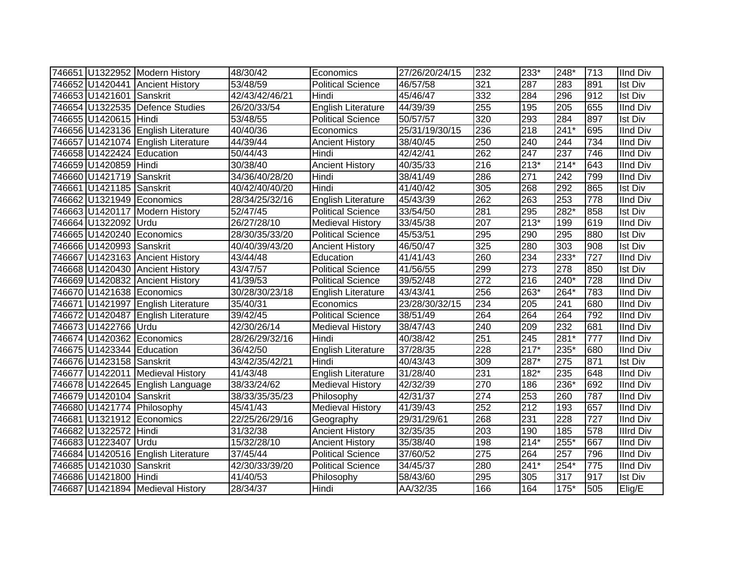| | | | | | | | | | | |
|---|---|---|---|---|---|---|---|---|---|---|
| 746651 | U1322952 | Modern History | 48/30/42 | Economics | 27/26/20/24/15 | 232 | 233* | 248* | 713 | IInd Div |
| 746652 | U1420441 | Ancient History | 53/48/59 | Political Science | 46/57/58 | 321 | 287 | 283 | 891 | Ist Div |
| 746653 | U1421601 | Sanskrit | 42/43/42/46/21 | Hindi | 45/46/47 | 332 | 284 | 296 | 912 | Ist Div |
| 746654 | U1322535 | Defence Studies | 26/20/33/54 | English Literature | 44/39/39 | 255 | 195 | 205 | 655 | IInd Div |
| 746655 | U1420615 | Hindi | 53/48/55 | Political Science | 50/57/57 | 320 | 293 | 284 | 897 | Ist Div |
| 746656 | U1423136 | English Literature | 40/40/36 | Economics | 25/31/19/30/15 | 236 | 218 | 241* | 695 | IInd Div |
| 746657 | U1421074 | English Literature | 44/39/44 | Ancient History | 38/40/45 | 250 | 240 | 244 | 734 | IInd Div |
| 746658 | U1422424 | Education | 50/44/43 | Hindi | 42/42/41 | 262 | 247 | 237 | 746 | IInd Div |
| 746659 | U1420859 | Hindi | 30/38/40 | Ancient History | 40/35/33 | 216 | 213* | 214* | 643 | IInd Div |
| 746660 | U1421719 | Sanskrit | 34/36/40/28/20 | Hindi | 38/41/49 | 286 | 271 | 242 | 799 | IInd Div |
| 746661 | U1421185 | Sanskrit | 40/42/40/40/20 | Hindi | 41/40/42 | 305 | 268 | 292 | 865 | Ist Div |
| 746662 | U1321949 | Economics | 28/34/25/32/16 | English Literature | 45/43/39 | 262 | 263 | 253 | 778 | IInd Div |
| 746663 | U1420117 | Modern History | 52/47/45 | Political Science | 33/54/50 | 281 | 295 | 282* | 858 | Ist Div |
| 746664 | U1322092 | Urdu | 26/27/28/10 | Medieval History | 33/45/38 | 207 | 213* | 199 | 619 | IInd Div |
| 746665 | U1420240 | Economics | 28/30/35/33/20 | Political Science | 45/53/51 | 295 | 290 | 295 | 880 | Ist Div |
| 746666 | U1420993 | Sanskrit | 40/40/39/43/20 | Ancient History | 46/50/47 | 325 | 280 | 303 | 908 | Ist Div |
| 746667 | U1423163 | Ancient History | 43/44/48 | Education | 41/41/43 | 260 | 234 | 233* | 727 | IInd Div |
| 746668 | U1420430 | Ancient History | 43/47/57 | Political Science | 41/56/55 | 299 | 273 | 278 | 850 | Ist Div |
| 746669 | U1420832 | Ancient History | 41/39/53 | Political Science | 39/52/48 | 272 | 216 | 240* | 728 | IInd Div |
| 746670 | U1421638 | Economics | 30/28/30/23/18 | English Literature | 43/43/41 | 256 | 263* | 264* | 783 | IInd Div |
| 746671 | U1421997 | English Literature | 35/40/31 | Economics | 23/28/30/32/15 | 234 | 205 | 241 | 680 | IInd Div |
| 746672 | U1420487 | English Literature | 39/42/45 | Political Science | 38/51/49 | 264 | 264 | 264 | 792 | IInd Div |
| 746673 | U1422766 | Urdu | 42/30/26/14 | Medieval History | 38/47/43 | 240 | 209 | 232 | 681 | IInd Div |
| 746674 | U1420362 | Economics | 28/26/29/32/16 | Hindi | 40/38/42 | 251 | 245 | 281* | 777 | IInd Div |
| 746675 | U1423344 | Education | 36/42/50 | English Literature | 37/28/35 | 228 | 217* | 235* | 680 | IInd Div |
| 746676 | U1423158 | Sanskrit | 43/42/35/42/21 | Hindi | 40/43/43 | 309 | 287* | 275 | 871 | Ist Div |
| 746677 | U1422011 | Medieval History | 41/43/48 | English Literature | 31/28/40 | 231 | 182* | 235 | 648 | IInd Div |
| 746678 | U1422645 | English Language | 38/33/24/62 | Medieval History | 42/32/39 | 270 | 186 | 236* | 692 | IInd Div |
| 746679 | U1420104 | Sanskrit | 38/33/35/35/23 | Philosophy | 42/31/37 | 274 | 253 | 260 | 787 | IInd Div |
| 746680 | U1421774 | Philosophy | 45/41/43 | Medieval History | 41/39/43 | 252 | 212 | 193 | 657 | IInd Div |
| 746681 | U1321912 | Economics | 22/25/26/29/16 | Geography | 29/31/29/61 | 268 | 231 | 228 | 727 | IInd Div |
| 746682 | U1322572 | Hindi | 31/32/38 | Ancient History | 32/35/35 | 203 | 190 | 185 | 578 | IIIrd Div |
| 746683 | U1223407 | Urdu | 15/32/28/10 | Ancient History | 35/38/40 | 198 | 214* | 255* | 667 | IInd Div |
| 746684 | U1420516 | English Literature | 37/45/44 | Political Science | 37/60/52 | 275 | 264 | 257 | 796 | IInd Div |
| 746685 | U1421030 | Sanskrit | 42/30/33/39/20 | Political Science | 34/45/37 | 280 | 241* | 254* | 775 | IInd Div |
| 746686 | U1421800 | Hindi | 41/40/53 | Philosophy | 58/43/60 | 295 | 305 | 317 | 917 | Ist Div |
| 746687 | U1421894 | Medieval History | 28/34/37 | Hindi | AA/32/35 | 166 | 164 | 175* | 505 | Elig/E |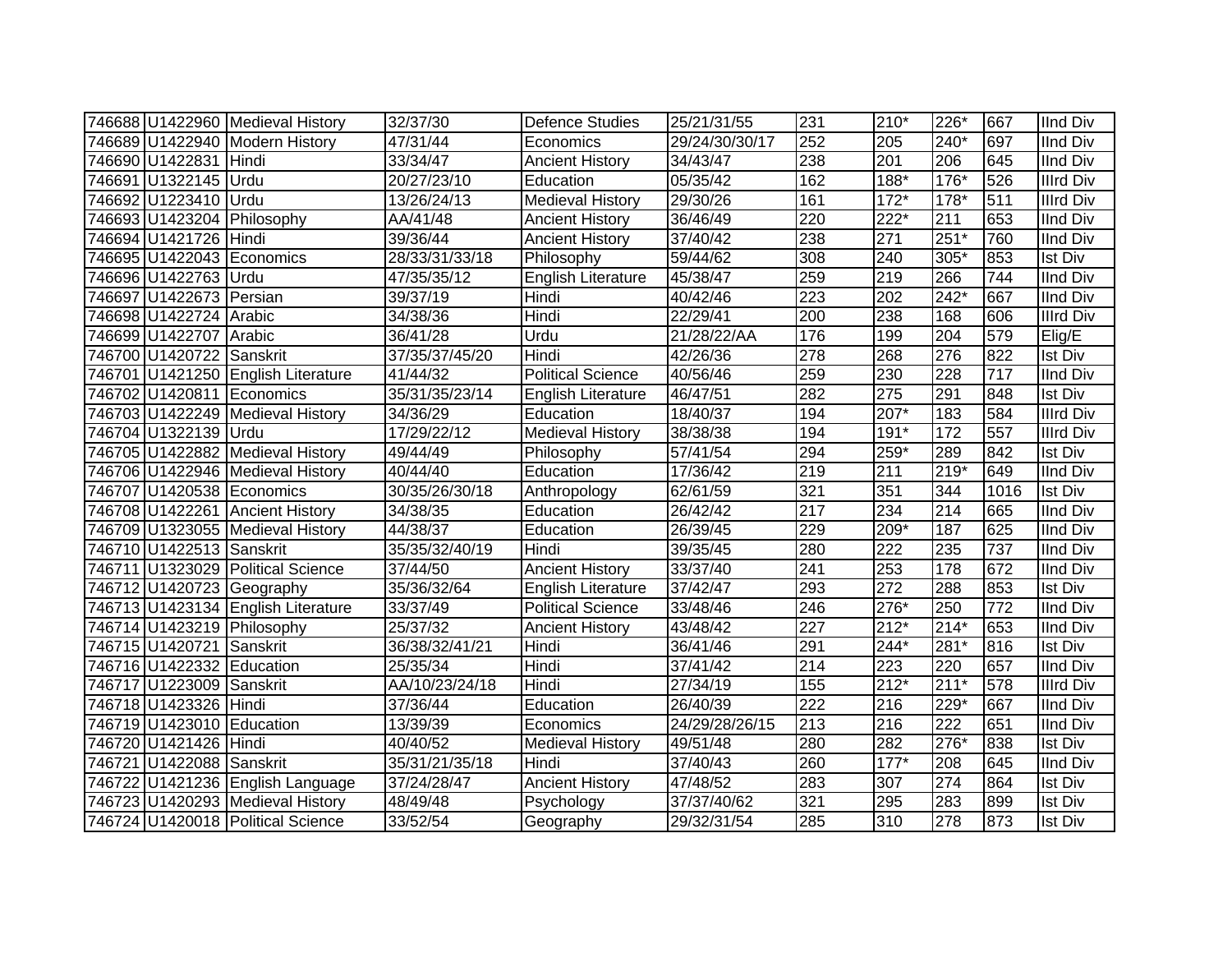| | | | | | | | | | | |
|---|---|---|---|---|---|---|---|---|---|---|
| 746688 | U1422960 | Medieval History | 32/37/30 | Defence Studies | 25/21/31/55 | 231 | 210* | 226* | 667 | IInd Div |
| 746689 | U1422940 | Modern History | 47/31/44 | Economics | 29/24/30/30/17 | 252 | 205 | 240* | 697 | IInd Div |
| 746690 | U1422831 | Hindi | 33/34/47 | Ancient History | 34/43/47 | 238 | 201 | 206 | 645 | IInd Div |
| 746691 | U1322145 | Urdu | 20/27/23/10 | Education | 05/35/42 | 162 | 188* | 176* | 526 | IIIrd Div |
| 746692 | U1223410 | Urdu | 13/26/24/13 | Medieval History | 29/30/26 | 161 | 172* | 178* | 511 | IIIrd Div |
| 746693 | U1423204 | Philosophy | AA/41/48 | Ancient History | 36/46/49 | 220 | 222* | 211 | 653 | IInd Div |
| 746694 | U1421726 | Hindi | 39/36/44 | Ancient History | 37/40/42 | 238 | 271 | 251* | 760 | IInd Div |
| 746695 | U1422043 | Economics | 28/33/31/33/18 | Philosophy | 59/44/62 | 308 | 240 | 305* | 853 | Ist Div |
| 746696 | U1422763 | Urdu | 47/35/35/12 | English Literature | 45/38/47 | 259 | 219 | 266 | 744 | IInd Div |
| 746697 | U1422673 | Persian | 39/37/19 | Hindi | 40/42/46 | 223 | 202 | 242* | 667 | IInd Div |
| 746698 | U1422724 | Arabic | 34/38/36 | Hindi | 22/29/41 | 200 | 238 | 168 | 606 | IIIrd Div |
| 746699 | U1422707 | Arabic | 36/41/28 | Urdu | 21/28/22/AA | 176 | 199 | 204 | 579 | Elig/E |
| 746700 | U1420722 | Sanskrit | 37/35/37/45/20 | Hindi | 42/26/36 | 278 | 268 | 276 | 822 | Ist Div |
| 746701 | U1421250 | English Literature | 41/44/32 | Political Science | 40/56/46 | 259 | 230 | 228 | 717 | IInd Div |
| 746702 | U1420811 | Economics | 35/31/35/23/14 | English Literature | 46/47/51 | 282 | 275 | 291 | 848 | Ist Div |
| 746703 | U1422249 | Medieval History | 34/36/29 | Education | 18/40/37 | 194 | 207* | 183 | 584 | IIIrd Div |
| 746704 | U1322139 | Urdu | 17/29/22/12 | Medieval History | 38/38/38 | 194 | 191* | 172 | 557 | IIIrd Div |
| 746705 | U1422882 | Medieval History | 49/44/49 | Philosophy | 57/41/54 | 294 | 259* | 289 | 842 | Ist Div |
| 746706 | U1422946 | Medieval History | 40/44/40 | Education | 17/36/42 | 219 | 211 | 219* | 649 | IInd Div |
| 746707 | U1420538 | Economics | 30/35/26/30/18 | Anthropology | 62/61/59 | 321 | 351 | 344 | 1016 | Ist Div |
| 746708 | U1422261 | Ancient History | 34/38/35 | Education | 26/42/42 | 217 | 234 | 214 | 665 | IInd Div |
| 746709 | U1323055 | Medieval History | 44/38/37 | Education | 26/39/45 | 229 | 209* | 187 | 625 | IInd Div |
| 746710 | U1422513 | Sanskrit | 35/35/32/40/19 | Hindi | 39/35/45 | 280 | 222 | 235 | 737 | IInd Div |
| 746711 | U1323029 | Political Science | 37/44/50 | Ancient History | 33/37/40 | 241 | 253 | 178 | 672 | IInd Div |
| 746712 | U1420723 | Geography | 35/36/32/64 | English Literature | 37/42/47 | 293 | 272 | 288 | 853 | Ist Div |
| 746713 | U1423134 | English Literature | 33/37/49 | Political Science | 33/48/46 | 246 | 276* | 250 | 772 | IInd Div |
| 746714 | U1423219 | Philosophy | 25/37/32 | Ancient History | 43/48/42 | 227 | 212* | 214* | 653 | IInd Div |
| 746715 | U1420721 | Sanskrit | 36/38/32/41/21 | Hindi | 36/41/46 | 291 | 244* | 281* | 816 | Ist Div |
| 746716 | U1422332 | Education | 25/35/34 | Hindi | 37/41/42 | 214 | 223 | 220 | 657 | IInd Div |
| 746717 | U1223009 | Sanskrit | AA/10/23/24/18 | Hindi | 27/34/19 | 155 | 212* | 211* | 578 | IIIrd Div |
| 746718 | U1423326 | Hindi | 37/36/44 | Education | 26/40/39 | 222 | 216 | 229* | 667 | IInd Div |
| 746719 | U1423010 | Education | 13/39/39 | Economics | 24/29/28/26/15 | 213 | 216 | 222 | 651 | IInd Div |
| 746720 | U1421426 | Hindi | 40/40/52 | Medieval History | 49/51/48 | 280 | 282 | 276* | 838 | Ist Div |
| 746721 | U1422088 | Sanskrit | 35/31/21/35/18 | Hindi | 37/40/43 | 260 | 177* | 208 | 645 | IInd Div |
| 746722 | U1421236 | English Language | 37/24/28/47 | Ancient History | 47/48/52 | 283 | 307 | 274 | 864 | Ist Div |
| 746723 | U1420293 | Medieval History | 48/49/48 | Psychology | 37/37/40/62 | 321 | 295 | 283 | 899 | Ist Div |
| 746724 | U1420018 | Political Science | 33/52/54 | Geography | 29/32/31/54 | 285 | 310 | 278 | 873 | Ist Div |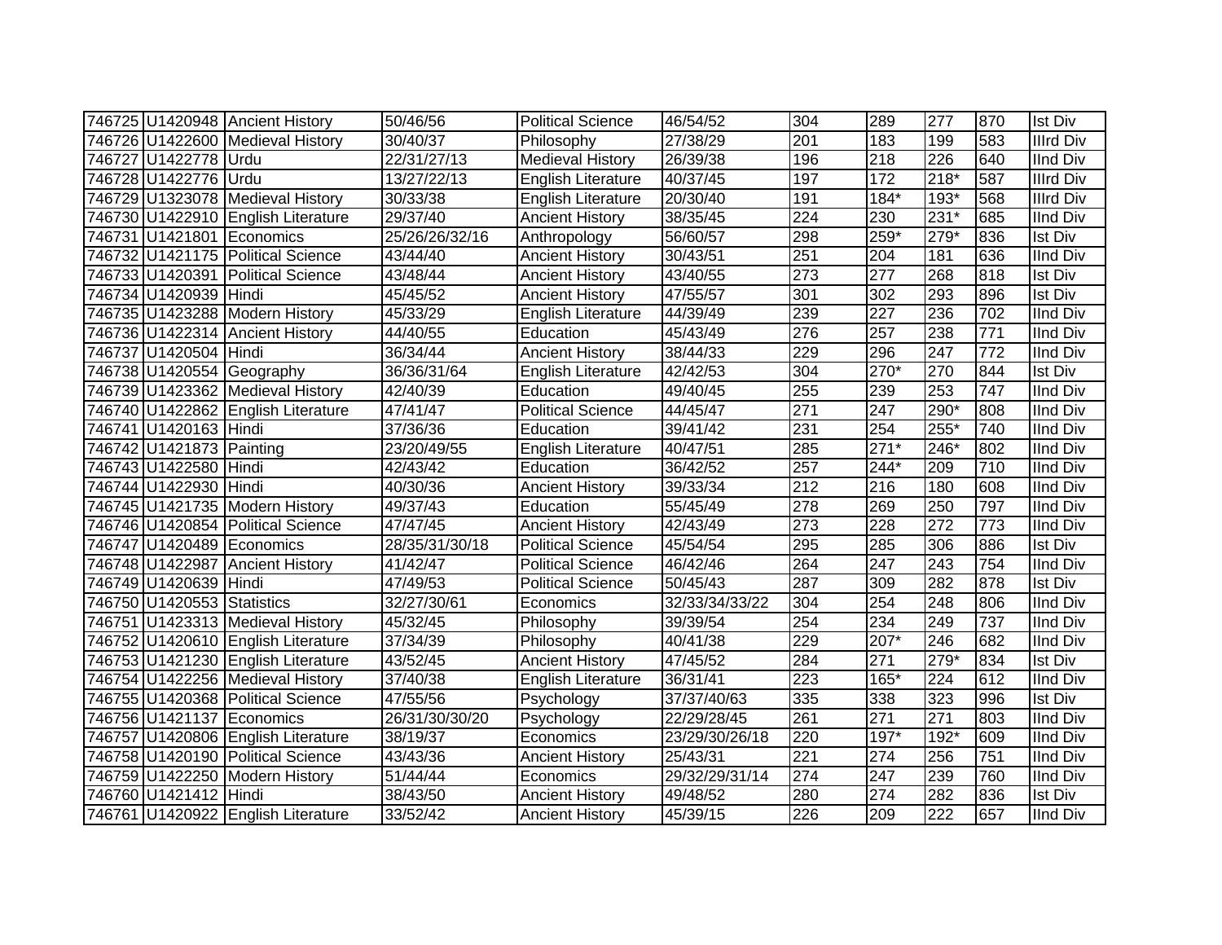| | | | | | | | | | | |
|---|---|---|---|---|---|---|---|---|---|---|
| 746725 | U1420948 | Ancient History | 50/46/56 | Political Science | 46/54/52 | 304 | 289 | 277 | 870 | Ist Div |
| 746726 | U1422600 | Medieval History | 30/40/37 | Philosophy | 27/38/29 | 201 | 183 | 199 | 583 | IIIrd Div |
| 746727 | U1422778 | Urdu | 22/31/27/13 | Medieval History | 26/39/38 | 196 | 218 | 226 | 640 | IInd Div |
| 746728 | U1422776 | Urdu | 13/27/22/13 | English Literature | 40/37/45 | 197 | 172 | 218* | 587 | IIIrd Div |
| 746729 | U1323078 | Medieval History | 30/33/38 | English Literature | 20/30/40 | 191 | 184* | 193* | 568 | IIIrd Div |
| 746730 | U1422910 | English Literature | 29/37/40 | Ancient History | 38/35/45 | 224 | 230 | 231* | 685 | IInd Div |
| 746731 | U1421801 | Economics | 25/26/26/32/16 | Anthropology | 56/60/57 | 298 | 259* | 279* | 836 | Ist Div |
| 746732 | U1421175 | Political Science | 43/44/40 | Ancient History | 30/43/51 | 251 | 204 | 181 | 636 | IInd Div |
| 746733 | U1420391 | Political Science | 43/48/44 | Ancient History | 43/40/55 | 273 | 277 | 268 | 818 | Ist Div |
| 746734 | U1420939 | Hindi | 45/45/52 | Ancient History | 47/55/57 | 301 | 302 | 293 | 896 | Ist Div |
| 746735 | U1423288 | Modern History | 45/33/29 | English Literature | 44/39/49 | 239 | 227 | 236 | 702 | IInd Div |
| 746736 | U1422314 | Ancient History | 44/40/55 | Education | 45/43/49 | 276 | 257 | 238 | 771 | IInd Div |
| 746737 | U1420504 | Hindi | 36/34/44 | Ancient History | 38/44/33 | 229 | 296 | 247 | 772 | IInd Div |
| 746738 | U1420554 | Geography | 36/36/31/64 | English Literature | 42/42/53 | 304 | 270* | 270 | 844 | Ist Div |
| 746739 | U1423362 | Medieval History | 42/40/39 | Education | 49/40/45 | 255 | 239 | 253 | 747 | IInd Div |
| 746740 | U1422862 | English Literature | 47/41/47 | Political Science | 44/45/47 | 271 | 247 | 290* | 808 | IInd Div |
| 746741 | U1420163 | Hindi | 37/36/36 | Education | 39/41/42 | 231 | 254 | 255* | 740 | IInd Div |
| 746742 | U1421873 | Painting | 23/20/49/55 | English Literature | 40/47/51 | 285 | 271* | 246* | 802 | IInd Div |
| 746743 | U1422580 | Hindi | 42/43/42 | Education | 36/42/52 | 257 | 244* | 209 | 710 | IInd Div |
| 746744 | U1422930 | Hindi | 40/30/36 | Ancient History | 39/33/34 | 212 | 216 | 180 | 608 | IInd Div |
| 746745 | U1421735 | Modern History | 49/37/43 | Education | 55/45/49 | 278 | 269 | 250 | 797 | IInd Div |
| 746746 | U1420854 | Political Science | 47/47/45 | Ancient History | 42/43/49 | 273 | 228 | 272 | 773 | IInd Div |
| 746747 | U1420489 | Economics | 28/35/31/30/18 | Political Science | 45/54/54 | 295 | 285 | 306 | 886 | Ist Div |
| 746748 | U1422987 | Ancient History | 41/42/47 | Political Science | 46/42/46 | 264 | 247 | 243 | 754 | IInd Div |
| 746749 | U1420639 | Hindi | 47/49/53 | Political Science | 50/45/43 | 287 | 309 | 282 | 878 | Ist Div |
| 746750 | U1420553 | Statistics | 32/27/30/61 | Economics | 32/33/34/33/22 | 304 | 254 | 248 | 806 | IInd Div |
| 746751 | U1423313 | Medieval History | 45/32/45 | Philosophy | 39/39/54 | 254 | 234 | 249 | 737 | IInd Div |
| 746752 | U1420610 | English Literature | 37/34/39 | Philosophy | 40/41/38 | 229 | 207* | 246 | 682 | IInd Div |
| 746753 | U1421230 | English Literature | 43/52/45 | Ancient History | 47/45/52 | 284 | 271 | 279* | 834 | Ist Div |
| 746754 | U1422256 | Medieval History | 37/40/38 | English Literature | 36/31/41 | 223 | 165* | 224 | 612 | IInd Div |
| 746755 | U1420368 | Political Science | 47/55/56 | Psychology | 37/37/40/63 | 335 | 338 | 323 | 996 | Ist Div |
| 746756 | U1421137 | Economics | 26/31/30/30/20 | Psychology | 22/29/28/45 | 261 | 271 | 271 | 803 | IInd Div |
| 746757 | U1420806 | English Literature | 38/19/37 | Economics | 23/29/30/26/18 | 220 | 197* | 192* | 609 | IInd Div |
| 746758 | U1420190 | Political Science | 43/43/36 | Ancient History | 25/43/31 | 221 | 274 | 256 | 751 | IInd Div |
| 746759 | U1422250 | Modern History | 51/44/44 | Economics | 29/32/29/31/14 | 274 | 247 | 239 | 760 | IInd Div |
| 746760 | U1421412 | Hindi | 38/43/50 | Ancient History | 49/48/52 | 280 | 274 | 282 | 836 | Ist Div |
| 746761 | U1420922 | English Literature | 33/52/42 | Ancient History | 45/39/15 | 226 | 209 | 222 | 657 | IInd Div |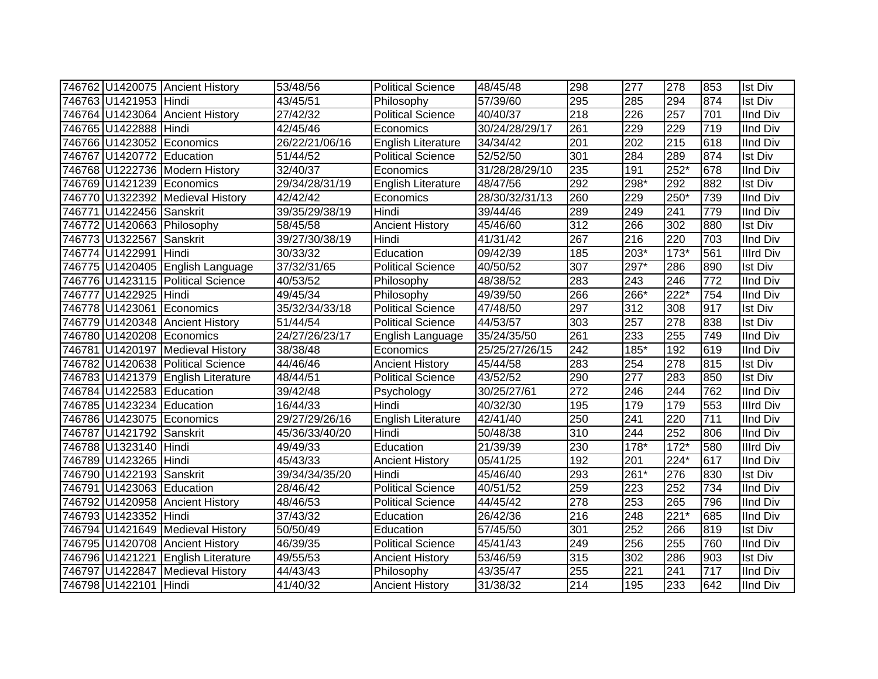| | | | | | | | | | | |
|---|---|---|---|---|---|---|---|---|---|---|
| 746762 | U1420075 | Ancient History | 53/48/56 | Political Science | 48/45/48 | 298 | 277 | 278 | 853 | Ist Div |
| 746763 | U1421953 | Hindi | 43/45/51 | Philosophy | 57/39/60 | 295 | 285 | 294 | 874 | Ist Div |
| 746764 | U1423064 | Ancient History | 27/42/32 | Political Science | 40/40/37 | 218 | 226 | 257 | 701 | IInd Div |
| 746765 | U1422888 | Hindi | 42/45/46 | Economics | 30/24/28/29/17 | 261 | 229 | 229 | 719 | IInd Div |
| 746766 | U1423052 | Economics | 26/22/21/06/16 | English Literature | 34/34/42 | 201 | 202 | 215 | 618 | IInd Div |
| 746767 | U1420772 | Education | 51/44/52 | Political Science | 52/52/50 | 301 | 284 | 289 | 874 | Ist Div |
| 746768 | U1222736 | Modern History | 32/40/37 | Economics | 31/28/28/29/10 | 235 | 191 | 252* | 678 | IInd Div |
| 746769 | U1421239 | Economics | 29/34/28/31/19 | English Literature | 48/47/56 | 292 | 298* | 292 | 882 | Ist Div |
| 746770 | U1322392 | Medieval History | 42/42/42 | Economics | 28/30/32/31/13 | 260 | 229 | 250* | 739 | IInd Div |
| 746771 | U1422456 | Sanskrit | 39/35/29/38/19 | Hindi | 39/44/46 | 289 | 249 | 241 | 779 | IInd Div |
| 746772 | U1420663 | Philosophy | 58/45/58 | Ancient History | 45/46/60 | 312 | 266 | 302 | 880 | Ist Div |
| 746773 | U1322567 | Sanskrit | 39/27/30/38/19 | Hindi | 41/31/42 | 267 | 216 | 220 | 703 | IInd Div |
| 746774 | U1422991 | Hindi | 30/33/32 | Education | 09/42/39 | 185 | 203* | 173* | 561 | IIIrd Div |
| 746775 | U1420405 | English Language | 37/32/31/65 | Political Science | 40/50/52 | 307 | 297* | 286 | 890 | Ist Div |
| 746776 | U1423115 | Political Science | 40/53/52 | Philosophy | 48/38/52 | 283 | 243 | 246 | 772 | IInd Div |
| 746777 | U1422925 | Hindi | 49/45/34 | Philosophy | 49/39/50 | 266 | 266* | 222* | 754 | IInd Div |
| 746778 | U1423061 | Economics | 35/32/34/33/18 | Political Science | 47/48/50 | 297 | 312 | 308 | 917 | Ist Div |
| 746779 | U1420348 | Ancient History | 51/44/54 | Political Science | 44/53/57 | 303 | 257 | 278 | 838 | Ist Div |
| 746780 | U1420208 | Economics | 24/27/26/23/17 | English Language | 35/24/35/50 | 261 | 233 | 255 | 749 | IInd Div |
| 746781 | U1420197 | Medieval History | 38/38/48 | Economics | 25/25/27/26/15 | 242 | 185* | 192 | 619 | IInd Div |
| 746782 | U1420638 | Political Science | 44/46/46 | Ancient History | 45/44/58 | 283 | 254 | 278 | 815 | Ist Div |
| 746783 | U1421379 | English Literature | 48/44/51 | Political Science | 43/52/52 | 290 | 277 | 283 | 850 | Ist Div |
| 746784 | U1422583 | Education | 39/42/48 | Psychology | 30/25/27/61 | 272 | 246 | 244 | 762 | IInd Div |
| 746785 | U1423234 | Education | 16/44/33 | Hindi | 40/32/30 | 195 | 179 | 179 | 553 | IIIrd Div |
| 746786 | U1423075 | Economics | 29/27/29/26/16 | English Literature | 42/41/40 | 250 | 241 | 220 | 711 | IInd Div |
| 746787 | U1421792 | Sanskrit | 45/36/33/40/20 | Hindi | 50/48/38 | 310 | 244 | 252 | 806 | IInd Div |
| 746788 | U1323140 | Hindi | 49/49/33 | Education | 21/39/39 | 230 | 178* | 172* | 580 | IIIrd Div |
| 746789 | U1423265 | Hindi | 45/43/33 | Ancient History | 05/41/25 | 192 | 201 | 224* | 617 | IInd Div |
| 746790 | U1422193 | Sanskrit | 39/34/34/35/20 | Hindi | 45/46/40 | 293 | 261* | 276 | 830 | Ist Div |
| 746791 | U1423063 | Education | 28/46/42 | Political Science | 40/51/52 | 259 | 223 | 252 | 734 | IInd Div |
| 746792 | U1420958 | Ancient History | 48/46/53 | Political Science | 44/45/42 | 278 | 253 | 265 | 796 | IInd Div |
| 746793 | U1423352 | Hindi | 37/43/32 | Education | 26/42/36 | 216 | 248 | 221* | 685 | IInd Div |
| 746794 | U1421649 | Medieval History | 50/50/49 | Education | 57/45/50 | 301 | 252 | 266 | 819 | Ist Div |
| 746795 | U1420708 | Ancient History | 46/39/35 | Political Science | 45/41/43 | 249 | 256 | 255 | 760 | IInd Div |
| 746796 | U1421221 | English Literature | 49/55/53 | Ancient History | 53/46/59 | 315 | 302 | 286 | 903 | Ist Div |
| 746797 | U1422847 | Medieval History | 44/43/43 | Philosophy | 43/35/47 | 255 | 221 | 241 | 717 | IInd Div |
| 746798 | U1422101 | Hindi | 41/40/32 | Ancient History | 31/38/32 | 214 | 195 | 233 | 642 | IInd Div |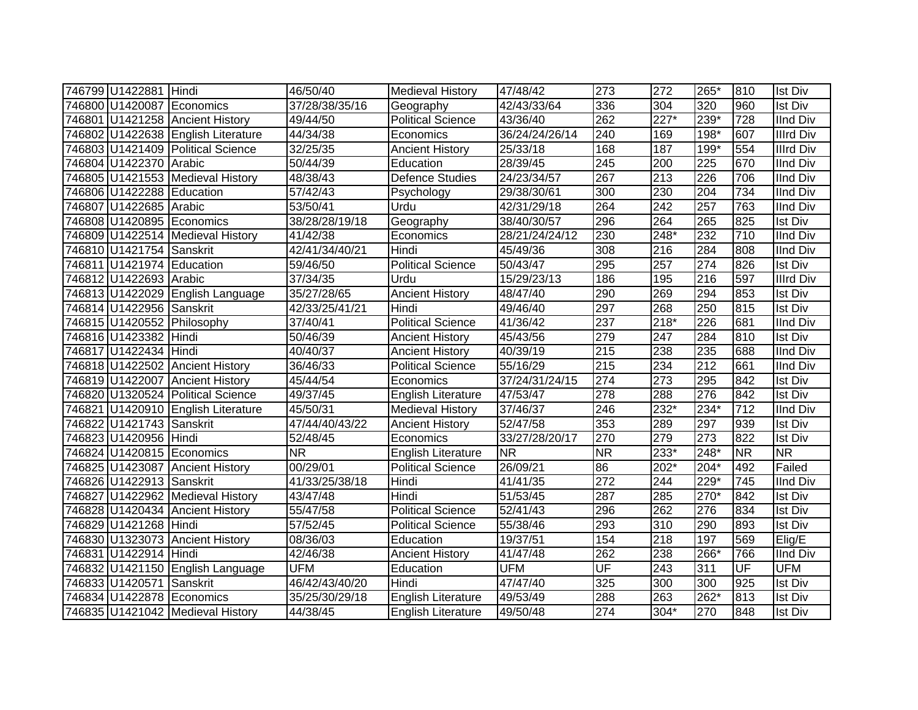| 746799 | U1422881 | Hindi | 46/50/40 | Medieval History | 47/48/42 | 273 | 272 | 265* | 810 | Ist Div |
|---|---|---|---|---|---|---|---|---|---|---|
| 746800 | U1420087 | Economics | 37/28/38/35/16 | Geography | 42/43/33/64 | 336 | 304 | 320 | 960 | Ist Div |
| 746801 | U1421258 | Ancient History | 49/44/50 | Political Science | 43/36/40 | 262 | 227* | 239* | 728 | IInd Div |
| 746802 | U1422638 | English Literature | 44/34/38 | Economics | 36/24/24/26/14 | 240 | 169 | 198* | 607 | IIIrd Div |
| 746803 | U1421409 | Political Science | 32/25/35 | Ancient History | 25/33/18 | 168 | 187 | 199* | 554 | IIIrd Div |
| 746804 | U1422370 | Arabic | 50/44/39 | Education | 28/39/45 | 245 | 200 | 225 | 670 | IInd Div |
| 746805 | U1421553 | Medieval History | 48/38/43 | Defence Studies | 24/23/34/57 | 267 | 213 | 226 | 706 | IInd Div |
| 746806 | U1422288 | Education | 57/42/43 | Psychology | 29/38/30/61 | 300 | 230 | 204 | 734 | IInd Div |
| 746807 | U1422685 | Arabic | 53/50/41 | Urdu | 42/31/29/18 | 264 | 242 | 257 | 763 | IInd Div |
| 746808 | U1420895 | Economics | 38/28/28/19/18 | Geography | 38/40/30/57 | 296 | 264 | 265 | 825 | Ist Div |
| 746809 | U1422514 | Medieval History | 41/42/38 | Economics | 28/21/24/24/12 | 230 | 248* | 232 | 710 | IInd Div |
| 746810 | U1421754 | Sanskrit | 42/41/34/40/21 | Hindi | 45/49/36 | 308 | 216 | 284 | 808 | IInd Div |
| 746811 | U1421974 | Education | 59/46/50 | Political Science | 50/43/47 | 295 | 257 | 274 | 826 | Ist Div |
| 746812 | U1422693 | Arabic | 37/34/35 | Urdu | 15/29/23/13 | 186 | 195 | 216 | 597 | IIIrd Div |
| 746813 | U1422029 | English Language | 35/27/28/65 | Ancient History | 48/47/40 | 290 | 269 | 294 | 853 | Ist Div |
| 746814 | U1422956 | Sanskrit | 42/33/25/41/21 | Hindi | 49/46/40 | 297 | 268 | 250 | 815 | Ist Div |
| 746815 | U1420552 | Philosophy | 37/40/41 | Political Science | 41/36/42 | 237 | 218* | 226 | 681 | IInd Div |
| 746816 | U1423382 | Hindi | 50/46/39 | Ancient History | 45/43/56 | 279 | 247 | 284 | 810 | Ist Div |
| 746817 | U1422434 | Hindi | 40/40/37 | Ancient History | 40/39/19 | 215 | 238 | 235 | 688 | IInd Div |
| 746818 | U1422502 | Ancient History | 36/46/33 | Political Science | 55/16/29 | 215 | 234 | 212 | 661 | IInd Div |
| 746819 | U1422007 | Ancient History | 45/44/54 | Economics | 37/24/31/24/15 | 274 | 273 | 295 | 842 | Ist Div |
| 746820 | U1320524 | Political Science | 49/37/45 | English Literature | 47/53/47 | 278 | 288 | 276 | 842 | Ist Div |
| 746821 | U1420910 | English Literature | 45/50/31 | Medieval History | 37/46/37 | 246 | 232* | 234* | 712 | IInd Div |
| 746822 | U1421743 | Sanskrit | 47/44/40/43/22 | Ancient History | 52/47/58 | 353 | 289 | 297 | 939 | Ist Div |
| 746823 | U1420956 | Hindi | 52/48/45 | Economics | 33/27/28/20/17 | 270 | 279 | 273 | 822 | Ist Div |
| 746824 | U1420815 | Economics | NR | English Literature | NR | NR | 233* | 248* | NR | NR |
| 746825 | U1423087 | Ancient History | 00/29/01 | Political Science | 26/09/21 | 86 | 202* | 204* | 492 | Failed |
| 746826 | U1422913 | Sanskrit | 41/33/25/38/18 | Hindi | 41/41/35 | 272 | 244 | 229* | 745 | IInd Div |
| 746827 | U1422962 | Medieval History | 43/47/48 | Hindi | 51/53/45 | 287 | 285 | 270* | 842 | Ist Div |
| 746828 | U1420434 | Ancient History | 55/47/58 | Political Science | 52/41/43 | 296 | 262 | 276 | 834 | Ist Div |
| 746829 | U1421268 | Hindi | 57/52/45 | Political Science | 55/38/46 | 293 | 310 | 290 | 893 | Ist Div |
| 746830 | U1323073 | Ancient History | 08/36/03 | Education | 19/37/51 | 154 | 218 | 197 | 569 | Elig/E |
| 746831 | U1422914 | Hindi | 42/46/38 | Ancient History | 41/47/48 | 262 | 238 | 266* | 766 | IInd Div |
| 746832 | U1421150 | English Language | UFM | Education | UFM | UF | 243 | 311 | UF | UFM |
| 746833 | U1420571 | Sanskrit | 46/42/43/40/20 | Hindi | 47/47/40 | 325 | 300 | 300 | 925 | Ist Div |
| 746834 | U1422878 | Economics | 35/25/30/29/18 | English Literature | 49/53/49 | 288 | 263 | 262* | 813 | Ist Div |
| 746835 | U1421042 | Medieval History | 44/38/45 | English Literature | 49/50/48 | 274 | 304* | 270 | 848 | Ist Div |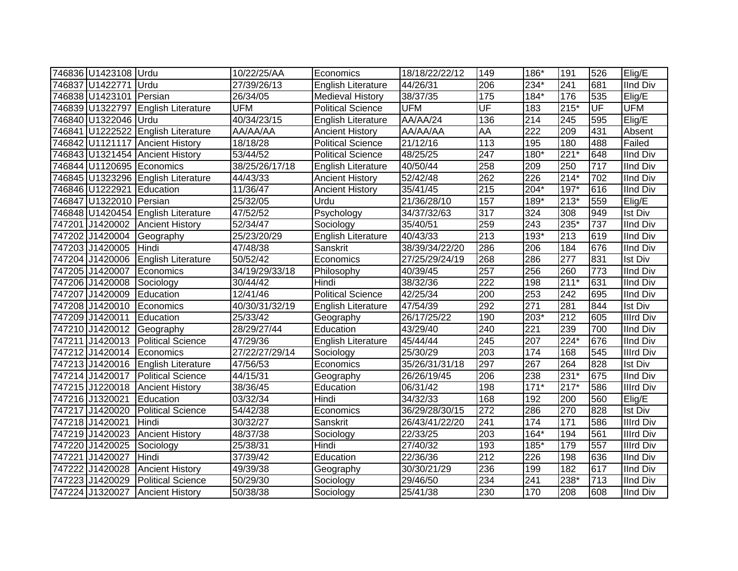| | | | | | | | | | | |
|---|---|---|---|---|---|---|---|---|---|---|
| 746836 | U1423108 | Urdu | 10/22/25/AA | Economics | 18/18/22/22/12 | 149 | 186* | 191 | 526 | Elig/E |
| 746837 | U1422771 | Urdu | 27/39/26/13 | English Literature | 44/26/31 | 206 | 234* | 241 | 681 | IInd Div |
| 746838 | U1423101 | Persian | 26/34/05 | Medieval History | 38/37/35 | 175 | 184* | 176 | 535 | Elig/E |
| 746839 | U1322797 | English Literature | UFM | Political Science | UFM | UF | 183 | 215* | UF | UFM |
| 746840 | U1322046 | Urdu | 40/34/23/15 | English Literature | AA/AA/24 | 136 | 214 | 245 | 595 | Elig/E |
| 746841 | U1222522 | English Literature | AA/AA/AA | Ancient History | AA/AA/AA | AA | 222 | 209 | 431 | Absent |
| 746842 | U1121117 | Ancient History | 18/18/28 | Political Science | 21/12/16 | 113 | 195 | 180 | 488 | Failed |
| 746843 | U1321454 | Ancient History | 53/44/52 | Political Science | 48/25/25 | 247 | 180* | 221* | 648 | IInd Div |
| 746844 | U1120695 | Economics | 38/25/26/17/18 | English Literature | 40/50/44 | 258 | 209 | 250 | 717 | IInd Div |
| 746845 | U1323296 | English Literature | 44/43/33 | Ancient History | 52/42/48 | 262 | 226 | 214* | 702 | IInd Div |
| 746846 | U1222921 | Education | 11/36/47 | Ancient History | 35/41/45 | 215 | 204* | 197* | 616 | IInd Div |
| 746847 | U1322010 | Persian | 25/32/05 | Urdu | 21/36/28/10 | 157 | 189* | 213* | 559 | Elig/E |
| 746848 | U1420454 | English Literature | 47/52/52 | Psychology | 34/37/32/63 | 317 | 324 | 308 | 949 | Ist Div |
| 747201 | J1420002 | Ancient History | 52/34/47 | Sociology | 35/40/51 | 259 | 243 | 235* | 737 | IInd Div |
| 747202 | J1420004 | Geography | 25/23/20/29 | English Literature | 40/43/33 | 213 | 193* | 213 | 619 | IInd Div |
| 747203 | J1420005 | Hindi | 47/48/38 | Sanskrit | 38/39/34/22/20 | 286 | 206 | 184 | 676 | IInd Div |
| 747204 | J1420006 | English Literature | 50/52/42 | Economics | 27/25/29/24/19 | 268 | 286 | 277 | 831 | Ist Div |
| 747205 | J1420007 | Economics | 34/19/29/33/18 | Philosophy | 40/39/45 | 257 | 256 | 260 | 773 | IInd Div |
| 747206 | J1420008 | Sociology | 30/44/42 | Hindi | 38/32/36 | 222 | 198 | 211* | 631 | IInd Div |
| 747207 | J1420009 | Education | 12/41/46 | Political Science | 42/25/34 | 200 | 253 | 242 | 695 | IInd Div |
| 747208 | J1420010 | Economics | 40/30/31/32/19 | English Literature | 47/54/39 | 292 | 271 | 281 | 844 | Ist Div |
| 747209 | J1420011 | Education | 25/33/42 | Geography | 26/17/25/22 | 190 | 203* | 212 | 605 | IIIrd Div |
| 747210 | J1420012 | Geography | 28/29/27/44 | Education | 43/29/40 | 240 | 221 | 239 | 700 | IInd Div |
| 747211 | J1420013 | Political Science | 47/29/36 | English Literature | 45/44/44 | 245 | 207 | 224* | 676 | IInd Div |
| 747212 | J1420014 | Economics | 27/22/27/29/14 | Sociology | 25/30/29 | 203 | 174 | 168 | 545 | IIIrd Div |
| 747213 | J1420016 | English Literature | 47/56/53 | Economics | 35/26/31/31/18 | 297 | 267 | 264 | 828 | Ist Div |
| 747214 | J1420017 | Political Science | 44/15/31 | Geography | 26/26/19/45 | 206 | 238 | 231* | 675 | IInd Div |
| 747215 | J1220018 | Ancient History | 38/36/45 | Education | 06/31/42 | 198 | 171* | 217* | 586 | IIIrd Div |
| 747216 | J1320021 | Education | 03/32/34 | Hindi | 34/32/33 | 168 | 192 | 200 | 560 | Elig/E |
| 747217 | J1420020 | Political Science | 54/42/38 | Economics | 36/29/28/30/15 | 272 | 286 | 270 | 828 | Ist Div |
| 747218 | J1420021 | Hindi | 30/32/27 | Sanskrit | 26/43/41/22/20 | 241 | 174 | 171 | 586 | IIIrd Div |
| 747219 | J1420023 | Ancient History | 48/37/38 | Sociology | 22/33/25 | 203 | 164* | 194 | 561 | IIIrd Div |
| 747220 | J1420025 | Sociology | 25/38/31 | Hindi | 27/40/32 | 193 | 185* | 179 | 557 | IIIrd Div |
| 747221 | J1420027 | Hindi | 37/39/42 | Education | 22/36/36 | 212 | 226 | 198 | 636 | IInd Div |
| 747222 | J1420028 | Ancient History | 49/39/38 | Geography | 30/30/21/29 | 236 | 199 | 182 | 617 | IInd Div |
| 747223 | J1420029 | Political Science | 50/29/30 | Sociology | 29/46/50 | 234 | 241 | 238* | 713 | IInd Div |
| 747224 | J1320027 | Ancient History | 50/38/38 | Sociology | 25/41/38 | 230 | 170 | 208 | 608 | IInd Div |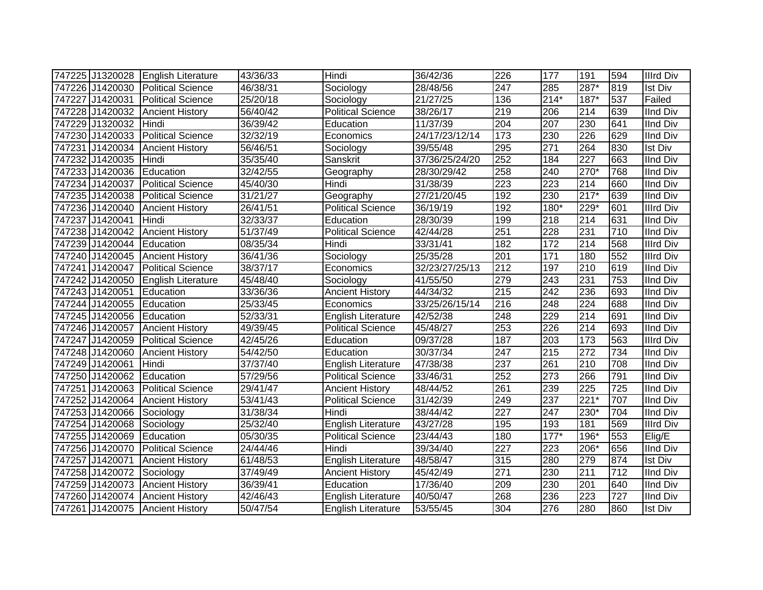| 747225 | J1320028 | English Literature | 43/36/33 | Hindi | 36/42/36 | 226 | 177 | 191 | 594 | IIIrd Div |
|---|---|---|---|---|---|---|---|---|---|---|
| 747226 | J1420030 | Political Science | 46/38/31 | Sociology | 28/48/56 | 247 | 285 | 287* | 819 | Ist Div |
| 747227 | J1420031 | Political Science | 25/20/18 | Sociology | 21/27/25 | 136 | 214* | 187* | 537 | Failed |
| 747228 | J1420032 | Ancient History | 56/40/42 | Political Science | 38/26/17 | 219 | 206 | 214 | 639 | IInd Div |
| 747229 | J1320032 | Hindi | 36/39/42 | Education | 11/37/39 | 204 | 207 | 230 | 641 | IInd Div |
| 747230 | J1420033 | Political Science | 32/32/19 | Economics | 24/17/23/12/14 | 173 | 230 | 226 | 629 | IInd Div |
| 747231 | J1420034 | Ancient History | 56/46/51 | Sociology | 39/55/48 | 295 | 271 | 264 | 830 | Ist Div |
| 747232 | J1420035 | Hindi | 35/35/40 | Sanskrit | 37/36/25/24/20 | 252 | 184 | 227 | 663 | IInd Div |
| 747233 | J1420036 | Education | 32/42/55 | Geography | 28/30/29/42 | 258 | 240 | 270* | 768 | IInd Div |
| 747234 | J1420037 | Political Science | 45/40/30 | Hindi | 31/38/39 | 223 | 223 | 214 | 660 | IInd Div |
| 747235 | J1420038 | Political Science | 31/21/27 | Geography | 27/21/20/45 | 192 | 230 | 217* | 639 | IInd Div |
| 747236 | J1420040 | Ancient History | 26/41/51 | Political Science | 36/19/19 | 192 | 180* | 229* | 601 | IIIrd Div |
| 747237 | J1420041 | Hindi | 32/33/37 | Education | 28/30/39 | 199 | 218 | 214 | 631 | IInd Div |
| 747238 | J1420042 | Ancient History | 51/37/49 | Political Science | 42/44/28 | 251 | 228 | 231 | 710 | IInd Div |
| 747239 | J1420044 | Education | 08/35/34 | Hindi | 33/31/41 | 182 | 172 | 214 | 568 | IIIrd Div |
| 747240 | J1420045 | Ancient History | 36/41/36 | Sociology | 25/35/28 | 201 | 171 | 180 | 552 | IIIrd Div |
| 747241 | J1420047 | Political Science | 38/37/17 | Economics | 32/23/27/25/13 | 212 | 197 | 210 | 619 | IInd Div |
| 747242 | J1420050 | English Literature | 45/48/40 | Sociology | 41/55/50 | 279 | 243 | 231 | 753 | IInd Div |
| 747243 | J1420051 | Education | 33/36/36 | Ancient History | 44/34/32 | 215 | 242 | 236 | 693 | IInd Div |
| 747244 | J1420055 | Education | 25/33/45 | Economics | 33/25/26/15/14 | 216 | 248 | 224 | 688 | IInd Div |
| 747245 | J1420056 | Education | 52/33/31 | English Literature | 42/52/38 | 248 | 229 | 214 | 691 | IInd Div |
| 747246 | J1420057 | Ancient History | 49/39/45 | Political Science | 45/48/27 | 253 | 226 | 214 | 693 | IInd Div |
| 747247 | J1420059 | Political Science | 42/45/26 | Education | 09/37/28 | 187 | 203 | 173 | 563 | IIIrd Div |
| 747248 | J1420060 | Ancient History | 54/42/50 | Education | 30/37/34 | 247 | 215 | 272 | 734 | IInd Div |
| 747249 | J1420061 | Hindi | 37/37/40 | English Literature | 47/38/38 | 237 | 261 | 210 | 708 | IInd Div |
| 747250 | J1420062 | Education | 57/29/56 | Political Science | 33/46/31 | 252 | 273 | 266 | 791 | IInd Div |
| 747251 | J1420063 | Political Science | 29/41/47 | Ancient History | 48/44/52 | 261 | 239 | 225 | 725 | IInd Div |
| 747252 | J1420064 | Ancient History | 53/41/43 | Political Science | 31/42/39 | 249 | 237 | 221* | 707 | IInd Div |
| 747253 | J1420066 | Sociology | 31/38/34 | Hindi | 38/44/42 | 227 | 247 | 230* | 704 | IInd Div |
| 747254 | J1420068 | Sociology | 25/32/40 | English Literature | 43/27/28 | 195 | 193 | 181 | 569 | IIIrd Div |
| 747255 | J1420069 | Education | 05/30/35 | Political Science | 23/44/43 | 180 | 177* | 196* | 553 | Elig/E |
| 747256 | J1420070 | Political Science | 24/44/46 | Hindi | 39/34/40 | 227 | 223 | 206* | 656 | IInd Div |
| 747257 | J1420071 | Ancient History | 61/48/53 | English Literature | 48/58/47 | 315 | 280 | 279 | 874 | Ist Div |
| 747258 | J1420072 | Sociology | 37/49/49 | Ancient History | 45/42/49 | 271 | 230 | 211 | 712 | IInd Div |
| 747259 | J1420073 | Ancient History | 36/39/41 | Education | 17/36/40 | 209 | 230 | 201 | 640 | IInd Div |
| 747260 | J1420074 | Ancient History | 42/46/43 | English Literature | 40/50/47 | 268 | 236 | 223 | 727 | IInd Div |
| 747261 | J1420075 | Ancient History | 50/47/54 | English Literature | 53/55/45 | 304 | 276 | 280 | 860 | Ist Div |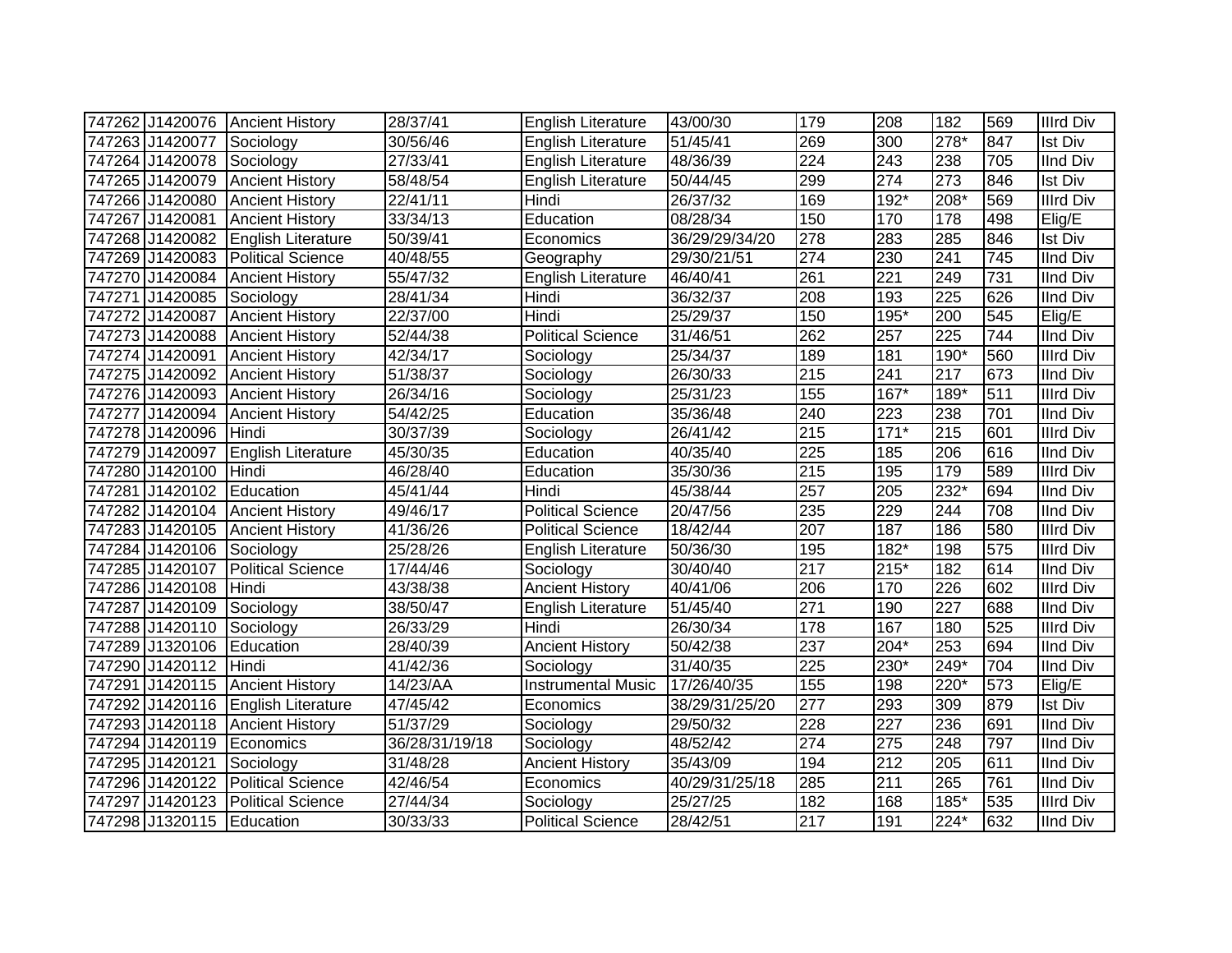| 747262 | J1420076 | Ancient History | 28/37/41 | English Literature | 43/00/30 | 179 | 208 | 182 | 569 | IIIrd Div |
|---|---|---|---|---|---|---|---|---|---|---|
| 747263 | J1420077 | Sociology | 30/56/46 | English Literature | 51/45/41 | 269 | 300 | 278* | 847 | Ist Div |
| 747264 | J1420078 | Sociology | 27/33/41 | English Literature | 48/36/39 | 224 | 243 | 238 | 705 | IInd Div |
| 747265 | J1420079 | Ancient History | 58/48/54 | English Literature | 50/44/45 | 299 | 274 | 273 | 846 | Ist Div |
| 747266 | J1420080 | Ancient History | 22/41/11 | Hindi | 26/37/32 | 169 | 192* | 208* | 569 | IIIrd Div |
| 747267 | J1420081 | Ancient History | 33/34/13 | Education | 08/28/34 | 150 | 170 | 178 | 498 | Elig/E |
| 747268 | J1420082 | English Literature | 50/39/41 | Economics | 36/29/29/34/20 | 278 | 283 | 285 | 846 | Ist Div |
| 747269 | J1420083 | Political Science | 40/48/55 | Geography | 29/30/21/51 | 274 | 230 | 241 | 745 | IInd Div |
| 747270 | J1420084 | Ancient History | 55/47/32 | English Literature | 46/40/41 | 261 | 221 | 249 | 731 | IInd Div |
| 747271 | J1420085 | Sociology | 28/41/34 | Hindi | 36/32/37 | 208 | 193 | 225 | 626 | IInd Div |
| 747272 | J1420087 | Ancient History | 22/37/00 | Hindi | 25/29/37 | 150 | 195* | 200 | 545 | Elig/E |
| 747273 | J1420088 | Ancient History | 52/44/38 | Political Science | 31/46/51 | 262 | 257 | 225 | 744 | IInd Div |
| 747274 | J1420091 | Ancient History | 42/34/17 | Sociology | 25/34/37 | 189 | 181 | 190* | 560 | IIIrd Div |
| 747275 | J1420092 | Ancient History | 51/38/37 | Sociology | 26/30/33 | 215 | 241 | 217 | 673 | IInd Div |
| 747276 | J1420093 | Ancient History | 26/34/16 | Sociology | 25/31/23 | 155 | 167* | 189* | 511 | IIIrd Div |
| 747277 | J1420094 | Ancient History | 54/42/25 | Education | 35/36/48 | 240 | 223 | 238 | 701 | IInd Div |
| 747278 | J1420096 | Hindi | 30/37/39 | Sociology | 26/41/42 | 215 | 171* | 215 | 601 | IIIrd Div |
| 747279 | J1420097 | English Literature | 45/30/35 | Education | 40/35/40 | 225 | 185 | 206 | 616 | IInd Div |
| 747280 | J1420100 | Hindi | 46/28/40 | Education | 35/30/36 | 215 | 195 | 179 | 589 | IIIrd Div |
| 747281 | J1420102 | Education | 45/41/44 | Hindi | 45/38/44 | 257 | 205 | 232* | 694 | IInd Div |
| 747282 | J1420104 | Ancient History | 49/46/17 | Political Science | 20/47/56 | 235 | 229 | 244 | 708 | IInd Div |
| 747283 | J1420105 | Ancient History | 41/36/26 | Political Science | 18/42/44 | 207 | 187 | 186 | 580 | IIIrd Div |
| 747284 | J1420106 | Sociology | 25/28/26 | English Literature | 50/36/30 | 195 | 182* | 198 | 575 | IIIrd Div |
| 747285 | J1420107 | Political Science | 17/44/46 | Sociology | 30/40/40 | 217 | 215* | 182 | 614 | IInd Div |
| 747286 | J1420108 | Hindi | 43/38/38 | Ancient History | 40/41/06 | 206 | 170 | 226 | 602 | IIIrd Div |
| 747287 | J1420109 | Sociology | 38/50/47 | English Literature | 51/45/40 | 271 | 190 | 227 | 688 | IInd Div |
| 747288 | J1420110 | Sociology | 26/33/29 | Hindi | 26/30/34 | 178 | 167 | 180 | 525 | IIIrd Div |
| 747289 | J1320106 | Education | 28/40/39 | Ancient History | 50/42/38 | 237 | 204* | 253 | 694 | IInd Div |
| 747290 | J1420112 | Hindi | 41/42/36 | Sociology | 31/40/35 | 225 | 230* | 249* | 704 | IInd Div |
| 747291 | J1420115 | Ancient History | 14/23/AA | Instrumental Music | 17/26/40/35 | 155 | 198 | 220* | 573 | Elig/E |
| 747292 | J1420116 | English Literature | 47/45/42 | Economics | 38/29/31/25/20 | 277 | 293 | 309 | 879 | Ist Div |
| 747293 | J1420118 | Ancient History | 51/37/29 | Sociology | 29/50/32 | 228 | 227 | 236 | 691 | IInd Div |
| 747294 | J1420119 | Economics | 36/28/31/19/18 | Sociology | 48/52/42 | 274 | 275 | 248 | 797 | IInd Div |
| 747295 | J1420121 | Sociology | 31/48/28 | Ancient History | 35/43/09 | 194 | 212 | 205 | 611 | IInd Div |
| 747296 | J1420122 | Political Science | 42/46/54 | Economics | 40/29/31/25/18 | 285 | 211 | 265 | 761 | IInd Div |
| 747297 | J1420123 | Political Science | 27/44/34 | Sociology | 25/27/25 | 182 | 168 | 185* | 535 | IIIrd Div |
| 747298 | J1320115 | Education | 30/33/33 | Political Science | 28/42/51 | 217 | 191 | 224* | 632 | IInd Div |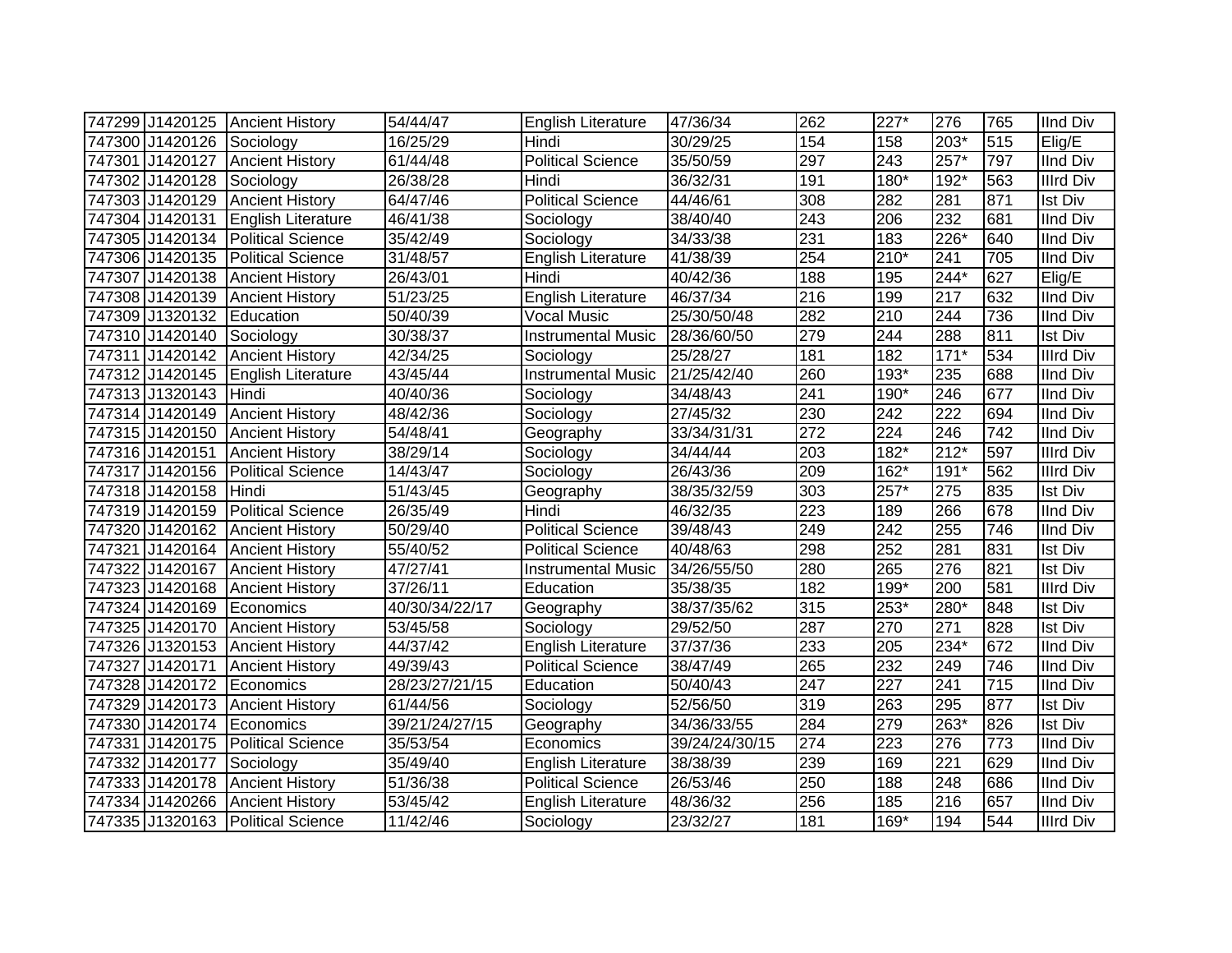| | | | | | | | | | | |
|---|---|---|---|---|---|---|---|---|---|---|
| 747299 | J1420125 | Ancient History | 54/44/47 | English Literature | 47/36/34 | 262 | 227* | 276 | 765 | IInd Div |
| 747300 | J1420126 | Sociology | 16/25/29 | Hindi | 30/29/25 | 154 | 158 | 203* | 515 | Elig/E |
| 747301 | J1420127 | Ancient History | 61/44/48 | Political Science | 35/50/59 | 297 | 243 | 257* | 797 | IInd Div |
| 747302 | J1420128 | Sociology | 26/38/28 | Hindi | 36/32/31 | 191 | 180* | 192* | 563 | IIIrd Div |
| 747303 | J1420129 | Ancient History | 64/47/46 | Political Science | 44/46/61 | 308 | 282 | 281 | 871 | Ist Div |
| 747304 | J1420131 | English Literature | 46/41/38 | Sociology | 38/40/40 | 243 | 206 | 232 | 681 | IInd Div |
| 747305 | J1420134 | Political Science | 35/42/49 | Sociology | 34/33/38 | 231 | 183 | 226* | 640 | IInd Div |
| 747306 | J1420135 | Political Science | 31/48/57 | English Literature | 41/38/39 | 254 | 210* | 241 | 705 | IInd Div |
| 747307 | J1420138 | Ancient History | 26/43/01 | Hindi | 40/42/36 | 188 | 195 | 244* | 627 | Elig/E |
| 747308 | J1420139 | Ancient History | 51/23/25 | English Literature | 46/37/34 | 216 | 199 | 217 | 632 | IInd Div |
| 747309 | J1320132 | Education | 50/40/39 | Vocal Music | 25/30/50/48 | 282 | 210 | 244 | 736 | IInd Div |
| 747310 | J1420140 | Sociology | 30/38/37 | Instrumental Music | 28/36/60/50 | 279 | 244 | 288 | 811 | Ist Div |
| 747311 | J1420142 | Ancient History | 42/34/25 | Sociology | 25/28/27 | 181 | 182 | 171* | 534 | IIIrd Div |
| 747312 | J1420145 | English Literature | 43/45/44 | Instrumental Music | 21/25/42/40 | 260 | 193* | 235 | 688 | IInd Div |
| 747313 | J1320143 | Hindi | 40/40/36 | Sociology | 34/48/43 | 241 | 190* | 246 | 677 | IInd Div |
| 747314 | J1420149 | Ancient History | 48/42/36 | Sociology | 27/45/32 | 230 | 242 | 222 | 694 | IInd Div |
| 747315 | J1420150 | Ancient History | 54/48/41 | Geography | 33/34/31/31 | 272 | 224 | 246 | 742 | IInd Div |
| 747316 | J1420151 | Ancient History | 38/29/14 | Sociology | 34/44/44 | 203 | 182* | 212* | 597 | IIIrd Div |
| 747317 | J1420156 | Political Science | 14/43/47 | Sociology | 26/43/36 | 209 | 162* | 191* | 562 | IIIrd Div |
| 747318 | J1420158 | Hindi | 51/43/45 | Geography | 38/35/32/59 | 303 | 257* | 275 | 835 | Ist Div |
| 747319 | J1420159 | Political Science | 26/35/49 | Hindi | 46/32/35 | 223 | 189 | 266 | 678 | IInd Div |
| 747320 | J1420162 | Ancient History | 50/29/40 | Political Science | 39/48/43 | 249 | 242 | 255 | 746 | IInd Div |
| 747321 | J1420164 | Ancient History | 55/40/52 | Political Science | 40/48/63 | 298 | 252 | 281 | 831 | Ist Div |
| 747322 | J1420167 | Ancient History | 47/27/41 | Instrumental Music | 34/26/55/50 | 280 | 265 | 276 | 821 | Ist Div |
| 747323 | J1420168 | Ancient History | 37/26/11 | Education | 35/38/35 | 182 | 199* | 200 | 581 | IIIrd Div |
| 747324 | J1420169 | Economics | 40/30/34/22/17 | Geography | 38/37/35/62 | 315 | 253* | 280* | 848 | Ist Div |
| 747325 | J1420170 | Ancient History | 53/45/58 | Sociology | 29/52/50 | 287 | 270 | 271 | 828 | Ist Div |
| 747326 | J1320153 | Ancient History | 44/37/42 | English Literature | 37/37/36 | 233 | 205 | 234* | 672 | IInd Div |
| 747327 | J1420171 | Ancient History | 49/39/43 | Political Science | 38/47/49 | 265 | 232 | 249 | 746 | IInd Div |
| 747328 | J1420172 | Economics | 28/23/27/21/15 | Education | 50/40/43 | 247 | 227 | 241 | 715 | IInd Div |
| 747329 | J1420173 | Ancient History | 61/44/56 | Sociology | 52/56/50 | 319 | 263 | 295 | 877 | Ist Div |
| 747330 | J1420174 | Economics | 39/21/24/27/15 | Geography | 34/36/33/55 | 284 | 279 | 263* | 826 | Ist Div |
| 747331 | J1420175 | Political Science | 35/53/54 | Economics | 39/24/24/30/15 | 274 | 223 | 276 | 773 | IInd Div |
| 747332 | J1420177 | Sociology | 35/49/40 | English Literature | 38/38/39 | 239 | 169 | 221 | 629 | IInd Div |
| 747333 | J1420178 | Ancient History | 51/36/38 | Political Science | 26/53/46 | 250 | 188 | 248 | 686 | IInd Div |
| 747334 | J1420266 | Ancient History | 53/45/42 | English Literature | 48/36/32 | 256 | 185 | 216 | 657 | IInd Div |
| 747335 | J1320163 | Political Science | 11/42/46 | Sociology | 23/32/27 | 181 | 169* | 194 | 544 | IIIrd Div |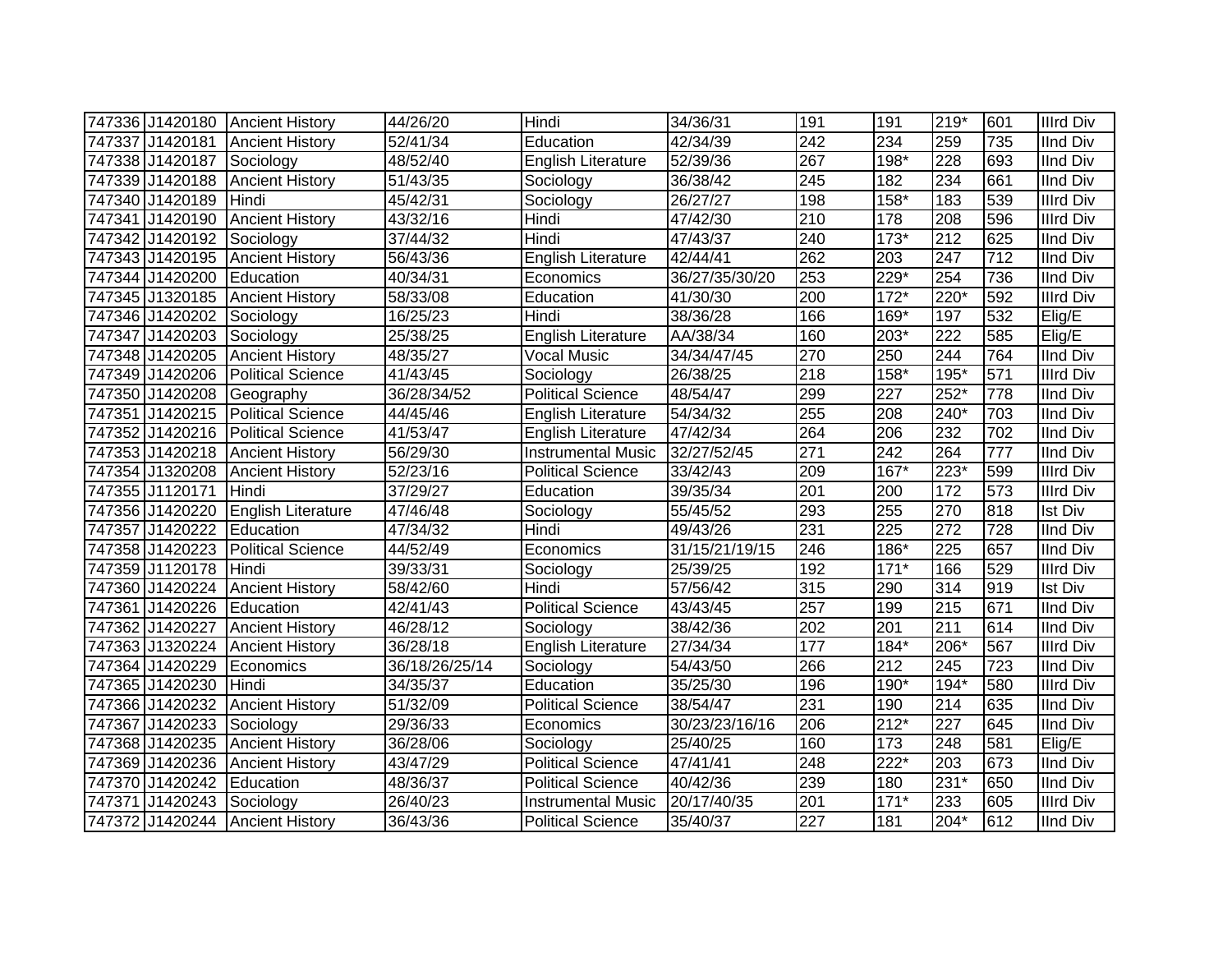| 747336 | J1420180 | Ancient History | 44/26/20 | Hindi | 34/36/31 | 191 | 191 | 219* | 601 | IIIrd Div |
|---|---|---|---|---|---|---|---|---|---|---|
| 747337 | J1420181 | Ancient History | 52/41/34 | Education | 42/34/39 | 242 | 234 | 259 | 735 | IInd Div |
| 747338 | J1420187 | Sociology | 48/52/40 | English Literature | 52/39/36 | 267 | 198* | 228 | 693 | IInd Div |
| 747339 | J1420188 | Ancient History | 51/43/35 | Sociology | 36/38/42 | 245 | 182 | 234 | 661 | IInd Div |
| 747340 | J1420189 | Hindi | 45/42/31 | Sociology | 26/27/27 | 198 | 158* | 183 | 539 | IIIrd Div |
| 747341 | J1420190 | Ancient History | 43/32/16 | Hindi | 47/42/30 | 210 | 178 | 208 | 596 | IIIrd Div |
| 747342 | J1420192 | Sociology | 37/44/32 | Hindi | 47/43/37 | 240 | 173* | 212 | 625 | IInd Div |
| 747343 | J1420195 | Ancient History | 56/43/36 | English Literature | 42/44/41 | 262 | 203 | 247 | 712 | IInd Div |
| 747344 | J1420200 | Education | 40/34/31 | Economics | 36/27/35/30/20 | 253 | 229* | 254 | 736 | IInd Div |
| 747345 | J1320185 | Ancient History | 58/33/08 | Education | 41/30/30 | 200 | 172* | 220* | 592 | IIIrd Div |
| 747346 | J1420202 | Sociology | 16/25/23 | Hindi | 38/36/28 | 166 | 169* | 197 | 532 | Elig/E |
| 747347 | J1420203 | Sociology | 25/38/25 | English Literature | AA/38/34 | 160 | 203* | 222 | 585 | Elig/E |
| 747348 | J1420205 | Ancient History | 48/35/27 | Vocal Music | 34/34/47/45 | 270 | 250 | 244 | 764 | IInd Div |
| 747349 | J1420206 | Political Science | 41/43/45 | Sociology | 26/38/25 | 218 | 158* | 195* | 571 | IIIrd Div |
| 747350 | J1420208 | Geography | 36/28/34/52 | Political Science | 48/54/47 | 299 | 227 | 252* | 778 | IInd Div |
| 747351 | J1420215 | Political Science | 44/45/46 | English Literature | 54/34/32 | 255 | 208 | 240* | 703 | IInd Div |
| 747352 | J1420216 | Political Science | 41/53/47 | English Literature | 47/42/34 | 264 | 206 | 232 | 702 | IInd Div |
| 747353 | J1420218 | Ancient History | 56/29/30 | Instrumental Music | 32/27/52/45 | 271 | 242 | 264 | 777 | IInd Div |
| 747354 | J1320208 | Ancient History | 52/23/16 | Political Science | 33/42/43 | 209 | 167* | 223* | 599 | IIIrd Div |
| 747355 | J1120171 | Hindi | 37/29/27 | Education | 39/35/34 | 201 | 200 | 172 | 573 | IIIrd Div |
| 747356 | J1420220 | English Literature | 47/46/48 | Sociology | 55/45/52 | 293 | 255 | 270 | 818 | Ist Div |
| 747357 | J1420222 | Education | 47/34/32 | Hindi | 49/43/26 | 231 | 225 | 272 | 728 | IInd Div |
| 747358 | J1420223 | Political Science | 44/52/49 | Economics | 31/15/21/19/15 | 246 | 186* | 225 | 657 | IInd Div |
| 747359 | J1120178 | Hindi | 39/33/31 | Sociology | 25/39/25 | 192 | 171* | 166 | 529 | IIIrd Div |
| 747360 | J1420224 | Ancient History | 58/42/60 | Hindi | 57/56/42 | 315 | 290 | 314 | 919 | Ist Div |
| 747361 | J1420226 | Education | 42/41/43 | Political Science | 43/43/45 | 257 | 199 | 215 | 671 | IInd Div |
| 747362 | J1420227 | Ancient History | 46/28/12 | Sociology | 38/42/36 | 202 | 201 | 211 | 614 | IInd Div |
| 747363 | J1320224 | Ancient History | 36/28/18 | English Literature | 27/34/34 | 177 | 184* | 206* | 567 | IIIrd Div |
| 747364 | J1420229 | Economics | 36/18/26/25/14 | Sociology | 54/43/50 | 266 | 212 | 245 | 723 | IInd Div |
| 747365 | J1420230 | Hindi | 34/35/37 | Education | 35/25/30 | 196 | 190* | 194* | 580 | IIIrd Div |
| 747366 | J1420232 | Ancient History | 51/32/09 | Political Science | 38/54/47 | 231 | 190 | 214 | 635 | IInd Div |
| 747367 | J1420233 | Sociology | 29/36/33 | Economics | 30/23/23/16/16 | 206 | 212* | 227 | 645 | IInd Div |
| 747368 | J1420235 | Ancient History | 36/28/06 | Sociology | 25/40/25 | 160 | 173 | 248 | 581 | Elig/E |
| 747369 | J1420236 | Ancient History | 43/47/29 | Political Science | 47/41/41 | 248 | 222* | 203 | 673 | IInd Div |
| 747370 | J1420242 | Education | 48/36/37 | Political Science | 40/42/36 | 239 | 180 | 231* | 650 | IInd Div |
| 747371 | J1420243 | Sociology | 26/40/23 | Instrumental Music | 20/17/40/35 | 201 | 171* | 233 | 605 | IIIrd Div |
| 747372 | J1420244 | Ancient History | 36/43/36 | Political Science | 35/40/37 | 227 | 181 | 204* | 612 | IInd Div |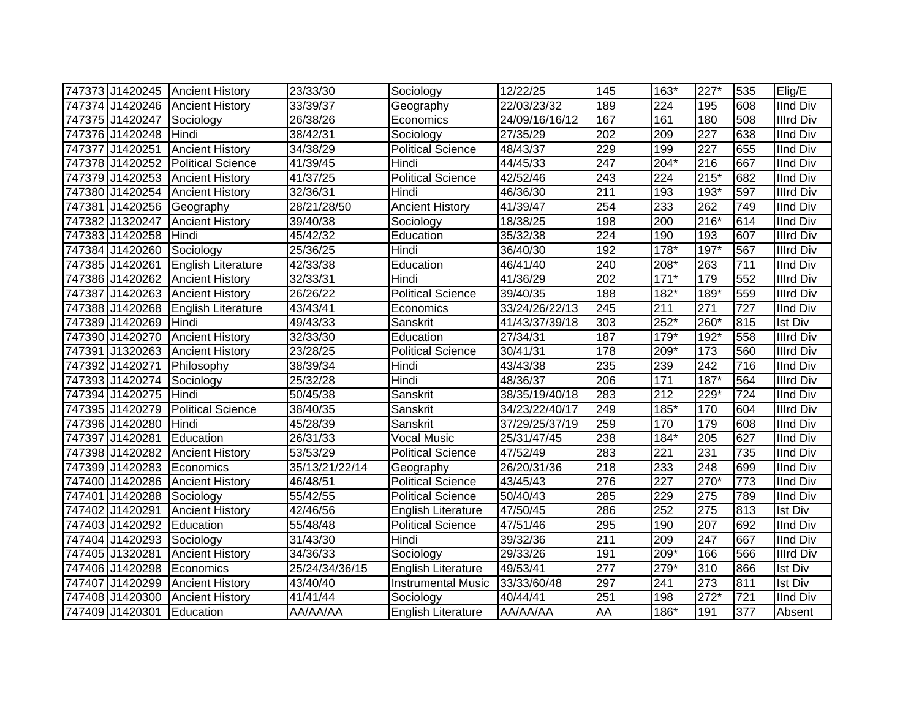| 747373 | J1420245 | Ancient History | 23/33/30 | Sociology | 12/22/25 | 145 | 163* | 227* | 535 | Elig/E |
|---|---|---|---|---|---|---|---|---|---|---|
| 747374 | J1420246 | Ancient History | 33/39/37 | Geography | 22/03/23/32 | 189 | 224 | 195 | 608 | IInd Div |
| 747375 | J1420247 | Sociology | 26/38/26 | Economics | 24/09/16/16/12 | 167 | 161 | 180 | 508 | IIIrd Div |
| 747376 | J1420248 | Hindi | 38/42/31 | Sociology | 27/35/29 | 202 | 209 | 227 | 638 | IInd Div |
| 747377 | J1420251 | Ancient History | 34/38/29 | Political Science | 48/43/37 | 229 | 199 | 227 | 655 | IInd Div |
| 747378 | J1420252 | Political Science | 41/39/45 | Hindi | 44/45/33 | 247 | 204* | 216 | 667 | IInd Div |
| 747379 | J1420253 | Ancient History | 41/37/25 | Political Science | 42/52/46 | 243 | 224 | 215* | 682 | IInd Div |
| 747380 | J1420254 | Ancient History | 32/36/31 | Hindi | 46/36/30 | 211 | 193 | 193* | 597 | IIIrd Div |
| 747381 | J1420256 | Geography | 28/21/28/50 | Ancient History | 41/39/47 | 254 | 233 | 262 | 749 | IInd Div |
| 747382 | J1320247 | Ancient History | 39/40/38 | Sociology | 18/38/25 | 198 | 200 | 216* | 614 | IInd Div |
| 747383 | J1420258 | Hindi | 45/42/32 | Education | 35/32/38 | 224 | 190 | 193 | 607 | IIIrd Div |
| 747384 | J1420260 | Sociology | 25/36/25 | Hindi | 36/40/30 | 192 | 178* | 197* | 567 | IIIrd Div |
| 747385 | J1420261 | English Literature | 42/33/38 | Education | 46/41/40 | 240 | 208* | 263 | 711 | IInd Div |
| 747386 | J1420262 | Ancient History | 32/33/31 | Hindi | 41/36/29 | 202 | 171* | 179 | 552 | IIIrd Div |
| 747387 | J1420263 | Ancient History | 26/26/22 | Political Science | 39/40/35 | 188 | 182* | 189* | 559 | IIIrd Div |
| 747388 | J1420268 | English Literature | 43/43/41 | Economics | 33/24/26/22/13 | 245 | 211 | 271 | 727 | IInd Div |
| 747389 | J1420269 | Hindi | 49/43/33 | Sanskrit | 41/43/37/39/18 | 303 | 252* | 260* | 815 | Ist Div |
| 747390 | J1420270 | Ancient History | 32/33/30 | Education | 27/34/31 | 187 | 179* | 192* | 558 | IIIrd Div |
| 747391 | J1320263 | Ancient History | 23/28/25 | Political Science | 30/41/31 | 178 | 209* | 173 | 560 | IIIrd Div |
| 747392 | J1420271 | Philosophy | 38/39/34 | Hindi | 43/43/38 | 235 | 239 | 242 | 716 | IInd Div |
| 747393 | J1420274 | Sociology | 25/32/28 | Hindi | 48/36/37 | 206 | 171 | 187* | 564 | IIIrd Div |
| 747394 | J1420275 | Hindi | 50/45/38 | Sanskrit | 38/35/19/40/18 | 283 | 212 | 229* | 724 | IInd Div |
| 747395 | J1420279 | Political Science | 38/40/35 | Sanskrit | 34/23/22/40/17 | 249 | 185* | 170 | 604 | IIIrd Div |
| 747396 | J1420280 | Hindi | 45/28/39 | Sanskrit | 37/29/25/37/19 | 259 | 170 | 179 | 608 | IInd Div |
| 747397 | J1420281 | Education | 26/31/33 | Vocal Music | 25/31/47/45 | 238 | 184* | 205 | 627 | IInd Div |
| 747398 | J1420282 | Ancient History | 53/53/29 | Political Science | 47/52/49 | 283 | 221 | 231 | 735 | IInd Div |
| 747399 | J1420283 | Economics | 35/13/21/22/14 | Geography | 26/20/31/36 | 218 | 233 | 248 | 699 | IInd Div |
| 747400 | J1420286 | Ancient History | 46/48/51 | Political Science | 43/45/43 | 276 | 227 | 270* | 773 | IInd Div |
| 747401 | J1420288 | Sociology | 55/42/55 | Political Science | 50/40/43 | 285 | 229 | 275 | 789 | IInd Div |
| 747402 | J1420291 | Ancient History | 42/46/56 | English Literature | 47/50/45 | 286 | 252 | 275 | 813 | Ist Div |
| 747403 | J1420292 | Education | 55/48/48 | Political Science | 47/51/46 | 295 | 190 | 207 | 692 | IInd Div |
| 747404 | J1420293 | Sociology | 31/43/30 | Hindi | 39/32/36 | 211 | 209 | 247 | 667 | IInd Div |
| 747405 | J1320281 | Ancient History | 34/36/33 | Sociology | 29/33/26 | 191 | 209* | 166 | 566 | IIIrd Div |
| 747406 | J1420298 | Economics | 25/24/34/36/15 | English Literature | 49/53/41 | 277 | 279* | 310 | 866 | Ist Div |
| 747407 | J1420299 | Ancient History | 43/40/40 | Instrumental Music | 33/33/60/48 | 297 | 241 | 273 | 811 | Ist Div |
| 747408 | J1420300 | Ancient History | 41/41/44 | Sociology | 40/44/41 | 251 | 198 | 272* | 721 | IInd Div |
| 747409 | J1420301 | Education | AA/AA/AA | English Literature | AA/AA/AA | AA | 186* | 191 | 377 | Absent |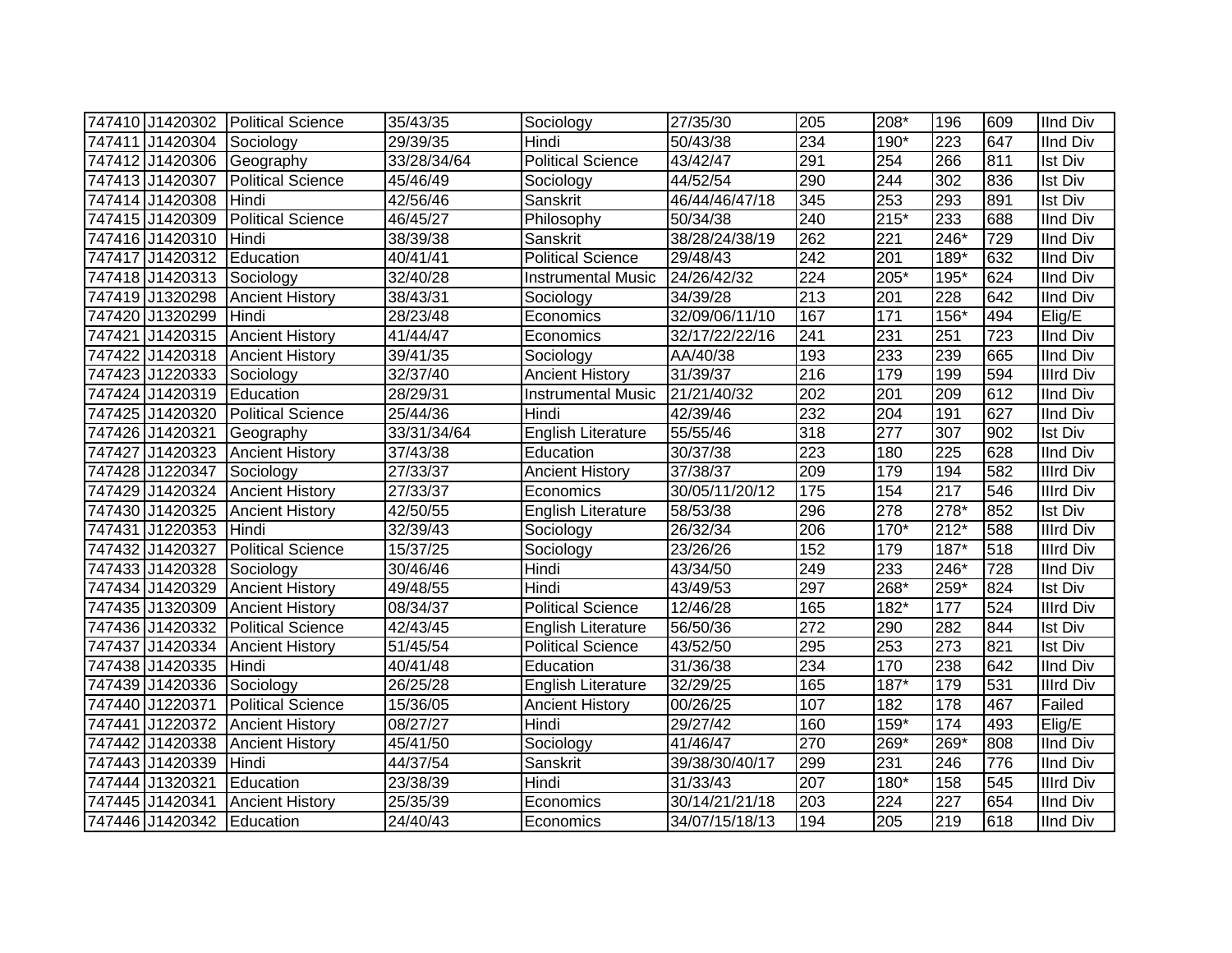| | | | | | | | | | | |
|---|---|---|---|---|---|---|---|---|---|---|
| 747410 | J1420302 | Political Science | 35/43/35 | Sociology | 27/35/30 | 205 | 208* | 196 | 609 | IInd Div |
| 747411 | J1420304 | Sociology | 29/39/35 | Hindi | 50/43/38 | 234 | 190* | 223 | 647 | IInd Div |
| 747412 | J1420306 | Geography | 33/28/34/64 | Political Science | 43/42/47 | 291 | 254 | 266 | 811 | Ist Div |
| 747413 | J1420307 | Political Science | 45/46/49 | Sociology | 44/52/54 | 290 | 244 | 302 | 836 | Ist Div |
| 747414 | J1420308 | Hindi | 42/56/46 | Sanskrit | 46/44/46/47/18 | 345 | 253 | 293 | 891 | Ist Div |
| 747415 | J1420309 | Political Science | 46/45/27 | Philosophy | 50/34/38 | 240 | 215* | 233 | 688 | IInd Div |
| 747416 | J1420310 | Hindi | 38/39/38 | Sanskrit | 38/28/24/38/19 | 262 | 221 | 246* | 729 | IInd Div |
| 747417 | J1420312 | Education | 40/41/41 | Political Science | 29/48/43 | 242 | 201 | 189* | 632 | IInd Div |
| 747418 | J1420313 | Sociology | 32/40/28 | Instrumental Music | 24/26/42/32 | 224 | 205* | 195* | 624 | IInd Div |
| 747419 | J1320298 | Ancient History | 38/43/31 | Sociology | 34/39/28 | 213 | 201 | 228 | 642 | IInd Div |
| 747420 | J1320299 | Hindi | 28/23/48 | Economics | 32/09/06/11/10 | 167 | 171 | 156* | 494 | Elig/E |
| 747421 | J1420315 | Ancient History | 41/44/47 | Economics | 32/17/22/22/16 | 241 | 231 | 251 | 723 | IInd Div |
| 747422 | J1420318 | Ancient History | 39/41/35 | Sociology | AA/40/38 | 193 | 233 | 239 | 665 | IInd Div |
| 747423 | J1220333 | Sociology | 32/37/40 | Ancient History | 31/39/37 | 216 | 179 | 199 | 594 | IIIrd Div |
| 747424 | J1420319 | Education | 28/29/31 | Instrumental Music | 21/21/40/32 | 202 | 201 | 209 | 612 | IInd Div |
| 747425 | J1420320 | Political Science | 25/44/36 | Hindi | 42/39/46 | 232 | 204 | 191 | 627 | IInd Div |
| 747426 | J1420321 | Geography | 33/31/34/64 | English Literature | 55/55/46 | 318 | 277 | 307 | 902 | Ist Div |
| 747427 | J1420323 | Ancient History | 37/43/38 | Education | 30/37/38 | 223 | 180 | 225 | 628 | IInd Div |
| 747428 | J1220347 | Sociology | 27/33/37 | Ancient History | 37/38/37 | 209 | 179 | 194 | 582 | IIIrd Div |
| 747429 | J1420324 | Ancient History | 27/33/37 | Economics | 30/05/11/20/12 | 175 | 154 | 217 | 546 | IIIrd Div |
| 747430 | J1420325 | Ancient History | 42/50/55 | English Literature | 58/53/38 | 296 | 278 | 278* | 852 | Ist Div |
| 747431 | J1220353 | Hindi | 32/39/43 | Sociology | 26/32/34 | 206 | 170* | 212* | 588 | IIIrd Div |
| 747432 | J1420327 | Political Science | 15/37/25 | Sociology | 23/26/26 | 152 | 179 | 187* | 518 | IIIrd Div |
| 747433 | J1420328 | Sociology | 30/46/46 | Hindi | 43/34/50 | 249 | 233 | 246* | 728 | IInd Div |
| 747434 | J1420329 | Ancient History | 49/48/55 | Hindi | 43/49/53 | 297 | 268* | 259* | 824 | Ist Div |
| 747435 | J1320309 | Ancient History | 08/34/37 | Political Science | 12/46/28 | 165 | 182* | 177 | 524 | IIIrd Div |
| 747436 | J1420332 | Political Science | 42/43/45 | English Literature | 56/50/36 | 272 | 290 | 282 | 844 | Ist Div |
| 747437 | J1420334 | Ancient History | 51/45/54 | Political Science | 43/52/50 | 295 | 253 | 273 | 821 | Ist Div |
| 747438 | J1420335 | Hindi | 40/41/48 | Education | 31/36/38 | 234 | 170 | 238 | 642 | IInd Div |
| 747439 | J1420336 | Sociology | 26/25/28 | English Literature | 32/29/25 | 165 | 187* | 179 | 531 | IIIrd Div |
| 747440 | J1220371 | Political Science | 15/36/05 | Ancient History | 00/26/25 | 107 | 182 | 178 | 467 | Failed |
| 747441 | J1220372 | Ancient History | 08/27/27 | Hindi | 29/27/42 | 160 | 159* | 174 | 493 | Elig/E |
| 747442 | J1420338 | Ancient History | 45/41/50 | Sociology | 41/46/47 | 270 | 269* | 269* | 808 | IInd Div |
| 747443 | J1420339 | Hindi | 44/37/54 | Sanskrit | 39/38/30/40/17 | 299 | 231 | 246 | 776 | IInd Div |
| 747444 | J1320321 | Education | 23/38/39 | Hindi | 31/33/43 | 207 | 180* | 158 | 545 | IIIrd Div |
| 747445 | J1420341 | Ancient History | 25/35/39 | Economics | 30/14/21/21/18 | 203 | 224 | 227 | 654 | IInd Div |
| 747446 | J1420342 | Education | 24/40/43 | Economics | 34/07/15/18/13 | 194 | 205 | 219 | 618 | IInd Div |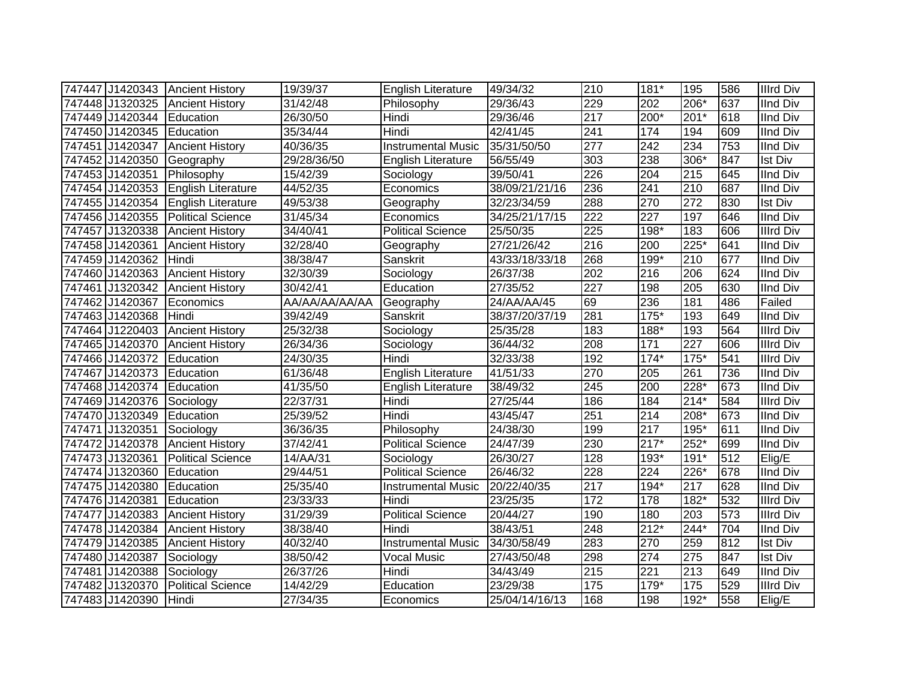| 747447 | J1420343 | Ancient History | 19/39/37 | English Literature | 49/34/32 | 210 | 181* | 195 | 586 | IIIrd Div |
|---|---|---|---|---|---|---|---|---|---|---|
| 747448 | J1320325 | Ancient History | 31/42/48 | Philosophy | 29/36/43 | 229 | 202 | 206* | 637 | IInd Div |
| 747449 | J1420344 | Education | 26/30/50 | Hindi | 29/36/46 | 217 | 200* | 201* | 618 | IInd Div |
| 747450 | J1420345 | Education | 35/34/44 | Hindi | 42/41/45 | 241 | 174 | 194 | 609 | IInd Div |
| 747451 | J1420347 | Ancient History | 40/36/35 | Instrumental Music | 35/31/50/50 | 277 | 242 | 234 | 753 | IInd Div |
| 747452 | J1420350 | Geography | 29/28/36/50 | English Literature | 56/55/49 | 303 | 238 | 306* | 847 | Ist Div |
| 747453 | J1420351 | Philosophy | 15/42/39 | Sociology | 39/50/41 | 226 | 204 | 215 | 645 | IInd Div |
| 747454 | J1420353 | English Literature | 44/52/35 | Economics | 38/09/21/21/16 | 236 | 241 | 210 | 687 | IInd Div |
| 747455 | J1420354 | English Literature | 49/53/38 | Geography | 32/23/34/59 | 288 | 270 | 272 | 830 | Ist Div |
| 747456 | J1420355 | Political Science | 31/45/34 | Economics | 34/25/21/17/15 | 222 | 227 | 197 | 646 | IInd Div |
| 747457 | J1320338 | Ancient History | 34/40/41 | Political Science | 25/50/35 | 225 | 198* | 183 | 606 | IIIrd Div |
| 747458 | J1420361 | Ancient History | 32/28/40 | Geography | 27/21/26/42 | 216 | 200 | 225* | 641 | IInd Div |
| 747459 | J1420362 | Hindi | 38/38/47 | Sanskrit | 43/33/18/33/18 | 268 | 199* | 210 | 677 | IInd Div |
| 747460 | J1420363 | Ancient History | 32/30/39 | Sociology | 26/37/38 | 202 | 216 | 206 | 624 | IInd Div |
| 747461 | J1320342 | Ancient History | 30/42/41 | Education | 27/35/52 | 227 | 198 | 205 | 630 | IInd Div |
| 747462 | J1420367 | Economics | AA/AA/AA/AA/AA | Geography | 24/AA/AA/45 | 69 | 236 | 181 | 486 | Failed |
| 747463 | J1420368 | Hindi | 39/42/49 | Sanskrit | 38/37/20/37/19 | 281 | 175* | 193 | 649 | IInd Div |
| 747464 | J1220403 | Ancient History | 25/32/38 | Sociology | 25/35/28 | 183 | 188* | 193 | 564 | IIIrd Div |
| 747465 | J1420370 | Ancient History | 26/34/36 | Sociology | 36/44/32 | 208 | 171 | 227 | 606 | IIIrd Div |
| 747466 | J1420372 | Education | 24/30/35 | Hindi | 32/33/38 | 192 | 174* | 175* | 541 | IIIrd Div |
| 747467 | J1420373 | Education | 61/36/48 | English Literature | 41/51/33 | 270 | 205 | 261 | 736 | IInd Div |
| 747468 | J1420374 | Education | 41/35/50 | English Literature | 38/49/32 | 245 | 200 | 228* | 673 | IInd Div |
| 747469 | J1420376 | Sociology | 22/37/31 | Hindi | 27/25/44 | 186 | 184 | 214* | 584 | IIIrd Div |
| 747470 | J1320349 | Education | 25/39/52 | Hindi | 43/45/47 | 251 | 214 | 208* | 673 | IInd Div |
| 747471 | J1320351 | Sociology | 36/36/35 | Philosophy | 24/38/30 | 199 | 217 | 195* | 611 | IInd Div |
| 747472 | J1420378 | Ancient History | 37/42/41 | Political Science | 24/47/39 | 230 | 217* | 252* | 699 | IInd Div |
| 747473 | J1320361 | Political Science | 14/AA/31 | Sociology | 26/30/27 | 128 | 193* | 191* | 512 | Elig/E |
| 747474 | J1320360 | Education | 29/44/51 | Political Science | 26/46/32 | 228 | 224 | 226* | 678 | IInd Div |
| 747475 | J1420380 | Education | 25/35/40 | Instrumental Music | 20/22/40/35 | 217 | 194* | 217 | 628 | IInd Div |
| 747476 | J1420381 | Education | 23/33/33 | Hindi | 23/25/35 | 172 | 178 | 182* | 532 | IIIrd Div |
| 747477 | J1420383 | Ancient History | 31/29/39 | Political Science | 20/44/27 | 190 | 180 | 203 | 573 | IIIrd Div |
| 747478 | J1420384 | Ancient History | 38/38/40 | Hindi | 38/43/51 | 248 | 212* | 244* | 704 | IInd Div |
| 747479 | J1420385 | Ancient History | 40/32/40 | Instrumental Music | 34/30/58/49 | 283 | 270 | 259 | 812 | Ist Div |
| 747480 | J1420387 | Sociology | 38/50/42 | Vocal Music | 27/43/50/48 | 298 | 274 | 275 | 847 | Ist Div |
| 747481 | J1420388 | Sociology | 26/37/26 | Hindi | 34/43/49 | 215 | 221 | 213 | 649 | IInd Div |
| 747482 | J1320370 | Political Science | 14/42/29 | Education | 23/29/38 | 175 | 179* | 175 | 529 | IIIrd Div |
| 747483 | J1420390 | Hindi | 27/34/35 | Economics | 25/04/14/16/13 | 168 | 198 | 192* | 558 | Elig/E |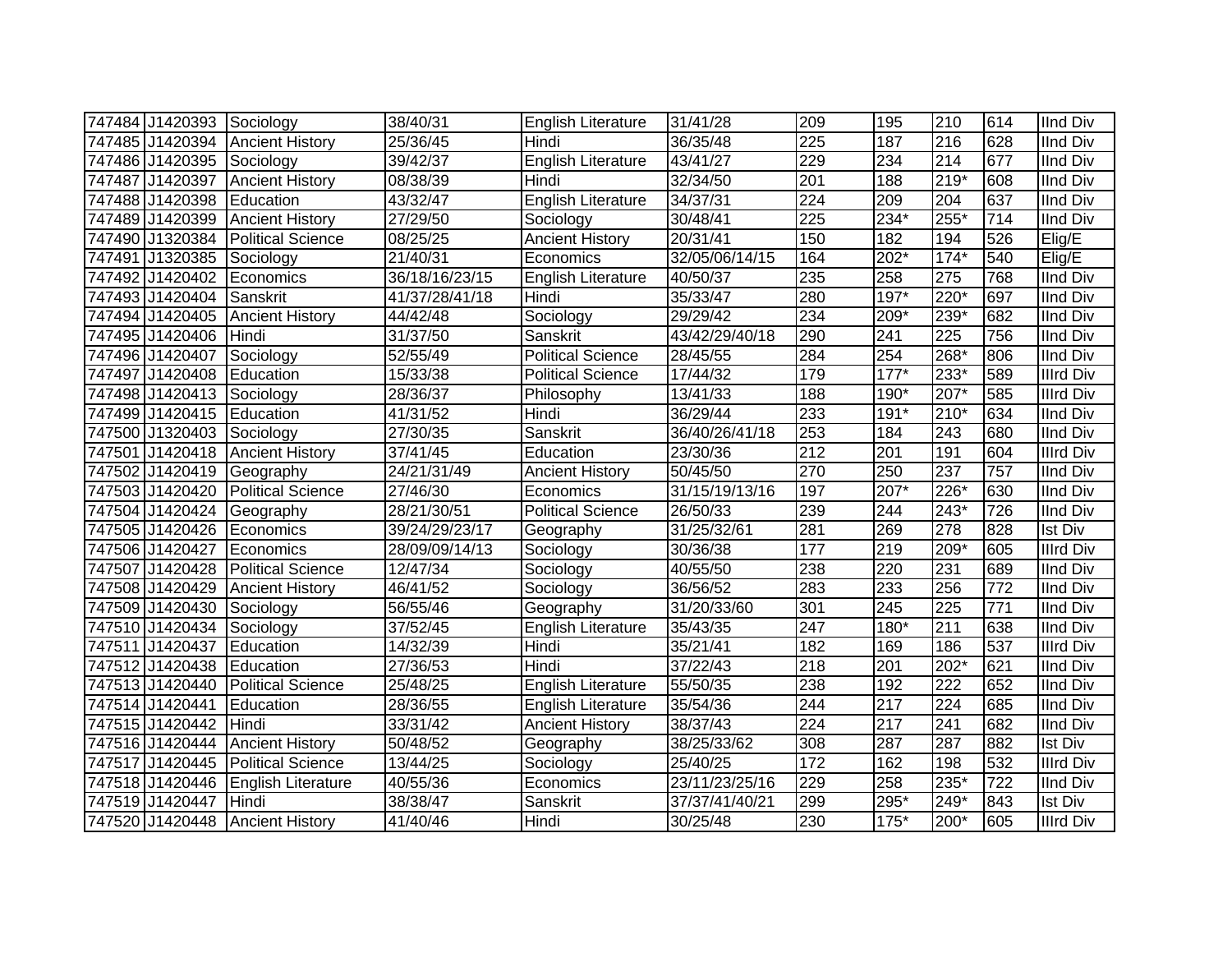| | | | | | | | | | | |
|---|---|---|---|---|---|---|---|---|---|---|
| 747484 | J1420393 | Sociology | 38/40/31 | English Literature | 31/41/28 | 209 | 195 | 210 | 614 | IInd Div |
| 747485 | J1420394 | Ancient History | 25/36/45 | Hindi | 36/35/48 | 225 | 187 | 216 | 628 | IInd Div |
| 747486 | J1420395 | Sociology | 39/42/37 | English Literature | 43/41/27 | 229 | 234 | 214 | 677 | IInd Div |
| 747487 | J1420397 | Ancient History | 08/38/39 | Hindi | 32/34/50 | 201 | 188 | 219* | 608 | IInd Div |
| 747488 | J1420398 | Education | 43/32/47 | English Literature | 34/37/31 | 224 | 209 | 204 | 637 | IInd Div |
| 747489 | J1420399 | Ancient History | 27/29/50 | Sociology | 30/48/41 | 225 | 234* | 255* | 714 | IInd Div |
| 747490 | J1320384 | Political Science | 08/25/25 | Ancient History | 20/31/41 | 150 | 182 | 194 | 526 | Elig/E |
| 747491 | J1320385 | Sociology | 21/40/31 | Economics | 32/05/06/14/15 | 164 | 202* | 174* | 540 | Elig/E |
| 747492 | J1420402 | Economics | 36/18/16/23/15 | English Literature | 40/50/37 | 235 | 258 | 275 | 768 | IInd Div |
| 747493 | J1420404 | Sanskrit | 41/37/28/41/18 | Hindi | 35/33/47 | 280 | 197* | 220* | 697 | IInd Div |
| 747494 | J1420405 | Ancient History | 44/42/48 | Sociology | 29/29/42 | 234 | 209* | 239* | 682 | IInd Div |
| 747495 | J1420406 | Hindi | 31/37/50 | Sanskrit | 43/42/29/40/18 | 290 | 241 | 225 | 756 | IInd Div |
| 747496 | J1420407 | Sociology | 52/55/49 | Political Science | 28/45/55 | 284 | 254 | 268* | 806 | IInd Div |
| 747497 | J1420408 | Education | 15/33/38 | Political Science | 17/44/32 | 179 | 177* | 233* | 589 | IIIrd Div |
| 747498 | J1420413 | Sociology | 28/36/37 | Philosophy | 13/41/33 | 188 | 190* | 207* | 585 | IIIrd Div |
| 747499 | J1420415 | Education | 41/31/52 | Hindi | 36/29/44 | 233 | 191* | 210* | 634 | IInd Div |
| 747500 | J1320403 | Sociology | 27/30/35 | Sanskrit | 36/40/26/41/18 | 253 | 184 | 243 | 680 | IInd Div |
| 747501 | J1420418 | Ancient History | 37/41/45 | Education | 23/30/36 | 212 | 201 | 191 | 604 | IIIrd Div |
| 747502 | J1420419 | Geography | 24/21/31/49 | Ancient History | 50/45/50 | 270 | 250 | 237 | 757 | IInd Div |
| 747503 | J1420420 | Political Science | 27/46/30 | Economics | 31/15/19/13/16 | 197 | 207* | 226* | 630 | IInd Div |
| 747504 | J1420424 | Geography | 28/21/30/51 | Political Science | 26/50/33 | 239 | 244 | 243* | 726 | IInd Div |
| 747505 | J1420426 | Economics | 39/24/29/23/17 | Geography | 31/25/32/61 | 281 | 269 | 278 | 828 | Ist Div |
| 747506 | J1420427 | Economics | 28/09/09/14/13 | Sociology | 30/36/38 | 177 | 219 | 209* | 605 | IIIrd Div |
| 747507 | J1420428 | Political Science | 12/47/34 | Sociology | 40/55/50 | 238 | 220 | 231 | 689 | IInd Div |
| 747508 | J1420429 | Ancient History | 46/41/52 | Sociology | 36/56/52 | 283 | 233 | 256 | 772 | IInd Div |
| 747509 | J1420430 | Sociology | 56/55/46 | Geography | 31/20/33/60 | 301 | 245 | 225 | 771 | IInd Div |
| 747510 | J1420434 | Sociology | 37/52/45 | English Literature | 35/43/35 | 247 | 180* | 211 | 638 | IInd Div |
| 747511 | J1420437 | Education | 14/32/39 | Hindi | 35/21/41 | 182 | 169 | 186 | 537 | IIIrd Div |
| 747512 | J1420438 | Education | 27/36/53 | Hindi | 37/22/43 | 218 | 201 | 202* | 621 | IInd Div |
| 747513 | J1420440 | Political Science | 25/48/25 | English Literature | 55/50/35 | 238 | 192 | 222 | 652 | IInd Div |
| 747514 | J1420441 | Education | 28/36/55 | English Literature | 35/54/36 | 244 | 217 | 224 | 685 | IInd Div |
| 747515 | J1420442 | Hindi | 33/31/42 | Ancient History | 38/37/43 | 224 | 217 | 241 | 682 | IInd Div |
| 747516 | J1420444 | Ancient History | 50/48/52 | Geography | 38/25/33/62 | 308 | 287 | 287 | 882 | Ist Div |
| 747517 | J1420445 | Political Science | 13/44/25 | Sociology | 25/40/25 | 172 | 162 | 198 | 532 | IIIrd Div |
| 747518 | J1420446 | English Literature | 40/55/36 | Economics | 23/11/23/25/16 | 229 | 258 | 235* | 722 | IInd Div |
| 747519 | J1420447 | Hindi | 38/38/47 | Sanskrit | 37/37/41/40/21 | 299 | 295* | 249* | 843 | Ist Div |
| 747520 | J1420448 | Ancient History | 41/40/46 | Hindi | 30/25/48 | 230 | 175* | 200* | 605 | IIIrd Div |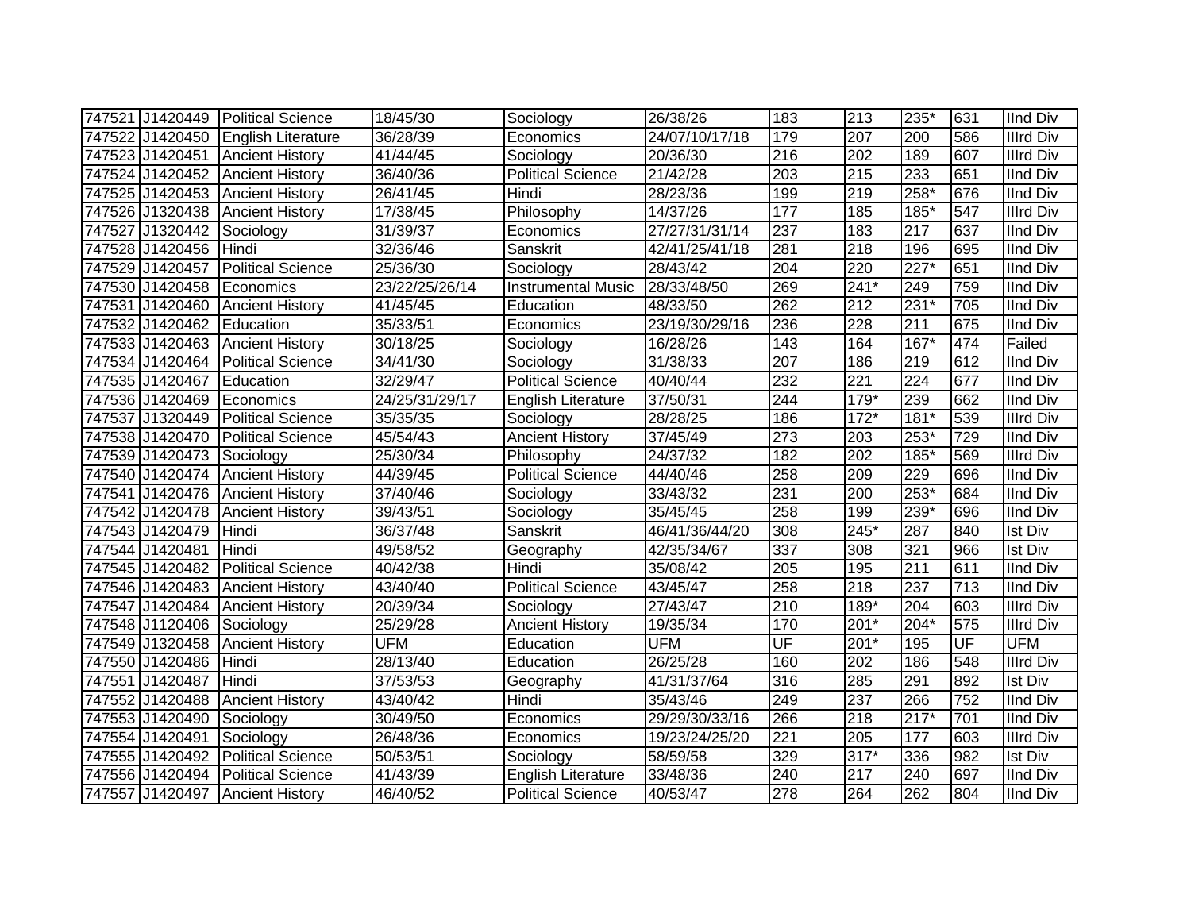| 747521 | J1420449 | Political Science | 18/45/30 | Sociology | 26/38/26 | 183 | 213 | 235* | 631 | IInd Div |
|---|---|---|---|---|---|---|---|---|---|---|
| 747522 | J1420450 | English Literature | 36/28/39 | Economics | 24/07/10/17/18 | 179 | 207 | 200 | 586 | IIIrd Div |
| 747523 | J1420451 | Ancient History | 41/44/45 | Sociology | 20/36/30 | 216 | 202 | 189 | 607 | IIIrd Div |
| 747524 | J1420452 | Ancient History | 36/40/36 | Political Science | 21/42/28 | 203 | 215 | 233 | 651 | IInd Div |
| 747525 | J1420453 | Ancient History | 26/41/45 | Hindi | 28/23/36 | 199 | 219 | 258* | 676 | IInd Div |
| 747526 | J1320438 | Ancient History | 17/38/45 | Philosophy | 14/37/26 | 177 | 185 | 185* | 547 | IIIrd Div |
| 747527 | J1320442 | Sociology | 31/39/37 | Economics | 27/27/31/31/14 | 237 | 183 | 217 | 637 | IInd Div |
| 747528 | J1420456 | Hindi | 32/36/46 | Sanskrit | 42/41/25/41/18 | 281 | 218 | 196 | 695 | IInd Div |
| 747529 | J1420457 | Political Science | 25/36/30 | Sociology | 28/43/42 | 204 | 220 | 227* | 651 | IInd Div |
| 747530 | J1420458 | Economics | 23/22/25/26/14 | Instrumental Music | 28/33/48/50 | 269 | 241* | 249 | 759 | IInd Div |
| 747531 | J1420460 | Ancient History | 41/45/45 | Education | 48/33/50 | 262 | 212 | 231* | 705 | IInd Div |
| 747532 | J1420462 | Education | 35/33/51 | Economics | 23/19/30/29/16 | 236 | 228 | 211 | 675 | IInd Div |
| 747533 | J1420463 | Ancient History | 30/18/25 | Sociology | 16/28/26 | 143 | 164 | 167* | 474 | Failed |
| 747534 | J1420464 | Political Science | 34/41/30 | Sociology | 31/38/33 | 207 | 186 | 219 | 612 | IInd Div |
| 747535 | J1420467 | Education | 32/29/47 | Political Science | 40/40/44 | 232 | 221 | 224 | 677 | IInd Div |
| 747536 | J1420469 | Economics | 24/25/31/29/17 | English Literature | 37/50/31 | 244 | 179* | 239 | 662 | IInd Div |
| 747537 | J1320449 | Political Science | 35/35/35 | Sociology | 28/28/25 | 186 | 172* | 181* | 539 | IIIrd Div |
| 747538 | J1420470 | Political Science | 45/54/43 | Ancient History | 37/45/49 | 273 | 203 | 253* | 729 | IInd Div |
| 747539 | J1420473 | Sociology | 25/30/34 | Philosophy | 24/37/32 | 182 | 202 | 185* | 569 | IIIrd Div |
| 747540 | J1420474 | Ancient History | 44/39/45 | Political Science | 44/40/46 | 258 | 209 | 229 | 696 | IInd Div |
| 747541 | J1420476 | Ancient History | 37/40/46 | Sociology | 33/43/32 | 231 | 200 | 253* | 684 | IInd Div |
| 747542 | J1420478 | Ancient History | 39/43/51 | Sociology | 35/45/45 | 258 | 199 | 239* | 696 | IInd Div |
| 747543 | J1420479 | Hindi | 36/37/48 | Sanskrit | 46/41/36/44/20 | 308 | 245* | 287 | 840 | Ist Div |
| 747544 | J1420481 | Hindi | 49/58/52 | Geography | 42/35/34/67 | 337 | 308 | 321 | 966 | Ist Div |
| 747545 | J1420482 | Political Science | 40/42/38 | Hindi | 35/08/42 | 205 | 195 | 211 | 611 | IInd Div |
| 747546 | J1420483 | Ancient History | 43/40/40 | Political Science | 43/45/47 | 258 | 218 | 237 | 713 | IInd Div |
| 747547 | J1420484 | Ancient History | 20/39/34 | Sociology | 27/43/47 | 210 | 189* | 204 | 603 | IIIrd Div |
| 747548 | J1120406 | Sociology | 25/29/28 | Ancient History | 19/35/34 | 170 | 201* | 204* | 575 | IIIrd Div |
| 747549 | J1320458 | Ancient History | UFM | Education | UFM | UF | 201* | 195 | UF | UFM |
| 747550 | J1420486 | Hindi | 28/13/40 | Education | 26/25/28 | 160 | 202 | 186 | 548 | IIIrd Div |
| 747551 | J1420487 | Hindi | 37/53/53 | Geography | 41/31/37/64 | 316 | 285 | 291 | 892 | Ist Div |
| 747552 | J1420488 | Ancient History | 43/40/42 | Hindi | 35/43/46 | 249 | 237 | 266 | 752 | IInd Div |
| 747553 | J1420490 | Sociology | 30/49/50 | Economics | 29/29/30/33/16 | 266 | 218 | 217* | 701 | IInd Div |
| 747554 | J1420491 | Sociology | 26/48/36 | Economics | 19/23/24/25/20 | 221 | 205 | 177 | 603 | IIIrd Div |
| 747555 | J1420492 | Political Science | 50/53/51 | Sociology | 58/59/58 | 329 | 317* | 336 | 982 | Ist Div |
| 747556 | J1420494 | Political Science | 41/43/39 | English Literature | 33/48/36 | 240 | 217 | 240 | 697 | IInd Div |
| 747557 | J1420497 | Ancient History | 46/40/52 | Political Science | 40/53/47 | 278 | 264 | 262 | 804 | IInd Div |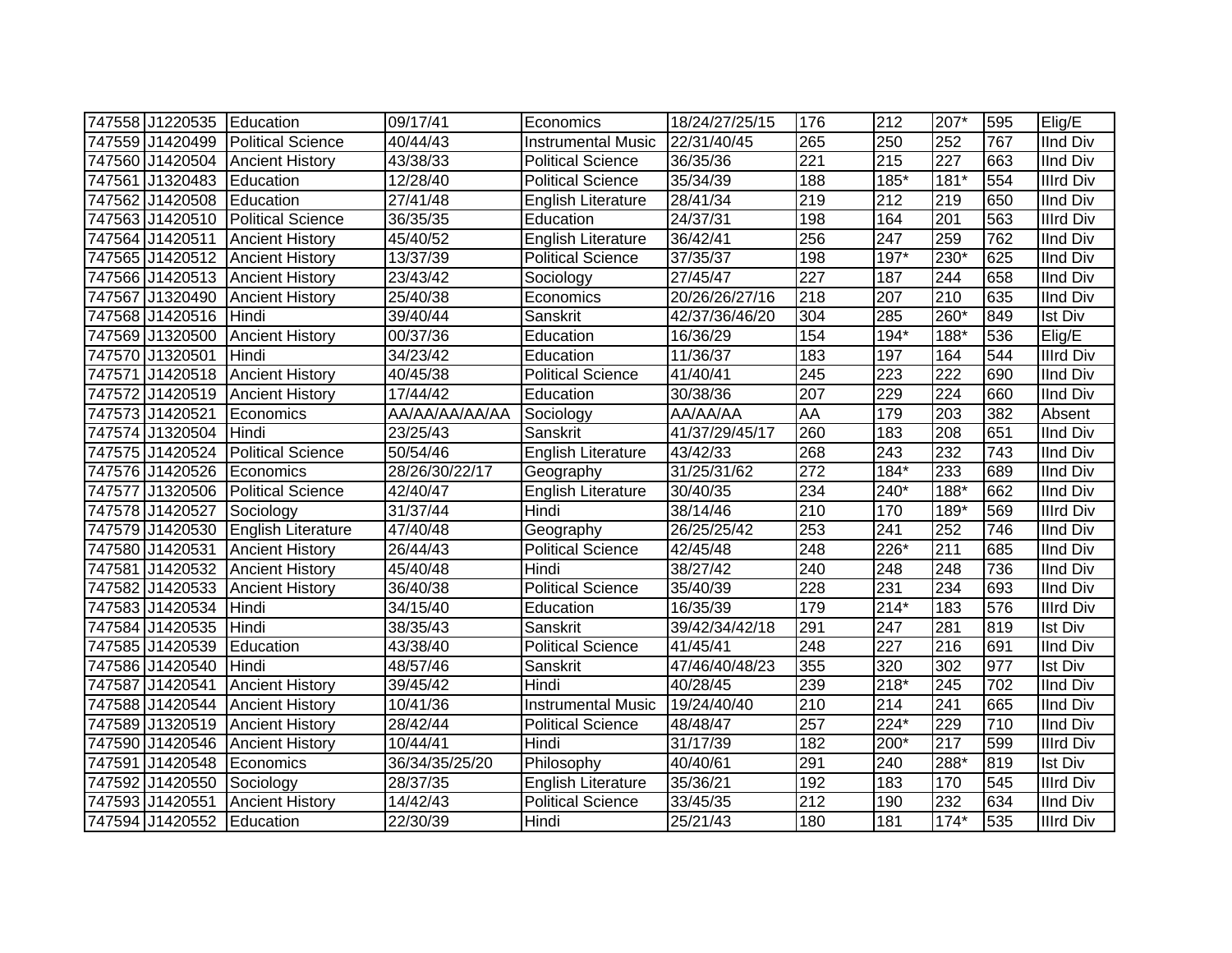| 747558 | J1220535 | Education | 09/17/41 | Economics | 18/24/27/25/15 | 176 | 212 | 207* | 595 | Elig/E |
|---|---|---|---|---|---|---|---|---|---|---|
| 747559 | J1420499 | Political Science | 40/44/43 | Instrumental Music | 22/31/40/45 | 265 | 250 | 252 | 767 | IInd Div |
| 747560 | J1420504 | Ancient History | 43/38/33 | Political Science | 36/35/36 | 221 | 215 | 227 | 663 | IInd Div |
| 747561 | J1320483 | Education | 12/28/40 | Political Science | 35/34/39 | 188 | 185* | 181* | 554 | IIIrd Div |
| 747562 | J1420508 | Education | 27/41/48 | English Literature | 28/41/34 | 219 | 212 | 219 | 650 | IInd Div |
| 747563 | J1420510 | Political Science | 36/35/35 | Education | 24/37/31 | 198 | 164 | 201 | 563 | IIIrd Div |
| 747564 | J1420511 | Ancient History | 45/40/52 | English Literature | 36/42/41 | 256 | 247 | 259 | 762 | IInd Div |
| 747565 | J1420512 | Ancient History | 13/37/39 | Political Science | 37/35/37 | 198 | 197* | 230* | 625 | IInd Div |
| 747566 | J1420513 | Ancient History | 23/43/42 | Sociology | 27/45/47 | 227 | 187 | 244 | 658 | IInd Div |
| 747567 | J1320490 | Ancient History | 25/40/38 | Economics | 20/26/26/27/16 | 218 | 207 | 210 | 635 | IInd Div |
| 747568 | J1420516 | Hindi | 39/40/44 | Sanskrit | 42/37/36/46/20 | 304 | 285 | 260* | 849 | Ist Div |
| 747569 | J1320500 | Ancient History | 00/37/36 | Education | 16/36/29 | 154 | 194* | 188* | 536 | Elig/E |
| 747570 | J1320501 | Hindi | 34/23/42 | Education | 11/36/37 | 183 | 197 | 164 | 544 | IIIrd Div |
| 747571 | J1420518 | Ancient History | 40/45/38 | Political Science | 41/40/41 | 245 | 223 | 222 | 690 | IInd Div |
| 747572 | J1420519 | Ancient History | 17/44/42 | Education | 30/38/36 | 207 | 229 | 224 | 660 | IInd Div |
| 747573 | J1420521 | Economics | AA/AA/AA/AA/AA | Sociology | AA/AA/AA | AA | 179 | 203 | 382 | Absent |
| 747574 | J1320504 | Hindi | 23/25/43 | Sanskrit | 41/37/29/45/17 | 260 | 183 | 208 | 651 | IInd Div |
| 747575 | J1420524 | Political Science | 50/54/46 | English Literature | 43/42/33 | 268 | 243 | 232 | 743 | IInd Div |
| 747576 | J1420526 | Economics | 28/26/30/22/17 | Geography | 31/25/31/62 | 272 | 184* | 233 | 689 | IInd Div |
| 747577 | J1320506 | Political Science | 42/40/47 | English Literature | 30/40/35 | 234 | 240* | 188* | 662 | IInd Div |
| 747578 | J1420527 | Sociology | 31/37/44 | Hindi | 38/14/46 | 210 | 170 | 189* | 569 | IIIrd Div |
| 747579 | J1420530 | English Literature | 47/40/48 | Geography | 26/25/25/42 | 253 | 241 | 252 | 746 | IInd Div |
| 747580 | J1420531 | Ancient History | 26/44/43 | Political Science | 42/45/48 | 248 | 226* | 211 | 685 | IInd Div |
| 747581 | J1420532 | Ancient History | 45/40/48 | Hindi | 38/27/42 | 240 | 248 | 248 | 736 | IInd Div |
| 747582 | J1420533 | Ancient History | 36/40/38 | Political Science | 35/40/39 | 228 | 231 | 234 | 693 | IInd Div |
| 747583 | J1420534 | Hindi | 34/15/40 | Education | 16/35/39 | 179 | 214* | 183 | 576 | IIIrd Div |
| 747584 | J1420535 | Hindi | 38/35/43 | Sanskrit | 39/42/34/42/18 | 291 | 247 | 281 | 819 | Ist Div |
| 747585 | J1420539 | Education | 43/38/40 | Political Science | 41/45/41 | 248 | 227 | 216 | 691 | IInd Div |
| 747586 | J1420540 | Hindi | 48/57/46 | Sanskrit | 47/46/40/48/23 | 355 | 320 | 302 | 977 | Ist Div |
| 747587 | J1420541 | Ancient History | 39/45/42 | Hindi | 40/28/45 | 239 | 218* | 245 | 702 | IInd Div |
| 747588 | J1420544 | Ancient History | 10/41/36 | Instrumental Music | 19/24/40/40 | 210 | 214 | 241 | 665 | IInd Div |
| 747589 | J1320519 | Ancient History | 28/42/44 | Political Science | 48/48/47 | 257 | 224* | 229 | 710 | IInd Div |
| 747590 | J1420546 | Ancient History | 10/44/41 | Hindi | 31/17/39 | 182 | 200* | 217 | 599 | IIIrd Div |
| 747591 | J1420548 | Economics | 36/34/35/25/20 | Philosophy | 40/40/61 | 291 | 240 | 288* | 819 | Ist Div |
| 747592 | J1420550 | Sociology | 28/37/35 | English Literature | 35/36/21 | 192 | 183 | 170 | 545 | IIIrd Div |
| 747593 | J1420551 | Ancient History | 14/42/43 | Political Science | 33/45/35 | 212 | 190 | 232 | 634 | IInd Div |
| 747594 | J1420552 | Education | 22/30/39 | Hindi | 25/21/43 | 180 | 181 | 174* | 535 | IIIrd Div |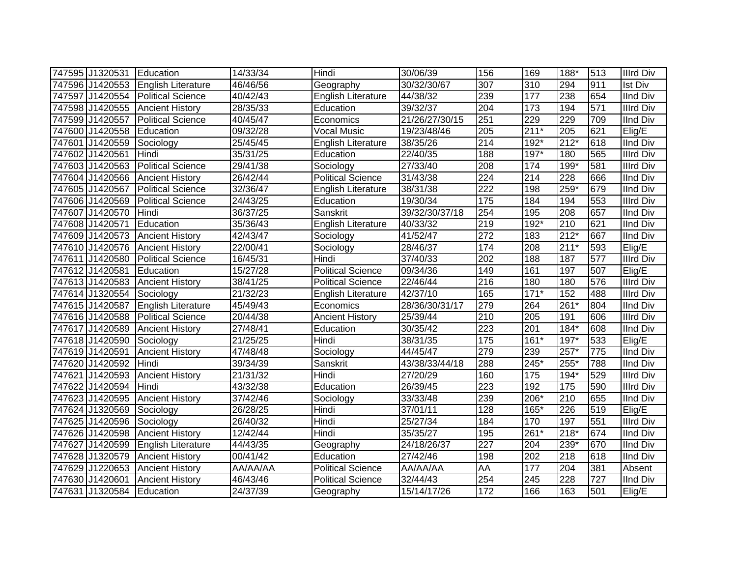| | | | | | | | | | | |
|---|---|---|---|---|---|---|---|---|---|---|
| 747595 | J1320531 | Education | 14/33/34 | Hindi | 30/06/39 | 156 | 169 | 188* | 513 | IIIrd Div |
| 747596 | J1420553 | English Literature | 46/46/56 | Geography | 30/32/30/67 | 307 | 310 | 294 | 911 | Ist Div |
| 747597 | J1420554 | Political Science | 40/42/43 | English Literature | 44/38/32 | 239 | 177 | 238 | 654 | IInd Div |
| 747598 | J1420555 | Ancient History | 28/35/33 | Education | 39/32/37 | 204 | 173 | 194 | 571 | IIIrd Div |
| 747599 | J1420557 | Political Science | 40/45/47 | Economics | 21/26/27/30/15 | 251 | 229 | 229 | 709 | IInd Div |
| 747600 | J1420558 | Education | 09/32/28 | Vocal Music | 19/23/48/46 | 205 | 211* | 205 | 621 | Elig/E |
| 747601 | J1420559 | Sociology | 25/45/45 | English Literature | 38/35/26 | 214 | 192* | 212* | 618 | IInd Div |
| 747602 | J1420561 | Hindi | 35/31/25 | Education | 22/40/35 | 188 | 197* | 180 | 565 | IIIrd Div |
| 747603 | J1420563 | Political Science | 29/41/38 | Sociology | 27/33/40 | 208 | 174 | 199* | 581 | IIIrd Div |
| 747604 | J1420566 | Ancient History | 26/42/44 | Political Science | 31/43/38 | 224 | 214 | 228 | 666 | IInd Div |
| 747605 | J1420567 | Political Science | 32/36/47 | English Literature | 38/31/38 | 222 | 198 | 259* | 679 | IInd Div |
| 747606 | J1420569 | Political Science | 24/43/25 | Education | 19/30/34 | 175 | 184 | 194 | 553 | IIIrd Div |
| 747607 | J1420570 | Hindi | 36/37/25 | Sanskrit | 39/32/30/37/18 | 254 | 195 | 208 | 657 | IInd Div |
| 747608 | J1420571 | Education | 35/36/43 | English Literature | 40/33/32 | 219 | 192* | 210 | 621 | IInd Div |
| 747609 | J1420573 | Ancient History | 42/43/47 | Sociology | 41/52/47 | 272 | 183 | 212* | 667 | IInd Div |
| 747610 | J1420576 | Ancient History | 22/00/41 | Sociology | 28/46/37 | 174 | 208 | 211* | 593 | Elig/E |
| 747611 | J1420580 | Political Science | 16/45/31 | Hindi | 37/40/33 | 202 | 188 | 187 | 577 | IIIrd Div |
| 747612 | J1420581 | Education | 15/27/28 | Political Science | 09/34/36 | 149 | 161 | 197 | 507 | Elig/E |
| 747613 | J1420583 | Ancient History | 38/41/25 | Political Science | 22/46/44 | 216 | 180 | 180 | 576 | IIIrd Div |
| 747614 | J1320554 | Sociology | 21/32/23 | English Literature | 42/37/10 | 165 | 171* | 152 | 488 | IIIrd Div |
| 747615 | J1420587 | English Literature | 45/49/43 | Economics | 28/36/30/31/17 | 279 | 264 | 261* | 804 | IInd Div |
| 747616 | J1420588 | Political Science | 20/44/38 | Ancient History | 25/39/44 | 210 | 205 | 191 | 606 | IIIrd Div |
| 747617 | J1420589 | Ancient History | 27/48/41 | Education | 30/35/42 | 223 | 201 | 184* | 608 | IInd Div |
| 747618 | J1420590 | Sociology | 21/25/25 | Hindi | 38/31/35 | 175 | 161* | 197* | 533 | Elig/E |
| 747619 | J1420591 | Ancient History | 47/48/48 | Sociology | 44/45/47 | 279 | 239 | 257* | 775 | IInd Div |
| 747620 | J1420592 | Hindi | 39/34/39 | Sanskrit | 43/38/33/44/18 | 288 | 245* | 255* | 788 | IInd Div |
| 747621 | J1420593 | Ancient History | 21/31/32 | Hindi | 27/20/29 | 160 | 175 | 194* | 529 | IIIrd Div |
| 747622 | J1420594 | Hindi | 43/32/38 | Education | 26/39/45 | 223 | 192 | 175 | 590 | IIIrd Div |
| 747623 | J1420595 | Ancient History | 37/42/46 | Sociology | 33/33/48 | 239 | 206* | 210 | 655 | IInd Div |
| 747624 | J1320569 | Sociology | 26/28/25 | Hindi | 37/01/11 | 128 | 165* | 226 | 519 | Elig/E |
| 747625 | J1420596 | Sociology | 26/40/32 | Hindi | 25/27/34 | 184 | 170 | 197 | 551 | IIIrd Div |
| 747626 | J1420598 | Ancient History | 12/42/44 | Hindi | 35/35/27 | 195 | 261* | 218* | 674 | IInd Div |
| 747627 | J1420599 | English Literature | 44/43/35 | Geography | 24/18/26/37 | 227 | 204 | 239* | 670 | IInd Div |
| 747628 | J1320579 | Ancient History | 00/41/42 | Education | 27/42/46 | 198 | 202 | 218 | 618 | IInd Div |
| 747629 | J1220653 | Ancient History | AA/AA/AA | Political Science | AA/AA/AA | AA | 177 | 204 | 381 | Absent |
| 747630 | J1420601 | Ancient History | 46/43/46 | Political Science | 32/44/43 | 254 | 245 | 228 | 727 | IInd Div |
| 747631 | J1320584 | Education | 24/37/39 | Geography | 15/14/17/26 | 172 | 166 | 163 | 501 | Elig/E |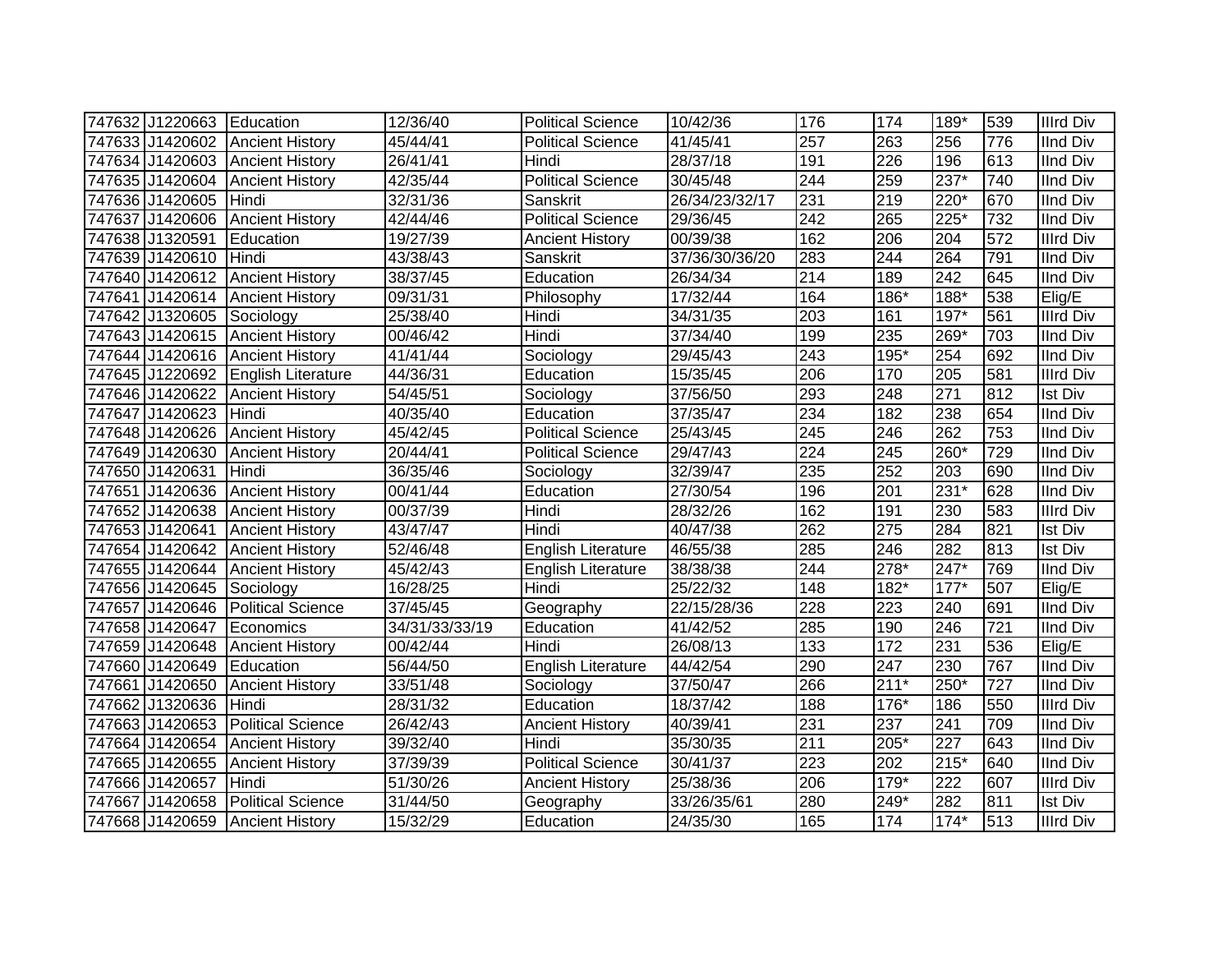| | | | | | | | | | | |
|---|---|---|---|---|---|---|---|---|---|---|
| 747632 | J1220663 | Education | 12/36/40 | Political Science | 10/42/36 | 176 | 174 | 189* | 539 | IIIrd Div |
| 747633 | J1420602 | Ancient History | 45/44/41 | Political Science | 41/45/41 | 257 | 263 | 256 | 776 | IInd Div |
| 747634 | J1420603 | Ancient History | 26/41/41 | Hindi | 28/37/18 | 191 | 226 | 196 | 613 | IInd Div |
| 747635 | J1420604 | Ancient History | 42/35/44 | Political Science | 30/45/48 | 244 | 259 | 237* | 740 | IInd Div |
| 747636 | J1420605 | Hindi | 32/31/36 | Sanskrit | 26/34/23/32/17 | 231 | 219 | 220* | 670 | IInd Div |
| 747637 | J1420606 | Ancient History | 42/44/46 | Political Science | 29/36/45 | 242 | 265 | 225* | 732 | IInd Div |
| 747638 | J1320591 | Education | 19/27/39 | Ancient History | 00/39/38 | 162 | 206 | 204 | 572 | IIIrd Div |
| 747639 | J1420610 | Hindi | 43/38/43 | Sanskrit | 37/36/30/36/20 | 283 | 244 | 264 | 791 | IInd Div |
| 747640 | J1420612 | Ancient History | 38/37/45 | Education | 26/34/34 | 214 | 189 | 242 | 645 | IInd Div |
| 747641 | J1420614 | Ancient History | 09/31/31 | Philosophy | 17/32/44 | 164 | 186* | 188* | 538 | Elig/E |
| 747642 | J1320605 | Sociology | 25/38/40 | Hindi | 34/31/35 | 203 | 161 | 197* | 561 | IIIrd Div |
| 747643 | J1420615 | Ancient History | 00/46/42 | Hindi | 37/34/40 | 199 | 235 | 269* | 703 | IInd Div |
| 747644 | J1420616 | Ancient History | 41/41/44 | Sociology | 29/45/43 | 243 | 195* | 254 | 692 | IInd Div |
| 747645 | J1220692 | English Literature | 44/36/31 | Education | 15/35/45 | 206 | 170 | 205 | 581 | IIIrd Div |
| 747646 | J1420622 | Ancient History | 54/45/51 | Sociology | 37/56/50 | 293 | 248 | 271 | 812 | Ist Div |
| 747647 | J1420623 | Hindi | 40/35/40 | Education | 37/35/47 | 234 | 182 | 238 | 654 | IInd Div |
| 747648 | J1420626 | Ancient History | 45/42/45 | Political Science | 25/43/45 | 245 | 246 | 262 | 753 | IInd Div |
| 747649 | J1420630 | Ancient History | 20/44/41 | Political Science | 29/47/43 | 224 | 245 | 260* | 729 | IInd Div |
| 747650 | J1420631 | Hindi | 36/35/46 | Sociology | 32/39/47 | 235 | 252 | 203 | 690 | IInd Div |
| 747651 | J1420636 | Ancient History | 00/41/44 | Education | 27/30/54 | 196 | 201 | 231* | 628 | IInd Div |
| 747652 | J1420638 | Ancient History | 00/37/39 | Hindi | 28/32/26 | 162 | 191 | 230 | 583 | IIIrd Div |
| 747653 | J1420641 | Ancient History | 43/47/47 | Hindi | 40/47/38 | 262 | 275 | 284 | 821 | Ist Div |
| 747654 | J1420642 | Ancient History | 52/46/48 | English Literature | 46/55/38 | 285 | 246 | 282 | 813 | Ist Div |
| 747655 | J1420644 | Ancient History | 45/42/43 | English Literature | 38/38/38 | 244 | 278* | 247* | 769 | IInd Div |
| 747656 | J1420645 | Sociology | 16/28/25 | Hindi | 25/22/32 | 148 | 182* | 177* | 507 | Elig/E |
| 747657 | J1420646 | Political Science | 37/45/45 | Geography | 22/15/28/36 | 228 | 223 | 240 | 691 | IInd Div |
| 747658 | J1420647 | Economics | 34/31/33/33/19 | Education | 41/42/52 | 285 | 190 | 246 | 721 | IInd Div |
| 747659 | J1420648 | Ancient History | 00/42/44 | Hindi | 26/08/13 | 133 | 172 | 231 | 536 | Elig/E |
| 747660 | J1420649 | Education | 56/44/50 | English Literature | 44/42/54 | 290 | 247 | 230 | 767 | IInd Div |
| 747661 | J1420650 | Ancient History | 33/51/48 | Sociology | 37/50/47 | 266 | 211* | 250* | 727 | IInd Div |
| 747662 | J1320636 | Hindi | 28/31/32 | Education | 18/37/42 | 188 | 176* | 186 | 550 | IIIrd Div |
| 747663 | J1420653 | Political Science | 26/42/43 | Ancient History | 40/39/41 | 231 | 237 | 241 | 709 | IInd Div |
| 747664 | J1420654 | Ancient History | 39/32/40 | Hindi | 35/30/35 | 211 | 205* | 227 | 643 | IInd Div |
| 747665 | J1420655 | Ancient History | 37/39/39 | Political Science | 30/41/37 | 223 | 202 | 215* | 640 | IInd Div |
| 747666 | J1420657 | Hindi | 51/30/26 | Ancient History | 25/38/36 | 206 | 179* | 222 | 607 | IIIrd Div |
| 747667 | J1420658 | Political Science | 31/44/50 | Geography | 33/26/35/61 | 280 | 249* | 282 | 811 | Ist Div |
| 747668 | J1420659 | Ancient History | 15/32/29 | Education | 24/35/30 | 165 | 174 | 174* | 513 | IIIrd Div |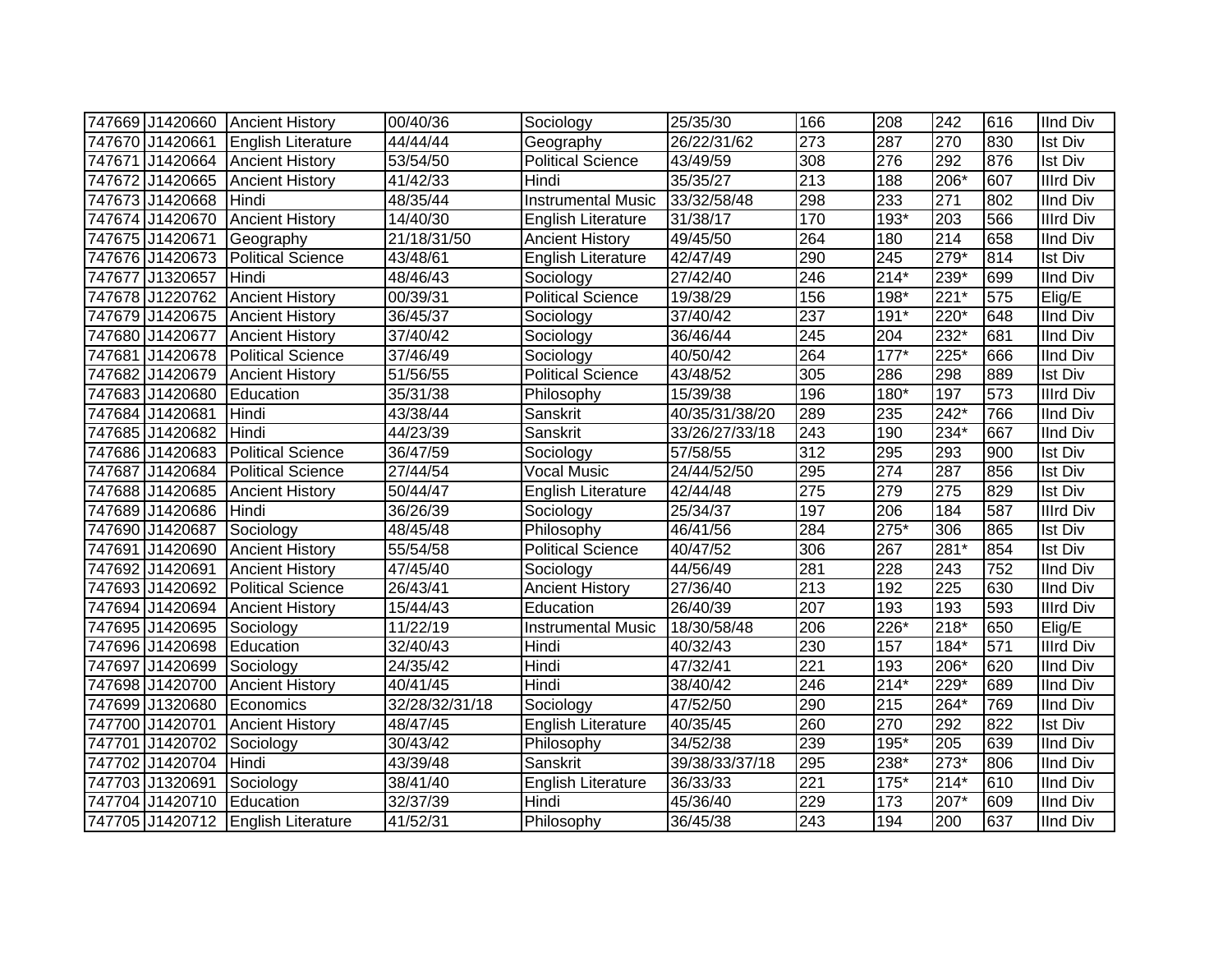| | | | | | | | | | | |
|---|---|---|---|---|---|---|---|---|---|---|
| 747669 | J1420660 | Ancient History | 00/40/36 | Sociology | 25/35/30 | 166 | 208 | 242 | 616 | IInd Div |
| 747670 | J1420661 | English Literature | 44/44/44 | Geography | 26/22/31/62 | 273 | 287 | 270 | 830 | Ist Div |
| 747671 | J1420664 | Ancient History | 53/54/50 | Political Science | 43/49/59 | 308 | 276 | 292 | 876 | Ist Div |
| 747672 | J1420665 | Ancient History | 41/42/33 | Hindi | 35/35/27 | 213 | 188 | 206* | 607 | IIIrd Div |
| 747673 | J1420668 | Hindi | 48/35/44 | Instrumental Music | 33/32/58/48 | 298 | 233 | 271 | 802 | IInd Div |
| 747674 | J1420670 | Ancient History | 14/40/30 | English Literature | 31/38/17 | 170 | 193* | 203 | 566 | IIIrd Div |
| 747675 | J1420671 | Geography | 21/18/31/50 | Ancient History | 49/45/50 | 264 | 180 | 214 | 658 | IInd Div |
| 747676 | J1420673 | Political Science | 43/48/61 | English Literature | 42/47/49 | 290 | 245 | 279* | 814 | Ist Div |
| 747677 | J1320657 | Hindi | 48/46/43 | Sociology | 27/42/40 | 246 | 214* | 239* | 699 | IInd Div |
| 747678 | J1220762 | Ancient History | 00/39/31 | Political Science | 19/38/29 | 156 | 198* | 221* | 575 | Elig/E |
| 747679 | J1420675 | Ancient History | 36/45/37 | Sociology | 37/40/42 | 237 | 191* | 220* | 648 | IInd Div |
| 747680 | J1420677 | Ancient History | 37/40/42 | Sociology | 36/46/44 | 245 | 204 | 232* | 681 | IInd Div |
| 747681 | J1420678 | Political Science | 37/46/49 | Sociology | 40/50/42 | 264 | 177* | 225* | 666 | IInd Div |
| 747682 | J1420679 | Ancient History | 51/56/55 | Political Science | 43/48/52 | 305 | 286 | 298 | 889 | Ist Div |
| 747683 | J1420680 | Education | 35/31/38 | Philosophy | 15/39/38 | 196 | 180* | 197 | 573 | IIIrd Div |
| 747684 | J1420681 | Hindi | 43/38/44 | Sanskrit | 40/35/31/38/20 | 289 | 235 | 242* | 766 | IInd Div |
| 747685 | J1420682 | Hindi | 44/23/39 | Sanskrit | 33/26/27/33/18 | 243 | 190 | 234* | 667 | IInd Div |
| 747686 | J1420683 | Political Science | 36/47/59 | Sociology | 57/58/55 | 312 | 295 | 293 | 900 | Ist Div |
| 747687 | J1420684 | Political Science | 27/44/54 | Vocal Music | 24/44/52/50 | 295 | 274 | 287 | 856 | Ist Div |
| 747688 | J1420685 | Ancient History | 50/44/47 | English Literature | 42/44/48 | 275 | 279 | 275 | 829 | Ist Div |
| 747689 | J1420686 | Hindi | 36/26/39 | Sociology | 25/34/37 | 197 | 206 | 184 | 587 | IIIrd Div |
| 747690 | J1420687 | Sociology | 48/45/48 | Philosophy | 46/41/56 | 284 | 275* | 306 | 865 | Ist Div |
| 747691 | J1420690 | Ancient History | 55/54/58 | Political Science | 40/47/52 | 306 | 267 | 281* | 854 | Ist Div |
| 747692 | J1420691 | Ancient History | 47/45/40 | Sociology | 44/56/49 | 281 | 228 | 243 | 752 | IInd Div |
| 747693 | J1420692 | Political Science | 26/43/41 | Ancient History | 27/36/40 | 213 | 192 | 225 | 630 | IInd Div |
| 747694 | J1420694 | Ancient History | 15/44/43 | Education | 26/40/39 | 207 | 193 | 193 | 593 | IIIrd Div |
| 747695 | J1420695 | Sociology | 11/22/19 | Instrumental Music | 18/30/58/48 | 206 | 226* | 218* | 650 | Elig/E |
| 747696 | J1420698 | Education | 32/40/43 | Hindi | 40/32/43 | 230 | 157 | 184* | 571 | IIIrd Div |
| 747697 | J1420699 | Sociology | 24/35/42 | Hindi | 47/32/41 | 221 | 193 | 206* | 620 | IInd Div |
| 747698 | J1420700 | Ancient History | 40/41/45 | Hindi | 38/40/42 | 246 | 214* | 229* | 689 | IInd Div |
| 747699 | J1320680 | Economics | 32/28/32/31/18 | Sociology | 47/52/50 | 290 | 215 | 264* | 769 | IInd Div |
| 747700 | J1420701 | Ancient History | 48/47/45 | English Literature | 40/35/45 | 260 | 270 | 292 | 822 | Ist Div |
| 747701 | J1420702 | Sociology | 30/43/42 | Philosophy | 34/52/38 | 239 | 195* | 205 | 639 | IInd Div |
| 747702 | J1420704 | Hindi | 43/39/48 | Sanskrit | 39/38/33/37/18 | 295 | 238* | 273* | 806 | IInd Div |
| 747703 | J1320691 | Sociology | 38/41/40 | English Literature | 36/33/33 | 221 | 175* | 214* | 610 | IInd Div |
| 747704 | J1420710 | Education | 32/37/39 | Hindi | 45/36/40 | 229 | 173 | 207* | 609 | IInd Div |
| 747705 | J1420712 | English Literature | 41/52/31 | Philosophy | 36/45/38 | 243 | 194 | 200 | 637 | IInd Div |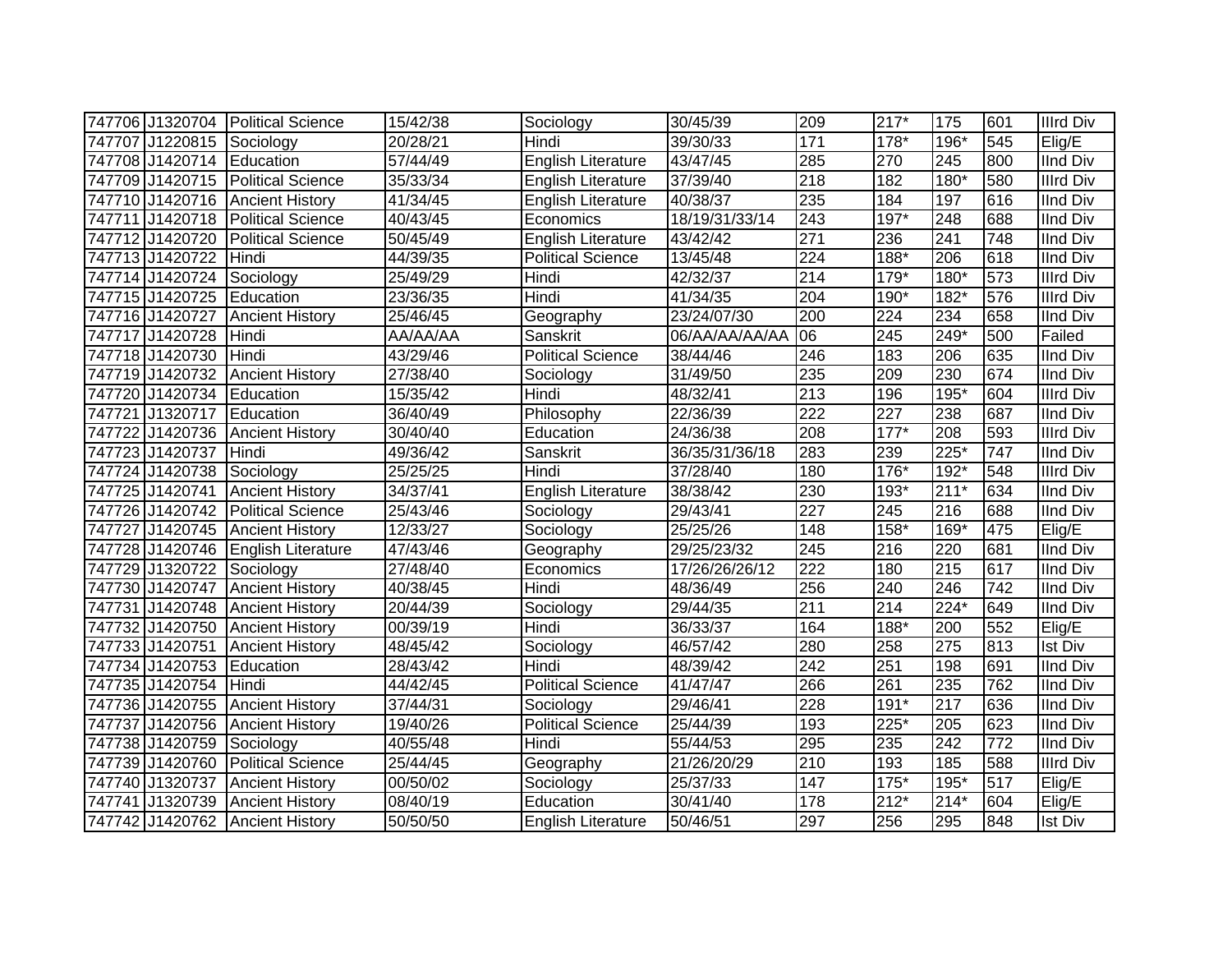| 747706 | J1320704 | Political Science | 15/42/38 | Sociology | 30/45/39 | 209 | 217* | 175 | 601 | IIIrd Div |
|---|---|---|---|---|---|---|---|---|---|---|
| 747707 | J1220815 | Sociology | 20/28/21 | Hindi | 39/30/33 | 171 | 178* | 196* | 545 | Elig/E |
| 747708 | J1420714 | Education | 57/44/49 | English Literature | 43/47/45 | 285 | 270 | 245 | 800 | IInd Div |
| 747709 | J1420715 | Political Science | 35/33/34 | English Literature | 37/39/40 | 218 | 182 | 180* | 580 | IIIrd Div |
| 747710 | J1420716 | Ancient History | 41/34/45 | English Literature | 40/38/37 | 235 | 184 | 197 | 616 | IInd Div |
| 747711 | J1420718 | Political Science | 40/43/45 | Economics | 18/19/31/33/14 | 243 | 197* | 248 | 688 | IInd Div |
| 747712 | J1420720 | Political Science | 50/45/49 | English Literature | 43/42/42 | 271 | 236 | 241 | 748 | IInd Div |
| 747713 | J1420722 | Hindi | 44/39/35 | Political Science | 13/45/48 | 224 | 188* | 206 | 618 | IInd Div |
| 747714 | J1420724 | Sociology | 25/49/29 | Hindi | 42/32/37 | 214 | 179* | 180* | 573 | IIIrd Div |
| 747715 | J1420725 | Education | 23/36/35 | Hindi | 41/34/35 | 204 | 190* | 182* | 576 | IIIrd Div |
| 747716 | J1420727 | Ancient History | 25/46/45 | Geography | 23/24/07/30 | 200 | 224 | 234 | 658 | IInd Div |
| 747717 | J1420728 | Hindi | AA/AA/AA | Sanskrit | 06/AA/AA/AA/AA | 06 | 245 | 249* | 500 | Failed |
| 747718 | J1420730 | Hindi | 43/29/46 | Political Science | 38/44/46 | 246 | 183 | 206 | 635 | IInd Div |
| 747719 | J1420732 | Ancient History | 27/38/40 | Sociology | 31/49/50 | 235 | 209 | 230 | 674 | IInd Div |
| 747720 | J1420734 | Education | 15/35/42 | Hindi | 48/32/41 | 213 | 196 | 195* | 604 | IIIrd Div |
| 747721 | J1320717 | Education | 36/40/49 | Philosophy | 22/36/39 | 222 | 227 | 238 | 687 | IInd Div |
| 747722 | J1420736 | Ancient History | 30/40/40 | Education | 24/36/38 | 208 | 177* | 208 | 593 | IIIrd Div |
| 747723 | J1420737 | Hindi | 49/36/42 | Sanskrit | 36/35/31/36/18 | 283 | 239 | 225* | 747 | IInd Div |
| 747724 | J1420738 | Sociology | 25/25/25 | Hindi | 37/28/40 | 180 | 176* | 192* | 548 | IIIrd Div |
| 747725 | J1420741 | Ancient History | 34/37/41 | English Literature | 38/38/42 | 230 | 193* | 211* | 634 | IInd Div |
| 747726 | J1420742 | Political Science | 25/43/46 | Sociology | 29/43/41 | 227 | 245 | 216 | 688 | IInd Div |
| 747727 | J1420745 | Ancient History | 12/33/27 | Sociology | 25/25/26 | 148 | 158* | 169* | 475 | Elig/E |
| 747728 | J1420746 | English Literature | 47/43/46 | Geography | 29/25/23/32 | 245 | 216 | 220 | 681 | IInd Div |
| 747729 | J1320722 | Sociology | 27/48/40 | Economics | 17/26/26/26/12 | 222 | 180 | 215 | 617 | IInd Div |
| 747730 | J1420747 | Ancient History | 40/38/45 | Hindi | 48/36/49 | 256 | 240 | 246 | 742 | IInd Div |
| 747731 | J1420748 | Ancient History | 20/44/39 | Sociology | 29/44/35 | 211 | 214 | 224* | 649 | IInd Div |
| 747732 | J1420750 | Ancient History | 00/39/19 | Hindi | 36/33/37 | 164 | 188* | 200 | 552 | Elig/E |
| 747733 | J1420751 | Ancient History | 48/45/42 | Sociology | 46/57/42 | 280 | 258 | 275 | 813 | Ist Div |
| 747734 | J1420753 | Education | 28/43/42 | Hindi | 48/39/42 | 242 | 251 | 198 | 691 | IInd Div |
| 747735 | J1420754 | Hindi | 44/42/45 | Political Science | 41/47/47 | 266 | 261 | 235 | 762 | IInd Div |
| 747736 | J1420755 | Ancient History | 37/44/31 | Sociology | 29/46/41 | 228 | 191* | 217 | 636 | IInd Div |
| 747737 | J1420756 | Ancient History | 19/40/26 | Political Science | 25/44/39 | 193 | 225* | 205 | 623 | IInd Div |
| 747738 | J1420759 | Sociology | 40/55/48 | Hindi | 55/44/53 | 295 | 235 | 242 | 772 | IInd Div |
| 747739 | J1420760 | Political Science | 25/44/45 | Geography | 21/26/20/29 | 210 | 193 | 185 | 588 | IIIrd Div |
| 747740 | J1320737 | Ancient History | 00/50/02 | Sociology | 25/37/33 | 147 | 175* | 195* | 517 | Elig/E |
| 747741 | J1320739 | Ancient History | 08/40/19 | Education | 30/41/40 | 178 | 212* | 214* | 604 | Elig/E |
| 747742 | J1420762 | Ancient History | 50/50/50 | English Literature | 50/46/51 | 297 | 256 | 295 | 848 | Ist Div |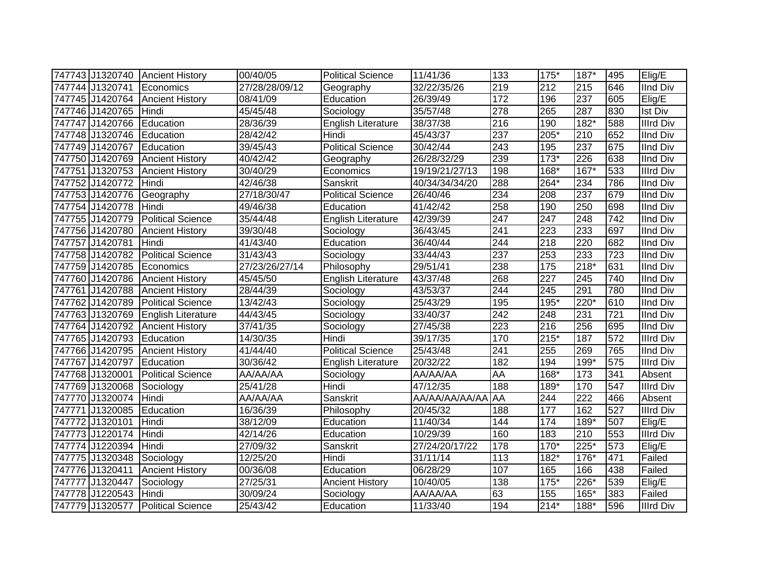| 747743 | J1320740 | Ancient History | 00/40/05 | Political Science | 11/41/36 | 133 | 175* | 187* | 495 | Elig/E |
|---|---|---|---|---|---|---|---|---|---|---|
| 747744 | J1320741 | Economics | 27/28/28/09/12 | Geography | 32/22/35/26 | 219 | 212 | 215 | 646 | IInd Div |
| 747745 | J1420764 | Ancient History | 08/41/09 | Education | 26/39/49 | 172 | 196 | 237 | 605 | Elig/E |
| 747746 | J1420765 | Hindi | 45/45/48 | Sociology | 35/57/48 | 278 | 265 | 287 | 830 | Ist Div |
| 747747 | J1420766 | Education | 28/36/39 | English Literature | 38/37/38 | 216 | 190 | 182* | 588 | IIIrd Div |
| 747748 | J1320746 | Education | 28/42/42 | Hindi | 45/43/37 | 237 | 205* | 210 | 652 | IInd Div |
| 747749 | J1420767 | Education | 39/45/43 | Political Science | 30/42/44 | 243 | 195 | 237 | 675 | IInd Div |
| 747750 | J1420769 | Ancient History | 40/42/42 | Geography | 26/28/32/29 | 239 | 173* | 226 | 638 | IInd Div |
| 747751 | J1320753 | Ancient History | 30/40/29 | Economics | 19/19/21/27/13 | 198 | 168* | 167* | 533 | IIIrd Div |
| 747752 | J1420772 | Hindi | 42/46/38 | Sanskrit | 40/34/34/34/20 | 288 | 264* | 234 | 786 | IInd Div |
| 747753 | J1420776 | Geography | 27/18/30/47 | Political Science | 26/40/46 | 234 | 208 | 237 | 679 | IInd Div |
| 747754 | J1420778 | Hindi | 49/46/38 | Education | 41/42/42 | 258 | 190 | 250 | 698 | IInd Div |
| 747755 | J1420779 | Political Science | 35/44/48 | English Literature | 42/39/39 | 247 | 247 | 248 | 742 | IInd Div |
| 747756 | J1420780 | Ancient History | 39/30/48 | Sociology | 36/43/45 | 241 | 223 | 233 | 697 | IInd Div |
| 747757 | J1420781 | Hindi | 41/43/40 | Education | 36/40/44 | 244 | 218 | 220 | 682 | IInd Div |
| 747758 | J1420782 | Political Science | 31/43/43 | Sociology | 33/44/43 | 237 | 253 | 233 | 723 | IInd Div |
| 747759 | J1420785 | Economics | 27/23/26/27/14 | Philosophy | 29/51/41 | 238 | 175 | 218* | 631 | IInd Div |
| 747760 | J1420786 | Ancient History | 45/45/50 | English Literature | 43/37/48 | 268 | 227 | 245 | 740 | IInd Div |
| 747761 | J1420788 | Ancient History | 28/44/39 | Sociology | 43/53/37 | 244 | 245 | 291 | 780 | IInd Div |
| 747762 | J1420789 | Political Science | 13/42/43 | Sociology | 25/43/29 | 195 | 195* | 220* | 610 | IInd Div |
| 747763 | J1320769 | English Literature | 44/43/45 | Sociology | 33/40/37 | 242 | 248 | 231 | 721 | IInd Div |
| 747764 | J1420792 | Ancient History | 37/41/35 | Sociology | 27/45/38 | 223 | 216 | 256 | 695 | IInd Div |
| 747765 | J1420793 | Education | 14/30/35 | Hindi | 39/17/35 | 170 | 215* | 187 | 572 | IIIrd Div |
| 747766 | J1420795 | Ancient History | 41/44/40 | Political Science | 25/43/48 | 241 | 255 | 269 | 765 | IInd Div |
| 747767 | J1420797 | Education | 30/36/42 | English Literature | 20/32/22 | 182 | 194 | 199* | 575 | IIIrd Div |
| 747768 | J1320001 | Political Science | AA/AA/AA | Sociology | AA/AA/AA | AA | 168* | 173 | 341 | Absent |
| 747769 | J1320068 | Sociology | 25/41/28 | Hindi | 47/12/35 | 188 | 189* | 170 | 547 | IIIrd Div |
| 747770 | J1320074 | Hindi | AA/AA/AA | Sanskrit | AA/AA/AA/AA/AA | AA | 244 | 222 | 466 | Absent |
| 747771 | J1320085 | Education | 16/36/39 | Philosophy | 20/45/32 | 188 | 177 | 162 | 527 | IIIrd Div |
| 747772 | J1320101 | Hindi | 38/12/09 | Education | 11/40/34 | 144 | 174 | 189* | 507 | Elig/E |
| 747773 | J1220174 | Hindi | 42/14/26 | Education | 10/29/39 | 160 | 183 | 210 | 553 | IIIrd Div |
| 747774 | J1220394 | Hindi | 27/09/32 | Sanskrit | 27/24/20/17/22 | 178 | 170* | 225* | 573 | Elig/E |
| 747775 | J1320348 | Sociology | 12/25/20 | Hindi | 31/11/14 | 113 | 182* | 176* | 471 | Failed |
| 747776 | J1320411 | Ancient History | 00/36/08 | Education | 06/28/29 | 107 | 165 | 166 | 438 | Failed |
| 747777 | J1320447 | Sociology | 27/25/31 | Ancient History | 10/40/05 | 138 | 175* | 226* | 539 | Elig/E |
| 747778 | J1220543 | Hindi | 30/09/24 | Sociology | AA/AA/AA | 63 | 155 | 165* | 383 | Failed |
| 747779 | J1320577 | Political Science | 25/43/42 | Education | 11/33/40 | 194 | 214* | 188* | 596 | IIIrd Div |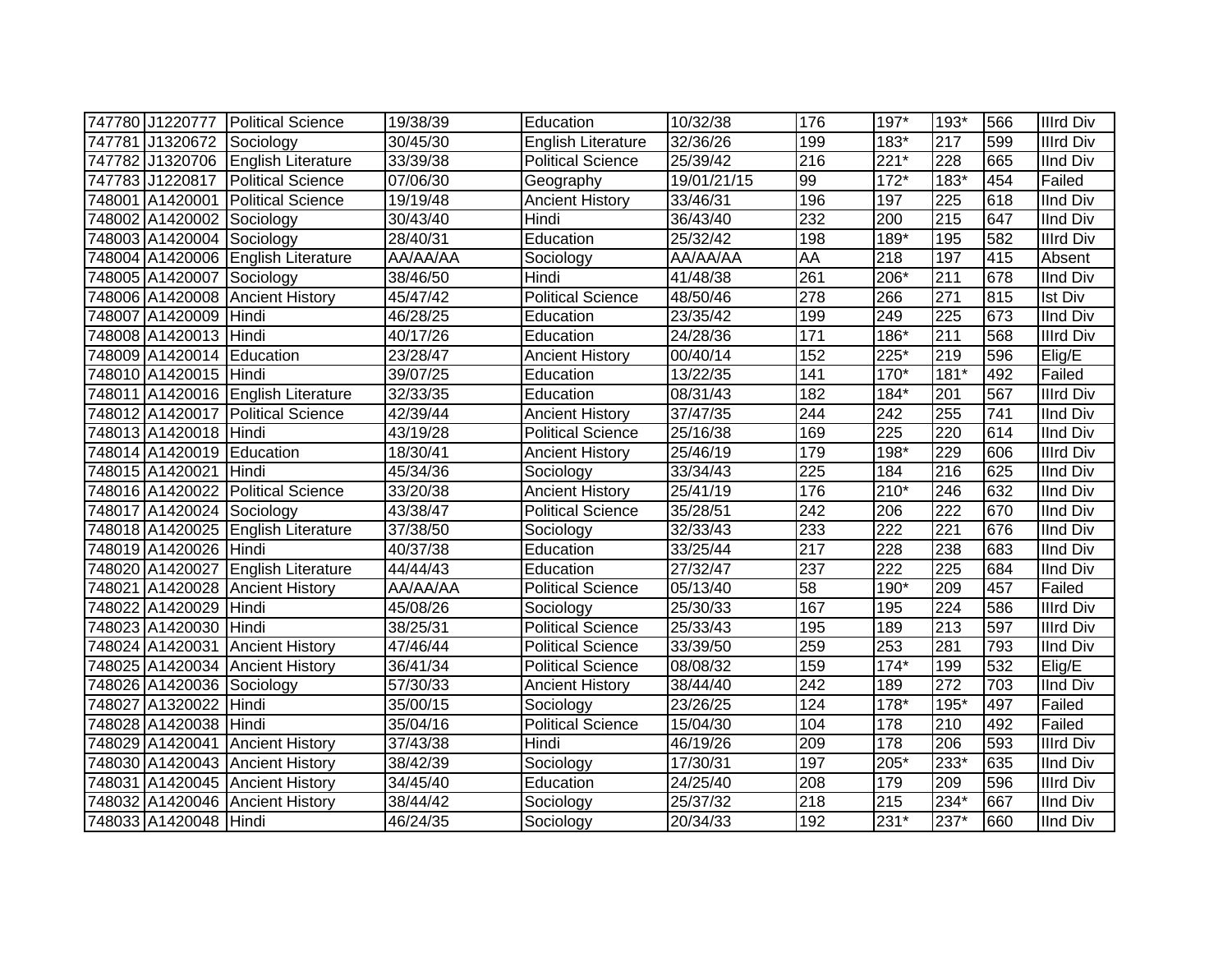| | | | | | | | | | | |
|---|---|---|---|---|---|---|---|---|---|---|
| 747780 | J1220777 | Political Science | 19/38/39 | Education | 10/32/38 | 176 | 197* | 193* | 566 | IIIrd Div |
| 747781 | J1320672 | Sociology | 30/45/30 | English Literature | 32/36/26 | 199 | 183* | 217 | 599 | IIIrd Div |
| 747782 | J1320706 | English Literature | 33/39/38 | Political Science | 25/39/42 | 216 | 221* | 228 | 665 | IInd Div |
| 747783 | J1220817 | Political Science | 07/06/30 | Geography | 19/01/21/15 | 99 | 172* | 183* | 454 | Failed |
| 748001 | A1420001 | Political Science | 19/19/48 | Ancient History | 33/46/31 | 196 | 197 | 225 | 618 | IInd Div |
| 748002 | A1420002 | Sociology | 30/43/40 | Hindi | 36/43/40 | 232 | 200 | 215 | 647 | IInd Div |
| 748003 | A1420004 | Sociology | 28/40/31 | Education | 25/32/42 | 198 | 189* | 195 | 582 | IIIrd Div |
| 748004 | A1420006 | English Literature | AA/AA/AA | Sociology | AA/AA/AA | AA | 218 | 197 | 415 | Absent |
| 748005 | A1420007 | Sociology | 38/46/50 | Hindi | 41/48/38 | 261 | 206* | 211 | 678 | IInd Div |
| 748006 | A1420008 | Ancient History | 45/47/42 | Political Science | 48/50/46 | 278 | 266 | 271 | 815 | Ist Div |
| 748007 | A1420009 | Hindi | 46/28/25 | Education | 23/35/42 | 199 | 249 | 225 | 673 | IInd Div |
| 748008 | A1420013 | Hindi | 40/17/26 | Education | 24/28/36 | 171 | 186* | 211 | 568 | IIIrd Div |
| 748009 | A1420014 | Education | 23/28/47 | Ancient History | 00/40/14 | 152 | 225* | 219 | 596 | Elig/E |
| 748010 | A1420015 | Hindi | 39/07/25 | Education | 13/22/35 | 141 | 170* | 181* | 492 | Failed |
| 748011 | A1420016 | English Literature | 32/33/35 | Education | 08/31/43 | 182 | 184* | 201 | 567 | IIIrd Div |
| 748012 | A1420017 | Political Science | 42/39/44 | Ancient History | 37/47/35 | 244 | 242 | 255 | 741 | IInd Div |
| 748013 | A1420018 | Hindi | 43/19/28 | Political Science | 25/16/38 | 169 | 225 | 220 | 614 | IInd Div |
| 748014 | A1420019 | Education | 18/30/41 | Ancient History | 25/46/19 | 179 | 198* | 229 | 606 | IIIrd Div |
| 748015 | A1420021 | Hindi | 45/34/36 | Sociology | 33/34/43 | 225 | 184 | 216 | 625 | IInd Div |
| 748016 | A1420022 | Political Science | 33/20/38 | Ancient History | 25/41/19 | 176 | 210* | 246 | 632 | IInd Div |
| 748017 | A1420024 | Sociology | 43/38/47 | Political Science | 35/28/51 | 242 | 206 | 222 | 670 | IInd Div |
| 748018 | A1420025 | English Literature | 37/38/50 | Sociology | 32/33/43 | 233 | 222 | 221 | 676 | IInd Div |
| 748019 | A1420026 | Hindi | 40/37/38 | Education | 33/25/44 | 217 | 228 | 238 | 683 | IInd Div |
| 748020 | A1420027 | English Literature | 44/44/43 | Education | 27/32/47 | 237 | 222 | 225 | 684 | IInd Div |
| 748021 | A1420028 | Ancient History | AA/AA/AA | Political Science | 05/13/40 | 58 | 190* | 209 | 457 | Failed |
| 748022 | A1420029 | Hindi | 45/08/26 | Sociology | 25/30/33 | 167 | 195 | 224 | 586 | IIIrd Div |
| 748023 | A1420030 | Hindi | 38/25/31 | Political Science | 25/33/43 | 195 | 189 | 213 | 597 | IIIrd Div |
| 748024 | A1420031 | Ancient History | 47/46/44 | Political Science | 33/39/50 | 259 | 253 | 281 | 793 | IInd Div |
| 748025 | A1420034 | Ancient History | 36/41/34 | Political Science | 08/08/32 | 159 | 174* | 199 | 532 | Elig/E |
| 748026 | A1420036 | Sociology | 57/30/33 | Ancient History | 38/44/40 | 242 | 189 | 272 | 703 | IInd Div |
| 748027 | A1320022 | Hindi | 35/00/15 | Sociology | 23/26/25 | 124 | 178* | 195* | 497 | Failed |
| 748028 | A1420038 | Hindi | 35/04/16 | Political Science | 15/04/30 | 104 | 178 | 210 | 492 | Failed |
| 748029 | A1420041 | Ancient History | 37/43/38 | Hindi | 46/19/26 | 209 | 178 | 206 | 593 | IIIrd Div |
| 748030 | A1420043 | Ancient History | 38/42/39 | Sociology | 17/30/31 | 197 | 205* | 233* | 635 | IInd Div |
| 748031 | A1420045 | Ancient History | 34/45/40 | Education | 24/25/40 | 208 | 179 | 209 | 596 | IIIrd Div |
| 748032 | A1420046 | Ancient History | 38/44/42 | Sociology | 25/37/32 | 218 | 215 | 234* | 667 | IInd Div |
| 748033 | A1420048 | Hindi | 46/24/35 | Sociology | 20/34/33 | 192 | 231* | 237* | 660 | IInd Div |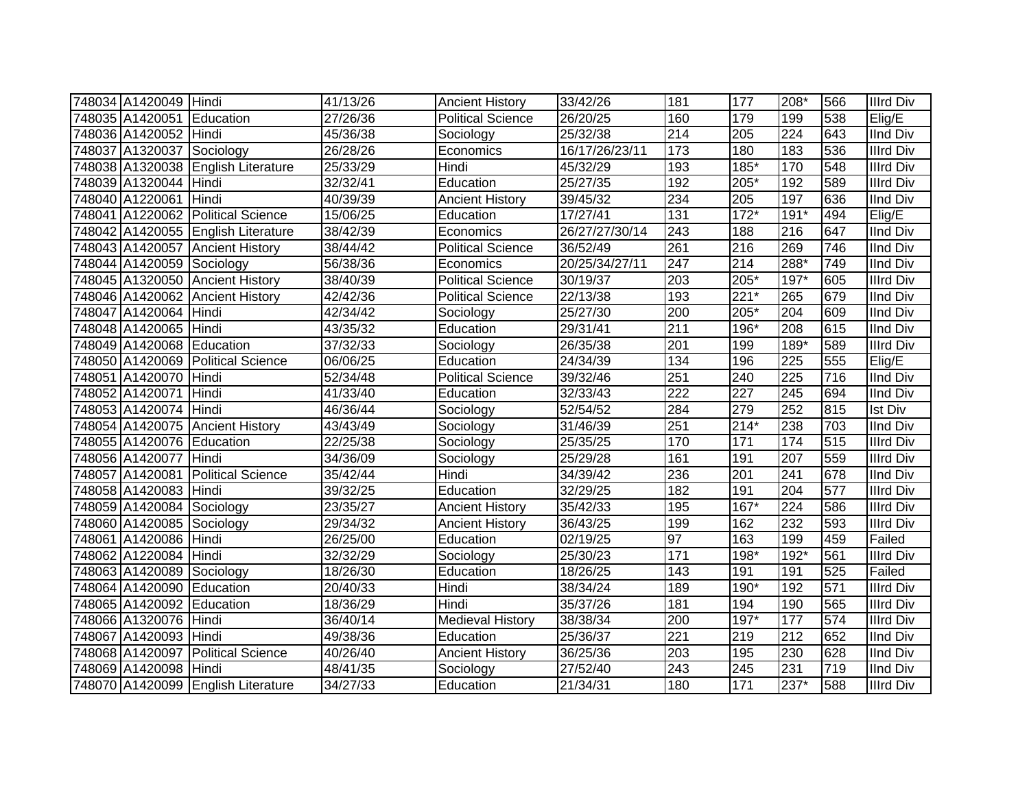| | | | | | | | | | | |
|---|---|---|---|---|---|---|---|---|---|---|
| 748034 | A1420049 | Hindi | 41/13/26 | Ancient History | 33/42/26 | 181 | 177 | 208* | 566 | IIIrd Div |
| 748035 | A1420051 | Education | 27/26/36 | Political Science | 26/20/25 | 160 | 179 | 199 | 538 | Elig/E |
| 748036 | A1420052 | Hindi | 45/36/38 | Sociology | 25/32/38 | 214 | 205 | 224 | 643 | IInd Div |
| 748037 | A1320037 | Sociology | 26/28/26 | Economics | 16/17/26/23/11 | 173 | 180 | 183 | 536 | IIIrd Div |
| 748038 | A1320038 | English Literature | 25/33/29 | Hindi | 45/32/29 | 193 | 185* | 170 | 548 | IIIrd Div |
| 748039 | A1320044 | Hindi | 32/32/41 | Education | 25/27/35 | 192 | 205* | 192 | 589 | IIIrd Div |
| 748040 | A1220061 | Hindi | 40/39/39 | Ancient History | 39/45/32 | 234 | 205 | 197 | 636 | IInd Div |
| 748041 | A1220062 | Political Science | 15/06/25 | Education | 17/27/41 | 131 | 172* | 191* | 494 | Elig/E |
| 748042 | A1420055 | English Literature | 38/42/39 | Economics | 26/27/27/30/14 | 243 | 188 | 216 | 647 | IInd Div |
| 748043 | A1420057 | Ancient History | 38/44/42 | Political Science | 36/52/49 | 261 | 216 | 269 | 746 | IInd Div |
| 748044 | A1420059 | Sociology | 56/38/36 | Economics | 20/25/34/27/11 | 247 | 214 | 288* | 749 | IInd Div |
| 748045 | A1320050 | Ancient History | 38/40/39 | Political Science | 30/19/37 | 203 | 205* | 197* | 605 | IIIrd Div |
| 748046 | A1420062 | Ancient History | 42/42/36 | Political Science | 22/13/38 | 193 | 221* | 265 | 679 | IInd Div |
| 748047 | A1420064 | Hindi | 42/34/42 | Sociology | 25/27/30 | 200 | 205* | 204 | 609 | IInd Div |
| 748048 | A1420065 | Hindi | 43/35/32 | Education | 29/31/41 | 211 | 196* | 208 | 615 | IInd Div |
| 748049 | A1420068 | Education | 37/32/33 | Sociology | 26/35/38 | 201 | 199 | 189* | 589 | IIIrd Div |
| 748050 | A1420069 | Political Science | 06/06/25 | Education | 24/34/39 | 134 | 196 | 225 | 555 | Elig/E |
| 748051 | A1420070 | Hindi | 52/34/48 | Political Science | 39/32/46 | 251 | 240 | 225 | 716 | IInd Div |
| 748052 | A1420071 | Hindi | 41/33/40 | Education | 32/33/43 | 222 | 227 | 245 | 694 | IInd Div |
| 748053 | A1420074 | Hindi | 46/36/44 | Sociology | 52/54/52 | 284 | 279 | 252 | 815 | Ist Div |
| 748054 | A1420075 | Ancient History | 43/43/49 | Sociology | 31/46/39 | 251 | 214* | 238 | 703 | IInd Div |
| 748055 | A1420076 | Education | 22/25/38 | Sociology | 25/35/25 | 170 | 171 | 174 | 515 | IIIrd Div |
| 748056 | A1420077 | Hindi | 34/36/09 | Sociology | 25/29/28 | 161 | 191 | 207 | 559 | IIIrd Div |
| 748057 | A1420081 | Political Science | 35/42/44 | Hindi | 34/39/42 | 236 | 201 | 241 | 678 | IInd Div |
| 748058 | A1420083 | Hindi | 39/32/25 | Education | 32/29/25 | 182 | 191 | 204 | 577 | IIIrd Div |
| 748059 | A1420084 | Sociology | 23/35/27 | Ancient History | 35/42/33 | 195 | 167* | 224 | 586 | IIIrd Div |
| 748060 | A1420085 | Sociology | 29/34/32 | Ancient History | 36/43/25 | 199 | 162 | 232 | 593 | IIIrd Div |
| 748061 | A1420086 | Hindi | 26/25/00 | Education | 02/19/25 | 97 | 163 | 199 | 459 | Failed |
| 748062 | A1220084 | Hindi | 32/32/29 | Sociology | 25/30/23 | 171 | 198* | 192* | 561 | IIIrd Div |
| 748063 | A1420089 | Sociology | 18/26/30 | Education | 18/26/25 | 143 | 191 | 191 | 525 | Failed |
| 748064 | A1420090 | Education | 20/40/33 | Hindi | 38/34/24 | 189 | 190* | 192 | 571 | IIIrd Div |
| 748065 | A1420092 | Education | 18/36/29 | Hindi | 35/37/26 | 181 | 194 | 190 | 565 | IIIrd Div |
| 748066 | A1320076 | Hindi | 36/40/14 | Medieval History | 38/38/34 | 200 | 197* | 177 | 574 | IIIrd Div |
| 748067 | A1420093 | Hindi | 49/38/36 | Education | 25/36/37 | 221 | 219 | 212 | 652 | IInd Div |
| 748068 | A1420097 | Political Science | 40/26/40 | Ancient History | 36/25/36 | 203 | 195 | 230 | 628 | IInd Div |
| 748069 | A1420098 | Hindi | 48/41/35 | Sociology | 27/52/40 | 243 | 245 | 231 | 719 | IInd Div |
| 748070 | A1420099 | English Literature | 34/27/33 | Education | 21/34/31 | 180 | 171 | 237* | 588 | IIIrd Div |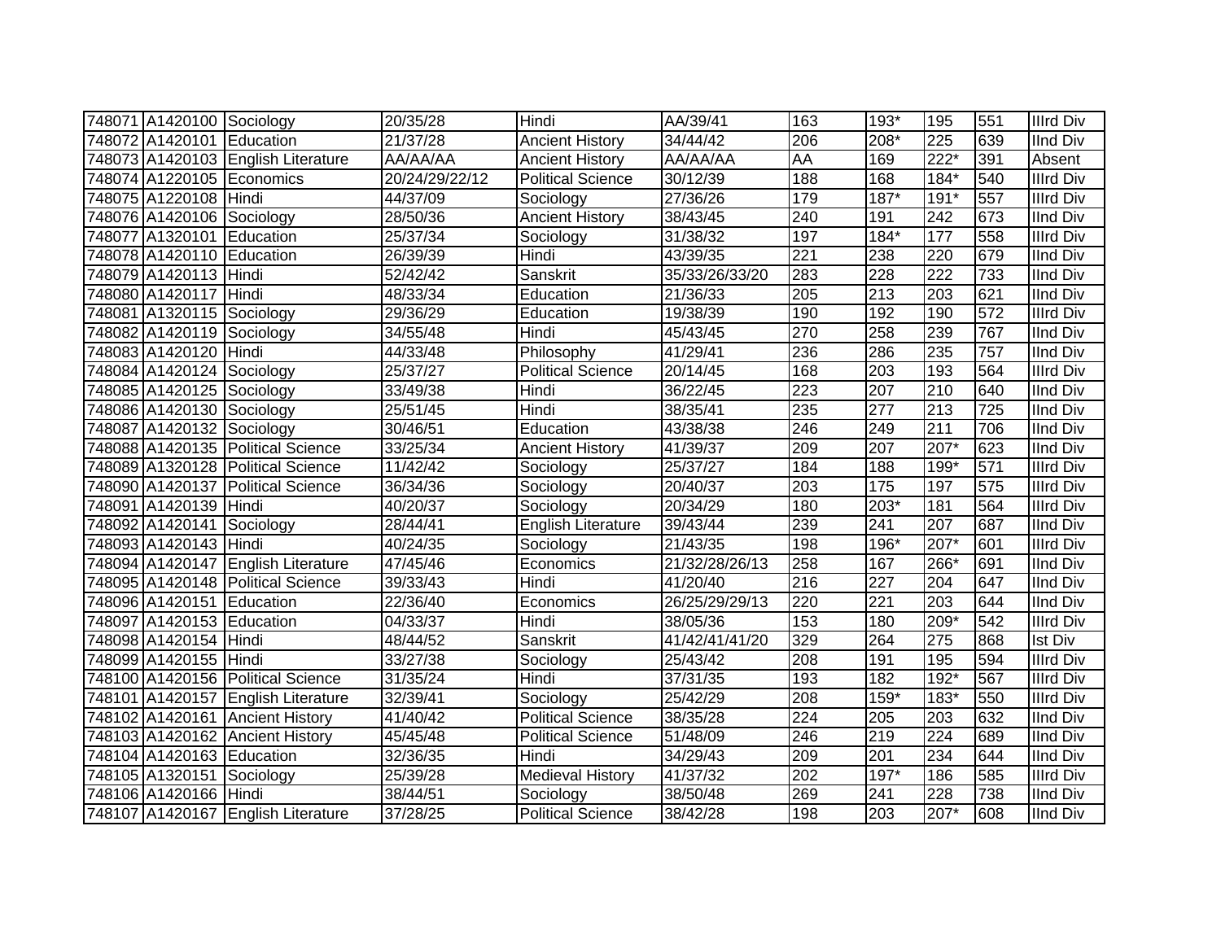| | | | | | | | | | | |
|---|---|---|---|---|---|---|---|---|---|---|
| 748071 | A1420100 | Sociology | 20/35/28 | Hindi | AA/39/41 | 163 | 193* | 195 | 551 | IIIrd Div |
| 748072 | A1420101 | Education | 21/37/28 | Ancient History | 34/44/42 | 206 | 208* | 225 | 639 | IInd Div |
| 748073 | A1420103 | English Literature | AA/AA/AA | Ancient History | AA/AA/AA | AA | 169 | 222* | 391 | Absent |
| 748074 | A1220105 | Economics | 20/24/29/22/12 | Political Science | 30/12/39 | 188 | 168 | 184* | 540 | IIIrd Div |
| 748075 | A1220108 | Hindi | 44/37/09 | Sociology | 27/36/26 | 179 | 187* | 191* | 557 | IIIrd Div |
| 748076 | A1420106 | Sociology | 28/50/36 | Ancient History | 38/43/45 | 240 | 191 | 242 | 673 | IInd Div |
| 748077 | A1320101 | Education | 25/37/34 | Sociology | 31/38/32 | 197 | 184* | 177 | 558 | IIIrd Div |
| 748078 | A1420110 | Education | 26/39/39 | Hindi | 43/39/35 | 221 | 238 | 220 | 679 | IInd Div |
| 748079 | A1420113 | Hindi | 52/42/42 | Sanskrit | 35/33/26/33/20 | 283 | 228 | 222 | 733 | IInd Div |
| 748080 | A1420117 | Hindi | 48/33/34 | Education | 21/36/33 | 205 | 213 | 203 | 621 | IInd Div |
| 748081 | A1320115 | Sociology | 29/36/29 | Education | 19/38/39 | 190 | 192 | 190 | 572 | IIIrd Div |
| 748082 | A1420119 | Sociology | 34/55/48 | Hindi | 45/43/45 | 270 | 258 | 239 | 767 | IInd Div |
| 748083 | A1420120 | Hindi | 44/33/48 | Philosophy | 41/29/41 | 236 | 286 | 235 | 757 | IInd Div |
| 748084 | A1420124 | Sociology | 25/37/27 | Political Science | 20/14/45 | 168 | 203 | 193 | 564 | IIIrd Div |
| 748085 | A1420125 | Sociology | 33/49/38 | Hindi | 36/22/45 | 223 | 207 | 210 | 640 | IInd Div |
| 748086 | A1420130 | Sociology | 25/51/45 | Hindi | 38/35/41 | 235 | 277 | 213 | 725 | IInd Div |
| 748087 | A1420132 | Sociology | 30/46/51 | Education | 43/38/38 | 246 | 249 | 211 | 706 | IInd Div |
| 748088 | A1420135 | Political Science | 33/25/34 | Ancient History | 41/39/37 | 209 | 207 | 207* | 623 | IInd Div |
| 748089 | A1320128 | Political Science | 11/42/42 | Sociology | 25/37/27 | 184 | 188 | 199* | 571 | IIIrd Div |
| 748090 | A1420137 | Political Science | 36/34/36 | Sociology | 20/40/37 | 203 | 175 | 197 | 575 | IIIrd Div |
| 748091 | A1420139 | Hindi | 40/20/37 | Sociology | 20/34/29 | 180 | 203* | 181 | 564 | IIIrd Div |
| 748092 | A1420141 | Sociology | 28/44/41 | English Literature | 39/43/44 | 239 | 241 | 207 | 687 | IInd Div |
| 748093 | A1420143 | Hindi | 40/24/35 | Sociology | 21/43/35 | 198 | 196* | 207* | 601 | IIIrd Div |
| 748094 | A1420147 | English Literature | 47/45/46 | Economics | 21/32/28/26/13 | 258 | 167 | 266* | 691 | IInd Div |
| 748095 | A1420148 | Political Science | 39/33/43 | Hindi | 41/20/40 | 216 | 227 | 204 | 647 | IInd Div |
| 748096 | A1420151 | Education | 22/36/40 | Economics | 26/25/29/29/13 | 220 | 221 | 203 | 644 | IInd Div |
| 748097 | A1420153 | Education | 04/33/37 | Hindi | 38/05/36 | 153 | 180 | 209* | 542 | IIIrd Div |
| 748098 | A1420154 | Hindi | 48/44/52 | Sanskrit | 41/42/41/41/20 | 329 | 264 | 275 | 868 | Ist Div |
| 748099 | A1420155 | Hindi | 33/27/38 | Sociology | 25/43/42 | 208 | 191 | 195 | 594 | IIIrd Div |
| 748100 | A1420156 | Political Science | 31/35/24 | Hindi | 37/31/35 | 193 | 182 | 192* | 567 | IIIrd Div |
| 748101 | A1420157 | English Literature | 32/39/41 | Sociology | 25/42/29 | 208 | 159* | 183* | 550 | IIIrd Div |
| 748102 | A1420161 | Ancient History | 41/40/42 | Political Science | 38/35/28 | 224 | 205 | 203 | 632 | IInd Div |
| 748103 | A1420162 | Ancient History | 45/45/48 | Political Science | 51/48/09 | 246 | 219 | 224 | 689 | IInd Div |
| 748104 | A1420163 | Education | 32/36/35 | Hindi | 34/29/43 | 209 | 201 | 234 | 644 | IInd Div |
| 748105 | A1320151 | Sociology | 25/39/28 | Medieval History | 41/37/32 | 202 | 197* | 186 | 585 | IIIrd Div |
| 748106 | A1420166 | Hindi | 38/44/51 | Sociology | 38/50/48 | 269 | 241 | 228 | 738 | IInd Div |
| 748107 | A1420167 | English Literature | 37/28/25 | Political Science | 38/42/28 | 198 | 203 | 207* | 608 | IInd Div |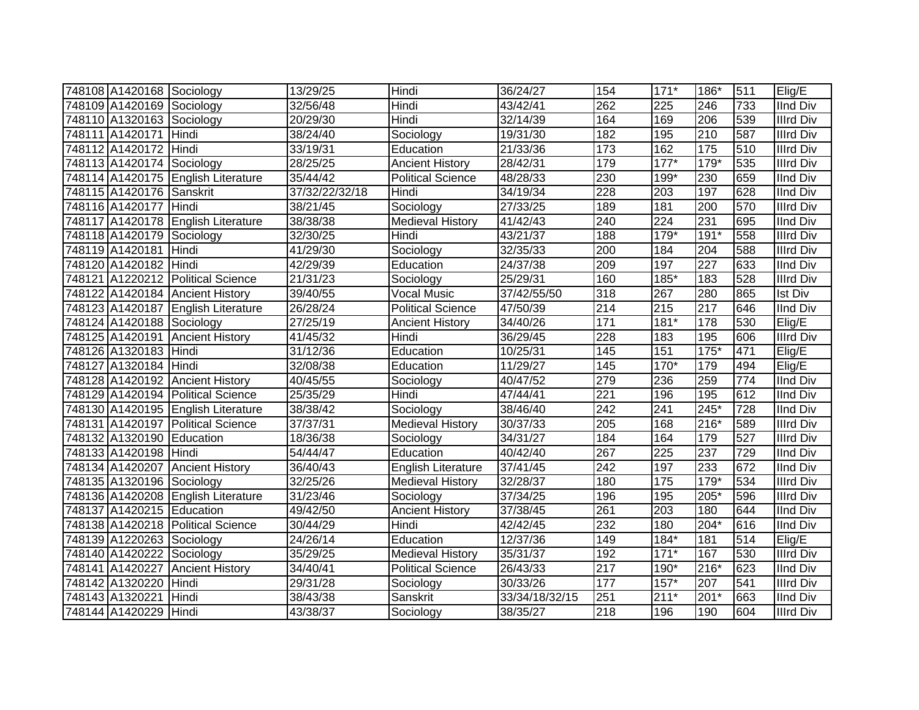| 748108 | A1420168 | Sociology | 13/29/25 | Hindi | 36/24/27 | 154 | 171* | 186* | 511 | Elig/E |
|---|---|---|---|---|---|---|---|---|---|---|
| 748109 | A1420169 | Sociology | 32/56/48 | Hindi | 43/42/41 | 262 | 225 | 246 | 733 | IInd Div |
| 748110 | A1320163 | Sociology | 20/29/30 | Hindi | 32/14/39 | 164 | 169 | 206 | 539 | IIIrd Div |
| 748111 | A1420171 | Hindi | 38/24/40 | Sociology | 19/31/30 | 182 | 195 | 210 | 587 | IIIrd Div |
| 748112 | A1420172 | Hindi | 33/19/31 | Education | 21/33/36 | 173 | 162 | 175 | 510 | IIIrd Div |
| 748113 | A1420174 | Sociology | 28/25/25 | Ancient History | 28/42/31 | 179 | 177* | 179* | 535 | IIIrd Div |
| 748114 | A1420175 | English Literature | 35/44/42 | Political Science | 48/28/33 | 230 | 199* | 230 | 659 | IInd Div |
| 748115 | A1420176 | Sanskrit | 37/32/22/32/18 | Hindi | 34/19/34 | 228 | 203 | 197 | 628 | IInd Div |
| 748116 | A1420177 | Hindi | 38/21/45 | Sociology | 27/33/25 | 189 | 181 | 200 | 570 | IIIrd Div |
| 748117 | A1420178 | English Literature | 38/38/38 | Medieval History | 41/42/43 | 240 | 224 | 231 | 695 | IInd Div |
| 748118 | A1420179 | Sociology | 32/30/25 | Hindi | 43/21/37 | 188 | 179* | 191* | 558 | IIIrd Div |
| 748119 | A1420181 | Hindi | 41/29/30 | Sociology | 32/35/33 | 200 | 184 | 204 | 588 | IIIrd Div |
| 748120 | A1420182 | Hindi | 42/29/39 | Education | 24/37/38 | 209 | 197 | 227 | 633 | IInd Div |
| 748121 | A1220212 | Political Science | 21/31/23 | Sociology | 25/29/31 | 160 | 185* | 183 | 528 | IIIrd Div |
| 748122 | A1420184 | Ancient History | 39/40/55 | Vocal Music | 37/42/55/50 | 318 | 267 | 280 | 865 | Ist Div |
| 748123 | A1420187 | English Literature | 26/28/24 | Political Science | 47/50/39 | 214 | 215 | 217 | 646 | IInd Div |
| 748124 | A1420188 | Sociology | 27/25/19 | Ancient History | 34/40/26 | 171 | 181* | 178 | 530 | Elig/E |
| 748125 | A1420191 | Ancient History | 41/45/32 | Hindi | 36/29/45 | 228 | 183 | 195 | 606 | IIIrd Div |
| 748126 | A1320183 | Hindi | 31/12/36 | Education | 10/25/31 | 145 | 151 | 175* | 471 | Elig/E |
| 748127 | A1320184 | Hindi | 32/08/38 | Education | 11/29/27 | 145 | 170* | 179 | 494 | Elig/E |
| 748128 | A1420192 | Ancient History | 40/45/55 | Sociology | 40/47/52 | 279 | 236 | 259 | 774 | IInd Div |
| 748129 | A1420194 | Political Science | 25/35/29 | Hindi | 47/44/41 | 221 | 196 | 195 | 612 | IInd Div |
| 748130 | A1420195 | English Literature | 38/38/42 | Sociology | 38/46/40 | 242 | 241 | 245* | 728 | IInd Div |
| 748131 | A1420197 | Political Science | 37/37/31 | Medieval History | 30/37/33 | 205 | 168 | 216* | 589 | IIIrd Div |
| 748132 | A1320190 | Education | 18/36/38 | Sociology | 34/31/27 | 184 | 164 | 179 | 527 | IIIrd Div |
| 748133 | A1420198 | Hindi | 54/44/47 | Education | 40/42/40 | 267 | 225 | 237 | 729 | IInd Div |
| 748134 | A1420207 | Ancient History | 36/40/43 | English Literature | 37/41/45 | 242 | 197 | 233 | 672 | IInd Div |
| 748135 | A1320196 | Sociology | 32/25/26 | Medieval History | 32/28/37 | 180 | 175 | 179* | 534 | IIIrd Div |
| 748136 | A1420208 | English Literature | 31/23/46 | Sociology | 37/34/25 | 196 | 195 | 205* | 596 | IIIrd Div |
| 748137 | A1420215 | Education | 49/42/50 | Ancient History | 37/38/45 | 261 | 203 | 180 | 644 | IInd Div |
| 748138 | A1420218 | Political Science | 30/44/29 | Hindi | 42/42/45 | 232 | 180 | 204* | 616 | IInd Div |
| 748139 | A1220263 | Sociology | 24/26/14 | Education | 12/37/36 | 149 | 184* | 181 | 514 | Elig/E |
| 748140 | A1420222 | Sociology | 35/29/25 | Medieval History | 35/31/37 | 192 | 171* | 167 | 530 | IIIrd Div |
| 748141 | A1420227 | Ancient History | 34/40/41 | Political Science | 26/43/33 | 217 | 190* | 216* | 623 | IInd Div |
| 748142 | A1320220 | Hindi | 29/31/28 | Sociology | 30/33/26 | 177 | 157* | 207 | 541 | IIIrd Div |
| 748143 | A1320221 | Hindi | 38/43/38 | Sanskrit | 33/34/18/32/15 | 251 | 211* | 201* | 663 | IInd Div |
| 748144 | A1420229 | Hindi | 43/38/37 | Sociology | 38/35/27 | 218 | 196 | 190 | 604 | IIIrd Div |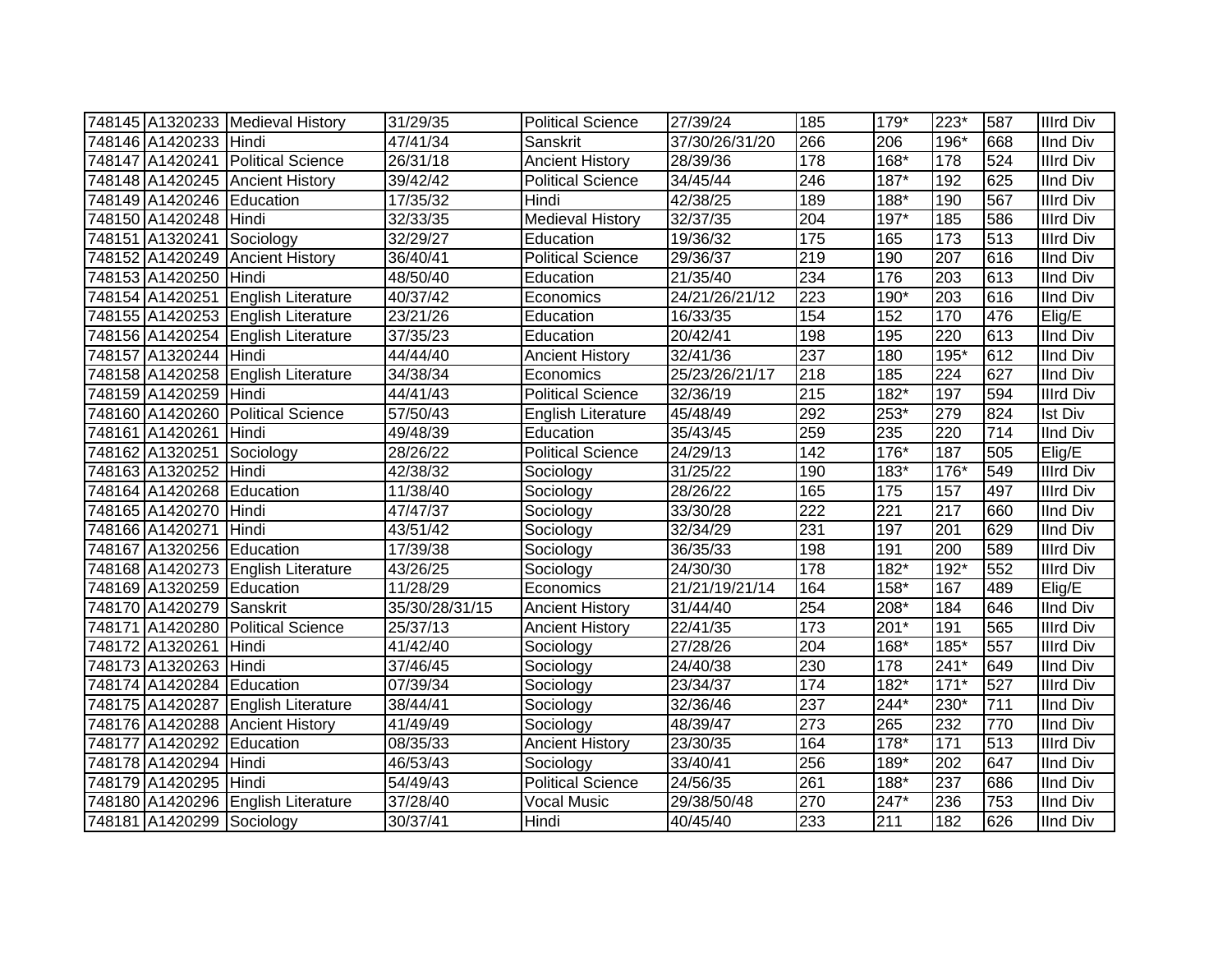| 748145 | A1320233 | Medieval History | 31/29/35 | Political Science | 27/39/24 | 185 | 179* | 223* | 587 | IIIrd Div |
|---|---|---|---|---|---|---|---|---|---|---|
| 748146 | A1420233 | Hindi | 47/41/34 | Sanskrit | 37/30/26/31/20 | 266 | 206 | 196* | 668 | IInd Div |
| 748147 | A1420241 | Political Science | 26/31/18 | Ancient History | 28/39/36 | 178 | 168* | 178 | 524 | IIIrd Div |
| 748148 | A1420245 | Ancient History | 39/42/42 | Political Science | 34/45/44 | 246 | 187* | 192 | 625 | IInd Div |
| 748149 | A1420246 | Education | 17/35/32 | Hindi | 42/38/25 | 189 | 188* | 190 | 567 | IIIrd Div |
| 748150 | A1420248 | Hindi | 32/33/35 | Medieval History | 32/37/35 | 204 | 197* | 185 | 586 | IIIrd Div |
| 748151 | A1320241 | Sociology | 32/29/27 | Education | 19/36/32 | 175 | 165 | 173 | 513 | IIIrd Div |
| 748152 | A1420249 | Ancient History | 36/40/41 | Political Science | 29/36/37 | 219 | 190 | 207 | 616 | IInd Div |
| 748153 | A1420250 | Hindi | 48/50/40 | Education | 21/35/40 | 234 | 176 | 203 | 613 | IInd Div |
| 748154 | A1420251 | English Literature | 40/37/42 | Economics | 24/21/26/21/12 | 223 | 190* | 203 | 616 | IInd Div |
| 748155 | A1420253 | English Literature | 23/21/26 | Education | 16/33/35 | 154 | 152 | 170 | 476 | Elig/E |
| 748156 | A1420254 | English Literature | 37/35/23 | Education | 20/42/41 | 198 | 195 | 220 | 613 | IInd Div |
| 748157 | A1320244 | Hindi | 44/44/40 | Ancient History | 32/41/36 | 237 | 180 | 195* | 612 | IInd Div |
| 748158 | A1420258 | English Literature | 34/38/34 | Economics | 25/23/26/21/17 | 218 | 185 | 224 | 627 | IInd Div |
| 748159 | A1420259 | Hindi | 44/41/43 | Political Science | 32/36/19 | 215 | 182* | 197 | 594 | IIIrd Div |
| 748160 | A1420260 | Political Science | 57/50/43 | English Literature | 45/48/49 | 292 | 253* | 279 | 824 | Ist Div |
| 748161 | A1420261 | Hindi | 49/48/39 | Education | 35/43/45 | 259 | 235 | 220 | 714 | IInd Div |
| 748162 | A1320251 | Sociology | 28/26/22 | Political Science | 24/29/13 | 142 | 176* | 187 | 505 | Elig/E |
| 748163 | A1320252 | Hindi | 42/38/32 | Sociology | 31/25/22 | 190 | 183* | 176* | 549 | IIIrd Div |
| 748164 | A1420268 | Education | 11/38/40 | Sociology | 28/26/22 | 165 | 175 | 157 | 497 | IIIrd Div |
| 748165 | A1420270 | Hindi | 47/47/37 | Sociology | 33/30/28 | 222 | 221 | 217 | 660 | IInd Div |
| 748166 | A1420271 | Hindi | 43/51/42 | Sociology | 32/34/29 | 231 | 197 | 201 | 629 | IInd Div |
| 748167 | A1320256 | Education | 17/39/38 | Sociology | 36/35/33 | 198 | 191 | 200 | 589 | IIIrd Div |
| 748168 | A1420273 | English Literature | 43/26/25 | Sociology | 24/30/30 | 178 | 182* | 192* | 552 | IIIrd Div |
| 748169 | A1320259 | Education | 11/28/29 | Economics | 21/21/19/21/14 | 164 | 158* | 167 | 489 | Elig/E |
| 748170 | A1420279 | Sanskrit | 35/30/28/31/15 | Ancient History | 31/44/40 | 254 | 208* | 184 | 646 | IInd Div |
| 748171 | A1420280 | Political Science | 25/37/13 | Ancient History | 22/41/35 | 173 | 201* | 191 | 565 | IIIrd Div |
| 748172 | A1320261 | Hindi | 41/42/40 | Sociology | 27/28/26 | 204 | 168* | 185* | 557 | IIIrd Div |
| 748173 | A1320263 | Hindi | 37/46/45 | Sociology | 24/40/38 | 230 | 178 | 241* | 649 | IInd Div |
| 748174 | A1420284 | Education | 07/39/34 | Sociology | 23/34/37 | 174 | 182* | 171* | 527 | IIIrd Div |
| 748175 | A1420287 | English Literature | 38/44/41 | Sociology | 32/36/46 | 237 | 244* | 230* | 711 | IInd Div |
| 748176 | A1420288 | Ancient History | 41/49/49 | Sociology | 48/39/47 | 273 | 265 | 232 | 770 | IInd Div |
| 748177 | A1420292 | Education | 08/35/33 | Ancient History | 23/30/35 | 164 | 178* | 171 | 513 | IIIrd Div |
| 748178 | A1420294 | Hindi | 46/53/43 | Sociology | 33/40/41 | 256 | 189* | 202 | 647 | IInd Div |
| 748179 | A1420295 | Hindi | 54/49/43 | Political Science | 24/56/35 | 261 | 188* | 237 | 686 | IInd Div |
| 748180 | A1420296 | English Literature | 37/28/40 | Vocal Music | 29/38/50/48 | 270 | 247* | 236 | 753 | IInd Div |
| 748181 | A1420299 | Sociology | 30/37/41 | Hindi | 40/45/40 | 233 | 211 | 182 | 626 | IInd Div |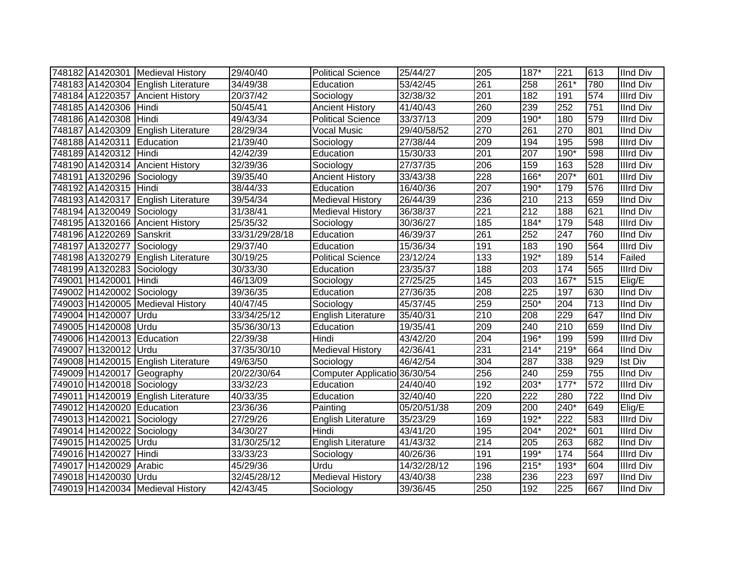| 748182 | A1420301 | Medieval History | 29/40/40 | Political Science | 25/44/27 | 205 | 187* | 221 | 613 | IInd Div |
|---|---|---|---|---|---|---|---|---|---|---|
| 748183 | A1420304 | English Literature | 34/49/38 | Education | 53/42/45 | 261 | 258 | 261* | 780 | IInd Div |
| 748184 | A1220357 | Ancient History | 20/37/42 | Sociology | 32/38/32 | 201 | 182 | 191 | 574 | IIIrd Div |
| 748185 | A1420306 | Hindi | 50/45/41 | Ancient History | 41/40/43 | 260 | 239 | 252 | 751 | IInd Div |
| 748186 | A1420308 | Hindi | 49/43/34 | Political Science | 33/37/13 | 209 | 190* | 180 | 579 | IIIrd Div |
| 748187 | A1420309 | English Literature | 28/29/34 | Vocal Music | 29/40/58/52 | 270 | 261 | 270 | 801 | IInd Div |
| 748188 | A1420311 | Education | 21/39/40 | Sociology | 27/38/44 | 209 | 194 | 195 | 598 | IIIrd Div |
| 748189 | A1420312 | Hindi | 42/42/39 | Education | 15/30/33 | 201 | 207 | 190* | 598 | IIIrd Div |
| 748190 | A1420314 | Ancient History | 32/39/36 | Sociology | 27/37/35 | 206 | 159 | 163 | 528 | IIIrd Div |
| 748191 | A1320296 | Sociology | 39/35/40 | Ancient History | 33/43/38 | 228 | 166* | 207* | 601 | IIIrd Div |
| 748192 | A1420315 | Hindi | 38/44/33 | Education | 16/40/36 | 207 | 190* | 179 | 576 | IIIrd Div |
| 748193 | A1420317 | English Literature | 39/54/34 | Medieval History | 26/44/39 | 236 | 210 | 213 | 659 | IInd Div |
| 748194 | A1320049 | Sociology | 31/38/41 | Medieval History | 36/38/37 | 221 | 212 | 188 | 621 | IInd Div |
| 748195 | A1320166 | Ancient History | 25/35/32 | Sociology | 30/36/27 | 185 | 184* | 179 | 548 | IIIrd Div |
| 748196 | A1220269 | Sanskrit | 33/31/29/28/18 | Education | 46/39/37 | 261 | 252 | 247 | 760 | IInd Div |
| 748197 | A1320277 | Sociology | 29/37/40 | Education | 15/36/34 | 191 | 183 | 190 | 564 | IIIrd Div |
| 748198 | A1320279 | English Literature | 30/19/25 | Political Science | 23/12/24 | 133 | 192* | 189 | 514 | Failed |
| 748199 | A1320283 | Sociology | 30/33/30 | Education | 23/35/37 | 188 | 203 | 174 | 565 | IIIrd Div |
| 749001 | H1420001 | Hindi | 46/13/09 | Sociology | 27/25/25 | 145 | 203 | 167* | 515 | Elig/E |
| 749002 | H1420002 | Sociology | 39/36/35 | Education | 27/36/35 | 208 | 225 | 197 | 630 | IInd Div |
| 749003 | H1420005 | Medieval History | 40/47/45 | Sociology | 45/37/45 | 259 | 250* | 204 | 713 | IInd Div |
| 749004 | H1420007 | Urdu | 33/34/25/12 | English Literature | 35/40/31 | 210 | 208 | 229 | 647 | IInd Div |
| 749005 | H1420008 | Urdu | 35/36/30/13 | Education | 19/35/41 | 209 | 240 | 210 | 659 | IInd Div |
| 749006 | H1420013 | Education | 22/39/38 | Hindi | 43/42/20 | 204 | 196* | 199 | 599 | IIIrd Div |
| 749007 | H1320012 | Urdu | 37/35/30/10 | Medieval History | 42/36/41 | 231 | 214* | 219* | 664 | IInd Div |
| 749008 | H1420015 | English Literature | 49/63/50 | Sociology | 46/42/54 | 304 | 287 | 338 | 929 | Ist Div |
| 749009 | H1420017 | Geography | 20/22/30/64 | Computer Applicatio | 36/30/54 | 256 | 240 | 259 | 755 | IInd Div |
| 749010 | H1420018 | Sociology | 33/32/23 | Education | 24/40/40 | 192 | 203* | 177* | 572 | IIIrd Div |
| 749011 | H1420019 | English Literature | 40/33/35 | Education | 32/40/40 | 220 | 222 | 280 | 722 | IInd Div |
| 749012 | H1420020 | Education | 23/36/36 | Painting | 05/20/51/38 | 209 | 200 | 240* | 649 | Elig/E |
| 749013 | H1420021 | Sociology | 27/29/26 | English Literature | 35/23/29 | 169 | 192* | 222 | 583 | IIIrd Div |
| 749014 | H1420022 | Sociology | 34/30/27 | Hindi | 43/41/20 | 195 | 204* | 202* | 601 | IIIrd Div |
| 749015 | H1420025 | Urdu | 31/30/25/12 | English Literature | 41/43/32 | 214 | 205 | 263 | 682 | IInd Div |
| 749016 | H1420027 | Hindi | 33/33/23 | Sociology | 40/26/36 | 191 | 199* | 174 | 564 | IIIrd Div |
| 749017 | H1420029 | Arabic | 45/29/36 | Urdu | 14/32/28/12 | 196 | 215* | 193* | 604 | IIIrd Div |
| 749018 | H1420030 | Urdu | 32/45/28/12 | Medieval History | 43/40/38 | 238 | 236 | 223 | 697 | IInd Div |
| 749019 | H1420034 | Medieval History | 42/43/45 | Sociology | 39/36/45 | 250 | 192 | 225 | 667 | IInd Div |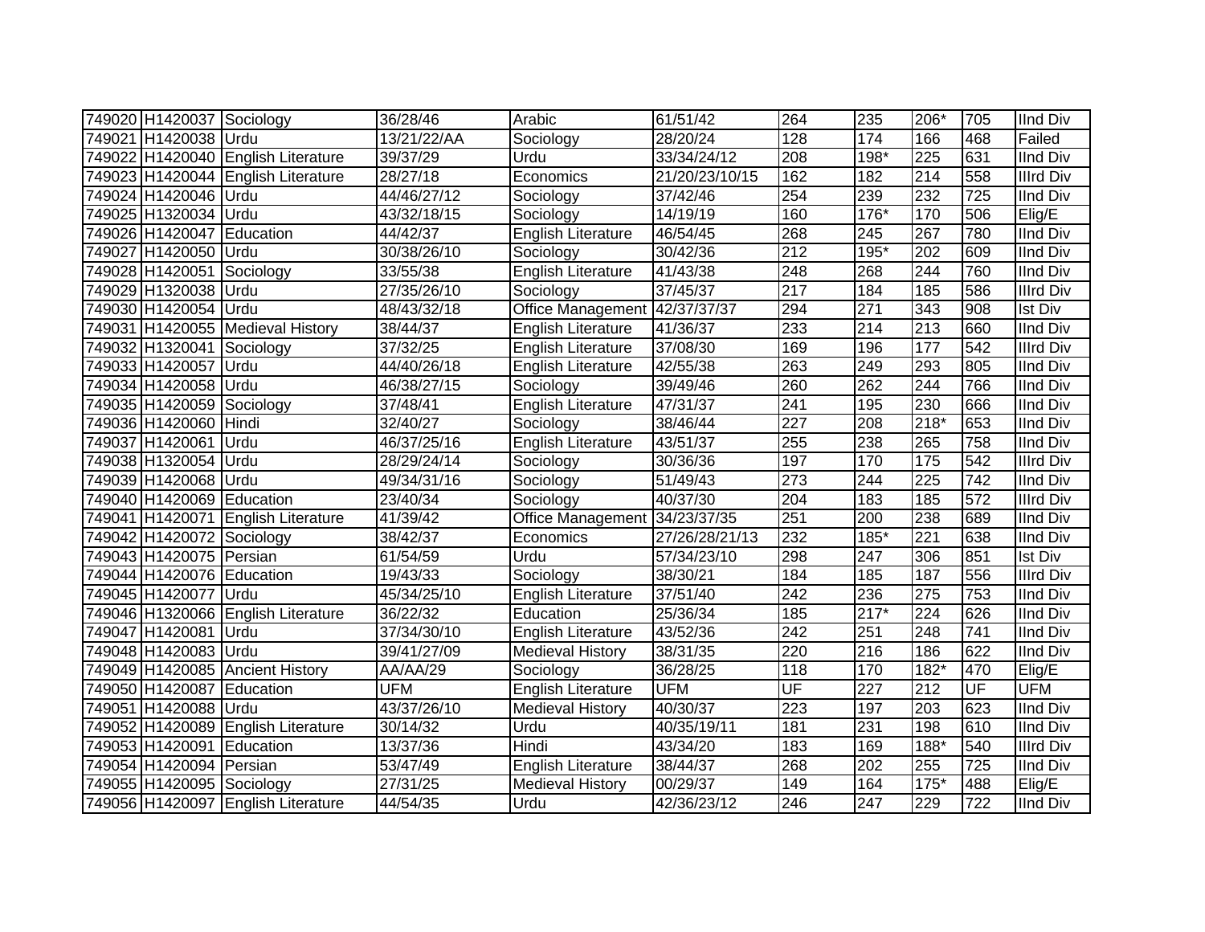| | | | | | | | | | | |
|---|---|---|---|---|---|---|---|---|---|---|
| 749020 | H1420037 | Sociology | 36/28/46 | Arabic | 61/51/42 | 264 | 235 | 206* | 705 | IInd Div |
| 749021 | H1420038 | Urdu | 13/21/22/AA | Sociology | 28/20/24 | 128 | 174 | 166 | 468 | Failed |
| 749022 | H1420040 | English Literature | 39/37/29 | Urdu | 33/34/24/12 | 208 | 198* | 225 | 631 | IInd Div |
| 749023 | H1420044 | English Literature | 28/27/18 | Economics | 21/20/23/10/15 | 162 | 182 | 214 | 558 | IIIrd Div |
| 749024 | H1420046 | Urdu | 44/46/27/12 | Sociology | 37/42/46 | 254 | 239 | 232 | 725 | IInd Div |
| 749025 | H1320034 | Urdu | 43/32/18/15 | Sociology | 14/19/19 | 160 | 176* | 170 | 506 | Elig/E |
| 749026 | H1420047 | Education | 44/42/37 | English Literature | 46/54/45 | 268 | 245 | 267 | 780 | IInd Div |
| 749027 | H1420050 | Urdu | 30/38/26/10 | Sociology | 30/42/36 | 212 | 195* | 202 | 609 | IInd Div |
| 749028 | H1420051 | Sociology | 33/55/38 | English Literature | 41/43/38 | 248 | 268 | 244 | 760 | IInd Div |
| 749029 | H1320038 | Urdu | 27/35/26/10 | Sociology | 37/45/37 | 217 | 184 | 185 | 586 | IIIrd Div |
| 749030 | H1420054 | Urdu | 48/43/32/18 | Office Management | 42/37/37/37 | 294 | 271 | 343 | 908 | Ist Div |
| 749031 | H1420055 | Medieval History | 38/44/37 | English Literature | 41/36/37 | 233 | 214 | 213 | 660 | IInd Div |
| 749032 | H1320041 | Sociology | 37/32/25 | English Literature | 37/08/30 | 169 | 196 | 177 | 542 | IIIrd Div |
| 749033 | H1420057 | Urdu | 44/40/26/18 | English Literature | 42/55/38 | 263 | 249 | 293 | 805 | IInd Div |
| 749034 | H1420058 | Urdu | 46/38/27/15 | Sociology | 39/49/46 | 260 | 262 | 244 | 766 | IInd Div |
| 749035 | H1420059 | Sociology | 37/48/41 | English Literature | 47/31/37 | 241 | 195 | 230 | 666 | IInd Div |
| 749036 | H1420060 | Hindi | 32/40/27 | Sociology | 38/46/44 | 227 | 208 | 218* | 653 | IInd Div |
| 749037 | H1420061 | Urdu | 46/37/25/16 | English Literature | 43/51/37 | 255 | 238 | 265 | 758 | IInd Div |
| 749038 | H1320054 | Urdu | 28/29/24/14 | Sociology | 30/36/36 | 197 | 170 | 175 | 542 | IIIrd Div |
| 749039 | H1420068 | Urdu | 49/34/31/16 | Sociology | 51/49/43 | 273 | 244 | 225 | 742 | IInd Div |
| 749040 | H1420069 | Education | 23/40/34 | Sociology | 40/37/30 | 204 | 183 | 185 | 572 | IIIrd Div |
| 749041 | H1420071 | English Literature | 41/39/42 | Office Management | 34/23/37/35 | 251 | 200 | 238 | 689 | IInd Div |
| 749042 | H1420072 | Sociology | 38/42/37 | Economics | 27/26/28/21/13 | 232 | 185* | 221 | 638 | IInd Div |
| 749043 | H1420075 | Persian | 61/54/59 | Urdu | 57/34/23/10 | 298 | 247 | 306 | 851 | Ist Div |
| 749044 | H1420076 | Education | 19/43/33 | Sociology | 38/30/21 | 184 | 185 | 187 | 556 | IIIrd Div |
| 749045 | H1420077 | Urdu | 45/34/25/10 | English Literature | 37/51/40 | 242 | 236 | 275 | 753 | IInd Div |
| 749046 | H1320066 | English Literature | 36/22/32 | Education | 25/36/34 | 185 | 217* | 224 | 626 | IInd Div |
| 749047 | H1420081 | Urdu | 37/34/30/10 | English Literature | 43/52/36 | 242 | 251 | 248 | 741 | IInd Div |
| 749048 | H1420083 | Urdu | 39/41/27/09 | Medieval History | 38/31/35 | 220 | 216 | 186 | 622 | IInd Div |
| 749049 | H1420085 | Ancient History | AA/AA/29 | Sociology | 36/28/25 | 118 | 170 | 182* | 470 | Elig/E |
| 749050 | H1420087 | Education | UFM | English Literature | UFM | UF | 227 | 212 | UF | UFM |
| 749051 | H1420088 | Urdu | 43/37/26/10 | Medieval History | 40/30/37 | 223 | 197 | 203 | 623 | IInd Div |
| 749052 | H1420089 | English Literature | 30/14/32 | Urdu | 40/35/19/11 | 181 | 231 | 198 | 610 | IInd Div |
| 749053 | H1420091 | Education | 13/37/36 | Hindi | 43/34/20 | 183 | 169 | 188* | 540 | IIIrd Div |
| 749054 | H1420094 | Persian | 53/47/49 | English Literature | 38/44/37 | 268 | 202 | 255 | 725 | IInd Div |
| 749055 | H1420095 | Sociology | 27/31/25 | Medieval History | 00/29/37 | 149 | 164 | 175* | 488 | Elig/E |
| 749056 | H1420097 | English Literature | 44/54/35 | Urdu | 42/36/23/12 | 246 | 247 | 229 | 722 | IInd Div |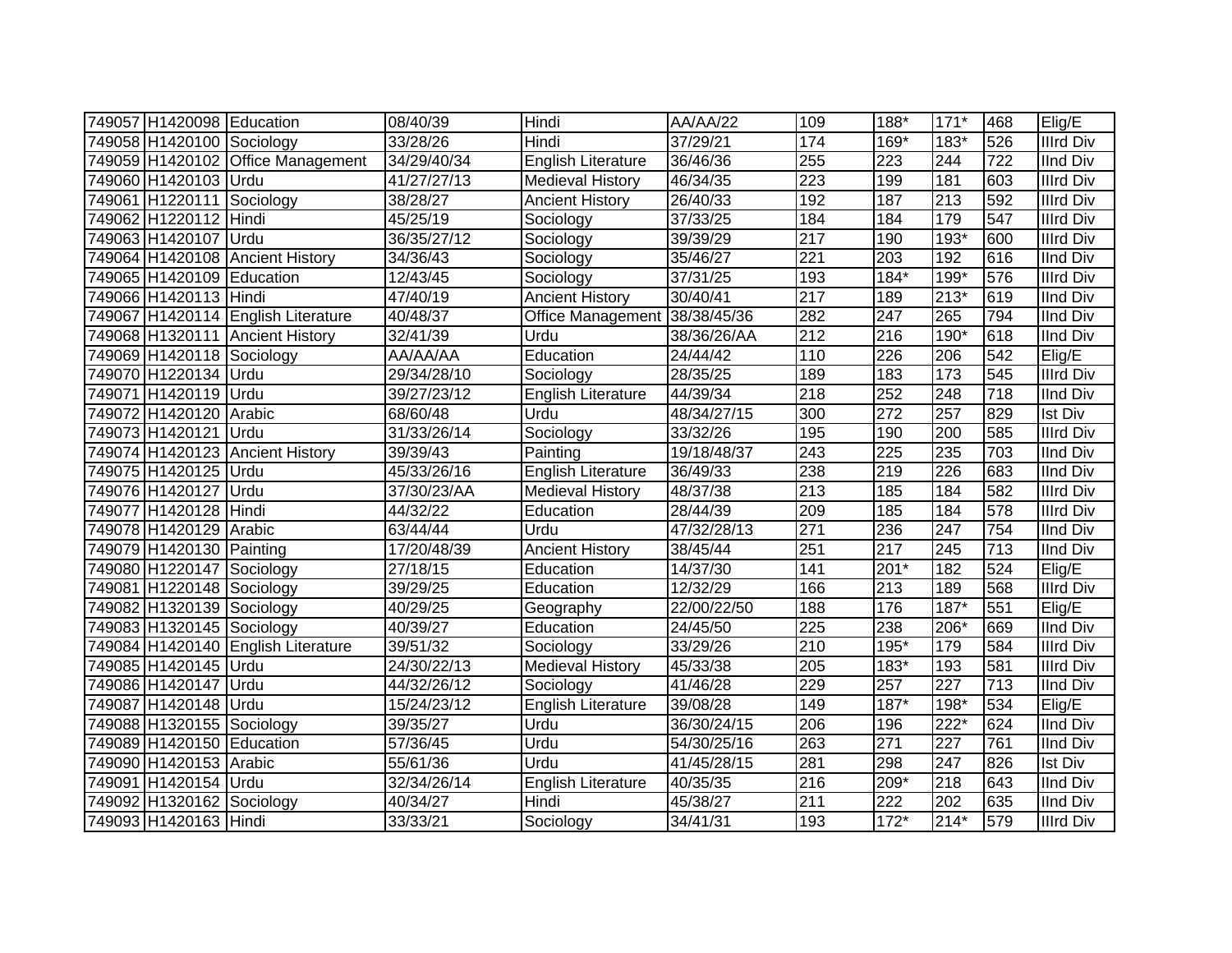| | | | | | | | | | | |
|---|---|---|---|---|---|---|---|---|---|---|
| 749057 | H1420098 | Education | 08/40/39 | Hindi | AA/AA/22 | 109 | 188* | 171* | 468 | Elig/E |
| 749058 | H1420100 | Sociology | 33/28/26 | Hindi | 37/29/21 | 174 | 169* | 183* | 526 | IIIrd Div |
| 749059 | H1420102 | Office Management | 34/29/40/34 | English Literature | 36/46/36 | 255 | 223 | 244 | 722 | IInd Div |
| 749060 | H1420103 | Urdu | 41/27/27/13 | Medieval History | 46/34/35 | 223 | 199 | 181 | 603 | IIIrd Div |
| 749061 | H1220111 | Sociology | 38/28/27 | Ancient History | 26/40/33 | 192 | 187 | 213 | 592 | IIIrd Div |
| 749062 | H1220112 | Hindi | 45/25/19 | Sociology | 37/33/25 | 184 | 184 | 179 | 547 | IIIrd Div |
| 749063 | H1420107 | Urdu | 36/35/27/12 | Sociology | 39/39/29 | 217 | 190 | 193* | 600 | IIIrd Div |
| 749064 | H1420108 | Ancient History | 34/36/43 | Sociology | 35/46/27 | 221 | 203 | 192 | 616 | IInd Div |
| 749065 | H1420109 | Education | 12/43/45 | Sociology | 37/31/25 | 193 | 184* | 199* | 576 | IIIrd Div |
| 749066 | H1420113 | Hindi | 47/40/19 | Ancient History | 30/40/41 | 217 | 189 | 213* | 619 | IInd Div |
| 749067 | H1420114 | English Literature | 40/48/37 | Office Management | 38/38/45/36 | 282 | 247 | 265 | 794 | IInd Div |
| 749068 | H1320111 | Ancient History | 32/41/39 | Urdu | 38/36/26/AA | 212 | 216 | 190* | 618 | IInd Div |
| 749069 | H1420118 | Sociology | AA/AA/AA | Education | 24/44/42 | 110 | 226 | 206 | 542 | Elig/E |
| 749070 | H1220134 | Urdu | 29/34/28/10 | Sociology | 28/35/25 | 189 | 183 | 173 | 545 | IIIrd Div |
| 749071 | H1420119 | Urdu | 39/27/23/12 | English Literature | 44/39/34 | 218 | 252 | 248 | 718 | IInd Div |
| 749072 | H1420120 | Arabic | 68/60/48 | Urdu | 48/34/27/15 | 300 | 272 | 257 | 829 | Ist Div |
| 749073 | H1420121 | Urdu | 31/33/26/14 | Sociology | 33/32/26 | 195 | 190 | 200 | 585 | IIIrd Div |
| 749074 | H1420123 | Ancient History | 39/39/43 | Painting | 19/18/48/37 | 243 | 225 | 235 | 703 | IInd Div |
| 749075 | H1420125 | Urdu | 45/33/26/16 | English Literature | 36/49/33 | 238 | 219 | 226 | 683 | IInd Div |
| 749076 | H1420127 | Urdu | 37/30/23/AA | Medieval History | 48/37/38 | 213 | 185 | 184 | 582 | IIIrd Div |
| 749077 | H1420128 | Hindi | 44/32/22 | Education | 28/44/39 | 209 | 185 | 184 | 578 | IIIrd Div |
| 749078 | H1420129 | Arabic | 63/44/44 | Urdu | 47/32/28/13 | 271 | 236 | 247 | 754 | IInd Div |
| 749079 | H1420130 | Painting | 17/20/48/39 | Ancient History | 38/45/44 | 251 | 217 | 245 | 713 | IInd Div |
| 749080 | H1220147 | Sociology | 27/18/15 | Education | 14/37/30 | 141 | 201* | 182 | 524 | Elig/E |
| 749081 | H1220148 | Sociology | 39/29/25 | Education | 12/32/29 | 166 | 213 | 189 | 568 | IIIrd Div |
| 749082 | H1320139 | Sociology | 40/29/25 | Geography | 22/00/22/50 | 188 | 176 | 187* | 551 | Elig/E |
| 749083 | H1320145 | Sociology | 40/39/27 | Education | 24/45/50 | 225 | 238 | 206* | 669 | IInd Div |
| 749084 | H1420140 | English Literature | 39/51/32 | Sociology | 33/29/26 | 210 | 195* | 179 | 584 | IIIrd Div |
| 749085 | H1420145 | Urdu | 24/30/22/13 | Medieval History | 45/33/38 | 205 | 183* | 193 | 581 | IIIrd Div |
| 749086 | H1420147 | Urdu | 44/32/26/12 | Sociology | 41/46/28 | 229 | 257 | 227 | 713 | IInd Div |
| 749087 | H1420148 | Urdu | 15/24/23/12 | English Literature | 39/08/28 | 149 | 187* | 198* | 534 | Elig/E |
| 749088 | H1320155 | Sociology | 39/35/27 | Urdu | 36/30/24/15 | 206 | 196 | 222* | 624 | IInd Div |
| 749089 | H1420150 | Education | 57/36/45 | Urdu | 54/30/25/16 | 263 | 271 | 227 | 761 | IInd Div |
| 749090 | H1420153 | Arabic | 55/61/36 | Urdu | 41/45/28/15 | 281 | 298 | 247 | 826 | Ist Div |
| 749091 | H1420154 | Urdu | 32/34/26/14 | English Literature | 40/35/35 | 216 | 209* | 218 | 643 | IInd Div |
| 749092 | H1320162 | Sociology | 40/34/27 | Hindi | 45/38/27 | 211 | 222 | 202 | 635 | IInd Div |
| 749093 | H1420163 | Hindi | 33/33/21 | Sociology | 34/41/31 | 193 | 172* | 214* | 579 | IIIrd Div |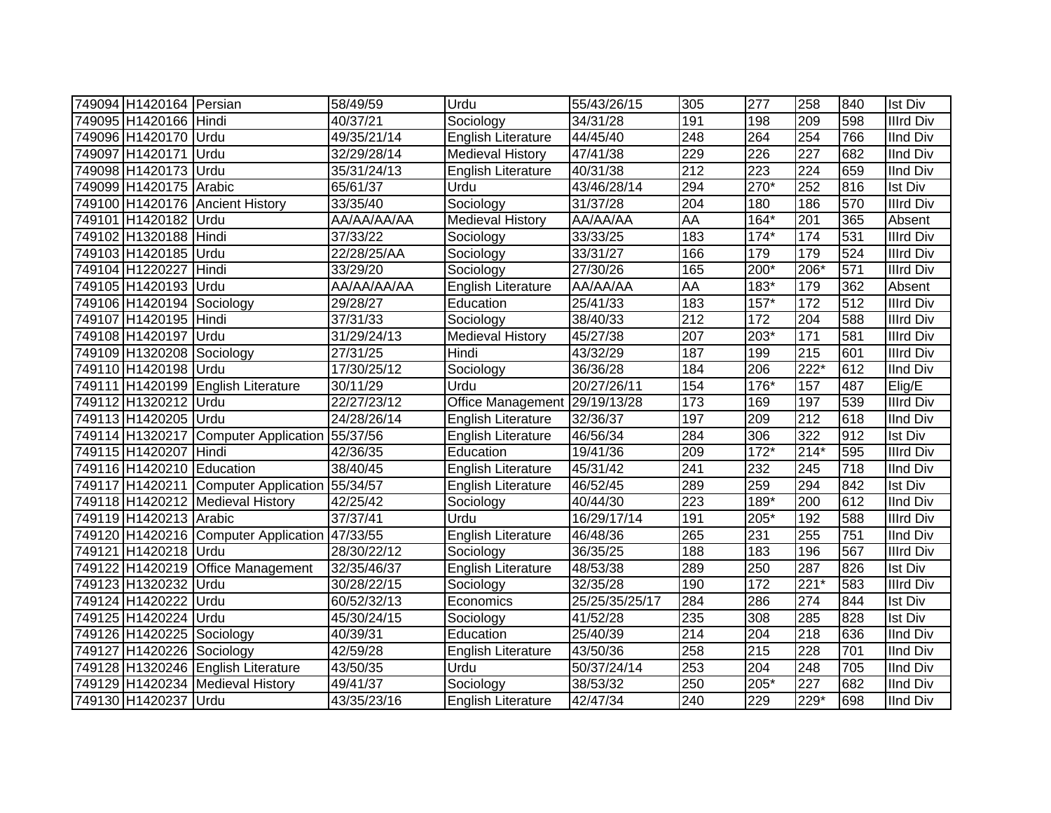| | | | | | | | | | | |
|---|---|---|---|---|---|---|---|---|---|---|
| 749094 | H1420164 | Persian | 58/49/59 | Urdu | 55/43/26/15 | 305 | 277 | 258 | 840 | Ist Div |
| 749095 | H1420166 | Hindi | 40/37/21 | Sociology | 34/31/28 | 191 | 198 | 209 | 598 | IIIrd Div |
| 749096 | H1420170 | Urdu | 49/35/21/14 | English Literature | 44/45/40 | 248 | 264 | 254 | 766 | IInd Div |
| 749097 | H1420171 | Urdu | 32/29/28/14 | Medieval History | 47/41/38 | 229 | 226 | 227 | 682 | IInd Div |
| 749098 | H1420173 | Urdu | 35/31/24/13 | English Literature | 40/31/38 | 212 | 223 | 224 | 659 | IInd Div |
| 749099 | H1420175 | Arabic | 65/61/37 | Urdu | 43/46/28/14 | 294 | 270* | 252 | 816 | Ist Div |
| 749100 | H1420176 | Ancient History | 33/35/40 | Sociology | 31/37/28 | 204 | 180 | 186 | 570 | IIIrd Div |
| 749101 | H1420182 | Urdu | AA/AA/AA/AA | Medieval History | AA/AA/AA | AA | 164* | 201 | 365 | Absent |
| 749102 | H1320188 | Hindi | 37/33/22 | Sociology | 33/33/25 | 183 | 174* | 174 | 531 | IIIrd Div |
| 749103 | H1420185 | Urdu | 22/28/25/AA | Sociology | 33/31/27 | 166 | 179 | 179 | 524 | IIIrd Div |
| 749104 | H1220227 | Hindi | 33/29/20 | Sociology | 27/30/26 | 165 | 200* | 206* | 571 | IIIrd Div |
| 749105 | H1420193 | Urdu | AA/AA/AA/AA | English Literature | AA/AA/AA | AA | 183* | 179 | 362 | Absent |
| 749106 | H1420194 | Sociology | 29/28/27 | Education | 25/41/33 | 183 | 157* | 172 | 512 | IIIrd Div |
| 749107 | H1420195 | Hindi | 37/31/33 | Sociology | 38/40/33 | 212 | 172 | 204 | 588 | IIIrd Div |
| 749108 | H1420197 | Urdu | 31/29/24/13 | Medieval History | 45/27/38 | 207 | 203* | 171 | 581 | IIIrd Div |
| 749109 | H1320208 | Sociology | 27/31/25 | Hindi | 43/32/29 | 187 | 199 | 215 | 601 | IIIrd Div |
| 749110 | H1420198 | Urdu | 17/30/25/12 | Sociology | 36/36/28 | 184 | 206 | 222* | 612 | IInd Div |
| 749111 | H1420199 | English Literature | 30/11/29 | Urdu | 20/27/26/11 | 154 | 176* | 157 | 487 | Elig/E |
| 749112 | H1320212 | Urdu | 22/27/23/12 | Office Management | 29/19/13/28 | 173 | 169 | 197 | 539 | IIIrd Div |
| 749113 | H1420205 | Urdu | 24/28/26/14 | English Literature | 32/36/37 | 197 | 209 | 212 | 618 | IInd Div |
| 749114 | H1320217 | Computer Application | 55/37/56 | English Literature | 46/56/34 | 284 | 306 | 322 | 912 | Ist Div |
| 749115 | H1420207 | Hindi | 42/36/35 | Education | 19/41/36 | 209 | 172* | 214* | 595 | IIIrd Div |
| 749116 | H1420210 | Education | 38/40/45 | English Literature | 45/31/42 | 241 | 232 | 245 | 718 | IInd Div |
| 749117 | H1420211 | Computer Application | 55/34/57 | English Literature | 46/52/45 | 289 | 259 | 294 | 842 | Ist Div |
| 749118 | H1420212 | Medieval History | 42/25/42 | Sociology | 40/44/30 | 223 | 189* | 200 | 612 | IInd Div |
| 749119 | H1420213 | Arabic | 37/37/41 | Urdu | 16/29/17/14 | 191 | 205* | 192 | 588 | IIIrd Div |
| 749120 | H1420216 | Computer Application | 47/33/55 | English Literature | 46/48/36 | 265 | 231 | 255 | 751 | IInd Div |
| 749121 | H1420218 | Urdu | 28/30/22/12 | Sociology | 36/35/25 | 188 | 183 | 196 | 567 | IIIrd Div |
| 749122 | H1420219 | Office Management | 32/35/46/37 | English Literature | 48/53/38 | 289 | 250 | 287 | 826 | Ist Div |
| 749123 | H1320232 | Urdu | 30/28/22/15 | Sociology | 32/35/28 | 190 | 172 | 221* | 583 | IIIrd Div |
| 749124 | H1420222 | Urdu | 60/52/32/13 | Economics | 25/25/35/25/17 | 284 | 286 | 274 | 844 | Ist Div |
| 749125 | H1420224 | Urdu | 45/30/24/15 | Sociology | 41/52/28 | 235 | 308 | 285 | 828 | Ist Div |
| 749126 | H1420225 | Sociology | 40/39/31 | Education | 25/40/39 | 214 | 204 | 218 | 636 | IInd Div |
| 749127 | H1420226 | Sociology | 42/59/28 | English Literature | 43/50/36 | 258 | 215 | 228 | 701 | IInd Div |
| 749128 | H1320246 | English Literature | 43/50/35 | Urdu | 50/37/24/14 | 253 | 204 | 248 | 705 | IInd Div |
| 749129 | H1420234 | Medieval History | 49/41/37 | Sociology | 38/53/32 | 250 | 205* | 227 | 682 | IInd Div |
| 749130 | H1420237 | Urdu | 43/35/23/16 | English Literature | 42/47/34 | 240 | 229 | 229* | 698 | IInd Div |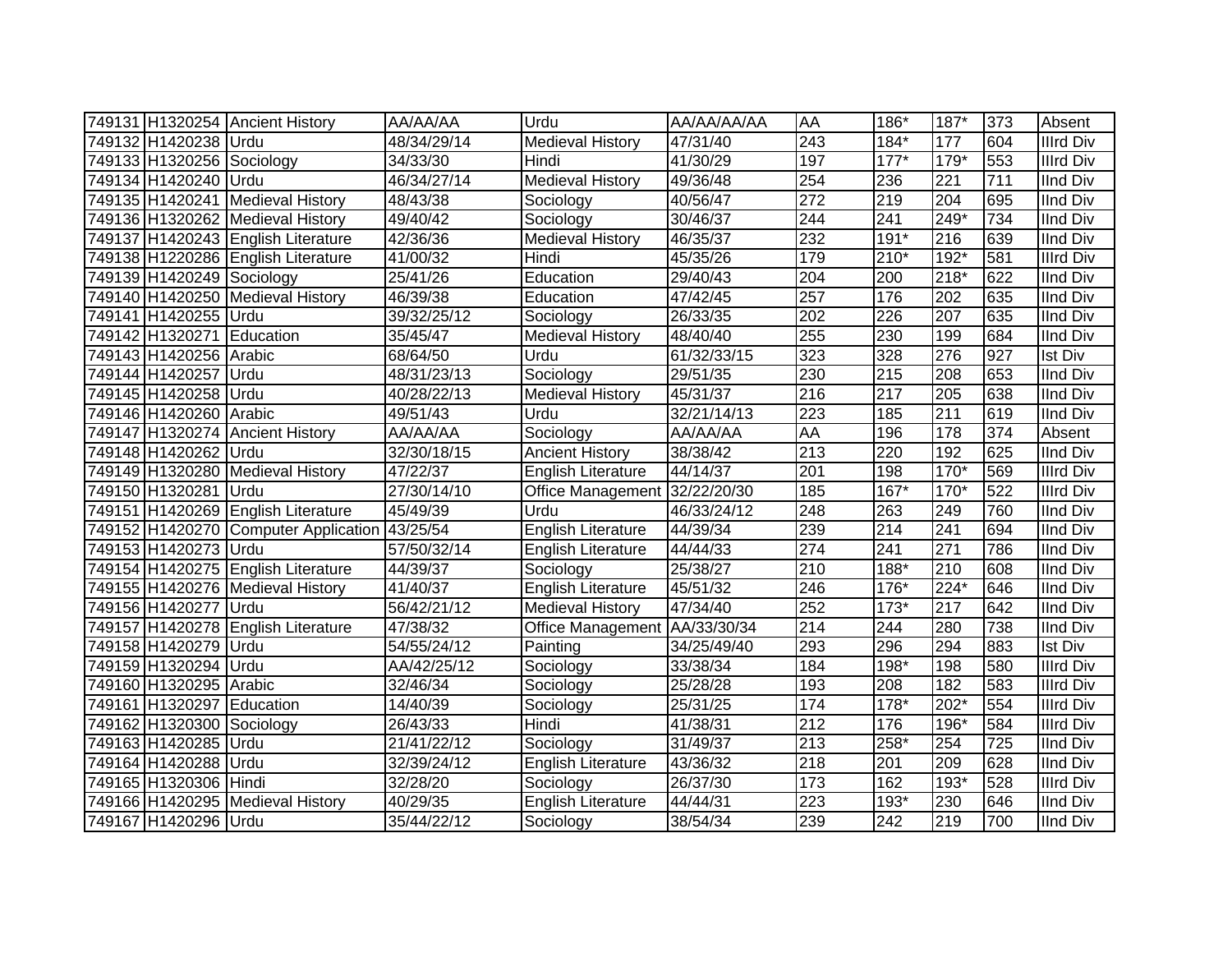| | | | | | | | | | | |
|---|---|---|---|---|---|---|---|---|---|---|
| 749131 | H1320254 | Ancient History | AA/AA/AA | Urdu | AA/AA/AA/AA | AA | 186* | 187* | 373 | Absent |
| 749132 | H1420238 | Urdu | 48/34/29/14 | Medieval History | 47/31/40 | 243 | 184* | 177 | 604 | IIIrd Div |
| 749133 | H1320256 | Sociology | 34/33/30 | Hindi | 41/30/29 | 197 | 177* | 179* | 553 | IIIrd Div |
| 749134 | H1420240 | Urdu | 46/34/27/14 | Medieval History | 49/36/48 | 254 | 236 | 221 | 711 | IInd Div |
| 749135 | H1420241 | Medieval History | 48/43/38 | Sociology | 40/56/47 | 272 | 219 | 204 | 695 | IInd Div |
| 749136 | H1320262 | Medieval History | 49/40/42 | Sociology | 30/46/37 | 244 | 241 | 249* | 734 | IInd Div |
| 749137 | H1420243 | English Literature | 42/36/36 | Medieval History | 46/35/37 | 232 | 191* | 216 | 639 | IInd Div |
| 749138 | H1220286 | English Literature | 41/00/32 | Hindi | 45/35/26 | 179 | 210* | 192* | 581 | IIIrd Div |
| 749139 | H1420249 | Sociology | 25/41/26 | Education | 29/40/43 | 204 | 200 | 218* | 622 | IInd Div |
| 749140 | H1420250 | Medieval History | 46/39/38 | Education | 47/42/45 | 257 | 176 | 202 | 635 | IInd Div |
| 749141 | H1420255 | Urdu | 39/32/25/12 | Sociology | 26/33/35 | 202 | 226 | 207 | 635 | IInd Div |
| 749142 | H1320271 | Education | 35/45/47 | Medieval History | 48/40/40 | 255 | 230 | 199 | 684 | IInd Div |
| 749143 | H1420256 | Arabic | 68/64/50 | Urdu | 61/32/33/15 | 323 | 328 | 276 | 927 | Ist Div |
| 749144 | H1420257 | Urdu | 48/31/23/13 | Sociology | 29/51/35 | 230 | 215 | 208 | 653 | IInd Div |
| 749145 | H1420258 | Urdu | 40/28/22/13 | Medieval History | 45/31/37 | 216 | 217 | 205 | 638 | IInd Div |
| 749146 | H1420260 | Arabic | 49/51/43 | Urdu | 32/21/14/13 | 223 | 185 | 211 | 619 | IInd Div |
| 749147 | H1320274 | Ancient History | AA/AA/AA | Sociology | AA/AA/AA | AA | 196 | 178 | 374 | Absent |
| 749148 | H1420262 | Urdu | 32/30/18/15 | Ancient History | 38/38/42 | 213 | 220 | 192 | 625 | IInd Div |
| 749149 | H1320280 | Medieval History | 47/22/37 | English Literature | 44/14/37 | 201 | 198 | 170* | 569 | IIIrd Div |
| 749150 | H1320281 | Urdu | 27/30/14/10 | Office Management | 32/22/20/30 | 185 | 167* | 170* | 522 | IIIrd Div |
| 749151 | H1420269 | English Literature | 45/49/39 | Urdu | 46/33/24/12 | 248 | 263 | 249 | 760 | IInd Div |
| 749152 | H1420270 | Computer Application | 43/25/54 | English Literature | 44/39/34 | 239 | 214 | 241 | 694 | IInd Div |
| 749153 | H1420273 | Urdu | 57/50/32/14 | English Literature | 44/44/33 | 274 | 241 | 271 | 786 | IInd Div |
| 749154 | H1420275 | English Literature | 44/39/37 | Sociology | 25/38/27 | 210 | 188* | 210 | 608 | IInd Div |
| 749155 | H1420276 | Medieval History | 41/40/37 | English Literature | 45/51/32 | 246 | 176* | 224* | 646 | IInd Div |
| 749156 | H1420277 | Urdu | 56/42/21/12 | Medieval History | 47/34/40 | 252 | 173* | 217 | 642 | IInd Div |
| 749157 | H1420278 | English Literature | 47/38/32 | Office Management | AA/33/30/34 | 214 | 244 | 280 | 738 | IInd Div |
| 749158 | H1420279 | Urdu | 54/55/24/12 | Painting | 34/25/49/40 | 293 | 296 | 294 | 883 | Ist Div |
| 749159 | H1320294 | Urdu | AA/42/25/12 | Sociology | 33/38/34 | 184 | 198* | 198 | 580 | IIIrd Div |
| 749160 | H1320295 | Arabic | 32/46/34 | Sociology | 25/28/28 | 193 | 208 | 182 | 583 | IIIrd Div |
| 749161 | H1320297 | Education | 14/40/39 | Sociology | 25/31/25 | 174 | 178* | 202* | 554 | IIIrd Div |
| 749162 | H1320300 | Sociology | 26/43/33 | Hindi | 41/38/31 | 212 | 176 | 196* | 584 | IIIrd Div |
| 749163 | H1420285 | Urdu | 21/41/22/12 | Sociology | 31/49/37 | 213 | 258* | 254 | 725 | IInd Div |
| 749164 | H1420288 | Urdu | 32/39/24/12 | English Literature | 43/36/32 | 218 | 201 | 209 | 628 | IInd Div |
| 749165 | H1320306 | Hindi | 32/28/20 | Sociology | 26/37/30 | 173 | 162 | 193* | 528 | IIIrd Div |
| 749166 | H1420295 | Medieval History | 40/29/35 | English Literature | 44/44/31 | 223 | 193* | 230 | 646 | IInd Div |
| 749167 | H1420296 | Urdu | 35/44/22/12 | Sociology | 38/54/34 | 239 | 242 | 219 | 700 | IInd Div |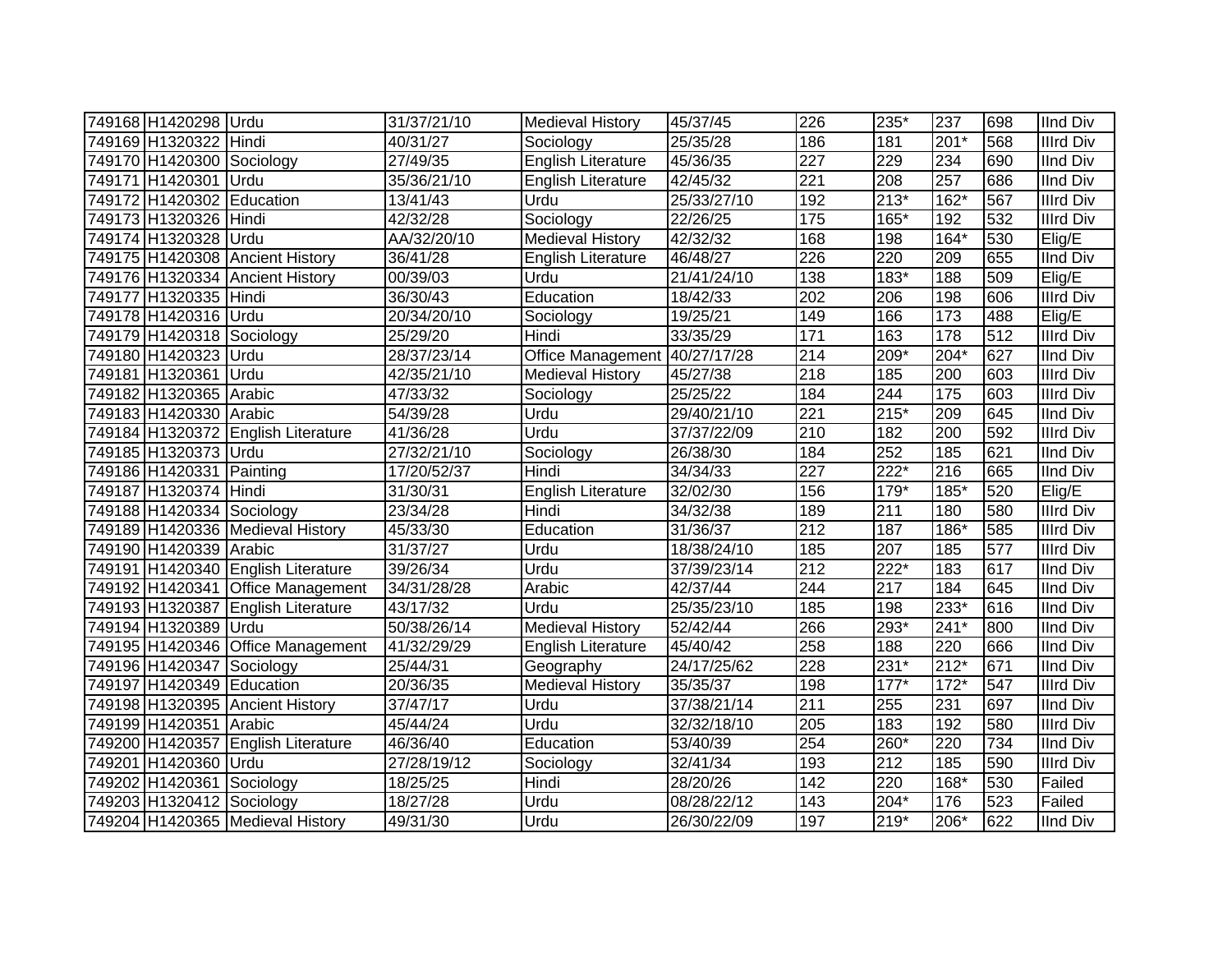| 749168 | H1420298 | Urdu | 31/37/21/10 | Medieval History | 45/37/45 | 226 | 235* | 237 | 698 | IInd Div |
|---|---|---|---|---|---|---|---|---|---|---|
| 749169 | H1320322 | Hindi | 40/31/27 | Sociology | 25/35/28 | 186 | 181 | 201* | 568 | IIIrd Div |
| 749170 | H1420300 | Sociology | 27/49/35 | English Literature | 45/36/35 | 227 | 229 | 234 | 690 | IInd Div |
| 749171 | H1420301 | Urdu | 35/36/21/10 | English Literature | 42/45/32 | 221 | 208 | 257 | 686 | IInd Div |
| 749172 | H1420302 | Education | 13/41/43 | Urdu | 25/33/27/10 | 192 | 213* | 162* | 567 | IIIrd Div |
| 749173 | H1320326 | Hindi | 42/32/28 | Sociology | 22/26/25 | 175 | 165* | 192 | 532 | IIIrd Div |
| 749174 | H1320328 | Urdu | AA/32/20/10 | Medieval History | 42/32/32 | 168 | 198 | 164* | 530 | Elig/E |
| 749175 | H1420308 | Ancient History | 36/41/28 | English Literature | 46/48/27 | 226 | 220 | 209 | 655 | IInd Div |
| 749176 | H1320334 | Ancient History | 00/39/03 | Urdu | 21/41/24/10 | 138 | 183* | 188 | 509 | Elig/E |
| 749177 | H1320335 | Hindi | 36/30/43 | Education | 18/42/33 | 202 | 206 | 198 | 606 | IIIrd Div |
| 749178 | H1420316 | Urdu | 20/34/20/10 | Sociology | 19/25/21 | 149 | 166 | 173 | 488 | Elig/E |
| 749179 | H1420318 | Sociology | 25/29/20 | Hindi | 33/35/29 | 171 | 163 | 178 | 512 | IIIrd Div |
| 749180 | H1420323 | Urdu | 28/37/23/14 | Office Management | 40/27/17/28 | 214 | 209* | 204* | 627 | IInd Div |
| 749181 | H1320361 | Urdu | 42/35/21/10 | Medieval History | 45/27/38 | 218 | 185 | 200 | 603 | IIIrd Div |
| 749182 | H1320365 | Arabic | 47/33/32 | Sociology | 25/25/22 | 184 | 244 | 175 | 603 | IIIrd Div |
| 749183 | H1420330 | Arabic | 54/39/28 | Urdu | 29/40/21/10 | 221 | 215* | 209 | 645 | IInd Div |
| 749184 | H1320372 | English Literature | 41/36/28 | Urdu | 37/37/22/09 | 210 | 182 | 200 | 592 | IIIrd Div |
| 749185 | H1320373 | Urdu | 27/32/21/10 | Sociology | 26/38/30 | 184 | 252 | 185 | 621 | IInd Div |
| 749186 | H1420331 | Painting | 17/20/52/37 | Hindi | 34/34/33 | 227 | 222* | 216 | 665 | IInd Div |
| 749187 | H1320374 | Hindi | 31/30/31 | English Literature | 32/02/30 | 156 | 179* | 185* | 520 | Elig/E |
| 749188 | H1420334 | Sociology | 23/34/28 | Hindi | 34/32/38 | 189 | 211 | 180 | 580 | IIIrd Div |
| 749189 | H1420336 | Medieval History | 45/33/30 | Education | 31/36/37 | 212 | 187 | 186* | 585 | IIIrd Div |
| 749190 | H1420339 | Arabic | 31/37/27 | Urdu | 18/38/24/10 | 185 | 207 | 185 | 577 | IIIrd Div |
| 749191 | H1420340 | English Literature | 39/26/34 | Urdu | 37/39/23/14 | 212 | 222* | 183 | 617 | IInd Div |
| 749192 | H1420341 | Office Management | 34/31/28/28 | Arabic | 42/37/44 | 244 | 217 | 184 | 645 | IInd Div |
| 749193 | H1320387 | English Literature | 43/17/32 | Urdu | 25/35/23/10 | 185 | 198 | 233* | 616 | IInd Div |
| 749194 | H1320389 | Urdu | 50/38/26/14 | Medieval History | 52/42/44 | 266 | 293* | 241* | 800 | IInd Div |
| 749195 | H1420346 | Office Management | 41/32/29/29 | English Literature | 45/40/42 | 258 | 188 | 220 | 666 | IInd Div |
| 749196 | H1420347 | Sociology | 25/44/31 | Geography | 24/17/25/62 | 228 | 231* | 212* | 671 | IInd Div |
| 749197 | H1420349 | Education | 20/36/35 | Medieval History | 35/35/37 | 198 | 177* | 172* | 547 | IIIrd Div |
| 749198 | H1320395 | Ancient History | 37/47/17 | Urdu | 37/38/21/14 | 211 | 255 | 231 | 697 | IInd Div |
| 749199 | H1420351 | Arabic | 45/44/24 | Urdu | 32/32/18/10 | 205 | 183 | 192 | 580 | IIIrd Div |
| 749200 | H1420357 | English Literature | 46/36/40 | Education | 53/40/39 | 254 | 260* | 220 | 734 | IInd Div |
| 749201 | H1420360 | Urdu | 27/28/19/12 | Sociology | 32/41/34 | 193 | 212 | 185 | 590 | IIIrd Div |
| 749202 | H1420361 | Sociology | 18/25/25 | Hindi | 28/20/26 | 142 | 220 | 168* | 530 | Failed |
| 749203 | H1320412 | Sociology | 18/27/28 | Urdu | 08/28/22/12 | 143 | 204* | 176 | 523 | Failed |
| 749204 | H1420365 | Medieval History | 49/31/30 | Urdu | 26/30/22/09 | 197 | 219* | 206* | 622 | IInd Div |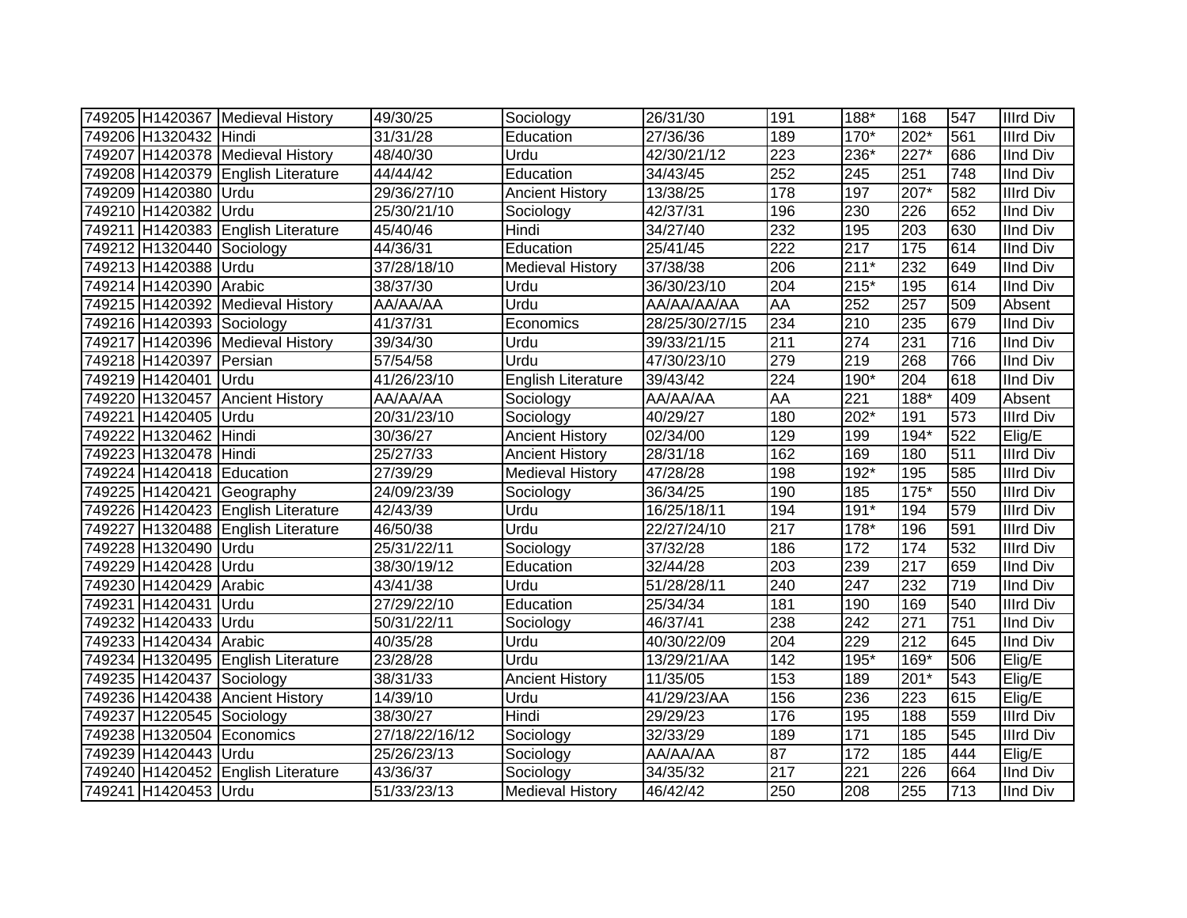| | | | | | | | | | | |
|---|---|---|---|---|---|---|---|---|---|---|
| 749205 | H1420367 | Medieval History | 49/30/25 | Sociology | 26/31/30 | 191 | 188* | 168 | 547 | IIIrd Div |
| 749206 | H1320432 | Hindi | 31/31/28 | Education | 27/36/36 | 189 | 170* | 202* | 561 | IIIrd Div |
| 749207 | H1420378 | Medieval History | 48/40/30 | Urdu | 42/30/21/12 | 223 | 236* | 227* | 686 | IInd Div |
| 749208 | H1420379 | English Literature | 44/44/42 | Education | 34/43/45 | 252 | 245 | 251 | 748 | IInd Div |
| 749209 | H1420380 | Urdu | 29/36/27/10 | Ancient History | 13/38/25 | 178 | 197 | 207* | 582 | IIIrd Div |
| 749210 | H1420382 | Urdu | 25/30/21/10 | Sociology | 42/37/31 | 196 | 230 | 226 | 652 | IInd Div |
| 749211 | H1420383 | English Literature | 45/40/46 | Hindi | 34/27/40 | 232 | 195 | 203 | 630 | IInd Div |
| 749212 | H1320440 | Sociology | 44/36/31 | Education | 25/41/45 | 222 | 217 | 175 | 614 | IInd Div |
| 749213 | H1420388 | Urdu | 37/28/18/10 | Medieval History | 37/38/38 | 206 | 211* | 232 | 649 | IInd Div |
| 749214 | H1420390 | Arabic | 38/37/30 | Urdu | 36/30/23/10 | 204 | 215* | 195 | 614 | IInd Div |
| 749215 | H1420392 | Medieval History | AA/AA/AA | Urdu | AA/AA/AA/AA | AA | 252 | 257 | 509 | Absent |
| 749216 | H1420393 | Sociology | 41/37/31 | Economics | 28/25/30/27/15 | 234 | 210 | 235 | 679 | IInd Div |
| 749217 | H1420396 | Medieval History | 39/34/30 | Urdu | 39/33/21/15 | 211 | 274 | 231 | 716 | IInd Div |
| 749218 | H1420397 | Persian | 57/54/58 | Urdu | 47/30/23/10 | 279 | 219 | 268 | 766 | IInd Div |
| 749219 | H1420401 | Urdu | 41/26/23/10 | English Literature | 39/43/42 | 224 | 190* | 204 | 618 | IInd Div |
| 749220 | H1320457 | Ancient History | AA/AA/AA | Sociology | AA/AA/AA | AA | 221 | 188* | 409 | Absent |
| 749221 | H1420405 | Urdu | 20/31/23/10 | Sociology | 40/29/27 | 180 | 202* | 191 | 573 | IIIrd Div |
| 749222 | H1320462 | Hindi | 30/36/27 | Ancient History | 02/34/00 | 129 | 199 | 194* | 522 | Elig/E |
| 749223 | H1320478 | Hindi | 25/27/33 | Ancient History | 28/31/18 | 162 | 169 | 180 | 511 | IIIrd Div |
| 749224 | H1420418 | Education | 27/39/29 | Medieval History | 47/28/28 | 198 | 192* | 195 | 585 | IIIrd Div |
| 749225 | H1420421 | Geography | 24/09/23/39 | Sociology | 36/34/25 | 190 | 185 | 175* | 550 | IIIrd Div |
| 749226 | H1420423 | English Literature | 42/43/39 | Urdu | 16/25/18/11 | 194 | 191* | 194 | 579 | IIIrd Div |
| 749227 | H1320488 | English Literature | 46/50/38 | Urdu | 22/27/24/10 | 217 | 178* | 196 | 591 | IIIrd Div |
| 749228 | H1320490 | Urdu | 25/31/22/11 | Sociology | 37/32/28 | 186 | 172 | 174 | 532 | IIIrd Div |
| 749229 | H1420428 | Urdu | 38/30/19/12 | Education | 32/44/28 | 203 | 239 | 217 | 659 | IInd Div |
| 749230 | H1420429 | Arabic | 43/41/38 | Urdu | 51/28/28/11 | 240 | 247 | 232 | 719 | IInd Div |
| 749231 | H1420431 | Urdu | 27/29/22/10 | Education | 25/34/34 | 181 | 190 | 169 | 540 | IIIrd Div |
| 749232 | H1420433 | Urdu | 50/31/22/11 | Sociology | 46/37/41 | 238 | 242 | 271 | 751 | IInd Div |
| 749233 | H1420434 | Arabic | 40/35/28 | Urdu | 40/30/22/09 | 204 | 229 | 212 | 645 | IInd Div |
| 749234 | H1320495 | English Literature | 23/28/28 | Urdu | 13/29/21/AA | 142 | 195* | 169* | 506 | Elig/E |
| 749235 | H1420437 | Sociology | 38/31/33 | Ancient History | 11/35/05 | 153 | 189 | 201* | 543 | Elig/E |
| 749236 | H1420438 | Ancient History | 14/39/10 | Urdu | 41/29/23/AA | 156 | 236 | 223 | 615 | Elig/E |
| 749237 | H1220545 | Sociology | 38/30/27 | Hindi | 29/29/23 | 176 | 195 | 188 | 559 | IIIrd Div |
| 749238 | H1320504 | Economics | 27/18/22/16/12 | Sociology | 32/33/29 | 189 | 171 | 185 | 545 | IIIrd Div |
| 749239 | H1420443 | Urdu | 25/26/23/13 | Sociology | AA/AA/AA | 87 | 172 | 185 | 444 | Elig/E |
| 749240 | H1420452 | English Literature | 43/36/37 | Sociology | 34/35/32 | 217 | 221 | 226 | 664 | IInd Div |
| 749241 | H1420453 | Urdu | 51/33/23/13 | Medieval History | 46/42/42 | 250 | 208 | 255 | 713 | IInd Div |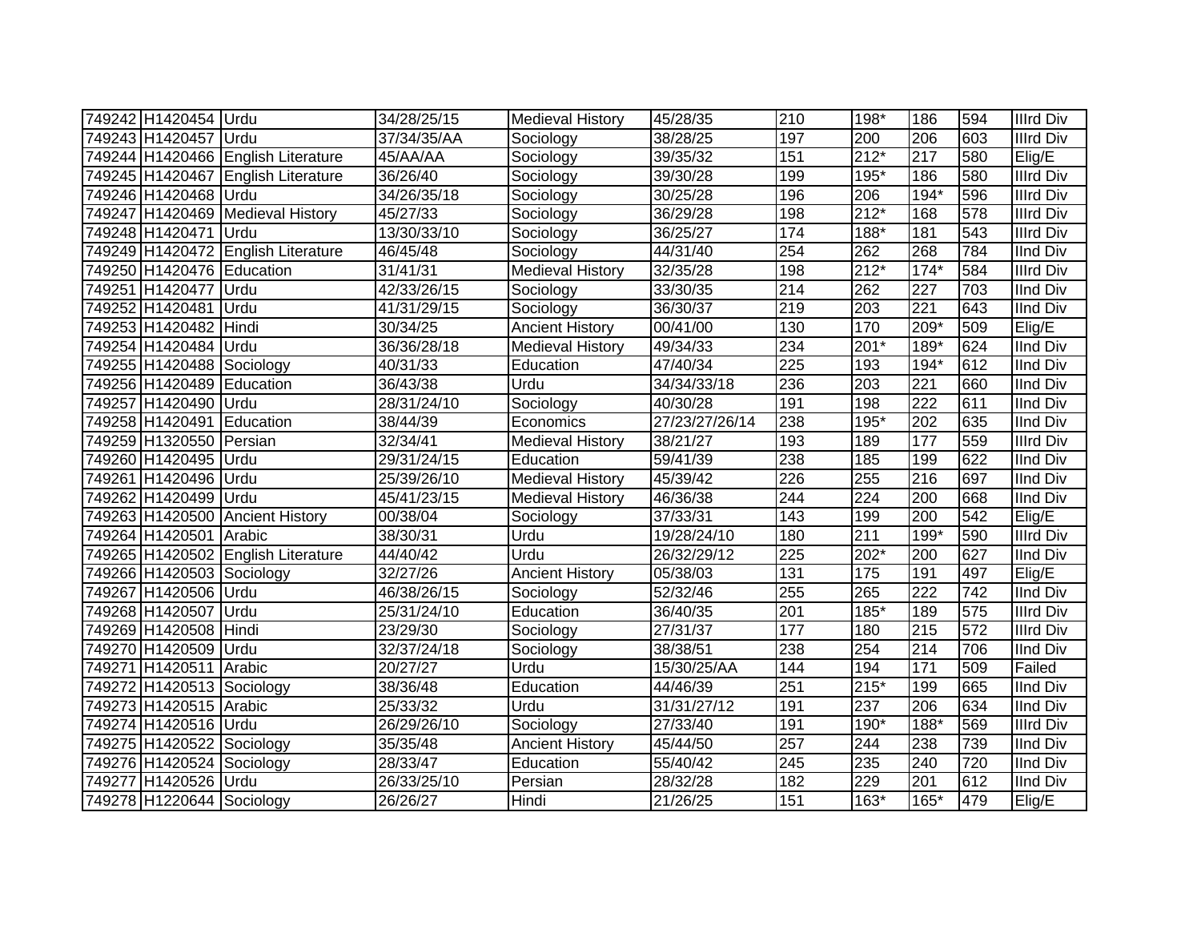| 749242 | H1420454 | Urdu | 34/28/25/15 | Medieval History | 45/28/35 | 210 | 198* | 186 | 594 | IIIrd Div |
|---|---|---|---|---|---|---|---|---|---|---|
| 749243 | H1420457 | Urdu | 37/34/35/AA | Sociology | 38/28/25 | 197 | 200 | 206 | 603 | IIIrd Div |
| 749244 | H1420466 | English Literature | 45/AA/AA | Sociology | 39/35/32 | 151 | 212* | 217 | 580 | Elig/E |
| 749245 | H1420467 | English Literature | 36/26/40 | Sociology | 39/30/28 | 199 | 195* | 186 | 580 | IIIrd Div |
| 749246 | H1420468 | Urdu | 34/26/35/18 | Sociology | 30/25/28 | 196 | 206 | 194* | 596 | IIIrd Div |
| 749247 | H1420469 | Medieval History | 45/27/33 | Sociology | 36/29/28 | 198 | 212* | 168 | 578 | IIIrd Div |
| 749248 | H1420471 | Urdu | 13/30/33/10 | Sociology | 36/25/27 | 174 | 188* | 181 | 543 | IIIrd Div |
| 749249 | H1420472 | English Literature | 46/45/48 | Sociology | 44/31/40 | 254 | 262 | 268 | 784 | IInd Div |
| 749250 | H1420476 | Education | 31/41/31 | Medieval History | 32/35/28 | 198 | 212* | 174* | 584 | IIIrd Div |
| 749251 | H1420477 | Urdu | 42/33/26/15 | Sociology | 33/30/35 | 214 | 262 | 227 | 703 | IInd Div |
| 749252 | H1420481 | Urdu | 41/31/29/15 | Sociology | 36/30/37 | 219 | 203 | 221 | 643 | IInd Div |
| 749253 | H1420482 | Hindi | 30/34/25 | Ancient History | 00/41/00 | 130 | 170 | 209* | 509 | Elig/E |
| 749254 | H1420484 | Urdu | 36/36/28/18 | Medieval History | 49/34/33 | 234 | 201* | 189* | 624 | IInd Div |
| 749255 | H1420488 | Sociology | 40/31/33 | Education | 47/40/34 | 225 | 193 | 194* | 612 | IInd Div |
| 749256 | H1420489 | Education | 36/43/38 | Urdu | 34/34/33/18 | 236 | 203 | 221 | 660 | IInd Div |
| 749257 | H1420490 | Urdu | 28/31/24/10 | Sociology | 40/30/28 | 191 | 198 | 222 | 611 | IInd Div |
| 749258 | H1420491 | Education | 38/44/39 | Economics | 27/23/27/26/14 | 238 | 195* | 202 | 635 | IInd Div |
| 749259 | H1320550 | Persian | 32/34/41 | Medieval History | 38/21/27 | 193 | 189 | 177 | 559 | IIIrd Div |
| 749260 | H1420495 | Urdu | 29/31/24/15 | Education | 59/41/39 | 238 | 185 | 199 | 622 | IInd Div |
| 749261 | H1420496 | Urdu | 25/39/26/10 | Medieval History | 45/39/42 | 226 | 255 | 216 | 697 | IInd Div |
| 749262 | H1420499 | Urdu | 45/41/23/15 | Medieval History | 46/36/38 | 244 | 224 | 200 | 668 | IInd Div |
| 749263 | H1420500 | Ancient History | 00/38/04 | Sociology | 37/33/31 | 143 | 199 | 200 | 542 | Elig/E |
| 749264 | H1420501 | Arabic | 38/30/31 | Urdu | 19/28/24/10 | 180 | 211 | 199* | 590 | IIIrd Div |
| 749265 | H1420502 | English Literature | 44/40/42 | Urdu | 26/32/29/12 | 225 | 202* | 200 | 627 | IInd Div |
| 749266 | H1420503 | Sociology | 32/27/26 | Ancient History | 05/38/03 | 131 | 175 | 191 | 497 | Elig/E |
| 749267 | H1420506 | Urdu | 46/38/26/15 | Sociology | 52/32/46 | 255 | 265 | 222 | 742 | IInd Div |
| 749268 | H1420507 | Urdu | 25/31/24/10 | Education | 36/40/35 | 201 | 185* | 189 | 575 | IIIrd Div |
| 749269 | H1420508 | Hindi | 23/29/30 | Sociology | 27/31/37 | 177 | 180 | 215 | 572 | IIIrd Div |
| 749270 | H1420509 | Urdu | 32/37/24/18 | Sociology | 38/38/51 | 238 | 254 | 214 | 706 | IInd Div |
| 749271 | H1420511 | Arabic | 20/27/27 | Urdu | 15/30/25/AA | 144 | 194 | 171 | 509 | Failed |
| 749272 | H1420513 | Sociology | 38/36/48 | Education | 44/46/39 | 251 | 215* | 199 | 665 | IInd Div |
| 749273 | H1420515 | Arabic | 25/33/32 | Urdu | 31/31/27/12 | 191 | 237 | 206 | 634 | IInd Div |
| 749274 | H1420516 | Urdu | 26/29/26/10 | Sociology | 27/33/40 | 191 | 190* | 188* | 569 | IIIrd Div |
| 749275 | H1420522 | Sociology | 35/35/48 | Ancient History | 45/44/50 | 257 | 244 | 238 | 739 | IInd Div |
| 749276 | H1420524 | Sociology | 28/33/47 | Education | 55/40/42 | 245 | 235 | 240 | 720 | IInd Div |
| 749277 | H1420526 | Urdu | 26/33/25/10 | Persian | 28/32/28 | 182 | 229 | 201 | 612 | IInd Div |
| 749278 | H1220644 | Sociology | 26/26/27 | Hindi | 21/26/25 | 151 | 163* | 165* | 479 | Elig/E |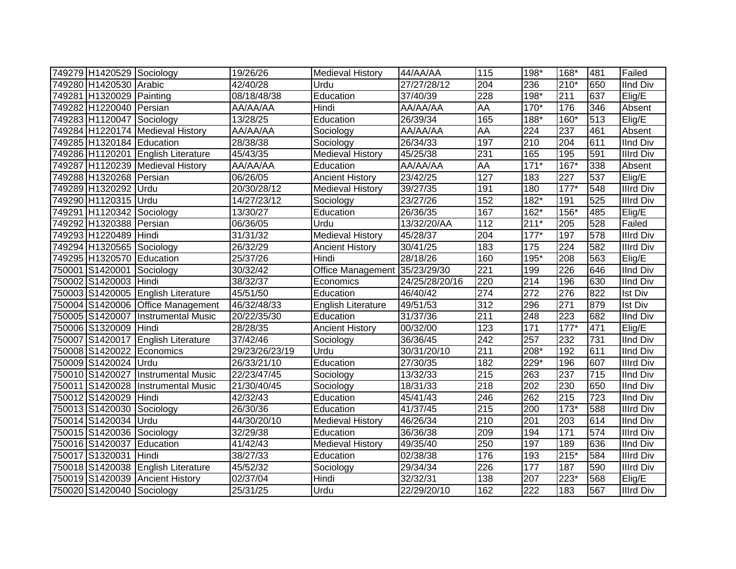| | | | | | | | | | | |
|---|---|---|---|---|---|---|---|---|---|---|
| 749279 | H1420529 | Sociology | 19/26/26 | Medieval History | 44/AA/AA | 115 | 198* | 168* | 481 | Failed |
| 749280 | H1420530 | Arabic | 42/40/28 | Urdu | 27/27/28/12 | 204 | 236 | 210* | 650 | IInd Div |
| 749281 | H1320029 | Painting | 08/18/48/38 | Education | 37/40/39 | 228 | 198* | 211 | 637 | Elig/E |
| 749282 | H1220040 | Persian | AA/AA/AA | Hindi | AA/AA/AA | AA | 170* | 176 | 346 | Absent |
| 749283 | H1120047 | Sociology | 13/28/25 | Education | 26/39/34 | 165 | 188* | 160* | 513 | Elig/E |
| 749284 | H1220174 | Medieval History | AA/AA/AA | Sociology | AA/AA/AA | AA | 224 | 237 | 461 | Absent |
| 749285 | H1320184 | Education | 28/38/38 | Sociology | 26/34/33 | 197 | 210 | 204 | 611 | IInd Div |
| 749286 | H1120201 | English Literature | 45/43/35 | Medieval History | 45/25/38 | 231 | 165 | 195 | 591 | IIIrd Div |
| 749287 | H1120239 | Medieval History | AA/AA/AA | Education | AA/AA/AA | AA | 171* | 167* | 338 | Absent |
| 749288 | H1320268 | Persian | 06/26/05 | Ancient History | 23/42/25 | 127 | 183 | 227 | 537 | Elig/E |
| 749289 | H1320292 | Urdu | 20/30/28/12 | Medieval History | 39/27/35 | 191 | 180 | 177* | 548 | IIIrd Div |
| 749290 | H1120315 | Urdu | 14/27/23/12 | Sociology | 23/27/26 | 152 | 182* | 191 | 525 | IIIrd Div |
| 749291 | H1120342 | Sociology | 13/30/27 | Education | 26/36/35 | 167 | 162* | 156* | 485 | Elig/E |
| 749292 | H1320388 | Persian | 06/36/05 | Urdu | 13/32/20/AA | 112 | 211* | 205 | 528 | Failed |
| 749293 | H1220489 | Hindi | 31/31/32 | Medieval History | 45/28/37 | 204 | 177* | 197 | 578 | IIIrd Div |
| 749294 | H1320565 | Sociology | 26/32/29 | Ancient History | 30/41/25 | 183 | 175 | 224 | 582 | IIIrd Div |
| 749295 | H1320570 | Education | 25/37/26 | Hindi | 28/18/26 | 160 | 195* | 208 | 563 | Elig/E |
| 750001 | S1420001 | Sociology | 30/32/42 | Office Management | 35/23/29/30 | 221 | 199 | 226 | 646 | IInd Div |
| 750002 | S1420003 | Hindi | 38/32/37 | Economics | 24/25/28/20/16 | 220 | 214 | 196 | 630 | IInd Div |
| 750003 | S1420005 | English Literature | 45/51/50 | Education | 46/40/42 | 274 | 272 | 276 | 822 | Ist Div |
| 750004 | S1420006 | Office Management | 46/32/48/33 | English Literature | 49/51/53 | 312 | 296 | 271 | 879 | Ist Div |
| 750005 | S1420007 | Instrumental Music | 20/22/35/30 | Education | 31/37/36 | 211 | 248 | 223 | 682 | IInd Div |
| 750006 | S1320009 | Hindi | 28/28/35 | Ancient History | 00/32/00 | 123 | 171 | 177* | 471 | Elig/E |
| 750007 | S1420017 | English Literature | 37/42/46 | Sociology | 36/36/45 | 242 | 257 | 232 | 731 | IInd Div |
| 750008 | S1420022 | Economics | 29/23/26/23/19 | Urdu | 30/31/20/10 | 211 | 208* | 192 | 611 | IInd Div |
| 750009 | S1420024 | Urdu | 26/33/21/10 | Education | 27/30/35 | 182 | 229* | 196 | 607 | IIIrd Div |
| 750010 | S1420027 | Instrumental Music | 22/23/47/45 | Sociology | 13/32/33 | 215 | 263 | 237 | 715 | IInd Div |
| 750011 | S1420028 | Instrumental Music | 21/30/40/45 | Sociology | 18/31/33 | 218 | 202 | 230 | 650 | IInd Div |
| 750012 | S1420029 | Hindi | 42/32/43 | Education | 45/41/43 | 246 | 262 | 215 | 723 | IInd Div |
| 750013 | S1420030 | Sociology | 26/30/36 | Education | 41/37/45 | 215 | 200 | 173* | 588 | IIIrd Div |
| 750014 | S1420034 | Urdu | 44/30/20/10 | Medieval History | 46/26/34 | 210 | 201 | 203 | 614 | IInd Div |
| 750015 | S1420036 | Sociology | 32/29/38 | Education | 36/36/38 | 209 | 194 | 171 | 574 | IIIrd Div |
| 750016 | S1420037 | Education | 41/42/43 | Medieval History | 49/35/40 | 250 | 197 | 189 | 636 | IInd Div |
| 750017 | S1320031 | Hindi | 38/27/33 | Education | 02/38/38 | 176 | 193 | 215* | 584 | IIIrd Div |
| 750018 | S1420038 | English Literature | 45/52/32 | Sociology | 29/34/34 | 226 | 177 | 187 | 590 | IIIrd Div |
| 750019 | S1420039 | Ancient History | 02/37/04 | Hindi | 32/32/31 | 138 | 207 | 223* | 568 | Elig/E |
| 750020 | S1420040 | Sociology | 25/31/25 | Urdu | 22/29/20/10 | 162 | 222 | 183 | 567 | IIIrd Div |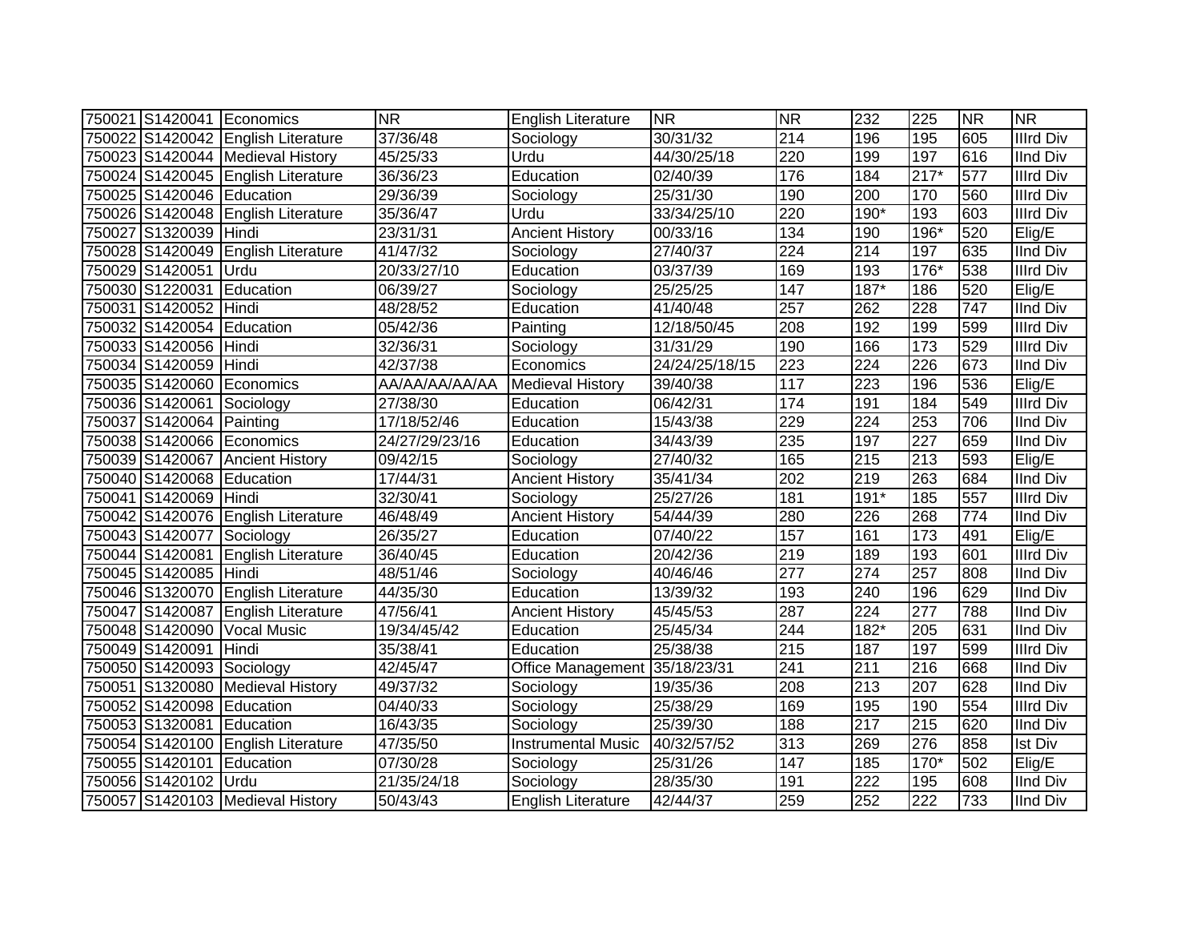| | | | | | | | | | | |
|---|---|---|---|---|---|---|---|---|---|---|
| 750021 | S1420041 | Economics | NR | English Literature | NR | NR | 232 | 225 | NR | NR |
| 750022 | S1420042 | English Literature | 37/36/48 | Sociology | 30/31/32 | 214 | 196 | 195 | 605 | IIIrd Div |
| 750023 | S1420044 | Medieval History | 45/25/33 | Urdu | 44/30/25/18 | 220 | 199 | 197 | 616 | IInd Div |
| 750024 | S1420045 | English Literature | 36/36/23 | Education | 02/40/39 | 176 | 184 | 217* | 577 | IIIrd Div |
| 750025 | S1420046 | Education | 29/36/39 | Sociology | 25/31/30 | 190 | 200 | 170 | 560 | IIIrd Div |
| 750026 | S1420048 | English Literature | 35/36/47 | Urdu | 33/34/25/10 | 220 | 190* | 193 | 603 | IIIrd Div |
| 750027 | S1320039 | Hindi | 23/31/31 | Ancient History | 00/33/16 | 134 | 190 | 196* | 520 | Elig/E |
| 750028 | S1420049 | English Literature | 41/47/32 | Sociology | 27/40/37 | 224 | 214 | 197 | 635 | IInd Div |
| 750029 | S1420051 | Urdu | 20/33/27/10 | Education | 03/37/39 | 169 | 193 | 176* | 538 | IIIrd Div |
| 750030 | S1220031 | Education | 06/39/27 | Sociology | 25/25/25 | 147 | 187* | 186 | 520 | Elig/E |
| 750031 | S1420052 | Hindi | 48/28/52 | Education | 41/40/48 | 257 | 262 | 228 | 747 | IInd Div |
| 750032 | S1420054 | Education | 05/42/36 | Painting | 12/18/50/45 | 208 | 192 | 199 | 599 | IIIrd Div |
| 750033 | S1420056 | Hindi | 32/36/31 | Sociology | 31/31/29 | 190 | 166 | 173 | 529 | IIIrd Div |
| 750034 | S1420059 | Hindi | 42/37/38 | Economics | 24/24/25/18/15 | 223 | 224 | 226 | 673 | IInd Div |
| 750035 | S1420060 | Economics | AA/AA/AA/AA/AA | Medieval History | 39/40/38 | 117 | 223 | 196 | 536 | Elig/E |
| 750036 | S1420061 | Sociology | 27/38/30 | Education | 06/42/31 | 174 | 191 | 184 | 549 | IIIrd Div |
| 750037 | S1420064 | Painting | 17/18/52/46 | Education | 15/43/38 | 229 | 224 | 253 | 706 | IInd Div |
| 750038 | S1420066 | Economics | 24/27/29/23/16 | Education | 34/43/39 | 235 | 197 | 227 | 659 | IInd Div |
| 750039 | S1420067 | Ancient History | 09/42/15 | Sociology | 27/40/32 | 165 | 215 | 213 | 593 | Elig/E |
| 750040 | S1420068 | Education | 17/44/31 | Ancient History | 35/41/34 | 202 | 219 | 263 | 684 | IInd Div |
| 750041 | S1420069 | Hindi | 32/30/41 | Sociology | 25/27/26 | 181 | 191* | 185 | 557 | IIIrd Div |
| 750042 | S1420076 | English Literature | 46/48/49 | Ancient History | 54/44/39 | 280 | 226 | 268 | 774 | IInd Div |
| 750043 | S1420077 | Sociology | 26/35/27 | Education | 07/40/22 | 157 | 161 | 173 | 491 | Elig/E |
| 750044 | S1420081 | English Literature | 36/40/45 | Education | 20/42/36 | 219 | 189 | 193 | 601 | IIIrd Div |
| 750045 | S1420085 | Hindi | 48/51/46 | Sociology | 40/46/46 | 277 | 274 | 257 | 808 | IInd Div |
| 750046 | S1320070 | English Literature | 44/35/30 | Education | 13/39/32 | 193 | 240 | 196 | 629 | IInd Div |
| 750047 | S1420087 | English Literature | 47/56/41 | Ancient History | 45/45/53 | 287 | 224 | 277 | 788 | IInd Div |
| 750048 | S1420090 | Vocal Music | 19/34/45/42 | Education | 25/45/34 | 244 | 182* | 205 | 631 | IInd Div |
| 750049 | S1420091 | Hindi | 35/38/41 | Education | 25/38/38 | 215 | 187 | 197 | 599 | IIIrd Div |
| 750050 | S1420093 | Sociology | 42/45/47 | Office Management | 35/18/23/31 | 241 | 211 | 216 | 668 | IInd Div |
| 750051 | S1320080 | Medieval History | 49/37/32 | Sociology | 19/35/36 | 208 | 213 | 207 | 628 | IInd Div |
| 750052 | S1420098 | Education | 04/40/33 | Sociology | 25/38/29 | 169 | 195 | 190 | 554 | IIIrd Div |
| 750053 | S1320081 | Education | 16/43/35 | Sociology | 25/39/30 | 188 | 217 | 215 | 620 | IInd Div |
| 750054 | S1420100 | English Literature | 47/35/50 | Instrumental Music | 40/32/57/52 | 313 | 269 | 276 | 858 | Ist Div |
| 750055 | S1420101 | Education | 07/30/28 | Sociology | 25/31/26 | 147 | 185 | 170* | 502 | Elig/E |
| 750056 | S1420102 | Urdu | 21/35/24/18 | Sociology | 28/35/30 | 191 | 222 | 195 | 608 | IInd Div |
| 750057 | S1420103 | Medieval History | 50/43/43 | English Literature | 42/44/37 | 259 | 252 | 222 | 733 | IInd Div |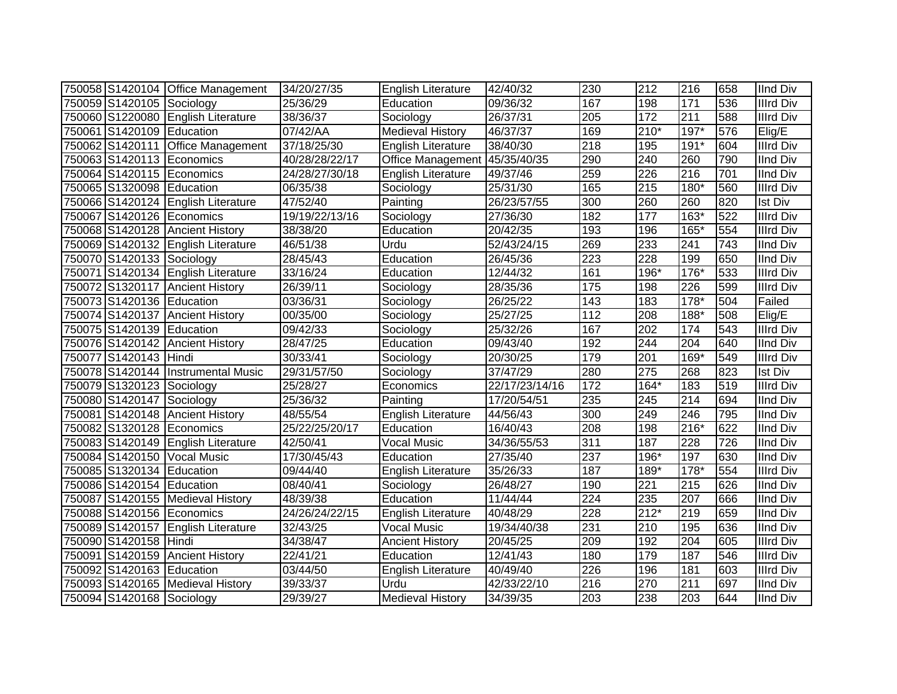| 750058 | S1420104 | Office Management | 34/20/27/35 | English Literature | 42/40/32 | 230 | 212 | 216 | 658 | IInd Div |
|---|---|---|---|---|---|---|---|---|---|---|
| 750059 | S1420105 | Sociology | 25/36/29 | Education | 09/36/32 | 167 | 198 | 171 | 536 | IIIrd Div |
| 750060 | S1220080 | English Literature | 38/36/37 | Sociology | 26/37/31 | 205 | 172 | 211 | 588 | IIIrd Div |
| 750061 | S1420109 | Education | 07/42/AA | Medieval History | 46/37/37 | 169 | 210* | 197* | 576 | Elig/E |
| 750062 | S1420111 | Office Management | 37/18/25/30 | English Literature | 38/40/30 | 218 | 195 | 191* | 604 | IIIrd Div |
| 750063 | S1420113 | Economics | 40/28/28/22/17 | Office Management | 45/35/40/35 | 290 | 240 | 260 | 790 | IInd Div |
| 750064 | S1420115 | Economics | 24/28/27/30/18 | English Literature | 49/37/46 | 259 | 226 | 216 | 701 | IInd Div |
| 750065 | S1320098 | Education | 06/35/38 | Sociology | 25/31/30 | 165 | 215 | 180* | 560 | IIIrd Div |
| 750066 | S1420124 | English Literature | 47/52/40 | Painting | 26/23/57/55 | 300 | 260 | 260 | 820 | Ist Div |
| 750067 | S1420126 | Economics | 19/19/22/13/16 | Sociology | 27/36/30 | 182 | 177 | 163* | 522 | IIIrd Div |
| 750068 | S1420128 | Ancient History | 38/38/20 | Education | 20/42/35 | 193 | 196 | 165* | 554 | IIIrd Div |
| 750069 | S1420132 | English Literature | 46/51/38 | Urdu | 52/43/24/15 | 269 | 233 | 241 | 743 | IInd Div |
| 750070 | S1420133 | Sociology | 28/45/43 | Education | 26/45/36 | 223 | 228 | 199 | 650 | IInd Div |
| 750071 | S1420134 | English Literature | 33/16/24 | Education | 12/44/32 | 161 | 196* | 176* | 533 | IIIrd Div |
| 750072 | S1320117 | Ancient History | 26/39/11 | Sociology | 28/35/36 | 175 | 198 | 226 | 599 | IIIrd Div |
| 750073 | S1420136 | Education | 03/36/31 | Sociology | 26/25/22 | 143 | 183 | 178* | 504 | Failed |
| 750074 | S1420137 | Ancient History | 00/35/00 | Sociology | 25/27/25 | 112 | 208 | 188* | 508 | Elig/E |
| 750075 | S1420139 | Education | 09/42/33 | Sociology | 25/32/26 | 167 | 202 | 174 | 543 | IIIrd Div |
| 750076 | S1420142 | Ancient History | 28/47/25 | Education | 09/43/40 | 192 | 244 | 204 | 640 | IInd Div |
| 750077 | S1420143 | Hindi | 30/33/41 | Sociology | 20/30/25 | 179 | 201 | 169* | 549 | IIIrd Div |
| 750078 | S1420144 | Instrumental Music | 29/31/57/50 | Sociology | 37/47/29 | 280 | 275 | 268 | 823 | Ist Div |
| 750079 | S1320123 | Sociology | 25/28/27 | Economics | 22/17/23/14/16 | 172 | 164* | 183 | 519 | IIIrd Div |
| 750080 | S1420147 | Sociology | 25/36/32 | Painting | 17/20/54/51 | 235 | 245 | 214 | 694 | IInd Div |
| 750081 | S1420148 | Ancient History | 48/55/54 | English Literature | 44/56/43 | 300 | 249 | 246 | 795 | IInd Div |
| 750082 | S1320128 | Economics | 25/22/25/20/17 | Education | 16/40/43 | 208 | 198 | 216* | 622 | IInd Div |
| 750083 | S1420149 | English Literature | 42/50/41 | Vocal Music | 34/36/55/53 | 311 | 187 | 228 | 726 | IInd Div |
| 750084 | S1420150 | Vocal Music | 17/30/45/43 | Education | 27/35/40 | 237 | 196* | 197 | 630 | IInd Div |
| 750085 | S1320134 | Education | 09/44/40 | English Literature | 35/26/33 | 187 | 189* | 178* | 554 | IIIrd Div |
| 750086 | S1420154 | Education | 08/40/41 | Sociology | 26/48/27 | 190 | 221 | 215 | 626 | IInd Div |
| 750087 | S1420155 | Medieval History | 48/39/38 | Education | 11/44/44 | 224 | 235 | 207 | 666 | IInd Div |
| 750088 | S1420156 | Economics | 24/26/24/22/15 | English Literature | 40/48/29 | 228 | 212* | 219 | 659 | IInd Div |
| 750089 | S1420157 | English Literature | 32/43/25 | Vocal Music | 19/34/40/38 | 231 | 210 | 195 | 636 | IInd Div |
| 750090 | S1420158 | Hindi | 34/38/47 | Ancient History | 20/45/25 | 209 | 192 | 204 | 605 | IIIrd Div |
| 750091 | S1420159 | Ancient History | 22/41/21 | Education | 12/41/43 | 180 | 179 | 187 | 546 | IIIrd Div |
| 750092 | S1420163 | Education | 03/44/50 | English Literature | 40/49/40 | 226 | 196 | 181 | 603 | IIIrd Div |
| 750093 | S1420165 | Medieval History | 39/33/37 | Urdu | 42/33/22/10 | 216 | 270 | 211 | 697 | IInd Div |
| 750094 | S1420168 | Sociology | 29/39/27 | Medieval History | 34/39/35 | 203 | 238 | 203 | 644 | IInd Div |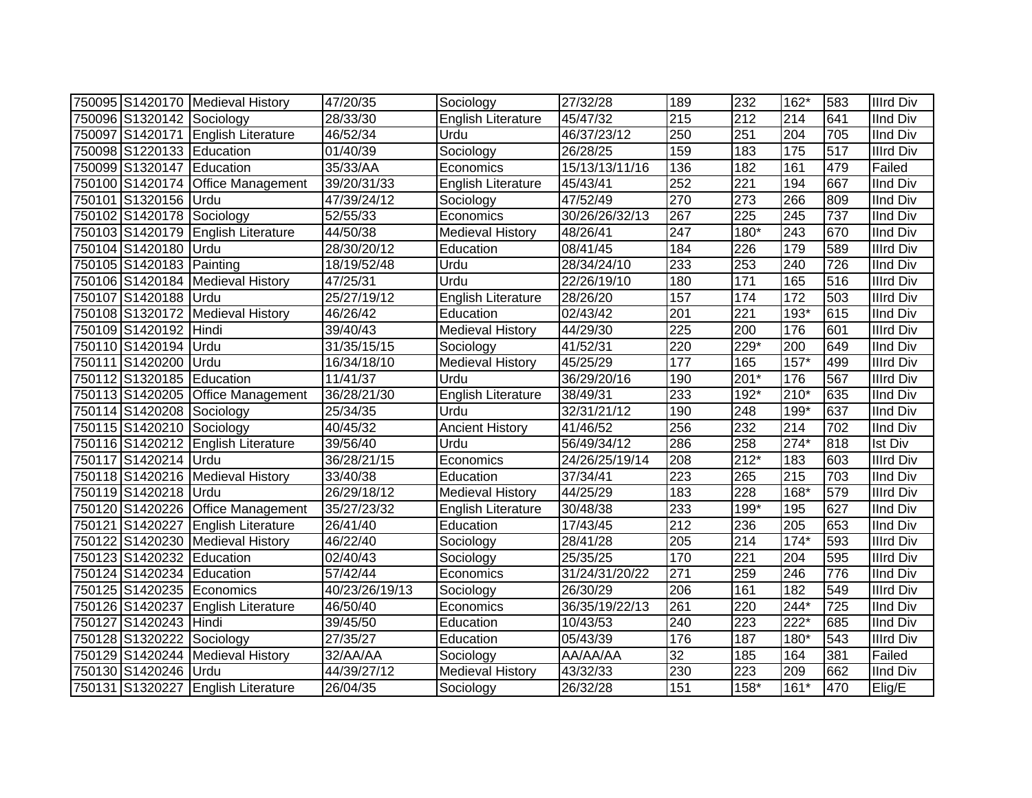| 750095 | S1420170 | Medieval History | 47/20/35 | Sociology | 27/32/28 | 189 | 232 | 162* | 583 | IIIrd Div |
|---|---|---|---|---|---|---|---|---|---|---|
| 750096 | S1320142 | Sociology | 28/33/30 | English Literature | 45/47/32 | 215 | 212 | 214 | 641 | IInd Div |
| 750097 | S1420171 | English Literature | 46/52/34 | Urdu | 46/37/23/12 | 250 | 251 | 204 | 705 | IInd Div |
| 750098 | S1220133 | Education | 01/40/39 | Sociology | 26/28/25 | 159 | 183 | 175 | 517 | IIIrd Div |
| 750099 | S1320147 | Education | 35/33/AA | Economics | 15/13/13/11/16 | 136 | 182 | 161 | 479 | Failed |
| 750100 | S1420174 | Office Management | 39/20/31/33 | English Literature | 45/43/41 | 252 | 221 | 194 | 667 | IInd Div |
| 750101 | S1320156 | Urdu | 47/39/24/12 | Sociology | 47/52/49 | 270 | 273 | 266 | 809 | IInd Div |
| 750102 | S1420178 | Sociology | 52/55/33 | Economics | 30/26/26/32/13 | 267 | 225 | 245 | 737 | IInd Div |
| 750103 | S1420179 | English Literature | 44/50/38 | Medieval History | 48/26/41 | 247 | 180* | 243 | 670 | IInd Div |
| 750104 | S1420180 | Urdu | 28/30/20/12 | Education | 08/41/45 | 184 | 226 | 179 | 589 | IIIrd Div |
| 750105 | S1420183 | Painting | 18/19/52/48 | Urdu | 28/34/24/10 | 233 | 253 | 240 | 726 | IInd Div |
| 750106 | S1420184 | Medieval History | 47/25/31 | Urdu | 22/26/19/10 | 180 | 171 | 165 | 516 | IIIrd Div |
| 750107 | S1420188 | Urdu | 25/27/19/12 | English Literature | 28/26/20 | 157 | 174 | 172 | 503 | IIIrd Div |
| 750108 | S1320172 | Medieval History | 46/26/42 | Education | 02/43/42 | 201 | 221 | 193* | 615 | IInd Div |
| 750109 | S1420192 | Hindi | 39/40/43 | Medieval History | 44/29/30 | 225 | 200 | 176 | 601 | IIIrd Div |
| 750110 | S1420194 | Urdu | 31/35/15/15 | Sociology | 41/52/31 | 220 | 229* | 200 | 649 | IInd Div |
| 750111 | S1420200 | Urdu | 16/34/18/10 | Medieval History | 45/25/29 | 177 | 165 | 157* | 499 | IIIrd Div |
| 750112 | S1320185 | Education | 11/41/37 | Urdu | 36/29/20/16 | 190 | 201* | 176 | 567 | IIIrd Div |
| 750113 | S1420205 | Office Management | 36/28/21/30 | English Literature | 38/49/31 | 233 | 192* | 210* | 635 | IInd Div |
| 750114 | S1420208 | Sociology | 25/34/35 | Urdu | 32/31/21/12 | 190 | 248 | 199* | 637 | IInd Div |
| 750115 | S1420210 | Sociology | 40/45/32 | Ancient History | 41/46/52 | 256 | 232 | 214 | 702 | IInd Div |
| 750116 | S1420212 | English Literature | 39/56/40 | Urdu | 56/49/34/12 | 286 | 258 | 274* | 818 | Ist Div |
| 750117 | S1420214 | Urdu | 36/28/21/15 | Economics | 24/26/25/19/14 | 208 | 212* | 183 | 603 | IIIrd Div |
| 750118 | S1420216 | Medieval History | 33/40/38 | Education | 37/34/41 | 223 | 265 | 215 | 703 | IInd Div |
| 750119 | S1420218 | Urdu | 26/29/18/12 | Medieval History | 44/25/29 | 183 | 228 | 168* | 579 | IIIrd Div |
| 750120 | S1420226 | Office Management | 35/27/23/32 | English Literature | 30/48/38 | 233 | 199* | 195 | 627 | IInd Div |
| 750121 | S1420227 | English Literature | 26/41/40 | Education | 17/43/45 | 212 | 236 | 205 | 653 | IInd Div |
| 750122 | S1420230 | Medieval History | 46/22/40 | Sociology | 28/41/28 | 205 | 214 | 174* | 593 | IIIrd Div |
| 750123 | S1420232 | Education | 02/40/43 | Sociology | 25/35/25 | 170 | 221 | 204 | 595 | IIIrd Div |
| 750124 | S1420234 | Education | 57/42/44 | Economics | 31/24/31/20/22 | 271 | 259 | 246 | 776 | IInd Div |
| 750125 | S1420235 | Economics | 40/23/26/19/13 | Sociology | 26/30/29 | 206 | 161 | 182 | 549 | IIIrd Div |
| 750126 | S1420237 | English Literature | 46/50/40 | Economics | 36/35/19/22/13 | 261 | 220 | 244* | 725 | IInd Div |
| 750127 | S1420243 | Hindi | 39/45/50 | Education | 10/43/53 | 240 | 223 | 222* | 685 | IInd Div |
| 750128 | S1320222 | Sociology | 27/35/27 | Education | 05/43/39 | 176 | 187 | 180* | 543 | IIIrd Div |
| 750129 | S1420244 | Medieval History | 32/AA/AA | Sociology | AA/AA/AA | 32 | 185 | 164 | 381 | Failed |
| 750130 | S1420246 | Urdu | 44/39/27/12 | Medieval History | 43/32/33 | 230 | 223 | 209 | 662 | IInd Div |
| 750131 | S1320227 | English Literature | 26/04/35 | Sociology | 26/32/28 | 151 | 158* | 161* | 470 | Elig/E |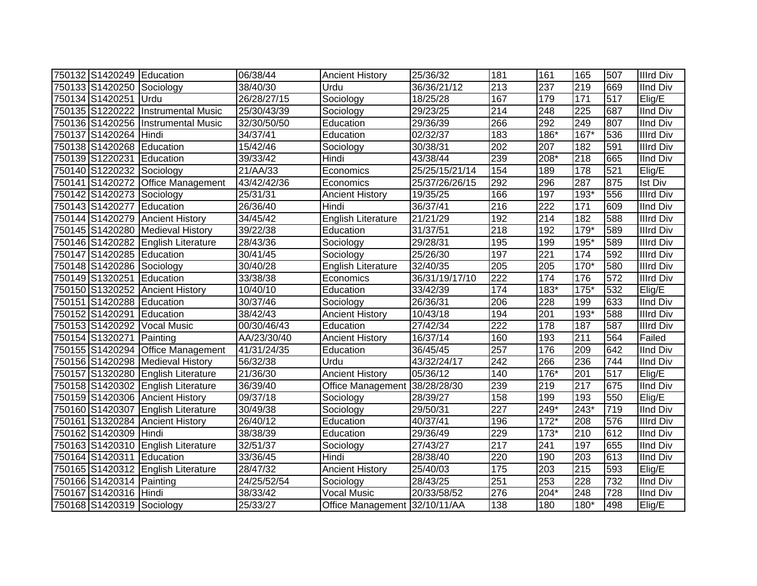| 750132 | S1420249 | Education | 06/38/44 | Ancient History | 25/36/32 | 181 | 161 | 165 | 507 | IIIrd Div |
|---|---|---|---|---|---|---|---|---|---|---|
| 750133 | S1420250 | Sociology | 38/40/30 | Urdu | 36/36/21/12 | 213 | 237 | 219 | 669 | IInd Div |
| 750134 | S1420251 | Urdu | 26/28/27/15 | Sociology | 18/25/28 | 167 | 179 | 171 | 517 | Elig/E |
| 750135 | S1220222 | Instrumental Music | 25/30/43/39 | Sociology | 29/23/25 | 214 | 248 | 225 | 687 | IInd Div |
| 750136 | S1420256 | Instrumental Music | 32/30/50/50 | Education | 29/36/39 | 266 | 292 | 249 | 807 | IInd Div |
| 750137 | S1420264 | Hindi | 34/37/41 | Education | 02/32/37 | 183 | 186* | 167* | 536 | IIIrd Div |
| 750138 | S1420268 | Education | 15/42/46 | Sociology | 30/38/31 | 202 | 207 | 182 | 591 | IIIrd Div |
| 750139 | S1220231 | Education | 39/33/42 | Hindi | 43/38/44 | 239 | 208* | 218 | 665 | IInd Div |
| 750140 | S1220232 | Sociology | 21/AA/33 | Economics | 25/25/15/21/14 | 154 | 189 | 178 | 521 | Elig/E |
| 750141 | S1420272 | Office Management | 43/42/42/36 | Economics | 25/37/26/26/15 | 292 | 296 | 287 | 875 | Ist Div |
| 750142 | S1420273 | Sociology | 25/31/31 | Ancient History | 19/35/25 | 166 | 197 | 193* | 556 | IIIrd Div |
| 750143 | S1420277 | Education | 26/36/40 | Hindi | 36/37/41 | 216 | 222 | 171 | 609 | IInd Div |
| 750144 | S1420279 | Ancient History | 34/45/42 | English Literature | 21/21/29 | 192 | 214 | 182 | 588 | IIIrd Div |
| 750145 | S1420280 | Medieval History | 39/22/38 | Education | 31/37/51 | 218 | 192 | 179* | 589 | IIIrd Div |
| 750146 | S1420282 | English Literature | 28/43/36 | Sociology | 29/28/31 | 195 | 199 | 195* | 589 | IIIrd Div |
| 750147 | S1420285 | Education | 30/41/45 | Sociology | 25/26/30 | 197 | 221 | 174 | 592 | IIIrd Div |
| 750148 | S1420286 | Sociology | 30/40/28 | English Literature | 32/40/35 | 205 | 205 | 170* | 580 | IIIrd Div |
| 750149 | S1320251 | Education | 33/38/38 | Economics | 36/31/19/17/10 | 222 | 174 | 176 | 572 | IIIrd Div |
| 750150 | S1320252 | Ancient History | 10/40/10 | Education | 33/42/39 | 174 | 183* | 175* | 532 | Elig/E |
| 750151 | S1420288 | Education | 30/37/46 | Sociology | 26/36/31 | 206 | 228 | 199 | 633 | IInd Div |
| 750152 | S1420291 | Education | 38/42/43 | Ancient History | 10/43/18 | 194 | 201 | 193* | 588 | IIIrd Div |
| 750153 | S1420292 | Vocal Music | 00/30/46/43 | Education | 27/42/34 | 222 | 178 | 187 | 587 | IIIrd Div |
| 750154 | S1320271 | Painting | AA/23/30/40 | Ancient History | 16/37/14 | 160 | 193 | 211 | 564 | Failed |
| 750155 | S1420294 | Office Management | 41/31/24/35 | Education | 36/45/45 | 257 | 176 | 209 | 642 | IInd Div |
| 750156 | S1420298 | Medieval History | 56/32/38 | Urdu | 43/32/24/17 | 242 | 266 | 236 | 744 | IInd Div |
| 750157 | S1320280 | English Literature | 21/36/30 | Ancient History | 05/36/12 | 140 | 176* | 201 | 517 | Elig/E |
| 750158 | S1420302 | English Literature | 36/39/40 | Office Management | 38/28/28/30 | 239 | 219 | 217 | 675 | IInd Div |
| 750159 | S1420306 | Ancient History | 09/37/18 | Sociology | 28/39/27 | 158 | 199 | 193 | 550 | Elig/E |
| 750160 | S1420307 | English Literature | 30/49/38 | Sociology | 29/50/31 | 227 | 249* | 243* | 719 | IInd Div |
| 750161 | S1320284 | Ancient History | 26/40/12 | Education | 40/37/41 | 196 | 172* | 208 | 576 | IIIrd Div |
| 750162 | S1420309 | Hindi | 38/38/39 | Education | 29/36/49 | 229 | 173* | 210 | 612 | IInd Div |
| 750163 | S1420310 | English Literature | 32/51/37 | Sociology | 27/43/27 | 217 | 241 | 197 | 655 | IInd Div |
| 750164 | S1420311 | Education | 33/36/45 | Hindi | 28/38/40 | 220 | 190 | 203 | 613 | IInd Div |
| 750165 | S1420312 | English Literature | 28/47/32 | Ancient History | 25/40/03 | 175 | 203 | 215 | 593 | Elig/E |
| 750166 | S1420314 | Painting | 24/25/52/54 | Sociology | 28/43/25 | 251 | 253 | 228 | 732 | IInd Div |
| 750167 | S1420316 | Hindi | 38/33/42 | Vocal Music | 20/33/58/52 | 276 | 204* | 248 | 728 | IInd Div |
| 750168 | S1420319 | Sociology | 25/33/27 | Office Management | 32/10/11/AA | 138 | 180 | 180* | 498 | Elig/E |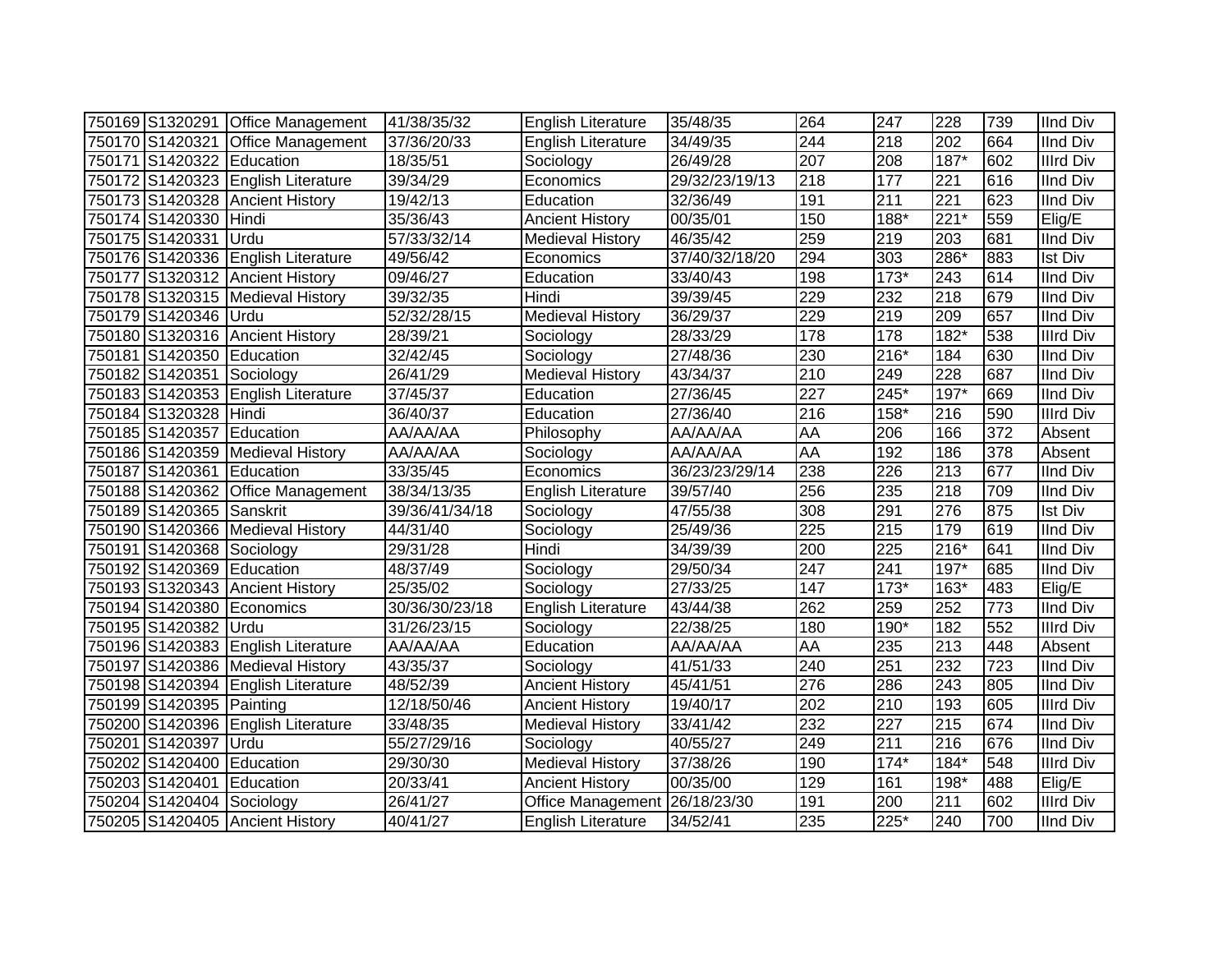| | | | | | | | | | | |
|---|---|---|---|---|---|---|---|---|---|---|
| 750169 | S1320291 | Office Management | 41/38/35/32 | English Literature | 35/48/35 | 264 | 247 | 228 | 739 | IInd Div |
| 750170 | S1420321 | Office Management | 37/36/20/33 | English Literature | 34/49/35 | 244 | 218 | 202 | 664 | IInd Div |
| 750171 | S1420322 | Education | 18/35/51 | Sociology | 26/49/28 | 207 | 208 | 187* | 602 | IIIrd Div |
| 750172 | S1420323 | English Literature | 39/34/29 | Economics | 29/32/23/19/13 | 218 | 177 | 221 | 616 | IInd Div |
| 750173 | S1420328 | Ancient History | 19/42/13 | Education | 32/36/49 | 191 | 211 | 221 | 623 | IInd Div |
| 750174 | S1420330 | Hindi | 35/36/43 | Ancient History | 00/35/01 | 150 | 188* | 221* | 559 | Elig/E |
| 750175 | S1420331 | Urdu | 57/33/32/14 | Medieval History | 46/35/42 | 259 | 219 | 203 | 681 | IInd Div |
| 750176 | S1420336 | English Literature | 49/56/42 | Economics | 37/40/32/18/20 | 294 | 303 | 286* | 883 | Ist Div |
| 750177 | S1320312 | Ancient History | 09/46/27 | Education | 33/40/43 | 198 | 173* | 243 | 614 | IInd Div |
| 750178 | S1320315 | Medieval History | 39/32/35 | Hindi | 39/39/45 | 229 | 232 | 218 | 679 | IInd Div |
| 750179 | S1420346 | Urdu | 52/32/28/15 | Medieval History | 36/29/37 | 229 | 219 | 209 | 657 | IInd Div |
| 750180 | S1320316 | Ancient History | 28/39/21 | Sociology | 28/33/29 | 178 | 178 | 182* | 538 | IIIrd Div |
| 750181 | S1420350 | Education | 32/42/45 | Sociology | 27/48/36 | 230 | 216* | 184 | 630 | IInd Div |
| 750182 | S1420351 | Sociology | 26/41/29 | Medieval History | 43/34/37 | 210 | 249 | 228 | 687 | IInd Div |
| 750183 | S1420353 | English Literature | 37/45/37 | Education | 27/36/45 | 227 | 245* | 197* | 669 | IInd Div |
| 750184 | S1320328 | Hindi | 36/40/37 | Education | 27/36/40 | 216 | 158* | 216 | 590 | IIIrd Div |
| 750185 | S1420357 | Education | AA/AA/AA | Philosophy | AA/AA/AA | AA | 206 | 166 | 372 | Absent |
| 750186 | S1420359 | Medieval History | AA/AA/AA | Sociology | AA/AA/AA | AA | 192 | 186 | 378 | Absent |
| 750187 | S1420361 | Education | 33/35/45 | Economics | 36/23/23/29/14 | 238 | 226 | 213 | 677 | IInd Div |
| 750188 | S1420362 | Office Management | 38/34/13/35 | English Literature | 39/57/40 | 256 | 235 | 218 | 709 | IInd Div |
| 750189 | S1420365 | Sanskrit | 39/36/41/34/18 | Sociology | 47/55/38 | 308 | 291 | 276 | 875 | Ist Div |
| 750190 | S1420366 | Medieval History | 44/31/40 | Sociology | 25/49/36 | 225 | 215 | 179 | 619 | IInd Div |
| 750191 | S1420368 | Sociology | 29/31/28 | Hindi | 34/39/39 | 200 | 225 | 216* | 641 | IInd Div |
| 750192 | S1420369 | Education | 48/37/49 | Sociology | 29/50/34 | 247 | 241 | 197* | 685 | IInd Div |
| 750193 | S1320343 | Ancient History | 25/35/02 | Sociology | 27/33/25 | 147 | 173* | 163* | 483 | Elig/E |
| 750194 | S1420380 | Economics | 30/36/30/23/18 | English Literature | 43/44/38 | 262 | 259 | 252 | 773 | IInd Div |
| 750195 | S1420382 | Urdu | 31/26/23/15 | Sociology | 22/38/25 | 180 | 190* | 182 | 552 | IIIrd Div |
| 750196 | S1420383 | English Literature | AA/AA/AA | Education | AA/AA/AA | AA | 235 | 213 | 448 | Absent |
| 750197 | S1420386 | Medieval History | 43/35/37 | Sociology | 41/51/33 | 240 | 251 | 232 | 723 | IInd Div |
| 750198 | S1420394 | English Literature | 48/52/39 | Ancient History | 45/41/51 | 276 | 286 | 243 | 805 | IInd Div |
| 750199 | S1420395 | Painting | 12/18/50/46 | Ancient History | 19/40/17 | 202 | 210 | 193 | 605 | IIIrd Div |
| 750200 | S1420396 | English Literature | 33/48/35 | Medieval History | 33/41/42 | 232 | 227 | 215 | 674 | IInd Div |
| 750201 | S1420397 | Urdu | 55/27/29/16 | Sociology | 40/55/27 | 249 | 211 | 216 | 676 | IInd Div |
| 750202 | S1420400 | Education | 29/30/30 | Medieval History | 37/38/26 | 190 | 174* | 184* | 548 | IIIrd Div |
| 750203 | S1420401 | Education | 20/33/41 | Ancient History | 00/35/00 | 129 | 161 | 198* | 488 | Elig/E |
| 750204 | S1420404 | Sociology | 26/41/27 | Office Management | 26/18/23/30 | 191 | 200 | 211 | 602 | IIIrd Div |
| 750205 | S1420405 | Ancient History | 40/41/27 | English Literature | 34/52/41 | 235 | 225* | 240 | 700 | IInd Div |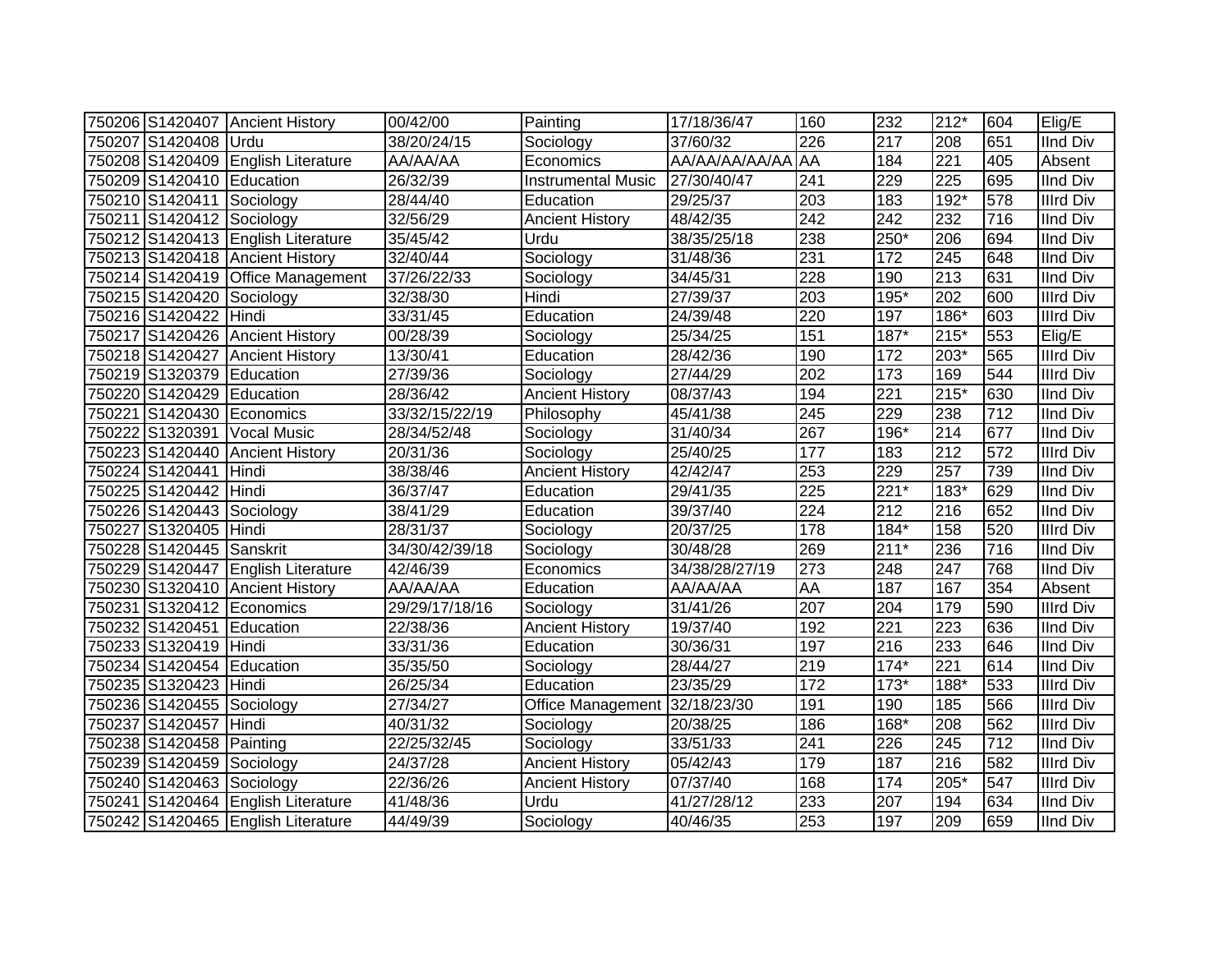| | | | | | | | | | | |
|---|---|---|---|---|---|---|---|---|---|---|
| 750206 | S1420407 | Ancient History | 00/42/00 | Painting | 17/18/36/47 | 160 | 232 | 212* | 604 | Elig/E |
| 750207 | S1420408 | Urdu | 38/20/24/15 | Sociology | 37/60/32 | 226 | 217 | 208 | 651 | IInd Div |
| 750208 | S1420409 | English Literature | AA/AA/AA | Economics | AA/AA/AA/AA/AA | AA | 184 | 221 | 405 | Absent |
| 750209 | S1420410 | Education | 26/32/39 | Instrumental Music | 27/30/40/47 | 241 | 229 | 225 | 695 | IInd Div |
| 750210 | S1420411 | Sociology | 28/44/40 | Education | 29/25/37 | 203 | 183 | 192* | 578 | IIIrd Div |
| 750211 | S1420412 | Sociology | 32/56/29 | Ancient History | 48/42/35 | 242 | 242 | 232 | 716 | IInd Div |
| 750212 | S1420413 | English Literature | 35/45/42 | Urdu | 38/35/25/18 | 238 | 250* | 206 | 694 | IInd Div |
| 750213 | S1420418 | Ancient History | 32/40/44 | Sociology | 31/48/36 | 231 | 172 | 245 | 648 | IInd Div |
| 750214 | S1420419 | Office Management | 37/26/22/33 | Sociology | 34/45/31 | 228 | 190 | 213 | 631 | IInd Div |
| 750215 | S1420420 | Sociology | 32/38/30 | Hindi | 27/39/37 | 203 | 195* | 202 | 600 | IIIrd Div |
| 750216 | S1420422 | Hindi | 33/31/45 | Education | 24/39/48 | 220 | 197 | 186* | 603 | IIIrd Div |
| 750217 | S1420426 | Ancient History | 00/28/39 | Sociology | 25/34/25 | 151 | 187* | 215* | 553 | Elig/E |
| 750218 | S1420427 | Ancient History | 13/30/41 | Education | 28/42/36 | 190 | 172 | 203* | 565 | IIIrd Div |
| 750219 | S1320379 | Education | 27/39/36 | Sociology | 27/44/29 | 202 | 173 | 169 | 544 | IIIrd Div |
| 750220 | S1420429 | Education | 28/36/42 | Ancient History | 08/37/43 | 194 | 221 | 215* | 630 | IInd Div |
| 750221 | S1420430 | Economics | 33/32/15/22/19 | Philosophy | 45/41/38 | 245 | 229 | 238 | 712 | IInd Div |
| 750222 | S1320391 | Vocal Music | 28/34/52/48 | Sociology | 31/40/34 | 267 | 196* | 214 | 677 | IInd Div |
| 750223 | S1420440 | Ancient History | 20/31/36 | Sociology | 25/40/25 | 177 | 183 | 212 | 572 | IIIrd Div |
| 750224 | S1420441 | Hindi | 38/38/46 | Ancient History | 42/42/47 | 253 | 229 | 257 | 739 | IInd Div |
| 750225 | S1420442 | Hindi | 36/37/47 | Education | 29/41/35 | 225 | 221* | 183* | 629 | IInd Div |
| 750226 | S1420443 | Sociology | 38/41/29 | Education | 39/37/40 | 224 | 212 | 216 | 652 | IInd Div |
| 750227 | S1320405 | Hindi | 28/31/37 | Sociology | 20/37/25 | 178 | 184* | 158 | 520 | IIIrd Div |
| 750228 | S1420445 | Sanskrit | 34/30/42/39/18 | Sociology | 30/48/28 | 269 | 211* | 236 | 716 | IInd Div |
| 750229 | S1420447 | English Literature | 42/46/39 | Economics | 34/38/28/27/19 | 273 | 248 | 247 | 768 | IInd Div |
| 750230 | S1320410 | Ancient History | AA/AA/AA | Education | AA/AA/AA | AA | 187 | 167 | 354 | Absent |
| 750231 | S1320412 | Economics | 29/29/17/18/16 | Sociology | 31/41/26 | 207 | 204 | 179 | 590 | IIIrd Div |
| 750232 | S1420451 | Education | 22/38/36 | Ancient History | 19/37/40 | 192 | 221 | 223 | 636 | IInd Div |
| 750233 | S1320419 | Hindi | 33/31/36 | Education | 30/36/31 | 197 | 216 | 233 | 646 | IInd Div |
| 750234 | S1420454 | Education | 35/35/50 | Sociology | 28/44/27 | 219 | 174* | 221 | 614 | IInd Div |
| 750235 | S1320423 | Hindi | 26/25/34 | Education | 23/35/29 | 172 | 173* | 188* | 533 | IIIrd Div |
| 750236 | S1420455 | Sociology | 27/34/27 | Office Management | 32/18/23/30 | 191 | 190 | 185 | 566 | IIIrd Div |
| 750237 | S1420457 | Hindi | 40/31/32 | Sociology | 20/38/25 | 186 | 168* | 208 | 562 | IIIrd Div |
| 750238 | S1420458 | Painting | 22/25/32/45 | Sociology | 33/51/33 | 241 | 226 | 245 | 712 | IInd Div |
| 750239 | S1420459 | Sociology | 24/37/28 | Ancient History | 05/42/43 | 179 | 187 | 216 | 582 | IIIrd Div |
| 750240 | S1420463 | Sociology | 22/36/26 | Ancient History | 07/37/40 | 168 | 174 | 205* | 547 | IIIrd Div |
| 750241 | S1420464 | English Literature | 41/48/36 | Urdu | 41/27/28/12 | 233 | 207 | 194 | 634 | IInd Div |
| 750242 | S1420465 | English Literature | 44/49/39 | Sociology | 40/46/35 | 253 | 197 | 209 | 659 | IInd Div |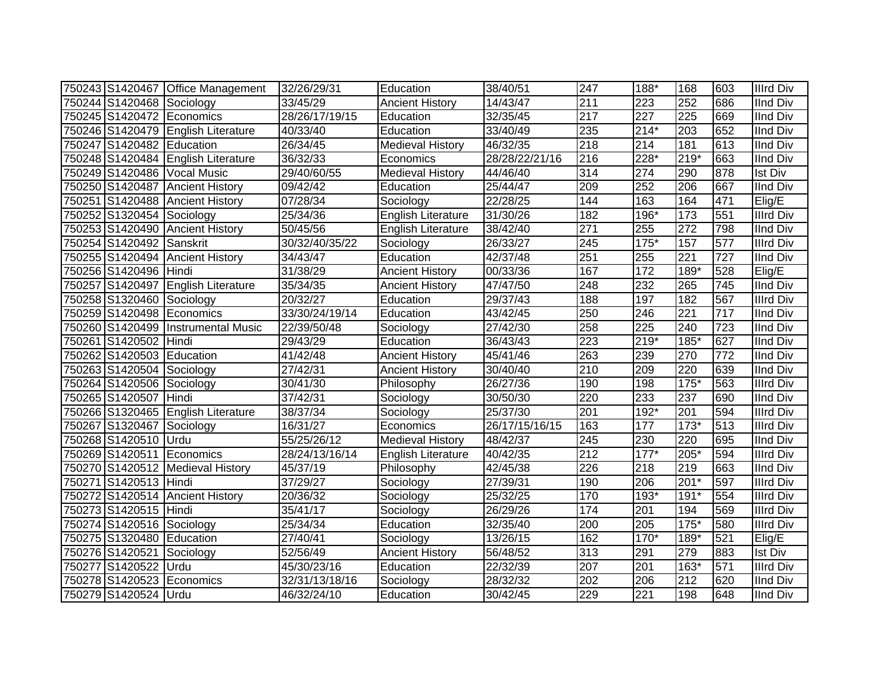| | | | | | | | | | | |
|---|---|---|---|---|---|---|---|---|---|---|
| 750243 | S1420467 | Office Management | 32/26/29/31 | Education | 38/40/51 | 247 | 188* | 168 | 603 | IIIrd Div |
| 750244 | S1420468 | Sociology | 33/45/29 | Ancient History | 14/43/47 | 211 | 223 | 252 | 686 | IInd Div |
| 750245 | S1420472 | Economics | 28/26/17/19/15 | Education | 32/35/45 | 217 | 227 | 225 | 669 | IInd Div |
| 750246 | S1420479 | English Literature | 40/33/40 | Education | 33/40/49 | 235 | 214* | 203 | 652 | IInd Div |
| 750247 | S1420482 | Education | 26/34/45 | Medieval History | 46/32/35 | 218 | 214 | 181 | 613 | IInd Div |
| 750248 | S1420484 | English Literature | 36/32/33 | Economics | 28/28/22/21/16 | 216 | 228* | 219* | 663 | IInd Div |
| 750249 | S1420486 | Vocal Music | 29/40/60/55 | Medieval History | 44/46/40 | 314 | 274 | 290 | 878 | Ist Div |
| 750250 | S1420487 | Ancient History | 09/42/42 | Education | 25/44/47 | 209 | 252 | 206 | 667 | IInd Div |
| 750251 | S1420488 | Ancient History | 07/28/34 | Sociology | 22/28/25 | 144 | 163 | 164 | 471 | Elig/E |
| 750252 | S1320454 | Sociology | 25/34/36 | English Literature | 31/30/26 | 182 | 196* | 173 | 551 | IIIrd Div |
| 750253 | S1420490 | Ancient History | 50/45/56 | English Literature | 38/42/40 | 271 | 255 | 272 | 798 | IInd Div |
| 750254 | S1420492 | Sanskrit | 30/32/40/35/22 | Sociology | 26/33/27 | 245 | 175* | 157 | 577 | IIIrd Div |
| 750255 | S1420494 | Ancient History | 34/43/47 | Education | 42/37/48 | 251 | 255 | 221 | 727 | IInd Div |
| 750256 | S1420496 | Hindi | 31/38/29 | Ancient History | 00/33/36 | 167 | 172 | 189* | 528 | Elig/E |
| 750257 | S1420497 | English Literature | 35/34/35 | Ancient History | 47/47/50 | 248 | 232 | 265 | 745 | IInd Div |
| 750258 | S1320460 | Sociology | 20/32/27 | Education | 29/37/43 | 188 | 197 | 182 | 567 | IIIrd Div |
| 750259 | S1420498 | Economics | 33/30/24/19/14 | Education | 43/42/45 | 250 | 246 | 221 | 717 | IInd Div |
| 750260 | S1420499 | Instrumental Music | 22/39/50/48 | Sociology | 27/42/30 | 258 | 225 | 240 | 723 | IInd Div |
| 750261 | S1420502 | Hindi | 29/43/29 | Education | 36/43/43 | 223 | 219* | 185* | 627 | IInd Div |
| 750262 | S1420503 | Education | 41/42/48 | Ancient History | 45/41/46 | 263 | 239 | 270 | 772 | IInd Div |
| 750263 | S1420504 | Sociology | 27/42/31 | Ancient History | 30/40/40 | 210 | 209 | 220 | 639 | IInd Div |
| 750264 | S1420506 | Sociology | 30/41/30 | Philosophy | 26/27/36 | 190 | 198 | 175* | 563 | IIIrd Div |
| 750265 | S1420507 | Hindi | 37/42/31 | Sociology | 30/50/30 | 220 | 233 | 237 | 690 | IInd Div |
| 750266 | S1320465 | English Literature | 38/37/34 | Sociology | 25/37/30 | 201 | 192* | 201 | 594 | IIIrd Div |
| 750267 | S1320467 | Sociology | 16/31/27 | Economics | 26/17/15/16/15 | 163 | 177 | 173* | 513 | IIIrd Div |
| 750268 | S1420510 | Urdu | 55/25/26/12 | Medieval History | 48/42/37 | 245 | 230 | 220 | 695 | IInd Div |
| 750269 | S1420511 | Economics | 28/24/13/16/14 | English Literature | 40/42/35 | 212 | 177* | 205* | 594 | IIIrd Div |
| 750270 | S1420512 | Medieval History | 45/37/19 | Philosophy | 42/45/38 | 226 | 218 | 219 | 663 | IInd Div |
| 750271 | S1420513 | Hindi | 37/29/27 | Sociology | 27/39/31 | 190 | 206 | 201* | 597 | IIIrd Div |
| 750272 | S1420514 | Ancient History | 20/36/32 | Sociology | 25/32/25 | 170 | 193* | 191* | 554 | IIIrd Div |
| 750273 | S1420515 | Hindi | 35/41/17 | Sociology | 26/29/26 | 174 | 201 | 194 | 569 | IIIrd Div |
| 750274 | S1420516 | Sociology | 25/34/34 | Education | 32/35/40 | 200 | 205 | 175* | 580 | IIIrd Div |
| 750275 | S1320480 | Education | 27/40/41 | Sociology | 13/26/15 | 162 | 170* | 189* | 521 | Elig/E |
| 750276 | S1420521 | Sociology | 52/56/49 | Ancient History | 56/48/52 | 313 | 291 | 279 | 883 | Ist Div |
| 750277 | S1420522 | Urdu | 45/30/23/16 | Education | 22/32/39 | 207 | 201 | 163* | 571 | IIIrd Div |
| 750278 | S1420523 | Economics | 32/31/13/18/16 | Sociology | 28/32/32 | 202 | 206 | 212 | 620 | IInd Div |
| 750279 | S1420524 | Urdu | 46/32/24/10 | Education | 30/42/45 | 229 | 221 | 198 | 648 | IInd Div |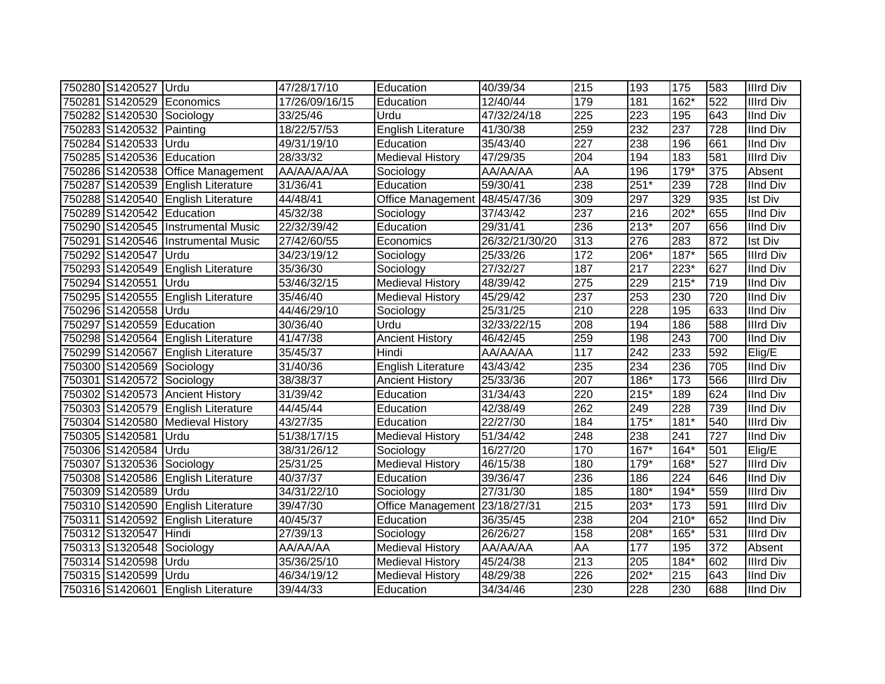| 750280 | S1420527 | Urdu | 47/28/17/10 | Education | 40/39/34 | 215 | 193 | 175 | 583 | IIIrd Div |
|---|---|---|---|---|---|---|---|---|---|---|
| 750281 | S1420529 | Economics | 17/26/09/16/15 | Education | 12/40/44 | 179 | 181 | 162* | 522 | IIIrd Div |
| 750282 | S1420530 | Sociology | 33/25/46 | Urdu | 47/32/24/18 | 225 | 223 | 195 | 643 | IInd Div |
| 750283 | S1420532 | Painting | 18/22/57/53 | English Literature | 41/30/38 | 259 | 232 | 237 | 728 | IInd Div |
| 750284 | S1420533 | Urdu | 49/31/19/10 | Education | 35/43/40 | 227 | 238 | 196 | 661 | IInd Div |
| 750285 | S1420536 | Education | 28/33/32 | Medieval History | 47/29/35 | 204 | 194 | 183 | 581 | IIIrd Div |
| 750286 | S1420538 | Office Management | AA/AA/AA/AA | Sociology | AA/AA/AA | AA | 196 | 179* | 375 | Absent |
| 750287 | S1420539 | English Literature | 31/36/41 | Education | 59/30/41 | 238 | 251* | 239 | 728 | IInd Div |
| 750288 | S1420540 | English Literature | 44/48/41 | Office Management | 48/45/47/36 | 309 | 297 | 329 | 935 | Ist Div |
| 750289 | S1420542 | Education | 45/32/38 | Sociology | 37/43/42 | 237 | 216 | 202* | 655 | IInd Div |
| 750290 | S1420545 | Instrumental Music | 22/32/39/42 | Education | 29/31/41 | 236 | 213* | 207 | 656 | IInd Div |
| 750291 | S1420546 | Instrumental Music | 27/42/60/55 | Economics | 26/32/21/30/20 | 313 | 276 | 283 | 872 | Ist Div |
| 750292 | S1420547 | Urdu | 34/23/19/12 | Sociology | 25/33/26 | 172 | 206* | 187* | 565 | IIIrd Div |
| 750293 | S1420549 | English Literature | 35/36/30 | Sociology | 27/32/27 | 187 | 217 | 223* | 627 | IInd Div |
| 750294 | S1420551 | Urdu | 53/46/32/15 | Medieval History | 48/39/42 | 275 | 229 | 215* | 719 | IInd Div |
| 750295 | S1420555 | English Literature | 35/46/40 | Medieval History | 45/29/42 | 237 | 253 | 230 | 720 | IInd Div |
| 750296 | S1420558 | Urdu | 44/46/29/10 | Sociology | 25/31/25 | 210 | 228 | 195 | 633 | IInd Div |
| 750297 | S1420559 | Education | 30/36/40 | Urdu | 32/33/22/15 | 208 | 194 | 186 | 588 | IIIrd Div |
| 750298 | S1420564 | English Literature | 41/47/38 | Ancient History | 46/42/45 | 259 | 198 | 243 | 700 | IInd Div |
| 750299 | S1420567 | English Literature | 35/45/37 | Hindi | AA/AA/AA | 117 | 242 | 233 | 592 | Elig/E |
| 750300 | S1420569 | Sociology | 31/40/36 | English Literature | 43/43/42 | 235 | 234 | 236 | 705 | IInd Div |
| 750301 | S1420572 | Sociology | 38/38/37 | Ancient History | 25/33/36 | 207 | 186* | 173 | 566 | IIIrd Div |
| 750302 | S1420573 | Ancient History | 31/39/42 | Education | 31/34/43 | 220 | 215* | 189 | 624 | IInd Div |
| 750303 | S1420579 | English Literature | 44/45/44 | Education | 42/38/49 | 262 | 249 | 228 | 739 | IInd Div |
| 750304 | S1420580 | Medieval History | 43/27/35 | Education | 22/27/30 | 184 | 175* | 181* | 540 | IIIrd Div |
| 750305 | S1420581 | Urdu | 51/38/17/15 | Medieval History | 51/34/42 | 248 | 238 | 241 | 727 | IInd Div |
| 750306 | S1420584 | Urdu | 38/31/26/12 | Sociology | 16/27/20 | 170 | 167* | 164* | 501 | Elig/E |
| 750307 | S1320536 | Sociology | 25/31/25 | Medieval History | 46/15/38 | 180 | 179* | 168* | 527 | IIIrd Div |
| 750308 | S1420586 | English Literature | 40/37/37 | Education | 39/36/47 | 236 | 186 | 224 | 646 | IInd Div |
| 750309 | S1420589 | Urdu | 34/31/22/10 | Sociology | 27/31/30 | 185 | 180* | 194* | 559 | IIIrd Div |
| 750310 | S1420590 | English Literature | 39/47/30 | Office Management | 23/18/27/31 | 215 | 203* | 173 | 591 | IIIrd Div |
| 750311 | S1420592 | English Literature | 40/45/37 | Education | 36/35/45 | 238 | 204 | 210* | 652 | IInd Div |
| 750312 | S1320547 | Hindi | 27/39/13 | Sociology | 26/26/27 | 158 | 208* | 165* | 531 | IIIrd Div |
| 750313 | S1320548 | Sociology | AA/AA/AA | Medieval History | AA/AA/AA | AA | 177 | 195 | 372 | Absent |
| 750314 | S1420598 | Urdu | 35/36/25/10 | Medieval History | 45/24/38 | 213 | 205 | 184* | 602 | IIIrd Div |
| 750315 | S1420599 | Urdu | 46/34/19/12 | Medieval History | 48/29/38 | 226 | 202* | 215 | 643 | IInd Div |
| 750316 | S1420601 | English Literature | 39/44/33 | Education | 34/34/46 | 230 | 228 | 230 | 688 | IInd Div |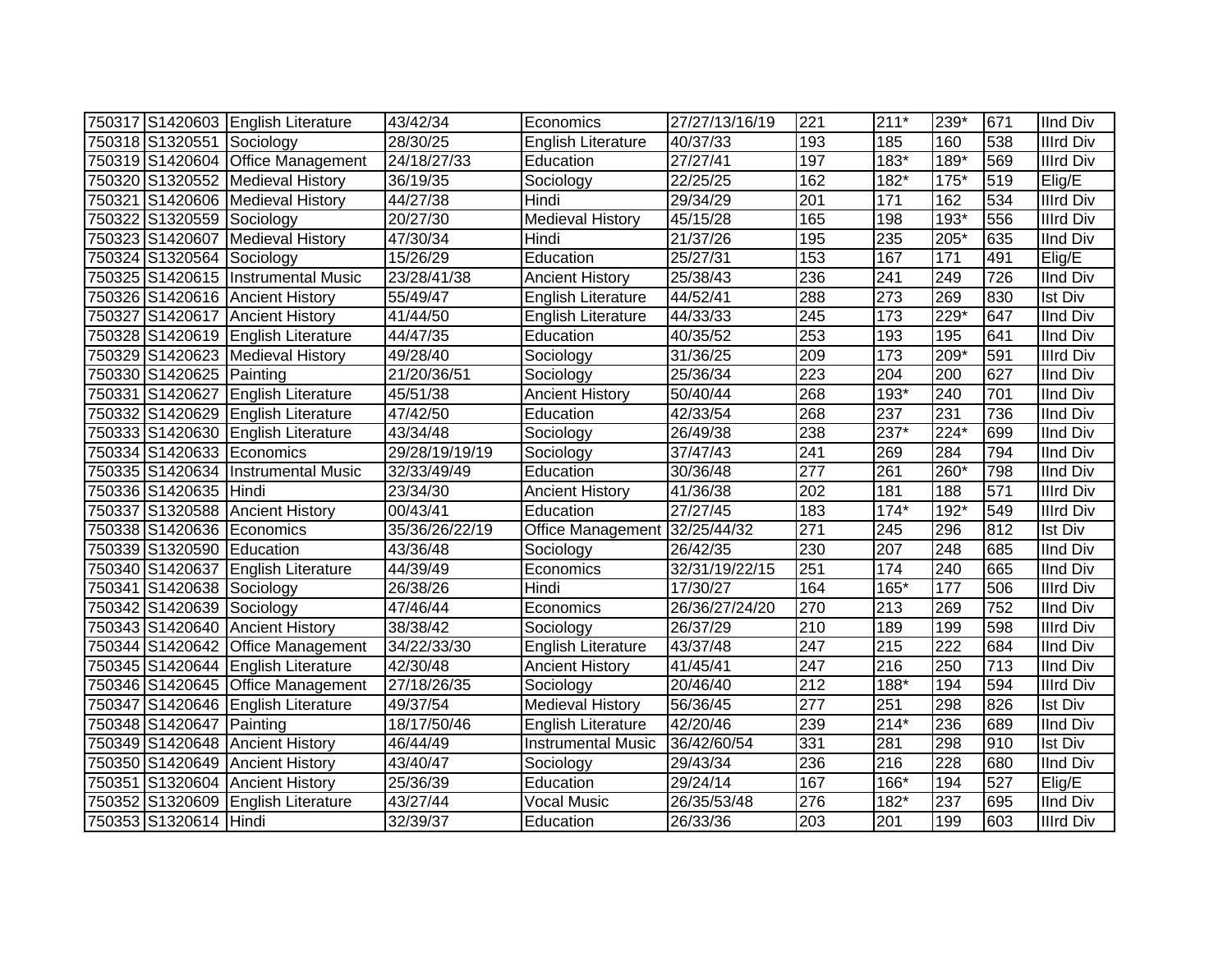| 750317 | S1420603 | English Literature | 43/42/34 | Economics | 27/27/13/16/19 | 221 | 211* | 239* | 671 | IInd Div |
|---|---|---|---|---|---|---|---|---|---|---|
| 750318 | S1320551 | Sociology | 28/30/25 | English Literature | 40/37/33 | 193 | 185 | 160 | 538 | IIIrd Div |
| 750319 | S1420604 | Office Management | 24/18/27/33 | Education | 27/27/41 | 197 | 183* | 189* | 569 | IIIrd Div |
| 750320 | S1320552 | Medieval History | 36/19/35 | Sociology | 22/25/25 | 162 | 182* | 175* | 519 | Elig/E |
| 750321 | S1420606 | Medieval History | 44/27/38 | Hindi | 29/34/29 | 201 | 171 | 162 | 534 | IIIrd Div |
| 750322 | S1320559 | Sociology | 20/27/30 | Medieval History | 45/15/28 | 165 | 198 | 193* | 556 | IIIrd Div |
| 750323 | S1420607 | Medieval History | 47/30/34 | Hindi | 21/37/26 | 195 | 235 | 205* | 635 | IInd Div |
| 750324 | S1320564 | Sociology | 15/26/29 | Education | 25/27/31 | 153 | 167 | 171 | 491 | Elig/E |
| 750325 | S1420615 | Instrumental Music | 23/28/41/38 | Ancient History | 25/38/43 | 236 | 241 | 249 | 726 | IInd Div |
| 750326 | S1420616 | Ancient History | 55/49/47 | English Literature | 44/52/41 | 288 | 273 | 269 | 830 | Ist Div |
| 750327 | S1420617 | Ancient History | 41/44/50 | English Literature | 44/33/33 | 245 | 173 | 229* | 647 | IInd Div |
| 750328 | S1420619 | English Literature | 44/47/35 | Education | 40/35/52 | 253 | 193 | 195 | 641 | IInd Div |
| 750329 | S1420623 | Medieval History | 49/28/40 | Sociology | 31/36/25 | 209 | 173 | 209* | 591 | IIIrd Div |
| 750330 | S1420625 | Painting | 21/20/36/51 | Sociology | 25/36/34 | 223 | 204 | 200 | 627 | IInd Div |
| 750331 | S1420627 | English Literature | 45/51/38 | Ancient History | 50/40/44 | 268 | 193* | 240 | 701 | IInd Div |
| 750332 | S1420629 | English Literature | 47/42/50 | Education | 42/33/54 | 268 | 237 | 231 | 736 | IInd Div |
| 750333 | S1420630 | English Literature | 43/34/48 | Sociology | 26/49/38 | 238 | 237* | 224* | 699 | IInd Div |
| 750334 | S1420633 | Economics | 29/28/19/19/19 | Sociology | 37/47/43 | 241 | 269 | 284 | 794 | IInd Div |
| 750335 | S1420634 | Instrumental Music | 32/33/49/49 | Education | 30/36/48 | 277 | 261 | 260* | 798 | IInd Div |
| 750336 | S1420635 | Hindi | 23/34/30 | Ancient History | 41/36/38 | 202 | 181 | 188 | 571 | IIIrd Div |
| 750337 | S1320588 | Ancient History | 00/43/41 | Education | 27/27/45 | 183 | 174* | 192* | 549 | IIIrd Div |
| 750338 | S1420636 | Economics | 35/36/26/22/19 | Office Management | 32/25/44/32 | 271 | 245 | 296 | 812 | Ist Div |
| 750339 | S1320590 | Education | 43/36/48 | Sociology | 26/42/35 | 230 | 207 | 248 | 685 | IInd Div |
| 750340 | S1420637 | English Literature | 44/39/49 | Economics | 32/31/19/22/15 | 251 | 174 | 240 | 665 | IInd Div |
| 750341 | S1420638 | Sociology | 26/38/26 | Hindi | 17/30/27 | 164 | 165* | 177 | 506 | IIIrd Div |
| 750342 | S1420639 | Sociology | 47/46/44 | Economics | 26/36/27/24/20 | 270 | 213 | 269 | 752 | IInd Div |
| 750343 | S1420640 | Ancient History | 38/38/42 | Sociology | 26/37/29 | 210 | 189 | 199 | 598 | IIIrd Div |
| 750344 | S1420642 | Office Management | 34/22/33/30 | English Literature | 43/37/48 | 247 | 215 | 222 | 684 | IInd Div |
| 750345 | S1420644 | English Literature | 42/30/48 | Ancient History | 41/45/41 | 247 | 216 | 250 | 713 | IInd Div |
| 750346 | S1420645 | Office Management | 27/18/26/35 | Sociology | 20/46/40 | 212 | 188* | 194 | 594 | IIIrd Div |
| 750347 | S1420646 | English Literature | 49/37/54 | Medieval History | 56/36/45 | 277 | 251 | 298 | 826 | Ist Div |
| 750348 | S1420647 | Painting | 18/17/50/46 | English Literature | 42/20/46 | 239 | 214* | 236 | 689 | IInd Div |
| 750349 | S1420648 | Ancient History | 46/44/49 | Instrumental Music | 36/42/60/54 | 331 | 281 | 298 | 910 | Ist Div |
| 750350 | S1420649 | Ancient History | 43/40/47 | Sociology | 29/43/34 | 236 | 216 | 228 | 680 | IInd Div |
| 750351 | S1320604 | Ancient History | 25/36/39 | Education | 29/24/14 | 167 | 166* | 194 | 527 | Elig/E |
| 750352 | S1320609 | English Literature | 43/27/44 | Vocal Music | 26/35/53/48 | 276 | 182* | 237 | 695 | IInd Div |
| 750353 | S1320614 | Hindi | 32/39/37 | Education | 26/33/36 | 203 | 201 | 199 | 603 | IIIrd Div |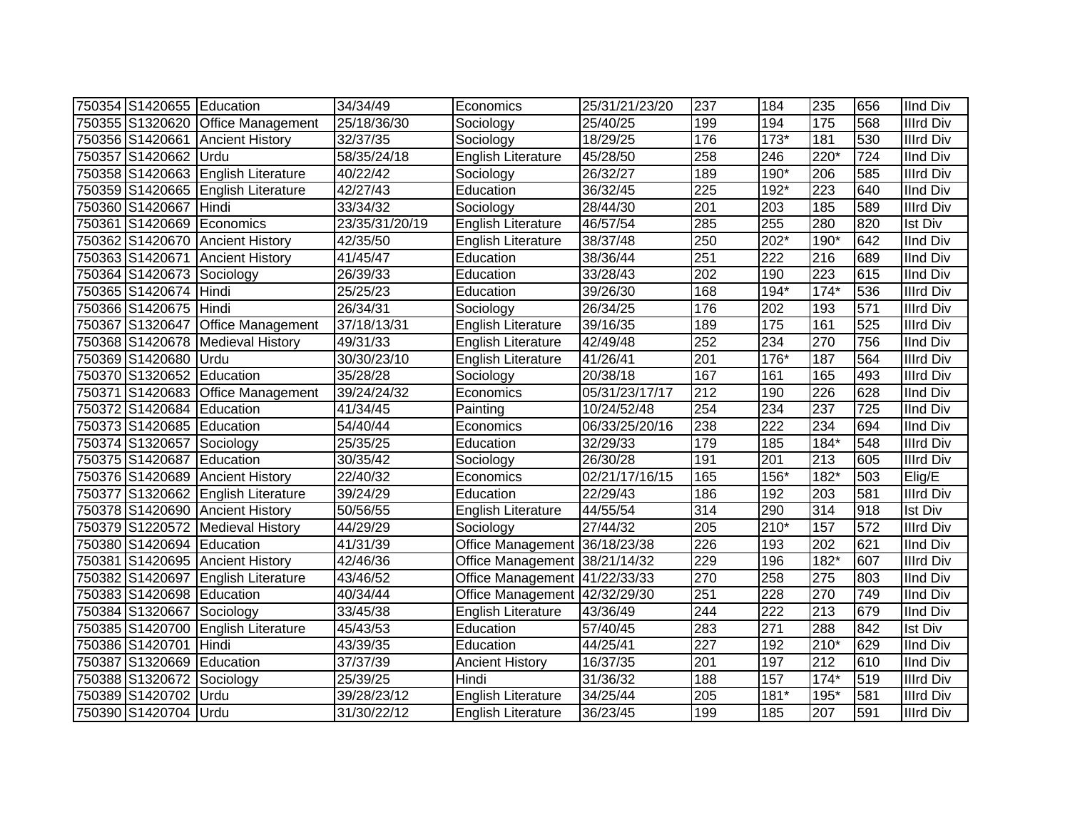| | | | | | | | | | | |
|---|---|---|---|---|---|---|---|---|---|---|
| 750354 | S1420655 | Education | 34/34/49 | Economics | 25/31/21/23/20 | 237 | 184 | 235 | 656 | IInd Div |
| 750355 | S1320620 | Office Management | 25/18/36/30 | Sociology | 25/40/25 | 199 | 194 | 175 | 568 | IIIrd Div |
| 750356 | S1420661 | Ancient History | 32/37/35 | Sociology | 18/29/25 | 176 | 173* | 181 | 530 | IIIrd Div |
| 750357 | S1420662 | Urdu | 58/35/24/18 | English Literature | 45/28/50 | 258 | 246 | 220* | 724 | IInd Div |
| 750358 | S1420663 | English Literature | 40/22/42 | Sociology | 26/32/27 | 189 | 190* | 206 | 585 | IIIrd Div |
| 750359 | S1420665 | English Literature | 42/27/43 | Education | 36/32/45 | 225 | 192* | 223 | 640 | IInd Div |
| 750360 | S1420667 | Hindi | 33/34/32 | Sociology | 28/44/30 | 201 | 203 | 185 | 589 | IIIrd Div |
| 750361 | S1420669 | Economics | 23/35/31/20/19 | English Literature | 46/57/54 | 285 | 255 | 280 | 820 | Ist Div |
| 750362 | S1420670 | Ancient History | 42/35/50 | English Literature | 38/37/48 | 250 | 202* | 190* | 642 | IInd Div |
| 750363 | S1420671 | Ancient History | 41/45/47 | Education | 38/36/44 | 251 | 222 | 216 | 689 | IInd Div |
| 750364 | S1420673 | Sociology | 26/39/33 | Education | 33/28/43 | 202 | 190 | 223 | 615 | IInd Div |
| 750365 | S1420674 | Hindi | 25/25/23 | Education | 39/26/30 | 168 | 194* | 174* | 536 | IIIrd Div |
| 750366 | S1420675 | Hindi | 26/34/31 | Sociology | 26/34/25 | 176 | 202 | 193 | 571 | IIIrd Div |
| 750367 | S1320647 | Office Management | 37/18/13/31 | English Literature | 39/16/35 | 189 | 175 | 161 | 525 | IIIrd Div |
| 750368 | S1420678 | Medieval History | 49/31/33 | English Literature | 42/49/48 | 252 | 234 | 270 | 756 | IInd Div |
| 750369 | S1420680 | Urdu | 30/30/23/10 | English Literature | 41/26/41 | 201 | 176* | 187 | 564 | IIIrd Div |
| 750370 | S1320652 | Education | 35/28/28 | Sociology | 20/38/18 | 167 | 161 | 165 | 493 | IIIrd Div |
| 750371 | S1420683 | Office Management | 39/24/24/32 | Economics | 05/31/23/17/17 | 212 | 190 | 226 | 628 | IInd Div |
| 750372 | S1420684 | Education | 41/34/45 | Painting | 10/24/52/48 | 254 | 234 | 237 | 725 | IInd Div |
| 750373 | S1420685 | Education | 54/40/44 | Economics | 06/33/25/20/16 | 238 | 222 | 234 | 694 | IInd Div |
| 750374 | S1320657 | Sociology | 25/35/25 | Education | 32/29/33 | 179 | 185 | 184* | 548 | IIIrd Div |
| 750375 | S1420687 | Education | 30/35/42 | Sociology | 26/30/28 | 191 | 201 | 213 | 605 | IIIrd Div |
| 750376 | S1420689 | Ancient History | 22/40/32 | Economics | 02/21/17/16/15 | 165 | 156* | 182* | 503 | Elig/E |
| 750377 | S1320662 | English Literature | 39/24/29 | Education | 22/29/43 | 186 | 192 | 203 | 581 | IIIrd Div |
| 750378 | S1420690 | Ancient History | 50/56/55 | English Literature | 44/55/54 | 314 | 290 | 314 | 918 | Ist Div |
| 750379 | S1220572 | Medieval History | 44/29/29 | Sociology | 27/44/32 | 205 | 210* | 157 | 572 | IIIrd Div |
| 750380 | S1420694 | Education | 41/31/39 | Office Management | 36/18/23/38 | 226 | 193 | 202 | 621 | IInd Div |
| 750381 | S1420695 | Ancient History | 42/46/36 | Office Management | 38/21/14/32 | 229 | 196 | 182* | 607 | IIIrd Div |
| 750382 | S1420697 | English Literature | 43/46/52 | Office Management | 41/22/33/33 | 270 | 258 | 275 | 803 | IInd Div |
| 750383 | S1420698 | Education | 40/34/44 | Office Management | 42/32/29/30 | 251 | 228 | 270 | 749 | IInd Div |
| 750384 | S1320667 | Sociology | 33/45/38 | English Literature | 43/36/49 | 244 | 222 | 213 | 679 | IInd Div |
| 750385 | S1420700 | English Literature | 45/43/53 | Education | 57/40/45 | 283 | 271 | 288 | 842 | Ist Div |
| 750386 | S1420701 | Hindi | 43/39/35 | Education | 44/25/41 | 227 | 192 | 210* | 629 | IInd Div |
| 750387 | S1320669 | Education | 37/37/39 | Ancient History | 16/37/35 | 201 | 197 | 212 | 610 | IInd Div |
| 750388 | S1320672 | Sociology | 25/39/25 | Hindi | 31/36/32 | 188 | 157 | 174* | 519 | IIIrd Div |
| 750389 | S1420702 | Urdu | 39/28/23/12 | English Literature | 34/25/44 | 205 | 181* | 195* | 581 | IIIrd Div |
| 750390 | S1420704 | Urdu | 31/30/22/12 | English Literature | 36/23/45 | 199 | 185 | 207 | 591 | IIIrd Div |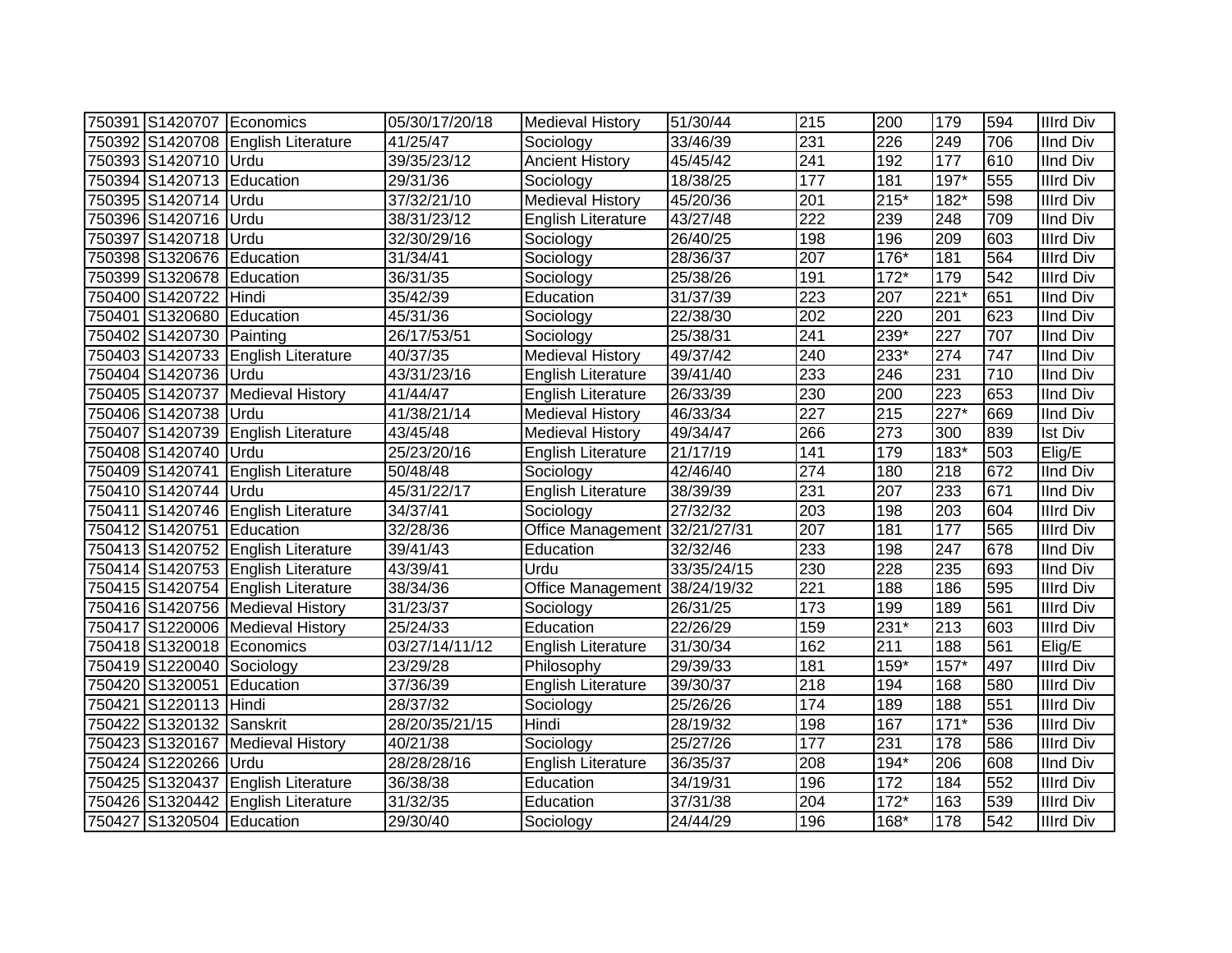| | | | | | | | | | | |
|---|---|---|---|---|---|---|---|---|---|---|
| 750391 | S1420707 | Economics | 05/30/17/20/18 | Medieval History | 51/30/44 | 215 | 200 | 179 | 594 | IIIrd Div |
| 750392 | S1420708 | English Literature | 41/25/47 | Sociology | 33/46/39 | 231 | 226 | 249 | 706 | IInd Div |
| 750393 | S1420710 | Urdu | 39/35/23/12 | Ancient History | 45/45/42 | 241 | 192 | 177 | 610 | IInd Div |
| 750394 | S1420713 | Education | 29/31/36 | Sociology | 18/38/25 | 177 | 181 | 197* | 555 | IIIrd Div |
| 750395 | S1420714 | Urdu | 37/32/21/10 | Medieval History | 45/20/36 | 201 | 215* | 182* | 598 | IIIrd Div |
| 750396 | S1420716 | Urdu | 38/31/23/12 | English Literature | 43/27/48 | 222 | 239 | 248 | 709 | IInd Div |
| 750397 | S1420718 | Urdu | 32/30/29/16 | Sociology | 26/40/25 | 198 | 196 | 209 | 603 | IIIrd Div |
| 750398 | S1320676 | Education | 31/34/41 | Sociology | 28/36/37 | 207 | 176* | 181 | 564 | IIIrd Div |
| 750399 | S1320678 | Education | 36/31/35 | Sociology | 25/38/26 | 191 | 172* | 179 | 542 | IIIrd Div |
| 750400 | S1420722 | Hindi | 35/42/39 | Education | 31/37/39 | 223 | 207 | 221* | 651 | IInd Div |
| 750401 | S1320680 | Education | 45/31/36 | Sociology | 22/38/30 | 202 | 220 | 201 | 623 | IInd Div |
| 750402 | S1420730 | Painting | 26/17/53/51 | Sociology | 25/38/31 | 241 | 239* | 227 | 707 | IInd Div |
| 750403 | S1420733 | English Literature | 40/37/35 | Medieval History | 49/37/42 | 240 | 233* | 274 | 747 | IInd Div |
| 750404 | S1420736 | Urdu | 43/31/23/16 | English Literature | 39/41/40 | 233 | 246 | 231 | 710 | IInd Div |
| 750405 | S1420737 | Medieval History | 41/44/47 | English Literature | 26/33/39 | 230 | 200 | 223 | 653 | IInd Div |
| 750406 | S1420738 | Urdu | 41/38/21/14 | Medieval History | 46/33/34 | 227 | 215 | 227* | 669 | IInd Div |
| 750407 | S1420739 | English Literature | 43/45/48 | Medieval History | 49/34/47 | 266 | 273 | 300 | 839 | Ist Div |
| 750408 | S1420740 | Urdu | 25/23/20/16 | English Literature | 21/17/19 | 141 | 179 | 183* | 503 | Elig/E |
| 750409 | S1420741 | English Literature | 50/48/48 | Sociology | 42/46/40 | 274 | 180 | 218 | 672 | IInd Div |
| 750410 | S1420744 | Urdu | 45/31/22/17 | English Literature | 38/39/39 | 231 | 207 | 233 | 671 | IInd Div |
| 750411 | S1420746 | English Literature | 34/37/41 | Sociology | 27/32/32 | 203 | 198 | 203 | 604 | IIIrd Div |
| 750412 | S1420751 | Education | 32/28/36 | Office Management | 32/21/27/31 | 207 | 181 | 177 | 565 | IIIrd Div |
| 750413 | S1420752 | English Literature | 39/41/43 | Education | 32/32/46 | 233 | 198 | 247 | 678 | IInd Div |
| 750414 | S1420753 | English Literature | 43/39/41 | Urdu | 33/35/24/15 | 230 | 228 | 235 | 693 | IInd Div |
| 750415 | S1420754 | English Literature | 38/34/36 | Office Management | 38/24/19/32 | 221 | 188 | 186 | 595 | IIIrd Div |
| 750416 | S1420756 | Medieval History | 31/23/37 | Sociology | 26/31/25 | 173 | 199 | 189 | 561 | IIIrd Div |
| 750417 | S1220006 | Medieval History | 25/24/33 | Education | 22/26/29 | 159 | 231* | 213 | 603 | IIIrd Div |
| 750418 | S1320018 | Economics | 03/27/14/11/12 | English Literature | 31/30/34 | 162 | 211 | 188 | 561 | Elig/E |
| 750419 | S1220040 | Sociology | 23/29/28 | Philosophy | 29/39/33 | 181 | 159* | 157* | 497 | IIIrd Div |
| 750420 | S1320051 | Education | 37/36/39 | English Literature | 39/30/37 | 218 | 194 | 168 | 580 | IIIrd Div |
| 750421 | S1220113 | Hindi | 28/37/32 | Sociology | 25/26/26 | 174 | 189 | 188 | 551 | IIIrd Div |
| 750422 | S1320132 | Sanskrit | 28/20/35/21/15 | Hindi | 28/19/32 | 198 | 167 | 171* | 536 | IIIrd Div |
| 750423 | S1320167 | Medieval History | 40/21/38 | Sociology | 25/27/26 | 177 | 231 | 178 | 586 | IIIrd Div |
| 750424 | S1220266 | Urdu | 28/28/28/16 | English Literature | 36/35/37 | 208 | 194* | 206 | 608 | IInd Div |
| 750425 | S1320437 | English Literature | 36/38/38 | Education | 34/19/31 | 196 | 172 | 184 | 552 | IIIrd Div |
| 750426 | S1320442 | English Literature | 31/32/35 | Education | 37/31/38 | 204 | 172* | 163 | 539 | IIIrd Div |
| 750427 | S1320504 | Education | 29/30/40 | Sociology | 24/44/29 | 196 | 168* | 178 | 542 | IIIrd Div |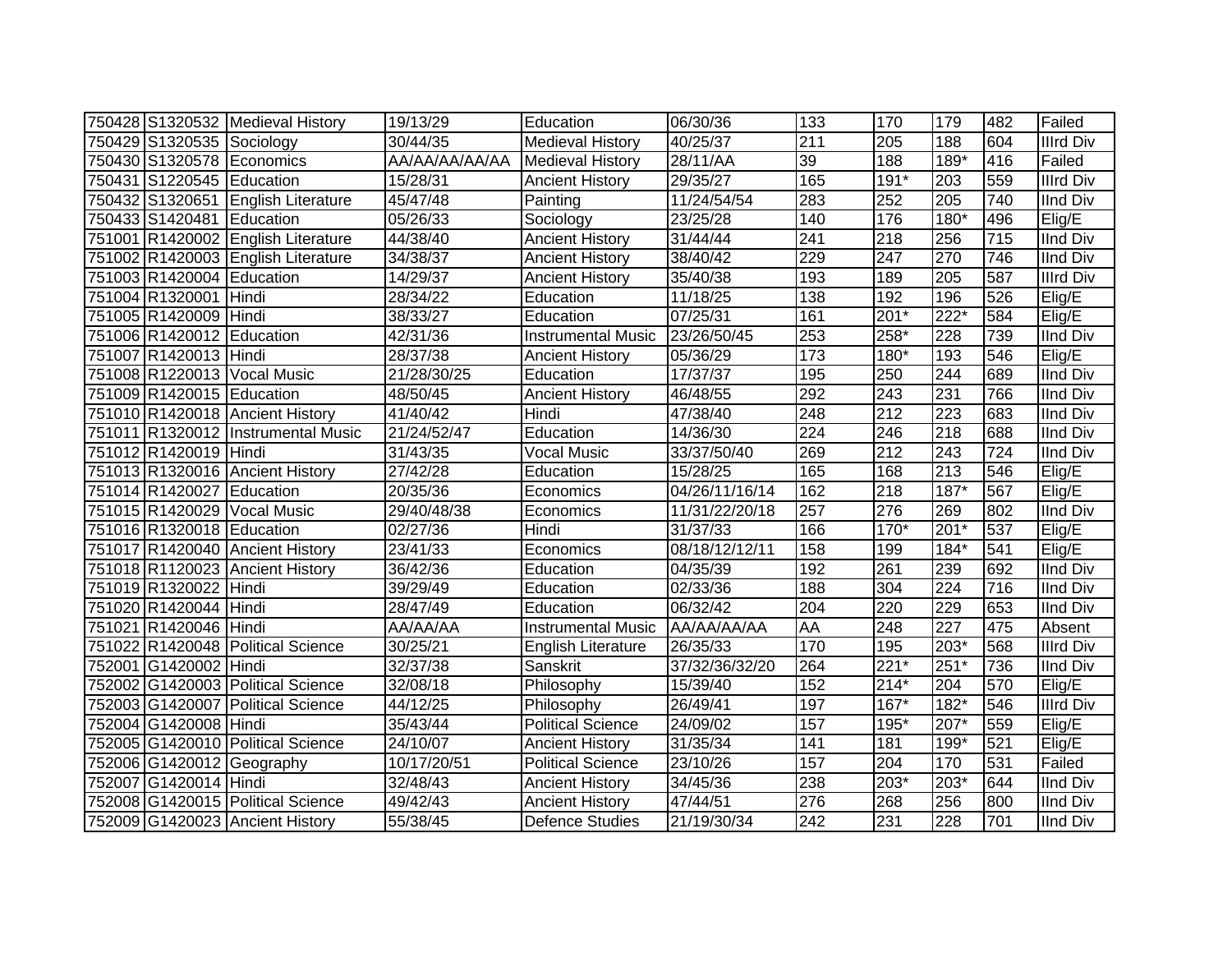| 750428 | S1320532 | Medieval History | 19/13/29 | Education | 06/30/36 | 133 | 170 | 179 | 482 | Failed |
|---|---|---|---|---|---|---|---|---|---|---|
| 750429 | S1320535 | Sociology | 30/44/35 | Medieval History | 40/25/37 | 211 | 205 | 188 | 604 | IIIrd Div |
| 750430 | S1320578 | Economics | AA/AA/AA/AA/AA | Medieval History | 28/11/AA | 39 | 188 | 189* | 416 | Failed |
| 750431 | S1220545 | Education | 15/28/31 | Ancient History | 29/35/27 | 165 | 191* | 203 | 559 | IIIrd Div |
| 750432 | S1320651 | English Literature | 45/47/48 | Painting | 11/24/54/54 | 283 | 252 | 205 | 740 | IInd Div |
| 750433 | S1420481 | Education | 05/26/33 | Sociology | 23/25/28 | 140 | 176 | 180* | 496 | Elig/E |
| 751001 | R1420002 | English Literature | 44/38/40 | Ancient History | 31/44/44 | 241 | 218 | 256 | 715 | IInd Div |
| 751002 | R1420003 | English Literature | 34/38/37 | Ancient History | 38/40/42 | 229 | 247 | 270 | 746 | IInd Div |
| 751003 | R1420004 | Education | 14/29/37 | Ancient History | 35/40/38 | 193 | 189 | 205 | 587 | IIIrd Div |
| 751004 | R1320001 | Hindi | 28/34/22 | Education | 11/18/25 | 138 | 192 | 196 | 526 | Elig/E |
| 751005 | R1420009 | Hindi | 38/33/27 | Education | 07/25/31 | 161 | 201* | 222* | 584 | Elig/E |
| 751006 | R1420012 | Education | 42/31/36 | Instrumental Music | 23/26/50/45 | 253 | 258* | 228 | 739 | IInd Div |
| 751007 | R1420013 | Hindi | 28/37/38 | Ancient History | 05/36/29 | 173 | 180* | 193 | 546 | Elig/E |
| 751008 | R1220013 | Vocal Music | 21/28/30/25 | Education | 17/37/37 | 195 | 250 | 244 | 689 | IInd Div |
| 751009 | R1420015 | Education | 48/50/45 | Ancient History | 46/48/55 | 292 | 243 | 231 | 766 | IInd Div |
| 751010 | R1420018 | Ancient History | 41/40/42 | Hindi | 47/38/40 | 248 | 212 | 223 | 683 | IInd Div |
| 751011 | R1320012 | Instrumental Music | 21/24/52/47 | Education | 14/36/30 | 224 | 246 | 218 | 688 | IInd Div |
| 751012 | R1420019 | Hindi | 31/43/35 | Vocal Music | 33/37/50/40 | 269 | 212 | 243 | 724 | IInd Div |
| 751013 | R1320016 | Ancient History | 27/42/28 | Education | 15/28/25 | 165 | 168 | 213 | 546 | Elig/E |
| 751014 | R1420027 | Education | 20/35/36 | Economics | 04/26/11/16/14 | 162 | 218 | 187* | 567 | Elig/E |
| 751015 | R1420029 | Vocal Music | 29/40/48/38 | Economics | 11/31/22/20/18 | 257 | 276 | 269 | 802 | IInd Div |
| 751016 | R1320018 | Education | 02/27/36 | Hindi | 31/37/33 | 166 | 170* | 201* | 537 | Elig/E |
| 751017 | R1420040 | Ancient History | 23/41/33 | Economics | 08/18/12/12/11 | 158 | 199 | 184* | 541 | Elig/E |
| 751018 | R1120023 | Ancient History | 36/42/36 | Education | 04/35/39 | 192 | 261 | 239 | 692 | IInd Div |
| 751019 | R1320022 | Hindi | 39/29/49 | Education | 02/33/36 | 188 | 304 | 224 | 716 | IInd Div |
| 751020 | R1420044 | Hindi | 28/47/49 | Education | 06/32/42 | 204 | 220 | 229 | 653 | IInd Div |
| 751021 | R1420046 | Hindi | AA/AA/AA | Instrumental Music | AA/AA/AA/AA | AA | 248 | 227 | 475 | Absent |
| 751022 | R1420048 | Political Science | 30/25/21 | English Literature | 26/35/33 | 170 | 195 | 203* | 568 | IIIrd Div |
| 752001 | G1420002 | Hindi | 32/37/38 | Sanskrit | 37/32/36/32/20 | 264 | 221* | 251* | 736 | IInd Div |
| 752002 | G1420003 | Political Science | 32/08/18 | Philosophy | 15/39/40 | 152 | 214* | 204 | 570 | Elig/E |
| 752003 | G1420007 | Political Science | 44/12/25 | Philosophy | 26/49/41 | 197 | 167* | 182* | 546 | IIIrd Div |
| 752004 | G1420008 | Hindi | 35/43/44 | Political Science | 24/09/02 | 157 | 195* | 207* | 559 | Elig/E |
| 752005 | G1420010 | Political Science | 24/10/07 | Ancient History | 31/35/34 | 141 | 181 | 199* | 521 | Elig/E |
| 752006 | G1420012 | Geography | 10/17/20/51 | Political Science | 23/10/26 | 157 | 204 | 170 | 531 | Failed |
| 752007 | G1420014 | Hindi | 32/48/43 | Ancient History | 34/45/36 | 238 | 203* | 203* | 644 | IInd Div |
| 752008 | G1420015 | Political Science | 49/42/43 | Ancient History | 47/44/51 | 276 | 268 | 256 | 800 | IInd Div |
| 752009 | G1420023 | Ancient History | 55/38/45 | Defence Studies | 21/19/30/34 | 242 | 231 | 228 | 701 | IInd Div |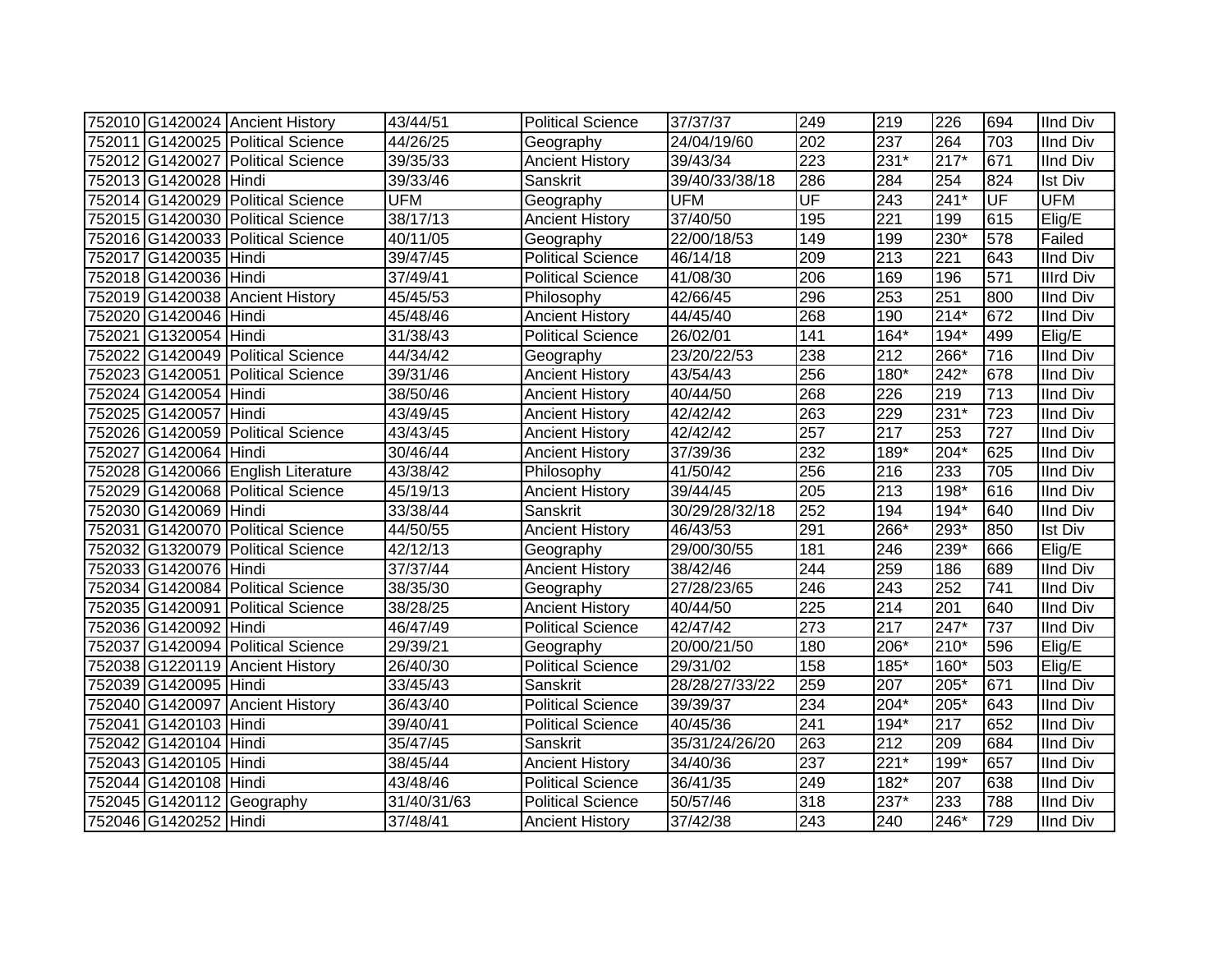| | | | | | | | | | | |
|---|---|---|---|---|---|---|---|---|---|---|
| 752010 | G1420024 | Ancient History | 43/44/51 | Political Science | 37/37/37 | 249 | 219 | 226 | 694 | IInd Div |
| 752011 | G1420025 | Political Science | 44/26/25 | Geography | 24/04/19/60 | 202 | 237 | 264 | 703 | IInd Div |
| 752012 | G1420027 | Political Science | 39/35/33 | Ancient History | 39/43/34 | 223 | 231* | 217* | 671 | IInd Div |
| 752013 | G1420028 | Hindi | 39/33/46 | Sanskrit | 39/40/33/38/18 | 286 | 284 | 254 | 824 | Ist Div |
| 752014 | G1420029 | Political Science | UFM | Geography | UFM | UF | 243 | 241* | UF | UFM |
| 752015 | G1420030 | Political Science | 38/17/13 | Ancient History | 37/40/50 | 195 | 221 | 199 | 615 | Elig/E |
| 752016 | G1420033 | Political Science | 40/11/05 | Geography | 22/00/18/53 | 149 | 199 | 230* | 578 | Failed |
| 752017 | G1420035 | Hindi | 39/47/45 | Political Science | 46/14/18 | 209 | 213 | 221 | 643 | IInd Div |
| 752018 | G1420036 | Hindi | 37/49/41 | Political Science | 41/08/30 | 206 | 169 | 196 | 571 | IIIrd Div |
| 752019 | G1420038 | Ancient History | 45/45/53 | Philosophy | 42/66/45 | 296 | 253 | 251 | 800 | IInd Div |
| 752020 | G1420046 | Hindi | 45/48/46 | Ancient History | 44/45/40 | 268 | 190 | 214* | 672 | IInd Div |
| 752021 | G1320054 | Hindi | 31/38/43 | Political Science | 26/02/01 | 141 | 164* | 194* | 499 | Elig/E |
| 752022 | G1420049 | Political Science | 44/34/42 | Geography | 23/20/22/53 | 238 | 212 | 266* | 716 | IInd Div |
| 752023 | G1420051 | Political Science | 39/31/46 | Ancient History | 43/54/43 | 256 | 180* | 242* | 678 | IInd Div |
| 752024 | G1420054 | Hindi | 38/50/46 | Ancient History | 40/44/50 | 268 | 226 | 219 | 713 | IInd Div |
| 752025 | G1420057 | Hindi | 43/49/45 | Ancient History | 42/42/42 | 263 | 229 | 231* | 723 | IInd Div |
| 752026 | G1420059 | Political Science | 43/43/45 | Ancient History | 42/42/42 | 257 | 217 | 253 | 727 | IInd Div |
| 752027 | G1420064 | Hindi | 30/46/44 | Ancient History | 37/39/36 | 232 | 189* | 204* | 625 | IInd Div |
| 752028 | G1420066 | English Literature | 43/38/42 | Philosophy | 41/50/42 | 256 | 216 | 233 | 705 | IInd Div |
| 752029 | G1420068 | Political Science | 45/19/13 | Ancient History | 39/44/45 | 205 | 213 | 198* | 616 | IInd Div |
| 752030 | G1420069 | Hindi | 33/38/44 | Sanskrit | 30/29/28/32/18 | 252 | 194 | 194* | 640 | IInd Div |
| 752031 | G1420070 | Political Science | 44/50/55 | Ancient History | 46/43/53 | 291 | 266* | 293* | 850 | Ist Div |
| 752032 | G1320079 | Political Science | 42/12/13 | Geography | 29/00/30/55 | 181 | 246 | 239* | 666 | Elig/E |
| 752033 | G1420076 | Hindi | 37/37/44 | Ancient History | 38/42/46 | 244 | 259 | 186 | 689 | IInd Div |
| 752034 | G1420084 | Political Science | 38/35/30 | Geography | 27/28/23/65 | 246 | 243 | 252 | 741 | IInd Div |
| 752035 | G1420091 | Political Science | 38/28/25 | Ancient History | 40/44/50 | 225 | 214 | 201 | 640 | IInd Div |
| 752036 | G1420092 | Hindi | 46/47/49 | Political Science | 42/47/42 | 273 | 217 | 247* | 737 | IInd Div |
| 752037 | G1420094 | Political Science | 29/39/21 | Geography | 20/00/21/50 | 180 | 206* | 210* | 596 | Elig/E |
| 752038 | G1220119 | Ancient History | 26/40/30 | Political Science | 29/31/02 | 158 | 185* | 160* | 503 | Elig/E |
| 752039 | G1420095 | Hindi | 33/45/43 | Sanskrit | 28/28/27/33/22 | 259 | 207 | 205* | 671 | IInd Div |
| 752040 | G1420097 | Ancient History | 36/43/40 | Political Science | 39/39/37 | 234 | 204* | 205* | 643 | IInd Div |
| 752041 | G1420103 | Hindi | 39/40/41 | Political Science | 40/45/36 | 241 | 194* | 217 | 652 | IInd Div |
| 752042 | G1420104 | Hindi | 35/47/45 | Sanskrit | 35/31/24/26/20 | 263 | 212 | 209 | 684 | IInd Div |
| 752043 | G1420105 | Hindi | 38/45/44 | Ancient History | 34/40/36 | 237 | 221* | 199* | 657 | IInd Div |
| 752044 | G1420108 | Hindi | 43/48/46 | Political Science | 36/41/35 | 249 | 182* | 207 | 638 | IInd Div |
| 752045 | G1420112 | Geography | 31/40/31/63 | Political Science | 50/57/46 | 318 | 237* | 233 | 788 | IInd Div |
| 752046 | G1420252 | Hindi | 37/48/41 | Ancient History | 37/42/38 | 243 | 240 | 246* | 729 | IInd Div |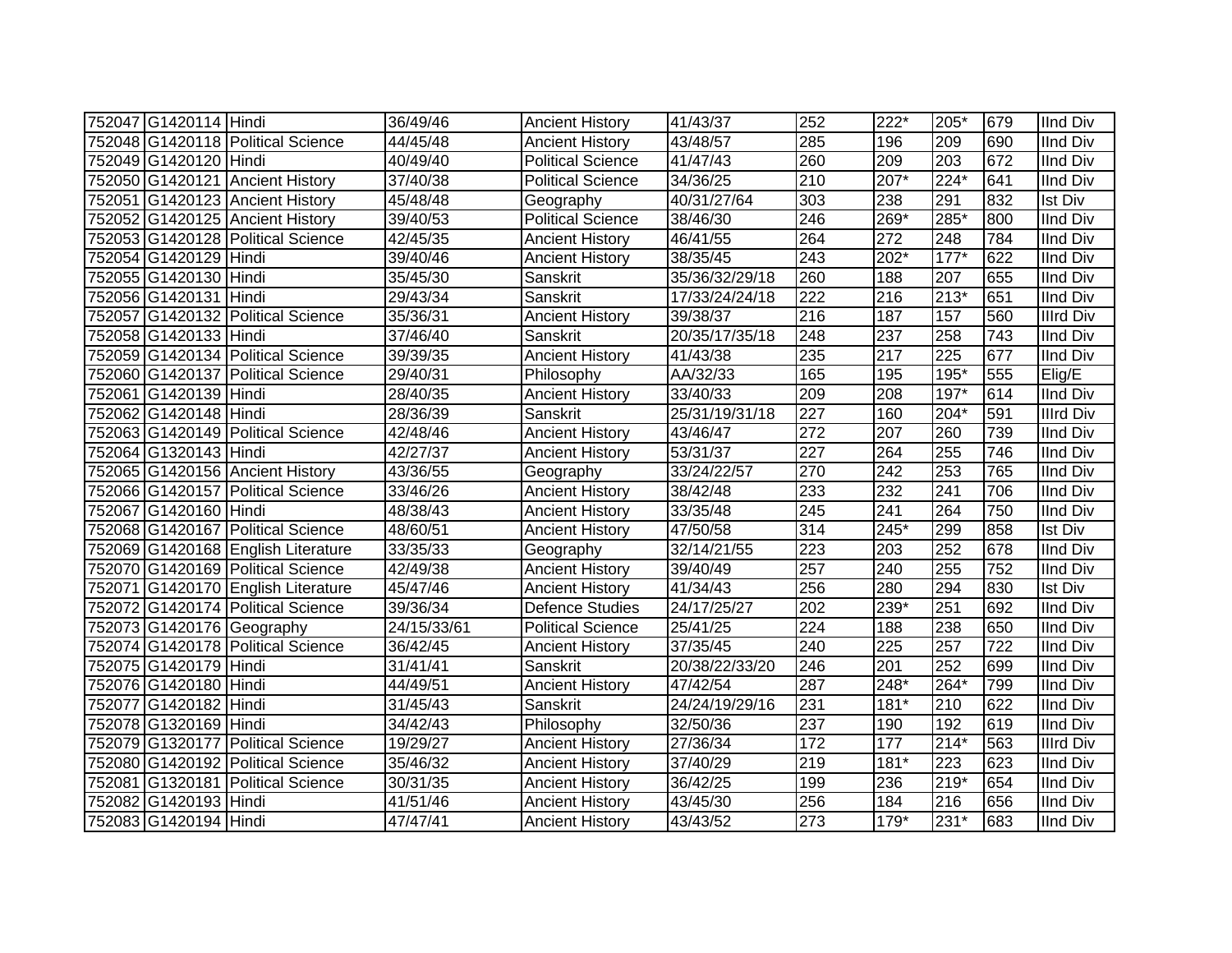| | | | | | | | | | | |
|---|---|---|---|---|---|---|---|---|---|---|
| 752047 | G1420114 | Hindi | 36/49/46 | Ancient History | 41/43/37 | 252 | 222* | 205* | 679 | IInd Div |
| 752048 | G1420118 | Political Science | 44/45/48 | Ancient History | 43/48/57 | 285 | 196 | 209 | 690 | IInd Div |
| 752049 | G1420120 | Hindi | 40/49/40 | Political Science | 41/47/43 | 260 | 209 | 203 | 672 | IInd Div |
| 752050 | G1420121 | Ancient History | 37/40/38 | Political Science | 34/36/25 | 210 | 207* | 224* | 641 | IInd Div |
| 752051 | G1420123 | Ancient History | 45/48/48 | Geography | 40/31/27/64 | 303 | 238 | 291 | 832 | Ist Div |
| 752052 | G1420125 | Ancient History | 39/40/53 | Political Science | 38/46/30 | 246 | 269* | 285* | 800 | IInd Div |
| 752053 | G1420128 | Political Science | 42/45/35 | Ancient History | 46/41/55 | 264 | 272 | 248 | 784 | IInd Div |
| 752054 | G1420129 | Hindi | 39/40/46 | Ancient History | 38/35/45 | 243 | 202* | 177* | 622 | IInd Div |
| 752055 | G1420130 | Hindi | 35/45/30 | Sanskrit | 35/36/32/29/18 | 260 | 188 | 207 | 655 | IInd Div |
| 752056 | G1420131 | Hindi | 29/43/34 | Sanskrit | 17/33/24/24/18 | 222 | 216 | 213* | 651 | IInd Div |
| 752057 | G1420132 | Political Science | 35/36/31 | Ancient History | 39/38/37 | 216 | 187 | 157 | 560 | IIIrd Div |
| 752058 | G1420133 | Hindi | 37/46/40 | Sanskrit | 20/35/17/35/18 | 248 | 237 | 258 | 743 | IInd Div |
| 752059 | G1420134 | Political Science | 39/39/35 | Ancient History | 41/43/38 | 235 | 217 | 225 | 677 | IInd Div |
| 752060 | G1420137 | Political Science | 29/40/31 | Philosophy | AA/32/33 | 165 | 195 | 195* | 555 | Elig/E |
| 752061 | G1420139 | Hindi | 28/40/35 | Ancient History | 33/40/33 | 209 | 208 | 197* | 614 | IInd Div |
| 752062 | G1420148 | Hindi | 28/36/39 | Sanskrit | 25/31/19/31/18 | 227 | 160 | 204* | 591 | IIIrd Div |
| 752063 | G1420149 | Political Science | 42/48/46 | Ancient History | 43/46/47 | 272 | 207 | 260 | 739 | IInd Div |
| 752064 | G1320143 | Hindi | 42/27/37 | Ancient History | 53/31/37 | 227 | 264 | 255 | 746 | IInd Div |
| 752065 | G1420156 | Ancient History | 43/36/55 | Geography | 33/24/22/57 | 270 | 242 | 253 | 765 | IInd Div |
| 752066 | G1420157 | Political Science | 33/46/26 | Ancient History | 38/42/48 | 233 | 232 | 241 | 706 | IInd Div |
| 752067 | G1420160 | Hindi | 48/38/43 | Ancient History | 33/35/48 | 245 | 241 | 264 | 750 | IInd Div |
| 752068 | G1420167 | Political Science | 48/60/51 | Ancient History | 47/50/58 | 314 | 245* | 299 | 858 | Ist Div |
| 752069 | G1420168 | English Literature | 33/35/33 | Geography | 32/14/21/55 | 223 | 203 | 252 | 678 | IInd Div |
| 752070 | G1420169 | Political Science | 42/49/38 | Ancient History | 39/40/49 | 257 | 240 | 255 | 752 | IInd Div |
| 752071 | G1420170 | English Literature | 45/47/46 | Ancient History | 41/34/43 | 256 | 280 | 294 | 830 | Ist Div |
| 752072 | G1420174 | Political Science | 39/36/34 | Defence Studies | 24/17/25/27 | 202 | 239* | 251 | 692 | IInd Div |
| 752073 | G1420176 | Geography | 24/15/33/61 | Political Science | 25/41/25 | 224 | 188 | 238 | 650 | IInd Div |
| 752074 | G1420178 | Political Science | 36/42/45 | Ancient History | 37/35/45 | 240 | 225 | 257 | 722 | IInd Div |
| 752075 | G1420179 | Hindi | 31/41/41 | Sanskrit | 20/38/22/33/20 | 246 | 201 | 252 | 699 | IInd Div |
| 752076 | G1420180 | Hindi | 44/49/51 | Ancient History | 47/42/54 | 287 | 248* | 264* | 799 | IInd Div |
| 752077 | G1420182 | Hindi | 31/45/43 | Sanskrit | 24/24/19/29/16 | 231 | 181* | 210 | 622 | IInd Div |
| 752078 | G1320169 | Hindi | 34/42/43 | Philosophy | 32/50/36 | 237 | 190 | 192 | 619 | IInd Div |
| 752079 | G1320177 | Political Science | 19/29/27 | Ancient History | 27/36/34 | 172 | 177 | 214* | 563 | IIIrd Div |
| 752080 | G1420192 | Political Science | 35/46/32 | Ancient History | 37/40/29 | 219 | 181* | 223 | 623 | IInd Div |
| 752081 | G1320181 | Political Science | 30/31/35 | Ancient History | 36/42/25 | 199 | 236 | 219* | 654 | IInd Div |
| 752082 | G1420193 | Hindi | 41/51/46 | Ancient History | 43/45/30 | 256 | 184 | 216 | 656 | IInd Div |
| 752083 | G1420194 | Hindi | 47/47/41 | Ancient History | 43/43/52 | 273 | 179* | 231* | 683 | IInd Div |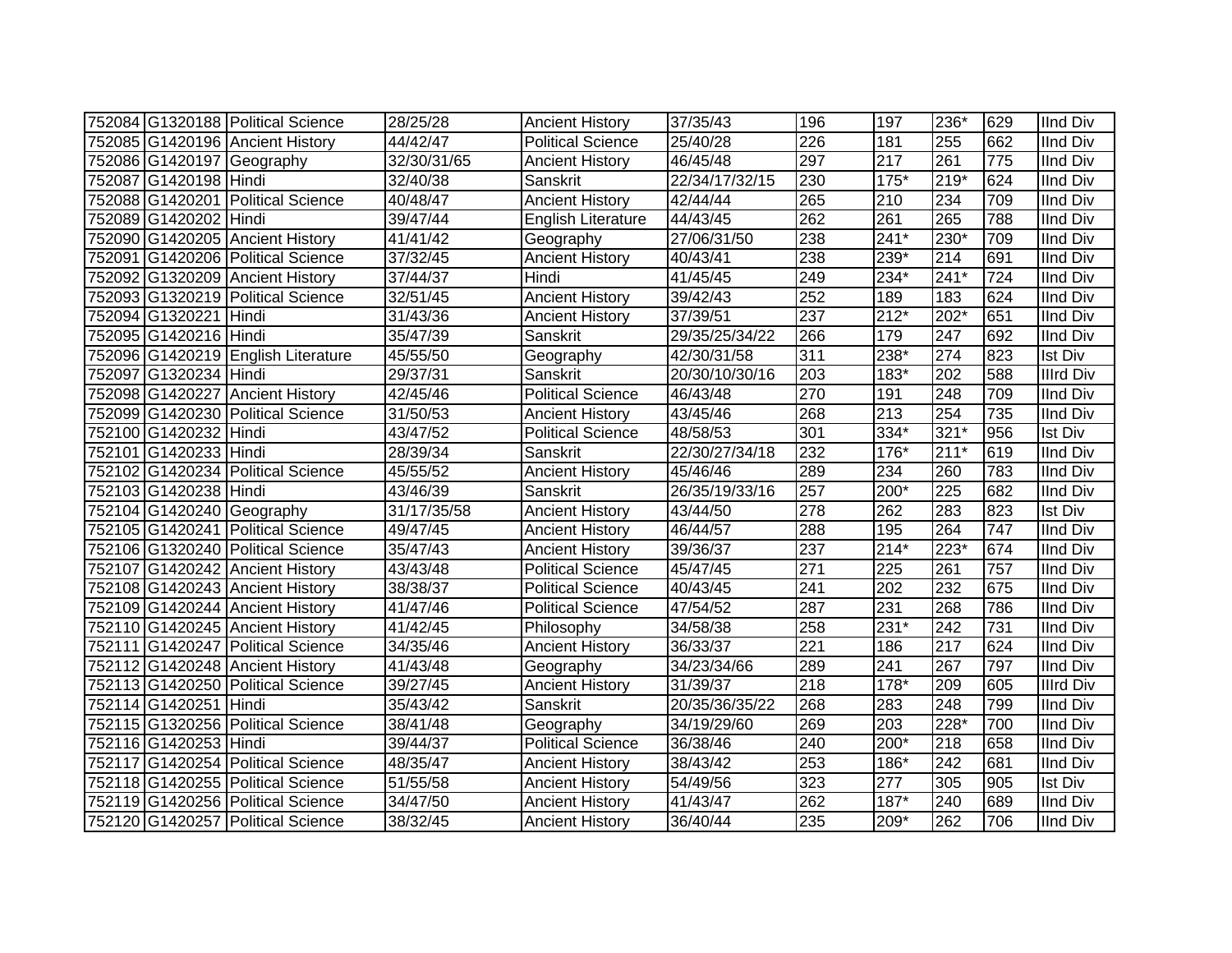| | | | | | | | | | | |
|---|---|---|---|---|---|---|---|---|---|---|
| 752084 | G1320188 | Political Science | 28/25/28 | Ancient History | 37/35/43 | 196 | 197 | 236* | 629 | IInd Div |
| 752085 | G1420196 | Ancient History | 44/42/47 | Political Science | 25/40/28 | 226 | 181 | 255 | 662 | IInd Div |
| 752086 | G1420197 | Geography | 32/30/31/65 | Ancient History | 46/45/48 | 297 | 217 | 261 | 775 | IInd Div |
| 752087 | G1420198 | Hindi | 32/40/38 | Sanskrit | 22/34/17/32/15 | 230 | 175* | 219* | 624 | IInd Div |
| 752088 | G1420201 | Political Science | 40/48/47 | Ancient History | 42/44/44 | 265 | 210 | 234 | 709 | IInd Div |
| 752089 | G1420202 | Hindi | 39/47/44 | English Literature | 44/43/45 | 262 | 261 | 265 | 788 | IInd Div |
| 752090 | G1420205 | Ancient History | 41/41/42 | Geography | 27/06/31/50 | 238 | 241* | 230* | 709 | IInd Div |
| 752091 | G1420206 | Political Science | 37/32/45 | Ancient History | 40/43/41 | 238 | 239* | 214 | 691 | IInd Div |
| 752092 | G1320209 | Ancient History | 37/44/37 | Hindi | 41/45/45 | 249 | 234* | 241* | 724 | IInd Div |
| 752093 | G1320219 | Political Science | 32/51/45 | Ancient History | 39/42/43 | 252 | 189 | 183 | 624 | IInd Div |
| 752094 | G1320221 | Hindi | 31/43/36 | Ancient History | 37/39/51 | 237 | 212* | 202* | 651 | IInd Div |
| 752095 | G1420216 | Hindi | 35/47/39 | Sanskrit | 29/35/25/34/22 | 266 | 179 | 247 | 692 | IInd Div |
| 752096 | G1420219 | English Literature | 45/55/50 | Geography | 42/30/31/58 | 311 | 238* | 274 | 823 | Ist Div |
| 752097 | G1320234 | Hindi | 29/37/31 | Sanskrit | 20/30/10/30/16 | 203 | 183* | 202 | 588 | IIIrd Div |
| 752098 | G1420227 | Ancient History | 42/45/46 | Political Science | 46/43/48 | 270 | 191 | 248 | 709 | IInd Div |
| 752099 | G1420230 | Political Science | 31/50/53 | Ancient History | 43/45/46 | 268 | 213 | 254 | 735 | IInd Div |
| 752100 | G1420232 | Hindi | 43/47/52 | Political Science | 48/58/53 | 301 | 334* | 321* | 956 | Ist Div |
| 752101 | G1420233 | Hindi | 28/39/34 | Sanskrit | 22/30/27/34/18 | 232 | 176* | 211* | 619 | IInd Div |
| 752102 | G1420234 | Political Science | 45/55/52 | Ancient History | 45/46/46 | 289 | 234 | 260 | 783 | IInd Div |
| 752103 | G1420238 | Hindi | 43/46/39 | Sanskrit | 26/35/19/33/16 | 257 | 200* | 225 | 682 | IInd Div |
| 752104 | G1420240 | Geography | 31/17/35/58 | Ancient History | 43/44/50 | 278 | 262 | 283 | 823 | Ist Div |
| 752105 | G1420241 | Political Science | 49/47/45 | Ancient History | 46/44/57 | 288 | 195 | 264 | 747 | IInd Div |
| 752106 | G1320240 | Political Science | 35/47/43 | Ancient History | 39/36/37 | 237 | 214* | 223* | 674 | IInd Div |
| 752107 | G1420242 | Ancient History | 43/43/48 | Political Science | 45/47/45 | 271 | 225 | 261 | 757 | IInd Div |
| 752108 | G1420243 | Ancient History | 38/38/37 | Political Science | 40/43/45 | 241 | 202 | 232 | 675 | IInd Div |
| 752109 | G1420244 | Ancient History | 41/47/46 | Political Science | 47/54/52 | 287 | 231 | 268 | 786 | IInd Div |
| 752110 | G1420245 | Ancient History | 41/42/45 | Philosophy | 34/58/38 | 258 | 231* | 242 | 731 | IInd Div |
| 752111 | G1420247 | Political Science | 34/35/46 | Ancient History | 36/33/37 | 221 | 186 | 217 | 624 | IInd Div |
| 752112 | G1420248 | Ancient History | 41/43/48 | Geography | 34/23/34/66 | 289 | 241 | 267 | 797 | IInd Div |
| 752113 | G1420250 | Political Science | 39/27/45 | Ancient History | 31/39/37 | 218 | 178* | 209 | 605 | IIIrd Div |
| 752114 | G1420251 | Hindi | 35/43/42 | Sanskrit | 20/35/36/35/22 | 268 | 283 | 248 | 799 | IInd Div |
| 752115 | G1320256 | Political Science | 38/41/48 | Geography | 34/19/29/60 | 269 | 203 | 228* | 700 | IInd Div |
| 752116 | G1420253 | Hindi | 39/44/37 | Political Science | 36/38/46 | 240 | 200* | 218 | 658 | IInd Div |
| 752117 | G1420254 | Political Science | 48/35/47 | Ancient History | 38/43/42 | 253 | 186* | 242 | 681 | IInd Div |
| 752118 | G1420255 | Political Science | 51/55/58 | Ancient History | 54/49/56 | 323 | 277 | 305 | 905 | Ist Div |
| 752119 | G1420256 | Political Science | 34/47/50 | Ancient History | 41/43/47 | 262 | 187* | 240 | 689 | IInd Div |
| 752120 | G1420257 | Political Science | 38/32/45 | Ancient History | 36/40/44 | 235 | 209* | 262 | 706 | IInd Div |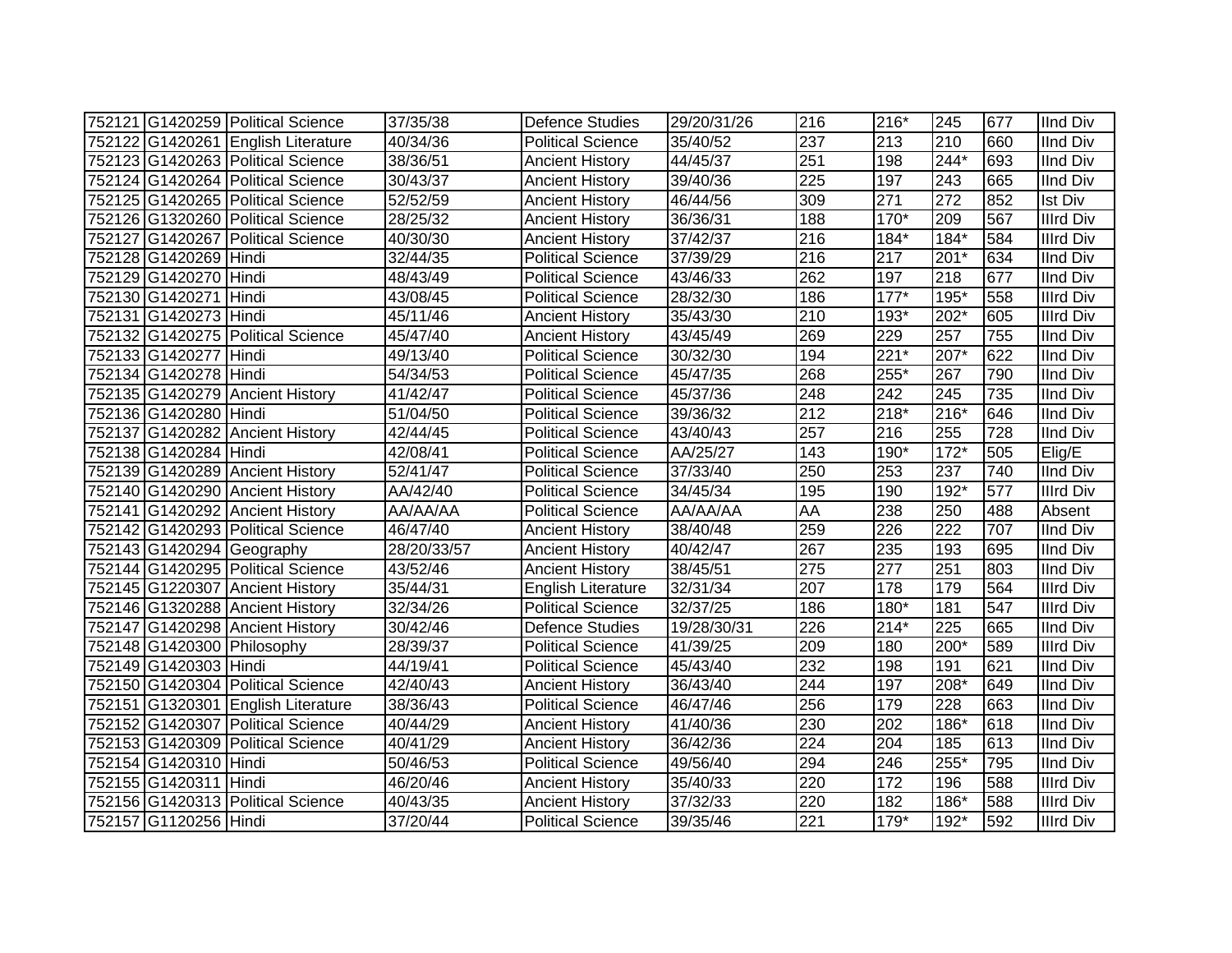| | | | | | | | | | | |
|---|---|---|---|---|---|---|---|---|---|---|
| 752121 | G1420259 | Political Science | 37/35/38 | Defence Studies | 29/20/31/26 | 216 | 216* | 245 | 677 | IInd Div |
| 752122 | G1420261 | English Literature | 40/34/36 | Political Science | 35/40/52 | 237 | 213 | 210 | 660 | IInd Div |
| 752123 | G1420263 | Political Science | 38/36/51 | Ancient History | 44/45/37 | 251 | 198 | 244* | 693 | IInd Div |
| 752124 | G1420264 | Political Science | 30/43/37 | Ancient History | 39/40/36 | 225 | 197 | 243 | 665 | IInd Div |
| 752125 | G1420265 | Political Science | 52/52/59 | Ancient History | 46/44/56 | 309 | 271 | 272 | 852 | Ist Div |
| 752126 | G1320260 | Political Science | 28/25/32 | Ancient History | 36/36/31 | 188 | 170* | 209 | 567 | IIIrd Div |
| 752127 | G1420267 | Political Science | 40/30/30 | Ancient History | 37/42/37 | 216 | 184* | 184* | 584 | IIIrd Div |
| 752128 | G1420269 | Hindi | 32/44/35 | Political Science | 37/39/29 | 216 | 217 | 201* | 634 | IInd Div |
| 752129 | G1420270 | Hindi | 48/43/49 | Political Science | 43/46/33 | 262 | 197 | 218 | 677 | IInd Div |
| 752130 | G1420271 | Hindi | 43/08/45 | Political Science | 28/32/30 | 186 | 177* | 195* | 558 | IIIrd Div |
| 752131 | G1420273 | Hindi | 45/11/46 | Ancient History | 35/43/30 | 210 | 193* | 202* | 605 | IIIrd Div |
| 752132 | G1420275 | Political Science | 45/47/40 | Ancient History | 43/45/49 | 269 | 229 | 257 | 755 | IInd Div |
| 752133 | G1420277 | Hindi | 49/13/40 | Political Science | 30/32/30 | 194 | 221* | 207* | 622 | IInd Div |
| 752134 | G1420278 | Hindi | 54/34/53 | Political Science | 45/47/35 | 268 | 255* | 267 | 790 | IInd Div |
| 752135 | G1420279 | Ancient History | 41/42/47 | Political Science | 45/37/36 | 248 | 242 | 245 | 735 | IInd Div |
| 752136 | G1420280 | Hindi | 51/04/50 | Political Science | 39/36/32 | 212 | 218* | 216* | 646 | IInd Div |
| 752137 | G1420282 | Ancient History | 42/44/45 | Political Science | 43/40/43 | 257 | 216 | 255 | 728 | IInd Div |
| 752138 | G1420284 | Hindi | 42/08/41 | Political Science | AA/25/27 | 143 | 190* | 172* | 505 | Elig/E |
| 752139 | G1420289 | Ancient History | 52/41/47 | Political Science | 37/33/40 | 250 | 253 | 237 | 740 | IInd Div |
| 752140 | G1420290 | Ancient History | AA/42/40 | Political Science | 34/45/34 | 195 | 190 | 192* | 577 | IIIrd Div |
| 752141 | G1420292 | Ancient History | AA/AA/AA | Political Science | AA/AA/AA | AA | 238 | 250 | 488 | Absent |
| 752142 | G1420293 | Political Science | 46/47/40 | Ancient History | 38/40/48 | 259 | 226 | 222 | 707 | IInd Div |
| 752143 | G1420294 | Geography | 28/20/33/57 | Ancient History | 40/42/47 | 267 | 235 | 193 | 695 | IInd Div |
| 752144 | G1420295 | Political Science | 43/52/46 | Ancient History | 38/45/51 | 275 | 277 | 251 | 803 | IInd Div |
| 752145 | G1220307 | Ancient History | 35/44/31 | English Literature | 32/31/34 | 207 | 178 | 179 | 564 | IIIrd Div |
| 752146 | G1320288 | Ancient History | 32/34/26 | Political Science | 32/37/25 | 186 | 180* | 181 | 547 | IIIrd Div |
| 752147 | G1420298 | Ancient History | 30/42/46 | Defence Studies | 19/28/30/31 | 226 | 214* | 225 | 665 | IInd Div |
| 752148 | G1420300 | Philosophy | 28/39/37 | Political Science | 41/39/25 | 209 | 180 | 200* | 589 | IIIrd Div |
| 752149 | G1420303 | Hindi | 44/19/41 | Political Science | 45/43/40 | 232 | 198 | 191 | 621 | IInd Div |
| 752150 | G1420304 | Political Science | 42/40/43 | Ancient History | 36/43/40 | 244 | 197 | 208* | 649 | IInd Div |
| 752151 | G1320301 | English Literature | 38/36/43 | Political Science | 46/47/46 | 256 | 179 | 228 | 663 | IInd Div |
| 752152 | G1420307 | Political Science | 40/44/29 | Ancient History | 41/40/36 | 230 | 202 | 186* | 618 | IInd Div |
| 752153 | G1420309 | Political Science | 40/41/29 | Ancient History | 36/42/36 | 224 | 204 | 185 | 613 | IInd Div |
| 752154 | G1420310 | Hindi | 50/46/53 | Political Science | 49/56/40 | 294 | 246 | 255* | 795 | IInd Div |
| 752155 | G1420311 | Hindi | 46/20/46 | Ancient History | 35/40/33 | 220 | 172 | 196 | 588 | IIIrd Div |
| 752156 | G1420313 | Political Science | 40/43/35 | Ancient History | 37/32/33 | 220 | 182 | 186* | 588 | IIIrd Div |
| 752157 | G1120256 | Hindi | 37/20/44 | Political Science | 39/35/46 | 221 | 179* | 192* | 592 | IIIrd Div |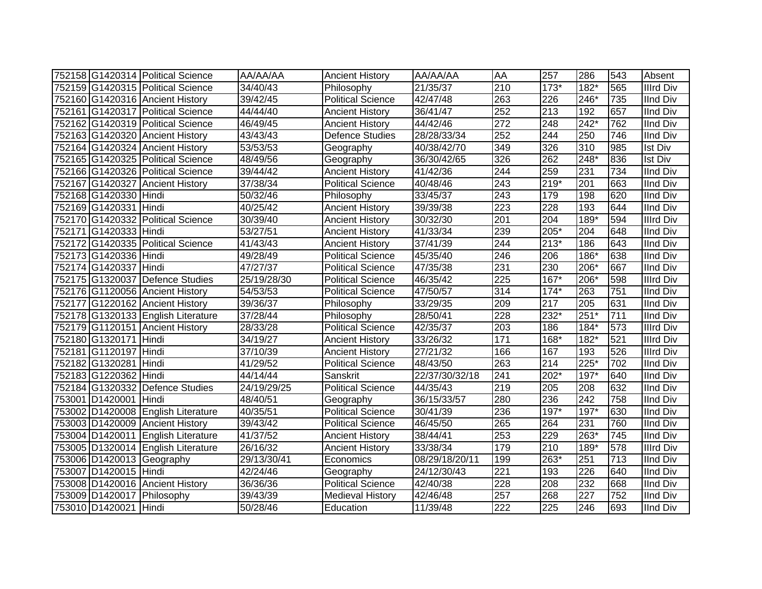| | | | | | | | | | | |
|---|---|---|---|---|---|---|---|---|---|---|
| 752158 | G1420314 | Political Science | AA/AA/AA | Ancient History | AA/AA/AA | AA | 257 | 286 | 543 | Absent |
| 752159 | G1420315 | Political Science | 34/40/43 | Philosophy | 21/35/37 | 210 | 173* | 182* | 565 | IIIrd Div |
| 752160 | G1420316 | Ancient History | 39/42/45 | Political Science | 42/47/48 | 263 | 226 | 246* | 735 | IInd Div |
| 752161 | G1420317 | Political Science | 44/44/40 | Ancient History | 36/41/47 | 252 | 213 | 192 | 657 | IInd Div |
| 752162 | G1420319 | Political Science | 46/49/45 | Ancient History | 44/42/46 | 272 | 248 | 242* | 762 | IInd Div |
| 752163 | G1420320 | Ancient History | 43/43/43 | Defence Studies | 28/28/33/34 | 252 | 244 | 250 | 746 | IInd Div |
| 752164 | G1420324 | Ancient History | 53/53/53 | Geography | 40/38/42/70 | 349 | 326 | 310 | 985 | Ist Div |
| 752165 | G1420325 | Political Science | 48/49/56 | Geography | 36/30/42/65 | 326 | 262 | 248* | 836 | Ist Div |
| 752166 | G1420326 | Political Science | 39/44/42 | Ancient History | 41/42/36 | 244 | 259 | 231 | 734 | IInd Div |
| 752167 | G1420327 | Ancient History | 37/38/34 | Political Science | 40/48/46 | 243 | 219* | 201 | 663 | IInd Div |
| 752168 | G1420330 | Hindi | 50/32/46 | Philosophy | 33/45/37 | 243 | 179 | 198 | 620 | IInd Div |
| 752169 | G1420331 | Hindi | 40/25/42 | Ancient History | 39/39/38 | 223 | 228 | 193 | 644 | IInd Div |
| 752170 | G1420332 | Political Science | 30/39/40 | Ancient History | 30/32/30 | 201 | 204 | 189* | 594 | IIIrd Div |
| 752171 | G1420333 | Hindi | 53/27/51 | Ancient History | 41/33/34 | 239 | 205* | 204 | 648 | IInd Div |
| 752172 | G1420335 | Political Science | 41/43/43 | Ancient History | 37/41/39 | 244 | 213* | 186 | 643 | IInd Div |
| 752173 | G1420336 | Hindi | 49/28/49 | Political Science | 45/35/40 | 246 | 206 | 186* | 638 | IInd Div |
| 752174 | G1420337 | Hindi | 47/27/37 | Political Science | 47/35/38 | 231 | 230 | 206* | 667 | IInd Div |
| 752175 | G1320037 | Defence Studies | 25/19/28/30 | Political Science | 46/35/42 | 225 | 167* | 206* | 598 | IIIrd Div |
| 752176 | G1120056 | Ancient History | 54/53/53 | Political Science | 47/50/57 | 314 | 174* | 263 | 751 | IInd Div |
| 752177 | G1220162 | Ancient History | 39/36/37 | Philosophy | 33/29/35 | 209 | 217 | 205 | 631 | IInd Div |
| 752178 | G1320133 | English Literature | 37/28/44 | Philosophy | 28/50/41 | 228 | 232* | 251* | 711 | IInd Div |
| 752179 | G1120151 | Ancient History | 28/33/28 | Political Science | 42/35/37 | 203 | 186 | 184* | 573 | IIIrd Div |
| 752180 | G1320171 | Hindi | 34/19/27 | Ancient History | 33/26/32 | 171 | 168* | 182* | 521 | IIIrd Div |
| 752181 | G1120197 | Hindi | 37/10/39 | Ancient History | 27/21/32 | 166 | 167 | 193 | 526 | IIIrd Div |
| 752182 | G1320281 | Hindi | 41/29/52 | Political Science | 48/43/50 | 263 | 214 | 225* | 702 | IInd Div |
| 752183 | G1220362 | Hindi | 44/14/44 | Sanskrit | 22/37/30/32/18 | 241 | 202* | 197* | 640 | IInd Div |
| 752184 | G1320332 | Defence Studies | 24/19/29/25 | Political Science | 44/35/43 | 219 | 205 | 208 | 632 | IInd Div |
| 753001 | D1420001 | Hindi | 48/40/51 | Geography | 36/15/33/57 | 280 | 236 | 242 | 758 | IInd Div |
| 753002 | D1420008 | English Literature | 40/35/51 | Political Science | 30/41/39 | 236 | 197* | 197* | 630 | IInd Div |
| 753003 | D1420009 | Ancient History | 39/43/42 | Political Science | 46/45/50 | 265 | 264 | 231 | 760 | IInd Div |
| 753004 | D1420011 | English Literature | 41/37/52 | Ancient History | 38/44/41 | 253 | 229 | 263* | 745 | IInd Div |
| 753005 | D1320014 | English Literature | 26/16/32 | Ancient History | 33/38/34 | 179 | 210 | 189* | 578 | IIIrd Div |
| 753006 | D1420013 | Geography | 29/13/30/41 | Economics | 08/29/18/20/11 | 199 | 263* | 251 | 713 | IInd Div |
| 753007 | D1420015 | Hindi | 42/24/46 | Geography | 24/12/30/43 | 221 | 193 | 226 | 640 | IInd Div |
| 753008 | D1420016 | Ancient History | 36/36/36 | Political Science | 42/40/38 | 228 | 208 | 232 | 668 | IInd Div |
| 753009 | D1420017 | Philosophy | 39/43/39 | Medieval History | 42/46/48 | 257 | 268 | 227 | 752 | IInd Div |
| 753010 | D1420021 | Hindi | 50/28/46 | Education | 11/39/48 | 222 | 225 | 246 | 693 | IInd Div |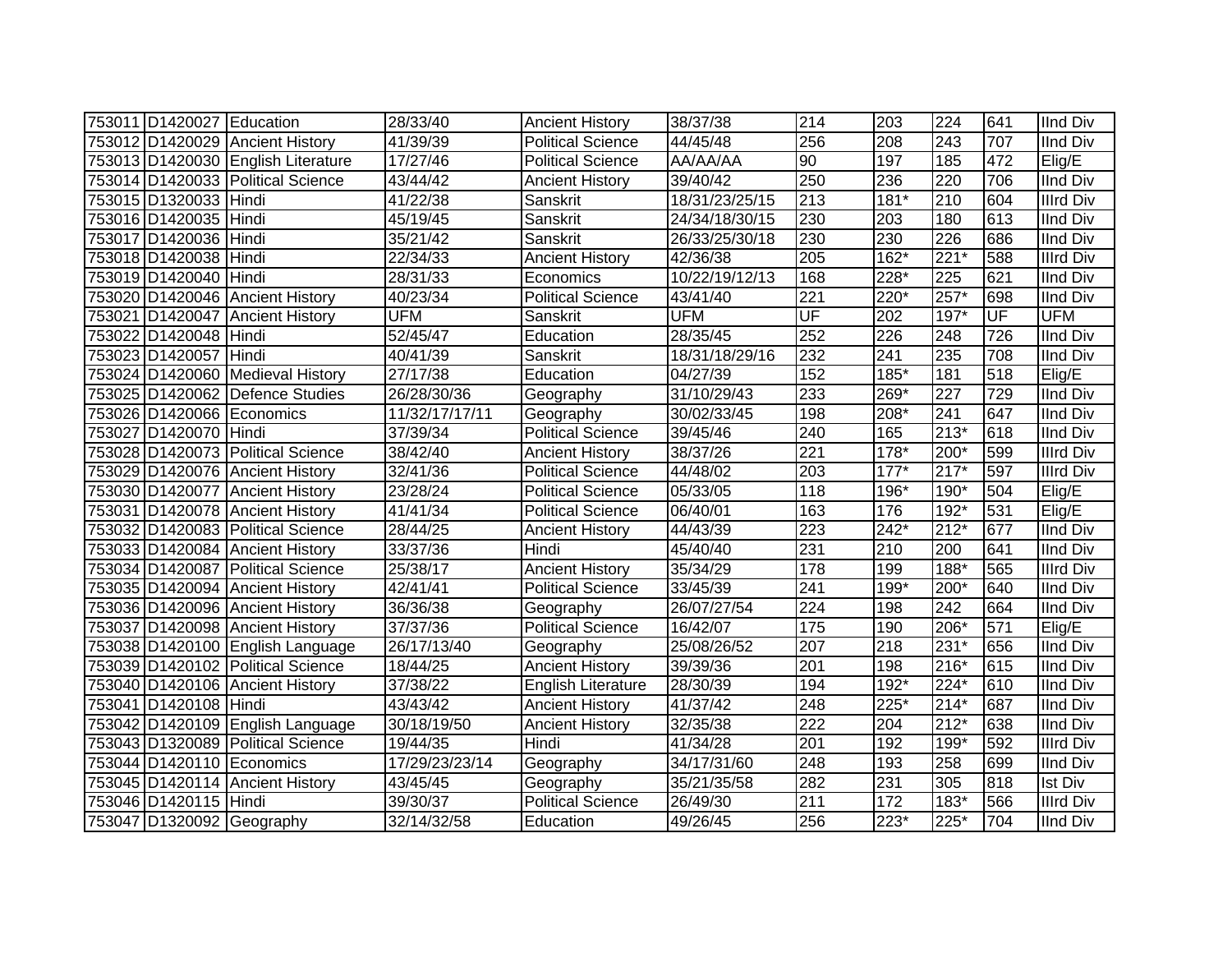| 753011 | D1420027 | Education | 28/33/40 | Ancient History | 38/37/38 | 214 | 203 | 224 | 641 | IInd Div |
|---|---|---|---|---|---|---|---|---|---|---|
| 753012 | D1420029 | Ancient History | 41/39/39 | Political Science | 44/45/48 | 256 | 208 | 243 | 707 | IInd Div |
| 753013 | D1420030 | English Literature | 17/27/46 | Political Science | AA/AA/AA | 90 | 197 | 185 | 472 | Elig/E |
| 753014 | D1420033 | Political Science | 43/44/42 | Ancient History | 39/40/42 | 250 | 236 | 220 | 706 | IInd Div |
| 753015 | D1320033 | Hindi | 41/22/38 | Sanskrit | 18/31/23/25/15 | 213 | 181* | 210 | 604 | IIIrd Div |
| 753016 | D1420035 | Hindi | 45/19/45 | Sanskrit | 24/34/18/30/15 | 230 | 203 | 180 | 613 | IInd Div |
| 753017 | D1420036 | Hindi | 35/21/42 | Sanskrit | 26/33/25/30/18 | 230 | 230 | 226 | 686 | IInd Div |
| 753018 | D1420038 | Hindi | 22/34/33 | Ancient History | 42/36/38 | 205 | 162* | 221* | 588 | IIIrd Div |
| 753019 | D1420040 | Hindi | 28/31/33 | Economics | 10/22/19/12/13 | 168 | 228* | 225 | 621 | IInd Div |
| 753020 | D1420046 | Ancient History | 40/23/34 | Political Science | 43/41/40 | 221 | 220* | 257* | 698 | IInd Div |
| 753021 | D1420047 | Ancient History | UFM | Sanskrit | UFM | UF | 202 | 197* | UF | UFM |
| 753022 | D1420048 | Hindi | 52/45/47 | Education | 28/35/45 | 252 | 226 | 248 | 726 | IInd Div |
| 753023 | D1420057 | Hindi | 40/41/39 | Sanskrit | 18/31/18/29/16 | 232 | 241 | 235 | 708 | IInd Div |
| 753024 | D1420060 | Medieval History | 27/17/38 | Education | 04/27/39 | 152 | 185* | 181 | 518 | Elig/E |
| 753025 | D1420062 | Defence Studies | 26/28/30/36 | Geography | 31/10/29/43 | 233 | 269* | 227 | 729 | IInd Div |
| 753026 | D1420066 | Economics | 11/32/17/17/11 | Geography | 30/02/33/45 | 198 | 208* | 241 | 647 | IInd Div |
| 753027 | D1420070 | Hindi | 37/39/34 | Political Science | 39/45/46 | 240 | 165 | 213* | 618 | IInd Div |
| 753028 | D1420073 | Political Science | 38/42/40 | Ancient History | 38/37/26 | 221 | 178* | 200* | 599 | IIIrd Div |
| 753029 | D1420076 | Ancient History | 32/41/36 | Political Science | 44/48/02 | 203 | 177* | 217* | 597 | IIIrd Div |
| 753030 | D1420077 | Ancient History | 23/28/24 | Political Science | 05/33/05 | 118 | 196* | 190* | 504 | Elig/E |
| 753031 | D1420078 | Ancient History | 41/41/34 | Political Science | 06/40/01 | 163 | 176 | 192* | 531 | Elig/E |
| 753032 | D1420083 | Political Science | 28/44/25 | Ancient History | 44/43/39 | 223 | 242* | 212* | 677 | IInd Div |
| 753033 | D1420084 | Ancient History | 33/37/36 | Hindi | 45/40/40 | 231 | 210 | 200 | 641 | IInd Div |
| 753034 | D1420087 | Political Science | 25/38/17 | Ancient History | 35/34/29 | 178 | 199 | 188* | 565 | IIIrd Div |
| 753035 | D1420094 | Ancient History | 42/41/41 | Political Science | 33/45/39 | 241 | 199* | 200* | 640 | IInd Div |
| 753036 | D1420096 | Ancient History | 36/36/38 | Geography | 26/07/27/54 | 224 | 198 | 242 | 664 | IInd Div |
| 753037 | D1420098 | Ancient History | 37/37/36 | Political Science | 16/42/07 | 175 | 190 | 206* | 571 | Elig/E |
| 753038 | D1420100 | English Language | 26/17/13/40 | Geography | 25/08/26/52 | 207 | 218 | 231* | 656 | IInd Div |
| 753039 | D1420102 | Political Science | 18/44/25 | Ancient History | 39/39/36 | 201 | 198 | 216* | 615 | IInd Div |
| 753040 | D1420106 | Ancient History | 37/38/22 | English Literature | 28/30/39 | 194 | 192* | 224* | 610 | IInd Div |
| 753041 | D1420108 | Hindi | 43/43/42 | Ancient History | 41/37/42 | 248 | 225* | 214* | 687 | IInd Div |
| 753042 | D1420109 | English Language | 30/18/19/50 | Ancient History | 32/35/38 | 222 | 204 | 212* | 638 | IInd Div |
| 753043 | D1320089 | Political Science | 19/44/35 | Hindi | 41/34/28 | 201 | 192 | 199* | 592 | IIIrd Div |
| 753044 | D1420110 | Economics | 17/29/23/23/14 | Geography | 34/17/31/60 | 248 | 193 | 258 | 699 | IInd Div |
| 753045 | D1420114 | Ancient History | 43/45/45 | Geography | 35/21/35/58 | 282 | 231 | 305 | 818 | Ist Div |
| 753046 | D1420115 | Hindi | 39/30/37 | Political Science | 26/49/30 | 211 | 172 | 183* | 566 | IIIrd Div |
| 753047 | D1320092 | Geography | 32/14/32/58 | Education | 49/26/45 | 256 | 223* | 225* | 704 | IInd Div |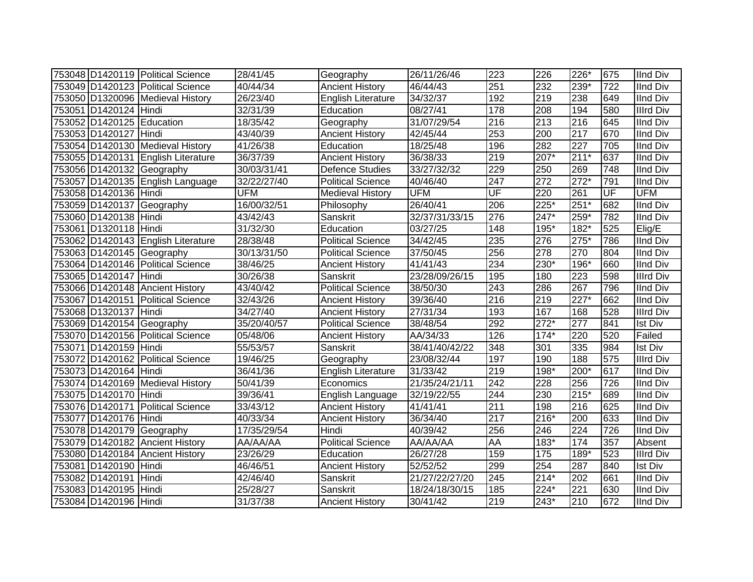| 753048 | D1420119 | Political Science | 28/41/45 | Geography | 26/11/26/46 | 223 | 226 | 226* | 675 | IInd Div |
|---|---|---|---|---|---|---|---|---|---|---|
| 753049 | D1420123 | Political Science | 40/44/34 | Ancient History | 46/44/43 | 251 | 232 | 239* | 722 | IInd Div |
| 753050 | D1320096 | Medieval History | 26/23/40 | English Literature | 34/32/37 | 192 | 219 | 238 | 649 | IInd Div |
| 753051 | D1420124 | Hindi | 32/31/39 | Education | 08/27/41 | 178 | 208 | 194 | 580 | IIIrd Div |
| 753052 | D1420125 | Education | 18/35/42 | Geography | 31/07/29/54 | 216 | 213 | 216 | 645 | IInd Div |
| 753053 | D1420127 | Hindi | 43/40/39 | Ancient History | 42/45/44 | 253 | 200 | 217 | 670 | IInd Div |
| 753054 | D1420130 | Medieval History | 41/26/38 | Education | 18/25/48 | 196 | 282 | 227 | 705 | IInd Div |
| 753055 | D1420131 | English Literature | 36/37/39 | Ancient History | 36/38/33 | 219 | 207* | 211* | 637 | IInd Div |
| 753056 | D1420132 | Geography | 30/03/31/41 | Defence Studies | 33/27/32/32 | 229 | 250 | 269 | 748 | IInd Div |
| 753057 | D1420135 | English Language | 32/22/27/40 | Political Science | 40/46/40 | 247 | 272 | 272* | 791 | IInd Div |
| 753058 | D1420136 | Hindi | UFM | Medieval History | UFM | UF | 220 | 261 | UF | UFM |
| 753059 | D1420137 | Geography | 16/00/32/51 | Philosophy | 26/40/41 | 206 | 225* | 251* | 682 | IInd Div |
| 753060 | D1420138 | Hindi | 43/42/43 | Sanskrit | 32/37/31/33/15 | 276 | 247* | 259* | 782 | IInd Div |
| 753061 | D1320118 | Hindi | 31/32/30 | Education | 03/27/25 | 148 | 195* | 182* | 525 | Elig/E |
| 753062 | D1420143 | English Literature | 28/38/48 | Political Science | 34/42/45 | 235 | 276 | 275* | 786 | IInd Div |
| 753063 | D1420145 | Geography | 30/13/31/50 | Political Science | 37/50/45 | 256 | 278 | 270 | 804 | IInd Div |
| 753064 | D1420146 | Political Science | 38/46/25 | Ancient History | 41/41/43 | 234 | 230* | 196* | 660 | IInd Div |
| 753065 | D1420147 | Hindi | 30/26/38 | Sanskrit | 23/28/09/26/15 | 195 | 180 | 223 | 598 | IIIrd Div |
| 753066 | D1420148 | Ancient History | 43/40/42 | Political Science | 38/50/30 | 243 | 286 | 267 | 796 | IInd Div |
| 753067 | D1420151 | Political Science | 32/43/26 | Ancient History | 39/36/40 | 216 | 219 | 227* | 662 | IInd Div |
| 753068 | D1320137 | Hindi | 34/27/40 | Ancient History | 27/31/34 | 193 | 167 | 168 | 528 | IIIrd Div |
| 753069 | D1420154 | Geography | 35/20/40/57 | Political Science | 38/48/54 | 292 | 272* | 277 | 841 | Ist Div |
| 753070 | D1420156 | Political Science | 05/48/06 | Ancient History | AA/34/33 | 126 | 174* | 220 | 520 | Failed |
| 753071 | D1420159 | Hindi | 55/53/57 | Sanskrit | 38/41/40/42/22 | 348 | 301 | 335 | 984 | Ist Div |
| 753072 | D1420162 | Political Science | 19/46/25 | Geography | 23/08/32/44 | 197 | 190 | 188 | 575 | IIIrd Div |
| 753073 | D1420164 | Hindi | 36/41/36 | English Literature | 31/33/42 | 219 | 198* | 200* | 617 | IInd Div |
| 753074 | D1420169 | Medieval History | 50/41/39 | Economics | 21/35/24/21/11 | 242 | 228 | 256 | 726 | IInd Div |
| 753075 | D1420170 | Hindi | 39/36/41 | English Language | 32/19/22/55 | 244 | 230 | 215* | 689 | IInd Div |
| 753076 | D1420171 | Political Science | 33/43/12 | Ancient History | 41/41/41 | 211 | 198 | 216 | 625 | IInd Div |
| 753077 | D1420176 | Hindi | 40/33/34 | Ancient History | 36/34/40 | 217 | 216* | 200 | 633 | IInd Div |
| 753078 | D1420179 | Geography | 17/35/29/54 | Hindi | 40/39/42 | 256 | 246 | 224 | 726 | IInd Div |
| 753079 | D1420182 | Ancient History | AA/AA/AA | Political Science | AA/AA/AA | AA | 183* | 174 | 357 | Absent |
| 753080 | D1420184 | Ancient History | 23/26/29 | Education | 26/27/28 | 159 | 175 | 189* | 523 | IIIrd Div |
| 753081 | D1420190 | Hindi | 46/46/51 | Ancient History | 52/52/52 | 299 | 254 | 287 | 840 | Ist Div |
| 753082 | D1420191 | Hindi | 42/46/40 | Sanskrit | 21/27/22/27/20 | 245 | 214* | 202 | 661 | IInd Div |
| 753083 | D1420195 | Hindi | 25/28/27 | Sanskrit | 18/24/18/30/15 | 185 | 224* | 221 | 630 | IInd Div |
| 753084 | D1420196 | Hindi | 31/37/38 | Ancient History | 30/41/42 | 219 | 243* | 210 | 672 | IInd Div |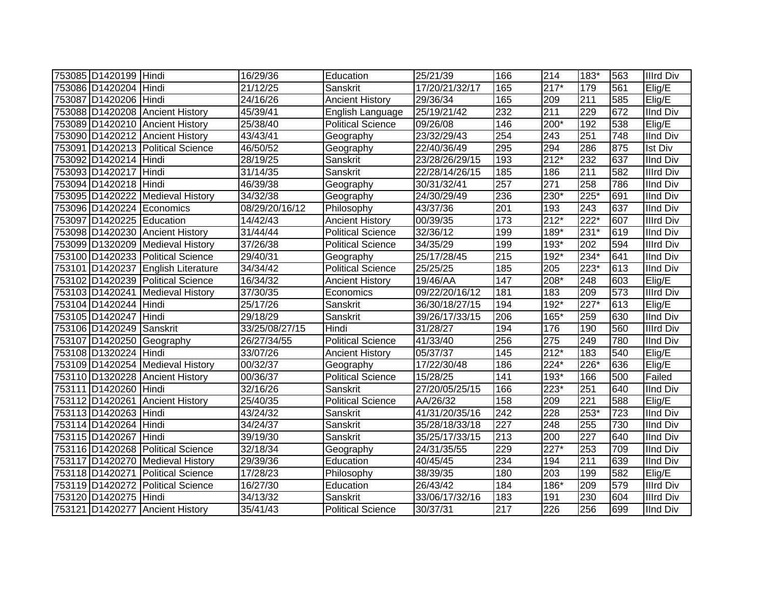| 753085 | D1420199 | Hindi | 16/29/36 | Education | 25/21/39 | 166 | 214 | 183* | 563 | IIIrd Div |
|---|---|---|---|---|---|---|---|---|---|---|
| 753086 | D1420204 | Hindi | 21/12/25 | Sanskrit | 17/20/21/32/17 | 165 | 217* | 179 | 561 | Elig/E |
| 753087 | D1420206 | Hindi | 24/16/26 | Ancient History | 29/36/34 | 165 | 209 | 211 | 585 | Elig/E |
| 753088 | D1420208 | Ancient History | 45/39/41 | English Language | 25/19/21/42 | 232 | 211 | 229 | 672 | IInd Div |
| 753089 | D1420210 | Ancient History | 25/38/40 | Political Science | 09/26/08 | 146 | 200* | 192 | 538 | Elig/E |
| 753090 | D1420212 | Ancient History | 43/43/41 | Geography | 23/32/29/43 | 254 | 243 | 251 | 748 | IInd Div |
| 753091 | D1420213 | Political Science | 46/50/52 | Geography | 22/40/36/49 | 295 | 294 | 286 | 875 | Ist Div |
| 753092 | D1420214 | Hindi | 28/19/25 | Sanskrit | 23/28/26/29/15 | 193 | 212* | 232 | 637 | IInd Div |
| 753093 | D1420217 | Hindi | 31/14/35 | Sanskrit | 22/28/14/26/15 | 185 | 186 | 211 | 582 | IIIrd Div |
| 753094 | D1420218 | Hindi | 46/39/38 | Geography | 30/31/32/41 | 257 | 271 | 258 | 786 | IInd Div |
| 753095 | D1420222 | Medieval History | 34/32/38 | Geography | 24/30/29/49 | 236 | 230* | 225* | 691 | IInd Div |
| 753096 | D1420224 | Economics | 08/29/20/16/12 | Philosophy | 43/37/36 | 201 | 193 | 243 | 637 | IInd Div |
| 753097 | D1420225 | Education | 14/42/43 | Ancient History | 00/39/35 | 173 | 212* | 222* | 607 | IIIrd Div |
| 753098 | D1420230 | Ancient History | 31/44/44 | Political Science | 32/36/12 | 199 | 189* | 231* | 619 | IInd Div |
| 753099 | D1320209 | Medieval History | 37/26/38 | Political Science | 34/35/29 | 199 | 193* | 202 | 594 | IIIrd Div |
| 753100 | D1420233 | Political Science | 29/40/31 | Geography | 25/17/28/45 | 215 | 192* | 234* | 641 | IInd Div |
| 753101 | D1420237 | English Literature | 34/34/42 | Political Science | 25/25/25 | 185 | 205 | 223* | 613 | IInd Div |
| 753102 | D1420239 | Political Science | 16/34/32 | Ancient History | 19/46/AA | 147 | 208* | 248 | 603 | Elig/E |
| 753103 | D1420241 | Medieval History | 37/30/35 | Economics | 09/22/20/16/12 | 181 | 183 | 209 | 573 | IIIrd Div |
| 753104 | D1420244 | Hindi | 25/17/26 | Sanskrit | 36/30/18/27/15 | 194 | 192* | 227* | 613 | Elig/E |
| 753105 | D1420247 | Hindi | 29/18/29 | Sanskrit | 39/26/17/33/15 | 206 | 165* | 259 | 630 | IInd Div |
| 753106 | D1420249 | Sanskrit | 33/25/08/27/15 | Hindi | 31/28/27 | 194 | 176 | 190 | 560 | IIIrd Div |
| 753107 | D1420250 | Geography | 26/27/34/55 | Political Science | 41/33/40 | 256 | 275 | 249 | 780 | IInd Div |
| 753108 | D1320224 | Hindi | 33/07/26 | Ancient History | 05/37/37 | 145 | 212* | 183 | 540 | Elig/E |
| 753109 | D1420254 | Medieval History | 00/32/37 | Geography | 17/22/30/48 | 186 | 224* | 226* | 636 | Elig/E |
| 753110 | D1320228 | Ancient History | 00/36/37 | Political Science | 15/28/25 | 141 | 193* | 166 | 500 | Failed |
| 753111 | D1420260 | Hindi | 32/16/26 | Sanskrit | 27/20/05/25/15 | 166 | 223* | 251 | 640 | IInd Div |
| 753112 | D1420261 | Ancient History | 25/40/35 | Political Science | AA/26/32 | 158 | 209 | 221 | 588 | Elig/E |
| 753113 | D1420263 | Hindi | 43/24/32 | Sanskrit | 41/31/20/35/16 | 242 | 228 | 253* | 723 | IInd Div |
| 753114 | D1420264 | Hindi | 34/24/37 | Sanskrit | 35/28/18/33/18 | 227 | 248 | 255 | 730 | IInd Div |
| 753115 | D1420267 | Hindi | 39/19/30 | Sanskrit | 35/25/17/33/15 | 213 | 200 | 227 | 640 | IInd Div |
| 753116 | D1420268 | Political Science | 32/18/34 | Geography | 24/31/35/55 | 229 | 227* | 253 | 709 | IInd Div |
| 753117 | D1420270 | Medieval History | 29/39/36 | Education | 40/45/45 | 234 | 194 | 211 | 639 | IInd Div |
| 753118 | D1420271 | Political Science | 17/28/23 | Philosophy | 38/39/35 | 180 | 203 | 199 | 582 | Elig/E |
| 753119 | D1420272 | Political Science | 16/27/30 | Education | 26/43/42 | 184 | 186* | 209 | 579 | IIIrd Div |
| 753120 | D1420275 | Hindi | 34/13/32 | Sanskrit | 33/06/17/32/16 | 183 | 191 | 230 | 604 | IIIrd Div |
| 753121 | D1420277 | Ancient History | 35/41/43 | Political Science | 30/37/31 | 217 | 226 | 256 | 699 | IInd Div |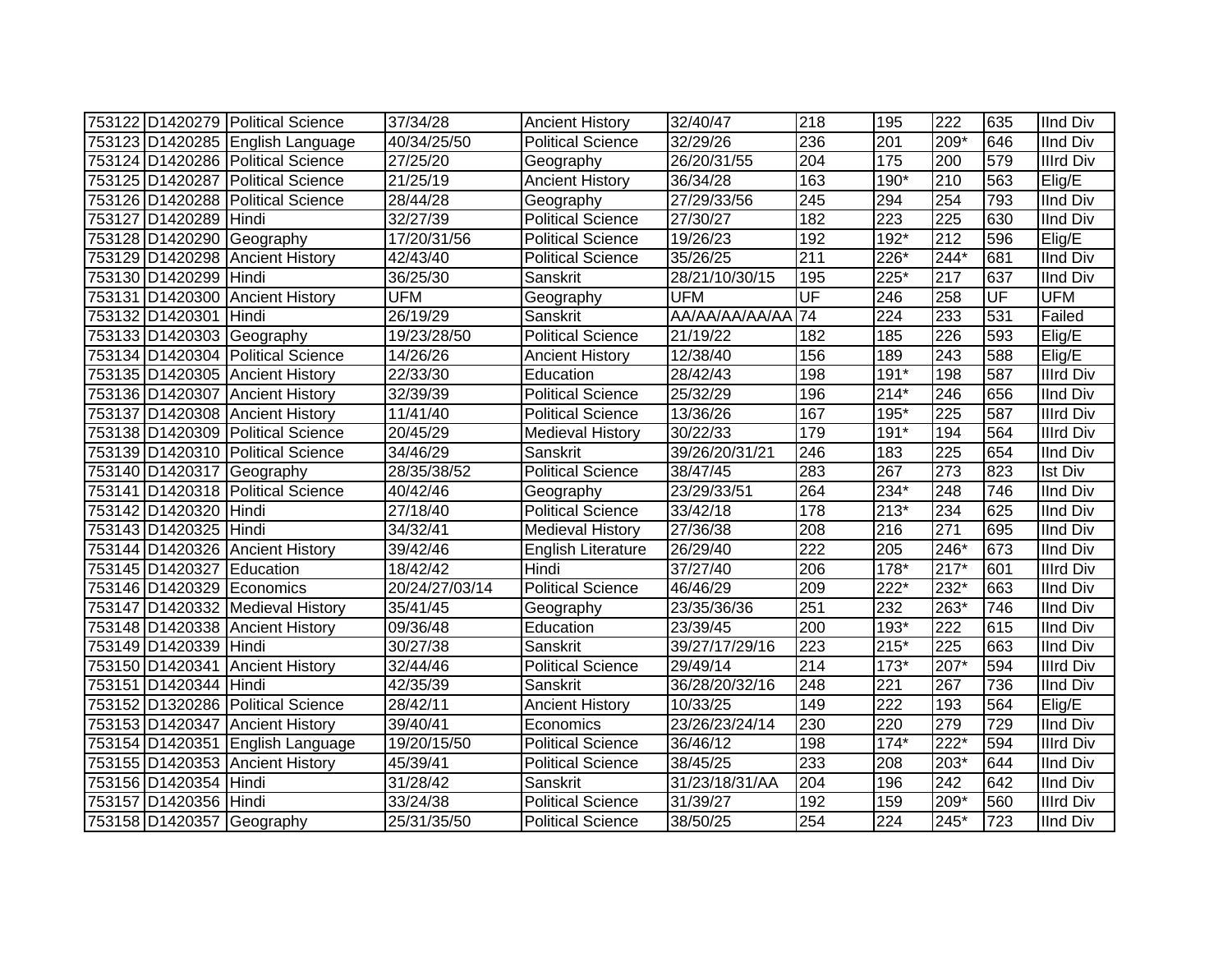| 753122 | D1420279 | Political Science | 37/34/28 | Ancient History | 32/40/47 | 218 | 195 | 222 | 635 | IInd Div |
|---|---|---|---|---|---|---|---|---|---|---|
| 753123 | D1420285 | English Language | 40/34/25/50 | Political Science | 32/29/26 | 236 | 201 | 209* | 646 | IInd Div |
| 753124 | D1420286 | Political Science | 27/25/20 | Geography | 26/20/31/55 | 204 | 175 | 200 | 579 | IIIrd Div |
| 753125 | D1420287 | Political Science | 21/25/19 | Ancient History | 36/34/28 | 163 | 190* | 210 | 563 | Elig/E |
| 753126 | D1420288 | Political Science | 28/44/28 | Geography | 27/29/33/56 | 245 | 294 | 254 | 793 | IInd Div |
| 753127 | D1420289 | Hindi | 32/27/39 | Political Science | 27/30/27 | 182 | 223 | 225 | 630 | IInd Div |
| 753128 | D1420290 | Geography | 17/20/31/56 | Political Science | 19/26/23 | 192 | 192* | 212 | 596 | Elig/E |
| 753129 | D1420298 | Ancient History | 42/43/40 | Political Science | 35/26/25 | 211 | 226* | 244* | 681 | IInd Div |
| 753130 | D1420299 | Hindi | 36/25/30 | Sanskrit | 28/21/10/30/15 | 195 | 225* | 217 | 637 | IInd Div |
| 753131 | D1420300 | Ancient History | UFM | Geography | UFM | UF | 246 | 258 | UF | UFM |
| 753132 | D1420301 | Hindi | 26/19/29 | Sanskrit | AA/AA/AA/AA/AA | 74 | 224 | 233 | 531 | Failed |
| 753133 | D1420303 | Geography | 19/23/28/50 | Political Science | 21/19/22 | 182 | 185 | 226 | 593 | Elig/E |
| 753134 | D1420304 | Political Science | 14/26/26 | Ancient History | 12/38/40 | 156 | 189 | 243 | 588 | Elig/E |
| 753135 | D1420305 | Ancient History | 22/33/30 | Education | 28/42/43 | 198 | 191* | 198 | 587 | IIIrd Div |
| 753136 | D1420307 | Ancient History | 32/39/39 | Political Science | 25/32/29 | 196 | 214* | 246 | 656 | IInd Div |
| 753137 | D1420308 | Ancient History | 11/41/40 | Political Science | 13/36/26 | 167 | 195* | 225 | 587 | IIIrd Div |
| 753138 | D1420309 | Political Science | 20/45/29 | Medieval History | 30/22/33 | 179 | 191* | 194 | 564 | IIIrd Div |
| 753139 | D1420310 | Political Science | 34/46/29 | Sanskrit | 39/26/20/31/21 | 246 | 183 | 225 | 654 | IInd Div |
| 753140 | D1420317 | Geography | 28/35/38/52 | Political Science | 38/47/45 | 283 | 267 | 273 | 823 | Ist Div |
| 753141 | D1420318 | Political Science | 40/42/46 | Geography | 23/29/33/51 | 264 | 234* | 248 | 746 | IInd Div |
| 753142 | D1420320 | Hindi | 27/18/40 | Political Science | 33/42/18 | 178 | 213* | 234 | 625 | IInd Div |
| 753143 | D1420325 | Hindi | 34/32/41 | Medieval History | 27/36/38 | 208 | 216 | 271 | 695 | IInd Div |
| 753144 | D1420326 | Ancient History | 39/42/46 | English Literature | 26/29/40 | 222 | 205 | 246* | 673 | IInd Div |
| 753145 | D1420327 | Education | 18/42/42 | Hindi | 37/27/40 | 206 | 178* | 217* | 601 | IIIrd Div |
| 753146 | D1420329 | Economics | 20/24/27/03/14 | Political Science | 46/46/29 | 209 | 222* | 232* | 663 | IInd Div |
| 753147 | D1420332 | Medieval History | 35/41/45 | Geography | 23/35/36/36 | 251 | 232 | 263* | 746 | IInd Div |
| 753148 | D1420338 | Ancient History | 09/36/48 | Education | 23/39/45 | 200 | 193* | 222 | 615 | IInd Div |
| 753149 | D1420339 | Hindi | 30/27/38 | Sanskrit | 39/27/17/29/16 | 223 | 215* | 225 | 663 | IInd Div |
| 753150 | D1420341 | Ancient History | 32/44/46 | Political Science | 29/49/14 | 214 | 173* | 207* | 594 | IIIrd Div |
| 753151 | D1420344 | Hindi | 42/35/39 | Sanskrit | 36/28/20/32/16 | 248 | 221 | 267 | 736 | IInd Div |
| 753152 | D1320286 | Political Science | 28/42/11 | Ancient History | 10/33/25 | 149 | 222 | 193 | 564 | Elig/E |
| 753153 | D1420347 | Ancient History | 39/40/41 | Economics | 23/26/23/24/14 | 230 | 220 | 279 | 729 | IInd Div |
| 753154 | D1420351 | English Language | 19/20/15/50 | Political Science | 36/46/12 | 198 | 174* | 222* | 594 | IIIrd Div |
| 753155 | D1420353 | Ancient History | 45/39/41 | Political Science | 38/45/25 | 233 | 208 | 203* | 644 | IInd Div |
| 753156 | D1420354 | Hindi | 31/28/42 | Sanskrit | 31/23/18/31/AA | 204 | 196 | 242 | 642 | IInd Div |
| 753157 | D1420356 | Hindi | 33/24/38 | Political Science | 31/39/27 | 192 | 159 | 209* | 560 | IIIrd Div |
| 753158 | D1420357 | Geography | 25/31/35/50 | Political Science | 38/50/25 | 254 | 224 | 245* | 723 | IInd Div |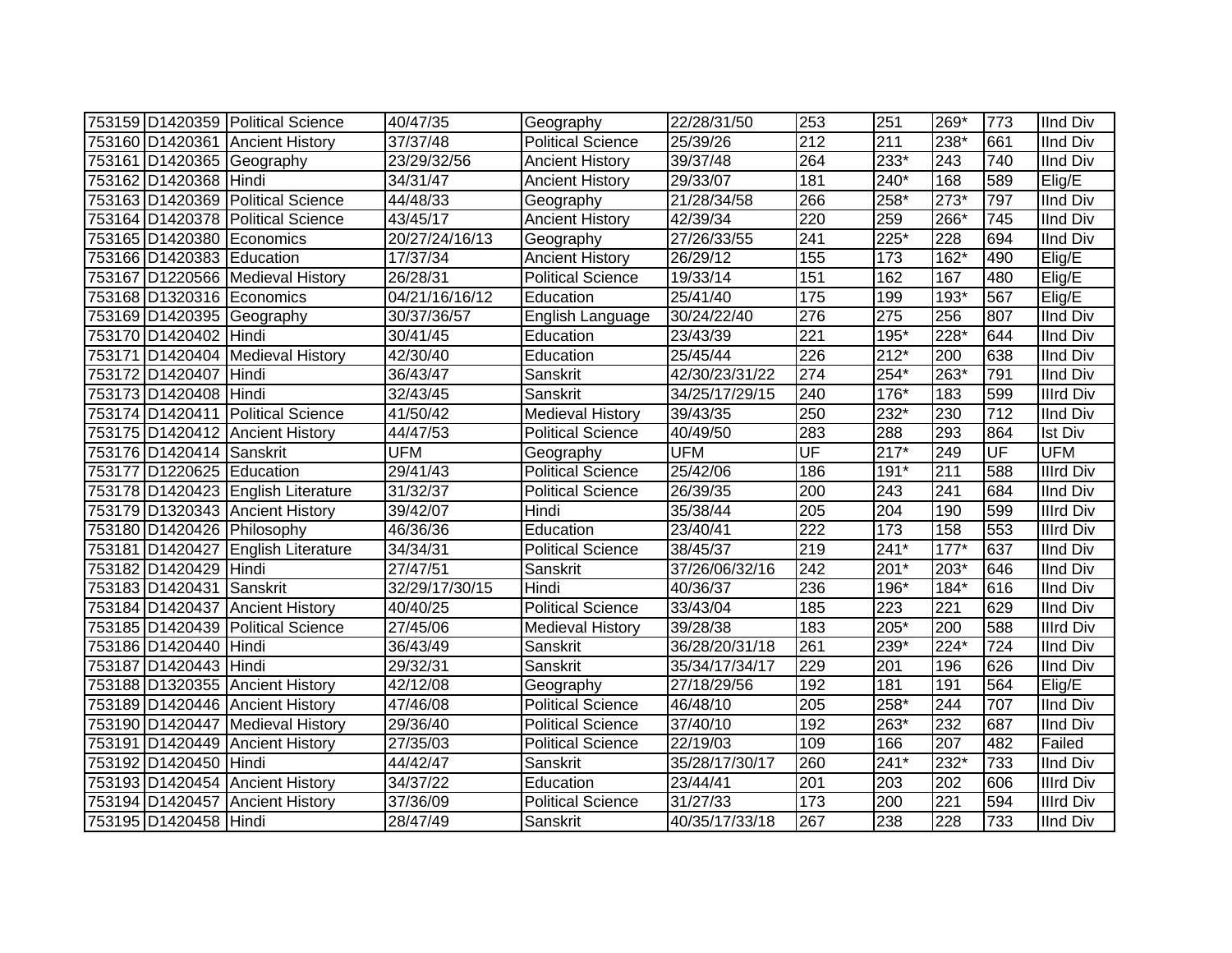| | | | | | | | | | | |
|---|---|---|---|---|---|---|---|---|---|---|
| 753159 | D1420359 | Political Science | 40/47/35 | Geography | 22/28/31/50 | 253 | 251 | 269* | 773 | IInd Div |
| 753160 | D1420361 | Ancient History | 37/37/48 | Political Science | 25/39/26 | 212 | 211 | 238* | 661 | IInd Div |
| 753161 | D1420365 | Geography | 23/29/32/56 | Ancient History | 39/37/48 | 264 | 233* | 243 | 740 | IInd Div |
| 753162 | D1420368 | Hindi | 34/31/47 | Ancient History | 29/33/07 | 181 | 240* | 168 | 589 | Elig/E |
| 753163 | D1420369 | Political Science | 44/48/33 | Geography | 21/28/34/58 | 266 | 258* | 273* | 797 | IInd Div |
| 753164 | D1420378 | Political Science | 43/45/17 | Ancient History | 42/39/34 | 220 | 259 | 266* | 745 | IInd Div |
| 753165 | D1420380 | Economics | 20/27/24/16/13 | Geography | 27/26/33/55 | 241 | 225* | 228 | 694 | IInd Div |
| 753166 | D1420383 | Education | 17/37/34 | Ancient History | 26/29/12 | 155 | 173 | 162* | 490 | Elig/E |
| 753167 | D1220566 | Medieval History | 26/28/31 | Political Science | 19/33/14 | 151 | 162 | 167 | 480 | Elig/E |
| 753168 | D1320316 | Economics | 04/21/16/16/12 | Education | 25/41/40 | 175 | 199 | 193* | 567 | Elig/E |
| 753169 | D1420395 | Geography | 30/37/36/57 | English Language | 30/24/22/40 | 276 | 275 | 256 | 807 | IInd Div |
| 753170 | D1420402 | Hindi | 30/41/45 | Education | 23/43/39 | 221 | 195* | 228* | 644 | IInd Div |
| 753171 | D1420404 | Medieval History | 42/30/40 | Education | 25/45/44 | 226 | 212* | 200 | 638 | IInd Div |
| 753172 | D1420407 | Hindi | 36/43/47 | Sanskrit | 42/30/23/31/22 | 274 | 254* | 263* | 791 | IInd Div |
| 753173 | D1420408 | Hindi | 32/43/45 | Sanskrit | 34/25/17/29/15 | 240 | 176* | 183 | 599 | IIIrd Div |
| 753174 | D1420411 | Political Science | 41/50/42 | Medieval History | 39/43/35 | 250 | 232* | 230 | 712 | IInd Div |
| 753175 | D1420412 | Ancient History | 44/47/53 | Political Science | 40/49/50 | 283 | 288 | 293 | 864 | Ist Div |
| 753176 | D1420414 | Sanskrit | UFM | Geography | UFM | UF | 217* | 249 | UF | UFM |
| 753177 | D1220625 | Education | 29/41/43 | Political Science | 25/42/06 | 186 | 191* | 211 | 588 | IIIrd Div |
| 753178 | D1420423 | English Literature | 31/32/37 | Political Science | 26/39/35 | 200 | 243 | 241 | 684 | IInd Div |
| 753179 | D1320343 | Ancient History | 39/42/07 | Hindi | 35/38/44 | 205 | 204 | 190 | 599 | IIIrd Div |
| 753180 | D1420426 | Philosophy | 46/36/36 | Education | 23/40/41 | 222 | 173 | 158 | 553 | IIIrd Div |
| 753181 | D1420427 | English Literature | 34/34/31 | Political Science | 38/45/37 | 219 | 241* | 177* | 637 | IInd Div |
| 753182 | D1420429 | Hindi | 27/47/51 | Sanskrit | 37/26/06/32/16 | 242 | 201* | 203* | 646 | IInd Div |
| 753183 | D1420431 | Sanskrit | 32/29/17/30/15 | Hindi | 40/36/37 | 236 | 196* | 184* | 616 | IInd Div |
| 753184 | D1420437 | Ancient History | 40/40/25 | Political Science | 33/43/04 | 185 | 223 | 221 | 629 | IInd Div |
| 753185 | D1420439 | Political Science | 27/45/06 | Medieval History | 39/28/38 | 183 | 205* | 200 | 588 | IIIrd Div |
| 753186 | D1420440 | Hindi | 36/43/49 | Sanskrit | 36/28/20/31/18 | 261 | 239* | 224* | 724 | IInd Div |
| 753187 | D1420443 | Hindi | 29/32/31 | Sanskrit | 35/34/17/34/17 | 229 | 201 | 196 | 626 | IInd Div |
| 753188 | D1320355 | Ancient History | 42/12/08 | Geography | 27/18/29/56 | 192 | 181 | 191 | 564 | Elig/E |
| 753189 | D1420446 | Ancient History | 47/46/08 | Political Science | 46/48/10 | 205 | 258* | 244 | 707 | IInd Div |
| 753190 | D1420447 | Medieval History | 29/36/40 | Political Science | 37/40/10 | 192 | 263* | 232 | 687 | IInd Div |
| 753191 | D1420449 | Ancient History | 27/35/03 | Political Science | 22/19/03 | 109 | 166 | 207 | 482 | Failed |
| 753192 | D1420450 | Hindi | 44/42/47 | Sanskrit | 35/28/17/30/17 | 260 | 241* | 232* | 733 | IInd Div |
| 753193 | D1420454 | Ancient History | 34/37/22 | Education | 23/44/41 | 201 | 203 | 202 | 606 | IIIrd Div |
| 753194 | D1420457 | Ancient History | 37/36/09 | Political Science | 31/27/33 | 173 | 200 | 221 | 594 | IIIrd Div |
| 753195 | D1420458 | Hindi | 28/47/49 | Sanskrit | 40/35/17/33/18 | 267 | 238 | 228 | 733 | IInd Div |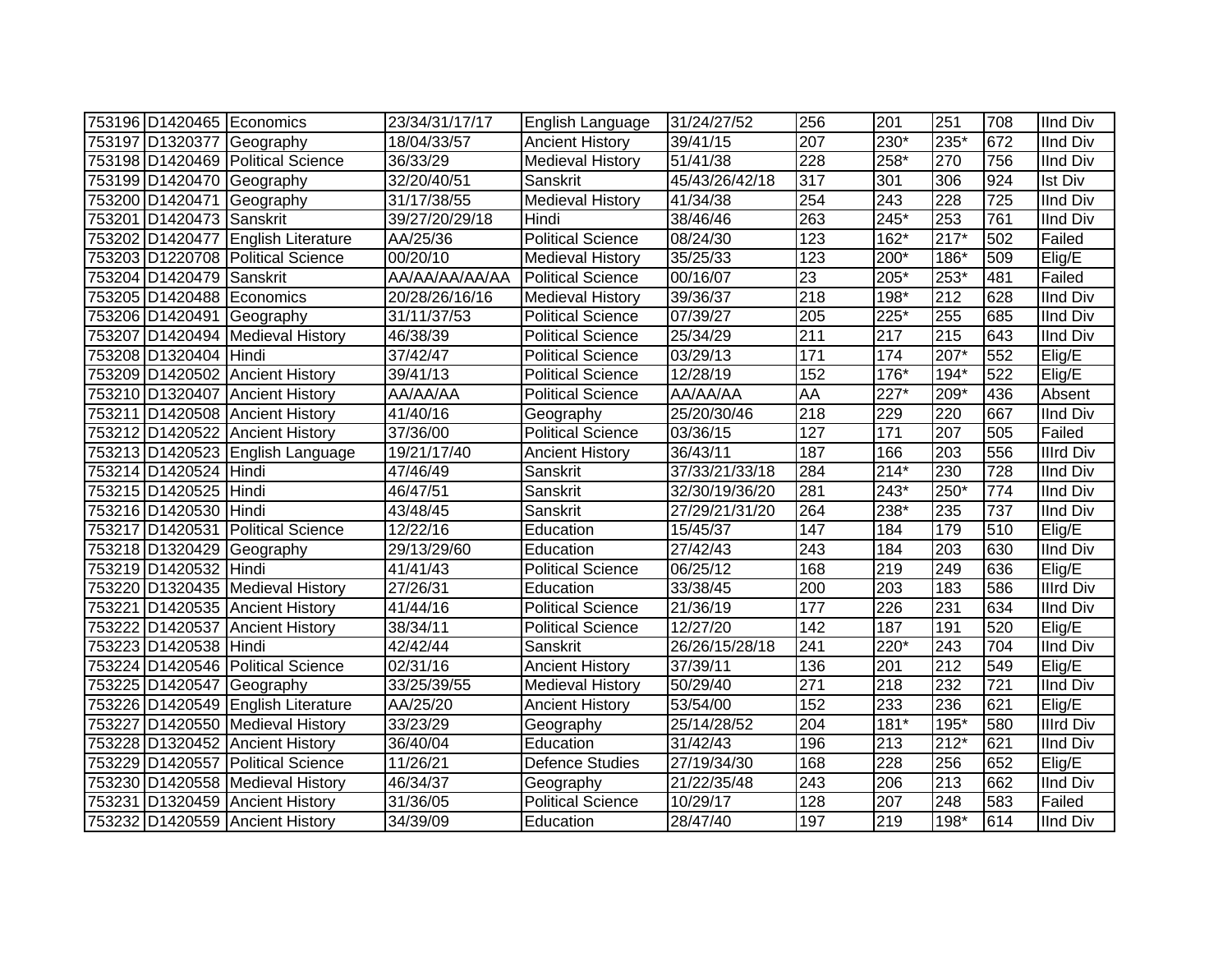| | | | | | | | | | | |
|---|---|---|---|---|---|---|---|---|---|---|
| 753196 | D1420465 | Economics | 23/34/31/17/17 | English Language | 31/24/27/52 | 256 | 201 | 251 | 708 | IInd Div |
| 753197 | D1320377 | Geography | 18/04/33/57 | Ancient History | 39/41/15 | 207 | 230* | 235* | 672 | IInd Div |
| 753198 | D1420469 | Political Science | 36/33/29 | Medieval History | 51/41/38 | 228 | 258* | 270 | 756 | IInd Div |
| 753199 | D1420470 | Geography | 32/20/40/51 | Sanskrit | 45/43/26/42/18 | 317 | 301 | 306 | 924 | Ist Div |
| 753200 | D1420471 | Geography | 31/17/38/55 | Medieval History | 41/34/38 | 254 | 243 | 228 | 725 | IInd Div |
| 753201 | D1420473 | Sanskrit | 39/27/20/29/18 | Hindi | 38/46/46 | 263 | 245* | 253 | 761 | IInd Div |
| 753202 | D1420477 | English Literature | AA/25/36 | Political Science | 08/24/30 | 123 | 162* | 217* | 502 | Failed |
| 753203 | D1220708 | Political Science | 00/20/10 | Medieval History | 35/25/33 | 123 | 200* | 186* | 509 | Elig/E |
| 753204 | D1420479 | Sanskrit | AA/AA/AA/AA/AA | Political Science | 00/16/07 | 23 | 205* | 253* | 481 | Failed |
| 753205 | D1420488 | Economics | 20/28/26/16/16 | Medieval History | 39/36/37 | 218 | 198* | 212 | 628 | IInd Div |
| 753206 | D1420491 | Geography | 31/11/37/53 | Political Science | 07/39/27 | 205 | 225* | 255 | 685 | IInd Div |
| 753207 | D1420494 | Medieval History | 46/38/39 | Political Science | 25/34/29 | 211 | 217 | 215 | 643 | IInd Div |
| 753208 | D1320404 | Hindi | 37/42/47 | Political Science | 03/29/13 | 171 | 174 | 207* | 552 | Elig/E |
| 753209 | D1420502 | Ancient History | 39/41/13 | Political Science | 12/28/19 | 152 | 176* | 194* | 522 | Elig/E |
| 753210 | D1320407 | Ancient History | AA/AA/AA | Political Science | AA/AA/AA | AA | 227* | 209* | 436 | Absent |
| 753211 | D1420508 | Ancient History | 41/40/16 | Geography | 25/20/30/46 | 218 | 229 | 220 | 667 | IInd Div |
| 753212 | D1420522 | Ancient History | 37/36/00 | Political Science | 03/36/15 | 127 | 171 | 207 | 505 | Failed |
| 753213 | D1420523 | English Language | 19/21/17/40 | Ancient History | 36/43/11 | 187 | 166 | 203 | 556 | IIIrd Div |
| 753214 | D1420524 | Hindi | 47/46/49 | Sanskrit | 37/33/21/33/18 | 284 | 214* | 230 | 728 | IInd Div |
| 753215 | D1420525 | Hindi | 46/47/51 | Sanskrit | 32/30/19/36/20 | 281 | 243* | 250* | 774 | IInd Div |
| 753216 | D1420530 | Hindi | 43/48/45 | Sanskrit | 27/29/21/31/20 | 264 | 238* | 235 | 737 | IInd Div |
| 753217 | D1420531 | Political Science | 12/22/16 | Education | 15/45/37 | 147 | 184 | 179 | 510 | Elig/E |
| 753218 | D1320429 | Geography | 29/13/29/60 | Education | 27/42/43 | 243 | 184 | 203 | 630 | IInd Div |
| 753219 | D1420532 | Hindi | 41/41/43 | Political Science | 06/25/12 | 168 | 219 | 249 | 636 | Elig/E |
| 753220 | D1320435 | Medieval History | 27/26/31 | Education | 33/38/45 | 200 | 203 | 183 | 586 | IIIrd Div |
| 753221 | D1420535 | Ancient History | 41/44/16 | Political Science | 21/36/19 | 177 | 226 | 231 | 634 | IInd Div |
| 753222 | D1420537 | Ancient History | 38/34/11 | Political Science | 12/27/20 | 142 | 187 | 191 | 520 | Elig/E |
| 753223 | D1420538 | Hindi | 42/42/44 | Sanskrit | 26/26/15/28/18 | 241 | 220* | 243 | 704 | IInd Div |
| 753224 | D1420546 | Political Science | 02/31/16 | Ancient History | 37/39/11 | 136 | 201 | 212 | 549 | Elig/E |
| 753225 | D1420547 | Geography | 33/25/39/55 | Medieval History | 50/29/40 | 271 | 218 | 232 | 721 | IInd Div |
| 753226 | D1420549 | English Literature | AA/25/20 | Ancient History | 53/54/00 | 152 | 233 | 236 | 621 | Elig/E |
| 753227 | D1420550 | Medieval History | 33/23/29 | Geography | 25/14/28/52 | 204 | 181* | 195* | 580 | IIIrd Div |
| 753228 | D1320452 | Ancient History | 36/40/04 | Education | 31/42/43 | 196 | 213 | 212* | 621 | IInd Div |
| 753229 | D1420557 | Political Science | 11/26/21 | Defence Studies | 27/19/34/30 | 168 | 228 | 256 | 652 | Elig/E |
| 753230 | D1420558 | Medieval History | 46/34/37 | Geography | 21/22/35/48 | 243 | 206 | 213 | 662 | IInd Div |
| 753231 | D1320459 | Ancient History | 31/36/05 | Political Science | 10/29/17 | 128 | 207 | 248 | 583 | Failed |
| 753232 | D1420559 | Ancient History | 34/39/09 | Education | 28/47/40 | 197 | 219 | 198* | 614 | IInd Div |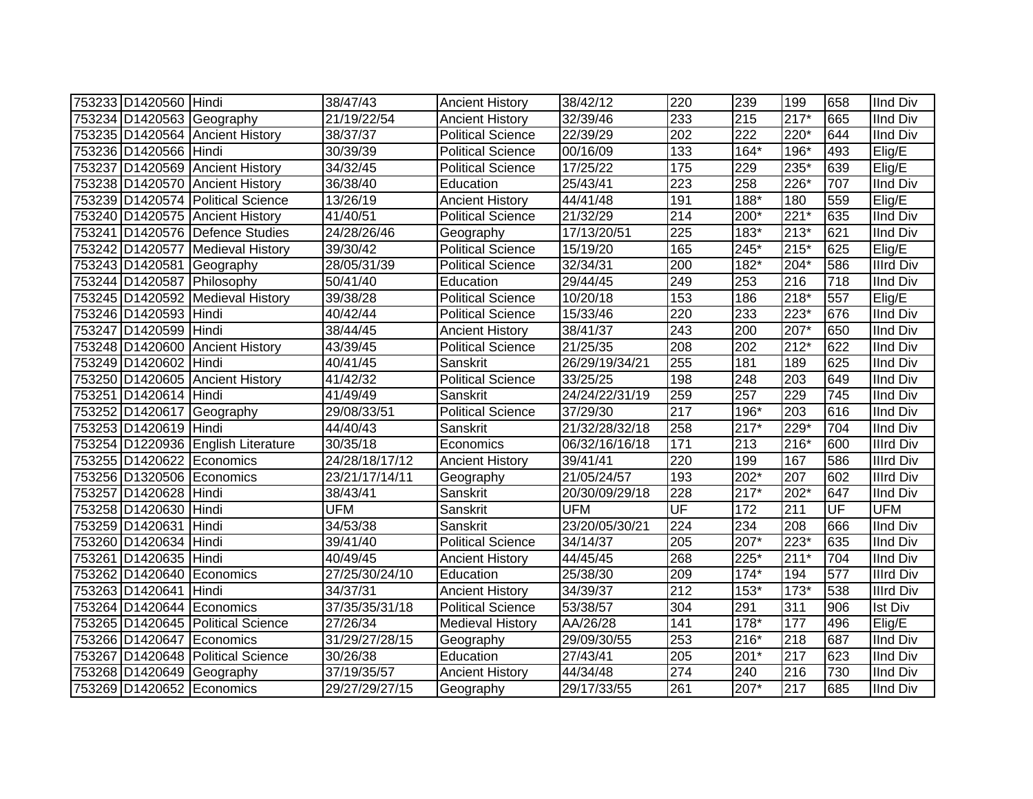| | | | | | | | | | | |
|---|---|---|---|---|---|---|---|---|---|---|
| 753233 | D1420560 | Hindi | 38/47/43 | Ancient History | 38/42/12 | 220 | 239 | 199 | 658 | IInd Div |
| 753234 | D1420563 | Geography | 21/19/22/54 | Ancient History | 32/39/46 | 233 | 215 | 217* | 665 | IInd Div |
| 753235 | D1420564 | Ancient History | 38/37/37 | Political Science | 22/39/29 | 202 | 222 | 220* | 644 | IInd Div |
| 753236 | D1420566 | Hindi | 30/39/39 | Political Science | 00/16/09 | 133 | 164* | 196* | 493 | Elig/E |
| 753237 | D1420569 | Ancient History | 34/32/45 | Political Science | 17/25/22 | 175 | 229 | 235* | 639 | Elig/E |
| 753238 | D1420570 | Ancient History | 36/38/40 | Education | 25/43/41 | 223 | 258 | 226* | 707 | IInd Div |
| 753239 | D1420574 | Political Science | 13/26/19 | Ancient History | 44/41/48 | 191 | 188* | 180 | 559 | Elig/E |
| 753240 | D1420575 | Ancient History | 41/40/51 | Political Science | 21/32/29 | 214 | 200* | 221* | 635 | IInd Div |
| 753241 | D1420576 | Defence Studies | 24/28/26/46 | Geography | 17/13/20/51 | 225 | 183* | 213* | 621 | IInd Div |
| 753242 | D1420577 | Medieval History | 39/30/42 | Political Science | 15/19/20 | 165 | 245* | 215* | 625 | Elig/E |
| 753243 | D1420581 | Geography | 28/05/31/39 | Political Science | 32/34/31 | 200 | 182* | 204* | 586 | IIIrd Div |
| 753244 | D1420587 | Philosophy | 50/41/40 | Education | 29/44/45 | 249 | 253 | 216 | 718 | IInd Div |
| 753245 | D1420592 | Medieval History | 39/38/28 | Political Science | 10/20/18 | 153 | 186 | 218* | 557 | Elig/E |
| 753246 | D1420593 | Hindi | 40/42/44 | Political Science | 15/33/46 | 220 | 233 | 223* | 676 | IInd Div |
| 753247 | D1420599 | Hindi | 38/44/45 | Ancient History | 38/41/37 | 243 | 200 | 207* | 650 | IInd Div |
| 753248 | D1420600 | Ancient History | 43/39/45 | Political Science | 21/25/35 | 208 | 202 | 212* | 622 | IInd Div |
| 753249 | D1420602 | Hindi | 40/41/45 | Sanskrit | 26/29/19/34/21 | 255 | 181 | 189 | 625 | IInd Div |
| 753250 | D1420605 | Ancient History | 41/42/32 | Political Science | 33/25/25 | 198 | 248 | 203 | 649 | IInd Div |
| 753251 | D1420614 | Hindi | 41/49/49 | Sanskrit | 24/24/22/31/19 | 259 | 257 | 229 | 745 | IInd Div |
| 753252 | D1420617 | Geography | 29/08/33/51 | Political Science | 37/29/30 | 217 | 196* | 203 | 616 | IInd Div |
| 753253 | D1420619 | Hindi | 44/40/43 | Sanskrit | 21/32/28/32/18 | 258 | 217* | 229* | 704 | IInd Div |
| 753254 | D1220936 | English Literature | 30/35/18 | Economics | 06/32/16/16/18 | 171 | 213 | 216* | 600 | IIIrd Div |
| 753255 | D1420622 | Economics | 24/28/18/17/12 | Ancient History | 39/41/41 | 220 | 199 | 167 | 586 | IIIrd Div |
| 753256 | D1320506 | Economics | 23/21/17/14/11 | Geography | 21/05/24/57 | 193 | 202* | 207 | 602 | IIIrd Div |
| 753257 | D1420628 | Hindi | 38/43/41 | Sanskrit | 20/30/09/29/18 | 228 | 217* | 202* | 647 | IInd Div |
| 753258 | D1420630 | Hindi | UFM | Sanskrit | UFM | UF | 172 | 211 | UF | UFM |
| 753259 | D1420631 | Hindi | 34/53/38 | Sanskrit | 23/20/05/30/21 | 224 | 234 | 208 | 666 | IInd Div |
| 753260 | D1420634 | Hindi | 39/41/40 | Political Science | 34/14/37 | 205 | 207* | 223* | 635 | IInd Div |
| 753261 | D1420635 | Hindi | 40/49/45 | Ancient History | 44/45/45 | 268 | 225* | 211* | 704 | IInd Div |
| 753262 | D1420640 | Economics | 27/25/30/24/10 | Education | 25/38/30 | 209 | 174* | 194 | 577 | IIIrd Div |
| 753263 | D1420641 | Hindi | 34/37/31 | Ancient History | 34/39/37 | 212 | 153* | 173* | 538 | IIIrd Div |
| 753264 | D1420644 | Economics | 37/35/35/31/18 | Political Science | 53/38/57 | 304 | 291 | 311 | 906 | Ist Div |
| 753265 | D1420645 | Political Science | 27/26/34 | Medieval History | AA/26/28 | 141 | 178* | 177 | 496 | Elig/E |
| 753266 | D1420647 | Economics | 31/29/27/28/15 | Geography | 29/09/30/55 | 253 | 216* | 218 | 687 | IInd Div |
| 753267 | D1420648 | Political Science | 30/26/38 | Education | 27/43/41 | 205 | 201* | 217 | 623 | IInd Div |
| 753268 | D1420649 | Geography | 37/19/35/57 | Ancient History | 44/34/48 | 274 | 240 | 216 | 730 | IInd Div |
| 753269 | D1420652 | Economics | 29/27/29/27/15 | Geography | 29/17/33/55 | 261 | 207* | 217 | 685 | IInd Div |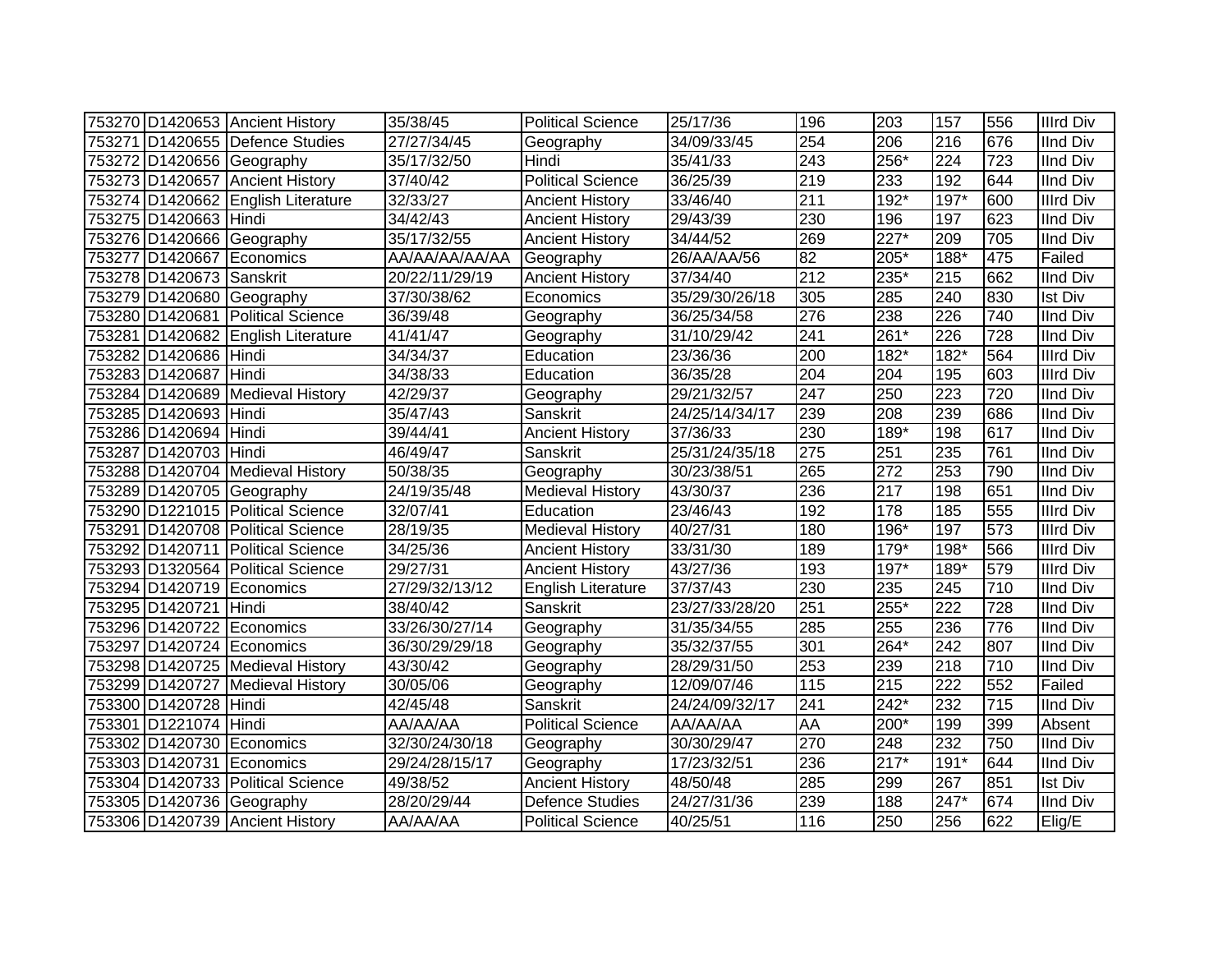| | | | | | | | | | | |
|---|---|---|---|---|---|---|---|---|---|---|
| 753270 | D1420653 | Ancient History | 35/38/45 | Political Science | 25/17/36 | 196 | 203 | 157 | 556 | IIIrd Div |
| 753271 | D1420655 | Defence Studies | 27/27/34/45 | Geography | 34/09/33/45 | 254 | 206 | 216 | 676 | IInd Div |
| 753272 | D1420656 | Geography | 35/17/32/50 | Hindi | 35/41/33 | 243 | 256* | 224 | 723 | IInd Div |
| 753273 | D1420657 | Ancient History | 37/40/42 | Political Science | 36/25/39 | 219 | 233 | 192 | 644 | IInd Div |
| 753274 | D1420662 | English Literature | 32/33/27 | Ancient History | 33/46/40 | 211 | 192* | 197* | 600 | IIIrd Div |
| 753275 | D1420663 | Hindi | 34/42/43 | Ancient History | 29/43/39 | 230 | 196 | 197 | 623 | IInd Div |
| 753276 | D1420666 | Geography | 35/17/32/55 | Ancient History | 34/44/52 | 269 | 227* | 209 | 705 | IInd Div |
| 753277 | D1420667 | Economics | AA/AA/AA/AA/AA | Geography | 26/AA/AA/56 | 82 | 205* | 188* | 475 | Failed |
| 753278 | D1420673 | Sanskrit | 20/22/11/29/19 | Ancient History | 37/34/40 | 212 | 235* | 215 | 662 | IInd Div |
| 753279 | D1420680 | Geography | 37/30/38/62 | Economics | 35/29/30/26/18 | 305 | 285 | 240 | 830 | Ist Div |
| 753280 | D1420681 | Political Science | 36/39/48 | Geography | 36/25/34/58 | 276 | 238 | 226 | 740 | IInd Div |
| 753281 | D1420682 | English Literature | 41/41/47 | Geography | 31/10/29/42 | 241 | 261* | 226 | 728 | IInd Div |
| 753282 | D1420686 | Hindi | 34/34/37 | Education | 23/36/36 | 200 | 182* | 182* | 564 | IIIrd Div |
| 753283 | D1420687 | Hindi | 34/38/33 | Education | 36/35/28 | 204 | 204 | 195 | 603 | IIIrd Div |
| 753284 | D1420689 | Medieval History | 42/29/37 | Geography | 29/21/32/57 | 247 | 250 | 223 | 720 | IInd Div |
| 753285 | D1420693 | Hindi | 35/47/43 | Sanskrit | 24/25/14/34/17 | 239 | 208 | 239 | 686 | IInd Div |
| 753286 | D1420694 | Hindi | 39/44/41 | Ancient History | 37/36/33 | 230 | 189* | 198 | 617 | IInd Div |
| 753287 | D1420703 | Hindi | 46/49/47 | Sanskrit | 25/31/24/35/18 | 275 | 251 | 235 | 761 | IInd Div |
| 753288 | D1420704 | Medieval History | 50/38/35 | Geography | 30/23/38/51 | 265 | 272 | 253 | 790 | IInd Div |
| 753289 | D1420705 | Geography | 24/19/35/48 | Medieval History | 43/30/37 | 236 | 217 | 198 | 651 | IInd Div |
| 753290 | D1221015 | Political Science | 32/07/41 | Education | 23/46/43 | 192 | 178 | 185 | 555 | IIIrd Div |
| 753291 | D1420708 | Political Science | 28/19/35 | Medieval History | 40/27/31 | 180 | 196* | 197 | 573 | IIIrd Div |
| 753292 | D1420711 | Political Science | 34/25/36 | Ancient History | 33/31/30 | 189 | 179* | 198* | 566 | IIIrd Div |
| 753293 | D1320564 | Political Science | 29/27/31 | Ancient History | 43/27/36 | 193 | 197* | 189* | 579 | IIIrd Div |
| 753294 | D1420719 | Economics | 27/29/32/13/12 | English Literature | 37/37/43 | 230 | 235 | 245 | 710 | IInd Div |
| 753295 | D1420721 | Hindi | 38/40/42 | Sanskrit | 23/27/33/28/20 | 251 | 255* | 222 | 728 | IInd Div |
| 753296 | D1420722 | Economics | 33/26/30/27/14 | Geography | 31/35/34/55 | 285 | 255 | 236 | 776 | IInd Div |
| 753297 | D1420724 | Economics | 36/30/29/29/18 | Geography | 35/32/37/55 | 301 | 264* | 242 | 807 | IInd Div |
| 753298 | D1420725 | Medieval History | 43/30/42 | Geography | 28/29/31/50 | 253 | 239 | 218 | 710 | IInd Div |
| 753299 | D1420727 | Medieval History | 30/05/06 | Geography | 12/09/07/46 | 115 | 215 | 222 | 552 | Failed |
| 753300 | D1420728 | Hindi | 42/45/48 | Sanskrit | 24/24/09/32/17 | 241 | 242* | 232 | 715 | IInd Div |
| 753301 | D1221074 | Hindi | AA/AA/AA | Political Science | AA/AA/AA | AA | 200* | 199 | 399 | Absent |
| 753302 | D1420730 | Economics | 32/30/24/30/18 | Geography | 30/30/29/47 | 270 | 248 | 232 | 750 | IInd Div |
| 753303 | D1420731 | Economics | 29/24/28/15/17 | Geography | 17/23/32/51 | 236 | 217* | 191* | 644 | IInd Div |
| 753304 | D1420733 | Political Science | 49/38/52 | Ancient History | 48/50/48 | 285 | 299 | 267 | 851 | Ist Div |
| 753305 | D1420736 | Geography | 28/20/29/44 | Defence Studies | 24/27/31/36 | 239 | 188 | 247* | 674 | IInd Div |
| 753306 | D1420739 | Ancient History | AA/AA/AA | Political Science | 40/25/51 | 116 | 250 | 256 | 622 | Elig/E |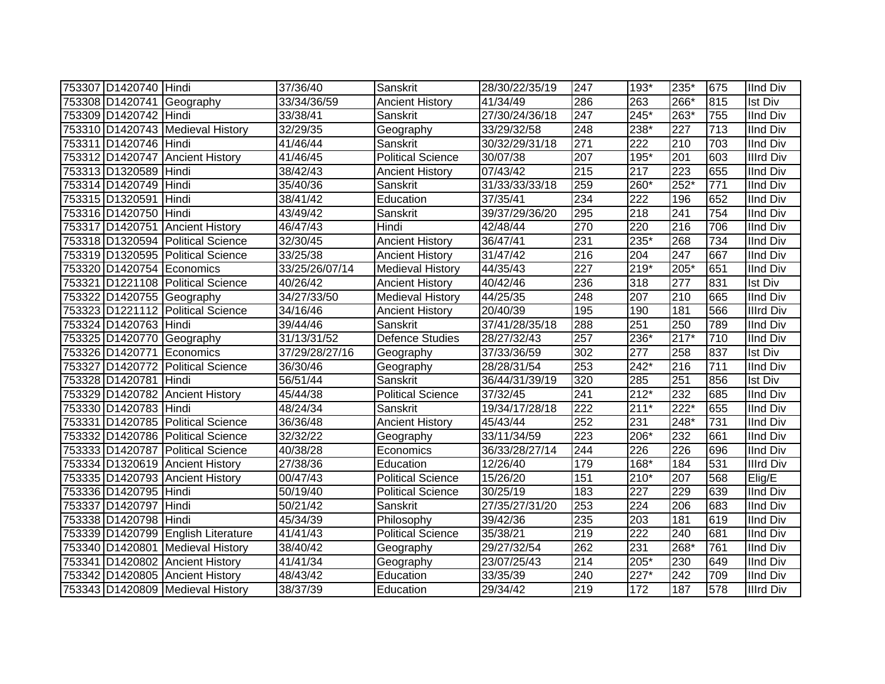| | | | | | | | | | | |
|---|---|---|---|---|---|---|---|---|---|---|
| 753307 | D1420740 | Hindi | 37/36/40 | Sanskrit | 28/30/22/35/19 | 247 | 193* | 235* | 675 | IInd Div |
| 753308 | D1420741 | Geography | 33/34/36/59 | Ancient History | 41/34/49 | 286 | 263 | 266* | 815 | Ist Div |
| 753309 | D1420742 | Hindi | 33/38/41 | Sanskrit | 27/30/24/36/18 | 247 | 245* | 263* | 755 | IInd Div |
| 753310 | D1420743 | Medieval History | 32/29/35 | Geography | 33/29/32/58 | 248 | 238* | 227 | 713 | IInd Div |
| 753311 | D1420746 | Hindi | 41/46/44 | Sanskrit | 30/32/29/31/18 | 271 | 222 | 210 | 703 | IInd Div |
| 753312 | D1420747 | Ancient History | 41/46/45 | Political Science | 30/07/38 | 207 | 195* | 201 | 603 | IIIrd Div |
| 753313 | D1320589 | Hindi | 38/42/43 | Ancient History | 07/43/42 | 215 | 217 | 223 | 655 | IInd Div |
| 753314 | D1420749 | Hindi | 35/40/36 | Sanskrit | 31/33/33/33/18 | 259 | 260* | 252* | 771 | IInd Div |
| 753315 | D1320591 | Hindi | 38/41/42 | Education | 37/35/41 | 234 | 222 | 196 | 652 | IInd Div |
| 753316 | D1420750 | Hindi | 43/49/42 | Sanskrit | 39/37/29/36/20 | 295 | 218 | 241 | 754 | IInd Div |
| 753317 | D1420751 | Ancient History | 46/47/43 | Hindi | 42/48/44 | 270 | 220 | 216 | 706 | IInd Div |
| 753318 | D1320594 | Political Science | 32/30/45 | Ancient History | 36/47/41 | 231 | 235* | 268 | 734 | IInd Div |
| 753319 | D1320595 | Political Science | 33/25/38 | Ancient History | 31/47/42 | 216 | 204 | 247 | 667 | IInd Div |
| 753320 | D1420754 | Economics | 33/25/26/07/14 | Medieval History | 44/35/43 | 227 | 219* | 205* | 651 | IInd Div |
| 753321 | D1221108 | Political Science | 40/26/42 | Ancient History | 40/42/46 | 236 | 318 | 277 | 831 | Ist Div |
| 753322 | D1420755 | Geography | 34/27/33/50 | Medieval History | 44/25/35 | 248 | 207 | 210 | 665 | IInd Div |
| 753323 | D1221112 | Political Science | 34/16/46 | Ancient History | 20/40/39 | 195 | 190 | 181 | 566 | IIIrd Div |
| 753324 | D1420763 | Hindi | 39/44/46 | Sanskrit | 37/41/28/35/18 | 288 | 251 | 250 | 789 | IInd Div |
| 753325 | D1420770 | Geography | 31/13/31/52 | Defence Studies | 28/27/32/43 | 257 | 236* | 217* | 710 | IInd Div |
| 753326 | D1420771 | Economics | 37/29/28/27/16 | Geography | 37/33/36/59 | 302 | 277 | 258 | 837 | Ist Div |
| 753327 | D1420772 | Political Science | 36/30/46 | Geography | 28/28/31/54 | 253 | 242* | 216 | 711 | IInd Div |
| 753328 | D1420781 | Hindi | 56/51/44 | Sanskrit | 36/44/31/39/19 | 320 | 285 | 251 | 856 | Ist Div |
| 753329 | D1420782 | Ancient History | 45/44/38 | Political Science | 37/32/45 | 241 | 212* | 232 | 685 | IInd Div |
| 753330 | D1420783 | Hindi | 48/24/34 | Sanskrit | 19/34/17/28/18 | 222 | 211* | 222* | 655 | IInd Div |
| 753331 | D1420785 | Political Science | 36/36/48 | Ancient History | 45/43/44 | 252 | 231 | 248* | 731 | IInd Div |
| 753332 | D1420786 | Political Science | 32/32/22 | Geography | 33/11/34/59 | 223 | 206* | 232 | 661 | IInd Div |
| 753333 | D1420787 | Political Science | 40/38/28 | Economics | 36/33/28/27/14 | 244 | 226 | 226 | 696 | IInd Div |
| 753334 | D1320619 | Ancient History | 27/38/36 | Education | 12/26/40 | 179 | 168* | 184 | 531 | IIIrd Div |
| 753335 | D1420793 | Ancient History | 00/47/43 | Political Science | 15/26/20 | 151 | 210* | 207 | 568 | Elig/E |
| 753336 | D1420795 | Hindi | 50/19/40 | Political Science | 30/25/19 | 183 | 227 | 229 | 639 | IInd Div |
| 753337 | D1420797 | Hindi | 50/21/42 | Sanskrit | 27/35/27/31/20 | 253 | 224 | 206 | 683 | IInd Div |
| 753338 | D1420798 | Hindi | 45/34/39 | Philosophy | 39/42/36 | 235 | 203 | 181 | 619 | IInd Div |
| 753339 | D1420799 | English Literature | 41/41/43 | Political Science | 35/38/21 | 219 | 222 | 240 | 681 | IInd Div |
| 753340 | D1420801 | Medieval History | 38/40/42 | Geography | 29/27/32/54 | 262 | 231 | 268* | 761 | IInd Div |
| 753341 | D1420802 | Ancient History | 41/41/34 | Geography | 23/07/25/43 | 214 | 205* | 230 | 649 | IInd Div |
| 753342 | D1420805 | Ancient History | 48/43/42 | Education | 33/35/39 | 240 | 227* | 242 | 709 | IInd Div |
| 753343 | D1420809 | Medieval History | 38/37/39 | Education | 29/34/42 | 219 | 172 | 187 | 578 | IIIrd Div |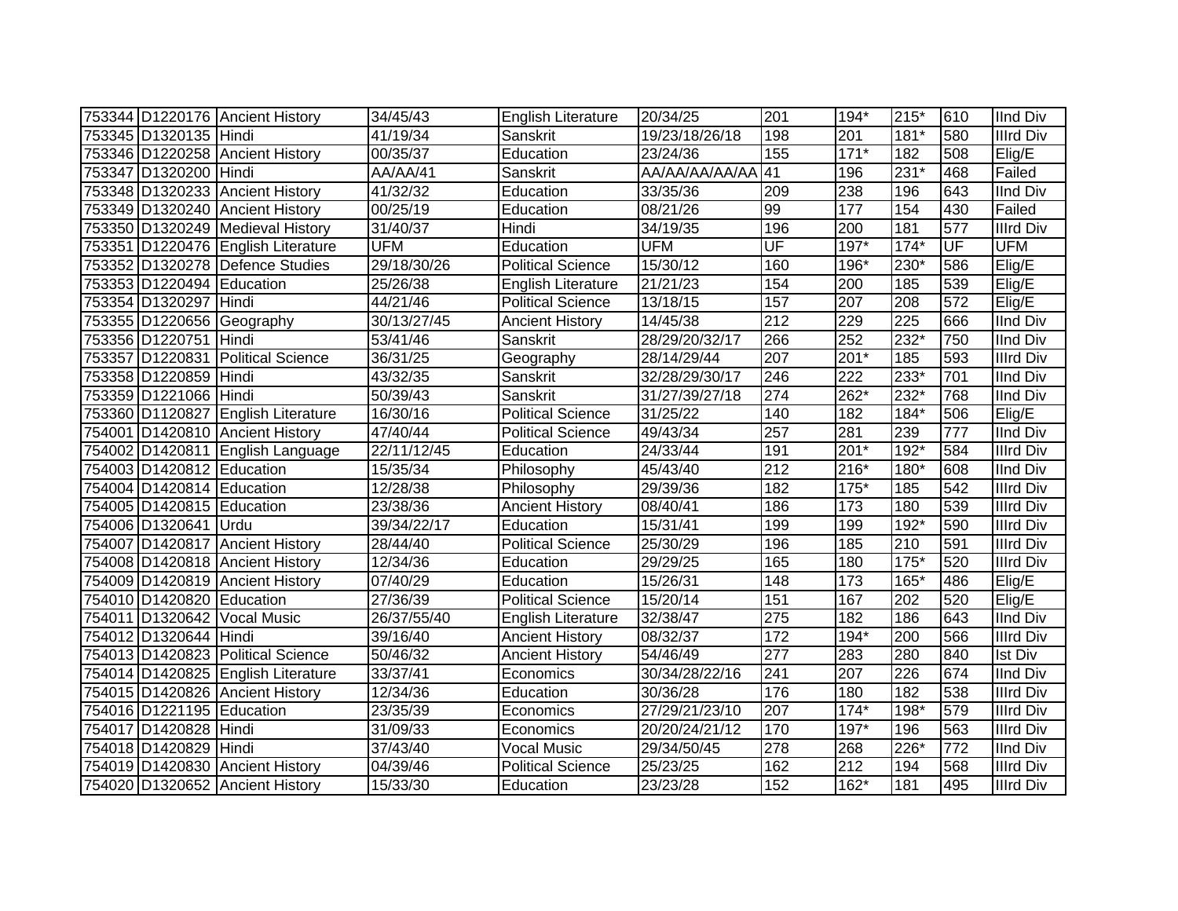| | | | | | | | | | | |
|---|---|---|---|---|---|---|---|---|---|---|
| 753344 | D1220176 | Ancient History | 34/45/43 | English Literature | 20/34/25 | 201 | 194* | 215* | 610 | IInd Div |
| 753345 | D1320135 | Hindi | 41/19/34 | Sanskrit | 19/23/18/26/18 | 198 | 201 | 181* | 580 | IIIrd Div |
| 753346 | D1220258 | Ancient History | 00/35/37 | Education | 23/24/36 | 155 | 171* | 182 | 508 | Elig/E |
| 753347 | D1320200 | Hindi | AA/AA/41 | Sanskrit | AA/AA/AA/AA/AA | 41 | 196 | 231* | 468 | Failed |
| 753348 | D1320233 | Ancient History | 41/32/32 | Education | 33/35/36 | 209 | 238 | 196 | 643 | IInd Div |
| 753349 | D1320240 | Ancient History | 00/25/19 | Education | 08/21/26 | 99 | 177 | 154 | 430 | Failed |
| 753350 | D1320249 | Medieval History | 31/40/37 | Hindi | 34/19/35 | 196 | 200 | 181 | 577 | IIIrd Div |
| 753351 | D1220476 | English Literature | UFM | Education | UFM | UF | 197* | 174* | UF | UFM |
| 753352 | D1320278 | Defence Studies | 29/18/30/26 | Political Science | 15/30/12 | 160 | 196* | 230* | 586 | Elig/E |
| 753353 | D1220494 | Education | 25/26/38 | English Literature | 21/21/23 | 154 | 200 | 185 | 539 | Elig/E |
| 753354 | D1320297 | Hindi | 44/21/46 | Political Science | 13/18/15 | 157 | 207 | 208 | 572 | Elig/E |
| 753355 | D1220656 | Geography | 30/13/27/45 | Ancient History | 14/45/38 | 212 | 229 | 225 | 666 | IInd Div |
| 753356 | D1220751 | Hindi | 53/41/46 | Sanskrit | 28/29/20/32/17 | 266 | 252 | 232* | 750 | IInd Div |
| 753357 | D1220831 | Political Science | 36/31/25 | Geography | 28/14/29/44 | 207 | 201* | 185 | 593 | IIIrd Div |
| 753358 | D1220859 | Hindi | 43/32/35 | Sanskrit | 32/28/29/30/17 | 246 | 222 | 233* | 701 | IInd Div |
| 753359 | D1221066 | Hindi | 50/39/43 | Sanskrit | 31/27/39/27/18 | 274 | 262* | 232* | 768 | IInd Div |
| 753360 | D1120827 | English Literature | 16/30/16 | Political Science | 31/25/22 | 140 | 182 | 184* | 506 | Elig/E |
| 754001 | D1420810 | Ancient History | 47/40/44 | Political Science | 49/43/34 | 257 | 281 | 239 | 777 | IInd Div |
| 754002 | D1420811 | English Language | 22/11/12/45 | Education | 24/33/44 | 191 | 201* | 192* | 584 | IIIrd Div |
| 754003 | D1420812 | Education | 15/35/34 | Philosophy | 45/43/40 | 212 | 216* | 180* | 608 | IInd Div |
| 754004 | D1420814 | Education | 12/28/38 | Philosophy | 29/39/36 | 182 | 175* | 185 | 542 | IIIrd Div |
| 754005 | D1420815 | Education | 23/38/36 | Ancient History | 08/40/41 | 186 | 173 | 180 | 539 | IIIrd Div |
| 754006 | D1320641 | Urdu | 39/34/22/17 | Education | 15/31/41 | 199 | 199 | 192* | 590 | IIIrd Div |
| 754007 | D1420817 | Ancient History | 28/44/40 | Political Science | 25/30/29 | 196 | 185 | 210 | 591 | IIIrd Div |
| 754008 | D1420818 | Ancient History | 12/34/36 | Education | 29/29/25 | 165 | 180 | 175* | 520 | IIIrd Div |
| 754009 | D1420819 | Ancient History | 07/40/29 | Education | 15/26/31 | 148 | 173 | 165* | 486 | Elig/E |
| 754010 | D1420820 | Education | 27/36/39 | Political Science | 15/20/14 | 151 | 167 | 202 | 520 | Elig/E |
| 754011 | D1320642 | Vocal Music | 26/37/55/40 | English Literature | 32/38/47 | 275 | 182 | 186 | 643 | IInd Div |
| 754012 | D1320644 | Hindi | 39/16/40 | Ancient History | 08/32/37 | 172 | 194* | 200 | 566 | IIIrd Div |
| 754013 | D1420823 | Political Science | 50/46/32 | Ancient History | 54/46/49 | 277 | 283 | 280 | 840 | Ist Div |
| 754014 | D1420825 | English Literature | 33/37/41 | Economics | 30/34/28/22/16 | 241 | 207 | 226 | 674 | IInd Div |
| 754015 | D1420826 | Ancient History | 12/34/36 | Education | 30/36/28 | 176 | 180 | 182 | 538 | IIIrd Div |
| 754016 | D1221195 | Education | 23/35/39 | Economics | 27/29/21/23/10 | 207 | 174* | 198* | 579 | IIIrd Div |
| 754017 | D1420828 | Hindi | 31/09/33 | Economics | 20/20/24/21/12 | 170 | 197* | 196 | 563 | IIIrd Div |
| 754018 | D1420829 | Hindi | 37/43/40 | Vocal Music | 29/34/50/45 | 278 | 268 | 226* | 772 | IInd Div |
| 754019 | D1420830 | Ancient History | 04/39/46 | Political Science | 25/23/25 | 162 | 212 | 194 | 568 | IIIrd Div |
| 754020 | D1320652 | Ancient History | 15/33/30 | Education | 23/23/28 | 152 | 162* | 181 | 495 | IIIrd Div |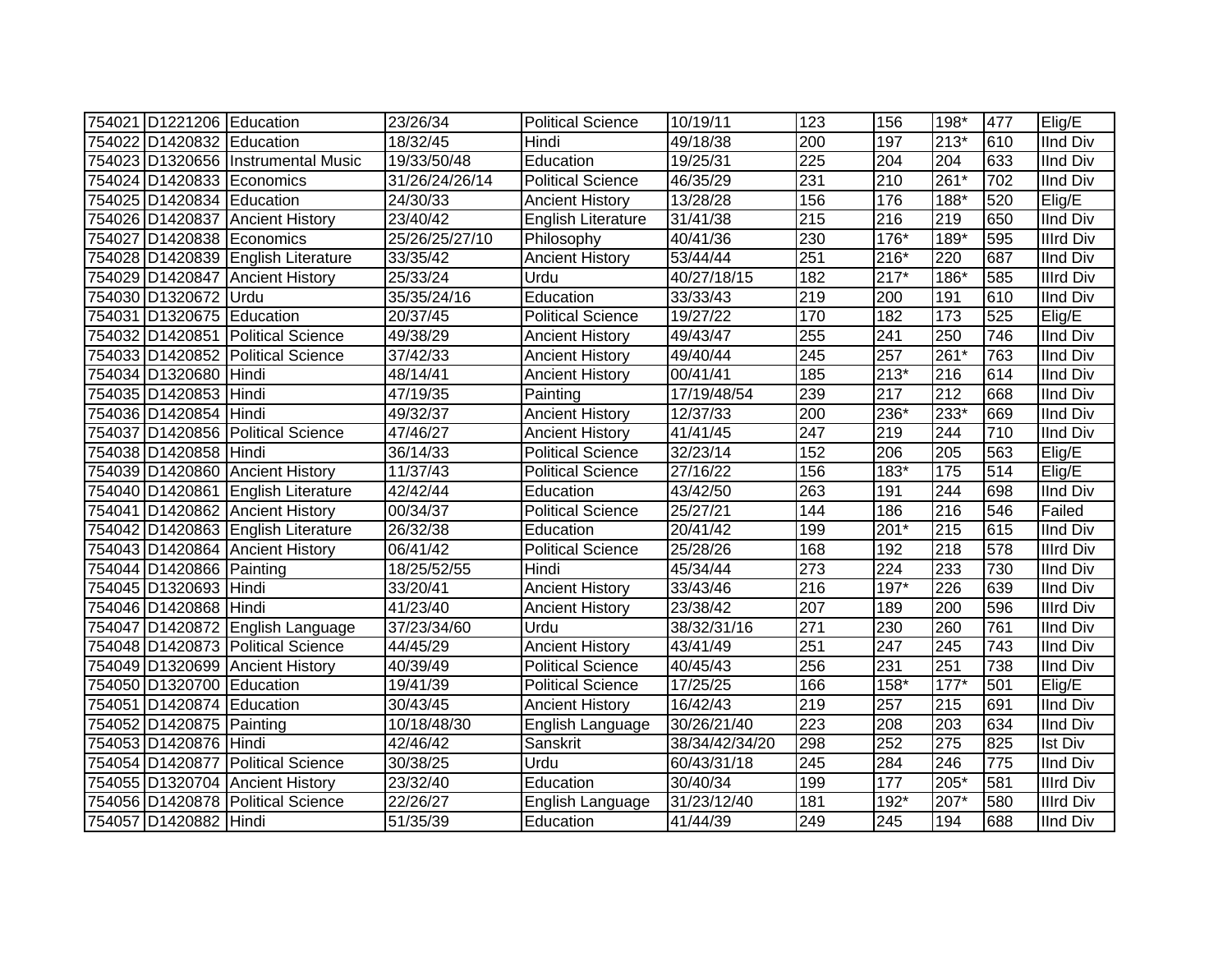| | | | | | | | | | | |
|---|---|---|---|---|---|---|---|---|---|---|
| 754021 | D1221206 | Education | 23/26/34 | Political Science | 10/19/11 | 123 | 156 | 198* | 477 | Elig/E |
| 754022 | D1420832 | Education | 18/32/45 | Hindi | 49/18/38 | 200 | 197 | 213* | 610 | IInd Div |
| 754023 | D1320656 | Instrumental Music | 19/33/50/48 | Education | 19/25/31 | 225 | 204 | 204 | 633 | IInd Div |
| 754024 | D1420833 | Economics | 31/26/24/26/14 | Political Science | 46/35/29 | 231 | 210 | 261* | 702 | IInd Div |
| 754025 | D1420834 | Education | 24/30/33 | Ancient History | 13/28/28 | 156 | 176 | 188* | 520 | Elig/E |
| 754026 | D1420837 | Ancient History | 23/40/42 | English Literature | 31/41/38 | 215 | 216 | 219 | 650 | IInd Div |
| 754027 | D1420838 | Economics | 25/26/25/27/10 | Philosophy | 40/41/36 | 230 | 176* | 189* | 595 | IIIrd Div |
| 754028 | D1420839 | English Literature | 33/35/42 | Ancient History | 53/44/44 | 251 | 216* | 220 | 687 | IInd Div |
| 754029 | D1420847 | Ancient History | 25/33/24 | Urdu | 40/27/18/15 | 182 | 217* | 186* | 585 | IIIrd Div |
| 754030 | D1320672 | Urdu | 35/35/24/16 | Education | 33/33/43 | 219 | 200 | 191 | 610 | IInd Div |
| 754031 | D1320675 | Education | 20/37/45 | Political Science | 19/27/22 | 170 | 182 | 173 | 525 | Elig/E |
| 754032 | D1420851 | Political Science | 49/38/29 | Ancient History | 49/43/47 | 255 | 241 | 250 | 746 | IInd Div |
| 754033 | D1420852 | Political Science | 37/42/33 | Ancient History | 49/40/44 | 245 | 257 | 261* | 763 | IInd Div |
| 754034 | D1320680 | Hindi | 48/14/41 | Ancient History | 00/41/41 | 185 | 213* | 216 | 614 | IInd Div |
| 754035 | D1420853 | Hindi | 47/19/35 | Painting | 17/19/48/54 | 239 | 217 | 212 | 668 | IInd Div |
| 754036 | D1420854 | Hindi | 49/32/37 | Ancient History | 12/37/33 | 200 | 236* | 233* | 669 | IInd Div |
| 754037 | D1420856 | Political Science | 47/46/27 | Ancient History | 41/41/45 | 247 | 219 | 244 | 710 | IInd Div |
| 754038 | D1420858 | Hindi | 36/14/33 | Political Science | 32/23/14 | 152 | 206 | 205 | 563 | Elig/E |
| 754039 | D1420860 | Ancient History | 11/37/43 | Political Science | 27/16/22 | 156 | 183* | 175 | 514 | Elig/E |
| 754040 | D1420861 | English Literature | 42/42/44 | Education | 43/42/50 | 263 | 191 | 244 | 698 | IInd Div |
| 754041 | D1420862 | Ancient History | 00/34/37 | Political Science | 25/27/21 | 144 | 186 | 216 | 546 | Failed |
| 754042 | D1420863 | English Literature | 26/32/38 | Education | 20/41/42 | 199 | 201* | 215 | 615 | IInd Div |
| 754043 | D1420864 | Ancient History | 06/41/42 | Political Science | 25/28/26 | 168 | 192 | 218 | 578 | IIIrd Div |
| 754044 | D1420866 | Painting | 18/25/52/55 | Hindi | 45/34/44 | 273 | 224 | 233 | 730 | IInd Div |
| 754045 | D1320693 | Hindi | 33/20/41 | Ancient History | 33/43/46 | 216 | 197* | 226 | 639 | IInd Div |
| 754046 | D1420868 | Hindi | 41/23/40 | Ancient History | 23/38/42 | 207 | 189 | 200 | 596 | IIIrd Div |
| 754047 | D1420872 | English Language | 37/23/34/60 | Urdu | 38/32/31/16 | 271 | 230 | 260 | 761 | IInd Div |
| 754048 | D1420873 | Political Science | 44/45/29 | Ancient History | 43/41/49 | 251 | 247 | 245 | 743 | IInd Div |
| 754049 | D1320699 | Ancient History | 40/39/49 | Political Science | 40/45/43 | 256 | 231 | 251 | 738 | IInd Div |
| 754050 | D1320700 | Education | 19/41/39 | Political Science | 17/25/25 | 166 | 158* | 177* | 501 | Elig/E |
| 754051 | D1420874 | Education | 30/43/45 | Ancient History | 16/42/43 | 219 | 257 | 215 | 691 | IInd Div |
| 754052 | D1420875 | Painting | 10/18/48/30 | English Language | 30/26/21/40 | 223 | 208 | 203 | 634 | IInd Div |
| 754053 | D1420876 | Hindi | 42/46/42 | Sanskrit | 38/34/42/34/20 | 298 | 252 | 275 | 825 | Ist Div |
| 754054 | D1420877 | Political Science | 30/38/25 | Urdu | 60/43/31/18 | 245 | 284 | 246 | 775 | IInd Div |
| 754055 | D1320704 | Ancient History | 23/32/40 | Education | 30/40/34 | 199 | 177 | 205* | 581 | IIIrd Div |
| 754056 | D1420878 | Political Science | 22/26/27 | English Language | 31/23/12/40 | 181 | 192* | 207* | 580 | IIIrd Div |
| 754057 | D1420882 | Hindi | 51/35/39 | Education | 41/44/39 | 249 | 245 | 194 | 688 | IInd Div |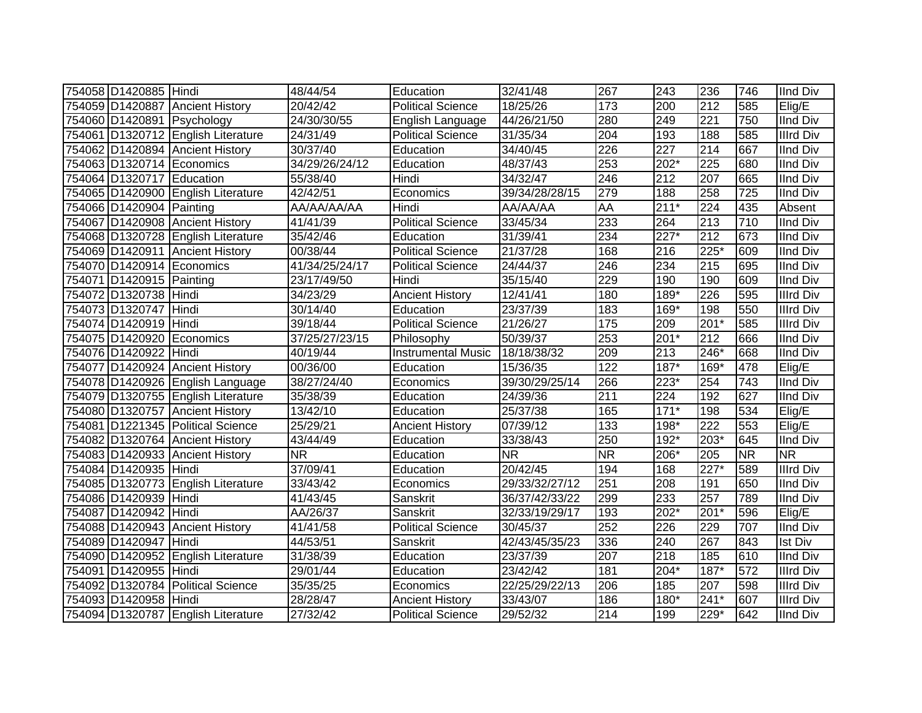| | | | | | | | | | | |
|---|---|---|---|---|---|---|---|---|---|---|
| 754058 | D1420885 | Hindi | 48/44/54 | Education | 32/41/48 | 267 | 243 | 236 | 746 | IInd Div |
| 754059 | D1420887 | Ancient History | 20/42/42 | Political Science | 18/25/26 | 173 | 200 | 212 | 585 | Elig/E |
| 754060 | D1420891 | Psychology | 24/30/30/55 | English Language | 44/26/21/50 | 280 | 249 | 221 | 750 | IInd Div |
| 754061 | D1320712 | English Literature | 24/31/49 | Political Science | 31/35/34 | 204 | 193 | 188 | 585 | IIIrd Div |
| 754062 | D1420894 | Ancient History | 30/37/40 | Education | 34/40/45 | 226 | 227 | 214 | 667 | IInd Div |
| 754063 | D1320714 | Economics | 34/29/26/24/12 | Education | 48/37/43 | 253 | 202* | 225 | 680 | IInd Div |
| 754064 | D1320717 | Education | 55/38/40 | Hindi | 34/32/47 | 246 | 212 | 207 | 665 | IInd Div |
| 754065 | D1420900 | English Literature | 42/42/51 | Economics | 39/34/28/28/15 | 279 | 188 | 258 | 725 | IInd Div |
| 754066 | D1420904 | Painting | AA/AA/AA/AA | Hindi | AA/AA/AA | AA | 211* | 224 | 435 | Absent |
| 754067 | D1420908 | Ancient History | 41/41/39 | Political Science | 33/45/34 | 233 | 264 | 213 | 710 | IInd Div |
| 754068 | D1320728 | English Literature | 35/42/46 | Education | 31/39/41 | 234 | 227* | 212 | 673 | IInd Div |
| 754069 | D1420911 | Ancient History | 00/38/44 | Political Science | 21/37/28 | 168 | 216 | 225* | 609 | IInd Div |
| 754070 | D1420914 | Economics | 41/34/25/24/17 | Political Science | 24/44/37 | 246 | 234 | 215 | 695 | IInd Div |
| 754071 | D1420915 | Painting | 23/17/49/50 | Hindi | 35/15/40 | 229 | 190 | 190 | 609 | IInd Div |
| 754072 | D1320738 | Hindi | 34/23/29 | Ancient History | 12/41/41 | 180 | 189* | 226 | 595 | IIIrd Div |
| 754073 | D1320747 | Hindi | 30/14/40 | Education | 23/37/39 | 183 | 169* | 198 | 550 | IIIrd Div |
| 754074 | D1420919 | Hindi | 39/18/44 | Political Science | 21/26/27 | 175 | 209 | 201* | 585 | IIIrd Div |
| 754075 | D1420920 | Economics | 37/25/27/23/15 | Philosophy | 50/39/37 | 253 | 201* | 212 | 666 | IInd Div |
| 754076 | D1420922 | Hindi | 40/19/44 | Instrumental Music | 18/18/38/32 | 209 | 213 | 246* | 668 | IInd Div |
| 754077 | D1420924 | Ancient History | 00/36/00 | Education | 15/36/35 | 122 | 187* | 169* | 478 | Elig/E |
| 754078 | D1420926 | English Language | 38/27/24/40 | Economics | 39/30/29/25/14 | 266 | 223* | 254 | 743 | IInd Div |
| 754079 | D1320755 | English Literature | 35/38/39 | Education | 24/39/36 | 211 | 224 | 192 | 627 | IInd Div |
| 754080 | D1320757 | Ancient History | 13/42/10 | Education | 25/37/38 | 165 | 171* | 198 | 534 | Elig/E |
| 754081 | D1221345 | Political Science | 25/29/21 | Ancient History | 07/39/12 | 133 | 198* | 222 | 553 | Elig/E |
| 754082 | D1320764 | Ancient History | 43/44/49 | Education | 33/38/43 | 250 | 192* | 203* | 645 | IInd Div |
| 754083 | D1420933 | Ancient History | NR | Education | NR | NR | 206* | 205 | NR | NR |
| 754084 | D1420935 | Hindi | 37/09/41 | Education | 20/42/45 | 194 | 168 | 227* | 589 | IIIrd Div |
| 754085 | D1320773 | English Literature | 33/43/42 | Economics | 29/33/32/27/12 | 251 | 208 | 191 | 650 | IInd Div |
| 754086 | D1420939 | Hindi | 41/43/45 | Sanskrit | 36/37/42/33/22 | 299 | 233 | 257 | 789 | IInd Div |
| 754087 | D1420942 | Hindi | AA/26/37 | Sanskrit | 32/33/19/29/17 | 193 | 202* | 201* | 596 | Elig/E |
| 754088 | D1420943 | Ancient History | 41/41/58 | Political Science | 30/45/37 | 252 | 226 | 229 | 707 | IInd Div |
| 754089 | D1420947 | Hindi | 44/53/51 | Sanskrit | 42/43/45/35/23 | 336 | 240 | 267 | 843 | Ist Div |
| 754090 | D1420952 | English Literature | 31/38/39 | Education | 23/37/39 | 207 | 218 | 185 | 610 | IInd Div |
| 754091 | D1420955 | Hindi | 29/01/44 | Education | 23/42/42 | 181 | 204* | 187* | 572 | IIIrd Div |
| 754092 | D1320784 | Political Science | 35/35/25 | Economics | 22/25/29/22/13 | 206 | 185 | 207 | 598 | IIIrd Div |
| 754093 | D1420958 | Hindi | 28/28/47 | Ancient History | 33/43/07 | 186 | 180* | 241* | 607 | IIIrd Div |
| 754094 | D1320787 | English Literature | 27/32/42 | Political Science | 29/52/32 | 214 | 199 | 229* | 642 | IInd Div |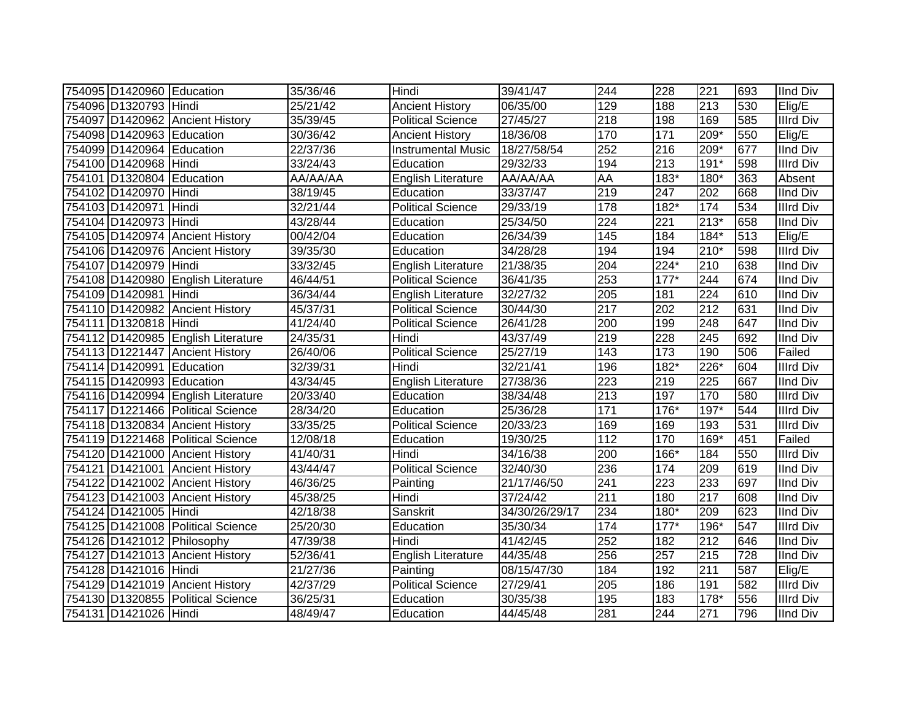| | | | | | | | | | | |
|---|---|---|---|---|---|---|---|---|---|---|
| 754095 | D1420960 | Education | 35/36/46 | Hindi | 39/41/47 | 244 | 228 | 221 | 693 | IInd Div |
| 754096 | D1320793 | Hindi | 25/21/42 | Ancient History | 06/35/00 | 129 | 188 | 213 | 530 | Elig/E |
| 754097 | D1420962 | Ancient History | 35/39/45 | Political Science | 27/45/27 | 218 | 198 | 169 | 585 | IIIrd Div |
| 754098 | D1420963 | Education | 30/36/42 | Ancient History | 18/36/08 | 170 | 171 | 209* | 550 | Elig/E |
| 754099 | D1420964 | Education | 22/37/36 | Instrumental Music | 18/27/58/54 | 252 | 216 | 209* | 677 | IInd Div |
| 754100 | D1420968 | Hindi | 33/24/43 | Education | 29/32/33 | 194 | 213 | 191* | 598 | IIIrd Div |
| 754101 | D1320804 | Education | AA/AA/AA | English Literature | AA/AA/AA | AA | 183* | 180* | 363 | Absent |
| 754102 | D1420970 | Hindi | 38/19/45 | Education | 33/37/47 | 219 | 247 | 202 | 668 | IInd Div |
| 754103 | D1420971 | Hindi | 32/21/44 | Political Science | 29/33/19 | 178 | 182* | 174 | 534 | IIIrd Div |
| 754104 | D1420973 | Hindi | 43/28/44 | Education | 25/34/50 | 224 | 221 | 213* | 658 | IInd Div |
| 754105 | D1420974 | Ancient History | 00/42/04 | Education | 26/34/39 | 145 | 184 | 184* | 513 | Elig/E |
| 754106 | D1420976 | Ancient History | 39/35/30 | Education | 34/28/28 | 194 | 194 | 210* | 598 | IIIrd Div |
| 754107 | D1420979 | Hindi | 33/32/45 | English Literature | 21/38/35 | 204 | 224* | 210 | 638 | IInd Div |
| 754108 | D1420980 | English Literature | 46/44/51 | Political Science | 36/41/35 | 253 | 177* | 244 | 674 | IInd Div |
| 754109 | D1420981 | Hindi | 36/34/44 | English Literature | 32/27/32 | 205 | 181 | 224 | 610 | IInd Div |
| 754110 | D1420982 | Ancient History | 45/37/31 | Political Science | 30/44/30 | 217 | 202 | 212 | 631 | IInd Div |
| 754111 | D1320818 | Hindi | 41/24/40 | Political Science | 26/41/28 | 200 | 199 | 248 | 647 | IInd Div |
| 754112 | D1420985 | English Literature | 24/35/31 | Hindi | 43/37/49 | 219 | 228 | 245 | 692 | IInd Div |
| 754113 | D1221447 | Ancient History | 26/40/06 | Political Science | 25/27/19 | 143 | 173 | 190 | 506 | Failed |
| 754114 | D1420991 | Education | 32/39/31 | Hindi | 32/21/41 | 196 | 182* | 226* | 604 | IIIrd Div |
| 754115 | D1420993 | Education | 43/34/45 | English Literature | 27/38/36 | 223 | 219 | 225 | 667 | IInd Div |
| 754116 | D1420994 | English Literature | 20/33/40 | Education | 38/34/48 | 213 | 197 | 170 | 580 | IIIrd Div |
| 754117 | D1221466 | Political Science | 28/34/20 | Education | 25/36/28 | 171 | 176* | 197* | 544 | IIIrd Div |
| 754118 | D1320834 | Ancient History | 33/35/25 | Political Science | 20/33/23 | 169 | 169 | 193 | 531 | IIIrd Div |
| 754119 | D1221468 | Political Science | 12/08/18 | Education | 19/30/25 | 112 | 170 | 169* | 451 | Failed |
| 754120 | D1421000 | Ancient History | 41/40/31 | Hindi | 34/16/38 | 200 | 166* | 184 | 550 | IIIrd Div |
| 754121 | D1421001 | Ancient History | 43/44/47 | Political Science | 32/40/30 | 236 | 174 | 209 | 619 | IInd Div |
| 754122 | D1421002 | Ancient History | 46/36/25 | Painting | 21/17/46/50 | 241 | 223 | 233 | 697 | IInd Div |
| 754123 | D1421003 | Ancient History | 45/38/25 | Hindi | 37/24/42 | 211 | 180 | 217 | 608 | IInd Div |
| 754124 | D1421005 | Hindi | 42/18/38 | Sanskrit | 34/30/26/29/17 | 234 | 180* | 209 | 623 | IInd Div |
| 754125 | D1421008 | Political Science | 25/20/30 | Education | 35/30/34 | 174 | 177* | 196* | 547 | IIIrd Div |
| 754126 | D1421012 | Philosophy | 47/39/38 | Hindi | 41/42/45 | 252 | 182 | 212 | 646 | IInd Div |
| 754127 | D1421013 | Ancient History | 52/36/41 | English Literature | 44/35/48 | 256 | 257 | 215 | 728 | IInd Div |
| 754128 | D1421016 | Hindi | 21/27/36 | Painting | 08/15/47/30 | 184 | 192 | 211 | 587 | Elig/E |
| 754129 | D1421019 | Ancient History | 42/37/29 | Political Science | 27/29/41 | 205 | 186 | 191 | 582 | IIIrd Div |
| 754130 | D1320855 | Political Science | 36/25/31 | Education | 30/35/38 | 195 | 183 | 178* | 556 | IIIrd Div |
| 754131 | D1421026 | Hindi | 48/49/47 | Education | 44/45/48 | 281 | 244 | 271 | 796 | IInd Div |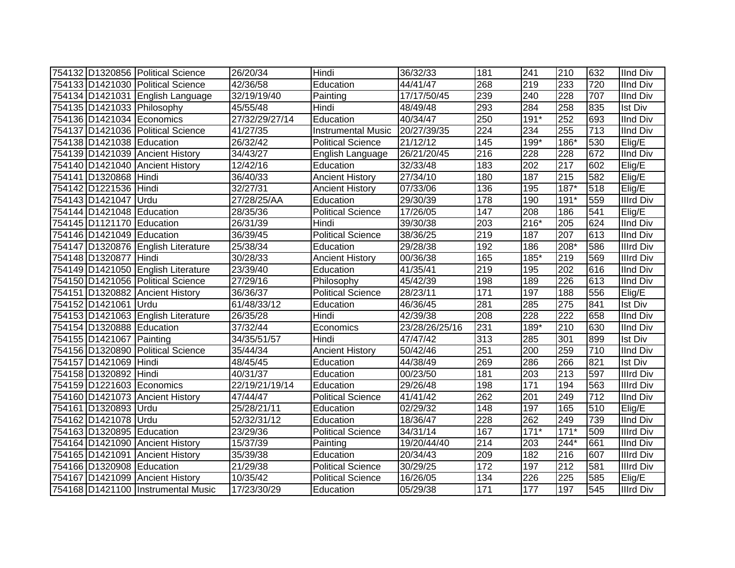| 754132 | D1320856 | Political Science | 26/20/34 | Hindi | 36/32/33 | 181 | 241 | 210 | 632 | IInd Div |
|---|---|---|---|---|---|---|---|---|---|---|
| 754133 | D1421030 | Political Science | 42/36/58 | Education | 44/41/47 | 268 | 219 | 233 | 720 | IInd Div |
| 754134 | D1421031 | English Language | 32/19/19/40 | Painting | 17/17/50/45 | 239 | 240 | 228 | 707 | IInd Div |
| 754135 | D1421033 | Philosophy | 45/55/48 | Hindi | 48/49/48 | 293 | 284 | 258 | 835 | Ist Div |
| 754136 | D1421034 | Economics | 27/32/29/27/14 | Education | 40/34/47 | 250 | 191* | 252 | 693 | IInd Div |
| 754137 | D1421036 | Political Science | 41/27/35 | Instrumental Music | 20/27/39/35 | 224 | 234 | 255 | 713 | IInd Div |
| 754138 | D1421038 | Education | 26/32/42 | Political Science | 21/12/12 | 145 | 199* | 186* | 530 | Elig/E |
| 754139 | D1421039 | Ancient History | 34/43/27 | English Language | 26/21/20/45 | 216 | 228 | 228 | 672 | IInd Div |
| 754140 | D1421040 | Ancient History | 12/42/16 | Education | 32/33/48 | 183 | 202 | 217 | 602 | Elig/E |
| 754141 | D1320868 | Hindi | 36/40/33 | Ancient History | 27/34/10 | 180 | 187 | 215 | 582 | Elig/E |
| 754142 | D1221536 | Hindi | 32/27/31 | Ancient History | 07/33/06 | 136 | 195 | 187* | 518 | Elig/E |
| 754143 | D1421047 | Urdu | 27/28/25/AA | Education | 29/30/39 | 178 | 190 | 191* | 559 | IIIrd Div |
| 754144 | D1421048 | Education | 28/35/36 | Political Science | 17/26/05 | 147 | 208 | 186 | 541 | Elig/E |
| 754145 | D1121170 | Education | 26/31/39 | Hindi | 39/30/38 | 203 | 216* | 205 | 624 | IInd Div |
| 754146 | D1421049 | Education | 36/39/45 | Political Science | 38/36/25 | 219 | 187 | 207 | 613 | IInd Div |
| 754147 | D1320876 | English Literature | 25/38/34 | Education | 29/28/38 | 192 | 186 | 208* | 586 | IIIrd Div |
| 754148 | D1320877 | Hindi | 30/28/33 | Ancient History | 00/36/38 | 165 | 185* | 219 | 569 | IIIrd Div |
| 754149 | D1421050 | English Literature | 23/39/40 | Education | 41/35/41 | 219 | 195 | 202 | 616 | IInd Div |
| 754150 | D1421056 | Political Science | 27/29/16 | Philosophy | 45/42/39 | 198 | 189 | 226 | 613 | IInd Div |
| 754151 | D1320882 | Ancient History | 36/36/37 | Political Science | 28/23/11 | 171 | 197 | 188 | 556 | Elig/E |
| 754152 | D1421061 | Urdu | 61/48/33/12 | Education | 46/36/45 | 281 | 285 | 275 | 841 | Ist Div |
| 754153 | D1421063 | English Literature | 26/35/28 | Hindi | 42/39/38 | 208 | 228 | 222 | 658 | IInd Div |
| 754154 | D1320888 | Education | 37/32/44 | Economics | 23/28/26/25/16 | 231 | 189* | 210 | 630 | IInd Div |
| 754155 | D1421067 | Painting | 34/35/51/57 | Hindi | 47/47/42 | 313 | 285 | 301 | 899 | Ist Div |
| 754156 | D1320890 | Political Science | 35/44/34 | Ancient History | 50/42/46 | 251 | 200 | 259 | 710 | IInd Div |
| 754157 | D1421069 | Hindi | 48/45/45 | Education | 44/38/49 | 269 | 286 | 266 | 821 | Ist Div |
| 754158 | D1320892 | Hindi | 40/31/37 | Education | 00/23/50 | 181 | 203 | 213 | 597 | IIIrd Div |
| 754159 | D1221603 | Economics | 22/19/21/19/14 | Education | 29/26/48 | 198 | 171 | 194 | 563 | IIIrd Div |
| 754160 | D1421073 | Ancient History | 47/44/47 | Political Science | 41/41/42 | 262 | 201 | 249 | 712 | IInd Div |
| 754161 | D1320893 | Urdu | 25/28/21/11 | Education | 02/29/32 | 148 | 197 | 165 | 510 | Elig/E |
| 754162 | D1421078 | Urdu | 52/32/31/12 | Education | 18/36/47 | 228 | 262 | 249 | 739 | IInd Div |
| 754163 | D1320895 | Education | 23/29/36 | Political Science | 34/31/14 | 167 | 171* | 171* | 509 | IIIrd Div |
| 754164 | D1421090 | Ancient History | 15/37/39 | Painting | 19/20/44/40 | 214 | 203 | 244* | 661 | IInd Div |
| 754165 | D1421091 | Ancient History | 35/39/38 | Education | 20/34/43 | 209 | 182 | 216 | 607 | IIIrd Div |
| 754166 | D1320908 | Education | 21/29/38 | Political Science | 30/29/25 | 172 | 197 | 212 | 581 | IIIrd Div |
| 754167 | D1421099 | Ancient History | 10/35/42 | Political Science | 16/26/05 | 134 | 226 | 225 | 585 | Elig/E |
| 754168 | D1421100 | Instrumental Music | 17/23/30/29 | Education | 05/29/38 | 171 | 177 | 197 | 545 | IIIrd Div |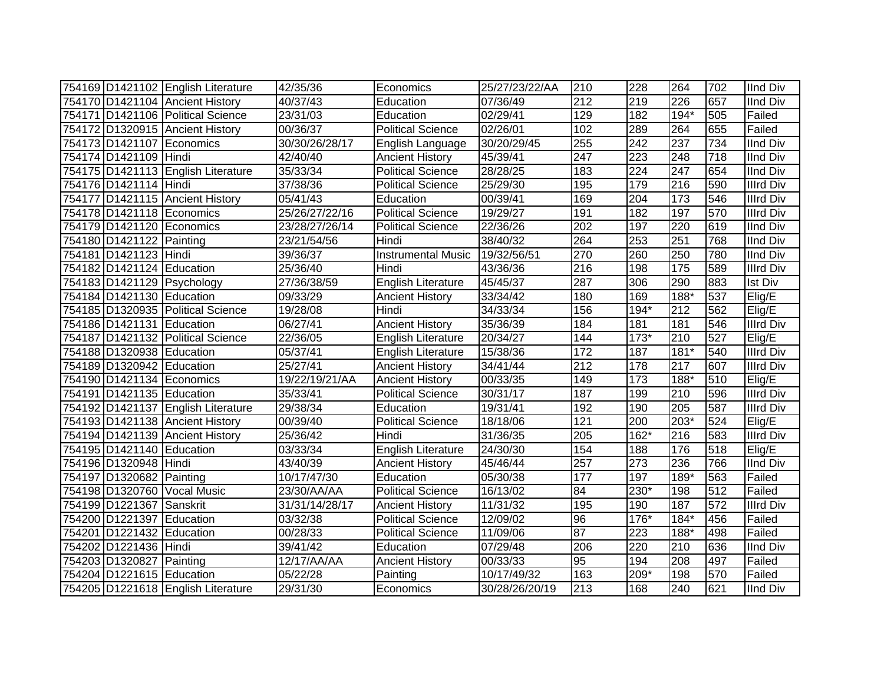| | | | | | | | | | | |
|---|---|---|---|---|---|---|---|---|---|---|
| 754169 | D1421102 | English Literature | 42/35/36 | Economics | 25/27/23/22/AA | 210 | 228 | 264 | 702 | IInd Div |
| 754170 | D1421104 | Ancient History | 40/37/43 | Education | 07/36/49 | 212 | 219 | 226 | 657 | IInd Div |
| 754171 | D1421106 | Political Science | 23/31/03 | Education | 02/29/41 | 129 | 182 | 194* | 505 | Failed |
| 754172 | D1320915 | Ancient History | 00/36/37 | Political Science | 02/26/01 | 102 | 289 | 264 | 655 | Failed |
| 754173 | D1421107 | Economics | 30/30/26/28/17 | English Language | 30/20/29/45 | 255 | 242 | 237 | 734 | IInd Div |
| 754174 | D1421109 | Hindi | 42/40/40 | Ancient History | 45/39/41 | 247 | 223 | 248 | 718 | IInd Div |
| 754175 | D1421113 | English Literature | 35/33/34 | Political Science | 28/28/25 | 183 | 224 | 247 | 654 | IInd Div |
| 754176 | D1421114 | Hindi | 37/38/36 | Political Science | 25/29/30 | 195 | 179 | 216 | 590 | IIIrd Div |
| 754177 | D1421115 | Ancient History | 05/41/43 | Education | 00/39/41 | 169 | 204 | 173 | 546 | IIIrd Div |
| 754178 | D1421118 | Economics | 25/26/27/22/16 | Political Science | 19/29/27 | 191 | 182 | 197 | 570 | IIIrd Div |
| 754179 | D1421120 | Economics | 23/28/27/26/14 | Political Science | 22/36/26 | 202 | 197 | 220 | 619 | IInd Div |
| 754180 | D1421122 | Painting | 23/21/54/56 | Hindi | 38/40/32 | 264 | 253 | 251 | 768 | IInd Div |
| 754181 | D1421123 | Hindi | 39/36/37 | Instrumental Music | 19/32/56/51 | 270 | 260 | 250 | 780 | IInd Div |
| 754182 | D1421124 | Education | 25/36/40 | Hindi | 43/36/36 | 216 | 198 | 175 | 589 | IIIrd Div |
| 754183 | D1421129 | Psychology | 27/36/38/59 | English Literature | 45/45/37 | 287 | 306 | 290 | 883 | Ist Div |
| 754184 | D1421130 | Education | 09/33/29 | Ancient History | 33/34/42 | 180 | 169 | 188* | 537 | Elig/E |
| 754185 | D1320935 | Political Science | 19/28/08 | Hindi | 34/33/34 | 156 | 194* | 212 | 562 | Elig/E |
| 754186 | D1421131 | Education | 06/27/41 | Ancient History | 35/36/39 | 184 | 181 | 181 | 546 | IIIrd Div |
| 754187 | D1421132 | Political Science | 22/36/05 | English Literature | 20/34/27 | 144 | 173* | 210 | 527 | Elig/E |
| 754188 | D1320938 | Education | 05/37/41 | English Literature | 15/38/36 | 172 | 187 | 181* | 540 | IIIrd Div |
| 754189 | D1320942 | Education | 25/27/41 | Ancient History | 34/41/44 | 212 | 178 | 217 | 607 | IIIrd Div |
| 754190 | D1421134 | Economics | 19/22/19/21/AA | Ancient History | 00/33/35 | 149 | 173 | 188* | 510 | Elig/E |
| 754191 | D1421135 | Education | 35/33/41 | Political Science | 30/31/17 | 187 | 199 | 210 | 596 | IIIrd Div |
| 754192 | D1421137 | English Literature | 29/38/34 | Education | 19/31/41 | 192 | 190 | 205 | 587 | IIIrd Div |
| 754193 | D1421138 | Ancient History | 00/39/40 | Political Science | 18/18/06 | 121 | 200 | 203* | 524 | Elig/E |
| 754194 | D1421139 | Ancient History | 25/36/42 | Hindi | 31/36/35 | 205 | 162* | 216 | 583 | IIIrd Div |
| 754195 | D1421140 | Education | 03/33/34 | English Literature | 24/30/30 | 154 | 188 | 176 | 518 | Elig/E |
| 754196 | D1320948 | Hindi | 43/40/39 | Ancient History | 45/46/44 | 257 | 273 | 236 | 766 | IInd Div |
| 754197 | D1320682 | Painting | 10/17/47/30 | Education | 05/30/38 | 177 | 197 | 189* | 563 | Failed |
| 754198 | D1320760 | Vocal Music | 23/30/AA/AA | Political Science | 16/13/02 | 84 | 230* | 198 | 512 | Failed |
| 754199 | D1221367 | Sanskrit | 31/31/14/28/17 | Ancient History | 11/31/32 | 195 | 190 | 187 | 572 | IIIrd Div |
| 754200 | D1221397 | Education | 03/32/38 | Political Science | 12/09/02 | 96 | 176* | 184* | 456 | Failed |
| 754201 | D1221432 | Education | 00/28/33 | Political Science | 11/09/06 | 87 | 223 | 188* | 498 | Failed |
| 754202 | D1221436 | Hindi | 39/41/42 | Education | 07/29/48 | 206 | 220 | 210 | 636 | IInd Div |
| 754203 | D1320827 | Painting | 12/17/AA/AA | Ancient History | 00/33/33 | 95 | 194 | 208 | 497 | Failed |
| 754204 | D1221615 | Education | 05/22/28 | Painting | 10/17/49/32 | 163 | 209* | 198 | 570 | Failed |
| 754205 | D1221618 | English Literature | 29/31/30 | Economics | 30/28/26/20/19 | 213 | 168 | 240 | 621 | IInd Div |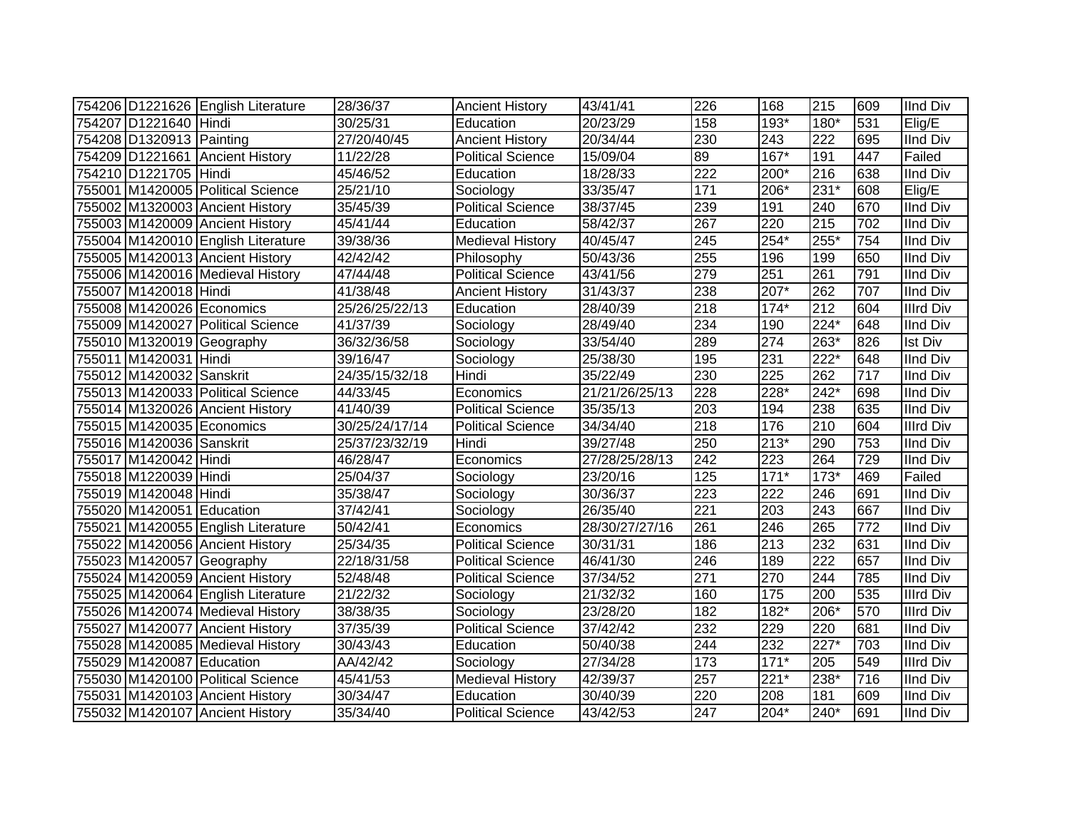| | | | | | | | | | | |
|---|---|---|---|---|---|---|---|---|---|---|
| 754206 | D1221626 | English Literature | 28/36/37 | Ancient History | 43/41/41 | 226 | 168 | 215 | 609 | IInd Div |
| 754207 | D1221640 | Hindi | 30/25/31 | Education | 20/23/29 | 158 | 193* | 180* | 531 | Elig/E |
| 754208 | D1320913 | Painting | 27/20/40/45 | Ancient History | 20/34/44 | 230 | 243 | 222 | 695 | IInd Div |
| 754209 | D1221661 | Ancient History | 11/22/28 | Political Science | 15/09/04 | 89 | 167* | 191 | 447 | Failed |
| 754210 | D1221705 | Hindi | 45/46/52 | Education | 18/28/33 | 222 | 200* | 216 | 638 | IInd Div |
| 755001 | M1420005 | Political Science | 25/21/10 | Sociology | 33/35/47 | 171 | 206* | 231* | 608 | Elig/E |
| 755002 | M1320003 | Ancient History | 35/45/39 | Political Science | 38/37/45 | 239 | 191 | 240 | 670 | IInd Div |
| 755003 | M1420009 | Ancient History | 45/41/44 | Education | 58/42/37 | 267 | 220 | 215 | 702 | IInd Div |
| 755004 | M1420010 | English Literature | 39/38/36 | Medieval History | 40/45/47 | 245 | 254* | 255* | 754 | IInd Div |
| 755005 | M1420013 | Ancient History | 42/42/42 | Philosophy | 50/43/36 | 255 | 196 | 199 | 650 | IInd Div |
| 755006 | M1420016 | Medieval History | 47/44/48 | Political Science | 43/41/56 | 279 | 251 | 261 | 791 | IInd Div |
| 755007 | M1420018 | Hindi | 41/38/48 | Ancient History | 31/43/37 | 238 | 207* | 262 | 707 | IInd Div |
| 755008 | M1420026 | Economics | 25/26/25/22/13 | Education | 28/40/39 | 218 | 174* | 212 | 604 | IIIrd Div |
| 755009 | M1420027 | Political Science | 41/37/39 | Sociology | 28/49/40 | 234 | 190 | 224* | 648 | IInd Div |
| 755010 | M1320019 | Geography | 36/32/36/58 | Sociology | 33/54/40 | 289 | 274 | 263* | 826 | Ist Div |
| 755011 | M1420031 | Hindi | 39/16/47 | Sociology | 25/38/30 | 195 | 231 | 222* | 648 | IInd Div |
| 755012 | M1420032 | Sanskrit | 24/35/15/32/18 | Hindi | 35/22/49 | 230 | 225 | 262 | 717 | IInd Div |
| 755013 | M1420033 | Political Science | 44/33/45 | Economics | 21/21/26/25/13 | 228 | 228* | 242* | 698 | IInd Div |
| 755014 | M1320026 | Ancient History | 41/40/39 | Political Science | 35/35/13 | 203 | 194 | 238 | 635 | IInd Div |
| 755015 | M1420035 | Economics | 30/25/24/17/14 | Political Science | 34/34/40 | 218 | 176 | 210 | 604 | IIIrd Div |
| 755016 | M1420036 | Sanskrit | 25/37/23/32/19 | Hindi | 39/27/48 | 250 | 213* | 290 | 753 | IInd Div |
| 755017 | M1420042 | Hindi | 46/28/47 | Economics | 27/28/25/28/13 | 242 | 223 | 264 | 729 | IInd Div |
| 755018 | M1220039 | Hindi | 25/04/37 | Sociology | 23/20/16 | 125 | 171* | 173* | 469 | Failed |
| 755019 | M1420048 | Hindi | 35/38/47 | Sociology | 30/36/37 | 223 | 222 | 246 | 691 | IInd Div |
| 755020 | M1420051 | Education | 37/42/41 | Sociology | 26/35/40 | 221 | 203 | 243 | 667 | IInd Div |
| 755021 | M1420055 | English Literature | 50/42/41 | Economics | 28/30/27/27/16 | 261 | 246 | 265 | 772 | IInd Div |
| 755022 | M1420056 | Ancient History | 25/34/35 | Political Science | 30/31/31 | 186 | 213 | 232 | 631 | IInd Div |
| 755023 | M1420057 | Geography | 22/18/31/58 | Political Science | 46/41/30 | 246 | 189 | 222 | 657 | IInd Div |
| 755024 | M1420059 | Ancient History | 52/48/48 | Political Science | 37/34/52 | 271 | 270 | 244 | 785 | IInd Div |
| 755025 | M1420064 | English Literature | 21/22/32 | Sociology | 21/32/32 | 160 | 175 | 200 | 535 | IIIrd Div |
| 755026 | M1420074 | Medieval History | 38/38/35 | Sociology | 23/28/20 | 182 | 182* | 206* | 570 | IIIrd Div |
| 755027 | M1420077 | Ancient History | 37/35/39 | Political Science | 37/42/42 | 232 | 229 | 220 | 681 | IInd Div |
| 755028 | M1420085 | Medieval History | 30/43/43 | Education | 50/40/38 | 244 | 232 | 227* | 703 | IInd Div |
| 755029 | M1420087 | Education | AA/42/42 | Sociology | 27/34/28 | 173 | 171* | 205 | 549 | IIIrd Div |
| 755030 | M1420100 | Political Science | 45/41/53 | Medieval History | 42/39/37 | 257 | 221* | 238* | 716 | IInd Div |
| 755031 | M1420103 | Ancient History | 30/34/47 | Education | 30/40/39 | 220 | 208 | 181 | 609 | IInd Div |
| 755032 | M1420107 | Ancient History | 35/34/40 | Political Science | 43/42/53 | 247 | 204* | 240* | 691 | IInd Div |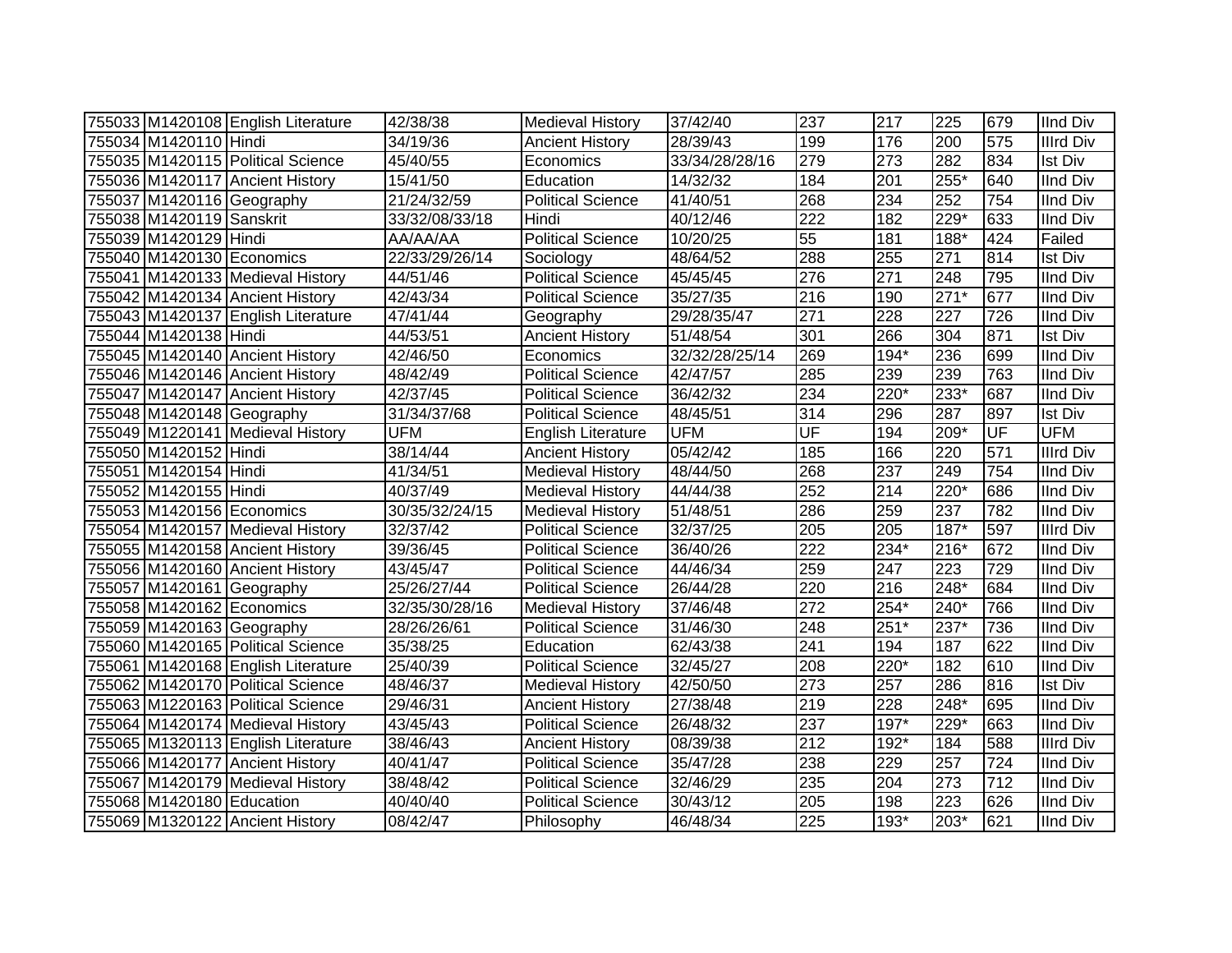| 755033 | M1420108 | English Literature | 42/38/38 | Medieval History | 37/42/40 | 237 | 217 | 225 | 679 | IInd Div |
|---|---|---|---|---|---|---|---|---|---|---|
| 755034 | M1420110 | Hindi | 34/19/36 | Ancient History | 28/39/43 | 199 | 176 | 200 | 575 | IIIrd Div |
| 755035 | M1420115 | Political Science | 45/40/55 | Economics | 33/34/28/28/16 | 279 | 273 | 282 | 834 | Ist Div |
| 755036 | M1420117 | Ancient History | 15/41/50 | Education | 14/32/32 | 184 | 201 | 255* | 640 | IInd Div |
| 755037 | M1420116 | Geography | 21/24/32/59 | Political Science | 41/40/51 | 268 | 234 | 252 | 754 | IInd Div |
| 755038 | M1420119 | Sanskrit | 33/32/08/33/18 | Hindi | 40/12/46 | 222 | 182 | 229* | 633 | IInd Div |
| 755039 | M1420129 | Hindi | AA/AA/AA | Political Science | 10/20/25 | 55 | 181 | 188* | 424 | Failed |
| 755040 | M1420130 | Economics | 22/33/29/26/14 | Sociology | 48/64/52 | 288 | 255 | 271 | 814 | Ist Div |
| 755041 | M1420133 | Medieval History | 44/51/46 | Political Science | 45/45/45 | 276 | 271 | 248 | 795 | IInd Div |
| 755042 | M1420134 | Ancient History | 42/43/34 | Political Science | 35/27/35 | 216 | 190 | 271* | 677 | IInd Div |
| 755043 | M1420137 | English Literature | 47/41/44 | Geography | 29/28/35/47 | 271 | 228 | 227 | 726 | IInd Div |
| 755044 | M1420138 | Hindi | 44/53/51 | Ancient History | 51/48/54 | 301 | 266 | 304 | 871 | Ist Div |
| 755045 | M1420140 | Ancient History | 42/46/50 | Economics | 32/32/28/25/14 | 269 | 194* | 236 | 699 | IInd Div |
| 755046 | M1420146 | Ancient History | 48/42/49 | Political Science | 42/47/57 | 285 | 239 | 239 | 763 | IInd Div |
| 755047 | M1420147 | Ancient History | 42/37/45 | Political Science | 36/42/32 | 234 | 220* | 233* | 687 | IInd Div |
| 755048 | M1420148 | Geography | 31/34/37/68 | Political Science | 48/45/51 | 314 | 296 | 287 | 897 | Ist Div |
| 755049 | M1220141 | Medieval History | UFM | English Literature | UFM | UF | 194 | 209* | UF | UFM |
| 755050 | M1420152 | Hindi | 38/14/44 | Ancient History | 05/42/42 | 185 | 166 | 220 | 571 | IIIrd Div |
| 755051 | M1420154 | Hindi | 41/34/51 | Medieval History | 48/44/50 | 268 | 237 | 249 | 754 | IInd Div |
| 755052 | M1420155 | Hindi | 40/37/49 | Medieval History | 44/44/38 | 252 | 214 | 220* | 686 | IInd Div |
| 755053 | M1420156 | Economics | 30/35/32/24/15 | Medieval History | 51/48/51 | 286 | 259 | 237 | 782 | IInd Div |
| 755054 | M1420157 | Medieval History | 32/37/42 | Political Science | 32/37/25 | 205 | 205 | 187* | 597 | IIIrd Div |
| 755055 | M1420158 | Ancient History | 39/36/45 | Political Science | 36/40/26 | 222 | 234* | 216* | 672 | IInd Div |
| 755056 | M1420160 | Ancient History | 43/45/47 | Political Science | 44/46/34 | 259 | 247 | 223 | 729 | IInd Div |
| 755057 | M1420161 | Geography | 25/26/27/44 | Political Science | 26/44/28 | 220 | 216 | 248* | 684 | IInd Div |
| 755058 | M1420162 | Economics | 32/35/30/28/16 | Medieval History | 37/46/48 | 272 | 254* | 240* | 766 | IInd Div |
| 755059 | M1420163 | Geography | 28/26/26/61 | Political Science | 31/46/30 | 248 | 251* | 237* | 736 | IInd Div |
| 755060 | M1420165 | Political Science | 35/38/25 | Education | 62/43/38 | 241 | 194 | 187 | 622 | IInd Div |
| 755061 | M1420168 | English Literature | 25/40/39 | Political Science | 32/45/27 | 208 | 220* | 182 | 610 | IInd Div |
| 755062 | M1420170 | Political Science | 48/46/37 | Medieval History | 42/50/50 | 273 | 257 | 286 | 816 | Ist Div |
| 755063 | M1220163 | Political Science | 29/46/31 | Ancient History | 27/38/48 | 219 | 228 | 248* | 695 | IInd Div |
| 755064 | M1420174 | Medieval History | 43/45/43 | Political Science | 26/48/32 | 237 | 197* | 229* | 663 | IInd Div |
| 755065 | M1320113 | English Literature | 38/46/43 | Ancient History | 08/39/38 | 212 | 192* | 184 | 588 | IIIrd Div |
| 755066 | M1420177 | Ancient History | 40/41/47 | Political Science | 35/47/28 | 238 | 229 | 257 | 724 | IInd Div |
| 755067 | M1420179 | Medieval History | 38/48/42 | Political Science | 32/46/29 | 235 | 204 | 273 | 712 | IInd Div |
| 755068 | M1420180 | Education | 40/40/40 | Political Science | 30/43/12 | 205 | 198 | 223 | 626 | IInd Div |
| 755069 | M1320122 | Ancient History | 08/42/47 | Philosophy | 46/48/34 | 225 | 193* | 203* | 621 | IInd Div |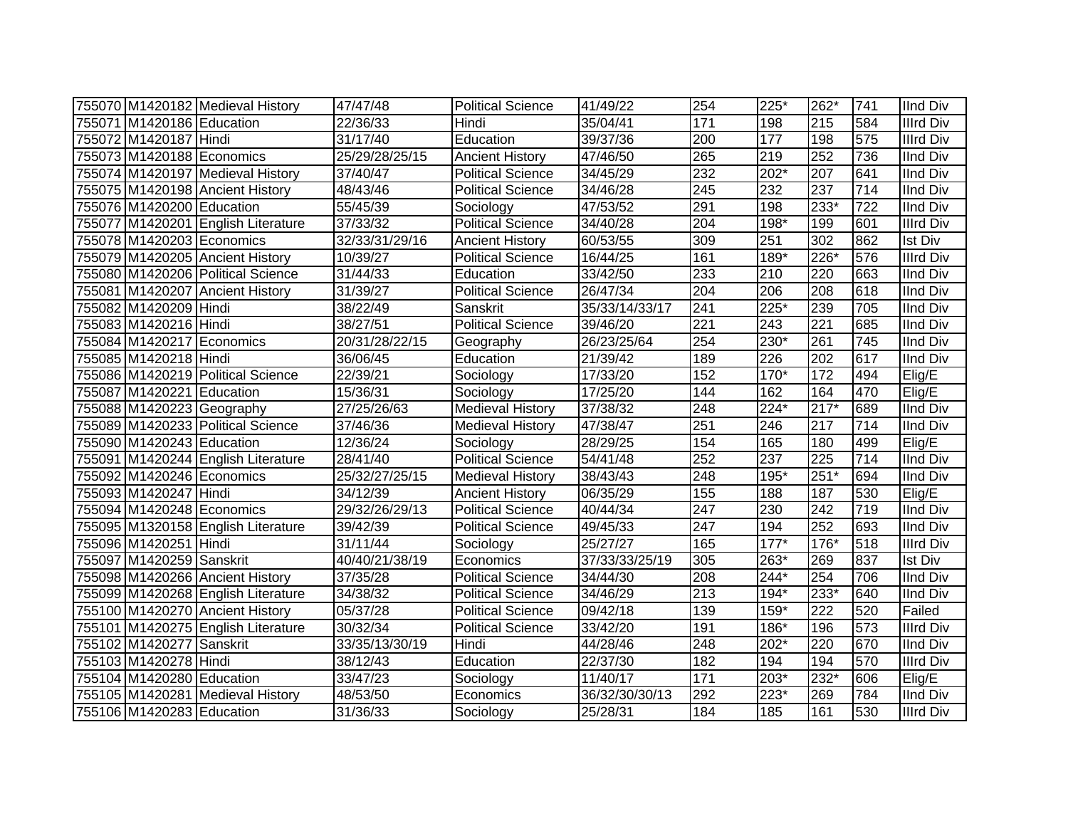| | | | | | | | | | | |
|---|---|---|---|---|---|---|---|---|---|---|
| 755070 | M1420182 | Medieval History | 47/47/48 | Political Science | 41/49/22 | 254 | 225* | 262* | 741 | IInd Div |
| 755071 | M1420186 | Education | 22/36/33 | Hindi | 35/04/41 | 171 | 198 | 215 | 584 | IIIrd Div |
| 755072 | M1420187 | Hindi | 31/17/40 | Education | 39/37/36 | 200 | 177 | 198 | 575 | IIIrd Div |
| 755073 | M1420188 | Economics | 25/29/28/25/15 | Ancient History | 47/46/50 | 265 | 219 | 252 | 736 | IInd Div |
| 755074 | M1420197 | Medieval History | 37/40/47 | Political Science | 34/45/29 | 232 | 202* | 207 | 641 | IInd Div |
| 755075 | M1420198 | Ancient History | 48/43/46 | Political Science | 34/46/28 | 245 | 232 | 237 | 714 | IInd Div |
| 755076 | M1420200 | Education | 55/45/39 | Sociology | 47/53/52 | 291 | 198 | 233* | 722 | IInd Div |
| 755077 | M1420201 | English Literature | 37/33/32 | Political Science | 34/40/28 | 204 | 198* | 199 | 601 | IIIrd Div |
| 755078 | M1420203 | Economics | 32/33/31/29/16 | Ancient History | 60/53/55 | 309 | 251 | 302 | 862 | Ist Div |
| 755079 | M1420205 | Ancient History | 10/39/27 | Political Science | 16/44/25 | 161 | 189* | 226* | 576 | IIIrd Div |
| 755080 | M1420206 | Political Science | 31/44/33 | Education | 33/42/50 | 233 | 210 | 220 | 663 | IInd Div |
| 755081 | M1420207 | Ancient History | 31/39/27 | Political Science | 26/47/34 | 204 | 206 | 208 | 618 | IInd Div |
| 755082 | M1420209 | Hindi | 38/22/49 | Sanskrit | 35/33/14/33/17 | 241 | 225* | 239 | 705 | IInd Div |
| 755083 | M1420216 | Hindi | 38/27/51 | Political Science | 39/46/20 | 221 | 243 | 221 | 685 | IInd Div |
| 755084 | M1420217 | Economics | 20/31/28/22/15 | Geography | 26/23/25/64 | 254 | 230* | 261 | 745 | IInd Div |
| 755085 | M1420218 | Hindi | 36/06/45 | Education | 21/39/42 | 189 | 226 | 202 | 617 | IInd Div |
| 755086 | M1420219 | Political Science | 22/39/21 | Sociology | 17/33/20 | 152 | 170* | 172 | 494 | Elig/E |
| 755087 | M1420221 | Education | 15/36/31 | Sociology | 17/25/20 | 144 | 162 | 164 | 470 | Elig/E |
| 755088 | M1420223 | Geography | 27/25/26/63 | Medieval History | 37/38/32 | 248 | 224* | 217* | 689 | IInd Div |
| 755089 | M1420233 | Political Science | 37/46/36 | Medieval History | 47/38/47 | 251 | 246 | 217 | 714 | IInd Div |
| 755090 | M1420243 | Education | 12/36/24 | Sociology | 28/29/25 | 154 | 165 | 180 | 499 | Elig/E |
| 755091 | M1420244 | English Literature | 28/41/40 | Political Science | 54/41/48 | 252 | 237 | 225 | 714 | IInd Div |
| 755092 | M1420246 | Economics | 25/32/27/25/15 | Medieval History | 38/43/43 | 248 | 195* | 251* | 694 | IInd Div |
| 755093 | M1420247 | Hindi | 34/12/39 | Ancient History | 06/35/29 | 155 | 188 | 187 | 530 | Elig/E |
| 755094 | M1420248 | Economics | 29/32/26/29/13 | Political Science | 40/44/34 | 247 | 230 | 242 | 719 | IInd Div |
| 755095 | M1320158 | English Literature | 39/42/39 | Political Science | 49/45/33 | 247 | 194 | 252 | 693 | IInd Div |
| 755096 | M1420251 | Hindi | 31/11/44 | Sociology | 25/27/27 | 165 | 177* | 176* | 518 | IIIrd Div |
| 755097 | M1420259 | Sanskrit | 40/40/21/38/19 | Economics | 37/33/33/25/19 | 305 | 263* | 269 | 837 | Ist Div |
| 755098 | M1420266 | Ancient History | 37/35/28 | Political Science | 34/44/30 | 208 | 244* | 254 | 706 | IInd Div |
| 755099 | M1420268 | English Literature | 34/38/32 | Political Science | 34/46/29 | 213 | 194* | 233* | 640 | IInd Div |
| 755100 | M1420270 | Ancient History | 05/37/28 | Political Science | 09/42/18 | 139 | 159* | 222 | 520 | Failed |
| 755101 | M1420275 | English Literature | 30/32/34 | Political Science | 33/42/20 | 191 | 186* | 196 | 573 | IIIrd Div |
| 755102 | M1420277 | Sanskrit | 33/35/13/30/19 | Hindi | 44/28/46 | 248 | 202* | 220 | 670 | IInd Div |
| 755103 | M1420278 | Hindi | 38/12/43 | Education | 22/37/30 | 182 | 194 | 194 | 570 | IIIrd Div |
| 755104 | M1420280 | Education | 33/47/23 | Sociology | 11/40/17 | 171 | 203* | 232* | 606 | Elig/E |
| 755105 | M1420281 | Medieval History | 48/53/50 | Economics | 36/32/30/30/13 | 292 | 223* | 269 | 784 | IInd Div |
| 755106 | M1420283 | Education | 31/36/33 | Sociology | 25/28/31 | 184 | 185 | 161 | 530 | IIIrd Div |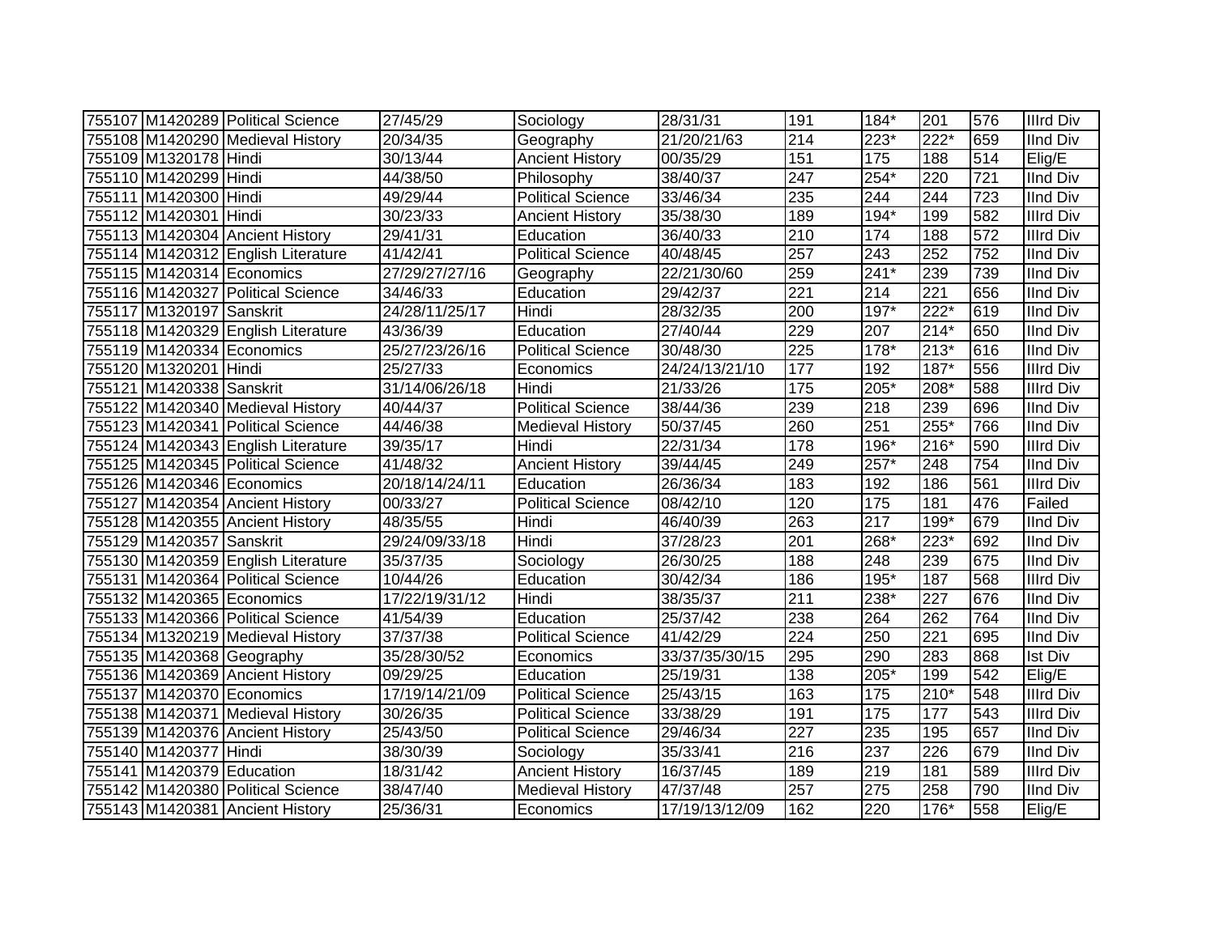| 755107 | M1420289 | Political Science | 27/45/29 | Sociology | 28/31/31 | 191 | 184* | 201 | 576 | IIIrd Div |
|---|---|---|---|---|---|---|---|---|---|---|
| 755108 | M1420290 | Medieval History | 20/34/35 | Geography | 21/20/21/63 | 214 | 223* | 222* | 659 | IInd Div |
| 755109 | M1320178 | Hindi | 30/13/44 | Ancient History | 00/35/29 | 151 | 175 | 188 | 514 | Elig/E |
| 755110 | M1420299 | Hindi | 44/38/50 | Philosophy | 38/40/37 | 247 | 254* | 220 | 721 | IInd Div |
| 755111 | M1420300 | Hindi | 49/29/44 | Political Science | 33/46/34 | 235 | 244 | 244 | 723 | IInd Div |
| 755112 | M1420301 | Hindi | 30/23/33 | Ancient History | 35/38/30 | 189 | 194* | 199 | 582 | IIIrd Div |
| 755113 | M1420304 | Ancient History | 29/41/31 | Education | 36/40/33 | 210 | 174 | 188 | 572 | IIIrd Div |
| 755114 | M1420312 | English Literature | 41/42/41 | Political Science | 40/48/45 | 257 | 243 | 252 | 752 | IInd Div |
| 755115 | M1420314 | Economics | 27/29/27/27/16 | Geography | 22/21/30/60 | 259 | 241* | 239 | 739 | IInd Div |
| 755116 | M1420327 | Political Science | 34/46/33 | Education | 29/42/37 | 221 | 214 | 221 | 656 | IInd Div |
| 755117 | M1320197 | Sanskrit | 24/28/11/25/17 | Hindi | 28/32/35 | 200 | 197* | 222* | 619 | IInd Div |
| 755118 | M1420329 | English Literature | 43/36/39 | Education | 27/40/44 | 229 | 207 | 214* | 650 | IInd Div |
| 755119 | M1420334 | Economics | 25/27/23/26/16 | Political Science | 30/48/30 | 225 | 178* | 213* | 616 | IInd Div |
| 755120 | M1320201 | Hindi | 25/27/33 | Economics | 24/24/13/21/10 | 177 | 192 | 187* | 556 | IIIrd Div |
| 755121 | M1420338 | Sanskrit | 31/14/06/26/18 | Hindi | 21/33/26 | 175 | 205* | 208* | 588 | IIIrd Div |
| 755122 | M1420340 | Medieval History | 40/44/37 | Political Science | 38/44/36 | 239 | 218 | 239 | 696 | IInd Div |
| 755123 | M1420341 | Political Science | 44/46/38 | Medieval History | 50/37/45 | 260 | 251 | 255* | 766 | IInd Div |
| 755124 | M1420343 | English Literature | 39/35/17 | Hindi | 22/31/34 | 178 | 196* | 216* | 590 | IIIrd Div |
| 755125 | M1420345 | Political Science | 41/48/32 | Ancient History | 39/44/45 | 249 | 257* | 248 | 754 | IInd Div |
| 755126 | M1420346 | Economics | 20/18/14/24/11 | Education | 26/36/34 | 183 | 192 | 186 | 561 | IIIrd Div |
| 755127 | M1420354 | Ancient History | 00/33/27 | Political Science | 08/42/10 | 120 | 175 | 181 | 476 | Failed |
| 755128 | M1420355 | Ancient History | 48/35/55 | Hindi | 46/40/39 | 263 | 217 | 199* | 679 | IInd Div |
| 755129 | M1420357 | Sanskrit | 29/24/09/33/18 | Hindi | 37/28/23 | 201 | 268* | 223* | 692 | IInd Div |
| 755130 | M1420359 | English Literature | 35/37/35 | Sociology | 26/30/25 | 188 | 248 | 239 | 675 | IInd Div |
| 755131 | M1420364 | Political Science | 10/44/26 | Education | 30/42/34 | 186 | 195* | 187 | 568 | IIIrd Div |
| 755132 | M1420365 | Economics | 17/22/19/31/12 | Hindi | 38/35/37 | 211 | 238* | 227 | 676 | IInd Div |
| 755133 | M1420366 | Political Science | 41/54/39 | Education | 25/37/42 | 238 | 264 | 262 | 764 | IInd Div |
| 755134 | M1320219 | Medieval History | 37/37/38 | Political Science | 41/42/29 | 224 | 250 | 221 | 695 | IInd Div |
| 755135 | M1420368 | Geography | 35/28/30/52 | Economics | 33/37/35/30/15 | 295 | 290 | 283 | 868 | Ist Div |
| 755136 | M1420369 | Ancient History | 09/29/25 | Education | 25/19/31 | 138 | 205* | 199 | 542 | Elig/E |
| 755137 | M1420370 | Economics | 17/19/14/21/09 | Political Science | 25/43/15 | 163 | 175 | 210* | 548 | IIIrd Div |
| 755138 | M1420371 | Medieval History | 30/26/35 | Political Science | 33/38/29 | 191 | 175 | 177 | 543 | IIIrd Div |
| 755139 | M1420376 | Ancient History | 25/43/50 | Political Science | 29/46/34 | 227 | 235 | 195 | 657 | IInd Div |
| 755140 | M1420377 | Hindi | 38/30/39 | Sociology | 35/33/41 | 216 | 237 | 226 | 679 | IInd Div |
| 755141 | M1420379 | Education | 18/31/42 | Ancient History | 16/37/45 | 189 | 219 | 181 | 589 | IIIrd Div |
| 755142 | M1420380 | Political Science | 38/47/40 | Medieval History | 47/37/48 | 257 | 275 | 258 | 790 | IInd Div |
| 755143 | M1420381 | Ancient History | 25/36/31 | Economics | 17/19/13/12/09 | 162 | 220 | 176* | 558 | Elig/E |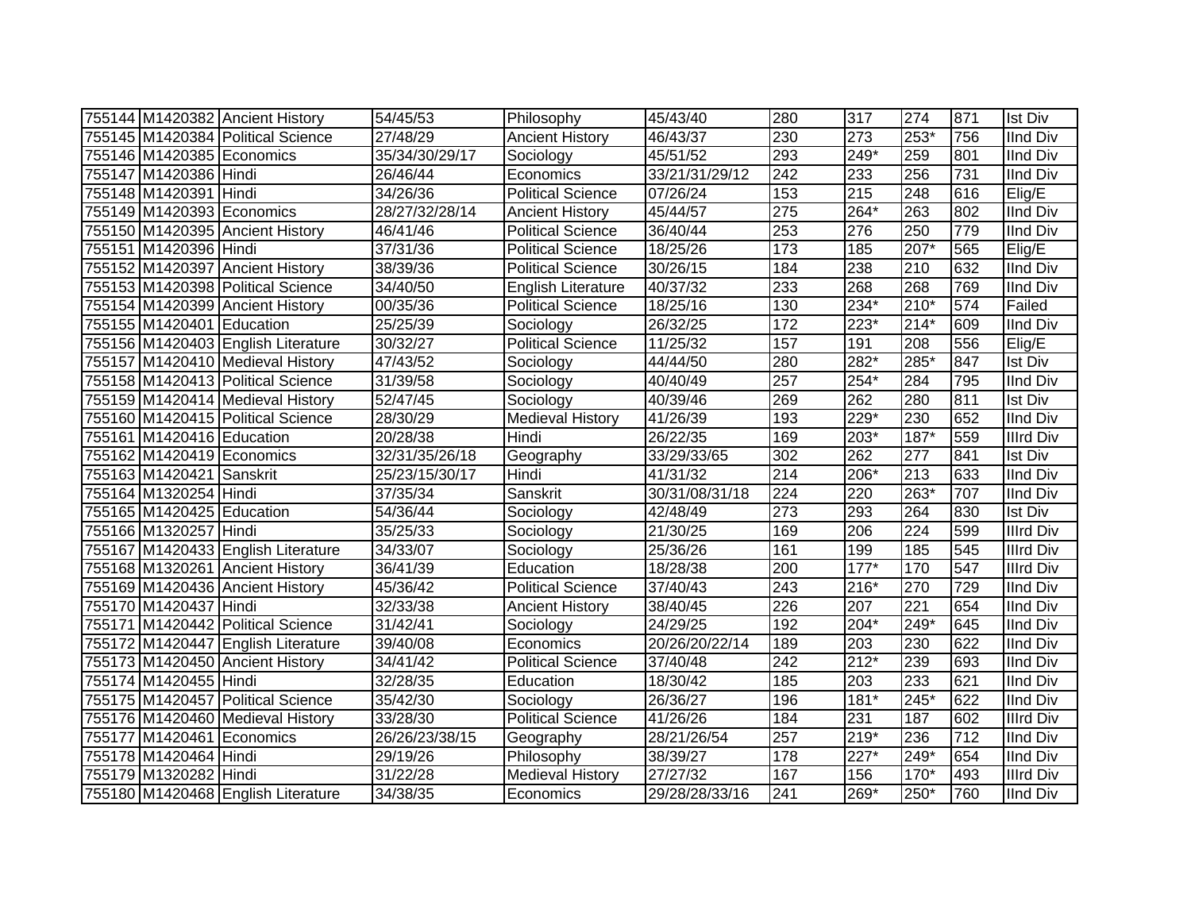| | | | | | | | | | | |
|---|---|---|---|---|---|---|---|---|---|---|
| 755144 | M1420382 | Ancient History | 54/45/53 | Philosophy | 45/43/40 | 280 | 317 | 274 | 871 | Ist Div |
| 755145 | M1420384 | Political Science | 27/48/29 | Ancient History | 46/43/37 | 230 | 273 | 253* | 756 | IInd Div |
| 755146 | M1420385 | Economics | 35/34/30/29/17 | Sociology | 45/51/52 | 293 | 249* | 259 | 801 | IInd Div |
| 755147 | M1420386 | Hindi | 26/46/44 | Economics | 33/21/31/29/12 | 242 | 233 | 256 | 731 | IInd Div |
| 755148 | M1420391 | Hindi | 34/26/36 | Political Science | 07/26/24 | 153 | 215 | 248 | 616 | Elig/E |
| 755149 | M1420393 | Economics | 28/27/32/28/14 | Ancient History | 45/44/57 | 275 | 264* | 263 | 802 | IInd Div |
| 755150 | M1420395 | Ancient History | 46/41/46 | Political Science | 36/40/44 | 253 | 276 | 250 | 779 | IInd Div |
| 755151 | M1420396 | Hindi | 37/31/36 | Political Science | 18/25/26 | 173 | 185 | 207* | 565 | Elig/E |
| 755152 | M1420397 | Ancient History | 38/39/36 | Political Science | 30/26/15 | 184 | 238 | 210 | 632 | IInd Div |
| 755153 | M1420398 | Political Science | 34/40/50 | English Literature | 40/37/32 | 233 | 268 | 268 | 769 | IInd Div |
| 755154 | M1420399 | Ancient History | 00/35/36 | Political Science | 18/25/16 | 130 | 234* | 210* | 574 | Failed |
| 755155 | M1420401 | Education | 25/25/39 | Sociology | 26/32/25 | 172 | 223* | 214* | 609 | IInd Div |
| 755156 | M1420403 | English Literature | 30/32/27 | Political Science | 11/25/32 | 157 | 191 | 208 | 556 | Elig/E |
| 755157 | M1420410 | Medieval History | 47/43/52 | Sociology | 44/44/50 | 280 | 282* | 285* | 847 | Ist Div |
| 755158 | M1420413 | Political Science | 31/39/58 | Sociology | 40/40/49 | 257 | 254* | 284 | 795 | IInd Div |
| 755159 | M1420414 | Medieval History | 52/47/45 | Sociology | 40/39/46 | 269 | 262 | 280 | 811 | Ist Div |
| 755160 | M1420415 | Political Science | 28/30/29 | Medieval History | 41/26/39 | 193 | 229* | 230 | 652 | IInd Div |
| 755161 | M1420416 | Education | 20/28/38 | Hindi | 26/22/35 | 169 | 203* | 187* | 559 | IIIrd Div |
| 755162 | M1420419 | Economics | 32/31/35/26/18 | Geography | 33/29/33/65 | 302 | 262 | 277 | 841 | Ist Div |
| 755163 | M1420421 | Sanskrit | 25/23/15/30/17 | Hindi | 41/31/32 | 214 | 206* | 213 | 633 | IInd Div |
| 755164 | M1320254 | Hindi | 37/35/34 | Sanskrit | 30/31/08/31/18 | 224 | 220 | 263* | 707 | IInd Div |
| 755165 | M1420425 | Education | 54/36/44 | Sociology | 42/48/49 | 273 | 293 | 264 | 830 | Ist Div |
| 755166 | M1320257 | Hindi | 35/25/33 | Sociology | 21/30/25 | 169 | 206 | 224 | 599 | IIIrd Div |
| 755167 | M1420433 | English Literature | 34/33/07 | Sociology | 25/36/26 | 161 | 199 | 185 | 545 | IIIrd Div |
| 755168 | M1320261 | Ancient History | 36/41/39 | Education | 18/28/38 | 200 | 177* | 170 | 547 | IIIrd Div |
| 755169 | M1420436 | Ancient History | 45/36/42 | Political Science | 37/40/43 | 243 | 216* | 270 | 729 | IInd Div |
| 755170 | M1420437 | Hindi | 32/33/38 | Ancient History | 38/40/45 | 226 | 207 | 221 | 654 | IInd Div |
| 755171 | M1420442 | Political Science | 31/42/41 | Sociology | 24/29/25 | 192 | 204* | 249* | 645 | IInd Div |
| 755172 | M1420447 | English Literature | 39/40/08 | Economics | 20/26/20/22/14 | 189 | 203 | 230 | 622 | IInd Div |
| 755173 | M1420450 | Ancient History | 34/41/42 | Political Science | 37/40/48 | 242 | 212* | 239 | 693 | IInd Div |
| 755174 | M1420455 | Hindi | 32/28/35 | Education | 18/30/42 | 185 | 203 | 233 | 621 | IInd Div |
| 755175 | M1420457 | Political Science | 35/42/30 | Sociology | 26/36/27 | 196 | 181* | 245* | 622 | IInd Div |
| 755176 | M1420460 | Medieval History | 33/28/30 | Political Science | 41/26/26 | 184 | 231 | 187 | 602 | IIIrd Div |
| 755177 | M1420461 | Economics | 26/26/23/38/15 | Geography | 28/21/26/54 | 257 | 219* | 236 | 712 | IInd Div |
| 755178 | M1420464 | Hindi | 29/19/26 | Philosophy | 38/39/27 | 178 | 227* | 249* | 654 | IInd Div |
| 755179 | M1320282 | Hindi | 31/22/28 | Medieval History | 27/27/32 | 167 | 156 | 170* | 493 | IIIrd Div |
| 755180 | M1420468 | English Literature | 34/38/35 | Economics | 29/28/28/33/16 | 241 | 269* | 250* | 760 | IInd Div |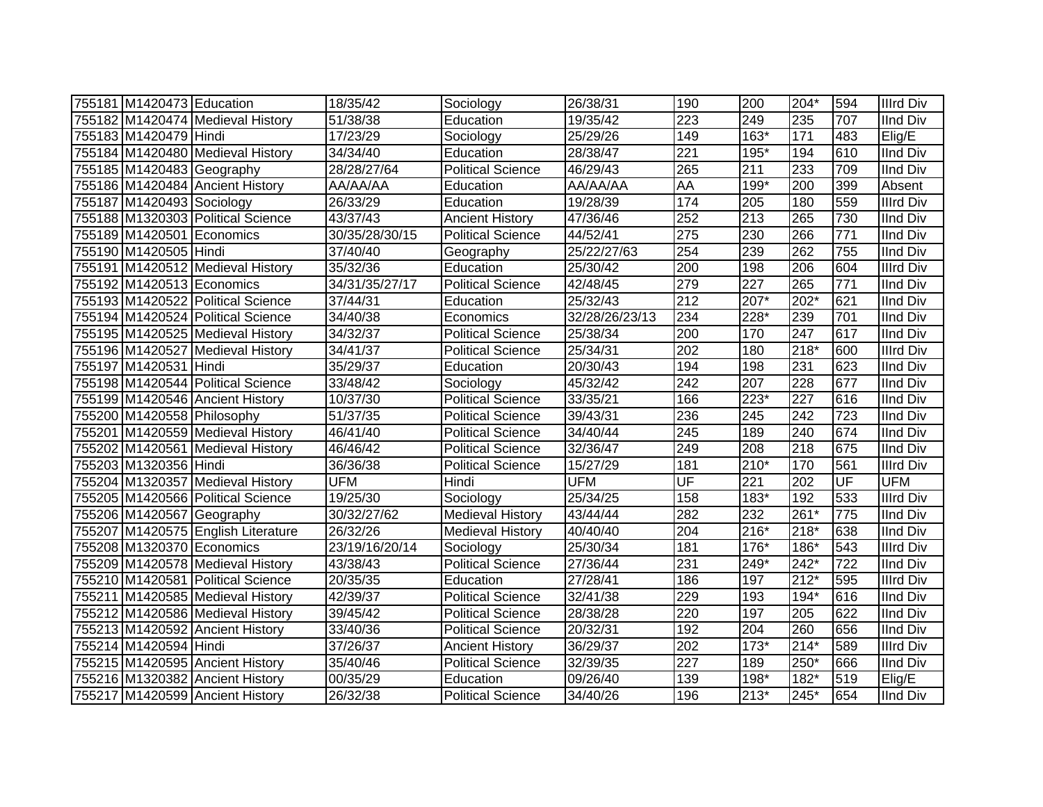| 755181 | M1420473 | Education | 18/35/42 | Sociology | 26/38/31 | 190 | 200 | 204* | 594 | IIIrd Div |
|---|---|---|---|---|---|---|---|---|---|---|
| 755182 | M1420474 | Medieval History | 51/38/38 | Education | 19/35/42 | 223 | 249 | 235 | 707 | IInd Div |
| 755183 | M1420479 | Hindi | 17/23/29 | Sociology | 25/29/26 | 149 | 163* | 171 | 483 | Elig/E |
| 755184 | M1420480 | Medieval History | 34/34/40 | Education | 28/38/47 | 221 | 195* | 194 | 610 | IInd Div |
| 755185 | M1420483 | Geography | 28/28/27/64 | Political Science | 46/29/43 | 265 | 211 | 233 | 709 | IInd Div |
| 755186 | M1420484 | Ancient History | AA/AA/AA | Education | AA/AA/AA | AA | 199* | 200 | 399 | Absent |
| 755187 | M1420493 | Sociology | 26/33/29 | Education | 19/28/39 | 174 | 205 | 180 | 559 | IIIrd Div |
| 755188 | M1320303 | Political Science | 43/37/43 | Ancient History | 47/36/46 | 252 | 213 | 265 | 730 | IInd Div |
| 755189 | M1420501 | Economics | 30/35/28/30/15 | Political Science | 44/52/41 | 275 | 230 | 266 | 771 | IInd Div |
| 755190 | M1420505 | Hindi | 37/40/40 | Geography | 25/22/27/63 | 254 | 239 | 262 | 755 | IInd Div |
| 755191 | M1420512 | Medieval History | 35/32/36 | Education | 25/30/42 | 200 | 198 | 206 | 604 | IIIrd Div |
| 755192 | M1420513 | Economics | 34/31/35/27/17 | Political Science | 42/48/45 | 279 | 227 | 265 | 771 | IInd Div |
| 755193 | M1420522 | Political Science | 37/44/31 | Education | 25/32/43 | 212 | 207* | 202* | 621 | IInd Div |
| 755194 | M1420524 | Political Science | 34/40/38 | Economics | 32/28/26/23/13 | 234 | 228* | 239 | 701 | IInd Div |
| 755195 | M1420525 | Medieval History | 34/32/37 | Political Science | 25/38/34 | 200 | 170 | 247 | 617 | IInd Div |
| 755196 | M1420527 | Medieval History | 34/41/37 | Political Science | 25/34/31 | 202 | 180 | 218* | 600 | IIIrd Div |
| 755197 | M1420531 | Hindi | 35/29/37 | Education | 20/30/43 | 194 | 198 | 231 | 623 | IInd Div |
| 755198 | M1420544 | Political Science | 33/48/42 | Sociology | 45/32/42 | 242 | 207 | 228 | 677 | IInd Div |
| 755199 | M1420546 | Ancient History | 10/37/30 | Political Science | 33/35/21 | 166 | 223* | 227 | 616 | IInd Div |
| 755200 | M1420558 | Philosophy | 51/37/35 | Political Science | 39/43/31 | 236 | 245 | 242 | 723 | IInd Div |
| 755201 | M1420559 | Medieval History | 46/41/40 | Political Science | 34/40/44 | 245 | 189 | 240 | 674 | IInd Div |
| 755202 | M1420561 | Medieval History | 46/46/42 | Political Science | 32/36/47 | 249 | 208 | 218 | 675 | IInd Div |
| 755203 | M1320356 | Hindi | 36/36/38 | Political Science | 15/27/29 | 181 | 210* | 170 | 561 | IIIrd Div |
| 755204 | M1320357 | Medieval History | UFM | Hindi | UFM | UF | 221 | 202 | UF | UFM |
| 755205 | M1420566 | Political Science | 19/25/30 | Sociology | 25/34/25 | 158 | 183* | 192 | 533 | IIIrd Div |
| 755206 | M1420567 | Geography | 30/32/27/62 | Medieval History | 43/44/44 | 282 | 232 | 261* | 775 | IInd Div |
| 755207 | M1420575 | English Literature | 26/32/26 | Medieval History | 40/40/40 | 204 | 216* | 218* | 638 | IInd Div |
| 755208 | M1320370 | Economics | 23/19/16/20/14 | Sociology | 25/30/34 | 181 | 176* | 186* | 543 | IIIrd Div |
| 755209 | M1420578 | Medieval History | 43/38/43 | Political Science | 27/36/44 | 231 | 249* | 242* | 722 | IInd Div |
| 755210 | M1420581 | Political Science | 20/35/35 | Education | 27/28/41 | 186 | 197 | 212* | 595 | IIIrd Div |
| 755211 | M1420585 | Medieval History | 42/39/37 | Political Science | 32/41/38 | 229 | 193 | 194* | 616 | IInd Div |
| 755212 | M1420586 | Medieval History | 39/45/42 | Political Science | 28/38/28 | 220 | 197 | 205 | 622 | IInd Div |
| 755213 | M1420592 | Ancient History | 33/40/36 | Political Science | 20/32/31 | 192 | 204 | 260 | 656 | IInd Div |
| 755214 | M1420594 | Hindi | 37/26/37 | Ancient History | 36/29/37 | 202 | 173* | 214* | 589 | IIIrd Div |
| 755215 | M1420595 | Ancient History | 35/40/46 | Political Science | 32/39/35 | 227 | 189 | 250* | 666 | IInd Div |
| 755216 | M1320382 | Ancient History | 00/35/29 | Education | 09/26/40 | 139 | 198* | 182* | 519 | Elig/E |
| 755217 | M1420599 | Ancient History | 26/32/38 | Political Science | 34/40/26 | 196 | 213* | 245* | 654 | IInd Div |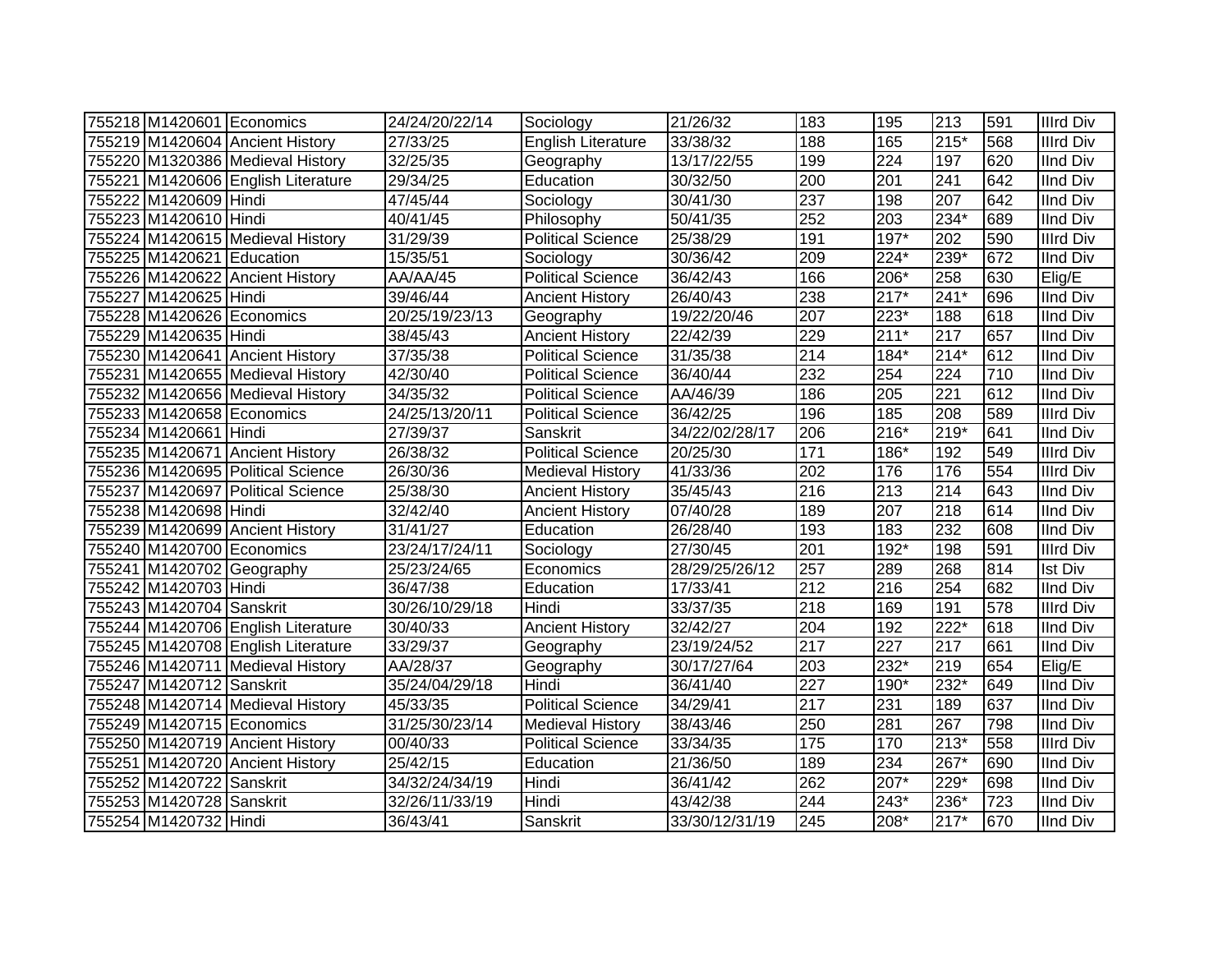| | | | | | | | | | | |
|---|---|---|---|---|---|---|---|---|---|---|
| 755218 | M1420601 | Economics | 24/24/20/22/14 | Sociology | 21/26/32 | 183 | 195 | 213 | 591 | IIIrd Div |
| 755219 | M1420604 | Ancient History | 27/33/25 | English Literature | 33/38/32 | 188 | 165 | 215* | 568 | IIIrd Div |
| 755220 | M1320386 | Medieval History | 32/25/35 | Geography | 13/17/22/55 | 199 | 224 | 197 | 620 | IInd Div |
| 755221 | M1420606 | English Literature | 29/34/25 | Education | 30/32/50 | 200 | 201 | 241 | 642 | IInd Div |
| 755222 | M1420609 | Hindi | 47/45/44 | Sociology | 30/41/30 | 237 | 198 | 207 | 642 | IInd Div |
| 755223 | M1420610 | Hindi | 40/41/45 | Philosophy | 50/41/35 | 252 | 203 | 234* | 689 | IInd Div |
| 755224 | M1420615 | Medieval History | 31/29/39 | Political Science | 25/38/29 | 191 | 197* | 202 | 590 | IIIrd Div |
| 755225 | M1420621 | Education | 15/35/51 | Sociology | 30/36/42 | 209 | 224* | 239* | 672 | IInd Div |
| 755226 | M1420622 | Ancient History | AA/AA/45 | Political Science | 36/42/43 | 166 | 206* | 258 | 630 | Elig/E |
| 755227 | M1420625 | Hindi | 39/46/44 | Ancient History | 26/40/43 | 238 | 217* | 241* | 696 | IInd Div |
| 755228 | M1420626 | Economics | 20/25/19/23/13 | Geography | 19/22/20/46 | 207 | 223* | 188 | 618 | IInd Div |
| 755229 | M1420635 | Hindi | 38/45/43 | Ancient History | 22/42/39 | 229 | 211* | 217 | 657 | IInd Div |
| 755230 | M1420641 | Ancient History | 37/35/38 | Political Science | 31/35/38 | 214 | 184* | 214* | 612 | IInd Div |
| 755231 | M1420655 | Medieval History | 42/30/40 | Political Science | 36/40/44 | 232 | 254 | 224 | 710 | IInd Div |
| 755232 | M1420656 | Medieval History | 34/35/32 | Political Science | AA/46/39 | 186 | 205 | 221 | 612 | IInd Div |
| 755233 | M1420658 | Economics | 24/25/13/20/11 | Political Science | 36/42/25 | 196 | 185 | 208 | 589 | IIIrd Div |
| 755234 | M1420661 | Hindi | 27/39/37 | Sanskrit | 34/22/02/28/17 | 206 | 216* | 219* | 641 | IInd Div |
| 755235 | M1420671 | Ancient History | 26/38/32 | Political Science | 20/25/30 | 171 | 186* | 192 | 549 | IIIrd Div |
| 755236 | M1420695 | Political Science | 26/30/36 | Medieval History | 41/33/36 | 202 | 176 | 176 | 554 | IIIrd Div |
| 755237 | M1420697 | Political Science | 25/38/30 | Ancient History | 35/45/43 | 216 | 213 | 214 | 643 | IInd Div |
| 755238 | M1420698 | Hindi | 32/42/40 | Ancient History | 07/40/28 | 189 | 207 | 218 | 614 | IInd Div |
| 755239 | M1420699 | Ancient History | 31/41/27 | Education | 26/28/40 | 193 | 183 | 232 | 608 | IInd Div |
| 755240 | M1420700 | Economics | 23/24/17/24/11 | Sociology | 27/30/45 | 201 | 192* | 198 | 591 | IIIrd Div |
| 755241 | M1420702 | Geography | 25/23/24/65 | Economics | 28/29/25/26/12 | 257 | 289 | 268 | 814 | Ist Div |
| 755242 | M1420703 | Hindi | 36/47/38 | Education | 17/33/41 | 212 | 216 | 254 | 682 | IInd Div |
| 755243 | M1420704 | Sanskrit | 30/26/10/29/18 | Hindi | 33/37/35 | 218 | 169 | 191 | 578 | IIIrd Div |
| 755244 | M1420706 | English Literature | 30/40/33 | Ancient History | 32/42/27 | 204 | 192 | 222* | 618 | IInd Div |
| 755245 | M1420708 | English Literature | 33/29/37 | Geography | 23/19/24/52 | 217 | 227 | 217 | 661 | IInd Div |
| 755246 | M1420711 | Medieval History | AA/28/37 | Geography | 30/17/27/64 | 203 | 232* | 219 | 654 | Elig/E |
| 755247 | M1420712 | Sanskrit | 35/24/04/29/18 | Hindi | 36/41/40 | 227 | 190* | 232* | 649 | IInd Div |
| 755248 | M1420714 | Medieval History | 45/33/35 | Political Science | 34/29/41 | 217 | 231 | 189 | 637 | IInd Div |
| 755249 | M1420715 | Economics | 31/25/30/23/14 | Medieval History | 38/43/46 | 250 | 281 | 267 | 798 | IInd Div |
| 755250 | M1420719 | Ancient History | 00/40/33 | Political Science | 33/34/35 | 175 | 170 | 213* | 558 | IIIrd Div |
| 755251 | M1420720 | Ancient History | 25/42/15 | Education | 21/36/50 | 189 | 234 | 267* | 690 | IInd Div |
| 755252 | M1420722 | Sanskrit | 34/32/24/34/19 | Hindi | 36/41/42 | 262 | 207* | 229* | 698 | IInd Div |
| 755253 | M1420728 | Sanskrit | 32/26/11/33/19 | Hindi | 43/42/38 | 244 | 243* | 236* | 723 | IInd Div |
| 755254 | M1420732 | Hindi | 36/43/41 | Sanskrit | 33/30/12/31/19 | 245 | 208* | 217* | 670 | IInd Div |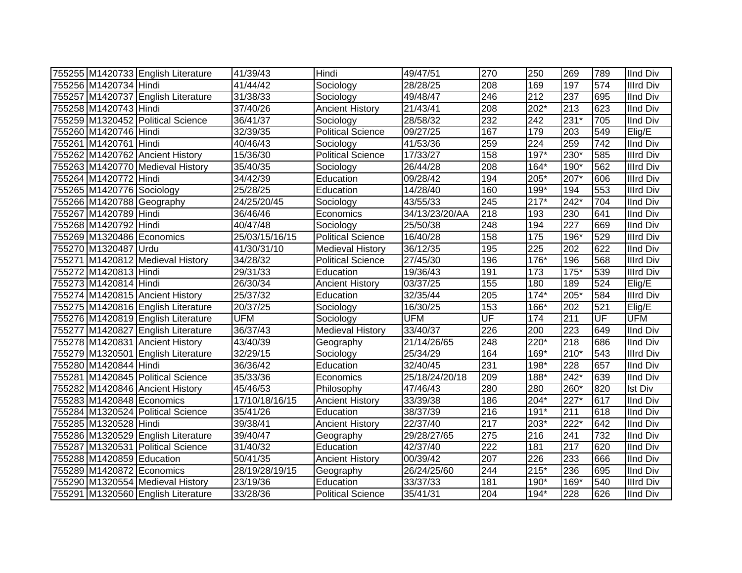| | | | | | | | | | | |
|---|---|---|---|---|---|---|---|---|---|---|
| 755255 | M1420733 | English Literature | 41/39/43 | Hindi | 49/47/51 | 270 | 250 | 269 | 789 | IInd Div |
| 755256 | M1420734 | Hindi | 41/44/42 | Sociology | 28/28/25 | 208 | 169 | 197 | 574 | IIIrd Div |
| 755257 | M1420737 | English Literature | 31/38/33 | Sociology | 49/48/47 | 246 | 212 | 237 | 695 | IInd Div |
| 755258 | M1420743 | Hindi | 37/40/26 | Ancient History | 21/43/41 | 208 | 202* | 213 | 623 | IInd Div |
| 755259 | M1320452 | Political Science | 36/41/37 | Sociology | 28/58/32 | 232 | 242 | 231* | 705 | IInd Div |
| 755260 | M1420746 | Hindi | 32/39/35 | Political Science | 09/27/25 | 167 | 179 | 203 | 549 | Elig/E |
| 755261 | M1420761 | Hindi | 40/46/43 | Sociology | 41/53/36 | 259 | 224 | 259 | 742 | IInd Div |
| 755262 | M1420762 | Ancient History | 15/36/30 | Political Science | 17/33/27 | 158 | 197* | 230* | 585 | IIIrd Div |
| 755263 | M1420770 | Medieval History | 35/40/35 | Sociology | 26/44/28 | 208 | 164* | 190* | 562 | IIIrd Div |
| 755264 | M1420772 | Hindi | 34/42/39 | Education | 09/28/42 | 194 | 205* | 207* | 606 | IIIrd Div |
| 755265 | M1420776 | Sociology | 25/28/25 | Education | 14/28/40 | 160 | 199* | 194 | 553 | IIIrd Div |
| 755266 | M1420788 | Geography | 24/25/20/45 | Sociology | 43/55/33 | 245 | 217* | 242* | 704 | IInd Div |
| 755267 | M1420789 | Hindi | 36/46/46 | Economics | 34/13/23/20/AA | 218 | 193 | 230 | 641 | IInd Div |
| 755268 | M1420792 | Hindi | 40/47/48 | Sociology | 25/50/38 | 248 | 194 | 227 | 669 | IInd Div |
| 755269 | M1320486 | Economics | 25/03/15/16/15 | Political Science | 16/40/28 | 158 | 175 | 196* | 529 | IIIrd Div |
| 755270 | M1320487 | Urdu | 41/30/31/10 | Medieval History | 36/12/35 | 195 | 225 | 202 | 622 | IInd Div |
| 755271 | M1420812 | Medieval History | 34/28/32 | Political Science | 27/45/30 | 196 | 176* | 196 | 568 | IIIrd Div |
| 755272 | M1420813 | Hindi | 29/31/33 | Education | 19/36/43 | 191 | 173 | 175* | 539 | IIIrd Div |
| 755273 | M1420814 | Hindi | 26/30/34 | Ancient History | 03/37/25 | 155 | 180 | 189 | 524 | Elig/E |
| 755274 | M1420815 | Ancient History | 25/37/32 | Education | 32/35/44 | 205 | 174* | 205* | 584 | IIIrd Div |
| 755275 | M1420816 | English Literature | 20/37/25 | Sociology | 16/30/25 | 153 | 166* | 202 | 521 | Elig/E |
| 755276 | M1420819 | English Literature | UFM | Sociology | UFM | UF | 174 | 211 | UF | UFM |
| 755277 | M1420827 | English Literature | 36/37/43 | Medieval History | 33/40/37 | 226 | 200 | 223 | 649 | IInd Div |
| 755278 | M1420831 | Ancient History | 43/40/39 | Geography | 21/14/26/65 | 248 | 220* | 218 | 686 | IInd Div |
| 755279 | M1320501 | English Literature | 32/29/15 | Sociology | 25/34/29 | 164 | 169* | 210* | 543 | IIIrd Div |
| 755280 | M1420844 | Hindi | 36/36/42 | Education | 32/40/45 | 231 | 198* | 228 | 657 | IInd Div |
| 755281 | M1420845 | Political Science | 35/33/36 | Economics | 25/18/24/20/18 | 209 | 188* | 242* | 639 | IInd Div |
| 755282 | M1420846 | Ancient History | 45/46/53 | Philosophy | 47/46/43 | 280 | 280 | 260* | 820 | Ist Div |
| 755283 | M1420848 | Economics | 17/10/18/16/15 | Ancient History | 33/39/38 | 186 | 204* | 227* | 617 | IInd Div |
| 755284 | M1320524 | Political Science | 35/41/26 | Education | 38/37/39 | 216 | 191* | 211 | 618 | IInd Div |
| 755285 | M1320528 | Hindi | 39/38/41 | Ancient History | 22/37/40 | 217 | 203* | 222* | 642 | IInd Div |
| 755286 | M1320529 | English Literature | 39/40/47 | Geography | 29/28/27/65 | 275 | 216 | 241 | 732 | IInd Div |
| 755287 | M1320531 | Political Science | 31/40/32 | Education | 42/37/40 | 222 | 181 | 217 | 620 | IInd Div |
| 755288 | M1420859 | Education | 50/41/35 | Ancient History | 00/39/42 | 207 | 226 | 233 | 666 | IInd Div |
| 755289 | M1420872 | Economics | 28/19/28/19/15 | Geography | 26/24/25/60 | 244 | 215* | 236 | 695 | IInd Div |
| 755290 | M1320554 | Medieval History | 23/19/36 | Education | 33/37/33 | 181 | 190* | 169* | 540 | IIIrd Div |
| 755291 | M1320560 | English Literature | 33/28/36 | Political Science | 35/41/31 | 204 | 194* | 228 | 626 | IInd Div |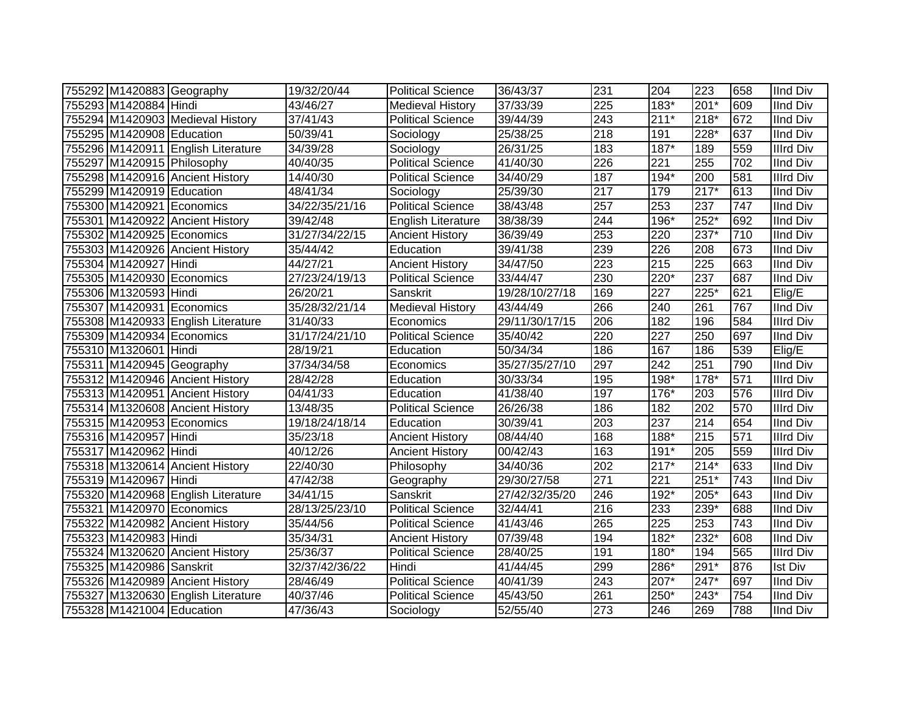| | | | | | | | | | | |
|---|---|---|---|---|---|---|---|---|---|---|
| 755292 | M1420883 | Geography | 19/32/20/44 | Political Science | 36/43/37 | 231 | 204 | 223 | 658 | IInd Div |
| 755293 | M1420884 | Hindi | 43/46/27 | Medieval History | 37/33/39 | 225 | 183* | 201* | 609 | IInd Div |
| 755294 | M1420903 | Medieval History | 37/41/43 | Political Science | 39/44/39 | 243 | 211* | 218* | 672 | IInd Div |
| 755295 | M1420908 | Education | 50/39/41 | Sociology | 25/38/25 | 218 | 191 | 228* | 637 | IInd Div |
| 755296 | M1420911 | English Literature | 34/39/28 | Sociology | 26/31/25 | 183 | 187* | 189 | 559 | IIIrd Div |
| 755297 | M1420915 | Philosophy | 40/40/35 | Political Science | 41/40/30 | 226 | 221 | 255 | 702 | IInd Div |
| 755298 | M1420916 | Ancient History | 14/40/30 | Political Science | 34/40/29 | 187 | 194* | 200 | 581 | IIIrd Div |
| 755299 | M1420919 | Education | 48/41/34 | Sociology | 25/39/30 | 217 | 179 | 217* | 613 | IInd Div |
| 755300 | M1420921 | Economics | 34/22/35/21/16 | Political Science | 38/43/48 | 257 | 253 | 237 | 747 | IInd Div |
| 755301 | M1420922 | Ancient History | 39/42/48 | English Literature | 38/38/39 | 244 | 196* | 252* | 692 | IInd Div |
| 755302 | M1420925 | Economics | 31/27/34/22/15 | Ancient History | 36/39/49 | 253 | 220 | 237* | 710 | IInd Div |
| 755303 | M1420926 | Ancient History | 35/44/42 | Education | 39/41/38 | 239 | 226 | 208 | 673 | IInd Div |
| 755304 | M1420927 | Hindi | 44/27/21 | Ancient History | 34/47/50 | 223 | 215 | 225 | 663 | IInd Div |
| 755305 | M1420930 | Economics | 27/23/24/19/13 | Political Science | 33/44/47 | 230 | 220* | 237 | 687 | IInd Div |
| 755306 | M1320593 | Hindi | 26/20/21 | Sanskrit | 19/28/10/27/18 | 169 | 227 | 225* | 621 | Elig/E |
| 755307 | M1420931 | Economics | 35/28/32/21/14 | Medieval History | 43/44/49 | 266 | 240 | 261 | 767 | IInd Div |
| 755308 | M1420933 | English Literature | 31/40/33 | Economics | 29/11/30/17/15 | 206 | 182 | 196 | 584 | IIIrd Div |
| 755309 | M1420934 | Economics | 31/17/24/21/10 | Political Science | 35/40/42 | 220 | 227 | 250 | 697 | IInd Div |
| 755310 | M1320601 | Hindi | 28/19/21 | Education | 50/34/34 | 186 | 167 | 186 | 539 | Elig/E |
| 755311 | M1420945 | Geography | 37/34/34/58 | Economics | 35/27/35/27/10 | 297 | 242 | 251 | 790 | IInd Div |
| 755312 | M1420946 | Ancient History | 28/42/28 | Education | 30/33/34 | 195 | 198* | 178* | 571 | IIIrd Div |
| 755313 | M1420951 | Ancient History | 04/41/33 | Education | 41/38/40 | 197 | 176* | 203 | 576 | IIIrd Div |
| 755314 | M1320608 | Ancient History | 13/48/35 | Political Science | 26/26/38 | 186 | 182 | 202 | 570 | IIIrd Div |
| 755315 | M1420953 | Economics | 19/18/24/18/14 | Education | 30/39/41 | 203 | 237 | 214 | 654 | IInd Div |
| 755316 | M1420957 | Hindi | 35/23/18 | Ancient History | 08/44/40 | 168 | 188* | 215 | 571 | IIIrd Div |
| 755317 | M1420962 | Hindi | 40/12/26 | Ancient History | 00/42/43 | 163 | 191* | 205 | 559 | IIIrd Div |
| 755318 | M1320614 | Ancient History | 22/40/30 | Philosophy | 34/40/36 | 202 | 217* | 214* | 633 | IInd Div |
| 755319 | M1420967 | Hindi | 47/42/38 | Geography | 29/30/27/58 | 271 | 221 | 251* | 743 | IInd Div |
| 755320 | M1420968 | English Literature | 34/41/15 | Sanskrit | 27/42/32/35/20 | 246 | 192* | 205* | 643 | IInd Div |
| 755321 | M1420970 | Economics | 28/13/25/23/10 | Political Science | 32/44/41 | 216 | 233 | 239* | 688 | IInd Div |
| 755322 | M1420982 | Ancient History | 35/44/56 | Political Science | 41/43/46 | 265 | 225 | 253 | 743 | IInd Div |
| 755323 | M1420983 | Hindi | 35/34/31 | Ancient History | 07/39/48 | 194 | 182* | 232* | 608 | IInd Div |
| 755324 | M1320620 | Ancient History | 25/36/37 | Political Science | 28/40/25 | 191 | 180* | 194 | 565 | IIIrd Div |
| 755325 | M1420986 | Sanskrit | 32/37/42/36/22 | Hindi | 41/44/45 | 299 | 286* | 291* | 876 | Ist Div |
| 755326 | M1420989 | Ancient History | 28/46/49 | Political Science | 40/41/39 | 243 | 207* | 247* | 697 | IInd Div |
| 755327 | M1320630 | English Literature | 40/37/46 | Political Science | 45/43/50 | 261 | 250* | 243* | 754 | IInd Div |
| 755328 | M1421004 | Education | 47/36/43 | Sociology | 52/55/40 | 273 | 246 | 269 | 788 | IInd Div |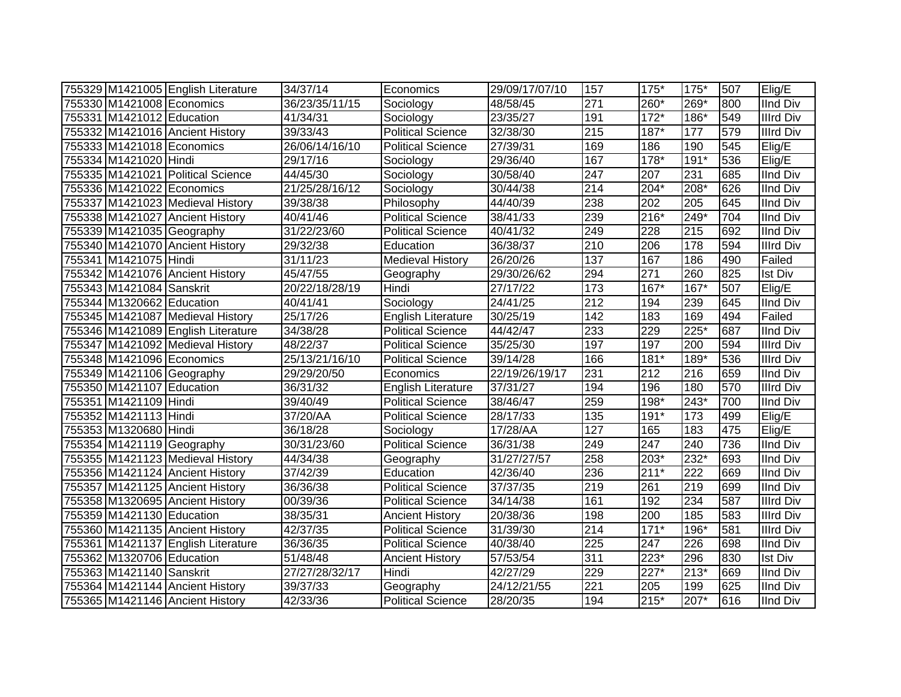| | | | | | | | | | | |
|---|---|---|---|---|---|---|---|---|---|---|
| 755329 | M1421005 | English Literature | 34/37/14 | Economics | 29/09/17/07/10 | 157 | 175* | 175* | 507 | Elig/E |
| 755330 | M1421008 | Economics | 36/23/35/11/15 | Sociology | 48/58/45 | 271 | 260* | 269* | 800 | IInd Div |
| 755331 | M1421012 | Education | 41/34/31 | Sociology | 23/35/27 | 191 | 172* | 186* | 549 | IIIrd Div |
| 755332 | M1421016 | Ancient History | 39/33/43 | Political Science | 32/38/30 | 215 | 187* | 177 | 579 | IIIrd Div |
| 755333 | M1421018 | Economics | 26/06/14/16/10 | Political Science | 27/39/31 | 169 | 186 | 190 | 545 | Elig/E |
| 755334 | M1421020 | Hindi | 29/17/16 | Sociology | 29/36/40 | 167 | 178* | 191* | 536 | Elig/E |
| 755335 | M1421021 | Political Science | 44/45/30 | Sociology | 30/58/40 | 247 | 207 | 231 | 685 | IInd Div |
| 755336 | M1421022 | Economics | 21/25/28/16/12 | Sociology | 30/44/38 | 214 | 204* | 208* | 626 | IInd Div |
| 755337 | M1421023 | Medieval History | 39/38/38 | Philosophy | 44/40/39 | 238 | 202 | 205 | 645 | IInd Div |
| 755338 | M1421027 | Ancient History | 40/41/46 | Political Science | 38/41/33 | 239 | 216* | 249* | 704 | IInd Div |
| 755339 | M1421035 | Geography | 31/22/23/60 | Political Science | 40/41/32 | 249 | 228 | 215 | 692 | IInd Div |
| 755340 | M1421070 | Ancient History | 29/32/38 | Education | 36/38/37 | 210 | 206 | 178 | 594 | IIIrd Div |
| 755341 | M1421075 | Hindi | 31/11/23 | Medieval History | 26/20/26 | 137 | 167 | 186 | 490 | Failed |
| 755342 | M1421076 | Ancient History | 45/47/55 | Geography | 29/30/26/62 | 294 | 271 | 260 | 825 | Ist Div |
| 755343 | M1421084 | Sanskrit | 20/22/18/28/19 | Hindi | 27/17/22 | 173 | 167* | 167* | 507 | Elig/E |
| 755344 | M1320662 | Education | 40/41/41 | Sociology | 24/41/25 | 212 | 194 | 239 | 645 | IInd Div |
| 755345 | M1421087 | Medieval History | 25/17/26 | English Literature | 30/25/19 | 142 | 183 | 169 | 494 | Failed |
| 755346 | M1421089 | English Literature | 34/38/28 | Political Science | 44/42/47 | 233 | 229 | 225* | 687 | IInd Div |
| 755347 | M1421092 | Medieval History | 48/22/37 | Political Science | 35/25/30 | 197 | 197 | 200 | 594 | IIIrd Div |
| 755348 | M1421096 | Economics | 25/13/21/16/10 | Political Science | 39/14/28 | 166 | 181* | 189* | 536 | IIIrd Div |
| 755349 | M1421106 | Geography | 29/29/20/50 | Economics | 22/19/26/19/17 | 231 | 212 | 216 | 659 | IInd Div |
| 755350 | M1421107 | Education | 36/31/32 | English Literature | 37/31/27 | 194 | 196 | 180 | 570 | IIIrd Div |
| 755351 | M1421109 | Hindi | 39/40/49 | Political Science | 38/46/47 | 259 | 198* | 243* | 700 | IInd Div |
| 755352 | M1421113 | Hindi | 37/20/AA | Political Science | 28/17/33 | 135 | 191* | 173 | 499 | Elig/E |
| 755353 | M1320680 | Hindi | 36/18/28 | Sociology | 17/28/AA | 127 | 165 | 183 | 475 | Elig/E |
| 755354 | M1421119 | Geography | 30/31/23/60 | Political Science | 36/31/38 | 249 | 247 | 240 | 736 | IInd Div |
| 755355 | M1421123 | Medieval History | 44/34/38 | Geography | 31/27/27/57 | 258 | 203* | 232* | 693 | IInd Div |
| 755356 | M1421124 | Ancient History | 37/42/39 | Education | 42/36/40 | 236 | 211* | 222 | 669 | IInd Div |
| 755357 | M1421125 | Ancient History | 36/36/38 | Political Science | 37/37/35 | 219 | 261 | 219 | 699 | IInd Div |
| 755358 | M1320695 | Ancient History | 00/39/36 | Political Science | 34/14/38 | 161 | 192 | 234 | 587 | IIIrd Div |
| 755359 | M1421130 | Education | 38/35/31 | Ancient History | 20/38/36 | 198 | 200 | 185 | 583 | IIIrd Div |
| 755360 | M1421135 | Ancient History | 42/37/35 | Political Science | 31/39/30 | 214 | 171* | 196* | 581 | IIIrd Div |
| 755361 | M1421137 | English Literature | 36/36/35 | Political Science | 40/38/40 | 225 | 247 | 226 | 698 | IInd Div |
| 755362 | M1320706 | Education | 51/48/48 | Ancient History | 57/53/54 | 311 | 223* | 296 | 830 | Ist Div |
| 755363 | M1421140 | Sanskrit | 27/27/28/32/17 | Hindi | 42/27/29 | 229 | 227* | 213* | 669 | IInd Div |
| 755364 | M1421144 | Ancient History | 39/37/33 | Geography | 24/12/21/55 | 221 | 205 | 199 | 625 | IInd Div |
| 755365 | M1421146 | Ancient History | 42/33/36 | Political Science | 28/20/35 | 194 | 215* | 207* | 616 | IInd Div |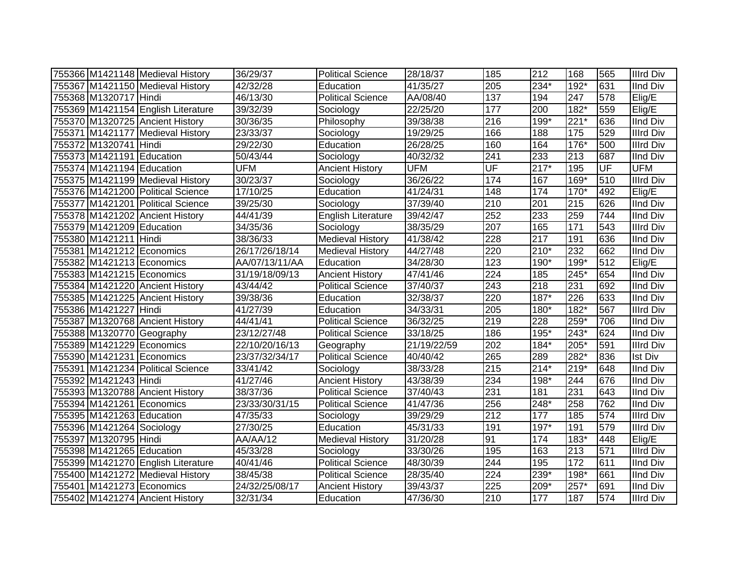| | | | | | | | | | | |
|---|---|---|---|---|---|---|---|---|---|---|
| 755366 | M1421148 | Medieval History | 36/29/37 | Political Science | 28/18/37 | 185 | 212 | 168 | 565 | IIIrd Div |
| 755367 | M1421150 | Medieval History | 42/32/28 | Education | 41/35/27 | 205 | 234* | 192* | 631 | IInd Div |
| 755368 | M1320717 | Hindi | 46/13/30 | Political Science | AA/08/40 | 137 | 194 | 247 | 578 | Elig/E |
| 755369 | M1421154 | English Literature | 39/32/39 | Sociology | 22/25/20 | 177 | 200 | 182* | 559 | Elig/E |
| 755370 | M1320725 | Ancient History | 30/36/35 | Philosophy | 39/38/38 | 216 | 199* | 221* | 636 | IInd Div |
| 755371 | M1421177 | Medieval History | 23/33/37 | Sociology | 19/29/25 | 166 | 188 | 175 | 529 | IIIrd Div |
| 755372 | M1320741 | Hindi | 29/22/30 | Education | 26/28/25 | 160 | 164 | 176* | 500 | IIIrd Div |
| 755373 | M1421191 | Education | 50/43/44 | Sociology | 40/32/32 | 241 | 233 | 213 | 687 | IInd Div |
| 755374 | M1421194 | Education | UFM | Ancient History | UFM | UF | 217* | 195 | UF | UFM |
| 755375 | M1421199 | Medieval History | 30/23/37 | Sociology | 36/26/22 | 174 | 167 | 169* | 510 | IIIrd Div |
| 755376 | M1421200 | Political Science | 17/10/25 | Education | 41/24/31 | 148 | 174 | 170* | 492 | Elig/E |
| 755377 | M1421201 | Political Science | 39/25/30 | Sociology | 37/39/40 | 210 | 201 | 215 | 626 | IInd Div |
| 755378 | M1421202 | Ancient History | 44/41/39 | English Literature | 39/42/47 | 252 | 233 | 259 | 744 | IInd Div |
| 755379 | M1421209 | Education | 34/35/36 | Sociology | 38/35/29 | 207 | 165 | 171 | 543 | IIIrd Div |
| 755380 | M1421211 | Hindi | 38/36/33 | Medieval History | 41/38/42 | 228 | 217 | 191 | 636 | IInd Div |
| 755381 | M1421212 | Economics | 26/17/26/18/14 | Medieval History | 44/27/48 | 220 | 210* | 232 | 662 | IInd Div |
| 755382 | M1421213 | Economics | AA/07/13/11/AA | Education | 34/28/30 | 123 | 190* | 199* | 512 | Elig/E |
| 755383 | M1421215 | Economics | 31/19/18/09/13 | Ancient History | 47/41/46 | 224 | 185 | 245* | 654 | IInd Div |
| 755384 | M1421220 | Ancient History | 43/44/42 | Political Science | 37/40/37 | 243 | 218 | 231 | 692 | IInd Div |
| 755385 | M1421225 | Ancient History | 39/38/36 | Education | 32/38/37 | 220 | 187* | 226 | 633 | IInd Div |
| 755386 | M1421227 | Hindi | 41/27/39 | Education | 34/33/31 | 205 | 180* | 182* | 567 | IIIrd Div |
| 755387 | M1320768 | Ancient History | 44/41/41 | Political Science | 36/32/25 | 219 | 228 | 259* | 706 | IInd Div |
| 755388 | M1320770 | Geography | 23/12/27/48 | Political Science | 33/18/25 | 186 | 195* | 243* | 624 | IInd Div |
| 755389 | M1421229 | Economics | 22/10/20/16/13 | Geography | 21/19/22/59 | 202 | 184* | 205* | 591 | IIIrd Div |
| 755390 | M1421231 | Economics | 23/37/32/34/17 | Political Science | 40/40/42 | 265 | 289 | 282* | 836 | Ist Div |
| 755391 | M1421234 | Political Science | 33/41/42 | Sociology | 38/33/28 | 215 | 214* | 219* | 648 | IInd Div |
| 755392 | M1421243 | Hindi | 41/27/46 | Ancient History | 43/38/39 | 234 | 198* | 244 | 676 | IInd Div |
| 755393 | M1320788 | Ancient History | 38/37/36 | Political Science | 37/40/43 | 231 | 181 | 231 | 643 | IInd Div |
| 755394 | M1421261 | Economics | 23/33/30/31/15 | Political Science | 41/47/36 | 256 | 248* | 258 | 762 | IInd Div |
| 755395 | M1421263 | Education | 47/35/33 | Sociology | 39/29/29 | 212 | 177 | 185 | 574 | IIIrd Div |
| 755396 | M1421264 | Sociology | 27/30/25 | Education | 45/31/33 | 191 | 197* | 191 | 579 | IIIrd Div |
| 755397 | M1320795 | Hindi | AA/AA/12 | Medieval History | 31/20/28 | 91 | 174 | 183* | 448 | Elig/E |
| 755398 | M1421265 | Education | 45/33/28 | Sociology | 33/30/26 | 195 | 163 | 213 | 571 | IIIrd Div |
| 755399 | M1421270 | English Literature | 40/41/46 | Political Science | 48/30/39 | 244 | 195 | 172 | 611 | IInd Div |
| 755400 | M1421272 | Medieval History | 38/45/38 | Political Science | 28/35/40 | 224 | 239* | 198* | 661 | IInd Div |
| 755401 | M1421273 | Economics | 24/32/25/08/17 | Ancient History | 39/43/37 | 225 | 209* | 257* | 691 | IInd Div |
| 755402 | M1421274 | Ancient History | 32/31/34 | Education | 47/36/30 | 210 | 177 | 187 | 574 | IIIrd Div |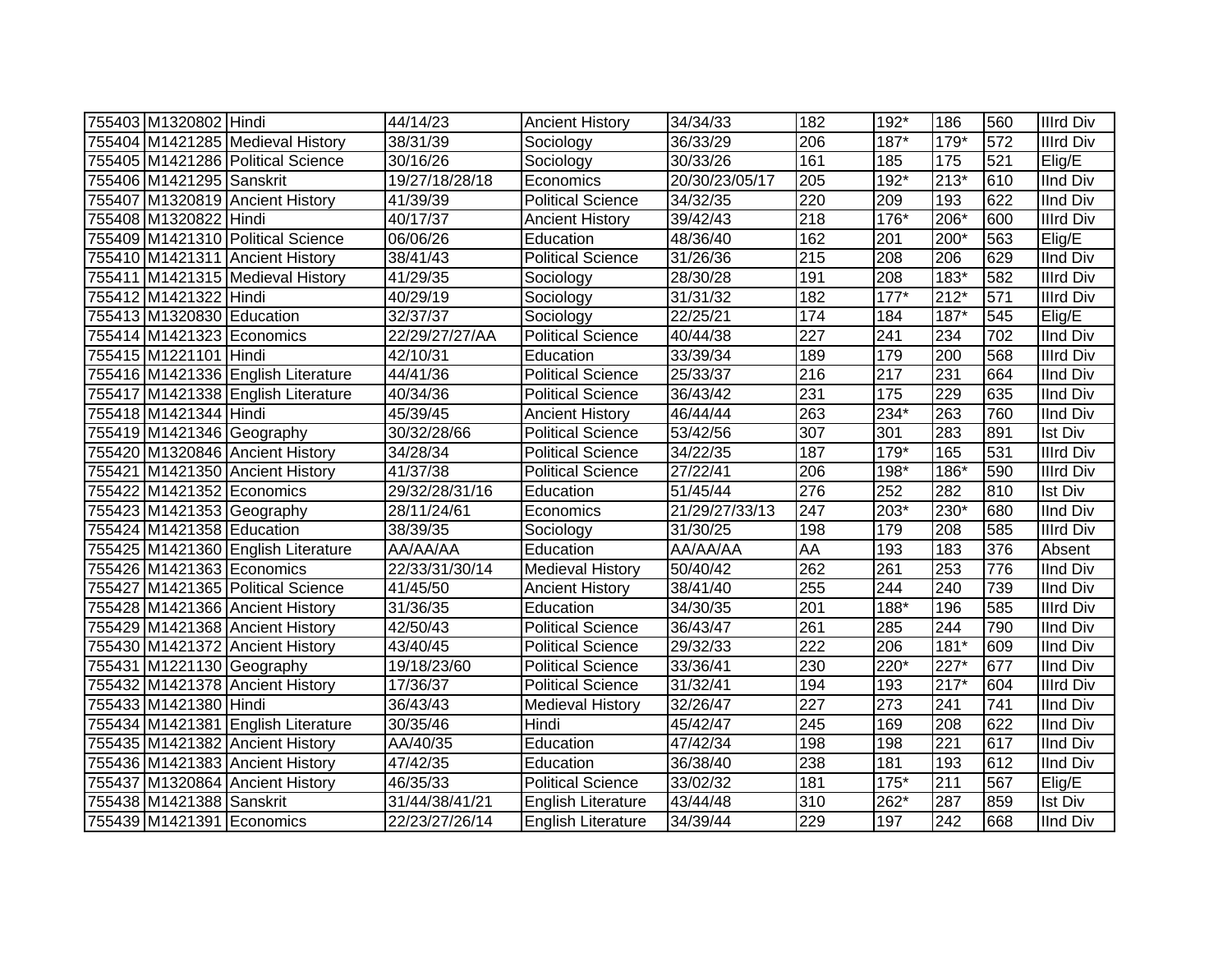| 755403 | M1320802 | Hindi | 44/14/23 | Ancient History | 34/34/33 | 182 | 192* | 186 | 560 | IIIrd Div |
|---|---|---|---|---|---|---|---|---|---|---|
| 755404 | M1421285 | Medieval History | 38/31/39 | Sociology | 36/33/29 | 206 | 187* | 179* | 572 | IIIrd Div |
| 755405 | M1421286 | Political Science | 30/16/26 | Sociology | 30/33/26 | 161 | 185 | 175 | 521 | Elig/E |
| 755406 | M1421295 | Sanskrit | 19/27/18/28/18 | Economics | 20/30/23/05/17 | 205 | 192* | 213* | 610 | IInd Div |
| 755407 | M1320819 | Ancient History | 41/39/39 | Political Science | 34/32/35 | 220 | 209 | 193 | 622 | IInd Div |
| 755408 | M1320822 | Hindi | 40/17/37 | Ancient History | 39/42/43 | 218 | 176* | 206* | 600 | IIIrd Div |
| 755409 | M1421310 | Political Science | 06/06/26 | Education | 48/36/40 | 162 | 201 | 200* | 563 | Elig/E |
| 755410 | M1421311 | Ancient History | 38/41/43 | Political Science | 31/26/36 | 215 | 208 | 206 | 629 | IInd Div |
| 755411 | M1421315 | Medieval History | 41/29/35 | Sociology | 28/30/28 | 191 | 208 | 183* | 582 | IIIrd Div |
| 755412 | M1421322 | Hindi | 40/29/19 | Sociology | 31/31/32 | 182 | 177* | 212* | 571 | IIIrd Div |
| 755413 | M1320830 | Education | 32/37/37 | Sociology | 22/25/21 | 174 | 184 | 187* | 545 | Elig/E |
| 755414 | M1421323 | Economics | 22/29/27/27/AA | Political Science | 40/44/38 | 227 | 241 | 234 | 702 | IInd Div |
| 755415 | M1221101 | Hindi | 42/10/31 | Education | 33/39/34 | 189 | 179 | 200 | 568 | IIIrd Div |
| 755416 | M1421336 | English Literature | 44/41/36 | Political Science | 25/33/37 | 216 | 217 | 231 | 664 | IInd Div |
| 755417 | M1421338 | English Literature | 40/34/36 | Political Science | 36/43/42 | 231 | 175 | 229 | 635 | IInd Div |
| 755418 | M1421344 | Hindi | 45/39/45 | Ancient History | 46/44/44 | 263 | 234* | 263 | 760 | IInd Div |
| 755419 | M1421346 | Geography | 30/32/28/66 | Political Science | 53/42/56 | 307 | 301 | 283 | 891 | Ist Div |
| 755420 | M1320846 | Ancient History | 34/28/34 | Political Science | 34/22/35 | 187 | 179* | 165 | 531 | IIIrd Div |
| 755421 | M1421350 | Ancient History | 41/37/38 | Political Science | 27/22/41 | 206 | 198* | 186* | 590 | IIIrd Div |
| 755422 | M1421352 | Economics | 29/32/28/31/16 | Education | 51/45/44 | 276 | 252 | 282 | 810 | Ist Div |
| 755423 | M1421353 | Geography | 28/11/24/61 | Economics | 21/29/27/33/13 | 247 | 203* | 230* | 680 | IInd Div |
| 755424 | M1421358 | Education | 38/39/35 | Sociology | 31/30/25 | 198 | 179 | 208 | 585 | IIIrd Div |
| 755425 | M1421360 | English Literature | AA/AA/AA | Education | AA/AA/AA | AA | 193 | 183 | 376 | Absent |
| 755426 | M1421363 | Economics | 22/33/31/30/14 | Medieval History | 50/40/42 | 262 | 261 | 253 | 776 | IInd Div |
| 755427 | M1421365 | Political Science | 41/45/50 | Ancient History | 38/41/40 | 255 | 244 | 240 | 739 | IInd Div |
| 755428 | M1421366 | Ancient History | 31/36/35 | Education | 34/30/35 | 201 | 188* | 196 | 585 | IIIrd Div |
| 755429 | M1421368 | Ancient History | 42/50/43 | Political Science | 36/43/47 | 261 | 285 | 244 | 790 | IInd Div |
| 755430 | M1421372 | Ancient History | 43/40/45 | Political Science | 29/32/33 | 222 | 206 | 181* | 609 | IInd Div |
| 755431 | M1221130 | Geography | 19/18/23/60 | Political Science | 33/36/41 | 230 | 220* | 227* | 677 | IInd Div |
| 755432 | M1421378 | Ancient History | 17/36/37 | Political Science | 31/32/41 | 194 | 193 | 217* | 604 | IIIrd Div |
| 755433 | M1421380 | Hindi | 36/43/43 | Medieval History | 32/26/47 | 227 | 273 | 241 | 741 | IInd Div |
| 755434 | M1421381 | English Literature | 30/35/46 | Hindi | 45/42/47 | 245 | 169 | 208 | 622 | IInd Div |
| 755435 | M1421382 | Ancient History | AA/40/35 | Education | 47/42/34 | 198 | 198 | 221 | 617 | IInd Div |
| 755436 | M1421383 | Ancient History | 47/42/35 | Education | 36/38/40 | 238 | 181 | 193 | 612 | IInd Div |
| 755437 | M1320864 | Ancient History | 46/35/33 | Political Science | 33/02/32 | 181 | 175* | 211 | 567 | Elig/E |
| 755438 | M1421388 | Sanskrit | 31/44/38/41/21 | English Literature | 43/44/48 | 310 | 262* | 287 | 859 | Ist Div |
| 755439 | M1421391 | Economics | 22/23/27/26/14 | English Literature | 34/39/44 | 229 | 197 | 242 | 668 | IInd Div |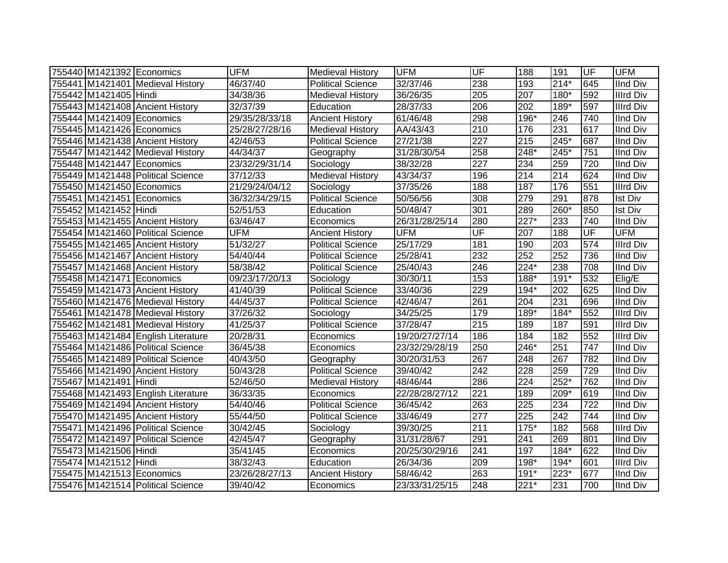| | | | | | | | | | | |
|---|---|---|---|---|---|---|---|---|---|---|
| 755440 | M1421392 | Economics | UFM | Medieval History | UFM | UF | 188 | 191 | UF | UFM |
| 755441 | M1421401 | Medieval History | 46/37/40 | Political Science | 32/37/46 | 238 | 193 | 214* | 645 | IInd Div |
| 755442 | M1421405 | Hindi | 34/38/36 | Medieval History | 36/26/35 | 205 | 207 | 180* | 592 | IIIrd Div |
| 755443 | M1421408 | Ancient History | 32/37/39 | Education | 28/37/33 | 206 | 202 | 189* | 597 | IIIrd Div |
| 755444 | M1421409 | Economics | 29/35/28/33/18 | Ancient History | 61/46/48 | 298 | 196* | 246 | 740 | IInd Div |
| 755445 | M1421426 | Economics | 25/28/27/28/16 | Medieval History | AA/43/43 | 210 | 176 | 231 | 617 | IInd Div |
| 755446 | M1421438 | Ancient History | 42/46/53 | Political Science | 27/21/38 | 227 | 215 | 245* | 687 | IInd Div |
| 755447 | M1421442 | Medieval History | 44/34/37 | Geography | 31/28/30/54 | 258 | 248* | 245* | 751 | IInd Div |
| 755448 | M1421447 | Economics | 23/32/29/31/14 | Sociology | 38/32/28 | 227 | 234 | 259 | 720 | IInd Div |
| 755449 | M1421448 | Political Science | 37/12/33 | Medieval History | 43/34/37 | 196 | 214 | 214 | 624 | IInd Div |
| 755450 | M1421450 | Economics | 21/29/24/04/12 | Sociology | 37/35/26 | 188 | 187 | 176 | 551 | IIIrd Div |
| 755451 | M1421451 | Economics | 36/32/34/29/15 | Political Science | 50/56/56 | 308 | 279 | 291 | 878 | Ist Div |
| 755452 | M1421452 | Hindi | 52/51/53 | Education | 50/48/47 | 301 | 289 | 260* | 850 | Ist Div |
| 755453 | M1421455 | Ancient History | 63/46/47 | Economics | 26/31/28/25/14 | 280 | 227* | 233 | 740 | IInd Div |
| 755454 | M1421460 | Political Science | UFM | Ancient History | UFM | UF | 207 | 188 | UF | UFM |
| 755455 | M1421465 | Ancient History | 51/32/27 | Political Science | 25/17/29 | 181 | 190 | 203 | 574 | IIIrd Div |
| 755456 | M1421467 | Ancient History | 54/40/44 | Political Science | 25/28/41 | 232 | 252 | 252 | 736 | IInd Div |
| 755457 | M1421468 | Ancient History | 58/38/42 | Political Science | 25/40/43 | 246 | 224* | 238 | 708 | IInd Div |
| 755458 | M1421471 | Economics | 09/23/17/20/13 | Sociology | 30/30/11 | 153 | 188* | 191* | 532 | Elig/E |
| 755459 | M1421473 | Ancient History | 41/40/39 | Political Science | 33/40/36 | 229 | 194* | 202 | 625 | IInd Div |
| 755460 | M1421476 | Medieval History | 44/45/37 | Political Science | 42/46/47 | 261 | 204 | 231 | 696 | IInd Div |
| 755461 | M1421478 | Medieval History | 37/26/32 | Sociology | 34/25/25 | 179 | 189* | 184* | 552 | IIIrd Div |
| 755462 | M1421481 | Medieval History | 41/25/37 | Political Science | 37/28/47 | 215 | 189 | 187 | 591 | IIIrd Div |
| 755463 | M1421484 | English Literature | 20/28/31 | Economics | 19/20/27/27/14 | 186 | 184 | 182 | 552 | IIIrd Div |
| 755464 | M1421486 | Political Science | 36/45/38 | Economics | 23/32/29/28/19 | 250 | 246* | 251 | 747 | IInd Div |
| 755465 | M1421489 | Political Science | 40/43/50 | Geography | 30/20/31/53 | 267 | 248 | 267 | 782 | IInd Div |
| 755466 | M1421490 | Ancient History | 50/43/28 | Political Science | 39/40/42 | 242 | 228 | 259 | 729 | IInd Div |
| 755467 | M1421491 | Hindi | 52/46/50 | Medieval History | 48/46/44 | 286 | 224 | 252* | 762 | IInd Div |
| 755468 | M1421493 | English Literature | 36/33/35 | Economics | 22/28/28/27/12 | 221 | 189 | 209* | 619 | IInd Div |
| 755469 | M1421494 | Ancient History | 54/40/46 | Political Science | 36/45/42 | 263 | 225 | 234 | 722 | IInd Div |
| 755470 | M1421495 | Ancient History | 55/44/50 | Political Science | 33/46/49 | 277 | 225 | 242 | 744 | IInd Div |
| 755471 | M1421496 | Political Science | 30/42/45 | Sociology | 39/30/25 | 211 | 175* | 182 | 568 | IIIrd Div |
| 755472 | M1421497 | Political Science | 42/45/47 | Geography | 31/31/28/67 | 291 | 241 | 269 | 801 | IInd Div |
| 755473 | M1421506 | Hindi | 35/41/45 | Economics | 20/25/30/29/16 | 241 | 197 | 184* | 622 | IInd Div |
| 755474 | M1421512 | Hindi | 38/32/43 | Education | 26/34/36 | 209 | 198* | 194* | 601 | IIIrd Div |
| 755475 | M1421513 | Economics | 23/26/28/27/13 | Ancient History | 58/46/42 | 263 | 191* | 223* | 677 | IInd Div |
| 755476 | M1421514 | Political Science | 39/40/42 | Economics | 23/33/31/25/15 | 248 | 221* | 231 | 700 | IInd Div |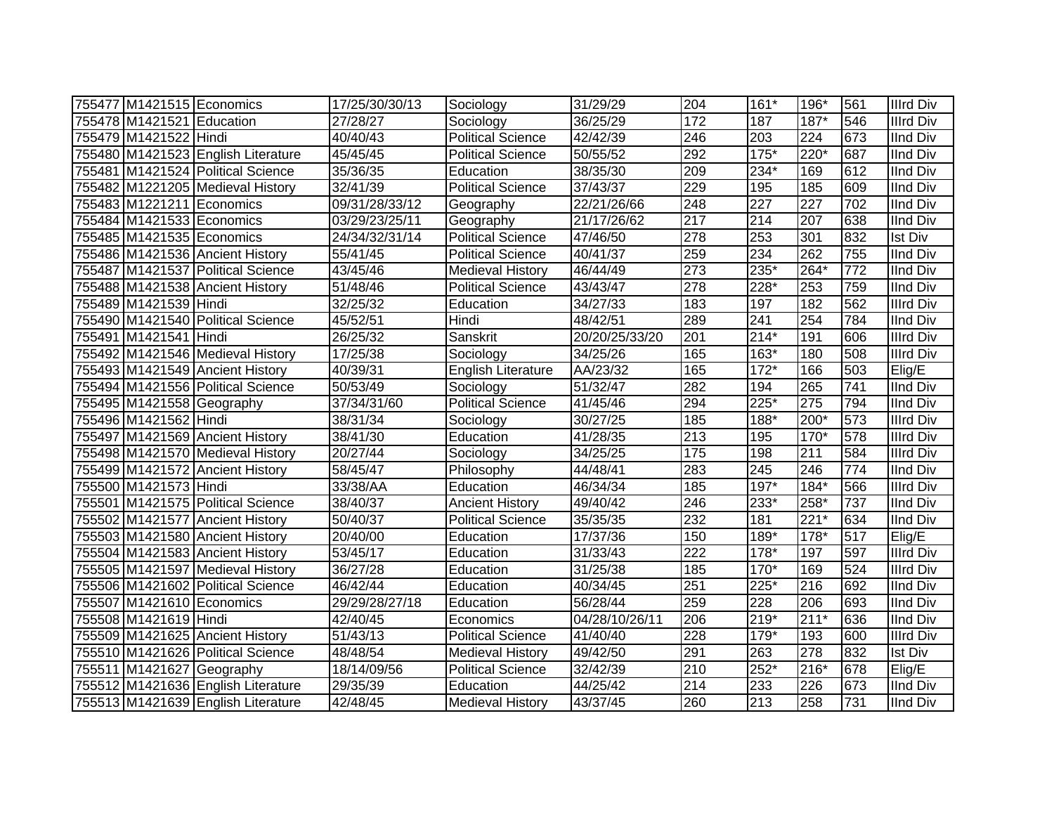| | | | | | | | | | | |
|---|---|---|---|---|---|---|---|---|---|---|
| 755477 | M1421515 | Economics | 17/25/30/30/13 | Sociology | 31/29/29 | 204 | 161* | 196* | 561 | IIIrd Div |
| 755478 | M1421521 | Education | 27/28/27 | Sociology | 36/25/29 | 172 | 187 | 187* | 546 | IIIrd Div |
| 755479 | M1421522 | Hindi | 40/40/43 | Political Science | 42/42/39 | 246 | 203 | 224 | 673 | IInd Div |
| 755480 | M1421523 | English Literature | 45/45/45 | Political Science | 50/55/52 | 292 | 175* | 220* | 687 | IInd Div |
| 755481 | M1421524 | Political Science | 35/36/35 | Education | 38/35/30 | 209 | 234* | 169 | 612 | IInd Div |
| 755482 | M1221205 | Medieval History | 32/41/39 | Political Science | 37/43/37 | 229 | 195 | 185 | 609 | IInd Div |
| 755483 | M1221211 | Economics | 09/31/28/33/12 | Geography | 22/21/26/66 | 248 | 227 | 227 | 702 | IInd Div |
| 755484 | M1421533 | Economics | 03/29/23/25/11 | Geography | 21/17/26/62 | 217 | 214 | 207 | 638 | IInd Div |
| 755485 | M1421535 | Economics | 24/34/32/31/14 | Political Science | 47/46/50 | 278 | 253 | 301 | 832 | Ist Div |
| 755486 | M1421536 | Ancient History | 55/41/45 | Political Science | 40/41/37 | 259 | 234 | 262 | 755 | IInd Div |
| 755487 | M1421537 | Political Science | 43/45/46 | Medieval History | 46/44/49 | 273 | 235* | 264* | 772 | IInd Div |
| 755488 | M1421538 | Ancient History | 51/48/46 | Political Science | 43/43/47 | 278 | 228* | 253 | 759 | IInd Div |
| 755489 | M1421539 | Hindi | 32/25/32 | Education | 34/27/33 | 183 | 197 | 182 | 562 | IIIrd Div |
| 755490 | M1421540 | Political Science | 45/52/51 | Hindi | 48/42/51 | 289 | 241 | 254 | 784 | IInd Div |
| 755491 | M1421541 | Hindi | 26/25/32 | Sanskrit | 20/20/25/33/20 | 201 | 214* | 191 | 606 | IIIrd Div |
| 755492 | M1421546 | Medieval History | 17/25/38 | Sociology | 34/25/26 | 165 | 163* | 180 | 508 | IIIrd Div |
| 755493 | M1421549 | Ancient History | 40/39/31 | English Literature | AA/23/32 | 165 | 172* | 166 | 503 | Elig/E |
| 755494 | M1421556 | Political Science | 50/53/49 | Sociology | 51/32/47 | 282 | 194 | 265 | 741 | IInd Div |
| 755495 | M1421558 | Geography | 37/34/31/60 | Political Science | 41/45/46 | 294 | 225* | 275 | 794 | IInd Div |
| 755496 | M1421562 | Hindi | 38/31/34 | Sociology | 30/27/25 | 185 | 188* | 200* | 573 | IIIrd Div |
| 755497 | M1421569 | Ancient History | 38/41/30 | Education | 41/28/35 | 213 | 195 | 170* | 578 | IIIrd Div |
| 755498 | M1421570 | Medieval History | 20/27/44 | Sociology | 34/25/25 | 175 | 198 | 211 | 584 | IIIrd Div |
| 755499 | M1421572 | Ancient History | 58/45/47 | Philosophy | 44/48/41 | 283 | 245 | 246 | 774 | IInd Div |
| 755500 | M1421573 | Hindi | 33/38/AA | Education | 46/34/34 | 185 | 197* | 184* | 566 | IIIrd Div |
| 755501 | M1421575 | Political Science | 38/40/37 | Ancient History | 49/40/42 | 246 | 233* | 258* | 737 | IInd Div |
| 755502 | M1421577 | Ancient History | 50/40/37 | Political Science | 35/35/35 | 232 | 181 | 221* | 634 | IInd Div |
| 755503 | M1421580 | Ancient History | 20/40/00 | Education | 17/37/36 | 150 | 189* | 178* | 517 | Elig/E |
| 755504 | M1421583 | Ancient History | 53/45/17 | Education | 31/33/43 | 222 | 178* | 197 | 597 | IIIrd Div |
| 755505 | M1421597 | Medieval History | 36/27/28 | Education | 31/25/38 | 185 | 170* | 169 | 524 | IIIrd Div |
| 755506 | M1421602 | Political Science | 46/42/44 | Education | 40/34/45 | 251 | 225* | 216 | 692 | IInd Div |
| 755507 | M1421610 | Economics | 29/29/28/27/18 | Education | 56/28/44 | 259 | 228 | 206 | 693 | IInd Div |
| 755508 | M1421619 | Hindi | 42/40/45 | Economics | 04/28/10/26/11 | 206 | 219* | 211* | 636 | IInd Div |
| 755509 | M1421625 | Ancient History | 51/43/13 | Political Science | 41/40/40 | 228 | 179* | 193 | 600 | IIIrd Div |
| 755510 | M1421626 | Political Science | 48/48/54 | Medieval History | 49/42/50 | 291 | 263 | 278 | 832 | Ist Div |
| 755511 | M1421627 | Geography | 18/14/09/56 | Political Science | 32/42/39 | 210 | 252* | 216* | 678 | Elig/E |
| 755512 | M1421636 | English Literature | 29/35/39 | Education | 44/25/42 | 214 | 233 | 226 | 673 | IInd Div |
| 755513 | M1421639 | English Literature | 42/48/45 | Medieval History | 43/37/45 | 260 | 213 | 258 | 731 | IInd Div |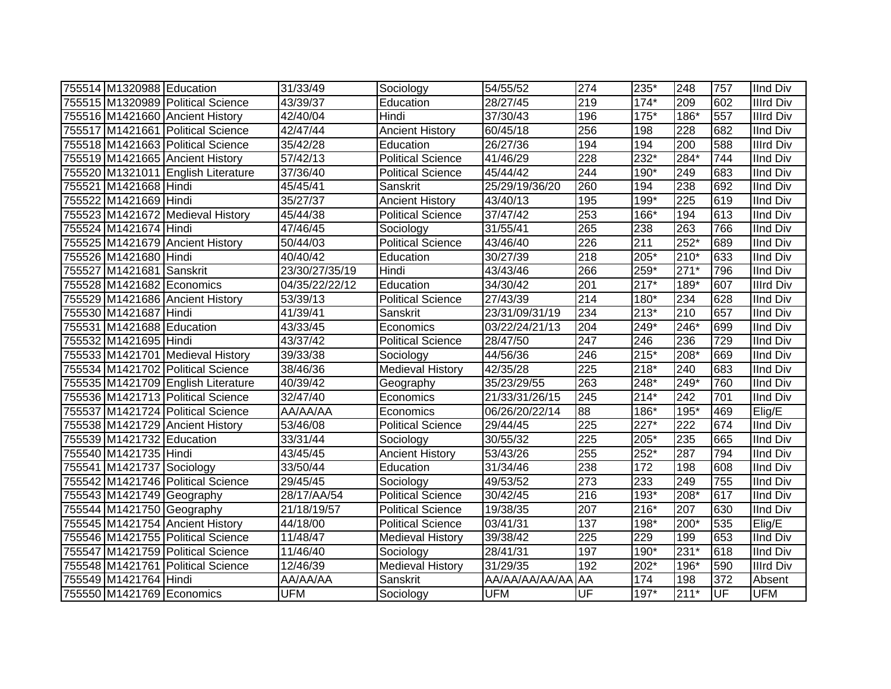| 755514 | M1320988 | Education | 31/33/49 | Sociology | 54/55/52 | 274 | 235* | 248 | 757 | IInd Div |
|---|---|---|---|---|---|---|---|---|---|---|
| 755515 | M1320989 | Political Science | 43/39/37 | Education | 28/27/45 | 219 | 174* | 209 | 602 | IIIrd Div |
| 755516 | M1421660 | Ancient History | 42/40/04 | Hindi | 37/30/43 | 196 | 175* | 186* | 557 | IIIrd Div |
| 755517 | M1421661 | Political Science | 42/47/44 | Ancient History | 60/45/18 | 256 | 198 | 228 | 682 | IInd Div |
| 755518 | M1421663 | Political Science | 35/42/28 | Education | 26/27/36 | 194 | 194 | 200 | 588 | IIIrd Div |
| 755519 | M1421665 | Ancient History | 57/42/13 | Political Science | 41/46/29 | 228 | 232* | 284* | 744 | IInd Div |
| 755520 | M1321011 | English Literature | 37/36/40 | Political Science | 45/44/42 | 244 | 190* | 249 | 683 | IInd Div |
| 755521 | M1421668 | Hindi | 45/45/41 | Sanskrit | 25/29/19/36/20 | 260 | 194 | 238 | 692 | IInd Div |
| 755522 | M1421669 | Hindi | 35/27/37 | Ancient History | 43/40/13 | 195 | 199* | 225 | 619 | IInd Div |
| 755523 | M1421672 | Medieval History | 45/44/38 | Political Science | 37/47/42 | 253 | 166* | 194 | 613 | IInd Div |
| 755524 | M1421674 | Hindi | 47/46/45 | Sociology | 31/55/41 | 265 | 238 | 263 | 766 | IInd Div |
| 755525 | M1421679 | Ancient History | 50/44/03 | Political Science | 43/46/40 | 226 | 211 | 252* | 689 | IInd Div |
| 755526 | M1421680 | Hindi | 40/40/42 | Education | 30/27/39 | 218 | 205* | 210* | 633 | IInd Div |
| 755527 | M1421681 | Sanskrit | 23/30/27/35/19 | Hindi | 43/43/46 | 266 | 259* | 271* | 796 | IInd Div |
| 755528 | M1421682 | Economics | 04/35/22/22/12 | Education | 34/30/42 | 201 | 217* | 189* | 607 | IIIrd Div |
| 755529 | M1421686 | Ancient History | 53/39/13 | Political Science | 27/43/39 | 214 | 180* | 234 | 628 | IInd Div |
| 755530 | M1421687 | Hindi | 41/39/41 | Sanskrit | 23/31/09/31/19 | 234 | 213* | 210 | 657 | IInd Div |
| 755531 | M1421688 | Education | 43/33/45 | Economics | 03/22/24/21/13 | 204 | 249* | 246* | 699 | IInd Div |
| 755532 | M1421695 | Hindi | 43/37/42 | Political Science | 28/47/50 | 247 | 246 | 236 | 729 | IInd Div |
| 755533 | M1421701 | Medieval History | 39/33/38 | Sociology | 44/56/36 | 246 | 215* | 208* | 669 | IInd Div |
| 755534 | M1421702 | Political Science | 38/46/36 | Medieval History | 42/35/28 | 225 | 218* | 240 | 683 | IInd Div |
| 755535 | M1421709 | English Literature | 40/39/42 | Geography | 35/23/29/55 | 263 | 248* | 249* | 760 | IInd Div |
| 755536 | M1421713 | Political Science | 32/47/40 | Economics | 21/33/31/26/15 | 245 | 214* | 242 | 701 | IInd Div |
| 755537 | M1421724 | Political Science | AA/AA/AA | Economics | 06/26/20/22/14 | 88 | 186* | 195* | 469 | Elig/E |
| 755538 | M1421729 | Ancient History | 53/46/08 | Political Science | 29/44/45 | 225 | 227* | 222 | 674 | IInd Div |
| 755539 | M1421732 | Education | 33/31/44 | Sociology | 30/55/32 | 225 | 205* | 235 | 665 | IInd Div |
| 755540 | M1421735 | Hindi | 43/45/45 | Ancient History | 53/43/26 | 255 | 252* | 287 | 794 | IInd Div |
| 755541 | M1421737 | Sociology | 33/50/44 | Education | 31/34/46 | 238 | 172 | 198 | 608 | IInd Div |
| 755542 | M1421746 | Political Science | 29/45/45 | Sociology | 49/53/52 | 273 | 233 | 249 | 755 | IInd Div |
| 755543 | M1421749 | Geography | 28/17/AA/54 | Political Science | 30/42/45 | 216 | 193* | 208* | 617 | IInd Div |
| 755544 | M1421750 | Geography | 21/18/19/57 | Political Science | 19/38/35 | 207 | 216* | 207 | 630 | IInd Div |
| 755545 | M1421754 | Ancient History | 44/18/00 | Political Science | 03/41/31 | 137 | 198* | 200* | 535 | Elig/E |
| 755546 | M1421755 | Political Science | 11/48/47 | Medieval History | 39/38/42 | 225 | 229 | 199 | 653 | IInd Div |
| 755547 | M1421759 | Political Science | 11/46/40 | Sociology | 28/41/31 | 197 | 190* | 231* | 618 | IInd Div |
| 755548 | M1421761 | Political Science | 12/46/39 | Medieval History | 31/29/35 | 192 | 202* | 196* | 590 | IIIrd Div |
| 755549 | M1421764 | Hindi | AA/AA/AA | Sanskrit | AA/AA/AA/AA/AA | AA | 174 | 198 | 372 | Absent |
| 755550 | M1421769 | Economics | UFM | Sociology | UFM | UF | 197* | 211* | UF | UFM |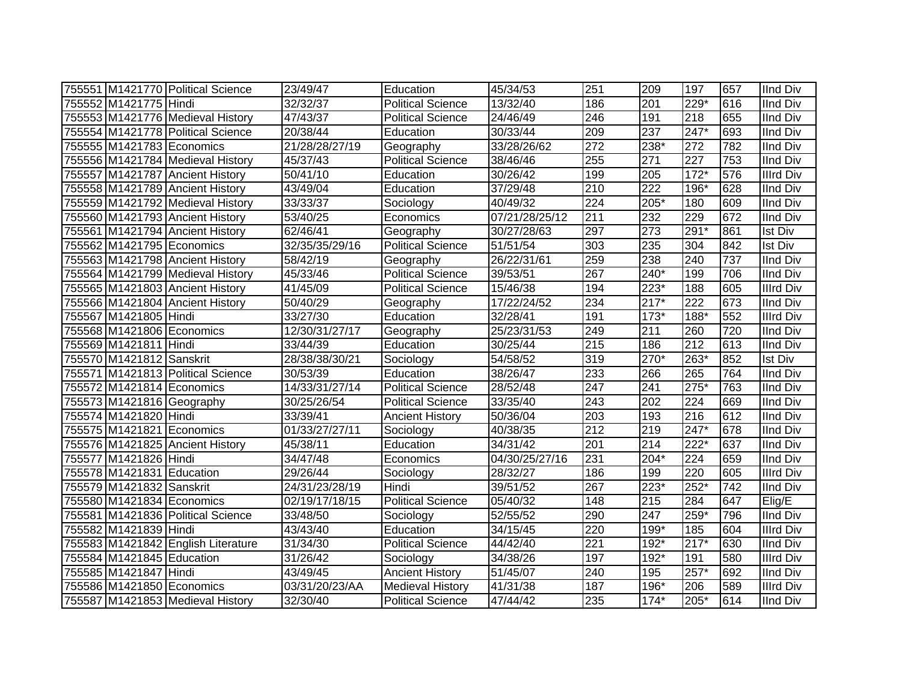| | | | | | | | | | | |
|---|---|---|---|---|---|---|---|---|---|---|
| 755551 | M1421770 | Political Science | 23/49/47 | Education | 45/34/53 | 251 | 209 | 197 | 657 | IInd Div |
| 755552 | M1421775 | Hindi | 32/32/37 | Political Science | 13/32/40 | 186 | 201 | 229* | 616 | IInd Div |
| 755553 | M1421776 | Medieval History | 47/43/37 | Political Science | 24/46/49 | 246 | 191 | 218 | 655 | IInd Div |
| 755554 | M1421778 | Political Science | 20/38/44 | Education | 30/33/44 | 209 | 237 | 247* | 693 | IInd Div |
| 755555 | M1421783 | Economics | 21/28/28/27/19 | Geography | 33/28/26/62 | 272 | 238* | 272 | 782 | IInd Div |
| 755556 | M1421784 | Medieval History | 45/37/43 | Political Science | 38/46/46 | 255 | 271 | 227 | 753 | IInd Div |
| 755557 | M1421787 | Ancient History | 50/41/10 | Education | 30/26/42 | 199 | 205 | 172* | 576 | IIIrd Div |
| 755558 | M1421789 | Ancient History | 43/49/04 | Education | 37/29/48 | 210 | 222 | 196* | 628 | IInd Div |
| 755559 | M1421792 | Medieval History | 33/33/37 | Sociology | 40/49/32 | 224 | 205* | 180 | 609 | IInd Div |
| 755560 | M1421793 | Ancient History | 53/40/25 | Economics | 07/21/28/25/12 | 211 | 232 | 229 | 672 | IInd Div |
| 755561 | M1421794 | Ancient History | 62/46/41 | Geography | 30/27/28/63 | 297 | 273 | 291* | 861 | Ist Div |
| 755562 | M1421795 | Economics | 32/35/35/29/16 | Political Science | 51/51/54 | 303 | 235 | 304 | 842 | Ist Div |
| 755563 | M1421798 | Ancient History | 58/42/19 | Geography | 26/22/31/61 | 259 | 238 | 240 | 737 | IInd Div |
| 755564 | M1421799 | Medieval History | 45/33/46 | Political Science | 39/53/51 | 267 | 240* | 199 | 706 | IInd Div |
| 755565 | M1421803 | Ancient History | 41/45/09 | Political Science | 15/46/38 | 194 | 223* | 188 | 605 | IIIrd Div |
| 755566 | M1421804 | Ancient History | 50/40/29 | Geography | 17/22/24/52 | 234 | 217* | 222 | 673 | IInd Div |
| 755567 | M1421805 | Hindi | 33/27/30 | Education | 32/28/41 | 191 | 173* | 188* | 552 | IIIrd Div |
| 755568 | M1421806 | Economics | 12/30/31/27/17 | Geography | 25/23/31/53 | 249 | 211 | 260 | 720 | IInd Div |
| 755569 | M1421811 | Hindi | 33/44/39 | Education | 30/25/44 | 215 | 186 | 212 | 613 | IInd Div |
| 755570 | M1421812 | Sanskrit | 28/38/38/30/21 | Sociology | 54/58/52 | 319 | 270* | 263* | 852 | Ist Div |
| 755571 | M1421813 | Political Science | 30/53/39 | Education | 38/26/47 | 233 | 266 | 265 | 764 | IInd Div |
| 755572 | M1421814 | Economics | 14/33/31/27/14 | Political Science | 28/52/48 | 247 | 241 | 275* | 763 | IInd Div |
| 755573 | M1421816 | Geography | 30/25/26/54 | Political Science | 33/35/40 | 243 | 202 | 224 | 669 | IInd Div |
| 755574 | M1421820 | Hindi | 33/39/41 | Ancient History | 50/36/04 | 203 | 193 | 216 | 612 | IInd Div |
| 755575 | M1421821 | Economics | 01/33/27/27/11 | Sociology | 40/38/35 | 212 | 219 | 247* | 678 | IInd Div |
| 755576 | M1421825 | Ancient History | 45/38/11 | Education | 34/31/42 | 201 | 214 | 222* | 637 | IInd Div |
| 755577 | M1421826 | Hindi | 34/47/48 | Economics | 04/30/25/27/16 | 231 | 204* | 224 | 659 | IInd Div |
| 755578 | M1421831 | Education | 29/26/44 | Sociology | 28/32/27 | 186 | 199 | 220 | 605 | IIIrd Div |
| 755579 | M1421832 | Sanskrit | 24/31/23/28/19 | Hindi | 39/51/52 | 267 | 223* | 252* | 742 | IInd Div |
| 755580 | M1421834 | Economics | 02/19/17/18/15 | Political Science | 05/40/32 | 148 | 215 | 284 | 647 | Elig/E |
| 755581 | M1421836 | Political Science | 33/48/50 | Sociology | 52/55/52 | 290 | 247 | 259* | 796 | IInd Div |
| 755582 | M1421839 | Hindi | 43/43/40 | Education | 34/15/45 | 220 | 199* | 185 | 604 | IIIrd Div |
| 755583 | M1421842 | English Literature | 31/34/30 | Political Science | 44/42/40 | 221 | 192* | 217* | 630 | IInd Div |
| 755584 | M1421845 | Education | 31/26/42 | Sociology | 34/38/26 | 197 | 192* | 191 | 580 | IIIrd Div |
| 755585 | M1421847 | Hindi | 43/49/45 | Ancient History | 51/45/07 | 240 | 195 | 257* | 692 | IInd Div |
| 755586 | M1421850 | Economics | 03/31/20/23/AA | Medieval History | 41/31/38 | 187 | 196* | 206 | 589 | IIIrd Div |
| 755587 | M1421853 | Medieval History | 32/30/40 | Political Science | 47/44/42 | 235 | 174* | 205* | 614 | IInd Div |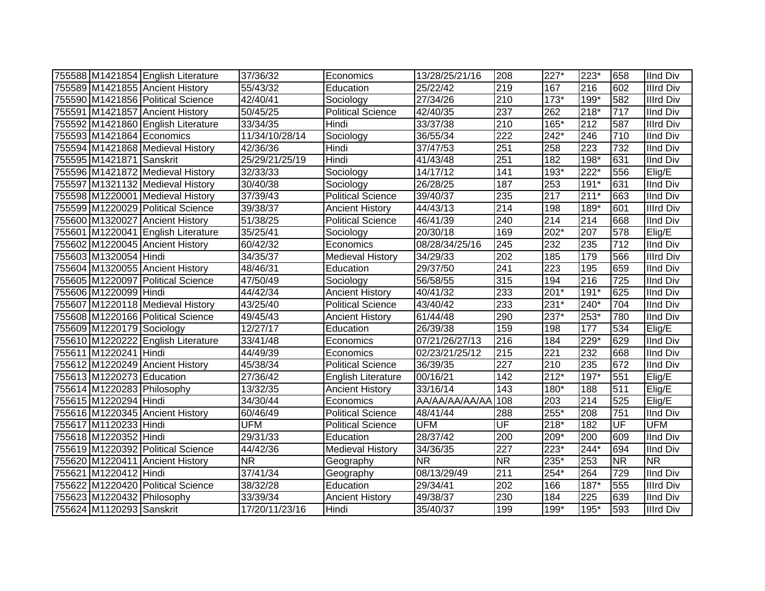| | | | | | | | | | | |
|---|---|---|---|---|---|---|---|---|---|---|
| 755588 | M1421854 | English Literature | 37/36/32 | Economics | 13/28/25/21/16 | 208 | 227* | 223* | 658 | IInd Div |
| 755589 | M1421855 | Ancient History | 55/43/32 | Education | 25/22/42 | 219 | 167 | 216 | 602 | IIIrd Div |
| 755590 | M1421856 | Political Science | 42/40/41 | Sociology | 27/34/26 | 210 | 173* | 199* | 582 | IIIrd Div |
| 755591 | M1421857 | Ancient History | 50/45/25 | Political Science | 42/40/35 | 237 | 262 | 218* | 717 | IInd Div |
| 755592 | M1421860 | English Literature | 33/34/35 | Hindi | 33/37/38 | 210 | 165* | 212 | 587 | IIIrd Div |
| 755593 | M1421864 | Economics | 11/34/10/28/14 | Sociology | 36/55/34 | 222 | 242* | 246 | 710 | IInd Div |
| 755594 | M1421868 | Medieval History | 42/36/36 | Hindi | 37/47/53 | 251 | 258 | 223 | 732 | IInd Div |
| 755595 | M1421871 | Sanskrit | 25/29/21/25/19 | Hindi | 41/43/48 | 251 | 182 | 198* | 631 | IInd Div |
| 755596 | M1421872 | Medieval History | 32/33/33 | Sociology | 14/17/12 | 141 | 193* | 222* | 556 | Elig/E |
| 755597 | M1321132 | Medieval History | 30/40/38 | Sociology | 26/28/25 | 187 | 253 | 191* | 631 | IInd Div |
| 755598 | M1220001 | Medieval History | 37/39/43 | Political Science | 39/40/37 | 235 | 217 | 211* | 663 | IInd Div |
| 755599 | M1220029 | Political Science | 39/38/37 | Ancient History | 44/43/13 | 214 | 198 | 189* | 601 | IIIrd Div |
| 755600 | M1320027 | Ancient History | 51/38/25 | Political Science | 46/41/39 | 240 | 214 | 214 | 668 | IInd Div |
| 755601 | M1220041 | English Literature | 35/25/41 | Sociology | 20/30/18 | 169 | 202* | 207 | 578 | Elig/E |
| 755602 | M1220045 | Ancient History | 60/42/32 | Economics | 08/28/34/25/16 | 245 | 232 | 235 | 712 | IInd Div |
| 755603 | M1320054 | Hindi | 34/35/37 | Medieval History | 34/29/33 | 202 | 185 | 179 | 566 | IIIrd Div |
| 755604 | M1320055 | Ancient History | 48/46/31 | Education | 29/37/50 | 241 | 223 | 195 | 659 | IInd Div |
| 755605 | M1220097 | Political Science | 47/50/49 | Sociology | 56/58/55 | 315 | 194 | 216 | 725 | IInd Div |
| 755606 | M1220099 | Hindi | 44/42/34 | Ancient History | 40/41/32 | 233 | 201* | 191* | 625 | IInd Div |
| 755607 | M1220118 | Medieval History | 43/25/40 | Political Science | 43/40/42 | 233 | 231* | 240* | 704 | IInd Div |
| 755608 | M1220166 | Political Science | 49/45/43 | Ancient History | 61/44/48 | 290 | 237* | 253* | 780 | IInd Div |
| 755609 | M1220179 | Sociology | 12/27/17 | Education | 26/39/38 | 159 | 198 | 177 | 534 | Elig/E |
| 755610 | M1220222 | English Literature | 33/41/48 | Economics | 07/21/26/27/13 | 216 | 184 | 229* | 629 | IInd Div |
| 755611 | M1220241 | Hindi | 44/49/39 | Economics | 02/23/21/25/12 | 215 | 221 | 232 | 668 | IInd Div |
| 755612 | M1220249 | Ancient History | 45/38/34 | Political Science | 36/39/35 | 227 | 210 | 235 | 672 | IInd Div |
| 755613 | M1220273 | Education | 27/36/42 | English Literature | 00/16/21 | 142 | 212* | 197* | 551 | Elig/E |
| 755614 | M1220283 | Philosophy | 13/32/35 | Ancient History | 33/16/14 | 143 | 180* | 188 | 511 | Elig/E |
| 755615 | M1220294 | Hindi | 34/30/44 | Economics | AA/AA/AA/AA/AA | 108 | 203 | 214 | 525 | Elig/E |
| 755616 | M1220345 | Ancient History | 60/46/49 | Political Science | 48/41/44 | 288 | 255* | 208 | 751 | IInd Div |
| 755617 | M1120233 | Hindi | UFM | Political Science | UFM | UF | 218* | 182 | UF | UFM |
| 755618 | M1220352 | Hindi | 29/31/33 | Education | 28/37/42 | 200 | 209* | 200 | 609 | IInd Div |
| 755619 | M1220392 | Political Science | 44/42/36 | Medieval History | 34/36/35 | 227 | 223* | 244* | 694 | IInd Div |
| 755620 | M1220411 | Ancient History | NR | Geography | NR | NR | 235* | 253 | NR | NR |
| 755621 | M1220412 | Hindi | 37/41/34 | Geography | 08/13/29/49 | 211 | 254* | 264 | 729 | IInd Div |
| 755622 | M1220420 | Political Science | 38/32/28 | Education | 29/34/41 | 202 | 166 | 187* | 555 | IIIrd Div |
| 755623 | M1220432 | Philosophy | 33/39/34 | Ancient History | 49/38/37 | 230 | 184 | 225 | 639 | IInd Div |
| 755624 | M1120293 | Sanskrit | 17/20/11/23/16 | Hindi | 35/40/37 | 199 | 199* | 195* | 593 | IIIrd Div |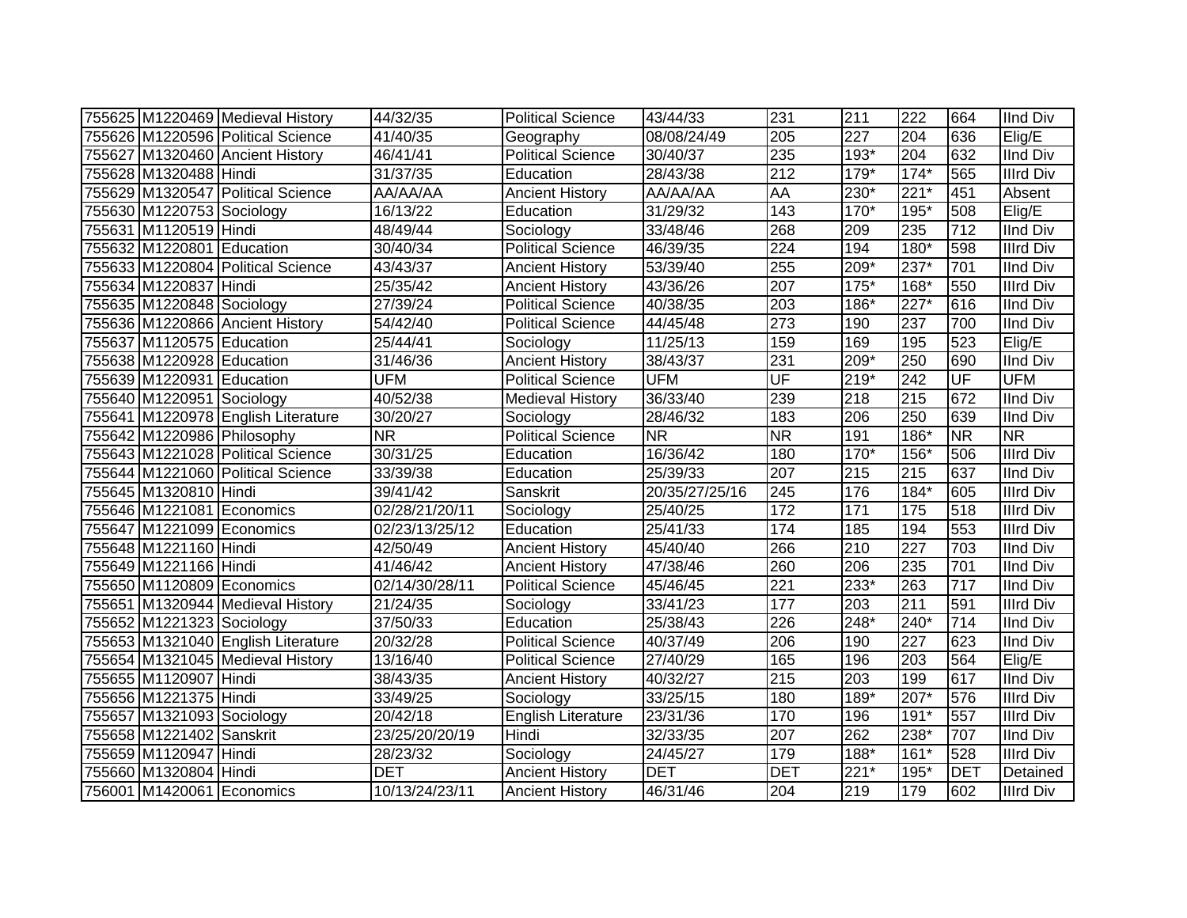| | | | | | | | | | | |
|---|---|---|---|---|---|---|---|---|---|---|
| 755625 | M1220469 | Medieval History | 44/32/35 | Political Science | 43/44/33 | 231 | 211 | 222 | 664 | IInd Div |
| 755626 | M1220596 | Political Science | 41/40/35 | Geography | 08/08/24/49 | 205 | 227 | 204 | 636 | Elig/E |
| 755627 | M1320460 | Ancient History | 46/41/41 | Political Science | 30/40/37 | 235 | 193* | 204 | 632 | IInd Div |
| 755628 | M1320488 | Hindi | 31/37/35 | Education | 28/43/38 | 212 | 179* | 174* | 565 | IIIrd Div |
| 755629 | M1320547 | Political Science | AA/AA/AA | Ancient History | AA/AA/AA | AA | 230* | 221* | 451 | Absent |
| 755630 | M1220753 | Sociology | 16/13/22 | Education | 31/29/32 | 143 | 170* | 195* | 508 | Elig/E |
| 755631 | M1120519 | Hindi | 48/49/44 | Sociology | 33/48/46 | 268 | 209 | 235 | 712 | IInd Div |
| 755632 | M1220801 | Education | 30/40/34 | Political Science | 46/39/35 | 224 | 194 | 180* | 598 | IIIrd Div |
| 755633 | M1220804 | Political Science | 43/43/37 | Ancient History | 53/39/40 | 255 | 209* | 237* | 701 | IInd Div |
| 755634 | M1220837 | Hindi | 25/35/42 | Ancient History | 43/36/26 | 207 | 175* | 168* | 550 | IIIrd Div |
| 755635 | M1220848 | Sociology | 27/39/24 | Political Science | 40/38/35 | 203 | 186* | 227* | 616 | IInd Div |
| 755636 | M1220866 | Ancient History | 54/42/40 | Political Science | 44/45/48 | 273 | 190 | 237 | 700 | IInd Div |
| 755637 | M1120575 | Education | 25/44/41 | Sociology | 11/25/13 | 159 | 169 | 195 | 523 | Elig/E |
| 755638 | M1220928 | Education | 31/46/36 | Ancient History | 38/43/37 | 231 | 209* | 250 | 690 | IInd Div |
| 755639 | M1220931 | Education | UFM | Political Science | UFM | UF | 219* | 242 | UF | UFM |
| 755640 | M1220951 | Sociology | 40/52/38 | Medieval History | 36/33/40 | 239 | 218 | 215 | 672 | IInd Div |
| 755641 | M1220978 | English Literature | 30/20/27 | Sociology | 28/46/32 | 183 | 206 | 250 | 639 | IInd Div |
| 755642 | M1220986 | Philosophy | NR | Political Science | NR | NR | 191 | 186* | NR | NR |
| 755643 | M1221028 | Political Science | 30/31/25 | Education | 16/36/42 | 180 | 170* | 156* | 506 | IIIrd Div |
| 755644 | M1221060 | Political Science | 33/39/38 | Education | 25/39/33 | 207 | 215 | 215 | 637 | IInd Div |
| 755645 | M1320810 | Hindi | 39/41/42 | Sanskrit | 20/35/27/25/16 | 245 | 176 | 184* | 605 | IIIrd Div |
| 755646 | M1221081 | Economics | 02/28/21/20/11 | Sociology | 25/40/25 | 172 | 171 | 175 | 518 | IIIrd Div |
| 755647 | M1221099 | Economics | 02/23/13/25/12 | Education | 25/41/33 | 174 | 185 | 194 | 553 | IIIrd Div |
| 755648 | M1221160 | Hindi | 42/50/49 | Ancient History | 45/40/40 | 266 | 210 | 227 | 703 | IInd Div |
| 755649 | M1221166 | Hindi | 41/46/42 | Ancient History | 47/38/46 | 260 | 206 | 235 | 701 | IInd Div |
| 755650 | M1120809 | Economics | 02/14/30/28/11 | Political Science | 45/46/45 | 221 | 233* | 263 | 717 | IInd Div |
| 755651 | M1320944 | Medieval History | 21/24/35 | Sociology | 33/41/23 | 177 | 203 | 211 | 591 | IIIrd Div |
| 755652 | M1221323 | Sociology | 37/50/33 | Education | 25/38/43 | 226 | 248* | 240* | 714 | IInd Div |
| 755653 | M1321040 | English Literature | 20/32/28 | Political Science | 40/37/49 | 206 | 190 | 227 | 623 | IInd Div |
| 755654 | M1321045 | Medieval History | 13/16/40 | Political Science | 27/40/29 | 165 | 196 | 203 | 564 | Elig/E |
| 755655 | M1120907 | Hindi | 38/43/35 | Ancient History | 40/32/27 | 215 | 203 | 199 | 617 | IInd Div |
| 755656 | M1221375 | Hindi | 33/49/25 | Sociology | 33/25/15 | 180 | 189* | 207* | 576 | IIIrd Div |
| 755657 | M1321093 | Sociology | 20/42/18 | English Literature | 23/31/36 | 170 | 196 | 191* | 557 | IIIrd Div |
| 755658 | M1221402 | Sanskrit | 23/25/20/20/19 | Hindi | 32/33/35 | 207 | 262 | 238* | 707 | IInd Div |
| 755659 | M1120947 | Hindi | 28/23/32 | Sociology | 24/45/27 | 179 | 188* | 161* | 528 | IIIrd Div |
| 755660 | M1320804 | Hindi | DET | Ancient History | DET | DET | 221* | 195* | DET | Detained |
| 756001 | M1420061 | Economics | 10/13/24/23/11 | Ancient History | 46/31/46 | 204 | 219 | 179 | 602 | IIIrd Div |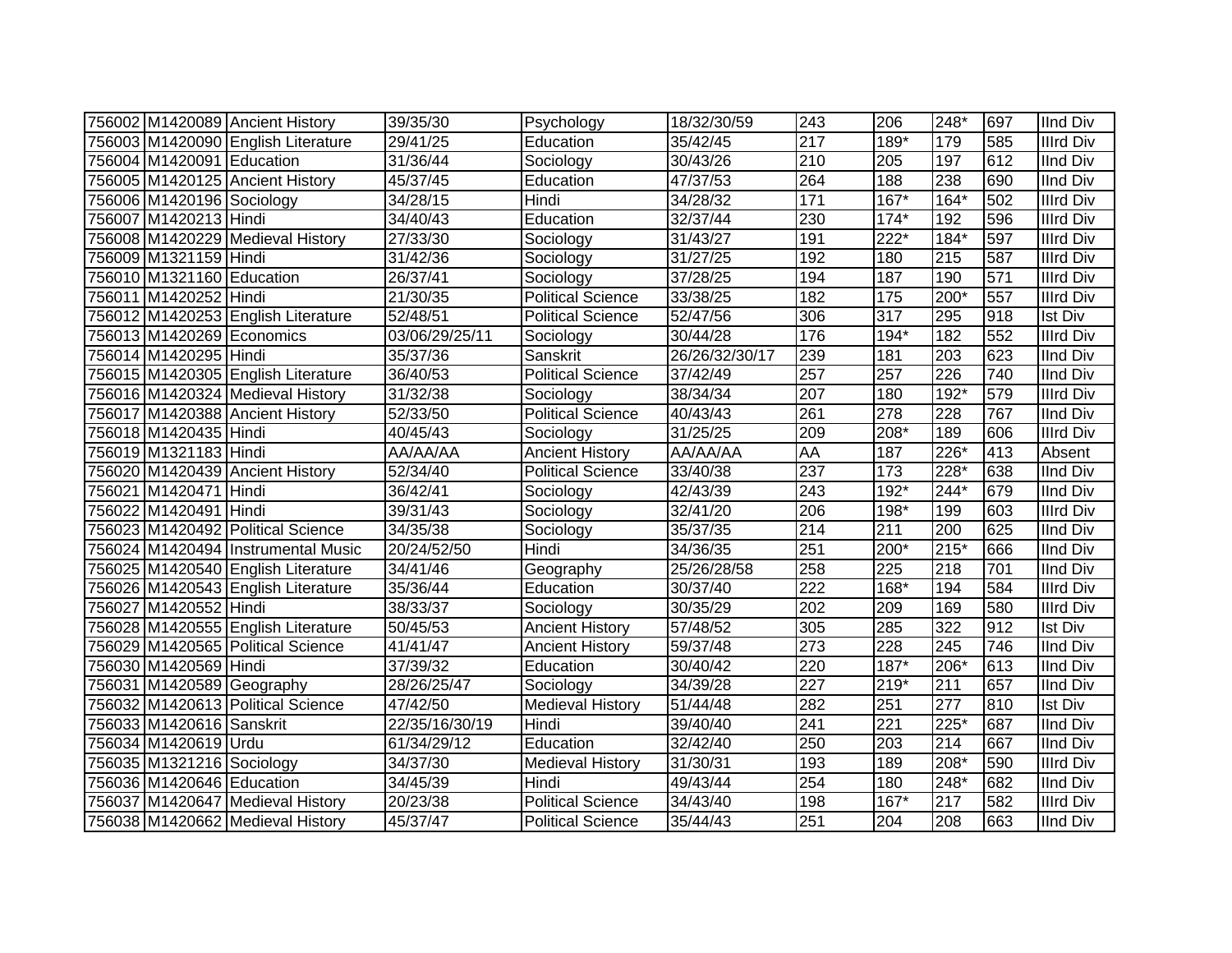| | | | | | | | | | | |
|---|---|---|---|---|---|---|---|---|---|---|
| 756002 | M1420089 | Ancient History | 39/35/30 | Psychology | 18/32/30/59 | 243 | 206 | 248* | 697 | IInd Div |
| 756003 | M1420090 | English Literature | 29/41/25 | Education | 35/42/45 | 217 | 189* | 179 | 585 | IIIrd Div |
| 756004 | M1420091 | Education | 31/36/44 | Sociology | 30/43/26 | 210 | 205 | 197 | 612 | IInd Div |
| 756005 | M1420125 | Ancient History | 45/37/45 | Education | 47/37/53 | 264 | 188 | 238 | 690 | IInd Div |
| 756006 | M1420196 | Sociology | 34/28/15 | Hindi | 34/28/32 | 171 | 167* | 164* | 502 | IIIrd Div |
| 756007 | M1420213 | Hindi | 34/40/43 | Education | 32/37/44 | 230 | 174* | 192 | 596 | IIIrd Div |
| 756008 | M1420229 | Medieval History | 27/33/30 | Sociology | 31/43/27 | 191 | 222* | 184* | 597 | IIIrd Div |
| 756009 | M1321159 | Hindi | 31/42/36 | Sociology | 31/27/25 | 192 | 180 | 215 | 587 | IIIrd Div |
| 756010 | M1321160 | Education | 26/37/41 | Sociology | 37/28/25 | 194 | 187 | 190 | 571 | IIIrd Div |
| 756011 | M1420252 | Hindi | 21/30/35 | Political Science | 33/38/25 | 182 | 175 | 200* | 557 | IIIrd Div |
| 756012 | M1420253 | English Literature | 52/48/51 | Political Science | 52/47/56 | 306 | 317 | 295 | 918 | Ist Div |
| 756013 | M1420269 | Economics | 03/06/29/25/11 | Sociology | 30/44/28 | 176 | 194* | 182 | 552 | IIIrd Div |
| 756014 | M1420295 | Hindi | 35/37/36 | Sanskrit | 26/26/32/30/17 | 239 | 181 | 203 | 623 | IInd Div |
| 756015 | M1420305 | English Literature | 36/40/53 | Political Science | 37/42/49 | 257 | 257 | 226 | 740 | IInd Div |
| 756016 | M1420324 | Medieval History | 31/32/38 | Sociology | 38/34/34 | 207 | 180 | 192* | 579 | IIIrd Div |
| 756017 | M1420388 | Ancient History | 52/33/50 | Political Science | 40/43/43 | 261 | 278 | 228 | 767 | IInd Div |
| 756018 | M1420435 | Hindi | 40/45/43 | Sociology | 31/25/25 | 209 | 208* | 189 | 606 | IIIrd Div |
| 756019 | M1321183 | Hindi | AA/AA/AA | Ancient History | AA/AA/AA | AA | 187 | 226* | 413 | Absent |
| 756020 | M1420439 | Ancient History | 52/34/40 | Political Science | 33/40/38 | 237 | 173 | 228* | 638 | IInd Div |
| 756021 | M1420471 | Hindi | 36/42/41 | Sociology | 42/43/39 | 243 | 192* | 244* | 679 | IInd Div |
| 756022 | M1420491 | Hindi | 39/31/43 | Sociology | 32/41/20 | 206 | 198* | 199 | 603 | IIIrd Div |
| 756023 | M1420492 | Political Science | 34/35/38 | Sociology | 35/37/35 | 214 | 211 | 200 | 625 | IInd Div |
| 756024 | M1420494 | Instrumental Music | 20/24/52/50 | Hindi | 34/36/35 | 251 | 200* | 215* | 666 | IInd Div |
| 756025 | M1420540 | English Literature | 34/41/46 | Geography | 25/26/28/58 | 258 | 225 | 218 | 701 | IInd Div |
| 756026 | M1420543 | English Literature | 35/36/44 | Education | 30/37/40 | 222 | 168* | 194 | 584 | IIIrd Div |
| 756027 | M1420552 | Hindi | 38/33/37 | Sociology | 30/35/29 | 202 | 209 | 169 | 580 | IIIrd Div |
| 756028 | M1420555 | English Literature | 50/45/53 | Ancient History | 57/48/52 | 305 | 285 | 322 | 912 | Ist Div |
| 756029 | M1420565 | Political Science | 41/41/47 | Ancient History | 59/37/48 | 273 | 228 | 245 | 746 | IInd Div |
| 756030 | M1420569 | Hindi | 37/39/32 | Education | 30/40/42 | 220 | 187* | 206* | 613 | IInd Div |
| 756031 | M1420589 | Geography | 28/26/25/47 | Sociology | 34/39/28 | 227 | 219* | 211 | 657 | IInd Div |
| 756032 | M1420613 | Political Science | 47/42/50 | Medieval History | 51/44/48 | 282 | 251 | 277 | 810 | Ist Div |
| 756033 | M1420616 | Sanskrit | 22/35/16/30/19 | Hindi | 39/40/40 | 241 | 221 | 225* | 687 | IInd Div |
| 756034 | M1420619 | Urdu | 61/34/29/12 | Education | 32/42/40 | 250 | 203 | 214 | 667 | IInd Div |
| 756035 | M1321216 | Sociology | 34/37/30 | Medieval History | 31/30/31 | 193 | 189 | 208* | 590 | IIIrd Div |
| 756036 | M1420646 | Education | 34/45/39 | Hindi | 49/43/44 | 254 | 180 | 248* | 682 | IInd Div |
| 756037 | M1420647 | Medieval History | 20/23/38 | Political Science | 34/43/40 | 198 | 167* | 217 | 582 | IIIrd Div |
| 756038 | M1420662 | Medieval History | 45/37/47 | Political Science | 35/44/43 | 251 | 204 | 208 | 663 | IInd Div |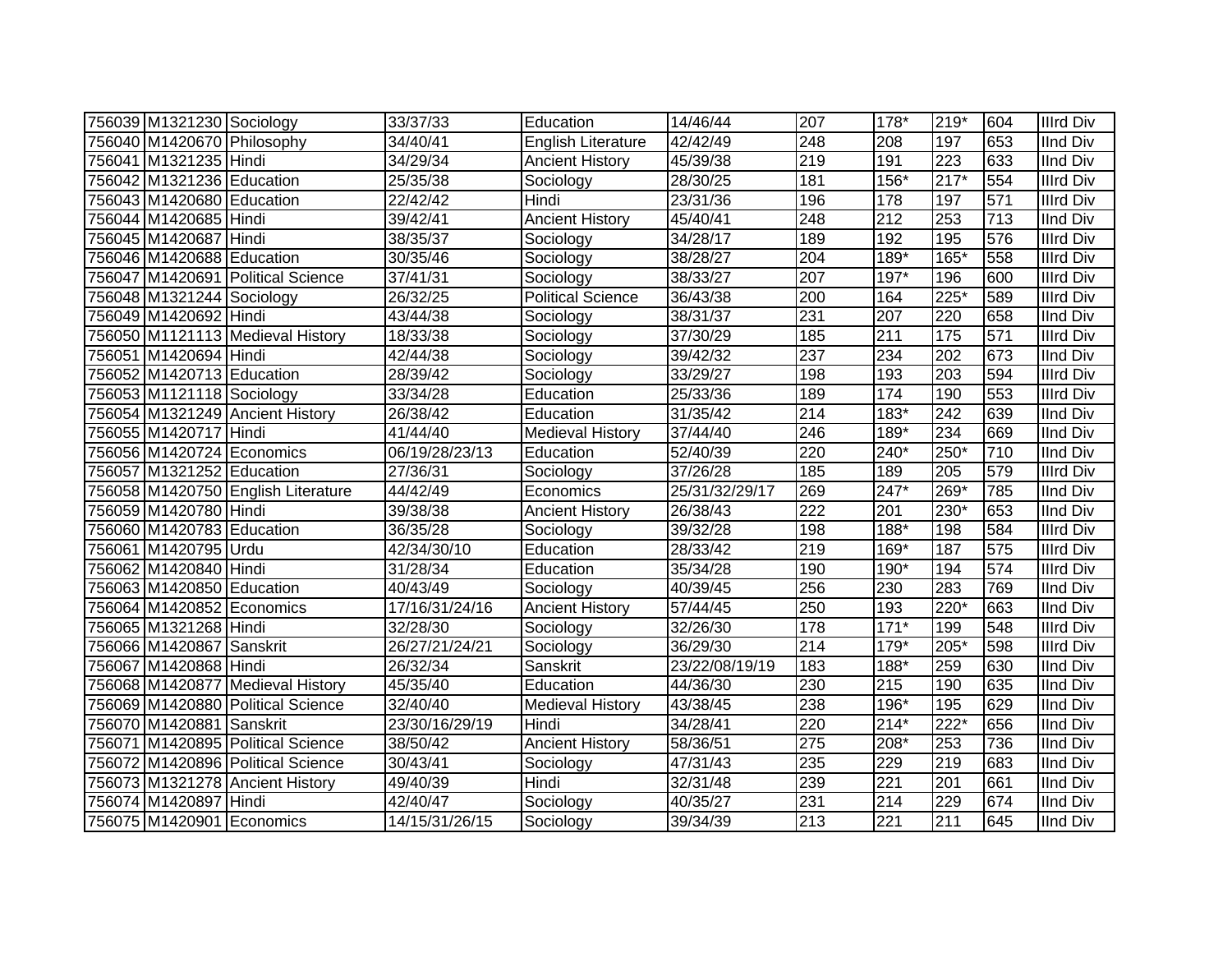| 756039 | M1321230 | Sociology | 33/37/33 | Education | 14/46/44 | 207 | 178* | 219* | 604 | IIIrd Div |
|---|---|---|---|---|---|---|---|---|---|---|
| 756040 | M1420670 | Philosophy | 34/40/41 | English Literature | 42/42/49 | 248 | 208 | 197 | 653 | IInd Div |
| 756041 | M1321235 | Hindi | 34/29/34 | Ancient History | 45/39/38 | 219 | 191 | 223 | 633 | IInd Div |
| 756042 | M1321236 | Education | 25/35/38 | Sociology | 28/30/25 | 181 | 156* | 217* | 554 | IIIrd Div |
| 756043 | M1420680 | Education | 22/42/42 | Hindi | 23/31/36 | 196 | 178 | 197 | 571 | IIIrd Div |
| 756044 | M1420685 | Hindi | 39/42/41 | Ancient History | 45/40/41 | 248 | 212 | 253 | 713 | IInd Div |
| 756045 | M1420687 | Hindi | 38/35/37 | Sociology | 34/28/17 | 189 | 192 | 195 | 576 | IIIrd Div |
| 756046 | M1420688 | Education | 30/35/46 | Sociology | 38/28/27 | 204 | 189* | 165* | 558 | IIIrd Div |
| 756047 | M1420691 | Political Science | 37/41/31 | Sociology | 38/33/27 | 207 | 197* | 196 | 600 | IIIrd Div |
| 756048 | M1321244 | Sociology | 26/32/25 | Political Science | 36/43/38 | 200 | 164 | 225* | 589 | IIIrd Div |
| 756049 | M1420692 | Hindi | 43/44/38 | Sociology | 38/31/37 | 231 | 207 | 220 | 658 | IInd Div |
| 756050 | M1121113 | Medieval History | 18/33/38 | Sociology | 37/30/29 | 185 | 211 | 175 | 571 | IIIrd Div |
| 756051 | M1420694 | Hindi | 42/44/38 | Sociology | 39/42/32 | 237 | 234 | 202 | 673 | IInd Div |
| 756052 | M1420713 | Education | 28/39/42 | Sociology | 33/29/27 | 198 | 193 | 203 | 594 | IIIrd Div |
| 756053 | M1121118 | Sociology | 33/34/28 | Education | 25/33/36 | 189 | 174 | 190 | 553 | IIIrd Div |
| 756054 | M1321249 | Ancient History | 26/38/42 | Education | 31/35/42 | 214 | 183* | 242 | 639 | IInd Div |
| 756055 | M1420717 | Hindi | 41/44/40 | Medieval History | 37/44/40 | 246 | 189* | 234 | 669 | IInd Div |
| 756056 | M1420724 | Economics | 06/19/28/23/13 | Education | 52/40/39 | 220 | 240* | 250* | 710 | IInd Div |
| 756057 | M1321252 | Education | 27/36/31 | Sociology | 37/26/28 | 185 | 189 | 205 | 579 | IIIrd Div |
| 756058 | M1420750 | English Literature | 44/42/49 | Economics | 25/31/32/29/17 | 269 | 247* | 269* | 785 | IInd Div |
| 756059 | M1420780 | Hindi | 39/38/38 | Ancient History | 26/38/43 | 222 | 201 | 230* | 653 | IInd Div |
| 756060 | M1420783 | Education | 36/35/28 | Sociology | 39/32/28 | 198 | 188* | 198 | 584 | IIIrd Div |
| 756061 | M1420795 | Urdu | 42/34/30/10 | Education | 28/33/42 | 219 | 169* | 187 | 575 | IIIrd Div |
| 756062 | M1420840 | Hindi | 31/28/34 | Education | 35/34/28 | 190 | 190* | 194 | 574 | IIIrd Div |
| 756063 | M1420850 | Education | 40/43/49 | Sociology | 40/39/45 | 256 | 230 | 283 | 769 | IInd Div |
| 756064 | M1420852 | Economics | 17/16/31/24/16 | Ancient History | 57/44/45 | 250 | 193 | 220* | 663 | IInd Div |
| 756065 | M1321268 | Hindi | 32/28/30 | Sociology | 32/26/30 | 178 | 171* | 199 | 548 | IIIrd Div |
| 756066 | M1420867 | Sanskrit | 26/27/21/24/21 | Sociology | 36/29/30 | 214 | 179* | 205* | 598 | IIIrd Div |
| 756067 | M1420868 | Hindi | 26/32/34 | Sanskrit | 23/22/08/19/19 | 183 | 188* | 259 | 630 | IInd Div |
| 756068 | M1420877 | Medieval History | 45/35/40 | Education | 44/36/30 | 230 | 215 | 190 | 635 | IInd Div |
| 756069 | M1420880 | Political Science | 32/40/40 | Medieval History | 43/38/45 | 238 | 196* | 195 | 629 | IInd Div |
| 756070 | M1420881 | Sanskrit | 23/30/16/29/19 | Hindi | 34/28/41 | 220 | 214* | 222* | 656 | IInd Div |
| 756071 | M1420895 | Political Science | 38/50/42 | Ancient History | 58/36/51 | 275 | 208* | 253 | 736 | IInd Div |
| 756072 | M1420896 | Political Science | 30/43/41 | Sociology | 47/31/43 | 235 | 229 | 219 | 683 | IInd Div |
| 756073 | M1321278 | Ancient History | 49/40/39 | Hindi | 32/31/48 | 239 | 221 | 201 | 661 | IInd Div |
| 756074 | M1420897 | Hindi | 42/40/47 | Sociology | 40/35/27 | 231 | 214 | 229 | 674 | IInd Div |
| 756075 | M1420901 | Economics | 14/15/31/26/15 | Sociology | 39/34/39 | 213 | 221 | 211 | 645 | IInd Div |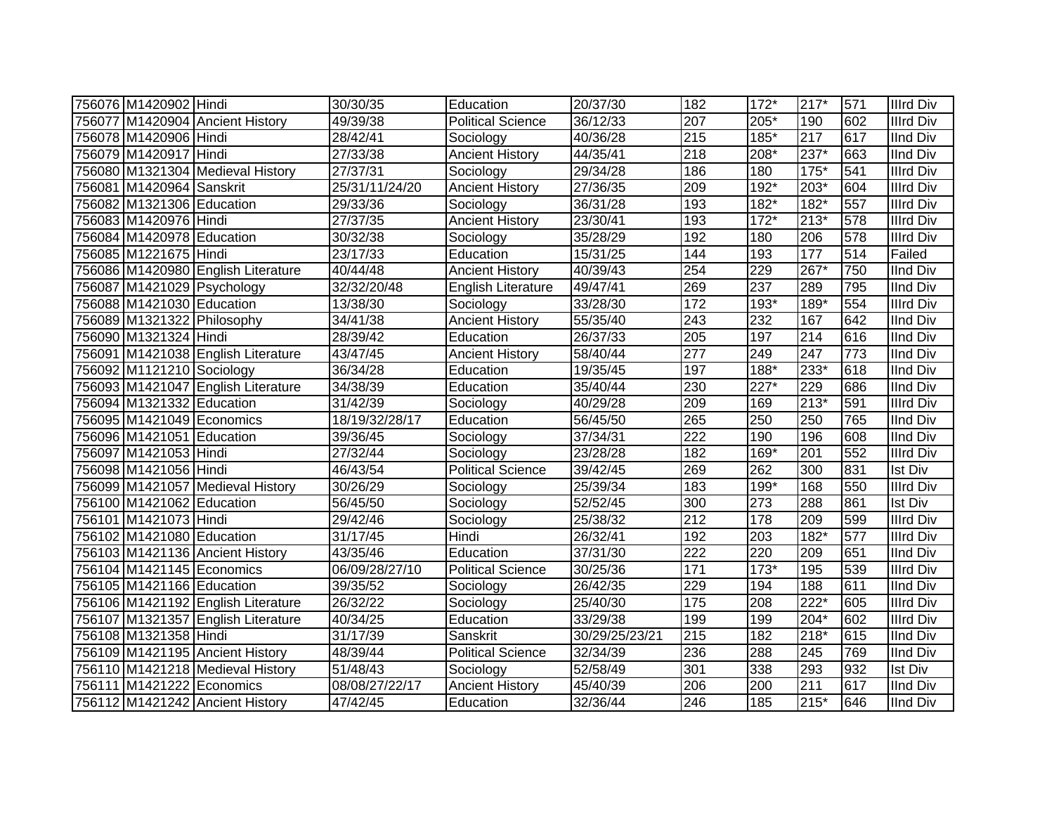| | | | | | | | | | | |
|---|---|---|---|---|---|---|---|---|---|---|
| 756076 | M1420902 | Hindi | 30/30/35 | Education | 20/37/30 | 182 | 172* | 217* | 571 | IIIrd Div |
| 756077 | M1420904 | Ancient History | 49/39/38 | Political Science | 36/12/33 | 207 | 205* | 190 | 602 | IIIrd Div |
| 756078 | M1420906 | Hindi | 28/42/41 | Sociology | 40/36/28 | 215 | 185* | 217 | 617 | IInd Div |
| 756079 | M1420917 | Hindi | 27/33/38 | Ancient History | 44/35/41 | 218 | 208* | 237* | 663 | IInd Div |
| 756080 | M1321304 | Medieval History | 27/37/31 | Sociology | 29/34/28 | 186 | 180 | 175* | 541 | IIIrd Div |
| 756081 | M1420964 | Sanskrit | 25/31/11/24/20 | Ancient History | 27/36/35 | 209 | 192* | 203* | 604 | IIIrd Div |
| 756082 | M1321306 | Education | 29/33/36 | Sociology | 36/31/28 | 193 | 182* | 182* | 557 | IIIrd Div |
| 756083 | M1420976 | Hindi | 27/37/35 | Ancient History | 23/30/41 | 193 | 172* | 213* | 578 | IIIrd Div |
| 756084 | M1420978 | Education | 30/32/38 | Sociology | 35/28/29 | 192 | 180 | 206 | 578 | IIIrd Div |
| 756085 | M1221675 | Hindi | 23/17/33 | Education | 15/31/25 | 144 | 193 | 177 | 514 | Failed |
| 756086 | M1420980 | English Literature | 40/44/48 | Ancient History | 40/39/43 | 254 | 229 | 267* | 750 | IInd Div |
| 756087 | M1421029 | Psychology | 32/32/20/48 | English Literature | 49/47/41 | 269 | 237 | 289 | 795 | IInd Div |
| 756088 | M1421030 | Education | 13/38/30 | Sociology | 33/28/30 | 172 | 193* | 189* | 554 | IIIrd Div |
| 756089 | M1321322 | Philosophy | 34/41/38 | Ancient History | 55/35/40 | 243 | 232 | 167 | 642 | IInd Div |
| 756090 | M1321324 | Hindi | 28/39/42 | Education | 26/37/33 | 205 | 197 | 214 | 616 | IInd Div |
| 756091 | M1421038 | English Literature | 43/47/45 | Ancient History | 58/40/44 | 277 | 249 | 247 | 773 | IInd Div |
| 756092 | M1121210 | Sociology | 36/34/28 | Education | 19/35/45 | 197 | 188* | 233* | 618 | IInd Div |
| 756093 | M1421047 | English Literature | 34/38/39 | Education | 35/40/44 | 230 | 227* | 229 | 686 | IInd Div |
| 756094 | M1321332 | Education | 31/42/39 | Sociology | 40/29/28 | 209 | 169 | 213* | 591 | IIIrd Div |
| 756095 | M1421049 | Economics | 18/19/32/28/17 | Education | 56/45/50 | 265 | 250 | 250 | 765 | IInd Div |
| 756096 | M1421051 | Education | 39/36/45 | Sociology | 37/34/31 | 222 | 190 | 196 | 608 | IInd Div |
| 756097 | M1421053 | Hindi | 27/32/44 | Sociology | 23/28/28 | 182 | 169* | 201 | 552 | IIIrd Div |
| 756098 | M1421056 | Hindi | 46/43/54 | Political Science | 39/42/45 | 269 | 262 | 300 | 831 | Ist Div |
| 756099 | M1421057 | Medieval History | 30/26/29 | Sociology | 25/39/34 | 183 | 199* | 168 | 550 | IIIrd Div |
| 756100 | M1421062 | Education | 56/45/50 | Sociology | 52/52/45 | 300 | 273 | 288 | 861 | Ist Div |
| 756101 | M1421073 | Hindi | 29/42/46 | Sociology | 25/38/32 | 212 | 178 | 209 | 599 | IIIrd Div |
| 756102 | M1421080 | Education | 31/17/45 | Hindi | 26/32/41 | 192 | 203 | 182* | 577 | IIIrd Div |
| 756103 | M1421136 | Ancient History | 43/35/46 | Education | 37/31/30 | 222 | 220 | 209 | 651 | IInd Div |
| 756104 | M1421145 | Economics | 06/09/28/27/10 | Political Science | 30/25/36 | 171 | 173* | 195 | 539 | IIIrd Div |
| 756105 | M1421166 | Education | 39/35/52 | Sociology | 26/42/35 | 229 | 194 | 188 | 611 | IInd Div |
| 756106 | M1421192 | English Literature | 26/32/22 | Sociology | 25/40/30 | 175 | 208 | 222* | 605 | IIIrd Div |
| 756107 | M1321357 | English Literature | 40/34/25 | Education | 33/29/38 | 199 | 199 | 204* | 602 | IIIrd Div |
| 756108 | M1321358 | Hindi | 31/17/39 | Sanskrit | 30/29/25/23/21 | 215 | 182 | 218* | 615 | IInd Div |
| 756109 | M1421195 | Ancient History | 48/39/44 | Political Science | 32/34/39 | 236 | 288 | 245 | 769 | IInd Div |
| 756110 | M1421218 | Medieval History | 51/48/43 | Sociology | 52/58/49 | 301 | 338 | 293 | 932 | Ist Div |
| 756111 | M1421222 | Economics | 08/08/27/22/17 | Ancient History | 45/40/39 | 206 | 200 | 211 | 617 | IInd Div |
| 756112 | M1421242 | Ancient History | 47/42/45 | Education | 32/36/44 | 246 | 185 | 215* | 646 | IInd Div |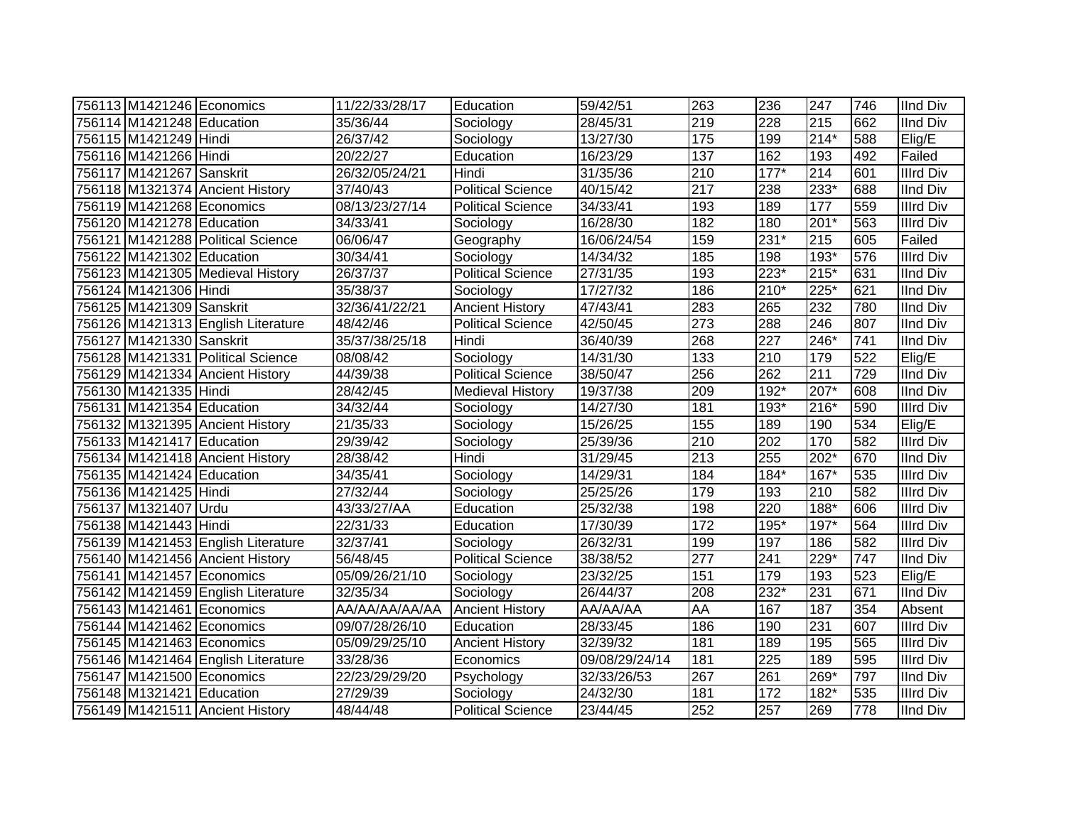| | | | | | | | | | | |
|---|---|---|---|---|---|---|---|---|---|---|
| 756113 | M1421246 | Economics | 11/22/33/28/17 | Education | 59/42/51 | 263 | 236 | 247 | 746 | IInd Div |
| 756114 | M1421248 | Education | 35/36/44 | Sociology | 28/45/31 | 219 | 228 | 215 | 662 | IInd Div |
| 756115 | M1421249 | Hindi | 26/37/42 | Sociology | 13/27/30 | 175 | 199 | 214* | 588 | Elig/E |
| 756116 | M1421266 | Hindi | 20/22/27 | Education | 16/23/29 | 137 | 162 | 193 | 492 | Failed |
| 756117 | M1421267 | Sanskrit | 26/32/05/24/21 | Hindi | 31/35/36 | 210 | 177* | 214 | 601 | IIIrd Div |
| 756118 | M1321374 | Ancient History | 37/40/43 | Political Science | 40/15/42 | 217 | 238 | 233* | 688 | IInd Div |
| 756119 | M1421268 | Economics | 08/13/23/27/14 | Political Science | 34/33/41 | 193 | 189 | 177 | 559 | IIIrd Div |
| 756120 | M1421278 | Education | 34/33/41 | Sociology | 16/28/30 | 182 | 180 | 201* | 563 | IIIrd Div |
| 756121 | M1421288 | Political Science | 06/06/47 | Geography | 16/06/24/54 | 159 | 231* | 215 | 605 | Failed |
| 756122 | M1421302 | Education | 30/34/41 | Sociology | 14/34/32 | 185 | 198 | 193* | 576 | IIIrd Div |
| 756123 | M1421305 | Medieval History | 26/37/37 | Political Science | 27/31/35 | 193 | 223* | 215* | 631 | IInd Div |
| 756124 | M1421306 | Hindi | 35/38/37 | Sociology | 17/27/32 | 186 | 210* | 225* | 621 | IInd Div |
| 756125 | M1421309 | Sanskrit | 32/36/41/22/21 | Ancient History | 47/43/41 | 283 | 265 | 232 | 780 | IInd Div |
| 756126 | M1421313 | English Literature | 48/42/46 | Political Science | 42/50/45 | 273 | 288 | 246 | 807 | IInd Div |
| 756127 | M1421330 | Sanskrit | 35/37/38/25/18 | Hindi | 36/40/39 | 268 | 227 | 246* | 741 | IInd Div |
| 756128 | M1421331 | Political Science | 08/08/42 | Sociology | 14/31/30 | 133 | 210 | 179 | 522 | Elig/E |
| 756129 | M1421334 | Ancient History | 44/39/38 | Political Science | 38/50/47 | 256 | 262 | 211 | 729 | IInd Div |
| 756130 | M1421335 | Hindi | 28/42/45 | Medieval History | 19/37/38 | 209 | 192* | 207* | 608 | IInd Div |
| 756131 | M1421354 | Education | 34/32/44 | Sociology | 14/27/30 | 181 | 193* | 216* | 590 | IIIrd Div |
| 756132 | M1321395 | Ancient History | 21/35/33 | Sociology | 15/26/25 | 155 | 189 | 190 | 534 | Elig/E |
| 756133 | M1421417 | Education | 29/39/42 | Sociology | 25/39/36 | 210 | 202 | 170 | 582 | IIIrd Div |
| 756134 | M1421418 | Ancient History | 28/38/42 | Hindi | 31/29/45 | 213 | 255 | 202* | 670 | IInd Div |
| 756135 | M1421424 | Education | 34/35/41 | Sociology | 14/29/31 | 184 | 184* | 167* | 535 | IIIrd Div |
| 756136 | M1421425 | Hindi | 27/32/44 | Sociology | 25/25/26 | 179 | 193 | 210 | 582 | IIIrd Div |
| 756137 | M1321407 | Urdu | 43/33/27/AA | Education | 25/32/38 | 198 | 220 | 188* | 606 | IIIrd Div |
| 756138 | M1421443 | Hindi | 22/31/33 | Education | 17/30/39 | 172 | 195* | 197* | 564 | IIIrd Div |
| 756139 | M1421453 | English Literature | 32/37/41 | Sociology | 26/32/31 | 199 | 197 | 186 | 582 | IIIrd Div |
| 756140 | M1421456 | Ancient History | 56/48/45 | Political Science | 38/38/52 | 277 | 241 | 229* | 747 | IInd Div |
| 756141 | M1421457 | Economics | 05/09/26/21/10 | Sociology | 23/32/25 | 151 | 179 | 193 | 523 | Elig/E |
| 756142 | M1421459 | English Literature | 32/35/34 | Sociology | 26/44/37 | 208 | 232* | 231 | 671 | IInd Div |
| 756143 | M1421461 | Economics | AA/AA/AA/AA/AA | Ancient History | AA/AA/AA | AA | 167 | 187 | 354 | Absent |
| 756144 | M1421462 | Economics | 09/07/28/26/10 | Education | 28/33/45 | 186 | 190 | 231 | 607 | IIIrd Div |
| 756145 | M1421463 | Economics | 05/09/29/25/10 | Ancient History | 32/39/32 | 181 | 189 | 195 | 565 | IIIrd Div |
| 756146 | M1421464 | English Literature | 33/28/36 | Economics | 09/08/29/24/14 | 181 | 225 | 189 | 595 | IIIrd Div |
| 756147 | M1421500 | Economics | 22/23/29/29/20 | Psychology | 32/33/26/53 | 267 | 261 | 269* | 797 | IInd Div |
| 756148 | M1321421 | Education | 27/29/39 | Sociology | 24/32/30 | 181 | 172 | 182* | 535 | IIIrd Div |
| 756149 | M1421511 | Ancient History | 48/44/48 | Political Science | 23/44/45 | 252 | 257 | 269 | 778 | IInd Div |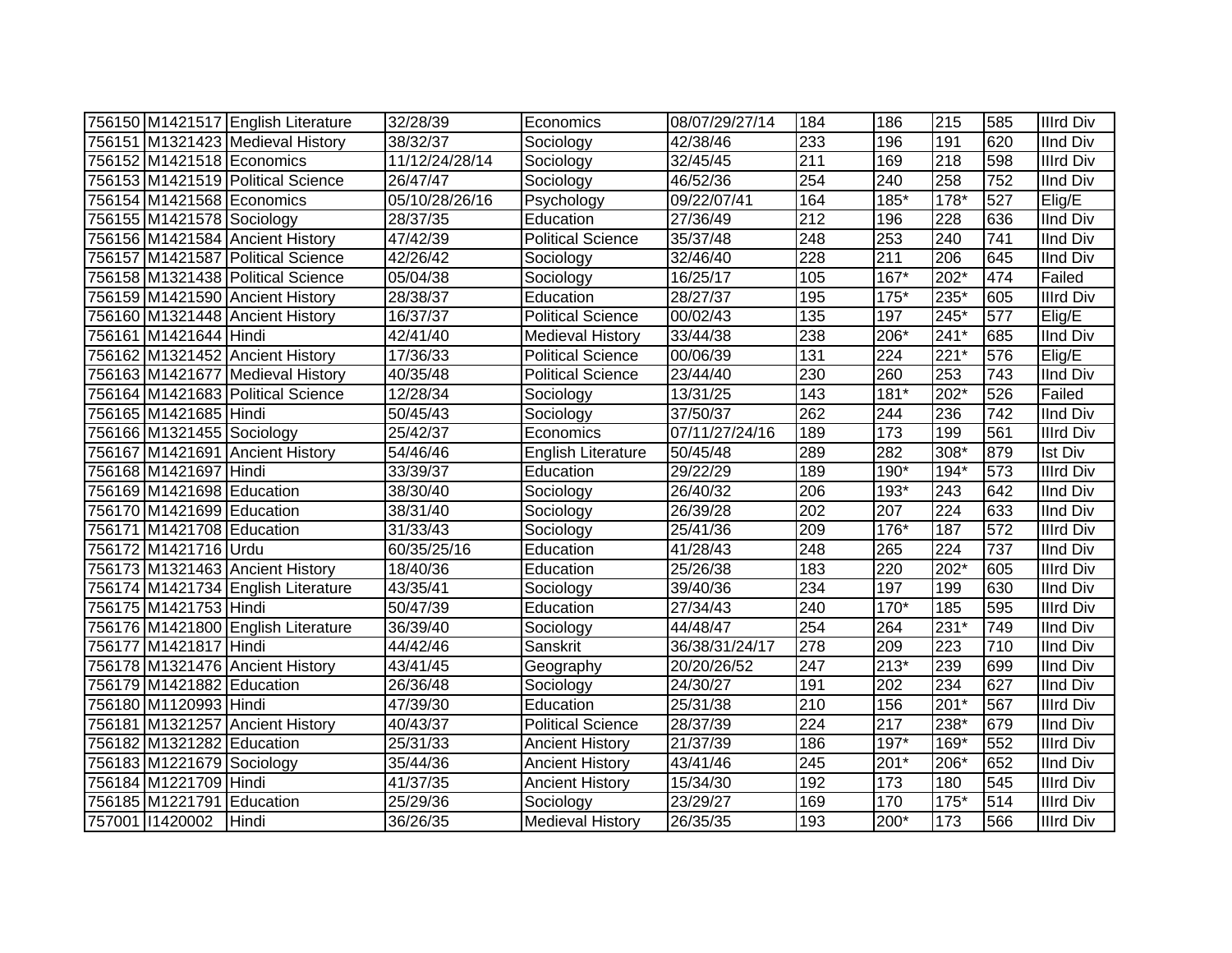| | | | | | | | | | | |
|---|---|---|---|---|---|---|---|---|---|---|
| 756150 | M1421517 | English Literature | 32/28/39 | Economics | 08/07/29/27/14 | 184 | 186 | 215 | 585 | IIIrd Div |
| 756151 | M1321423 | Medieval History | 38/32/37 | Sociology | 42/38/46 | 233 | 196 | 191 | 620 | IInd Div |
| 756152 | M1421518 | Economics | 11/12/24/28/14 | Sociology | 32/45/45 | 211 | 169 | 218 | 598 | IIIrd Div |
| 756153 | M1421519 | Political Science | 26/47/47 | Sociology | 46/52/36 | 254 | 240 | 258 | 752 | IInd Div |
| 756154 | M1421568 | Economics | 05/10/28/26/16 | Psychology | 09/22/07/41 | 164 | 185* | 178* | 527 | Elig/E |
| 756155 | M1421578 | Sociology | 28/37/35 | Education | 27/36/49 | 212 | 196 | 228 | 636 | IInd Div |
| 756156 | M1421584 | Ancient History | 47/42/39 | Political Science | 35/37/48 | 248 | 253 | 240 | 741 | IInd Div |
| 756157 | M1421587 | Political Science | 42/26/42 | Sociology | 32/46/40 | 228 | 211 | 206 | 645 | IInd Div |
| 756158 | M1321438 | Political Science | 05/04/38 | Sociology | 16/25/17 | 105 | 167* | 202* | 474 | Failed |
| 756159 | M1421590 | Ancient History | 28/38/37 | Education | 28/27/37 | 195 | 175* | 235* | 605 | IIIrd Div |
| 756160 | M1321448 | Ancient History | 16/37/37 | Political Science | 00/02/43 | 135 | 197 | 245* | 577 | Elig/E |
| 756161 | M1421644 | Hindi | 42/41/40 | Medieval History | 33/44/38 | 238 | 206* | 241* | 685 | IInd Div |
| 756162 | M1321452 | Ancient History | 17/36/33 | Political Science | 00/06/39 | 131 | 224 | 221* | 576 | Elig/E |
| 756163 | M1421677 | Medieval History | 40/35/48 | Political Science | 23/44/40 | 230 | 260 | 253 | 743 | IInd Div |
| 756164 | M1421683 | Political Science | 12/28/34 | Sociology | 13/31/25 | 143 | 181* | 202* | 526 | Failed |
| 756165 | M1421685 | Hindi | 50/45/43 | Sociology | 37/50/37 | 262 | 244 | 236 | 742 | IInd Div |
| 756166 | M1321455 | Sociology | 25/42/37 | Economics | 07/11/27/24/16 | 189 | 173 | 199 | 561 | IIIrd Div |
| 756167 | M1421691 | Ancient History | 54/46/46 | English Literature | 50/45/48 | 289 | 282 | 308* | 879 | Ist Div |
| 756168 | M1421697 | Hindi | 33/39/37 | Education | 29/22/29 | 189 | 190* | 194* | 573 | IIIrd Div |
| 756169 | M1421698 | Education | 38/30/40 | Sociology | 26/40/32 | 206 | 193* | 243 | 642 | IInd Div |
| 756170 | M1421699 | Education | 38/31/40 | Sociology | 26/39/28 | 202 | 207 | 224 | 633 | IInd Div |
| 756171 | M1421708 | Education | 31/33/43 | Sociology | 25/41/36 | 209 | 176* | 187 | 572 | IIIrd Div |
| 756172 | M1421716 | Urdu | 60/35/25/16 | Education | 41/28/43 | 248 | 265 | 224 | 737 | IInd Div |
| 756173 | M1321463 | Ancient History | 18/40/36 | Education | 25/26/38 | 183 | 220 | 202* | 605 | IIIrd Div |
| 756174 | M1421734 | English Literature | 43/35/41 | Sociology | 39/40/36 | 234 | 197 | 199 | 630 | IInd Div |
| 756175 | M1421753 | Hindi | 50/47/39 | Education | 27/34/43 | 240 | 170* | 185 | 595 | IIIrd Div |
| 756176 | M1421800 | English Literature | 36/39/40 | Sociology | 44/48/47 | 254 | 264 | 231* | 749 | IInd Div |
| 756177 | M1421817 | Hindi | 44/42/46 | Sanskrit | 36/38/31/24/17 | 278 | 209 | 223 | 710 | IInd Div |
| 756178 | M1321476 | Ancient History | 43/41/45 | Geography | 20/20/26/52 | 247 | 213* | 239 | 699 | IInd Div |
| 756179 | M1421882 | Education | 26/36/48 | Sociology | 24/30/27 | 191 | 202 | 234 | 627 | IInd Div |
| 756180 | M1120993 | Hindi | 47/39/30 | Education | 25/31/38 | 210 | 156 | 201* | 567 | IIIrd Div |
| 756181 | M1321257 | Ancient History | 40/43/37 | Political Science | 28/37/39 | 224 | 217 | 238* | 679 | IInd Div |
| 756182 | M1321282 | Education | 25/31/33 | Ancient History | 21/37/39 | 186 | 197* | 169* | 552 | IIIrd Div |
| 756183 | M1221679 | Sociology | 35/44/36 | Ancient History | 43/41/46 | 245 | 201* | 206* | 652 | IInd Div |
| 756184 | M1221709 | Hindi | 41/37/35 | Ancient History | 15/34/30 | 192 | 173 | 180 | 545 | IIIrd Div |
| 756185 | M1221791 | Education | 25/29/36 | Sociology | 23/29/27 | 169 | 170 | 175* | 514 | IIIrd Div |
| 757001 | I1420002 | Hindi | 36/26/35 | Medieval History | 26/35/35 | 193 | 200* | 173 | 566 | IIIrd Div |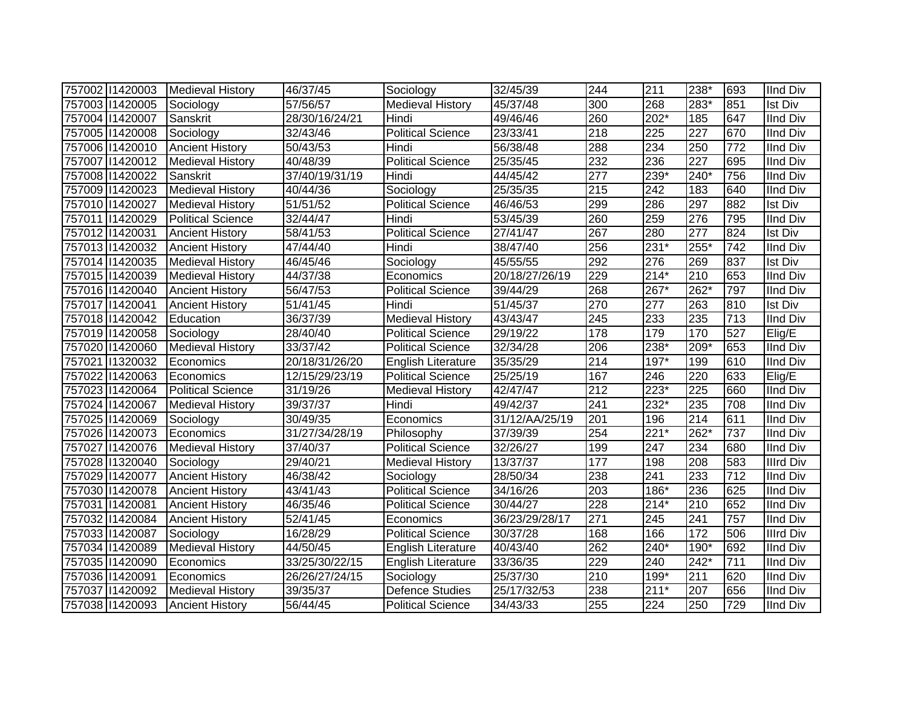| | | | | | | | | | | |
|---|---|---|---|---|---|---|---|---|---|---|
| 757002 | I1420003 | Medieval History | 46/37/45 | Sociology | 32/45/39 | 244 | 211 | 238* | 693 | IInd Div |
| 757003 | I1420005 | Sociology | 57/56/57 | Medieval History | 45/37/48 | 300 | 268 | 283* | 851 | Ist Div |
| 757004 | I1420007 | Sanskrit | 28/30/16/24/21 | Hindi | 49/46/46 | 260 | 202* | 185 | 647 | IInd Div |
| 757005 | I1420008 | Sociology | 32/43/46 | Political Science | 23/33/41 | 218 | 225 | 227 | 670 | IInd Div |
| 757006 | I1420010 | Ancient History | 50/43/53 | Hindi | 56/38/48 | 288 | 234 | 250 | 772 | IInd Div |
| 757007 | I1420012 | Medieval History | 40/48/39 | Political Science | 25/35/45 | 232 | 236 | 227 | 695 | IInd Div |
| 757008 | I1420022 | Sanskrit | 37/40/19/31/19 | Hindi | 44/45/42 | 277 | 239* | 240* | 756 | IInd Div |
| 757009 | I1420023 | Medieval History | 40/44/36 | Sociology | 25/35/35 | 215 | 242 | 183 | 640 | IInd Div |
| 757010 | I1420027 | Medieval History | 51/51/52 | Political Science | 46/46/53 | 299 | 286 | 297 | 882 | Ist Div |
| 757011 | I1420029 | Political Science | 32/44/47 | Hindi | 53/45/39 | 260 | 259 | 276 | 795 | IInd Div |
| 757012 | I1420031 | Ancient History | 58/41/53 | Political Science | 27/41/47 | 267 | 280 | 277 | 824 | Ist Div |
| 757013 | I1420032 | Ancient History | 47/44/40 | Hindi | 38/47/40 | 256 | 231* | 255* | 742 | IInd Div |
| 757014 | I1420035 | Medieval History | 46/45/46 | Sociology | 45/55/55 | 292 | 276 | 269 | 837 | Ist Div |
| 757015 | I1420039 | Medieval History | 44/37/38 | Economics | 20/18/27/26/19 | 229 | 214* | 210 | 653 | IInd Div |
| 757016 | I1420040 | Ancient History | 56/47/53 | Political Science | 39/44/29 | 268 | 267* | 262* | 797 | IInd Div |
| 757017 | I1420041 | Ancient History | 51/41/45 | Hindi | 51/45/37 | 270 | 277 | 263 | 810 | Ist Div |
| 757018 | I1420042 | Education | 36/37/39 | Medieval History | 43/43/47 | 245 | 233 | 235 | 713 | IInd Div |
| 757019 | I1420058 | Sociology | 28/40/40 | Political Science | 29/19/22 | 178 | 179 | 170 | 527 | Elig/E |
| 757020 | I1420060 | Medieval History | 33/37/42 | Political Science | 32/34/28 | 206 | 238* | 209* | 653 | IInd Div |
| 757021 | I1320032 | Economics | 20/18/31/26/20 | English Literature | 35/35/29 | 214 | 197* | 199 | 610 | IInd Div |
| 757022 | I1420063 | Economics | 12/15/29/23/19 | Political Science | 25/25/19 | 167 | 246 | 220 | 633 | Elig/E |
| 757023 | I1420064 | Political Science | 31/19/26 | Medieval History | 42/47/47 | 212 | 223* | 225 | 660 | IInd Div |
| 757024 | I1420067 | Medieval History | 39/37/37 | Hindi | 49/42/37 | 241 | 232* | 235 | 708 | IInd Div |
| 757025 | I1420069 | Sociology | 30/49/35 | Economics | 31/12/AA/25/19 | 201 | 196 | 214 | 611 | IInd Div |
| 757026 | I1420073 | Economics | 31/27/34/28/19 | Philosophy | 37/39/39 | 254 | 221* | 262* | 737 | IInd Div |
| 757027 | I1420076 | Medieval History | 37/40/37 | Political Science | 32/26/27 | 199 | 247 | 234 | 680 | IInd Div |
| 757028 | I1320040 | Sociology | 29/40/21 | Medieval History | 13/37/37 | 177 | 198 | 208 | 583 | IIIrd Div |
| 757029 | I1420077 | Ancient History | 46/38/42 | Sociology | 28/50/34 | 238 | 241 | 233 | 712 | IInd Div |
| 757030 | I1420078 | Ancient History | 43/41/43 | Political Science | 34/16/26 | 203 | 186* | 236 | 625 | IInd Div |
| 757031 | I1420081 | Ancient History | 46/35/46 | Political Science | 30/44/27 | 228 | 214* | 210 | 652 | IInd Div |
| 757032 | I1420084 | Ancient History | 52/41/45 | Economics | 36/23/29/28/17 | 271 | 245 | 241 | 757 | IInd Div |
| 757033 | I1420087 | Sociology | 16/28/29 | Political Science | 30/37/28 | 168 | 166 | 172 | 506 | IIIrd Div |
| 757034 | I1420089 | Medieval History | 44/50/45 | English Literature | 40/43/40 | 262 | 240* | 190* | 692 | IInd Div |
| 757035 | I1420090 | Economics | 33/25/30/22/15 | English Literature | 33/36/35 | 229 | 240 | 242* | 711 | IInd Div |
| 757036 | I1420091 | Economics | 26/26/27/24/15 | Sociology | 25/37/30 | 210 | 199* | 211 | 620 | IInd Div |
| 757037 | I1420092 | Medieval History | 39/35/37 | Defence Studies | 25/17/32/53 | 238 | 211* | 207 | 656 | IInd Div |
| 757038 | I1420093 | Ancient History | 56/44/45 | Political Science | 34/43/33 | 255 | 224 | 250 | 729 | IInd Div |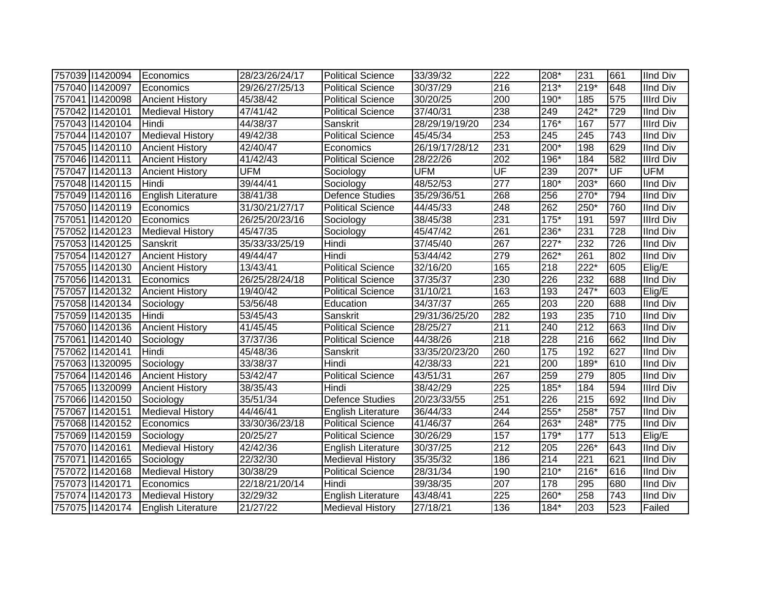| | | | | | | | | | | |
|---|---|---|---|---|---|---|---|---|---|---|
| 757039 | I1420094 | Economics | 28/23/26/24/17 | Political Science | 33/39/32 | 222 | 208* | 231 | 661 | IInd Div |
| 757040 | I1420097 | Economics | 29/26/27/25/13 | Political Science | 30/37/29 | 216 | 213* | 219* | 648 | IInd Div |
| 757041 | I1420098 | Ancient History | 45/38/42 | Political Science | 30/20/25 | 200 | 190* | 185 | 575 | IIIrd Div |
| 757042 | I1420101 | Medieval History | 47/41/42 | Political Science | 37/40/31 | 238 | 249 | 242* | 729 | IInd Div |
| 757043 | I1420104 | Hindi | 44/38/37 | Sanskrit | 28/29/19/19/20 | 234 | 176* | 167 | 577 | IIIrd Div |
| 757044 | I1420107 | Medieval History | 49/42/38 | Political Science | 45/45/34 | 253 | 245 | 245 | 743 | IInd Div |
| 757045 | I1420110 | Ancient History | 42/40/47 | Economics | 26/19/17/28/12 | 231 | 200* | 198 | 629 | IInd Div |
| 757046 | I1420111 | Ancient History | 41/42/43 | Political Science | 28/22/26 | 202 | 196* | 184 | 582 | IIIrd Div |
| 757047 | I1420113 | Ancient History | UFM | Sociology | UFM | UF | 239 | 207* | UF | UFM |
| 757048 | I1420115 | Hindi | 39/44/41 | Sociology | 48/52/53 | 277 | 180* | 203* | 660 | IInd Div |
| 757049 | I1420116 | English Literature | 38/41/38 | Defence Studies | 35/29/36/51 | 268 | 256 | 270* | 794 | IInd Div |
| 757050 | I1420119 | Economics | 31/30/21/27/17 | Political Science | 44/45/33 | 248 | 262 | 250* | 760 | IInd Div |
| 757051 | I1420120 | Economics | 26/25/20/23/16 | Sociology | 38/45/38 | 231 | 175* | 191 | 597 | IIIrd Div |
| 757052 | I1420123 | Medieval History | 45/47/35 | Sociology | 45/47/42 | 261 | 236* | 231 | 728 | IInd Div |
| 757053 | I1420125 | Sanskrit | 35/33/33/25/19 | Hindi | 37/45/40 | 267 | 227* | 232 | 726 | IInd Div |
| 757054 | I1420127 | Ancient History | 49/44/47 | Hindi | 53/44/42 | 279 | 262* | 261 | 802 | IInd Div |
| 757055 | I1420130 | Ancient History | 13/43/41 | Political Science | 32/16/20 | 165 | 218 | 222* | 605 | Elig/E |
| 757056 | I1420131 | Economics | 26/25/28/24/18 | Political Science | 37/35/37 | 230 | 226 | 232 | 688 | IInd Div |
| 757057 | I1420132 | Ancient History | 19/40/42 | Political Science | 31/10/21 | 163 | 193 | 247* | 603 | Elig/E |
| 757058 | I1420134 | Sociology | 53/56/48 | Education | 34/37/37 | 265 | 203 | 220 | 688 | IInd Div |
| 757059 | I1420135 | Hindi | 53/45/43 | Sanskrit | 29/31/36/25/20 | 282 | 193 | 235 | 710 | IInd Div |
| 757060 | I1420136 | Ancient History | 41/45/45 | Political Science | 28/25/27 | 211 | 240 | 212 | 663 | IInd Div |
| 757061 | I1420140 | Sociology | 37/37/36 | Political Science | 44/38/26 | 218 | 228 | 216 | 662 | IInd Div |
| 757062 | I1420141 | Hindi | 45/48/36 | Sanskrit | 33/35/20/23/20 | 260 | 175 | 192 | 627 | IInd Div |
| 757063 | I1320095 | Sociology | 33/38/37 | Hindi | 42/38/33 | 221 | 200 | 189* | 610 | IInd Div |
| 757064 | I1420146 | Ancient History | 53/42/47 | Political Science | 43/51/31 | 267 | 259 | 279 | 805 | IInd Div |
| 757065 | I1320099 | Ancient History | 38/35/43 | Hindi | 38/42/29 | 225 | 185* | 184 | 594 | IIIrd Div |
| 757066 | I1420150 | Sociology | 35/51/34 | Defence Studies | 20/23/33/55 | 251 | 226 | 215 | 692 | IInd Div |
| 757067 | I1420151 | Medieval History | 44/46/41 | English Literature | 36/44/33 | 244 | 255* | 258* | 757 | IInd Div |
| 757068 | I1420152 | Economics | 33/30/36/23/18 | Political Science | 41/46/37 | 264 | 263* | 248* | 775 | IInd Div |
| 757069 | I1420159 | Sociology | 20/25/27 | Political Science | 30/26/29 | 157 | 179* | 177 | 513 | Elig/E |
| 757070 | I1420161 | Medieval History | 42/42/36 | English Literature | 30/37/25 | 212 | 205 | 226* | 643 | IInd Div |
| 757071 | I1420165 | Sociology | 22/32/30 | Medieval History | 35/35/32 | 186 | 214 | 221 | 621 | IInd Div |
| 757072 | I1420168 | Medieval History | 30/38/29 | Political Science | 28/31/34 | 190 | 210* | 216* | 616 | IInd Div |
| 757073 | I1420171 | Economics | 22/18/21/20/14 | Hindi | 39/38/35 | 207 | 178 | 295 | 680 | IInd Div |
| 757074 | I1420173 | Medieval History | 32/29/32 | English Literature | 43/48/41 | 225 | 260* | 258 | 743 | IInd Div |
| 757075 | I1420174 | English Literature | 21/27/22 | Medieval History | 27/18/21 | 136 | 184* | 203 | 523 | Failed |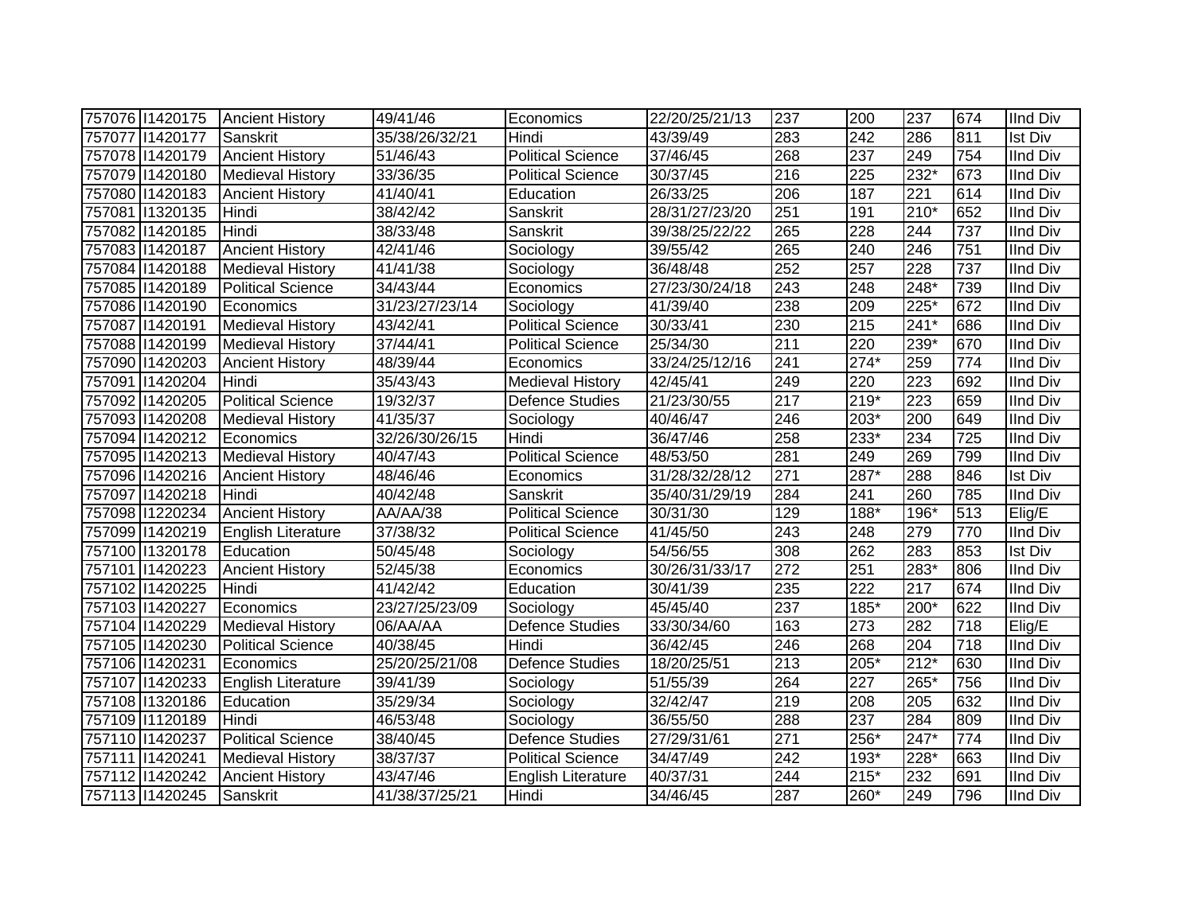| | | | | | | | | | | |
|---|---|---|---|---|---|---|---|---|---|---|
| 757076 | I1420175 | Ancient History | 49/41/46 | Economics | 22/20/25/21/13 | 237 | 200 | 237 | 674 | IInd Div |
| 757077 | I1420177 | Sanskrit | 35/38/26/32/21 | Hindi | 43/39/49 | 283 | 242 | 286 | 811 | Ist Div |
| 757078 | I1420179 | Ancient History | 51/46/43 | Political Science | 37/46/45 | 268 | 237 | 249 | 754 | IInd Div |
| 757079 | I1420180 | Medieval History | 33/36/35 | Political Science | 30/37/45 | 216 | 225 | 232* | 673 | IInd Div |
| 757080 | I1420183 | Ancient History | 41/40/41 | Education | 26/33/25 | 206 | 187 | 221 | 614 | IInd Div |
| 757081 | I1320135 | Hindi | 38/42/42 | Sanskrit | 28/31/27/23/20 | 251 | 191 | 210* | 652 | IInd Div |
| 757082 | I1420185 | Hindi | 38/33/48 | Sanskrit | 39/38/25/22/22 | 265 | 228 | 244 | 737 | IInd Div |
| 757083 | I1420187 | Ancient History | 42/41/46 | Sociology | 39/55/42 | 265 | 240 | 246 | 751 | IInd Div |
| 757084 | I1420188 | Medieval History | 41/41/38 | Sociology | 36/48/48 | 252 | 257 | 228 | 737 | IInd Div |
| 757085 | I1420189 | Political Science | 34/43/44 | Economics | 27/23/30/24/18 | 243 | 248 | 248* | 739 | IInd Div |
| 757086 | I1420190 | Economics | 31/23/27/23/14 | Sociology | 41/39/40 | 238 | 209 | 225* | 672 | IInd Div |
| 757087 | I1420191 | Medieval History | 43/42/41 | Political Science | 30/33/41 | 230 | 215 | 241* | 686 | IInd Div |
| 757088 | I1420199 | Medieval History | 37/44/41 | Political Science | 25/34/30 | 211 | 220 | 239* | 670 | IInd Div |
| 757090 | I1420203 | Ancient History | 48/39/44 | Economics | 33/24/25/12/16 | 241 | 274* | 259 | 774 | IInd Div |
| 757091 | I1420204 | Hindi | 35/43/43 | Medieval History | 42/45/41 | 249 | 220 | 223 | 692 | IInd Div |
| 757092 | I1420205 | Political Science | 19/32/37 | Defence Studies | 21/23/30/55 | 217 | 219* | 223 | 659 | IInd Div |
| 757093 | I1420208 | Medieval History | 41/35/37 | Sociology | 40/46/47 | 246 | 203* | 200 | 649 | IInd Div |
| 757094 | I1420212 | Economics | 32/26/30/26/15 | Hindi | 36/47/46 | 258 | 233* | 234 | 725 | IInd Div |
| 757095 | I1420213 | Medieval History | 40/47/43 | Political Science | 48/53/50 | 281 | 249 | 269 | 799 | IInd Div |
| 757096 | I1420216 | Ancient History | 48/46/46 | Economics | 31/28/32/28/12 | 271 | 287* | 288 | 846 | Ist Div |
| 757097 | I1420218 | Hindi | 40/42/48 | Sanskrit | 35/40/31/29/19 | 284 | 241 | 260 | 785 | IInd Div |
| 757098 | I1220234 | Ancient History | AA/AA/38 | Political Science | 30/31/30 | 129 | 188* | 196* | 513 | Elig/E |
| 757099 | I1420219 | English Literature | 37/38/32 | Political Science | 41/45/50 | 243 | 248 | 279 | 770 | IInd Div |
| 757100 | I1320178 | Education | 50/45/48 | Sociology | 54/56/55 | 308 | 262 | 283 | 853 | Ist Div |
| 757101 | I1420223 | Ancient History | 52/45/38 | Economics | 30/26/31/33/17 | 272 | 251 | 283* | 806 | IInd Div |
| 757102 | I1420225 | Hindi | 41/42/42 | Education | 30/41/39 | 235 | 222 | 217 | 674 | IInd Div |
| 757103 | I1420227 | Economics | 23/27/25/23/09 | Sociology | 45/45/40 | 237 | 185* | 200* | 622 | IInd Div |
| 757104 | I1420229 | Medieval History | 06/AA/AA | Defence Studies | 33/30/34/60 | 163 | 273 | 282 | 718 | Elig/E |
| 757105 | I1420230 | Political Science | 40/38/45 | Hindi | 36/42/45 | 246 | 268 | 204 | 718 | IInd Div |
| 757106 | I1420231 | Economics | 25/20/25/21/08 | Defence Studies | 18/20/25/51 | 213 | 205* | 212* | 630 | IInd Div |
| 757107 | I1420233 | English Literature | 39/41/39 | Sociology | 51/55/39 | 264 | 227 | 265* | 756 | IInd Div |
| 757108 | I1320186 | Education | 35/29/34 | Sociology | 32/42/47 | 219 | 208 | 205 | 632 | IInd Div |
| 757109 | I1120189 | Hindi | 46/53/48 | Sociology | 36/55/50 | 288 | 237 | 284 | 809 | IInd Div |
| 757110 | I1420237 | Political Science | 38/40/45 | Defence Studies | 27/29/31/61 | 271 | 256* | 247* | 774 | IInd Div |
| 757111 | I1420241 | Medieval History | 38/37/37 | Political Science | 34/47/49 | 242 | 193* | 228* | 663 | IInd Div |
| 757112 | I1420242 | Ancient History | 43/47/46 | English Literature | 40/37/31 | 244 | 215* | 232 | 691 | IInd Div |
| 757113 | I1420245 | Sanskrit | 41/38/37/25/21 | Hindi | 34/46/45 | 287 | 260* | 249 | 796 | IInd Div |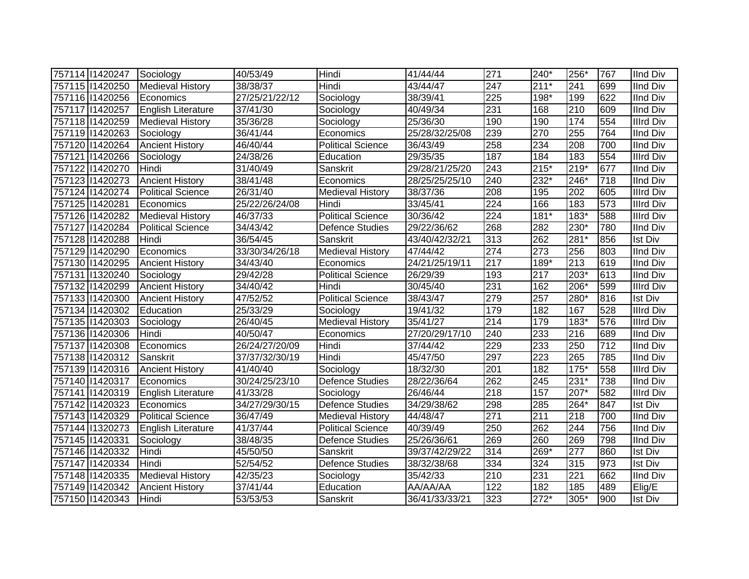| | | | | | | | | | | |
|---|---|---|---|---|---|---|---|---|---|---|
| 757114 | I1420247 | Sociology | 40/53/49 | Hindi | 41/44/44 | 271 | 240* | 256* | 767 | IInd Div |
| 757115 | I1420250 | Medieval History | 38/38/37 | Hindi | 43/44/47 | 247 | 211* | 241 | 699 | IInd Div |
| 757116 | I1420256 | Economics | 27/25/21/22/12 | Sociology | 38/39/41 | 225 | 198* | 199 | 622 | IInd Div |
| 757117 | I1420257 | English Literature | 37/41/30 | Sociology | 40/49/34 | 231 | 168 | 210 | 609 | IInd Div |
| 757118 | I1420259 | Medieval History | 35/36/28 | Sociology | 25/36/30 | 190 | 190 | 174 | 554 | IIIrd Div |
| 757119 | I1420263 | Sociology | 36/41/44 | Economics | 25/28/32/25/08 | 239 | 270 | 255 | 764 | IInd Div |
| 757120 | I1420264 | Ancient History | 46/40/44 | Political Science | 36/43/49 | 258 | 234 | 208 | 700 | IInd Div |
| 757121 | I1420266 | Sociology | 24/38/26 | Education | 29/35/35 | 187 | 184 | 183 | 554 | IIIrd Div |
| 757122 | I1420270 | Hindi | 31/40/49 | Sanskrit | 29/28/21/25/20 | 243 | 215* | 219* | 677 | IInd Div |
| 757123 | I1420273 | Ancient History | 38/41/48 | Economics | 28/25/25/25/10 | 240 | 232* | 246* | 718 | IInd Div |
| 757124 | I1420274 | Political Science | 26/31/40 | Medieval History | 38/37/36 | 208 | 195 | 202 | 605 | IIIrd Div |
| 757125 | I1420281 | Economics | 25/22/26/24/08 | Hindi | 33/45/41 | 224 | 166 | 183 | 573 | IIIrd Div |
| 757126 | I1420282 | Medieval History | 46/37/33 | Political Science | 30/36/42 | 224 | 181* | 183* | 588 | IIIrd Div |
| 757127 | I1420284 | Political Science | 34/43/42 | Defence Studies | 29/22/36/62 | 268 | 282 | 230* | 780 | IInd Div |
| 757128 | I1420288 | Hindi | 36/54/45 | Sanskrit | 43/40/42/32/21 | 313 | 262 | 281* | 856 | Ist Div |
| 757129 | I1420290 | Economics | 33/30/34/26/18 | Medieval History | 47/44/42 | 274 | 273 | 256 | 803 | IInd Div |
| 757130 | I1420295 | Ancient History | 34/43/40 | Economics | 24/21/25/19/11 | 217 | 189* | 213 | 619 | IInd Div |
| 757131 | I1320240 | Sociology | 29/42/28 | Political Science | 26/29/39 | 193 | 217 | 203* | 613 | IInd Div |
| 757132 | I1420299 | Ancient History | 34/40/42 | Hindi | 30/45/40 | 231 | 162 | 206* | 599 | IIIrd Div |
| 757133 | I1420300 | Ancient History | 47/52/52 | Political Science | 38/43/47 | 279 | 257 | 280* | 816 | Ist Div |
| 757134 | I1420302 | Education | 25/33/29 | Sociology | 19/41/32 | 179 | 182 | 167 | 528 | IIIrd Div |
| 757135 | I1420303 | Sociology | 26/40/45 | Medieval History | 35/41/27 | 214 | 179 | 183* | 576 | IIIrd Div |
| 757136 | I1420306 | Hindi | 40/50/47 | Economics | 27/20/29/17/10 | 240 | 233 | 216 | 689 | IInd Div |
| 757137 | I1420308 | Economics | 26/24/27/20/09 | Hindi | 37/44/42 | 229 | 233 | 250 | 712 | IInd Div |
| 757138 | I1420312 | Sanskrit | 37/37/32/30/19 | Hindi | 45/47/50 | 297 | 223 | 265 | 785 | IInd Div |
| 757139 | I1420316 | Ancient History | 41/40/40 | Sociology | 18/32/30 | 201 | 182 | 175* | 558 | IIIrd Div |
| 757140 | I1420317 | Economics | 30/24/25/23/10 | Defence Studies | 28/22/36/64 | 262 | 245 | 231* | 738 | IInd Div |
| 757141 | I1420319 | English Literature | 41/33/28 | Sociology | 26/46/44 | 218 | 157 | 207* | 582 | IIIrd Div |
| 757142 | I1420323 | Economics | 34/27/29/30/15 | Defence Studies | 34/29/38/62 | 298 | 285 | 264* | 847 | Ist Div |
| 757143 | I1420329 | Political Science | 36/47/49 | Medieval History | 44/48/47 | 271 | 211 | 218 | 700 | IInd Div |
| 757144 | I1320273 | English Literature | 41/37/44 | Political Science | 40/39/49 | 250 | 262 | 244 | 756 | IInd Div |
| 757145 | I1420331 | Sociology | 38/48/35 | Defence Studies | 25/26/36/61 | 269 | 260 | 269 | 798 | IInd Div |
| 757146 | I1420332 | Hindi | 45/50/50 | Sanskrit | 39/37/42/29/22 | 314 | 269* | 277 | 860 | Ist Div |
| 757147 | I1420334 | Hindi | 52/54/52 | Defence Studies | 38/32/38/68 | 334 | 324 | 315 | 973 | Ist Div |
| 757148 | I1420335 | Medieval History | 42/35/23 | Sociology | 35/42/33 | 210 | 231 | 221 | 662 | IInd Div |
| 757149 | I1420342 | Ancient History | 37/41/44 | Education | AA/AA/AA | 122 | 182 | 185 | 489 | Elig/E |
| 757150 | I1420343 | Hindi | 53/53/53 | Sanskrit | 36/41/33/33/21 | 323 | 272* | 305* | 900 | Ist Div |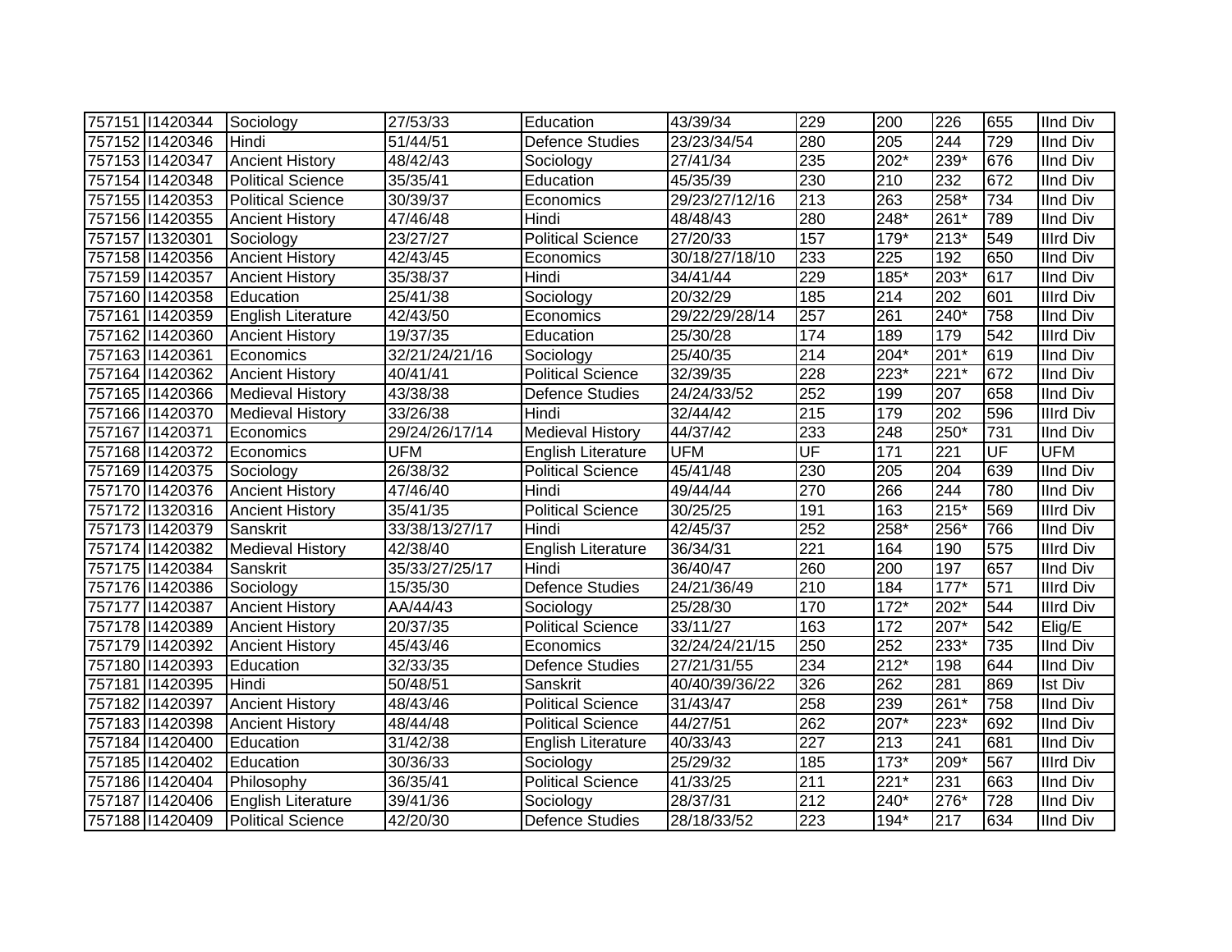| | | | | | | | | | | |
|---|---|---|---|---|---|---|---|---|---|---|
| 757151 | I1420344 | Sociology | 27/53/33 | Education | 43/39/34 | 229 | 200 | 226 | 655 | IInd Div |
| 757152 | I1420346 | Hindi | 51/44/51 | Defence Studies | 23/23/34/54 | 280 | 205 | 244 | 729 | IInd Div |
| 757153 | I1420347 | Ancient History | 48/42/43 | Sociology | 27/41/34 | 235 | 202* | 239* | 676 | IInd Div |
| 757154 | I1420348 | Political Science | 35/35/41 | Education | 45/35/39 | 230 | 210 | 232 | 672 | IInd Div |
| 757155 | I1420353 | Political Science | 30/39/37 | Economics | 29/23/27/12/16 | 213 | 263 | 258* | 734 | IInd Div |
| 757156 | I1420355 | Ancient History | 47/46/48 | Hindi | 48/48/43 | 280 | 248* | 261* | 789 | IInd Div |
| 757157 | I1320301 | Sociology | 23/27/27 | Political Science | 27/20/33 | 157 | 179* | 213* | 549 | IIIrd Div |
| 757158 | I1420356 | Ancient History | 42/43/45 | Economics | 30/18/27/18/10 | 233 | 225 | 192 | 650 | IInd Div |
| 757159 | I1420357 | Ancient History | 35/38/37 | Hindi | 34/41/44 | 229 | 185* | 203* | 617 | IInd Div |
| 757160 | I1420358 | Education | 25/41/38 | Sociology | 20/32/29 | 185 | 214 | 202 | 601 | IIIrd Div |
| 757161 | I1420359 | English Literature | 42/43/50 | Economics | 29/22/29/28/14 | 257 | 261 | 240* | 758 | IInd Div |
| 757162 | I1420360 | Ancient History | 19/37/35 | Education | 25/30/28 | 174 | 189 | 179 | 542 | IIIrd Div |
| 757163 | I1420361 | Economics | 32/21/24/21/16 | Sociology | 25/40/35 | 214 | 204* | 201* | 619 | IInd Div |
| 757164 | I1420362 | Ancient History | 40/41/41 | Political Science | 32/39/35 | 228 | 223* | 221* | 672 | IInd Div |
| 757165 | I1420366 | Medieval History | 43/38/38 | Defence Studies | 24/24/33/52 | 252 | 199 | 207 | 658 | IInd Div |
| 757166 | I1420370 | Medieval History | 33/26/38 | Hindi | 32/44/42 | 215 | 179 | 202 | 596 | IIIrd Div |
| 757167 | I1420371 | Economics | 29/24/26/17/14 | Medieval History | 44/37/42 | 233 | 248 | 250* | 731 | IInd Div |
| 757168 | I1420372 | Economics | UFM | English Literature | UFM | UF | 171 | 221 | UF | UFM |
| 757169 | I1420375 | Sociology | 26/38/32 | Political Science | 45/41/48 | 230 | 205 | 204 | 639 | IInd Div |
| 757170 | I1420376 | Ancient History | 47/46/40 | Hindi | 49/44/44 | 270 | 266 | 244 | 780 | IInd Div |
| 757172 | I1320316 | Ancient History | 35/41/35 | Political Science | 30/25/25 | 191 | 163 | 215* | 569 | IIIrd Div |
| 757173 | I1420379 | Sanskrit | 33/38/13/27/17 | Hindi | 42/45/37 | 252 | 258* | 256* | 766 | IInd Div |
| 757174 | I1420382 | Medieval History | 42/38/40 | English Literature | 36/34/31 | 221 | 164 | 190 | 575 | IIIrd Div |
| 757175 | I1420384 | Sanskrit | 35/33/27/25/17 | Hindi | 36/40/47 | 260 | 200 | 197 | 657 | IInd Div |
| 757176 | I1420386 | Sociology | 15/35/30 | Defence Studies | 24/21/36/49 | 210 | 184 | 177* | 571 | IIIrd Div |
| 757177 | I1420387 | Ancient History | AA/44/43 | Sociology | 25/28/30 | 170 | 172* | 202* | 544 | IIIrd Div |
| 757178 | I1420389 | Ancient History | 20/37/35 | Political Science | 33/11/27 | 163 | 172 | 207* | 542 | Elig/E |
| 757179 | I1420392 | Ancient History | 45/43/46 | Economics | 32/24/24/21/15 | 250 | 252 | 233* | 735 | IInd Div |
| 757180 | I1420393 | Education | 32/33/35 | Defence Studies | 27/21/31/55 | 234 | 212* | 198 | 644 | IInd Div |
| 757181 | I1420395 | Hindi | 50/48/51 | Sanskrit | 40/40/39/36/22 | 326 | 262 | 281 | 869 | Ist Div |
| 757182 | I1420397 | Ancient History | 48/43/46 | Political Science | 31/43/47 | 258 | 239 | 261* | 758 | IInd Div |
| 757183 | I1420398 | Ancient History | 48/44/48 | Political Science | 44/27/51 | 262 | 207* | 223* | 692 | IInd Div |
| 757184 | I1420400 | Education | 31/42/38 | English Literature | 40/33/43 | 227 | 213 | 241 | 681 | IInd Div |
| 757185 | I1420402 | Education | 30/36/33 | Sociology | 25/29/32 | 185 | 173* | 209* | 567 | IIIrd Div |
| 757186 | I1420404 | Philosophy | 36/35/41 | Political Science | 41/33/25 | 211 | 221* | 231 | 663 | IInd Div |
| 757187 | I1420406 | English Literature | 39/41/36 | Sociology | 28/37/31 | 212 | 240* | 276* | 728 | IInd Div |
| 757188 | I1420409 | Political Science | 42/20/30 | Defence Studies | 28/18/33/52 | 223 | 194* | 217 | 634 | IInd Div |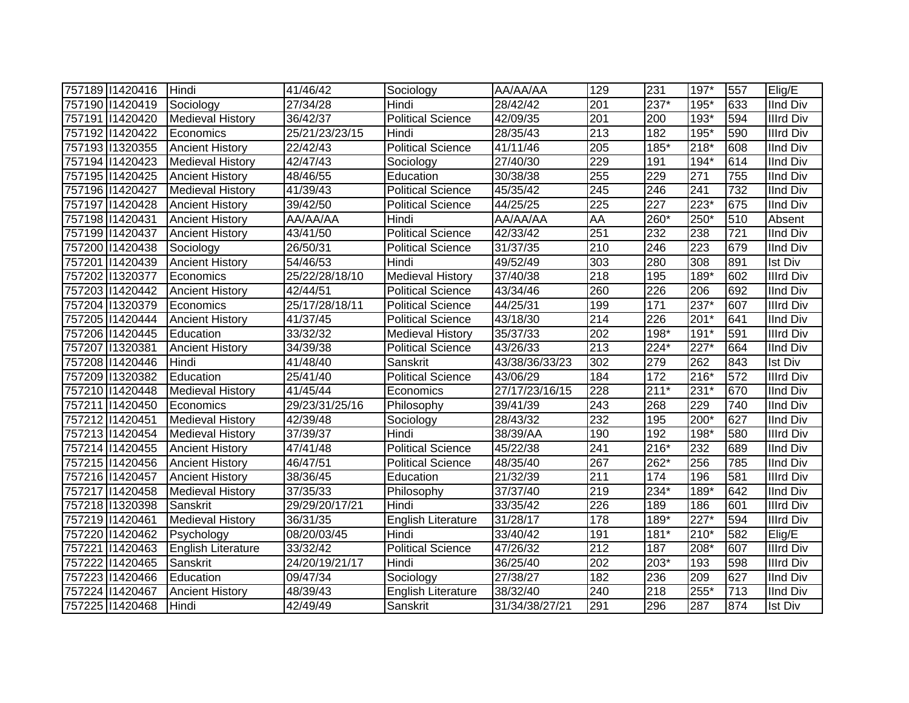| 757189 | I1420416 | Hindi | 41/46/42 | Sociology | AA/AA/AA | 129 | 231 | 197* | 557 | Elig/E |
|---|---|---|---|---|---|---|---|---|---|---|
| 757190 | I1420419 | Sociology | 27/34/28 | Hindi | 28/42/42 | 201 | 237* | 195* | 633 | IInd Div |
| 757191 | I1420420 | Medieval History | 36/42/37 | Political Science | 42/09/35 | 201 | 200 | 193* | 594 | IIIrd Div |
| 757192 | I1420422 | Economics | 25/21/23/23/15 | Hindi | 28/35/43 | 213 | 182 | 195* | 590 | IIIrd Div |
| 757193 | I1320355 | Ancient History | 22/42/43 | Political Science | 41/11/46 | 205 | 185* | 218* | 608 | IInd Div |
| 757194 | I1420423 | Medieval History | 42/47/43 | Sociology | 27/40/30 | 229 | 191 | 194* | 614 | IInd Div |
| 757195 | I1420425 | Ancient History | 48/46/55 | Education | 30/38/38 | 255 | 229 | 271 | 755 | IInd Div |
| 757196 | I1420427 | Medieval History | 41/39/43 | Political Science | 45/35/42 | 245 | 246 | 241 | 732 | IInd Div |
| 757197 | I1420428 | Ancient History | 39/42/50 | Political Science | 44/25/25 | 225 | 227 | 223* | 675 | IInd Div |
| 757198 | I1420431 | Ancient History | AA/AA/AA | Hindi | AA/AA/AA | AA | 260* | 250* | 510 | Absent |
| 757199 | I1420437 | Ancient History | 43/41/50 | Political Science | 42/33/42 | 251 | 232 | 238 | 721 | IInd Div |
| 757200 | I1420438 | Sociology | 26/50/31 | Political Science | 31/37/35 | 210 | 246 | 223 | 679 | IInd Div |
| 757201 | I1420439 | Ancient History | 54/46/53 | Hindi | 49/52/49 | 303 | 280 | 308 | 891 | Ist Div |
| 757202 | I1320377 | Economics | 25/22/28/18/10 | Medieval History | 37/40/38 | 218 | 195 | 189* | 602 | IIIrd Div |
| 757203 | I1420442 | Ancient History | 42/44/51 | Political Science | 43/34/46 | 260 | 226 | 206 | 692 | IInd Div |
| 757204 | I1320379 | Economics | 25/17/28/18/11 | Political Science | 44/25/31 | 199 | 171 | 237* | 607 | IIIrd Div |
| 757205 | I1420444 | Ancient History | 41/37/45 | Political Science | 43/18/30 | 214 | 226 | 201* | 641 | IInd Div |
| 757206 | I1420445 | Education | 33/32/32 | Medieval History | 35/37/33 | 202 | 198* | 191* | 591 | IIIrd Div |
| 757207 | I1320381 | Ancient History | 34/39/38 | Political Science | 43/26/33 | 213 | 224* | 227* | 664 | IInd Div |
| 757208 | I1420446 | Hindi | 41/48/40 | Sanskrit | 43/38/36/33/23 | 302 | 279 | 262 | 843 | Ist Div |
| 757209 | I1320382 | Education | 25/41/40 | Political Science | 43/06/29 | 184 | 172 | 216* | 572 | IIIrd Div |
| 757210 | I1420448 | Medieval History | 41/45/44 | Economics | 27/17/23/16/15 | 228 | 211* | 231* | 670 | IInd Div |
| 757211 | I1420450 | Economics | 29/23/31/25/16 | Philosophy | 39/41/39 | 243 | 268 | 229 | 740 | IInd Div |
| 757212 | I1420451 | Medieval History | 42/39/48 | Sociology | 28/43/32 | 232 | 195 | 200* | 627 | IInd Div |
| 757213 | I1420454 | Medieval History | 37/39/37 | Hindi | 38/39/AA | 190 | 192 | 198* | 580 | IIIrd Div |
| 757214 | I1420455 | Ancient History | 47/41/48 | Political Science | 45/22/38 | 241 | 216* | 232 | 689 | IInd Div |
| 757215 | I1420456 | Ancient History | 46/47/51 | Political Science | 48/35/40 | 267 | 262* | 256 | 785 | IInd Div |
| 757216 | I1420457 | Ancient History | 38/36/45 | Education | 21/32/39 | 211 | 174 | 196 | 581 | IIIrd Div |
| 757217 | I1420458 | Medieval History | 37/35/33 | Philosophy | 37/37/40 | 219 | 234* | 189* | 642 | IInd Div |
| 757218 | I1320398 | Sanskrit | 29/29/20/17/21 | Hindi | 33/35/42 | 226 | 189 | 186 | 601 | IIIrd Div |
| 757219 | I1420461 | Medieval History | 36/31/35 | English Literature | 31/28/17 | 178 | 189* | 227* | 594 | IIIrd Div |
| 757220 | I1420462 | Psychology | 08/20/03/45 | Hindi | 33/40/42 | 191 | 181* | 210* | 582 | Elig/E |
| 757221 | I1420463 | English Literature | 33/32/42 | Political Science | 47/26/32 | 212 | 187 | 208* | 607 | IIIrd Div |
| 757222 | I1420465 | Sanskrit | 24/20/19/21/17 | Hindi | 36/25/40 | 202 | 203* | 193 | 598 | IIIrd Div |
| 757223 | I1420466 | Education | 09/47/34 | Sociology | 27/38/27 | 182 | 236 | 209 | 627 | IInd Div |
| 757224 | I1420467 | Ancient History | 48/39/43 | English Literature | 38/32/40 | 240 | 218 | 255* | 713 | IInd Div |
| 757225 | I1420468 | Hindi | 42/49/49 | Sanskrit | 31/34/38/27/21 | 291 | 296 | 287 | 874 | Ist Div |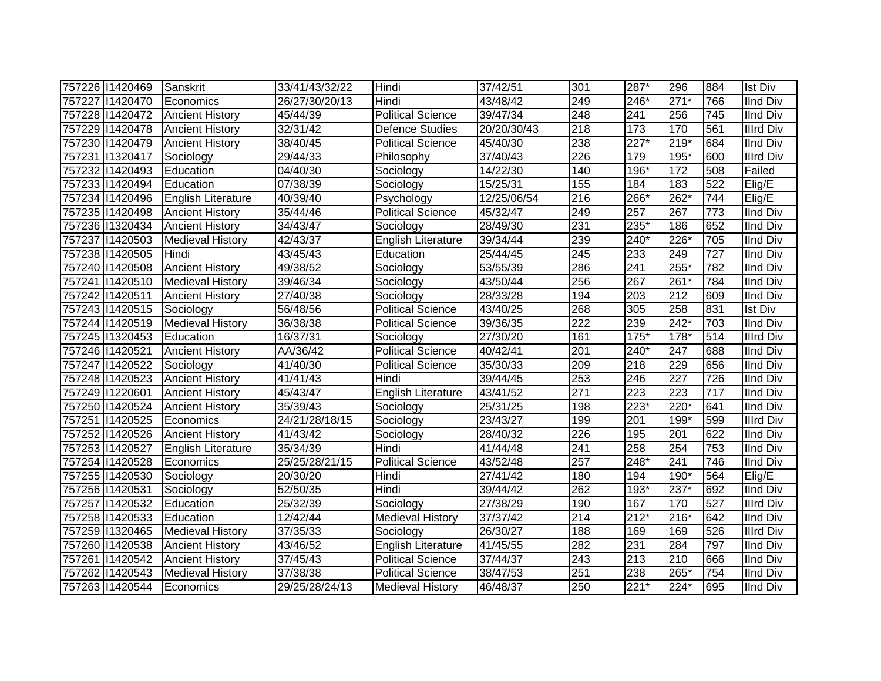| 757226 | I1420469 | Sanskrit | 33/41/43/32/22 | Hindi | 37/42/51 | 301 | 287* | 296 | 884 | Ist Div |
|---|---|---|---|---|---|---|---|---|---|---|
| 757227 | I1420470 | Economics | 26/27/30/20/13 | Hindi | 43/48/42 | 249 | 246* | 271* | 766 | IInd Div |
| 757228 | I1420472 | Ancient History | 45/44/39 | Political Science | 39/47/34 | 248 | 241 | 256 | 745 | IInd Div |
| 757229 | I1420478 | Ancient History | 32/31/42 | Defence Studies | 20/20/30/43 | 218 | 173 | 170 | 561 | IIIrd Div |
| 757230 | I1420479 | Ancient History | 38/40/45 | Political Science | 45/40/30 | 238 | 227* | 219* | 684 | IInd Div |
| 757231 | I1320417 | Sociology | 29/44/33 | Philosophy | 37/40/43 | 226 | 179 | 195* | 600 | IIIrd Div |
| 757232 | I1420493 | Education | 04/40/30 | Sociology | 14/22/30 | 140 | 196* | 172 | 508 | Failed |
| 757233 | I1420494 | Education | 07/38/39 | Sociology | 15/25/31 | 155 | 184 | 183 | 522 | Elig/E |
| 757234 | I1420496 | English Literature | 40/39/40 | Psychology | 12/25/06/54 | 216 | 266* | 262* | 744 | Elig/E |
| 757235 | I1420498 | Ancient History | 35/44/46 | Political Science | 45/32/47 | 249 | 257 | 267 | 773 | IInd Div |
| 757236 | I1320434 | Ancient History | 34/43/47 | Sociology | 28/49/30 | 231 | 235* | 186 | 652 | IInd Div |
| 757237 | I1420503 | Medieval History | 42/43/37 | English Literature | 39/34/44 | 239 | 240* | 226* | 705 | IInd Div |
| 757238 | I1420505 | Hindi | 43/45/43 | Education | 25/44/45 | 245 | 233 | 249 | 727 | IInd Div |
| 757240 | I1420508 | Ancient History | 49/38/52 | Sociology | 53/55/39 | 286 | 241 | 255* | 782 | IInd Div |
| 757241 | I1420510 | Medieval History | 39/46/34 | Sociology | 43/50/44 | 256 | 267 | 261* | 784 | IInd Div |
| 757242 | I1420511 | Ancient History | 27/40/38 | Sociology | 28/33/28 | 194 | 203 | 212 | 609 | IInd Div |
| 757243 | I1420515 | Sociology | 56/48/56 | Political Science | 43/40/25 | 268 | 305 | 258 | 831 | Ist Div |
| 757244 | I1420519 | Medieval History | 36/38/38 | Political Science | 39/36/35 | 222 | 239 | 242* | 703 | IInd Div |
| 757245 | I1320453 | Education | 16/37/31 | Sociology | 27/30/20 | 161 | 175* | 178* | 514 | IIIrd Div |
| 757246 | I1420521 | Ancient History | AA/36/42 | Political Science | 40/42/41 | 201 | 240* | 247 | 688 | IInd Div |
| 757247 | I1420522 | Sociology | 41/40/30 | Political Science | 35/30/33 | 209 | 218 | 229 | 656 | IInd Div |
| 757248 | I1420523 | Ancient History | 41/41/43 | Hindi | 39/44/45 | 253 | 246 | 227 | 726 | IInd Div |
| 757249 | I1220601 | Ancient History | 45/43/47 | English Literature | 43/41/52 | 271 | 223 | 223 | 717 | IInd Div |
| 757250 | I1420524 | Ancient History | 35/39/43 | Sociology | 25/31/25 | 198 | 223* | 220* | 641 | IInd Div |
| 757251 | I1420525 | Economics | 24/21/28/18/15 | Sociology | 23/43/27 | 199 | 201 | 199* | 599 | IIIrd Div |
| 757252 | I1420526 | Ancient History | 41/43/42 | Sociology | 28/40/32 | 226 | 195 | 201 | 622 | IInd Div |
| 757253 | I1420527 | English Literature | 35/34/39 | Hindi | 41/44/48 | 241 | 258 | 254 | 753 | IInd Div |
| 757254 | I1420528 | Economics | 25/25/28/21/15 | Political Science | 43/52/48 | 257 | 248* | 241 | 746 | IInd Div |
| 757255 | I1420530 | Sociology | 20/30/20 | Hindi | 27/41/42 | 180 | 194 | 190* | 564 | Elig/E |
| 757256 | I1420531 | Sociology | 52/50/35 | Hindi | 39/44/42 | 262 | 193* | 237* | 692 | IInd Div |
| 757257 | I1420532 | Education | 25/32/39 | Sociology | 27/38/29 | 190 | 167 | 170 | 527 | IIIrd Div |
| 757258 | I1420533 | Education | 12/42/44 | Medieval History | 37/37/42 | 214 | 212* | 216* | 642 | IInd Div |
| 757259 | I1320465 | Medieval History | 37/35/33 | Sociology | 26/30/27 | 188 | 169 | 169 | 526 | IIIrd Div |
| 757260 | I1420538 | Ancient History | 43/46/52 | English Literature | 41/45/55 | 282 | 231 | 284 | 797 | IInd Div |
| 757261 | I1420542 | Ancient History | 37/45/43 | Political Science | 37/44/37 | 243 | 213 | 210 | 666 | IInd Div |
| 757262 | I1420543 | Medieval History | 37/38/38 | Political Science | 38/47/53 | 251 | 238 | 265* | 754 | IInd Div |
| 757263 | I1420544 | Economics | 29/25/28/24/13 | Medieval History | 46/48/37 | 250 | 221* | 224* | 695 | IInd Div |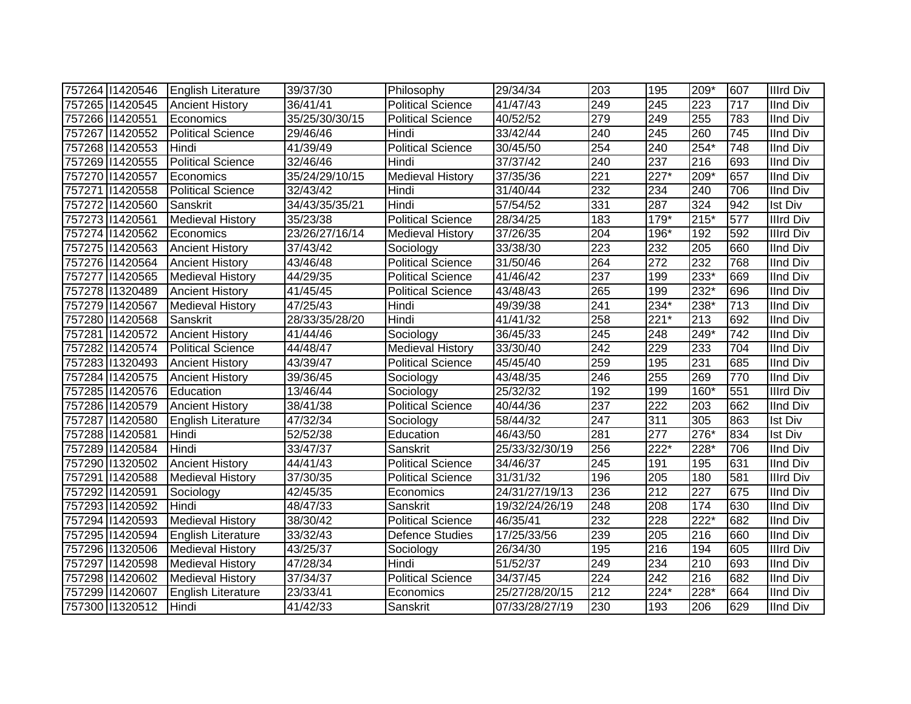| | | | | | | | | | | |
|---|---|---|---|---|---|---|---|---|---|---|
| 757264 | I1420546 | English Literature | 39/37/30 | Philosophy | 29/34/34 | 203 | 195 | 209* | 607 | IIIrd Div |
| 757265 | I1420545 | Ancient History | 36/41/41 | Political Science | 41/47/43 | 249 | 245 | 223 | 717 | IInd Div |
| 757266 | I1420551 | Economics | 35/25/30/30/15 | Political Science | 40/52/52 | 279 | 249 | 255 | 783 | IInd Div |
| 757267 | I1420552 | Political Science | 29/46/46 | Hindi | 33/42/44 | 240 | 245 | 260 | 745 | IInd Div |
| 757268 | I1420553 | Hindi | 41/39/49 | Political Science | 30/45/50 | 254 | 240 | 254* | 748 | IInd Div |
| 757269 | I1420555 | Political Science | 32/46/46 | Hindi | 37/37/42 | 240 | 237 | 216 | 693 | IInd Div |
| 757270 | I1420557 | Economics | 35/24/29/10/15 | Medieval History | 37/35/36 | 221 | 227* | 209* | 657 | IInd Div |
| 757271 | I1420558 | Political Science | 32/43/42 | Hindi | 31/40/44 | 232 | 234 | 240 | 706 | IInd Div |
| 757272 | I1420560 | Sanskrit | 34/43/35/35/21 | Hindi | 57/54/52 | 331 | 287 | 324 | 942 | Ist Div |
| 757273 | I1420561 | Medieval History | 35/23/38 | Political Science | 28/34/25 | 183 | 179* | 215* | 577 | IIIrd Div |
| 757274 | I1420562 | Economics | 23/26/27/16/14 | Medieval History | 37/26/35 | 204 | 196* | 192 | 592 | IIIrd Div |
| 757275 | I1420563 | Ancient History | 37/43/42 | Sociology | 33/38/30 | 223 | 232 | 205 | 660 | IInd Div |
| 757276 | I1420564 | Ancient History | 43/46/48 | Political Science | 31/50/46 | 264 | 272 | 232 | 768 | IInd Div |
| 757277 | I1420565 | Medieval History | 44/29/35 | Political Science | 41/46/42 | 237 | 199 | 233* | 669 | IInd Div |
| 757278 | I1320489 | Ancient History | 41/45/45 | Political Science | 43/48/43 | 265 | 199 | 232* | 696 | IInd Div |
| 757279 | I1420567 | Medieval History | 47/25/43 | Hindi | 49/39/38 | 241 | 234* | 238* | 713 | IInd Div |
| 757280 | I1420568 | Sanskrit | 28/33/35/28/20 | Hindi | 41/41/32 | 258 | 221* | 213 | 692 | IInd Div |
| 757281 | I1420572 | Ancient History | 41/44/46 | Sociology | 36/45/33 | 245 | 248 | 249* | 742 | IInd Div |
| 757282 | I1420574 | Political Science | 44/48/47 | Medieval History | 33/30/40 | 242 | 229 | 233 | 704 | IInd Div |
| 757283 | I1320493 | Ancient History | 43/39/47 | Political Science | 45/45/40 | 259 | 195 | 231 | 685 | IInd Div |
| 757284 | I1420575 | Ancient History | 39/36/45 | Sociology | 43/48/35 | 246 | 255 | 269 | 770 | IInd Div |
| 757285 | I1420576 | Education | 13/46/44 | Sociology | 25/32/32 | 192 | 199 | 160* | 551 | IIIrd Div |
| 757286 | I1420579 | Ancient History | 38/41/38 | Political Science | 40/44/36 | 237 | 222 | 203 | 662 | IInd Div |
| 757287 | I1420580 | English Literature | 47/32/34 | Sociology | 58/44/32 | 247 | 311 | 305 | 863 | Ist Div |
| 757288 | I1420581 | Hindi | 52/52/38 | Education | 46/43/50 | 281 | 277 | 276* | 834 | Ist Div |
| 757289 | I1420584 | Hindi | 33/47/37 | Sanskrit | 25/33/32/30/19 | 256 | 222* | 228* | 706 | IInd Div |
| 757290 | I1320502 | Ancient History | 44/41/43 | Political Science | 34/46/37 | 245 | 191 | 195 | 631 | IInd Div |
| 757291 | I1420588 | Medieval History | 37/30/35 | Political Science | 31/31/32 | 196 | 205 | 180 | 581 | IIIrd Div |
| 757292 | I1420591 | Sociology | 42/45/35 | Economics | 24/31/27/19/13 | 236 | 212 | 227 | 675 | IInd Div |
| 757293 | I1420592 | Hindi | 48/47/33 | Sanskrit | 19/32/24/26/19 | 248 | 208 | 174 | 630 | IInd Div |
| 757294 | I1420593 | Medieval History | 38/30/42 | Political Science | 46/35/41 | 232 | 228 | 222* | 682 | IInd Div |
| 757295 | I1420594 | English Literature | 33/32/43 | Defence Studies | 17/25/33/56 | 239 | 205 | 216 | 660 | IInd Div |
| 757296 | I1320506 | Medieval History | 43/25/37 | Sociology | 26/34/30 | 195 | 216 | 194 | 605 | IIIrd Div |
| 757297 | I1420598 | Medieval History | 47/28/34 | Hindi | 51/52/37 | 249 | 234 | 210 | 693 | IInd Div |
| 757298 | I1420602 | Medieval History | 37/34/37 | Political Science | 34/37/45 | 224 | 242 | 216 | 682 | IInd Div |
| 757299 | I1420607 | English Literature | 23/33/41 | Economics | 25/27/28/20/15 | 212 | 224* | 228* | 664 | IInd Div |
| 757300 | I1320512 | Hindi | 41/42/33 | Sanskrit | 07/33/28/27/19 | 230 | 193 | 206 | 629 | IInd Div |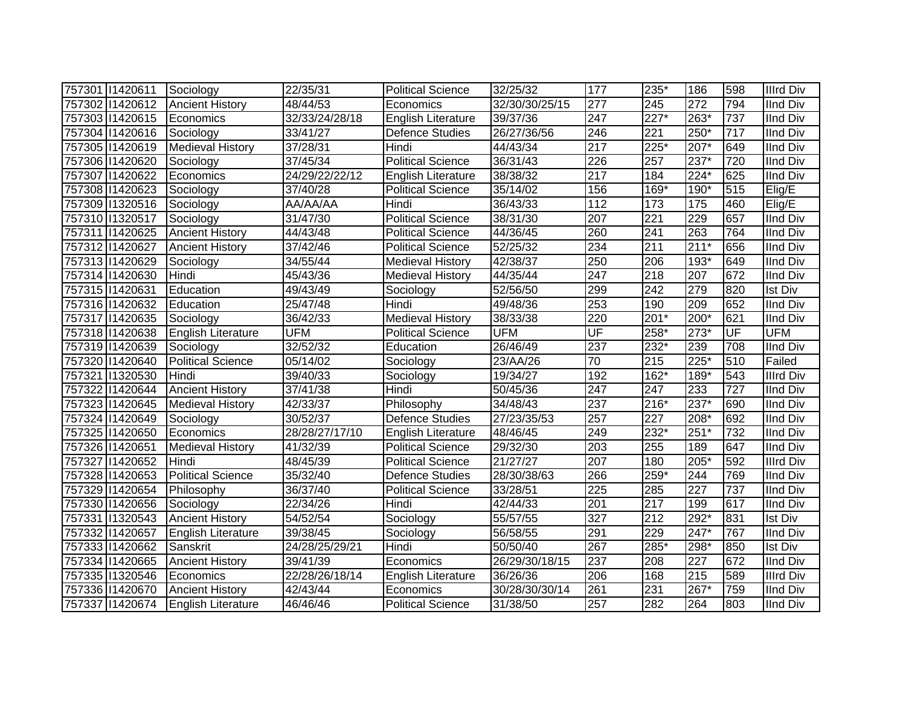| 757301 | I1420611 | Sociology | 22/35/31 | Political Science | 32/25/32 | 177 | 235* | 186 | 598 | IIIrd Div |
|---|---|---|---|---|---|---|---|---|---|---|
| 757302 | I1420612 | Ancient History | 48/44/53 | Economics | 32/30/30/25/15 | 277 | 245 | 272 | 794 | IInd Div |
| 757303 | I1420615 | Economics | 32/33/24/28/18 | English Literature | 39/37/36 | 247 | 227* | 263* | 737 | IInd Div |
| 757304 | I1420616 | Sociology | 33/41/27 | Defence Studies | 26/27/36/56 | 246 | 221 | 250* | 717 | IInd Div |
| 757305 | I1420619 | Medieval History | 37/28/31 | Hindi | 44/43/34 | 217 | 225* | 207* | 649 | IInd Div |
| 757306 | I1420620 | Sociology | 37/45/34 | Political Science | 36/31/43 | 226 | 257 | 237* | 720 | IInd Div |
| 757307 | I1420622 | Economics | 24/29/22/22/12 | English Literature | 38/38/32 | 217 | 184 | 224* | 625 | IInd Div |
| 757308 | I1420623 | Sociology | 37/40/28 | Political Science | 35/14/02 | 156 | 169* | 190* | 515 | Elig/E |
| 757309 | I1320516 | Sociology | AA/AA/AA | Hindi | 36/43/33 | 112 | 173 | 175 | 460 | Elig/E |
| 757310 | I1320517 | Sociology | 31/47/30 | Political Science | 38/31/30 | 207 | 221 | 229 | 657 | IInd Div |
| 757311 | I1420625 | Ancient History | 44/43/48 | Political Science | 44/36/45 | 260 | 241 | 263 | 764 | IInd Div |
| 757312 | I1420627 | Ancient History | 37/42/46 | Political Science | 52/25/32 | 234 | 211 | 211* | 656 | IInd Div |
| 757313 | I1420629 | Sociology | 34/55/44 | Medieval History | 42/38/37 | 250 | 206 | 193* | 649 | IInd Div |
| 757314 | I1420630 | Hindi | 45/43/36 | Medieval History | 44/35/44 | 247 | 218 | 207 | 672 | IInd Div |
| 757315 | I1420631 | Education | 49/43/49 | Sociology | 52/56/50 | 299 | 242 | 279 | 820 | Ist Div |
| 757316 | I1420632 | Education | 25/47/48 | Hindi | 49/48/36 | 253 | 190 | 209 | 652 | IInd Div |
| 757317 | I1420635 | Sociology | 36/42/33 | Medieval History | 38/33/38 | 220 | 201* | 200* | 621 | IInd Div |
| 757318 | I1420638 | English Literature | UFM | Political Science | UFM | UF | 258* | 273* | UF | UFM |
| 757319 | I1420639 | Sociology | 32/52/32 | Education | 26/46/49 | 237 | 232* | 239 | 708 | IInd Div |
| 757320 | I1420640 | Political Science | 05/14/02 | Sociology | 23/AA/26 | 70 | 215 | 225* | 510 | Failed |
| 757321 | I1320530 | Hindi | 39/40/33 | Sociology | 19/34/27 | 192 | 162* | 189* | 543 | IIIrd Div |
| 757322 | I1420644 | Ancient History | 37/41/38 | Hindi | 50/45/36 | 247 | 247 | 233 | 727 | IInd Div |
| 757323 | I1420645 | Medieval History | 42/33/37 | Philosophy | 34/48/43 | 237 | 216* | 237* | 690 | IInd Div |
| 757324 | I1420649 | Sociology | 30/52/37 | Defence Studies | 27/23/35/53 | 257 | 227 | 208* | 692 | IInd Div |
| 757325 | I1420650 | Economics | 28/28/27/17/10 | English Literature | 48/46/45 | 249 | 232* | 251* | 732 | IInd Div |
| 757326 | I1420651 | Medieval History | 41/32/39 | Political Science | 29/32/30 | 203 | 255 | 189 | 647 | IInd Div |
| 757327 | I1420652 | Hindi | 48/45/39 | Political Science | 21/27/27 | 207 | 180 | 205* | 592 | IIIrd Div |
| 757328 | I1420653 | Political Science | 35/32/40 | Defence Studies | 28/30/38/63 | 266 | 259* | 244 | 769 | IInd Div |
| 757329 | I1420654 | Philosophy | 36/37/40 | Political Science | 33/28/51 | 225 | 285 | 227 | 737 | IInd Div |
| 757330 | I1420656 | Sociology | 22/34/26 | Hindi | 42/44/33 | 201 | 217 | 199 | 617 | IInd Div |
| 757331 | I1320543 | Ancient History | 54/52/54 | Sociology | 55/57/55 | 327 | 212 | 292* | 831 | Ist Div |
| 757332 | I1420657 | English Literature | 39/38/45 | Sociology | 56/58/55 | 291 | 229 | 247* | 767 | IInd Div |
| 757333 | I1420662 | Sanskrit | 24/28/25/29/21 | Hindi | 50/50/40 | 267 | 285* | 298* | 850 | Ist Div |
| 757334 | I1420665 | Ancient History | 39/41/39 | Economics | 26/29/30/18/15 | 237 | 208 | 227 | 672 | IInd Div |
| 757335 | I1320546 | Economics | 22/28/26/18/14 | English Literature | 36/26/36 | 206 | 168 | 215 | 589 | IIIrd Div |
| 757336 | I1420670 | Ancient History | 42/43/44 | Economics | 30/28/30/30/14 | 261 | 231 | 267* | 759 | IInd Div |
| 757337 | I1420674 | English Literature | 46/46/46 | Political Science | 31/38/50 | 257 | 282 | 264 | 803 | IInd Div |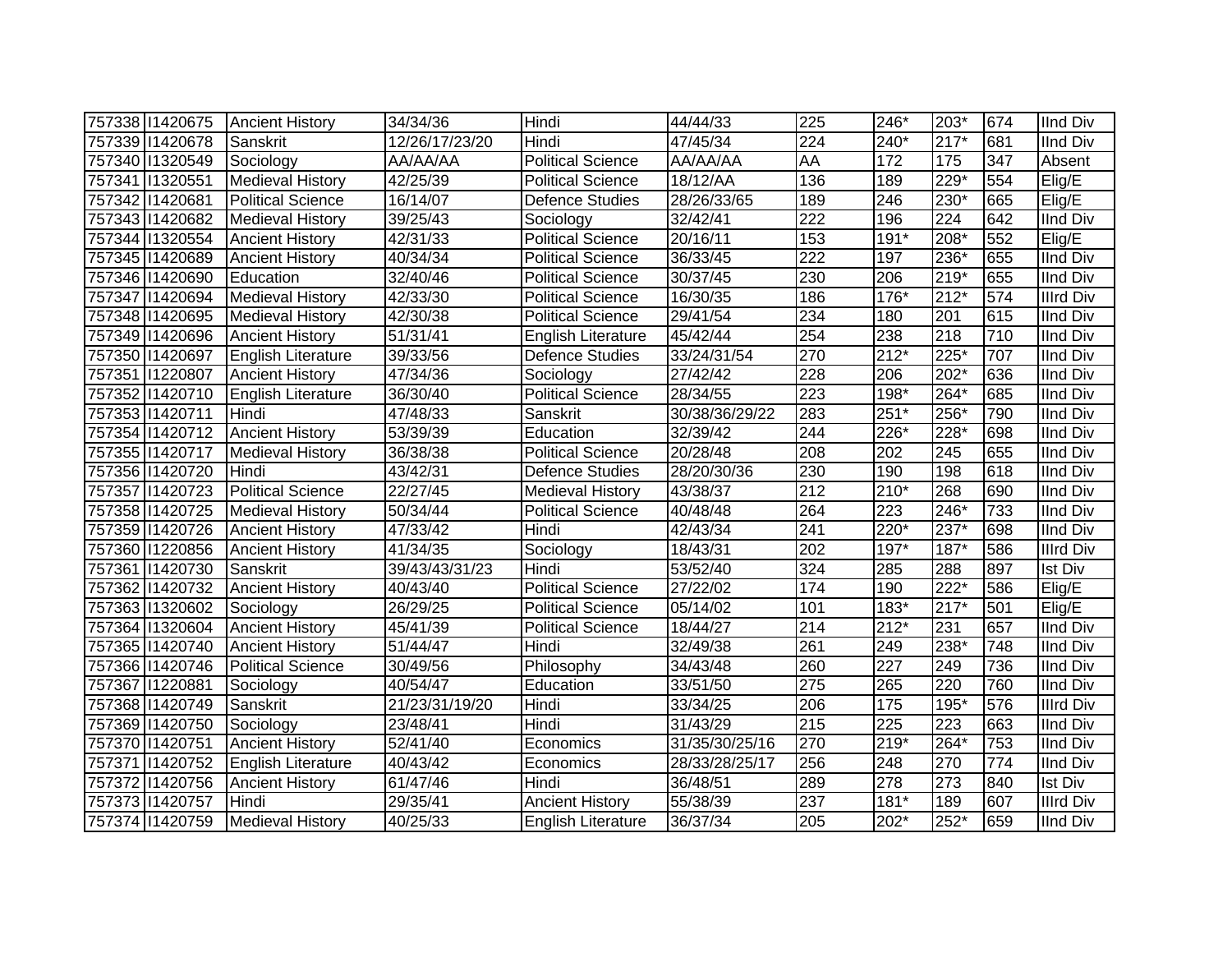| 757338 | I1420675 | Ancient History | 34/34/36 | Hindi | 44/44/33 | 225 | 246* | 203* | 674 | IInd Div |
|---|---|---|---|---|---|---|---|---|---|---|
| 757339 | I1420678 | Sanskrit | 12/26/17/23/20 | Hindi | 47/45/34 | 224 | 240* | 217* | 681 | IInd Div |
| 757340 | I1320549 | Sociology | AA/AA/AA | Political Science | AA/AA/AA | AA | 172 | 175 | 347 | Absent |
| 757341 | I1320551 | Medieval History | 42/25/39 | Political Science | 18/12/AA | 136 | 189 | 229* | 554 | Elig/E |
| 757342 | I1420681 | Political Science | 16/14/07 | Defence Studies | 28/26/33/65 | 189 | 246 | 230* | 665 | Elig/E |
| 757343 | I1420682 | Medieval History | 39/25/43 | Sociology | 32/42/41 | 222 | 196 | 224 | 642 | IInd Div |
| 757344 | I1320554 | Ancient History | 42/31/33 | Political Science | 20/16/11 | 153 | 191* | 208* | 552 | Elig/E |
| 757345 | I1420689 | Ancient History | 40/34/34 | Political Science | 36/33/45 | 222 | 197 | 236* | 655 | IInd Div |
| 757346 | I1420690 | Education | 32/40/46 | Political Science | 30/37/45 | 230 | 206 | 219* | 655 | IInd Div |
| 757347 | I1420694 | Medieval History | 42/33/30 | Political Science | 16/30/35 | 186 | 176* | 212* | 574 | IIIrd Div |
| 757348 | I1420695 | Medieval History | 42/30/38 | Political Science | 29/41/54 | 234 | 180 | 201 | 615 | IInd Div |
| 757349 | I1420696 | Ancient History | 51/31/41 | English Literature | 45/42/44 | 254 | 238 | 218 | 710 | IInd Div |
| 757350 | I1420697 | English Literature | 39/33/56 | Defence Studies | 33/24/31/54 | 270 | 212* | 225* | 707 | IInd Div |
| 757351 | I1220807 | Ancient History | 47/34/36 | Sociology | 27/42/42 | 228 | 206 | 202* | 636 | IInd Div |
| 757352 | I1420710 | English Literature | 36/30/40 | Political Science | 28/34/55 | 223 | 198* | 264* | 685 | IInd Div |
| 757353 | I1420711 | Hindi | 47/48/33 | Sanskrit | 30/38/36/29/22 | 283 | 251* | 256* | 790 | IInd Div |
| 757354 | I1420712 | Ancient History | 53/39/39 | Education | 32/39/42 | 244 | 226* | 228* | 698 | IInd Div |
| 757355 | I1420717 | Medieval History | 36/38/38 | Political Science | 20/28/48 | 208 | 202 | 245 | 655 | IInd Div |
| 757356 | I1420720 | Hindi | 43/42/31 | Defence Studies | 28/20/30/36 | 230 | 190 | 198 | 618 | IInd Div |
| 757357 | I1420723 | Political Science | 22/27/45 | Medieval History | 43/38/37 | 212 | 210* | 268 | 690 | IInd Div |
| 757358 | I1420725 | Medieval History | 50/34/44 | Political Science | 40/48/48 | 264 | 223 | 246* | 733 | IInd Div |
| 757359 | I1420726 | Ancient History | 47/33/42 | Hindi | 42/43/34 | 241 | 220* | 237* | 698 | IInd Div |
| 757360 | I1220856 | Ancient History | 41/34/35 | Sociology | 18/43/31 | 202 | 197* | 187* | 586 | IIIrd Div |
| 757361 | I1420730 | Sanskrit | 39/43/43/31/23 | Hindi | 53/52/40 | 324 | 285 | 288 | 897 | Ist Div |
| 757362 | I1420732 | Ancient History | 40/43/40 | Political Science | 27/22/02 | 174 | 190 | 222* | 586 | Elig/E |
| 757363 | I1320602 | Sociology | 26/29/25 | Political Science | 05/14/02 | 101 | 183* | 217* | 501 | Elig/E |
| 757364 | I1320604 | Ancient History | 45/41/39 | Political Science | 18/44/27 | 214 | 212* | 231 | 657 | IInd Div |
| 757365 | I1420740 | Ancient History | 51/44/47 | Hindi | 32/49/38 | 261 | 249 | 238* | 748 | IInd Div |
| 757366 | I1420746 | Political Science | 30/49/56 | Philosophy | 34/43/48 | 260 | 227 | 249 | 736 | IInd Div |
| 757367 | I1220881 | Sociology | 40/54/47 | Education | 33/51/50 | 275 | 265 | 220 | 760 | IInd Div |
| 757368 | I1420749 | Sanskrit | 21/23/31/19/20 | Hindi | 33/34/25 | 206 | 175 | 195* | 576 | IIIrd Div |
| 757369 | I1420750 | Sociology | 23/48/41 | Hindi | 31/43/29 | 215 | 225 | 223 | 663 | IInd Div |
| 757370 | I1420751 | Ancient History | 52/41/40 | Economics | 31/35/30/25/16 | 270 | 219* | 264* | 753 | IInd Div |
| 757371 | I1420752 | English Literature | 40/43/42 | Economics | 28/33/28/25/17 | 256 | 248 | 270 | 774 | IInd Div |
| 757372 | I1420756 | Ancient History | 61/47/46 | Hindi | 36/48/51 | 289 | 278 | 273 | 840 | Ist Div |
| 757373 | I1420757 | Hindi | 29/35/41 | Ancient History | 55/38/39 | 237 | 181* | 189 | 607 | IIIrd Div |
| 757374 | I1420759 | Medieval History | 40/25/33 | English Literature | 36/37/34 | 205 | 202* | 252* | 659 | IInd Div |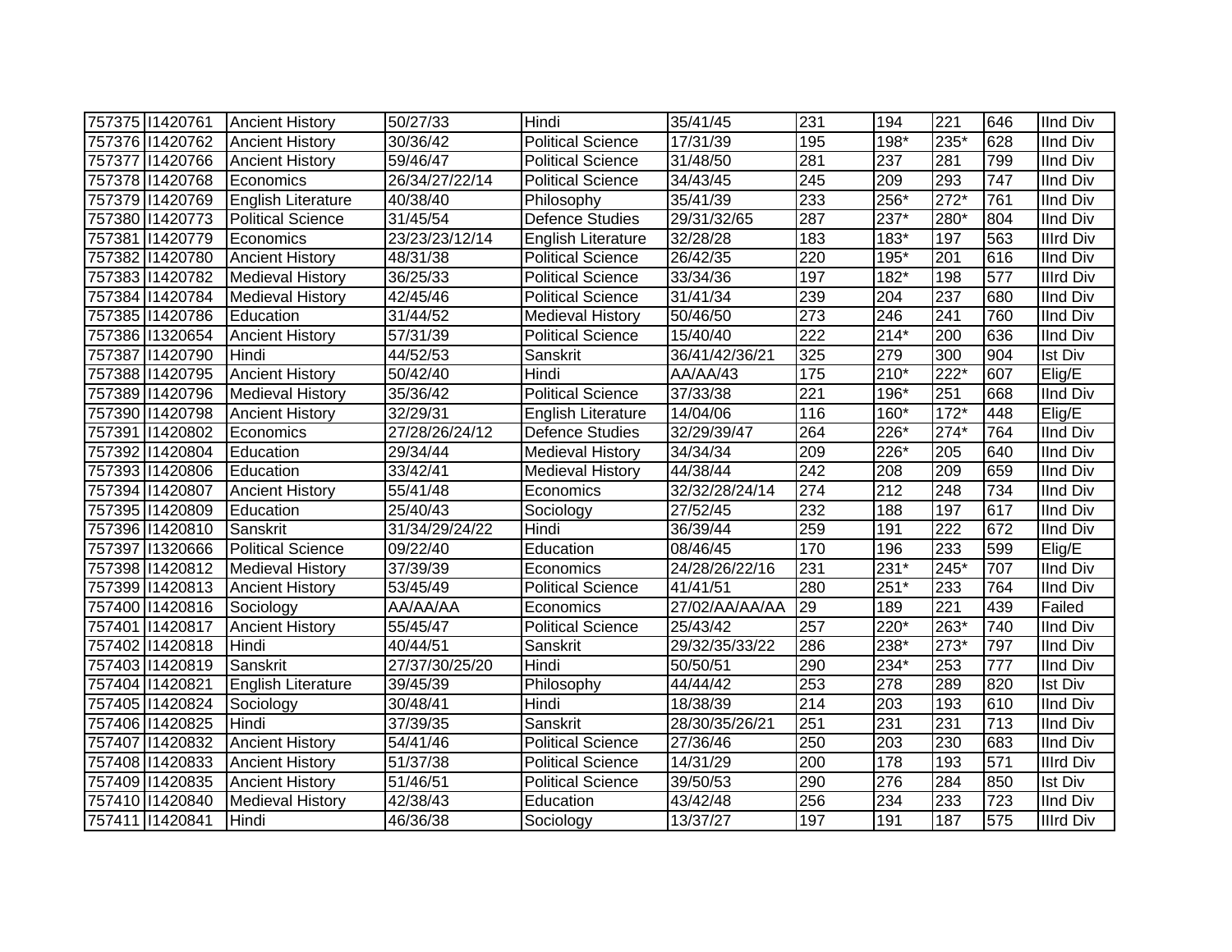| 757375 | I1420761 | Ancient History | 50/27/33 | Hindi | 35/41/45 | 231 | 194 | 221 | 646 | IInd Div |
|---|---|---|---|---|---|---|---|---|---|---|
| 757376 | I1420762 | Ancient History | 30/36/42 | Political Science | 17/31/39 | 195 | 198* | 235* | 628 | IInd Div |
| 757377 | I1420766 | Ancient History | 59/46/47 | Political Science | 31/48/50 | 281 | 237 | 281 | 799 | IInd Div |
| 757378 | I1420768 | Economics | 26/34/27/22/14 | Political Science | 34/43/45 | 245 | 209 | 293 | 747 | IInd Div |
| 757379 | I1420769 | English Literature | 40/38/40 | Philosophy | 35/41/39 | 233 | 256* | 272* | 761 | IInd Div |
| 757380 | I1420773 | Political Science | 31/45/54 | Defence Studies | 29/31/32/65 | 287 | 237* | 280* | 804 | IInd Div |
| 757381 | I1420779 | Economics | 23/23/23/12/14 | English Literature | 32/28/28 | 183 | 183* | 197 | 563 | IIIrd Div |
| 757382 | I1420780 | Ancient History | 48/31/38 | Political Science | 26/42/35 | 220 | 195* | 201 | 616 | IInd Div |
| 757383 | I1420782 | Medieval History | 36/25/33 | Political Science | 33/34/36 | 197 | 182* | 198 | 577 | IIIrd Div |
| 757384 | I1420784 | Medieval History | 42/45/46 | Political Science | 31/41/34 | 239 | 204 | 237 | 680 | IInd Div |
| 757385 | I1420786 | Education | 31/44/52 | Medieval History | 50/46/50 | 273 | 246 | 241 | 760 | IInd Div |
| 757386 | I1320654 | Ancient History | 57/31/39 | Political Science | 15/40/40 | 222 | 214* | 200 | 636 | IInd Div |
| 757387 | I1420790 | Hindi | 44/52/53 | Sanskrit | 36/41/42/36/21 | 325 | 279 | 300 | 904 | Ist Div |
| 757388 | I1420795 | Ancient History | 50/42/40 | Hindi | AA/AA/43 | 175 | 210* | 222* | 607 | Elig/E |
| 757389 | I1420796 | Medieval History | 35/36/42 | Political Science | 37/33/38 | 221 | 196* | 251 | 668 | IInd Div |
| 757390 | I1420798 | Ancient History | 32/29/31 | English Literature | 14/04/06 | 116 | 160* | 172* | 448 | Elig/E |
| 757391 | I1420802 | Economics | 27/28/26/24/12 | Defence Studies | 32/29/39/47 | 264 | 226* | 274* | 764 | IInd Div |
| 757392 | I1420804 | Education | 29/34/44 | Medieval History | 34/34/34 | 209 | 226* | 205 | 640 | IInd Div |
| 757393 | I1420806 | Education | 33/42/41 | Medieval History | 44/38/44 | 242 | 208 | 209 | 659 | IInd Div |
| 757394 | I1420807 | Ancient History | 55/41/48 | Economics | 32/32/28/24/14 | 274 | 212 | 248 | 734 | IInd Div |
| 757395 | I1420809 | Education | 25/40/43 | Sociology | 27/52/45 | 232 | 188 | 197 | 617 | IInd Div |
| 757396 | I1420810 | Sanskrit | 31/34/29/24/22 | Hindi | 36/39/44 | 259 | 191 | 222 | 672 | IInd Div |
| 757397 | I1320666 | Political Science | 09/22/40 | Education | 08/46/45 | 170 | 196 | 233 | 599 | Elig/E |
| 757398 | I1420812 | Medieval History | 37/39/39 | Economics | 24/28/26/22/16 | 231 | 231* | 245* | 707 | IInd Div |
| 757399 | I1420813 | Ancient History | 53/45/49 | Political Science | 41/41/51 | 280 | 251* | 233 | 764 | IInd Div |
| 757400 | I1420816 | Sociology | AA/AA/AA | Economics | 27/02/AA/AA/AA | 29 | 189 | 221 | 439 | Failed |
| 757401 | I1420817 | Ancient History | 55/45/47 | Political Science | 25/43/42 | 257 | 220* | 263* | 740 | IInd Div |
| 757402 | I1420818 | Hindi | 40/44/51 | Sanskrit | 29/32/35/33/22 | 286 | 238* | 273* | 797 | IInd Div |
| 757403 | I1420819 | Sanskrit | 27/37/30/25/20 | Hindi | 50/50/51 | 290 | 234* | 253 | 777 | IInd Div |
| 757404 | I1420821 | English Literature | 39/45/39 | Philosophy | 44/44/42 | 253 | 278 | 289 | 820 | Ist Div |
| 757405 | I1420824 | Sociology | 30/48/41 | Hindi | 18/38/39 | 214 | 203 | 193 | 610 | IInd Div |
| 757406 | I1420825 | Hindi | 37/39/35 | Sanskrit | 28/30/35/26/21 | 251 | 231 | 231 | 713 | IInd Div |
| 757407 | I1420832 | Ancient History | 54/41/46 | Political Science | 27/36/46 | 250 | 203 | 230 | 683 | IInd Div |
| 757408 | I1420833 | Ancient History | 51/37/38 | Political Science | 14/31/29 | 200 | 178 | 193 | 571 | IIIrd Div |
| 757409 | I1420835 | Ancient History | 51/46/51 | Political Science | 39/50/53 | 290 | 276 | 284 | 850 | Ist Div |
| 757410 | I1420840 | Medieval History | 42/38/43 | Education | 43/42/48 | 256 | 234 | 233 | 723 | IInd Div |
| 757411 | I1420841 | Hindi | 46/36/38 | Sociology | 13/37/27 | 197 | 191 | 187 | 575 | IIIrd Div |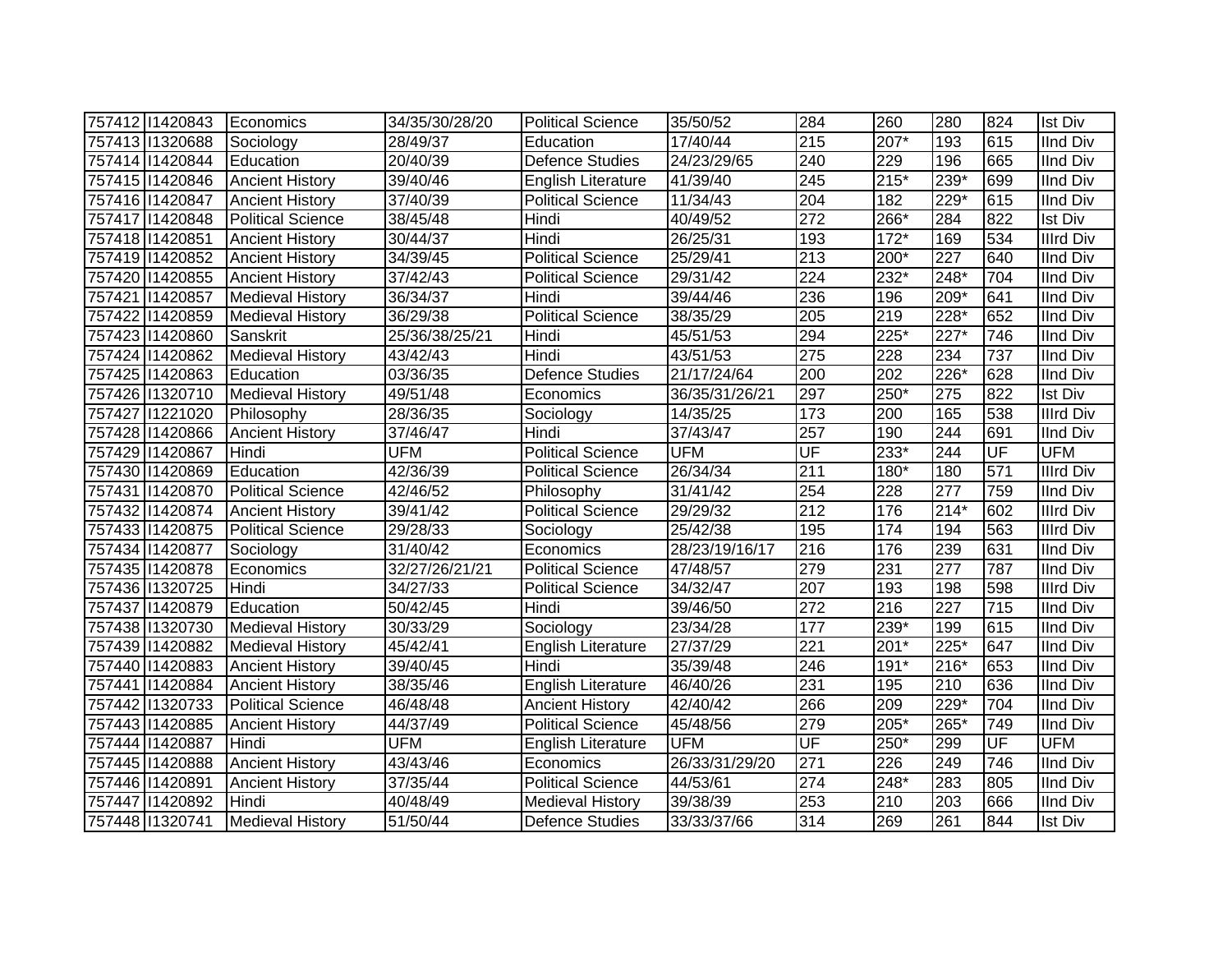| | | | | | | | | | | |
|---|---|---|---|---|---|---|---|---|---|---|
| 757412 | I1420843 | Economics | 34/35/30/28/20 | Political Science | 35/50/52 | 284 | 260 | 280 | 824 | Ist Div |
| 757413 | I1320688 | Sociology | 28/49/37 | Education | 17/40/44 | 215 | 207* | 193 | 615 | IInd Div |
| 757414 | I1420844 | Education | 20/40/39 | Defence Studies | 24/23/29/65 | 240 | 229 | 196 | 665 | IInd Div |
| 757415 | I1420846 | Ancient History | 39/40/46 | English Literature | 41/39/40 | 245 | 215* | 239* | 699 | IInd Div |
| 757416 | I1420847 | Ancient History | 37/40/39 | Political Science | 11/34/43 | 204 | 182 | 229* | 615 | IInd Div |
| 757417 | I1420848 | Political Science | 38/45/48 | Hindi | 40/49/52 | 272 | 266* | 284 | 822 | Ist Div |
| 757418 | I1420851 | Ancient History | 30/44/37 | Hindi | 26/25/31 | 193 | 172* | 169 | 534 | IIIrd Div |
| 757419 | I1420852 | Ancient History | 34/39/45 | Political Science | 25/29/41 | 213 | 200* | 227 | 640 | IInd Div |
| 757420 | I1420855 | Ancient History | 37/42/43 | Political Science | 29/31/42 | 224 | 232* | 248* | 704 | IInd Div |
| 757421 | I1420857 | Medieval History | 36/34/37 | Hindi | 39/44/46 | 236 | 196 | 209* | 641 | IInd Div |
| 757422 | I1420859 | Medieval History | 36/29/38 | Political Science | 38/35/29 | 205 | 219 | 228* | 652 | IInd Div |
| 757423 | I1420860 | Sanskrit | 25/36/38/25/21 | Hindi | 45/51/53 | 294 | 225* | 227* | 746 | IInd Div |
| 757424 | I1420862 | Medieval History | 43/42/43 | Hindi | 43/51/53 | 275 | 228 | 234 | 737 | IInd Div |
| 757425 | I1420863 | Education | 03/36/35 | Defence Studies | 21/17/24/64 | 200 | 202 | 226* | 628 | IInd Div |
| 757426 | I1320710 | Medieval History | 49/51/48 | Economics | 36/35/31/26/21 | 297 | 250* | 275 | 822 | Ist Div |
| 757427 | I1221020 | Philosophy | 28/36/35 | Sociology | 14/35/25 | 173 | 200 | 165 | 538 | IIIrd Div |
| 757428 | I1420866 | Ancient History | 37/46/47 | Hindi | 37/43/47 | 257 | 190 | 244 | 691 | IInd Div |
| 757429 | I1420867 | Hindi | UFM | Political Science | UFM | UF | 233* | 244 | UF | UFM |
| 757430 | I1420869 | Education | 42/36/39 | Political Science | 26/34/34 | 211 | 180* | 180 | 571 | IIIrd Div |
| 757431 | I1420870 | Political Science | 42/46/52 | Philosophy | 31/41/42 | 254 | 228 | 277 | 759 | IInd Div |
| 757432 | I1420874 | Ancient History | 39/41/42 | Political Science | 29/29/32 | 212 | 176 | 214* | 602 | IIIrd Div |
| 757433 | I1420875 | Political Science | 29/28/33 | Sociology | 25/42/38 | 195 | 174 | 194 | 563 | IIIrd Div |
| 757434 | I1420877 | Sociology | 31/40/42 | Economics | 28/23/19/16/17 | 216 | 176 | 239 | 631 | IInd Div |
| 757435 | I1420878 | Economics | 32/27/26/21/21 | Political Science | 47/48/57 | 279 | 231 | 277 | 787 | IInd Div |
| 757436 | I1320725 | Hindi | 34/27/33 | Political Science | 34/32/47 | 207 | 193 | 198 | 598 | IIIrd Div |
| 757437 | I1420879 | Education | 50/42/45 | Hindi | 39/46/50 | 272 | 216 | 227 | 715 | IInd Div |
| 757438 | I1320730 | Medieval History | 30/33/29 | Sociology | 23/34/28 | 177 | 239* | 199 | 615 | IInd Div |
| 757439 | I1420882 | Medieval History | 45/42/41 | English Literature | 27/37/29 | 221 | 201* | 225* | 647 | IInd Div |
| 757440 | I1420883 | Ancient History | 39/40/45 | Hindi | 35/39/48 | 246 | 191* | 216* | 653 | IInd Div |
| 757441 | I1420884 | Ancient History | 38/35/46 | English Literature | 46/40/26 | 231 | 195 | 210 | 636 | IInd Div |
| 757442 | I1320733 | Political Science | 46/48/48 | Ancient History | 42/40/42 | 266 | 209 | 229* | 704 | IInd Div |
| 757443 | I1420885 | Ancient History | 44/37/49 | Political Science | 45/48/56 | 279 | 205* | 265* | 749 | IInd Div |
| 757444 | I1420887 | Hindi | UFM | English Literature | UFM | UF | 250* | 299 | UF | UFM |
| 757445 | I1420888 | Ancient History | 43/43/46 | Economics | 26/33/31/29/20 | 271 | 226 | 249 | 746 | IInd Div |
| 757446 | I1420891 | Ancient History | 37/35/44 | Political Science | 44/53/61 | 274 | 248* | 283 | 805 | IInd Div |
| 757447 | I1420892 | Hindi | 40/48/49 | Medieval History | 39/38/39 | 253 | 210 | 203 | 666 | IInd Div |
| 757448 | I1320741 | Medieval History | 51/50/44 | Defence Studies | 33/33/37/66 | 314 | 269 | 261 | 844 | Ist Div |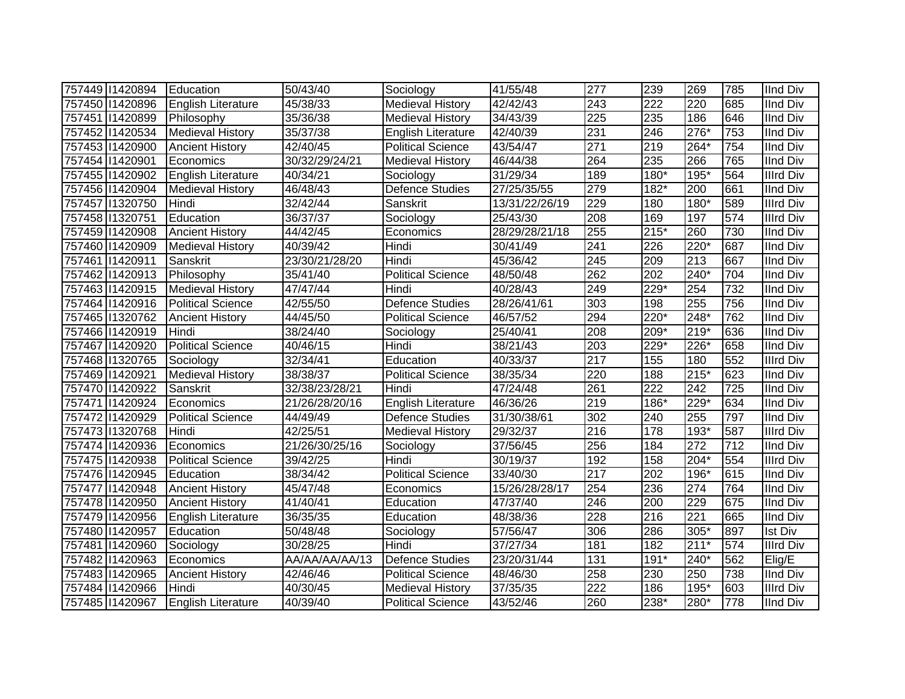| | | | | | | | | | | |
|---|---|---|---|---|---|---|---|---|---|---|
| 757449 | I1420894 | Education | 50/43/40 | Sociology | 41/55/48 | 277 | 239 | 269 | 785 | IInd Div |
| 757450 | I1420896 | English Literature | 45/38/33 | Medieval History | 42/42/43 | 243 | 222 | 220 | 685 | IInd Div |
| 757451 | I1420899 | Philosophy | 35/36/38 | Medieval History | 34/43/39 | 225 | 235 | 186 | 646 | IInd Div |
| 757452 | I1420534 | Medieval History | 35/37/38 | English Literature | 42/40/39 | 231 | 246 | 276* | 753 | IInd Div |
| 757453 | I1420900 | Ancient History | 42/40/45 | Political Science | 43/54/47 | 271 | 219 | 264* | 754 | IInd Div |
| 757454 | I1420901 | Economics | 30/32/29/24/21 | Medieval History | 46/44/38 | 264 | 235 | 266 | 765 | IInd Div |
| 757455 | I1420902 | English Literature | 40/34/21 | Sociology | 31/29/34 | 189 | 180* | 195* | 564 | IIIrd Div |
| 757456 | I1420904 | Medieval History | 46/48/43 | Defence Studies | 27/25/35/55 | 279 | 182* | 200 | 661 | IInd Div |
| 757457 | I1320750 | Hindi | 32/42/44 | Sanskrit | 13/31/22/26/19 | 229 | 180 | 180* | 589 | IIIrd Div |
| 757458 | I1320751 | Education | 36/37/37 | Sociology | 25/43/30 | 208 | 169 | 197 | 574 | IIIrd Div |
| 757459 | I1420908 | Ancient History | 44/42/45 | Economics | 28/29/28/21/18 | 255 | 215* | 260 | 730 | IInd Div |
| 757460 | I1420909 | Medieval History | 40/39/42 | Hindi | 30/41/49 | 241 | 226 | 220* | 687 | IInd Div |
| 757461 | I1420911 | Sanskrit | 23/30/21/28/20 | Hindi | 45/36/42 | 245 | 209 | 213 | 667 | IInd Div |
| 757462 | I1420913 | Philosophy | 35/41/40 | Political Science | 48/50/48 | 262 | 202 | 240* | 704 | IInd Div |
| 757463 | I1420915 | Medieval History | 47/47/44 | Hindi | 40/28/43 | 249 | 229* | 254 | 732 | IInd Div |
| 757464 | I1420916 | Political Science | 42/55/50 | Defence Studies | 28/26/41/61 | 303 | 198 | 255 | 756 | IInd Div |
| 757465 | I1320762 | Ancient History | 44/45/50 | Political Science | 46/57/52 | 294 | 220* | 248* | 762 | IInd Div |
| 757466 | I1420919 | Hindi | 38/24/40 | Sociology | 25/40/41 | 208 | 209* | 219* | 636 | IInd Div |
| 757467 | I1420920 | Political Science | 40/46/15 | Hindi | 38/21/43 | 203 | 229* | 226* | 658 | IInd Div |
| 757468 | I1320765 | Sociology | 32/34/41 | Education | 40/33/37 | 217 | 155 | 180 | 552 | IIIrd Div |
| 757469 | I1420921 | Medieval History | 38/38/37 | Political Science | 38/35/34 | 220 | 188 | 215* | 623 | IInd Div |
| 757470 | I1420922 | Sanskrit | 32/38/23/28/21 | Hindi | 47/24/48 | 261 | 222 | 242 | 725 | IInd Div |
| 757471 | I1420924 | Economics | 21/26/28/20/16 | English Literature | 46/36/26 | 219 | 186* | 229* | 634 | IInd Div |
| 757472 | I1420929 | Political Science | 44/49/49 | Defence Studies | 31/30/38/61 | 302 | 240 | 255 | 797 | IInd Div |
| 757473 | I1320768 | Hindi | 42/25/51 | Medieval History | 29/32/37 | 216 | 178 | 193* | 587 | IIIrd Div |
| 757474 | I1420936 | Economics | 21/26/30/25/16 | Sociology | 37/56/45 | 256 | 184 | 272 | 712 | IInd Div |
| 757475 | I1420938 | Political Science | 39/42/25 | Hindi | 30/19/37 | 192 | 158 | 204* | 554 | IIIrd Div |
| 757476 | I1420945 | Education | 38/34/42 | Political Science | 33/40/30 | 217 | 202 | 196* | 615 | IInd Div |
| 757477 | I1420948 | Ancient History | 45/47/48 | Economics | 15/26/28/28/17 | 254 | 236 | 274 | 764 | IInd Div |
| 757478 | I1420950 | Ancient History | 41/40/41 | Education | 47/37/40 | 246 | 200 | 229 | 675 | IInd Div |
| 757479 | I1420956 | English Literature | 36/35/35 | Education | 48/38/36 | 228 | 216 | 221 | 665 | IInd Div |
| 757480 | I1420957 | Education | 50/48/48 | Sociology | 57/56/47 | 306 | 286 | 305* | 897 | Ist Div |
| 757481 | I1420960 | Sociology | 30/28/25 | Hindi | 37/27/34 | 181 | 182 | 211* | 574 | IIIrd Div |
| 757482 | I1420963 | Economics | AA/AA/AA/AA/13 | Defence Studies | 23/20/31/44 | 131 | 191* | 240* | 562 | Elig/E |
| 757483 | I1420965 | Ancient History | 42/46/46 | Political Science | 48/46/30 | 258 | 230 | 250 | 738 | IInd Div |
| 757484 | I1420966 | Hindi | 40/30/45 | Medieval History | 37/35/35 | 222 | 186 | 195* | 603 | IIIrd Div |
| 757485 | I1420967 | English Literature | 40/39/40 | Political Science | 43/52/46 | 260 | 238* | 280* | 778 | IInd Div |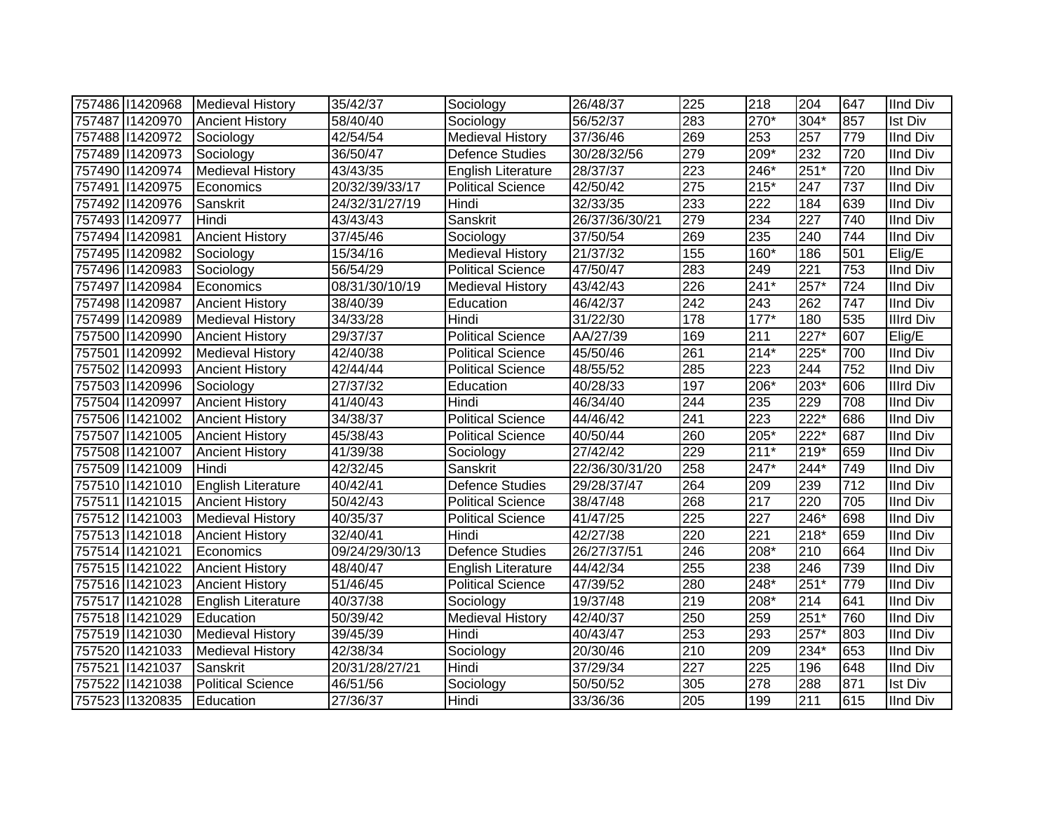| | | | | | | | | | | |
|---|---|---|---|---|---|---|---|---|---|---|
| 757486 | I1420968 | Medieval History | 35/42/37 | Sociology | 26/48/37 | 225 | 218 | 204 | 647 | IInd Div |
| 757487 | I1420970 | Ancient History | 58/40/40 | Sociology | 56/52/37 | 283 | 270* | 304* | 857 | Ist Div |
| 757488 | I1420972 | Sociology | 42/54/54 | Medieval History | 37/36/46 | 269 | 253 | 257 | 779 | IInd Div |
| 757489 | I1420973 | Sociology | 36/50/47 | Defence Studies | 30/28/32/56 | 279 | 209* | 232 | 720 | IInd Div |
| 757490 | I1420974 | Medieval History | 43/43/35 | English Literature | 28/37/37 | 223 | 246* | 251* | 720 | IInd Div |
| 757491 | I1420975 | Economics | 20/32/39/33/17 | Political Science | 42/50/42 | 275 | 215* | 247 | 737 | IInd Div |
| 757492 | I1420976 | Sanskrit | 24/32/31/27/19 | Hindi | 32/33/35 | 233 | 222 | 184 | 639 | IInd Div |
| 757493 | I1420977 | Hindi | 43/43/43 | Sanskrit | 26/37/36/30/21 | 279 | 234 | 227 | 740 | IInd Div |
| 757494 | I1420981 | Ancient History | 37/45/46 | Sociology | 37/50/54 | 269 | 235 | 240 | 744 | IInd Div |
| 757495 | I1420982 | Sociology | 15/34/16 | Medieval History | 21/37/32 | 155 | 160* | 186 | 501 | Elig/E |
| 757496 | I1420983 | Sociology | 56/54/29 | Political Science | 47/50/47 | 283 | 249 | 221 | 753 | IInd Div |
| 757497 | I1420984 | Economics | 08/31/30/10/19 | Medieval History | 43/42/43 | 226 | 241* | 257* | 724 | IInd Div |
| 757498 | I1420987 | Ancient History | 38/40/39 | Education | 46/42/37 | 242 | 243 | 262 | 747 | IInd Div |
| 757499 | I1420989 | Medieval History | 34/33/28 | Hindi | 31/22/30 | 178 | 177* | 180 | 535 | IIIrd Div |
| 757500 | I1420990 | Ancient History | 29/37/37 | Political Science | AA/27/39 | 169 | 211 | 227* | 607 | Elig/E |
| 757501 | I1420992 | Medieval History | 42/40/38 | Political Science | 45/50/46 | 261 | 214* | 225* | 700 | IInd Div |
| 757502 | I1420993 | Ancient History | 42/44/44 | Political Science | 48/55/52 | 285 | 223 | 244 | 752 | IInd Div |
| 757503 | I1420996 | Sociology | 27/37/32 | Education | 40/28/33 | 197 | 206* | 203* | 606 | IIIrd Div |
| 757504 | I1420997 | Ancient History | 41/40/43 | Hindi | 46/34/40 | 244 | 235 | 229 | 708 | IInd Div |
| 757506 | I1421002 | Ancient History | 34/38/37 | Political Science | 44/46/42 | 241 | 223 | 222* | 686 | IInd Div |
| 757507 | I1421005 | Ancient History | 45/38/43 | Political Science | 40/50/44 | 260 | 205* | 222* | 687 | IInd Div |
| 757508 | I1421007 | Ancient History | 41/39/38 | Sociology | 27/42/42 | 229 | 211* | 219* | 659 | IInd Div |
| 757509 | I1421009 | Hindi | 42/32/45 | Sanskrit | 22/36/30/31/20 | 258 | 247* | 244* | 749 | IInd Div |
| 757510 | I1421010 | English Literature | 40/42/41 | Defence Studies | 29/28/37/47 | 264 | 209 | 239 | 712 | IInd Div |
| 757511 | I1421015 | Ancient History | 50/42/43 | Political Science | 38/47/48 | 268 | 217 | 220 | 705 | IInd Div |
| 757512 | I1421003 | Medieval History | 40/35/37 | Political Science | 41/47/25 | 225 | 227 | 246* | 698 | IInd Div |
| 757513 | I1421018 | Ancient History | 32/40/41 | Hindi | 42/27/38 | 220 | 221 | 218* | 659 | IInd Div |
| 757514 | I1421021 | Economics | 09/24/29/30/13 | Defence Studies | 26/27/37/51 | 246 | 208* | 210 | 664 | IInd Div |
| 757515 | I1421022 | Ancient History | 48/40/47 | English Literature | 44/42/34 | 255 | 238 | 246 | 739 | IInd Div |
| 757516 | I1421023 | Ancient History | 51/46/45 | Political Science | 47/39/52 | 280 | 248* | 251* | 779 | IInd Div |
| 757517 | I1421028 | English Literature | 40/37/38 | Sociology | 19/37/48 | 219 | 208* | 214 | 641 | IInd Div |
| 757518 | I1421029 | Education | 50/39/42 | Medieval History | 42/40/37 | 250 | 259 | 251* | 760 | IInd Div |
| 757519 | I1421030 | Medieval History | 39/45/39 | Hindi | 40/43/47 | 253 | 293 | 257* | 803 | IInd Div |
| 757520 | I1421033 | Medieval History | 42/38/34 | Sociology | 20/30/46 | 210 | 209 | 234* | 653 | IInd Div |
| 757521 | I1421037 | Sanskrit | 20/31/28/27/21 | Hindi | 37/29/34 | 227 | 225 | 196 | 648 | IInd Div |
| 757522 | I1421038 | Political Science | 46/51/56 | Sociology | 50/50/52 | 305 | 278 | 288 | 871 | Ist Div |
| 757523 | I1320835 | Education | 27/36/37 | Hindi | 33/36/36 | 205 | 199 | 211 | 615 | IInd Div |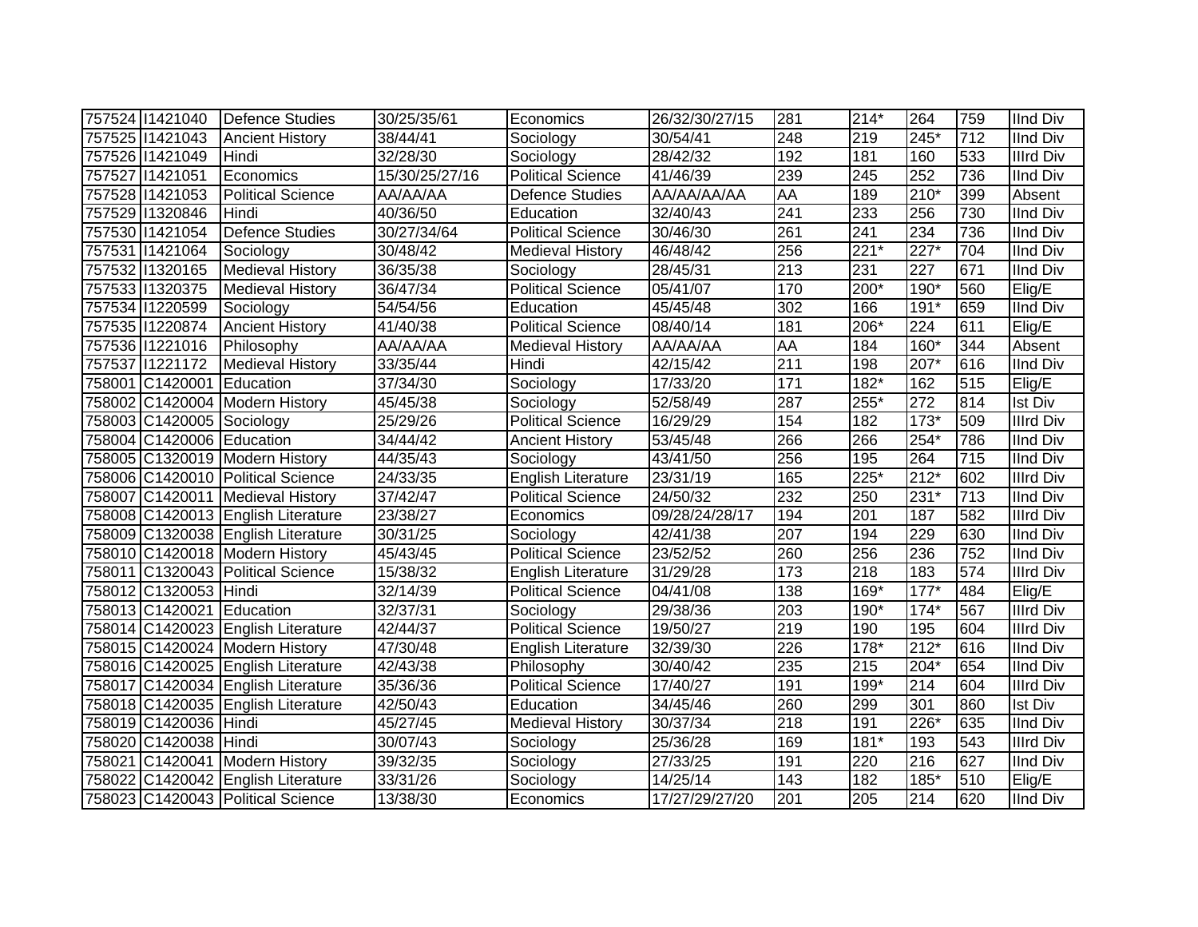| | | | | | | | | | | |
|---|---|---|---|---|---|---|---|---|---|---|
| 757524 | I1421040 | Defence Studies | 30/25/35/61 | Economics | 26/32/30/27/15 | 281 | 214* | 264 | 759 | IInd Div |
| 757525 | I1421043 | Ancient History | 38/44/41 | Sociology | 30/54/41 | 248 | 219 | 245* | 712 | IInd Div |
| 757526 | I1421049 | Hindi | 32/28/30 | Sociology | 28/42/32 | 192 | 181 | 160 | 533 | IIIrd Div |
| 757527 | I1421051 | Economics | 15/30/25/27/16 | Political Science | 41/46/39 | 239 | 245 | 252 | 736 | IInd Div |
| 757528 | I1421053 | Political Science | AA/AA/AA | Defence Studies | AA/AA/AA/AA | AA | 189 | 210* | 399 | Absent |
| 757529 | I1320846 | Hindi | 40/36/50 | Education | 32/40/43 | 241 | 233 | 256 | 730 | IInd Div |
| 757530 | I1421054 | Defence Studies | 30/27/34/64 | Political Science | 30/46/30 | 261 | 241 | 234 | 736 | IInd Div |
| 757531 | I1421064 | Sociology | 30/48/42 | Medieval History | 46/48/42 | 256 | 221* | 227* | 704 | IInd Div |
| 757532 | I1320165 | Medieval History | 36/35/38 | Sociology | 28/45/31 | 213 | 231 | 227 | 671 | IInd Div |
| 757533 | I1320375 | Medieval History | 36/47/34 | Political Science | 05/41/07 | 170 | 200* | 190* | 560 | Elig/E |
| 757534 | I1220599 | Sociology | 54/54/56 | Education | 45/45/48 | 302 | 166 | 191* | 659 | IInd Div |
| 757535 | I1220874 | Ancient History | 41/40/38 | Political Science | 08/40/14 | 181 | 206* | 224 | 611 | Elig/E |
| 757536 | I1221016 | Philosophy | AA/AA/AA | Medieval History | AA/AA/AA | AA | 184 | 160* | 344 | Absent |
| 757537 | I1221172 | Medieval History | 33/35/44 | Hindi | 42/15/42 | 211 | 198 | 207* | 616 | IInd Div |
| 758001 | C1420001 | Education | 37/34/30 | Sociology | 17/33/20 | 171 | 182* | 162 | 515 | Elig/E |
| 758002 | C1420004 | Modern History | 45/45/38 | Sociology | 52/58/49 | 287 | 255* | 272 | 814 | Ist Div |
| 758003 | C1420005 | Sociology | 25/29/26 | Political Science | 16/29/29 | 154 | 182 | 173* | 509 | IIIrd Div |
| 758004 | C1420006 | Education | 34/44/42 | Ancient History | 53/45/48 | 266 | 266 | 254* | 786 | IInd Div |
| 758005 | C1320019 | Modern History | 44/35/43 | Sociology | 43/41/50 | 256 | 195 | 264 | 715 | IInd Div |
| 758006 | C1420010 | Political Science | 24/33/35 | English Literature | 23/31/19 | 165 | 225* | 212* | 602 | IIIrd Div |
| 758007 | C1420011 | Medieval History | 37/42/47 | Political Science | 24/50/32 | 232 | 250 | 231* | 713 | IInd Div |
| 758008 | C1420013 | English Literature | 23/38/27 | Economics | 09/28/24/28/17 | 194 | 201 | 187 | 582 | IIIrd Div |
| 758009 | C1320038 | English Literature | 30/31/25 | Sociology | 42/41/38 | 207 | 194 | 229 | 630 | IInd Div |
| 758010 | C1420018 | Modern History | 45/43/45 | Political Science | 23/52/52 | 260 | 256 | 236 | 752 | IInd Div |
| 758011 | C1320043 | Political Science | 15/38/32 | English Literature | 31/29/28 | 173 | 218 | 183 | 574 | IIIrd Div |
| 758012 | C1320053 | Hindi | 32/14/39 | Political Science | 04/41/08 | 138 | 169* | 177* | 484 | Elig/E |
| 758013 | C1420021 | Education | 32/37/31 | Sociology | 29/38/36 | 203 | 190* | 174* | 567 | IIIrd Div |
| 758014 | C1420023 | English Literature | 42/44/37 | Political Science | 19/50/27 | 219 | 190 | 195 | 604 | IIIrd Div |
| 758015 | C1420024 | Modern History | 47/30/48 | English Literature | 32/39/30 | 226 | 178* | 212* | 616 | IInd Div |
| 758016 | C1420025 | English Literature | 42/43/38 | Philosophy | 30/40/42 | 235 | 215 | 204* | 654 | IInd Div |
| 758017 | C1420034 | English Literature | 35/36/36 | Political Science | 17/40/27 | 191 | 199* | 214 | 604 | IIIrd Div |
| 758018 | C1420035 | English Literature | 42/50/43 | Education | 34/45/46 | 260 | 299 | 301 | 860 | Ist Div |
| 758019 | C1420036 | Hindi | 45/27/45 | Medieval History | 30/37/34 | 218 | 191 | 226* | 635 | IInd Div |
| 758020 | C1420038 | Hindi | 30/07/43 | Sociology | 25/36/28 | 169 | 181* | 193 | 543 | IIIrd Div |
| 758021 | C1420041 | Modern History | 39/32/35 | Sociology | 27/33/25 | 191 | 220 | 216 | 627 | IInd Div |
| 758022 | C1420042 | English Literature | 33/31/26 | Sociology | 14/25/14 | 143 | 182 | 185* | 510 | Elig/E |
| 758023 | C1420043 | Political Science | 13/38/30 | Economics | 17/27/29/27/20 | 201 | 205 | 214 | 620 | IInd Div |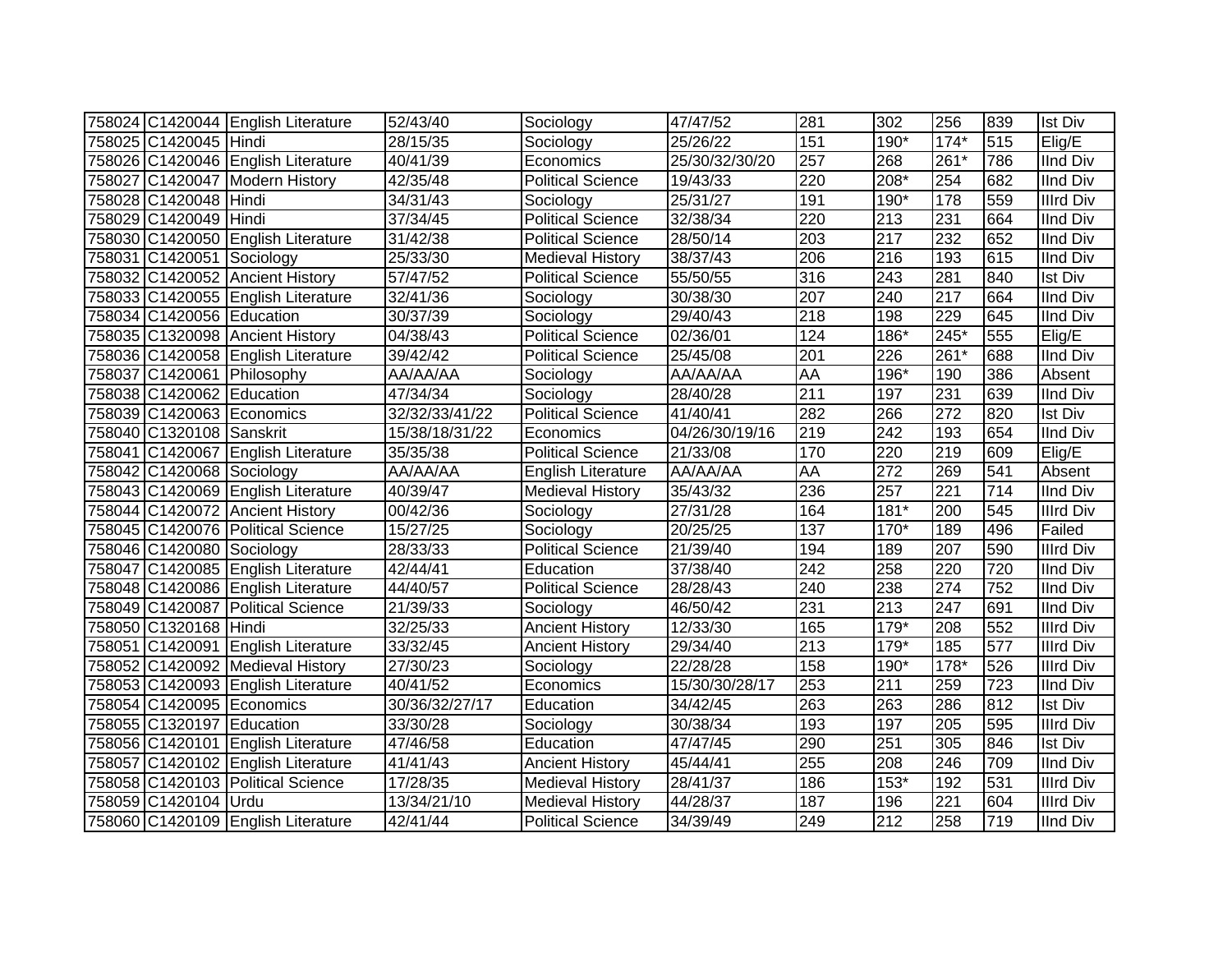| | | | | | | | | | | |
|---|---|---|---|---|---|---|---|---|---|---|
| 758024 | C1420044 | English Literature | 52/43/40 | Sociology | 47/47/52 | 281 | 302 | 256 | 839 | Ist Div |
| 758025 | C1420045 | Hindi | 28/15/35 | Sociology | 25/26/22 | 151 | 190* | 174* | 515 | Elig/E |
| 758026 | C1420046 | English Literature | 40/41/39 | Economics | 25/30/32/30/20 | 257 | 268 | 261* | 786 | IInd Div |
| 758027 | C1420047 | Modern History | 42/35/48 | Political Science | 19/43/33 | 220 | 208* | 254 | 682 | IInd Div |
| 758028 | C1420048 | Hindi | 34/31/43 | Sociology | 25/31/27 | 191 | 190* | 178 | 559 | IIIrd Div |
| 758029 | C1420049 | Hindi | 37/34/45 | Political Science | 32/38/34 | 220 | 213 | 231 | 664 | IInd Div |
| 758030 | C1420050 | English Literature | 31/42/38 | Political Science | 28/50/14 | 203 | 217 | 232 | 652 | IInd Div |
| 758031 | C1420051 | Sociology | 25/33/30 | Medieval History | 38/37/43 | 206 | 216 | 193 | 615 | IInd Div |
| 758032 | C1420052 | Ancient History | 57/47/52 | Political Science | 55/50/55 | 316 | 243 | 281 | 840 | Ist Div |
| 758033 | C1420055 | English Literature | 32/41/36 | Sociology | 30/38/30 | 207 | 240 | 217 | 664 | IInd Div |
| 758034 | C1420056 | Education | 30/37/39 | Sociology | 29/40/43 | 218 | 198 | 229 | 645 | IInd Div |
| 758035 | C1320098 | Ancient History | 04/38/43 | Political Science | 02/36/01 | 124 | 186* | 245* | 555 | Elig/E |
| 758036 | C1420058 | English Literature | 39/42/42 | Political Science | 25/45/08 | 201 | 226 | 261* | 688 | IInd Div |
| 758037 | C1420061 | Philosophy | AA/AA/AA | Sociology | AA/AA/AA | AA | 196* | 190 | 386 | Absent |
| 758038 | C1420062 | Education | 47/34/34 | Sociology | 28/40/28 | 211 | 197 | 231 | 639 | IInd Div |
| 758039 | C1420063 | Economics | 32/32/33/41/22 | Political Science | 41/40/41 | 282 | 266 | 272 | 820 | Ist Div |
| 758040 | C1320108 | Sanskrit | 15/38/18/31/22 | Economics | 04/26/30/19/16 | 219 | 242 | 193 | 654 | IInd Div |
| 758041 | C1420067 | English Literature | 35/35/38 | Political Science | 21/33/08 | 170 | 220 | 219 | 609 | Elig/E |
| 758042 | C1420068 | Sociology | AA/AA/AA | English Literature | AA/AA/AA | AA | 272 | 269 | 541 | Absent |
| 758043 | C1420069 | English Literature | 40/39/47 | Medieval History | 35/43/32 | 236 | 257 | 221 | 714 | IInd Div |
| 758044 | C1420072 | Ancient History | 00/42/36 | Sociology | 27/31/28 | 164 | 181* | 200 | 545 | IIIrd Div |
| 758045 | C1420076 | Political Science | 15/27/25 | Sociology | 20/25/25 | 137 | 170* | 189 | 496 | Failed |
| 758046 | C1420080 | Sociology | 28/33/33 | Political Science | 21/39/40 | 194 | 189 | 207 | 590 | IIIrd Div |
| 758047 | C1420085 | English Literature | 42/44/41 | Education | 37/38/40 | 242 | 258 | 220 | 720 | IInd Div |
| 758048 | C1420086 | English Literature | 44/40/57 | Political Science | 28/28/43 | 240 | 238 | 274 | 752 | IInd Div |
| 758049 | C1420087 | Political Science | 21/39/33 | Sociology | 46/50/42 | 231 | 213 | 247 | 691 | IInd Div |
| 758050 | C1320168 | Hindi | 32/25/33 | Ancient History | 12/33/30 | 165 | 179* | 208 | 552 | IIIrd Div |
| 758051 | C1420091 | English Literature | 33/32/45 | Ancient History | 29/34/40 | 213 | 179* | 185 | 577 | IIIrd Div |
| 758052 | C1420092 | Medieval History | 27/30/23 | Sociology | 22/28/28 | 158 | 190* | 178* | 526 | IIIrd Div |
| 758053 | C1420093 | English Literature | 40/41/52 | Economics | 15/30/30/28/17 | 253 | 211 | 259 | 723 | IInd Div |
| 758054 | C1420095 | Economics | 30/36/32/27/17 | Education | 34/42/45 | 263 | 263 | 286 | 812 | Ist Div |
| 758055 | C1320197 | Education | 33/30/28 | Sociology | 30/38/34 | 193 | 197 | 205 | 595 | IIIrd Div |
| 758056 | C1420101 | English Literature | 47/46/58 | Education | 47/47/45 | 290 | 251 | 305 | 846 | Ist Div |
| 758057 | C1420102 | English Literature | 41/41/43 | Ancient History | 45/44/41 | 255 | 208 | 246 | 709 | IInd Div |
| 758058 | C1420103 | Political Science | 17/28/35 | Medieval History | 28/41/37 | 186 | 153* | 192 | 531 | IIIrd Div |
| 758059 | C1420104 | Urdu | 13/34/21/10 | Medieval History | 44/28/37 | 187 | 196 | 221 | 604 | IIIrd Div |
| 758060 | C1420109 | English Literature | 42/41/44 | Political Science | 34/39/49 | 249 | 212 | 258 | 719 | IInd Div |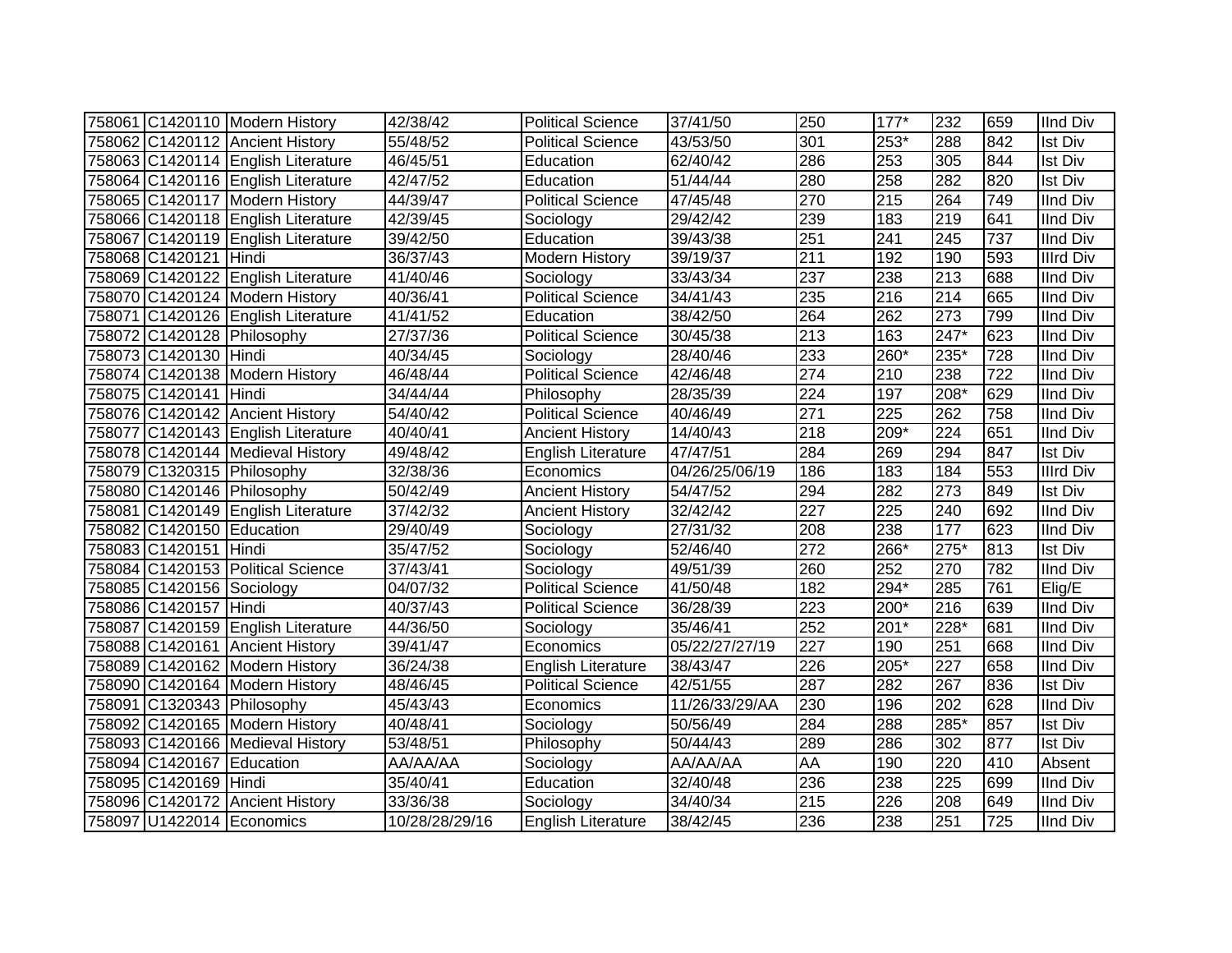| | | | | | | | | | | |
|---|---|---|---|---|---|---|---|---|---|---|
| 758061 | C1420110 | Modern History | 42/38/42 | Political Science | 37/41/50 | 250 | 177* | 232 | 659 | IInd Div |
| 758062 | C1420112 | Ancient History | 55/48/52 | Political Science | 43/53/50 | 301 | 253* | 288 | 842 | Ist Div |
| 758063 | C1420114 | English Literature | 46/45/51 | Education | 62/40/42 | 286 | 253 | 305 | 844 | Ist Div |
| 758064 | C1420116 | English Literature | 42/47/52 | Education | 51/44/44 | 280 | 258 | 282 | 820 | Ist Div |
| 758065 | C1420117 | Modern History | 44/39/47 | Political Science | 47/45/48 | 270 | 215 | 264 | 749 | IInd Div |
| 758066 | C1420118 | English Literature | 42/39/45 | Sociology | 29/42/42 | 239 | 183 | 219 | 641 | IInd Div |
| 758067 | C1420119 | English Literature | 39/42/50 | Education | 39/43/38 | 251 | 241 | 245 | 737 | IInd Div |
| 758068 | C1420121 | Hindi | 36/37/43 | Modern History | 39/19/37 | 211 | 192 | 190 | 593 | IIIrd Div |
| 758069 | C1420122 | English Literature | 41/40/46 | Sociology | 33/43/34 | 237 | 238 | 213 | 688 | IInd Div |
| 758070 | C1420124 | Modern History | 40/36/41 | Political Science | 34/41/43 | 235 | 216 | 214 | 665 | IInd Div |
| 758071 | C1420126 | English Literature | 41/41/52 | Education | 38/42/50 | 264 | 262 | 273 | 799 | IInd Div |
| 758072 | C1420128 | Philosophy | 27/37/36 | Political Science | 30/45/38 | 213 | 163 | 247* | 623 | IInd Div |
| 758073 | C1420130 | Hindi | 40/34/45 | Sociology | 28/40/46 | 233 | 260* | 235* | 728 | IInd Div |
| 758074 | C1420138 | Modern History | 46/48/44 | Political Science | 42/46/48 | 274 | 210 | 238 | 722 | IInd Div |
| 758075 | C1420141 | Hindi | 34/44/44 | Philosophy | 28/35/39 | 224 | 197 | 208* | 629 | IInd Div |
| 758076 | C1420142 | Ancient History | 54/40/42 | Political Science | 40/46/49 | 271 | 225 | 262 | 758 | IInd Div |
| 758077 | C1420143 | English Literature | 40/40/41 | Ancient History | 14/40/43 | 218 | 209* | 224 | 651 | IInd Div |
| 758078 | C1420144 | Medieval History | 49/48/42 | English Literature | 47/47/51 | 284 | 269 | 294 | 847 | Ist Div |
| 758079 | C1320315 | Philosophy | 32/38/36 | Economics | 04/26/25/06/19 | 186 | 183 | 184 | 553 | IIIrd Div |
| 758080 | C1420146 | Philosophy | 50/42/49 | Ancient History | 54/47/52 | 294 | 282 | 273 | 849 | Ist Div |
| 758081 | C1420149 | English Literature | 37/42/32 | Ancient History | 32/42/42 | 227 | 225 | 240 | 692 | IInd Div |
| 758082 | C1420150 | Education | 29/40/49 | Sociology | 27/31/32 | 208 | 238 | 177 | 623 | IInd Div |
| 758083 | C1420151 | Hindi | 35/47/52 | Sociology | 52/46/40 | 272 | 266* | 275* | 813 | Ist Div |
| 758084 | C1420153 | Political Science | 37/43/41 | Sociology | 49/51/39 | 260 | 252 | 270 | 782 | IInd Div |
| 758085 | C1420156 | Sociology | 04/07/32 | Political Science | 41/50/48 | 182 | 294* | 285 | 761 | Elig/E |
| 758086 | C1420157 | Hindi | 40/37/43 | Political Science | 36/28/39 | 223 | 200* | 216 | 639 | IInd Div |
| 758087 | C1420159 | English Literature | 44/36/50 | Sociology | 35/46/41 | 252 | 201* | 228* | 681 | IInd Div |
| 758088 | C1420161 | Ancient History | 39/41/47 | Economics | 05/22/27/27/19 | 227 | 190 | 251 | 668 | IInd Div |
| 758089 | C1420162 | Modern History | 36/24/38 | English Literature | 38/43/47 | 226 | 205* | 227 | 658 | IInd Div |
| 758090 | C1420164 | Modern History | 48/46/45 | Political Science | 42/51/55 | 287 | 282 | 267 | 836 | Ist Div |
| 758091 | C1320343 | Philosophy | 45/43/43 | Economics | 11/26/33/29/AA | 230 | 196 | 202 | 628 | IInd Div |
| 758092 | C1420165 | Modern History | 40/48/41 | Sociology | 50/56/49 | 284 | 288 | 285* | 857 | Ist Div |
| 758093 | C1420166 | Medieval History | 53/48/51 | Philosophy | 50/44/43 | 289 | 286 | 302 | 877 | Ist Div |
| 758094 | C1420167 | Education | AA/AA/AA | Sociology | AA/AA/AA | AA | 190 | 220 | 410 | Absent |
| 758095 | C1420169 | Hindi | 35/40/41 | Education | 32/40/48 | 236 | 238 | 225 | 699 | IInd Div |
| 758096 | C1420172 | Ancient History | 33/36/38 | Sociology | 34/40/34 | 215 | 226 | 208 | 649 | IInd Div |
| 758097 | U1422014 | Economics | 10/28/28/29/16 | English Literature | 38/42/45 | 236 | 238 | 251 | 725 | IInd Div |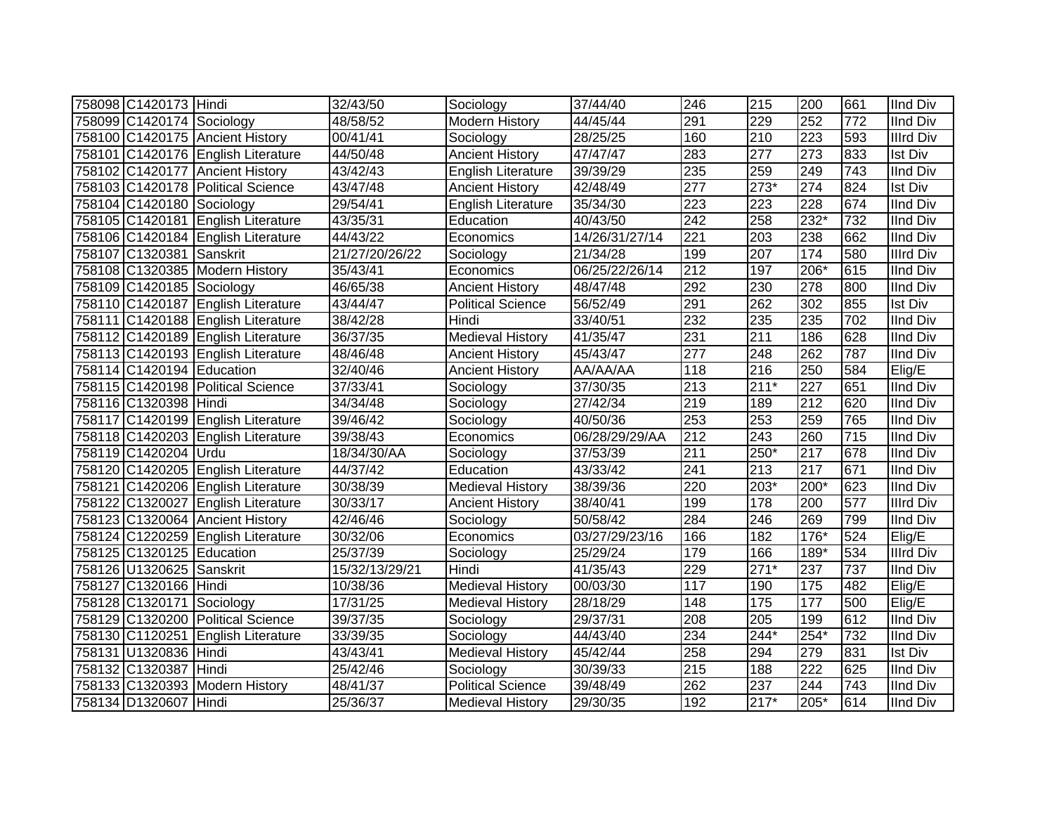| | | | | | | | | | | |
|---|---|---|---|---|---|---|---|---|---|---|
| 758098 | C1420173 | Hindi | 32/43/50 | Sociology | 37/44/40 | 246 | 215 | 200 | 661 | IInd Div |
| 758099 | C1420174 | Sociology | 48/58/52 | Modern History | 44/45/44 | 291 | 229 | 252 | 772 | IInd Div |
| 758100 | C1420175 | Ancient History | 00/41/41 | Sociology | 28/25/25 | 160 | 210 | 223 | 593 | IIIrd Div |
| 758101 | C1420176 | English Literature | 44/50/48 | Ancient History | 47/47/47 | 283 | 277 | 273 | 833 | Ist Div |
| 758102 | C1420177 | Ancient History | 43/42/43 | English Literature | 39/39/29 | 235 | 259 | 249 | 743 | IInd Div |
| 758103 | C1420178 | Political Science | 43/47/48 | Ancient History | 42/48/49 | 277 | 273* | 274 | 824 | Ist Div |
| 758104 | C1420180 | Sociology | 29/54/41 | English Literature | 35/34/30 | 223 | 223 | 228 | 674 | IInd Div |
| 758105 | C1420181 | English Literature | 43/35/31 | Education | 40/43/50 | 242 | 258 | 232* | 732 | IInd Div |
| 758106 | C1420184 | English Literature | 44/43/22 | Economics | 14/26/31/27/14 | 221 | 203 | 238 | 662 | IInd Div |
| 758107 | C1320381 | Sanskrit | 21/27/20/26/22 | Sociology | 21/34/28 | 199 | 207 | 174 | 580 | IIIrd Div |
| 758108 | C1320385 | Modern History | 35/43/41 | Economics | 06/25/22/26/14 | 212 | 197 | 206* | 615 | IInd Div |
| 758109 | C1420185 | Sociology | 46/65/38 | Ancient History | 48/47/48 | 292 | 230 | 278 | 800 | IInd Div |
| 758110 | C1420187 | English Literature | 43/44/47 | Political Science | 56/52/49 | 291 | 262 | 302 | 855 | Ist Div |
| 758111 | C1420188 | English Literature | 38/42/28 | Hindi | 33/40/51 | 232 | 235 | 235 | 702 | IInd Div |
| 758112 | C1420189 | English Literature | 36/37/35 | Medieval History | 41/35/47 | 231 | 211 | 186 | 628 | IInd Div |
| 758113 | C1420193 | English Literature | 48/46/48 | Ancient History | 45/43/47 | 277 | 248 | 262 | 787 | IInd Div |
| 758114 | C1420194 | Education | 32/40/46 | Ancient History | AA/AA/AA | 118 | 216 | 250 | 584 | Elig/E |
| 758115 | C1420198 | Political Science | 37/33/41 | Sociology | 37/30/35 | 213 | 211* | 227 | 651 | IInd Div |
| 758116 | C1320398 | Hindi | 34/34/48 | Sociology | 27/42/34 | 219 | 189 | 212 | 620 | IInd Div |
| 758117 | C1420199 | English Literature | 39/46/42 | Sociology | 40/50/36 | 253 | 253 | 259 | 765 | IInd Div |
| 758118 | C1420203 | English Literature | 39/38/43 | Economics | 06/28/29/29/AA | 212 | 243 | 260 | 715 | IInd Div |
| 758119 | C1420204 | Urdu | 18/34/30/AA | Sociology | 37/53/39 | 211 | 250* | 217 | 678 | IInd Div |
| 758120 | C1420205 | English Literature | 44/37/42 | Education | 43/33/42 | 241 | 213 | 217 | 671 | IInd Div |
| 758121 | C1420206 | English Literature | 30/38/39 | Medieval History | 38/39/36 | 220 | 203* | 200* | 623 | IInd Div |
| 758122 | C1320027 | English Literature | 30/33/17 | Ancient History | 38/40/41 | 199 | 178 | 200 | 577 | IIIrd Div |
| 758123 | C1320064 | Ancient History | 42/46/46 | Sociology | 50/58/42 | 284 | 246 | 269 | 799 | IInd Div |
| 758124 | C1220259 | English Literature | 30/32/06 | Economics | 03/27/29/23/16 | 166 | 182 | 176* | 524 | Elig/E |
| 758125 | C1320125 | Education | 25/37/39 | Sociology | 25/29/24 | 179 | 166 | 189* | 534 | IIIrd Div |
| 758126 | U1320625 | Sanskrit | 15/32/13/29/21 | Hindi | 41/35/43 | 229 | 271* | 237 | 737 | IInd Div |
| 758127 | C1320166 | Hindi | 10/38/36 | Medieval History | 00/03/30 | 117 | 190 | 175 | 482 | Elig/E |
| 758128 | C1320171 | Sociology | 17/31/25 | Medieval History | 28/18/29 | 148 | 175 | 177 | 500 | Elig/E |
| 758129 | C1320200 | Political Science | 39/37/35 | Sociology | 29/37/31 | 208 | 205 | 199 | 612 | IInd Div |
| 758130 | C1120251 | English Literature | 33/39/35 | Sociology | 44/43/40 | 234 | 244* | 254* | 732 | IInd Div |
| 758131 | U1320836 | Hindi | 43/43/41 | Medieval History | 45/42/44 | 258 | 294 | 279 | 831 | Ist Div |
| 758132 | C1320387 | Hindi | 25/42/46 | Sociology | 30/39/33 | 215 | 188 | 222 | 625 | IInd Div |
| 758133 | C1320393 | Modern History | 48/41/37 | Political Science | 39/48/49 | 262 | 237 | 244 | 743 | IInd Div |
| 758134 | D1320607 | Hindi | 25/36/37 | Medieval History | 29/30/35 | 192 | 217* | 205* | 614 | IInd Div |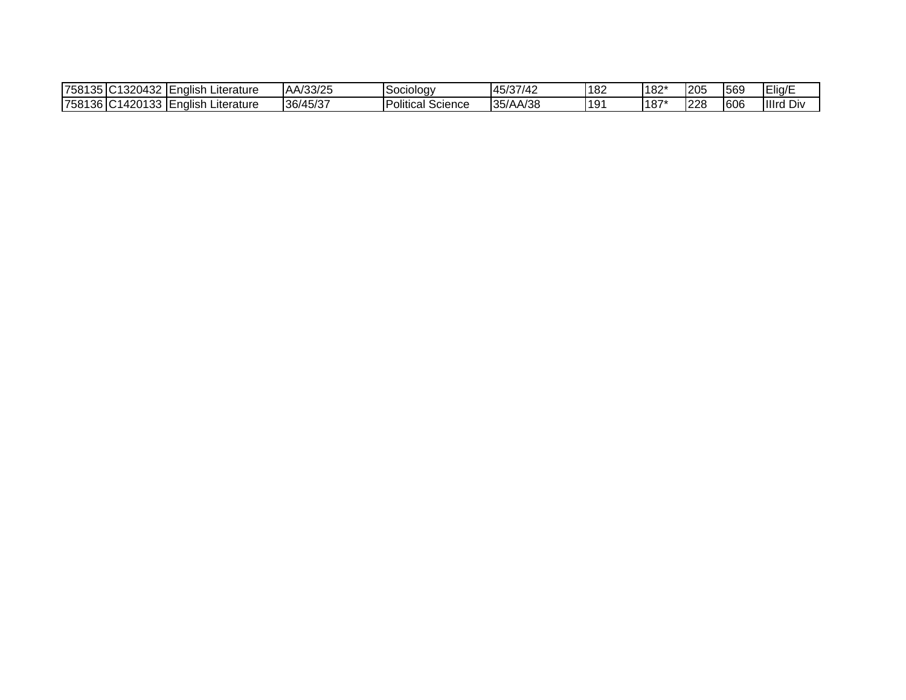| | | | | | | | | | | |
|---|---|---|---|---|---|---|---|---|---|---|
| 758135 | C1320432 | English Literature | AA/33/25 | Sociology | 45/37/42 | 182 | 182* | 205 | 569 | Elig/E |
| 758136 | C1420133 | English Literature | 36/45/37 | Political Science | 35/AA/38 | 191 | 187* | 228 | 606 | IIIrd Div |